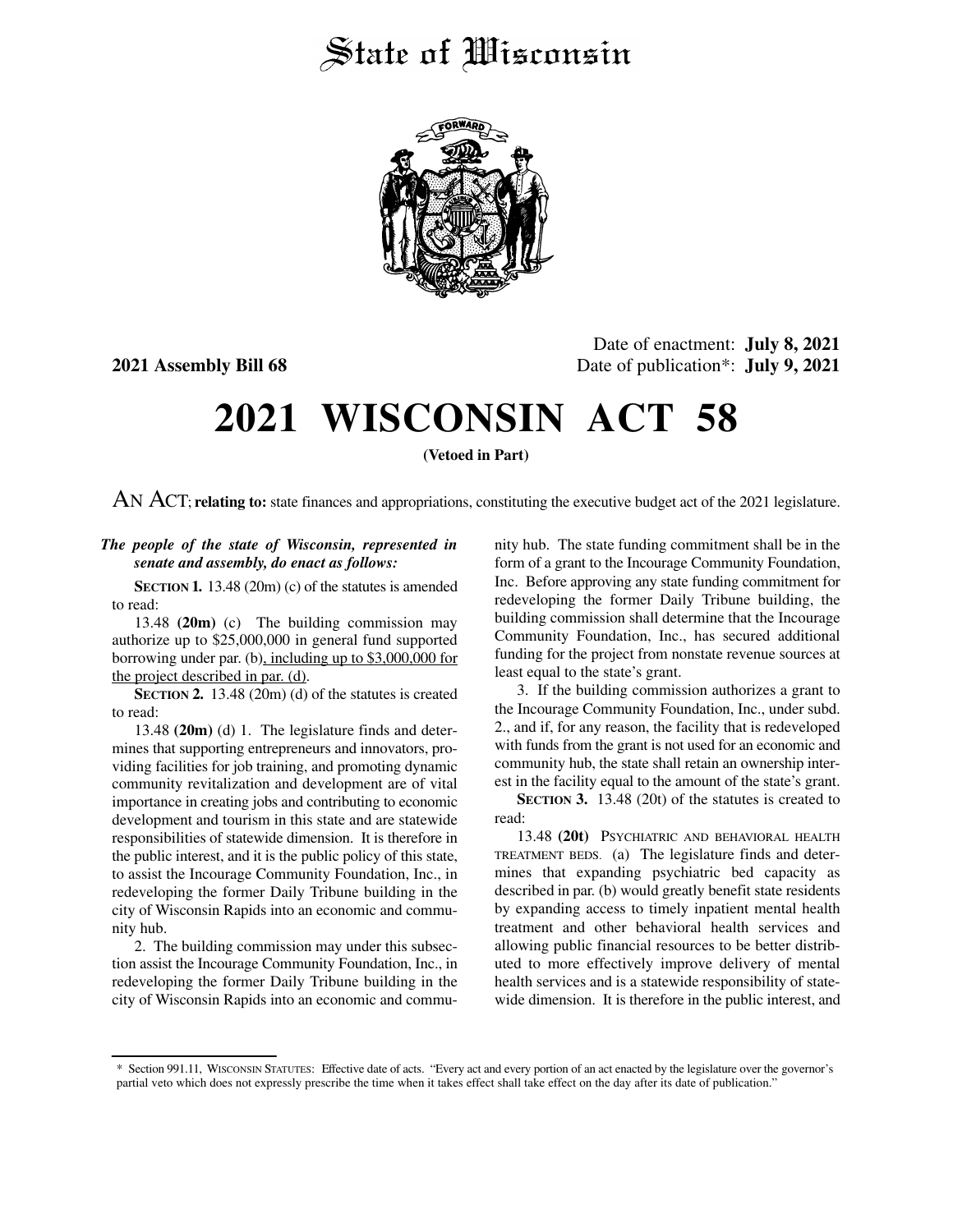# State of Wisconsin

**2021 Assembly Bill 68**

Date of enactment: **July 8, 2021**
Date of publication*: **July 9, 2021**

# 2021 WISCONSIN ACT 58

**(Vetoed in Part)**

AN ACT; **relating to:** state finances and appropriations, constituting the executive budget act of the 2021 legislature.

***The people of the state of Wisconsin, represented in senate and assembly, do enact as follows:***

**SECTION 1.** 13.48 (20m) (c) of the statutes is amended to read:

13.48 **(20m)** (c) The building commission may authorize up to $25,000,000 in general fund supported borrowing under par. (b), including up to $3,000,000 for the project described in par. (d).

**SECTION 2.** 13.48 (20m) (d) of the statutes is created to read:

13.48 **(20m)** (d) 1. The legislature finds and determines that supporting entrepreneurs and innovators, providing facilities for job training, and promoting dynamic community revitalization and development are of vital importance in creating jobs and contributing to economic development and tourism in this state and are statewide responsibilities of statewide dimension. It is therefore in the public interest, and it is the public policy of this state, to assist the Incourage Community Foundation, Inc., in redeveloping the former Daily Tribune building in the city of Wisconsin Rapids into an economic and community hub.

2. The building commission may under this subsection assist the Incourage Community Foundation, Inc., in redeveloping the former Daily Tribune building in the city of Wisconsin Rapids into an economic and community hub. The state funding commitment shall be in the form of a grant to the Incourage Community Foundation, Inc. Before approving any state funding commitment for redeveloping the former Daily Tribune building, the building commission shall determine that the Incourage Community Foundation, Inc., has secured additional funding for the project from nonstate revenue sources at least equal to the state's grant.

3. If the building commission authorizes a grant to the Incourage Community Foundation, Inc., under subd. 2., and if, for any reason, the facility that is redeveloped with funds from the grant is not used for an economic and community hub, the state shall retain an ownership interest in the facility equal to the amount of the state's grant.

**SECTION 3.** 13.48 (20t) of the statutes is created to read:

13.48 **(20t)** PSYCHIATRIC AND BEHAVIORAL HEALTH TREATMENT BEDS. (a) The legislature finds and determines that expanding psychiatric bed capacity as described in par. (b) would greatly benefit state residents by expanding access to timely inpatient mental health treatment and other behavioral health services and allowing public financial resources to be better distributed to more effectively improve delivery of mental health services and is a statewide responsibility of statewide dimension. It is therefore in the public interest, and

---

\* Section 991.11, WISCONSIN STATUTES: Effective date of acts. "Every act and every portion of an act enacted by the legislature over the governor's partial veto which does not expressly prescribe the time when it takes effect shall take effect on the day after its date of publication."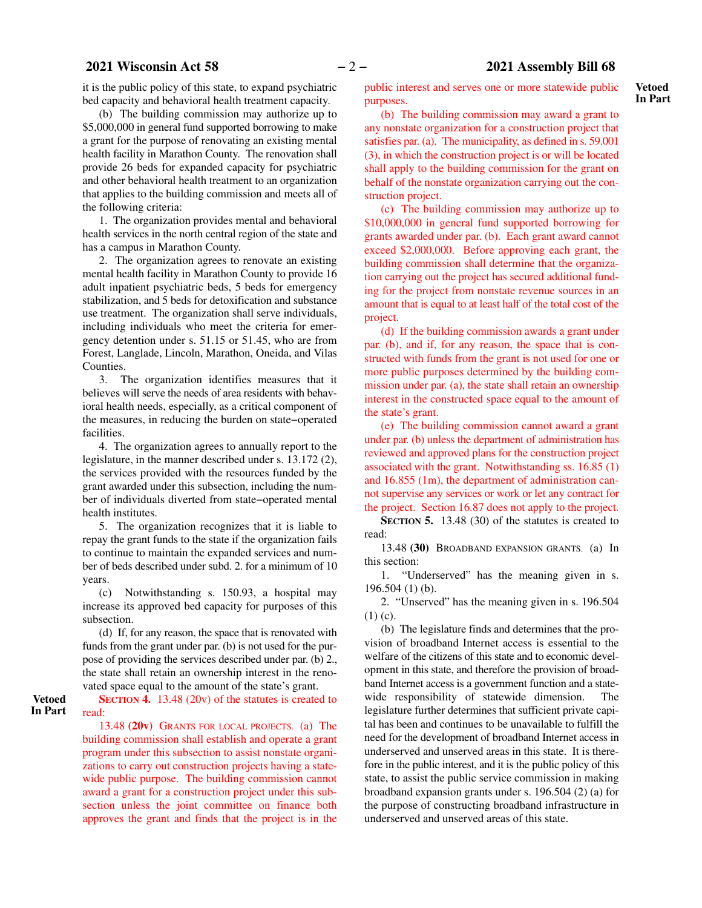it is the public policy of this state, to expand psychiatric bed capacity and behavioral health treatment capacity.

(b) The building commission may authorize up to $5,000,000 in general fund supported borrowing to make a grant for the purpose of renovating an existing mental health facility in Marathon County. The renovation shall provide 26 beds for expanded capacity for psychiatric and other behavioral health treatment to an organization that applies to the building commission and meets all of the following criteria:

1. The organization provides mental and behavioral health services in the north central region of the state and has a campus in Marathon County.

2. The organization agrees to renovate an existing mental health facility in Marathon County to provide 16 adult inpatient psychiatric beds, 5 beds for emergency stabilization, and 5 beds for detoxification and substance use treatment. The organization shall serve individuals, including individuals who meet the criteria for emergency detention under s. 51.15 or 51.45, who are from Forest, Langlade, Lincoln, Marathon, Oneida, and Vilas Counties.

3. The organization identifies measures that it believes will serve the needs of area residents with behavioral health needs, especially, as a critical component of the measures, in reducing the burden on state–operated facilities.

4. The organization agrees to annually report to the legislature, in the manner described under s. 13.172 (2), the services provided with the resources funded by the grant awarded under this subsection, including the number of individuals diverted from state–operated mental health institutes.

5. The organization recognizes that it is liable to repay the grant funds to the state if the organization fails to continue to maintain the expanded services and number of beds described under subd. 2. for a minimum of 10 years.

(c) Notwithstanding s. 150.93, a hospital may increase its approved bed capacity for purposes of this subsection.

(d) If, for any reason, the space that is renovated with funds from the grant under par. (b) is not used for the purpose of providing the services described under par. (b) 2., the state shall retain an ownership interest in the renovated space equal to the amount of the state's grant.

Vetoed In Part

**SECTION 4.** 13.48 (20v) of the statutes is created to read:

13.48 **(20v)** GRANTS FOR LOCAL PROJECTS. (a) The building commission shall establish and operate a grant program under this subsection to assist nonstate organizations to carry out construction projects having a statewide public purpose. The building commission cannot award a grant for a construction project under this subsection unless the joint committee on finance both approves the grant and finds that the project is in the public interest and serves one or more statewide public purposes.

Vetoed In Part

(b) The building commission may award a grant to any nonstate organization for a construction project that satisfies par. (a). The municipality, as defined in s. 59.001 (3), in which the construction project is or will be located shall apply to the building commission for the grant on behalf of the nonstate organization carrying out the construction project.

(c) The building commission may authorize up to $10,000,000 in general fund supported borrowing for grants awarded under par. (b). Each grant award cannot exceed $2,000,000. Before approving each grant, the building commission shall determine that the organization carrying out the project has secured additional funding for the project from nonstate revenue sources in an amount that is equal to at least half of the total cost of the project.

(d) If the building commission awards a grant under par. (b), and if, for any reason, the space that is constructed with funds from the grant is not used for one or more public purposes determined by the building commission under par. (a), the state shall retain an ownership interest in the constructed space equal to the amount of the state's grant.

(e) The building commission cannot award a grant under par. (b) unless the department of administration has reviewed and approved plans for the construction project associated with the grant. Notwithstanding ss. 16.85 (1) and 16.855 (1m), the department of administration cannot supervise any services or work or let any contract for the project. Section 16.87 does not apply to the project.

**SECTION 5.** 13.48 (30) of the statutes is created to read:

13.48 **(30)** BROADBAND EXPANSION GRANTS. (a) In this section:

1. "Underserved" has the meaning given in s. 196.504 (1) (b).

2. "Unserved" has the meaning given in s. 196.504 (1) (c).

(b) The legislature finds and determines that the provision of broadband Internet access is essential to the welfare of the citizens of this state and to economic development in this state, and therefore the provision of broadband Internet access is a government function and a statewide responsibility of statewide dimension. The legislature further determines that sufficient private capital has been and continues to be unavailable to fulfill the need for the development of broadband Internet access in underserved and unserved areas in this state. It is therefore in the public interest, and it is the public policy of this state, to assist the public service commission in making broadband expansion grants under s. 196.504 (2) (a) for the purpose of constructing broadband infrastructure in underserved and unserved areas of this state.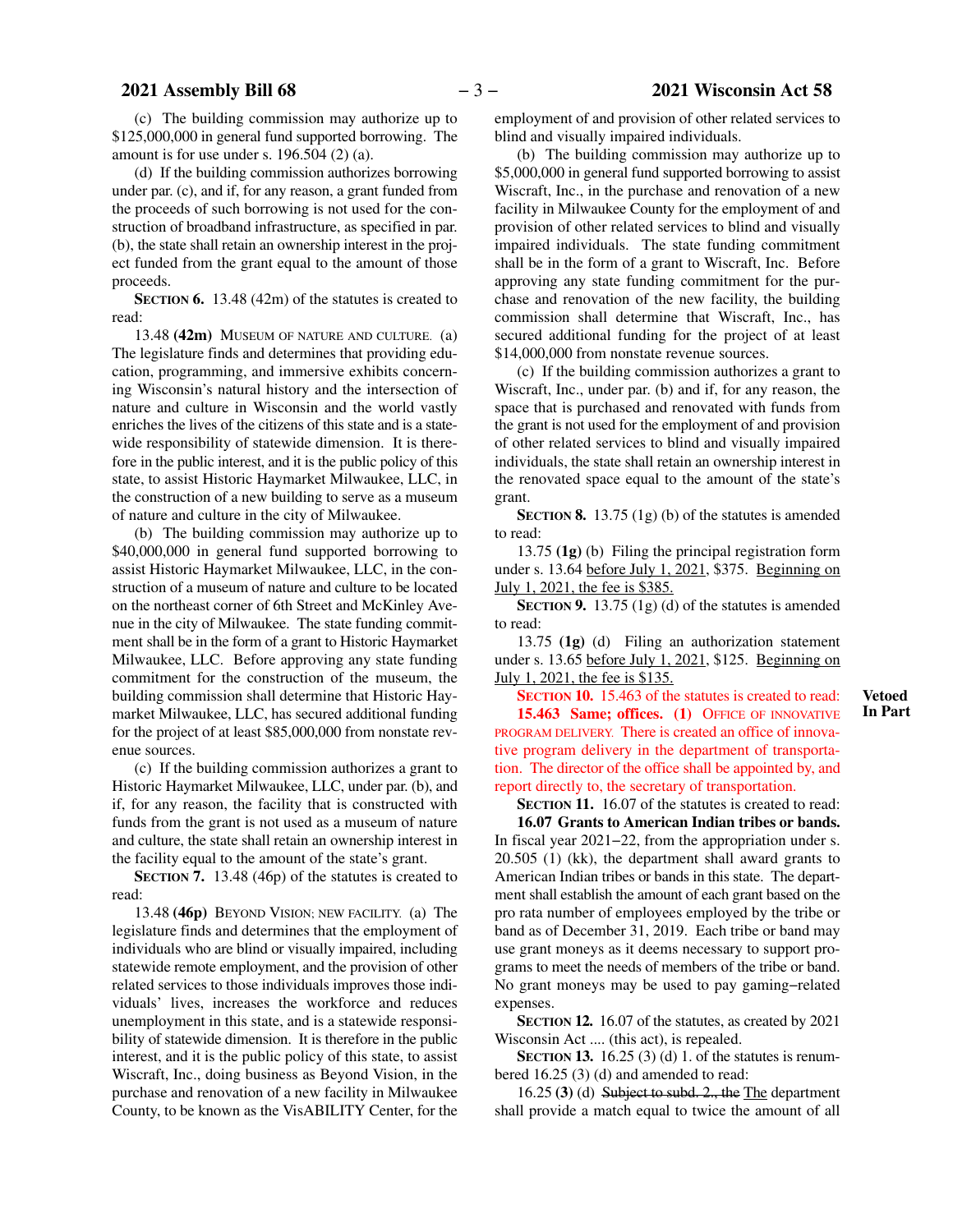(c) The building commission may authorize up to $125,000,000 in general fund supported borrowing. The amount is for use under s. 196.504 (2) (a).

(d) If the building commission authorizes borrowing under par. (c), and if, for any reason, a grant funded from the proceeds of such borrowing is not used for the construction of broadband infrastructure, as specified in par. (b), the state shall retain an ownership interest in the project funded from the grant equal to the amount of those proceeds.

**SECTION 6.** 13.48 (42m) of the statutes is created to read:

13.48 **(42m)** MUSEUM OF NATURE AND CULTURE. (a) The legislature finds and determines that providing education, programming, and immersive exhibits concerning Wisconsin's natural history and the intersection of nature and culture in Wisconsin and the world vastly enriches the lives of the citizens of this state and is a statewide responsibility of statewide dimension. It is therefore in the public interest, and it is the public policy of this state, to assist Historic Haymarket Milwaukee, LLC, in the construction of a new building to serve as a museum of nature and culture in the city of Milwaukee.

(b) The building commission may authorize up to $40,000,000 in general fund supported borrowing to assist Historic Haymarket Milwaukee, LLC, in the construction of a museum of nature and culture to be located on the northeast corner of 6th Street and McKinley Avenue in the city of Milwaukee. The state funding commitment shall be in the form of a grant to Historic Haymarket Milwaukee, LLC. Before approving any state funding commitment for the construction of the museum, the building commission shall determine that Historic Haymarket Milwaukee, LLC, has secured additional funding for the project of at least $85,000,000 from nonstate revenue sources.

(c) If the building commission authorizes a grant to Historic Haymarket Milwaukee, LLC, under par. (b), and if, for any reason, the facility that is constructed with funds from the grant is not used as a museum of nature and culture, the state shall retain an ownership interest in the facility equal to the amount of the state's grant.

**SECTION 7.** 13.48 (46p) of the statutes is created to read:

13.48 **(46p)** BEYOND VISION; NEW FACILITY. (a) The legislature finds and determines that the employment of individuals who are blind or visually impaired, including statewide remote employment, and the provision of other related services to those individuals improves those individuals' lives, increases the workforce and reduces unemployment in this state, and is a statewide responsibility of statewide dimension. It is therefore in the public interest, and it is the public policy of this state, to assist Wiscraft, Inc., doing business as Beyond Vision, in the purchase and renovation of a new facility in Milwaukee County, to be known as the VisABILITY Center, for the employment of and provision of other related services to blind and visually impaired individuals.

(b) The building commission may authorize up to $5,000,000 in general fund supported borrowing to assist Wiscraft, Inc., in the purchase and renovation of a new facility in Milwaukee County for the employment of and provision of other related services to blind and visually impaired individuals. The state funding commitment shall be in the form of a grant to Wiscraft, Inc. Before approving any state funding commitment for the purchase and renovation of the new facility, the building commission shall determine that Wiscraft, Inc., has secured additional funding for the project of at least $14,000,000 from nonstate revenue sources.

(c) If the building commission authorizes a grant to Wiscraft, Inc., under par. (b) and if, for any reason, the space that is purchased and renovated with funds from the grant is not used for the employment of and provision of other related services to blind and visually impaired individuals, the state shall retain an ownership interest in the renovated space equal to the amount of the state's grant.

**SECTION 8.** 13.75 (1g) (b) of the statutes is amended to read:

13.75 **(1g)** (b) Filing the principal registration form under s. 13.64 before July 1, 2021, $375. Beginning on July 1, 2021, the fee is $385.

**SECTION 9.** 13.75 (1g) (d) of the statutes is amended to read:

13.75 **(1g)** (d) Filing an authorization statement under s. 13.65 before July 1, 2021, $125. Beginning on July 1, 2021, the fee is $135.

**Vetoed In Part**

**SECTION 10.** 15.463 of the statutes is created to read:

**15.463 Same; offices. (1)** OFFICE OF INNOVATIVE PROGRAM DELIVERY. There is created an office of innovative program delivery in the department of transportation. The director of the office shall be appointed by, and report directly to, the secretary of transportation.

**SECTION 11.** 16.07 of the statutes is created to read:

**16.07 Grants to American Indian tribes or bands.** In fiscal year 2021−22, from the appropriation under s. 20.505 (1) (kk), the department shall award grants to American Indian tribes or bands in this state. The department shall establish the amount of each grant based on the pro rata number of employees employed by the tribe or band as of December 31, 2019. Each tribe or band may use grant moneys as it deems necessary to support programs to meet the needs of members of the tribe or band. No grant moneys may be used to pay gaming−related expenses.

**SECTION 12.** 16.07 of the statutes, as created by 2021 Wisconsin Act .... (this act), is repealed.

**SECTION 13.** 16.25 (3) (d) 1. of the statutes is renumbered 16.25 (3) (d) and amended to read:

16.25 **(3)** (d) ~~Subject to subd. 2., the~~ The department shall provide a match equal to twice the amount of all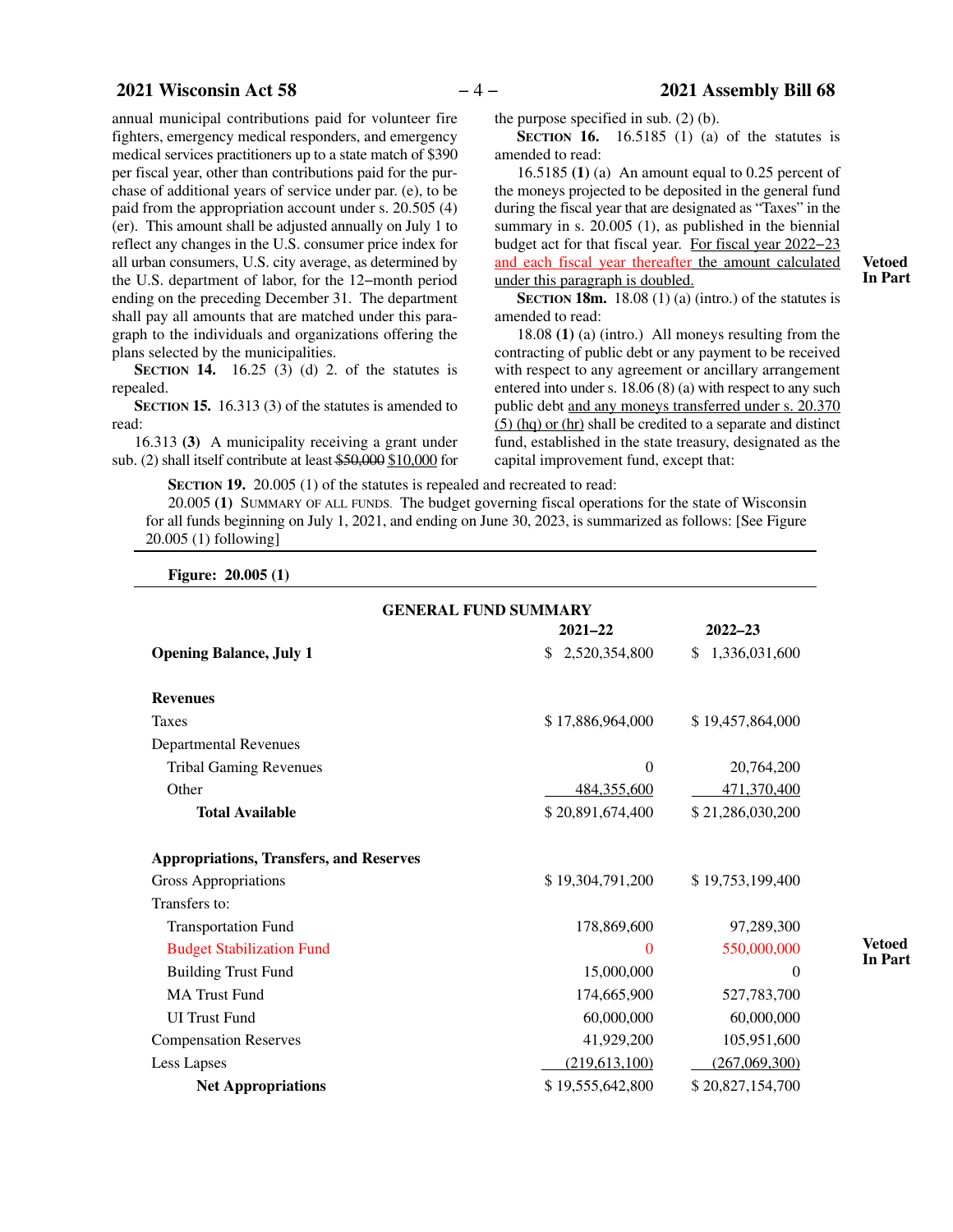annual municipal contributions paid for volunteer fire fighters, emergency medical responders, and emergency medical services practitioners up to a state match of $390 per fiscal year, other than contributions paid for the purchase of additional years of service under par. (e), to be paid from the appropriation account under s. 20.505 (4) (er). This amount shall be adjusted annually on July 1 to reflect any changes in the U.S. consumer price index for all urban consumers, U.S. city average, as determined by the U.S. department of labor, for the 12−month period ending on the preceding December 31. The department shall pay all amounts that are matched under this paragraph to the individuals and organizations offering the plans selected by the municipalities.

**SECTION 14.** 16.25 (3) (d) 2. of the statutes is repealed.

**SECTION 15.** 16.313 (3) of the statutes is amended to read:

16.313 **(3)** A municipality receiving a grant under sub. (2) shall itself contribute at least ~~$50,000~~ $10,000 for the purpose specified in sub. (2) (b).

**SECTION 16.** 16.5185 (1) (a) of the statutes is amended to read:

16.5185 **(1)** (a) An amount equal to 0.25 percent of the moneys projected to be deposited in the general fund during the fiscal year that are designated as "Taxes" in the summary in s. 20.005 (1), as published in the biennial budget act for that fiscal year. For fiscal year 2022−23 and each fiscal year thereafter the amount calculated under this paragraph is doubled.

**Vetoed In Part**

**SECTION 18m.** 18.08 (1) (a) (intro.) of the statutes is amended to read:

18.08 **(1)** (a) (intro.) All moneys resulting from the contracting of public debt or any payment to be received with respect to any agreement or ancillary arrangement entered into under s. 18.06 (8) (a) with respect to any such public debt and any moneys transferred under s. 20.370 (5) (hq) or (hr) shall be credited to a separate and distinct fund, established in the state treasury, designated as the capital improvement fund, except that:

**SECTION 19.** 20.005 (1) of the statutes is repealed and recreated to read:

20.005 **(1)** SUMMARY OF ALL FUNDS. The budget governing fiscal operations for the state of Wisconsin for all funds beginning on July 1, 2021, and ending on June 30, 2023, is summarized as follows: [See Figure 20.005 (1) following]

**Figure: 20.005 (1)**

**GENERAL FUND SUMMARY**

| | 2021–22 | 2022–23 |
|---|---|---|
| **Opening Balance, July 1** | $ 2,520,354,800 | $ 1,336,031,600 |
| **Revenues** | | |
| Taxes | $ 17,886,964,000 | $ 19,457,864,000 |
| Departmental Revenues | | |
| Tribal Gaming Revenues | 0 | 20,764,200 |
| Other | 484,355,600 | 471,370,400 |
| **Total Available** | $ 20,891,674,400 | $ 21,286,030,200 |
| **Appropriations, Transfers, and Reserves** | | |
| Gross Appropriations | $ 19,304,791,200 | $ 19,753,199,400 |
| Transfers to: | | |
| Transportation Fund | 178,869,600 | 97,289,300 |
| Budget Stabilization Fund | 0 | 550,000,000 |
| Building Trust Fund | 15,000,000 | 0 |
| MA Trust Fund | 174,665,900 | 527,783,700 |
| UI Trust Fund | 60,000,000 | 60,000,000 |
| Compensation Reserves | 41,929,200 | 105,951,600 |
| Less Lapses | (219,613,100) | (267,069,300) |
| **Net Appropriations** | $ 19,555,642,800 | $ 20,827,154,700 |

**Vetoed In Part**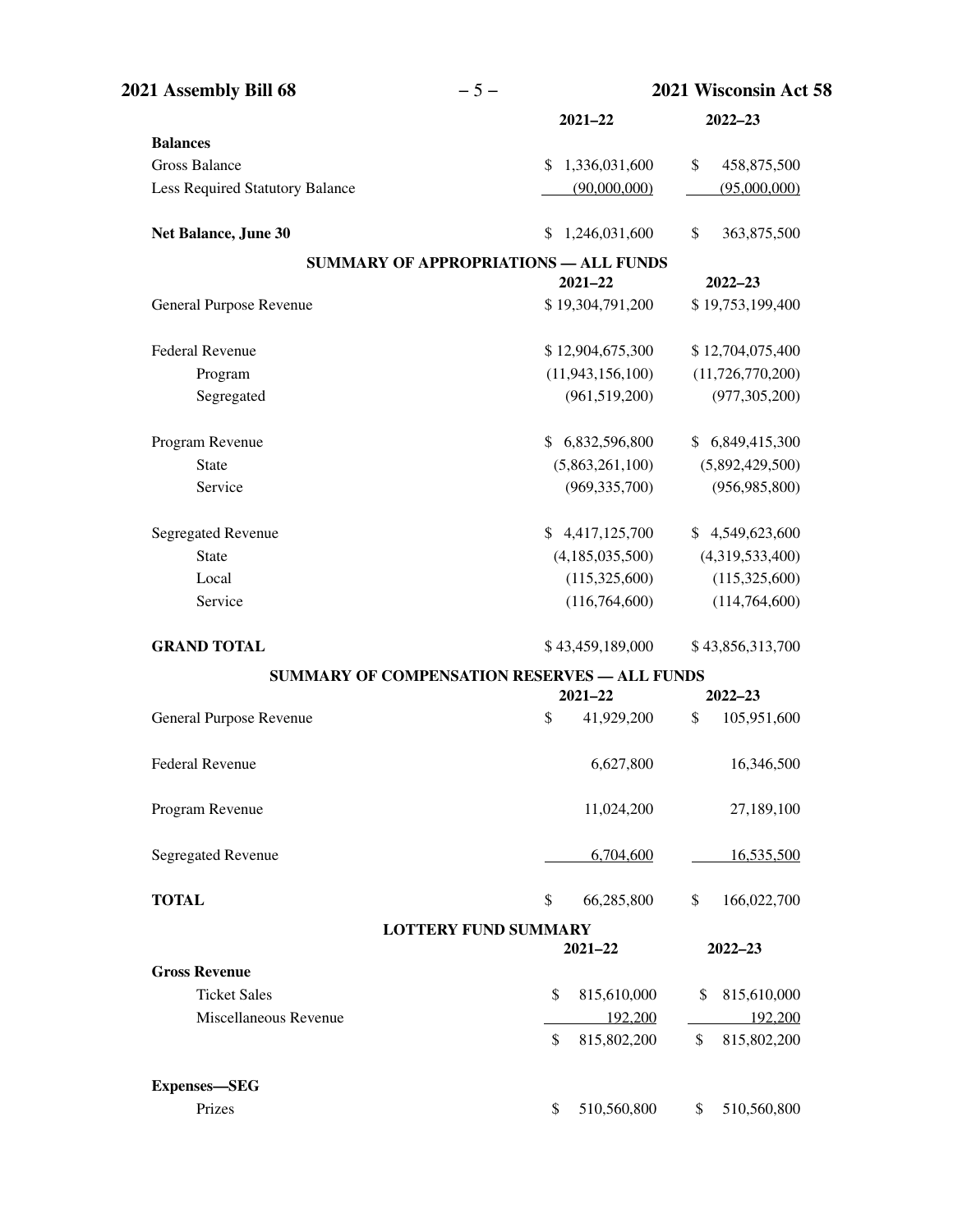| | 2021–22 | 2022–23 |
|---|---|---|
| **Balances** | | |
| Gross Balance | $ 1,336,031,600 | $ 458,875,500 |
| Less Required Statutory Balance | (90,000,000) | (95,000,000) |
| **Net Balance, June 30** | $ 1,246,031,600 | $ 363,875,500 |

**SUMMARY OF APPROPRIATIONS — ALL FUNDS**

| | 2021–22 | 2022–23 |
|---|---|---|
| General Purpose Revenue | $ 19,304,791,200 | $ 19,753,199,400 |
| Federal Revenue | $ 12,904,675,300 | $ 12,704,075,400 |
| Program | (11,943,156,100) | (11,726,770,200) |
| Segregated | (961,519,200) | (977,305,200) |
| Program Revenue | $ 6,832,596,800 | $ 6,849,415,300 |
| State | (5,863,261,100) | (5,892,429,500) |
| Service | (969,335,700) | (956,985,800) |
| Segregated Revenue | $ 4,417,125,700 | $ 4,549,623,600 |
| State | (4,185,035,500) | (4,319,533,400) |
| Local | (115,325,600) | (115,325,600) |
| Service | (116,764,600) | (114,764,600) |
| **GRAND TOTAL** | $ 43,459,189,000 | $ 43,856,313,700 |

**SUMMARY OF COMPENSATION RESERVES — ALL FUNDS**

| | 2021–22 | 2022–23 |
|---|---|---|
| General Purpose Revenue | $ 41,929,200 | $ 105,951,600 |
| Federal Revenue | 6,627,800 | 16,346,500 |
| Program Revenue | 11,024,200 | 27,189,100 |
| Segregated Revenue | 6,704,600 | 16,535,500 |
| **TOTAL** | $ 66,285,800 | $ 166,022,700 |

**LOTTERY FUND SUMMARY**

| | 2021–22 | 2022–23 |
|---|---|---|
| **Gross Revenue** | | |
| Ticket Sales | $ 815,610,000 | $ 815,610,000 |
| Miscellaneous Revenue | 192,200 | 192,200 |
| | $ 815,802,200 | $ 815,802,200 |
| **Expenses—SEG** | | |
| Prizes | $ 510,560,800 | $ 510,560,800 |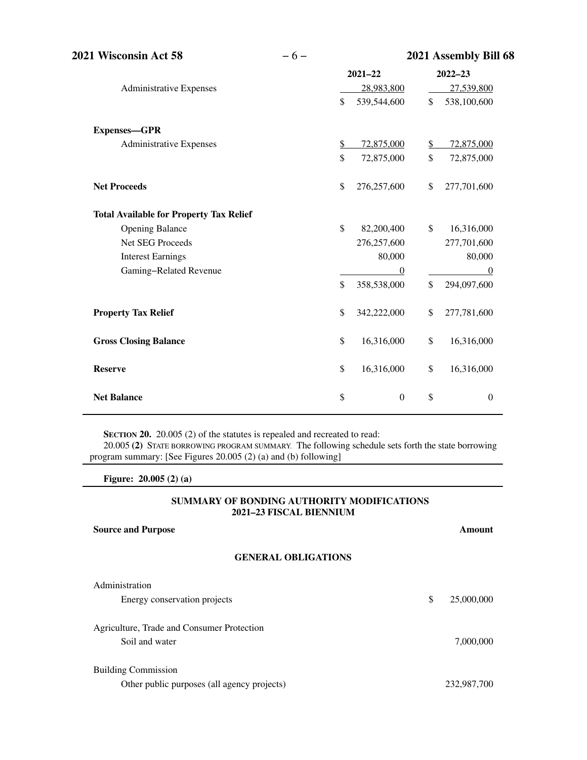| | 2021–22 | 2022–23 |
|---|---|---|
| Administrative Expenses | 28,983,800 | 27,539,800 |
| | $ 539,544,600 | $ 538,100,600 |
| **Expenses—GPR** | | |
| Administrative Expenses | $ 72,875,000 | $ 72,875,000 |
| | $ 72,875,000 | $ 72,875,000 |
| **Net Proceeds** | $ 276,257,600 | $ 277,701,600 |
| **Total Available for Property Tax Relief** | | |
| Opening Balance | $ 82,200,400 | $ 16,316,000 |
| Net SEG Proceeds | 276,257,600 | 277,701,600 |
| Interest Earnings | 80,000 | 80,000 |
| Gaming–Related Revenue | 0 | 0 |
| | $ 358,538,000 | $ 294,097,600 |
| **Property Tax Relief** | $ 342,222,000 | $ 277,781,600 |
| **Gross Closing Balance** | $ 16,316,000 | $ 16,316,000 |
| **Reserve** | $ 16,316,000 | $ 16,316,000 |
| **Net Balance** | $ 0 | $ 0 |

**SECTION 20.** 20.005 (2) of the statutes is repealed and recreated to read:

20.005 **(2)** STATE BORROWING PROGRAM SUMMARY. The following schedule sets forth the state borrowing program summary: [See Figures 20.005 (2) (a) and (b) following]

**Figure: 20.005 (2) (a)**

**SUMMARY OF BONDING AUTHORITY MODIFICATIONS**
**2021–23 FISCAL BIENNIUM**

| Source and Purpose | Amount |
|---|---|
| **GENERAL OBLIGATIONS** | |
| Administration | |
| Energy conservation projects | $ 25,000,000 |
| Agriculture, Trade and Consumer Protection | |
| Soil and water | 7,000,000 |
| Building Commission | |
| Other public purposes (all agency projects) | 232,987,700 |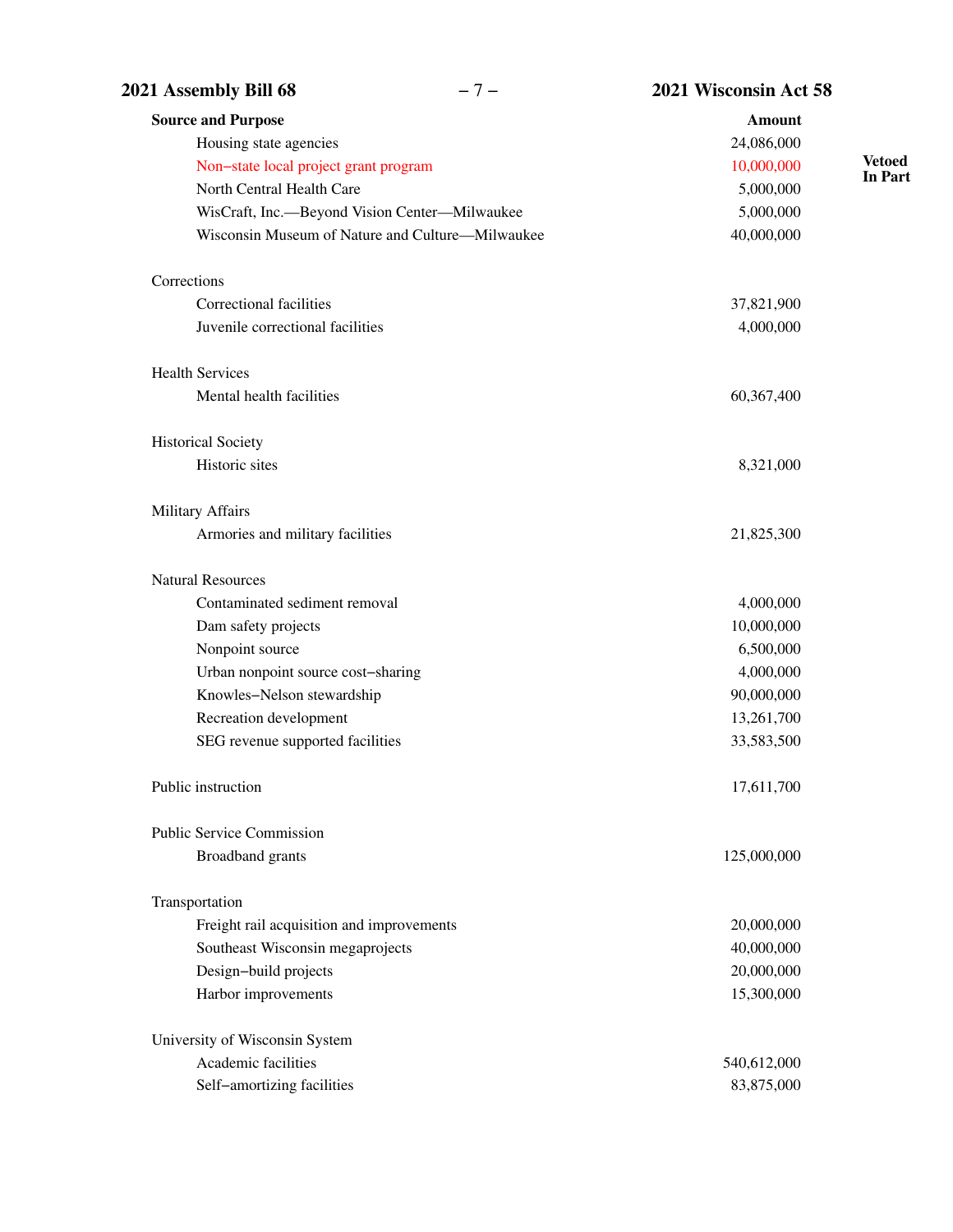| Source and Purpose | Amount | |
|---|---|---|
| Housing state agencies | 24,086,000 | |
| Non−state local project grant program | 10,000,000 | **Vetoed In Part** |
| North Central Health Care | 5,000,000 | |
| WisCraft, Inc.—Beyond Vision Center—Milwaukee | 5,000,000 | |
| Wisconsin Museum of Nature and Culture—Milwaukee | 40,000,000 | |
| Corrections | | |
| Correctional facilities | 37,821,900 | |
| Juvenile correctional facilities | 4,000,000 | |
| Health Services | | |
| Mental health facilities | 60,367,400 | |
| Historical Society | | |
| Historic sites | 8,321,000 | |
| Military Affairs | | |
| Armories and military facilities | 21,825,300 | |
| Natural Resources | | |
| Contaminated sediment removal | 4,000,000 | |
| Dam safety projects | 10,000,000 | |
| Nonpoint source | 6,500,000 | |
| Urban nonpoint source cost−sharing | 4,000,000 | |
| Knowles−Nelson stewardship | 90,000,000 | |
| Recreation development | 13,261,700 | |
| SEG revenue supported facilities | 33,583,500 | |
| Public instruction | 17,611,700 | |
| Public Service Commission | | |
| Broadband grants | 125,000,000 | |
| Transportation | | |
| Freight rail acquisition and improvements | 20,000,000 | |
| Southeast Wisconsin megaprojects | 40,000,000 | |
| Design−build projects | 20,000,000 | |
| Harbor improvements | 15,300,000 | |
| University of Wisconsin System | | |
| Academic facilities | 540,612,000 | |
| Self−amortizing facilities | 83,875,000 | |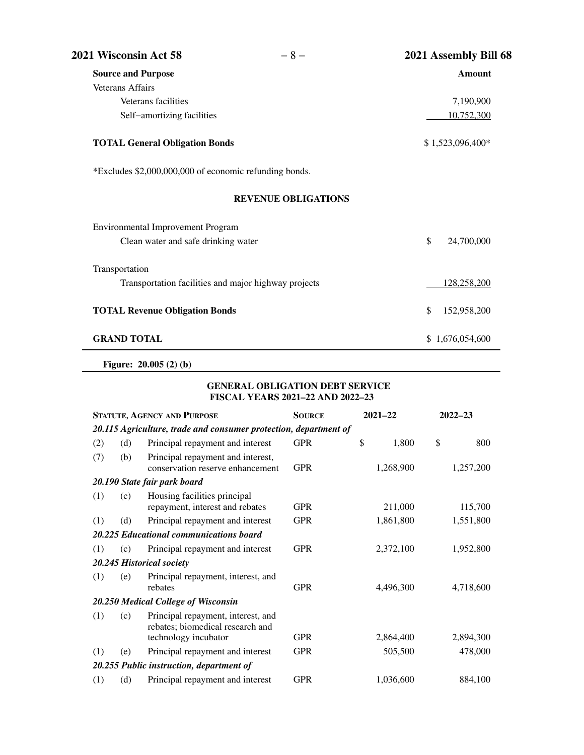| Source and Purpose | Amount |
|---|---|
| Veterans Affairs | |
| Veterans facilities | 7,190,900 |
| Self–amortizing facilities | 10,752,300 |
| **TOTAL General Obligation Bonds** | $ 1,523,096,400* |

*Excludes $2,000,000,000 of economic refunding bonds.

### REVENUE OBLIGATIONS

| | |
|---|---|
| Environmental Improvement Program | |
| Clean water and safe drinking water | $ 24,700,000 |
| Transportation | |
| Transportation facilities and major highway projects | 128,258,200 |
| **TOTAL Revenue Obligation Bonds** | $ 152,958,200 |
| **GRAND TOTAL** | $ 1,676,054,600 |

**Figure: 20.005 (2) (b)**

### GENERAL OBLIGATION DEBT SERVICE FISCAL YEARS 2021–22 AND 2022–23

| Statute, Agency and Purpose | | | Source | 2021–22 | 2022–23 |
|---|---|---|---|---|---|
| ***20.115 Agriculture, trade and consumer protection, department of*** | | | | | |
| (2) | (d) | Principal repayment and interest | GPR | $ 1,800 | $ 800 |
| (7) | (b) | Principal repayment and interest, conservation reserve enhancement | GPR | 1,268,900 | 1,257,200 |
| ***20.190 State fair park board*** | | | | | |
| (1) | (c) | Housing facilities principal repayment, interest and rebates | GPR | 211,000 | 115,700 |
| (1) | (d) | Principal repayment and interest | GPR | 1,861,800 | 1,551,800 |
| ***20.225 Educational communications board*** | | | | | |
| (1) | (c) | Principal repayment and interest | GPR | 2,372,100 | 1,952,800 |
| ***20.245 Historical society*** | | | | | |
| (1) | (e) | Principal repayment, interest, and rebates | GPR | 4,496,300 | 4,718,600 |
| ***20.250 Medical College of Wisconsin*** | | | | | |
| (1) | (c) | Principal repayment, interest, and rebates; biomedical research and technology incubator | GPR | 2,864,400 | 2,894,300 |
| (1) | (e) | Principal repayment and interest | GPR | 505,500 | 478,000 |
| ***20.255 Public instruction, department of*** | | | | | |
| (1) | (d) | Principal repayment and interest | GPR | 1,036,600 | 884,100 |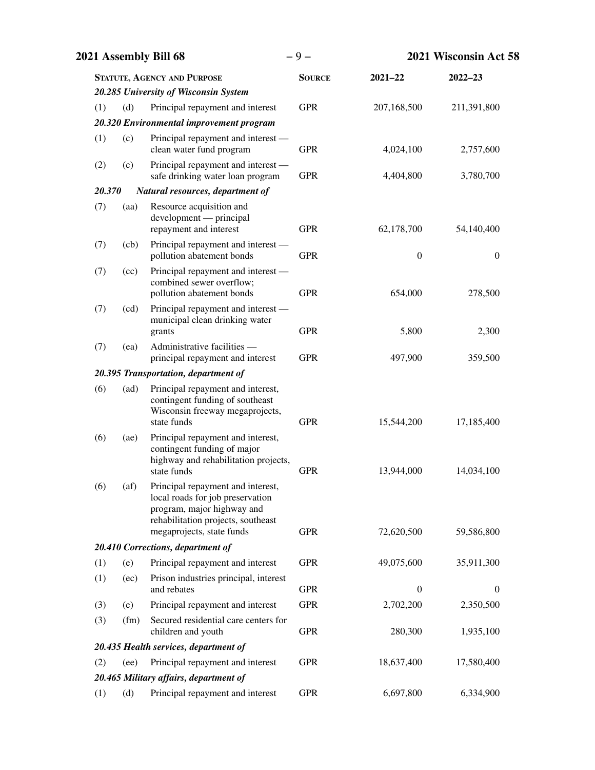| STATUTE, AGENCY AND PURPOSE | | | SOURCE | 2021–22 | 2022–23 |
|---|---|---|---|---|---|
| ***20.285 University of Wisconsin System*** | | | | | |
| (1) | (d) | Principal repayment and interest | GPR | 207,168,500 | 211,391,800 |
| ***20.320 Environmental improvement program*** | | | | | |
| (1) | (c) | Principal repayment and interest — clean water fund program | GPR | 4,024,100 | 2,757,600 |
| (2) | (c) | Principal repayment and interest — safe drinking water loan program | GPR | 4,404,800 | 3,780,700 |
| ***20.370 Natural resources, department of*** | | | | | |
| (7) | (aa) | Resource acquisition and development — principal repayment and interest | GPR | 62,178,700 | 54,140,400 |
| (7) | (cb) | Principal repayment and interest — pollution abatement bonds | GPR | 0 | 0 |
| (7) | (cc) | Principal repayment and interest — combined sewer overflow; pollution abatement bonds | GPR | 654,000 | 278,500 |
| (7) | (cd) | Principal repayment and interest — municipal clean drinking water grants | GPR | 5,800 | 2,300 |
| (7) | (ea) | Administrative facilities — principal repayment and interest | GPR | 497,900 | 359,500 |
| ***20.395 Transportation, department of*** | | | | | |
| (6) | (ad) | Principal repayment and interest, contingent funding of southeast Wisconsin freeway megaprojects, state funds | GPR | 15,544,200 | 17,185,400 |
| (6) | (ae) | Principal repayment and interest, contingent funding of major highway and rehabilitation projects, state funds | GPR | 13,944,000 | 14,034,100 |
| (6) | (af) | Principal repayment and interest, local roads for job preservation program, major highway and rehabilitation projects, southeast megaprojects, state funds | GPR | 72,620,500 | 59,586,800 |
| ***20.410 Corrections, department of*** | | | | | |
| (1) | (e) | Principal repayment and interest | GPR | 49,075,600 | 35,911,300 |
| (1) | (ec) | Prison industries principal, interest and rebates | GPR | 0 | 0 |
| (3) | (e) | Principal repayment and interest | GPR | 2,702,200 | 2,350,500 |
| (3) | (fm) | Secured residential care centers for children and youth | GPR | 280,300 | 1,935,100 |
| ***20.435 Health services, department of*** | | | | | |
| (2) | (ee) | Principal repayment and interest | GPR | 18,637,400 | 17,580,400 |
| ***20.465 Military affairs, department of*** | | | | | |
| (1) | (d) | Principal repayment and interest | GPR | 6,697,800 | 6,334,900 |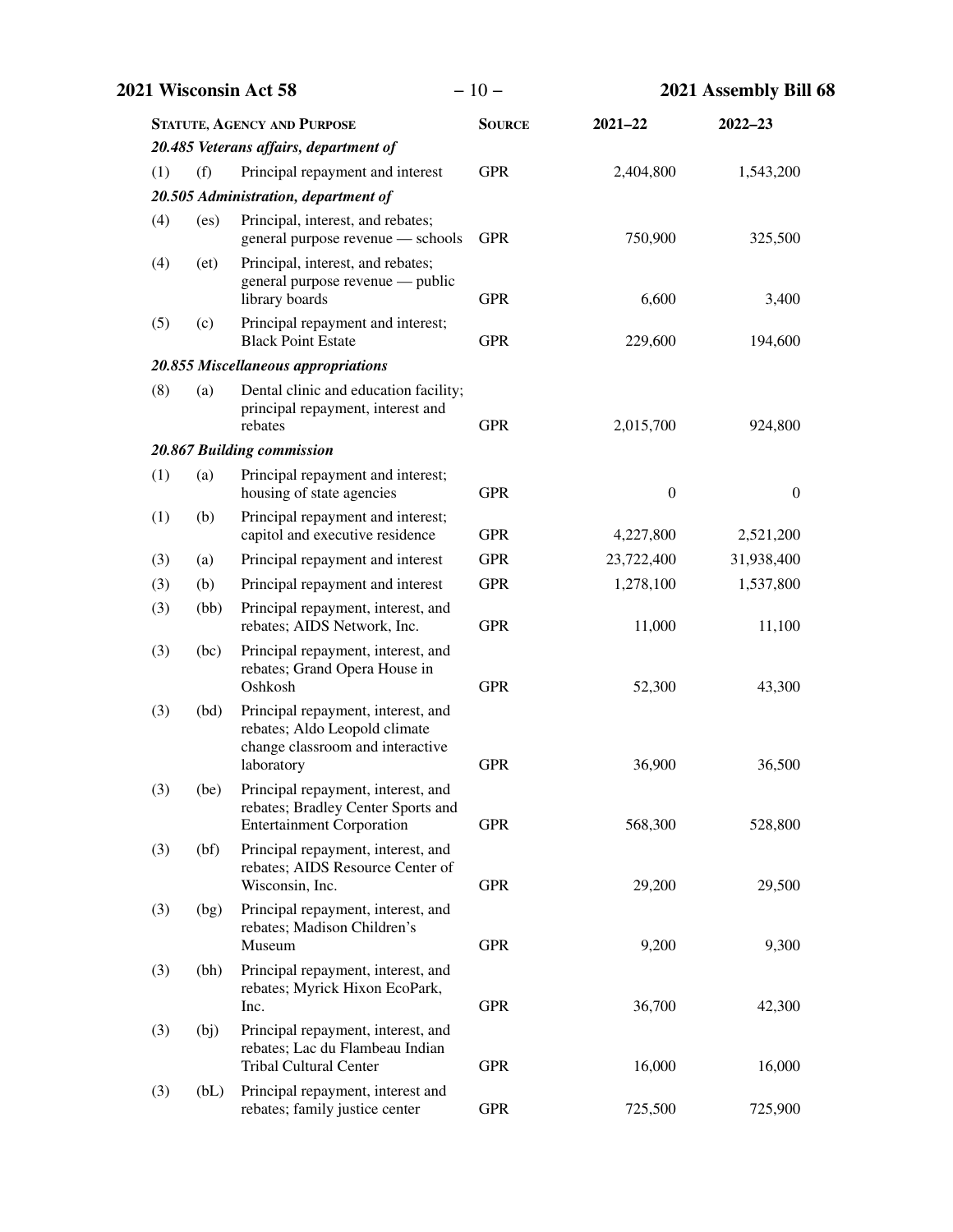| Statute, Agency and Purpose | | | Source | 2021–22 | 2022–23 |
|---|---|---|---|---|---|
| ***20.485 Veterans affairs, department of*** | | | | | |
| (1) | (f) | Principal repayment and interest | GPR | 2,404,800 | 1,543,200 |
| ***20.505 Administration, department of*** | | | | | |
| (4) | (es) | Principal, interest, and rebates; general purpose revenue — schools | GPR | 750,900 | 325,500 |
| (4) | (et) | Principal, interest, and rebates; general purpose revenue — public library boards | GPR | 6,600 | 3,400 |
| (5) | (c) | Principal repayment and interest; Black Point Estate | GPR | 229,600 | 194,600 |
| ***20.855 Miscellaneous appropriations*** | | | | | |
| (8) | (a) | Dental clinic and education facility; principal repayment, interest and rebates | GPR | 2,015,700 | 924,800 |
| ***20.867 Building commission*** | | | | | |
| (1) | (a) | Principal repayment and interest; housing of state agencies | GPR | 0 | 0 |
| (1) | (b) | Principal repayment and interest; capitol and executive residence | GPR | 4,227,800 | 2,521,200 |
| (3) | (a) | Principal repayment and interest | GPR | 23,722,400 | 31,938,400 |
| (3) | (b) | Principal repayment and interest | GPR | 1,278,100 | 1,537,800 |
| (3) | (bb) | Principal repayment, interest, and rebates; AIDS Network, Inc. | GPR | 11,000 | 11,100 |
| (3) | (bc) | Principal repayment, interest, and rebates; Grand Opera House in Oshkosh | GPR | 52,300 | 43,300 |
| (3) | (bd) | Principal repayment, interest, and rebates; Aldo Leopold climate change classroom and interactive laboratory | GPR | 36,900 | 36,500 |
| (3) | (be) | Principal repayment, interest, and rebates; Bradley Center Sports and Entertainment Corporation | GPR | 568,300 | 528,800 |
| (3) | (bf) | Principal repayment, interest, and rebates; AIDS Resource Center of Wisconsin, Inc. | GPR | 29,200 | 29,500 |
| (3) | (bg) | Principal repayment, interest, and rebates; Madison Children's Museum | GPR | 9,200 | 9,300 |
| (3) | (bh) | Principal repayment, interest, and rebates; Myrick Hixon EcoPark, Inc. | GPR | 36,700 | 42,300 |
| (3) | (bj) | Principal repayment, interest, and rebates; Lac du Flambeau Indian Tribal Cultural Center | GPR | 16,000 | 16,000 |
| (3) | (bL) | Principal repayment, interest and rebates; family justice center | GPR | 725,500 | 725,900 |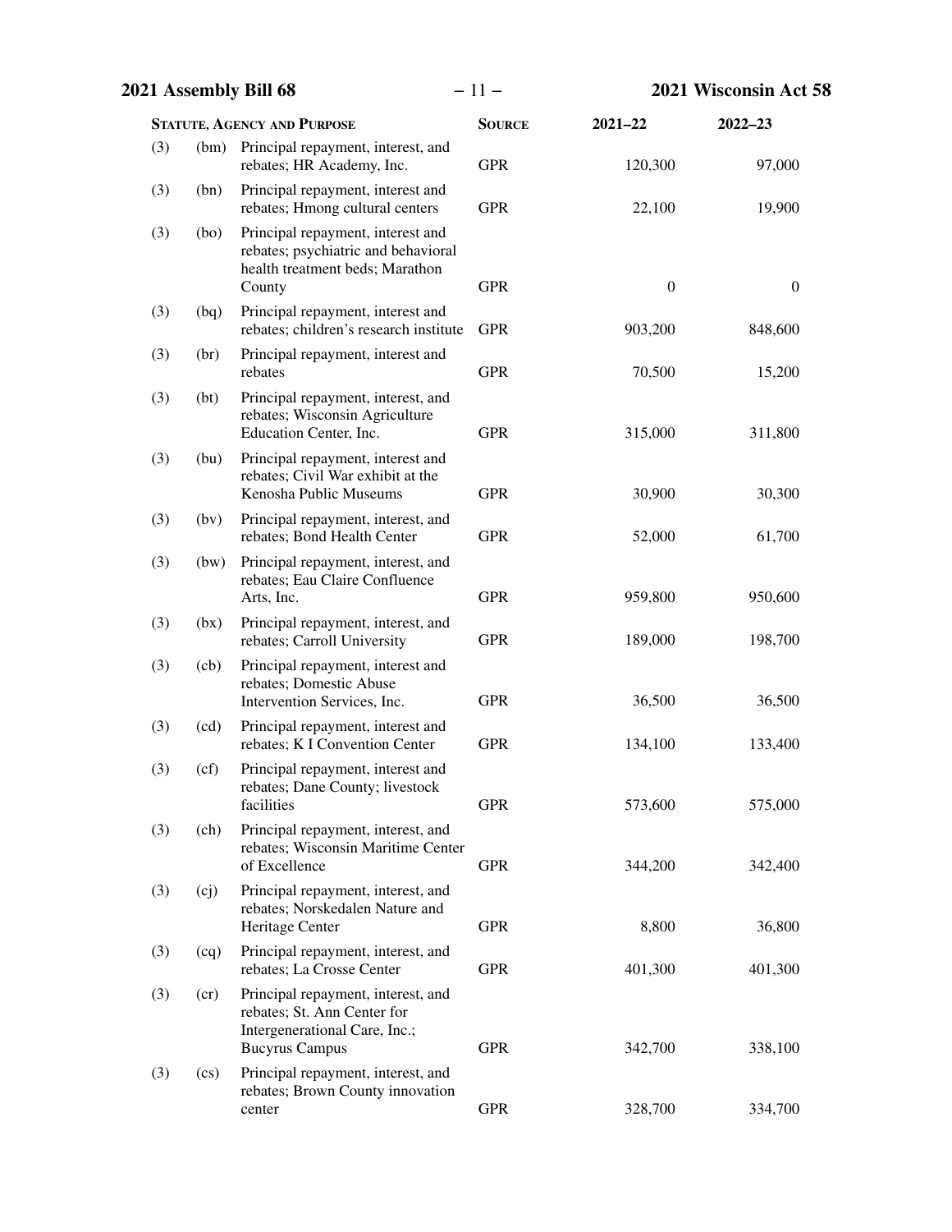| Statute, Agency and Purpose | | | Source | 2021–22 | 2022–23 |
|---|---|---|---|---|---|
| (3) | (bm) | Principal repayment, interest, and rebates; HR Academy, Inc. | GPR | 120,300 | 97,000 |
| (3) | (bn) | Principal repayment, interest and rebates; Hmong cultural centers | GPR | 22,100 | 19,900 |
| (3) | (bo) | Principal repayment, interest and rebates; psychiatric and behavioral health treatment beds; Marathon County | GPR | 0 | 0 |
| (3) | (bq) | Principal repayment, interest and rebates; children's research institute | GPR | 903,200 | 848,600 |
| (3) | (br) | Principal repayment, interest and rebates | GPR | 70,500 | 15,200 |
| (3) | (bt) | Principal repayment, interest, and rebates; Wisconsin Agriculture Education Center, Inc. | GPR | 315,000 | 311,800 |
| (3) | (bu) | Principal repayment, interest and rebates; Civil War exhibit at the Kenosha Public Museums | GPR | 30,900 | 30,300 |
| (3) | (bv) | Principal repayment, interest, and rebates; Bond Health Center | GPR | 52,000 | 61,700 |
| (3) | (bw) | Principal repayment, interest, and rebates; Eau Claire Confluence Arts, Inc. | GPR | 959,800 | 950,600 |
| (3) | (bx) | Principal repayment, interest, and rebates; Carroll University | GPR | 189,000 | 198,700 |
| (3) | (cb) | Principal repayment, interest and rebates; Domestic Abuse Intervention Services, Inc. | GPR | 36,500 | 36,500 |
| (3) | (cd) | Principal repayment, interest and rebates; K I Convention Center | GPR | 134,100 | 133,400 |
| (3) | (cf) | Principal repayment, interest and rebates; Dane County; livestock facilities | GPR | 573,600 | 575,000 |
| (3) | (ch) | Principal repayment, interest, and rebates; Wisconsin Maritime Center of Excellence | GPR | 344,200 | 342,400 |
| (3) | (cj) | Principal repayment, interest, and rebates; Norskedalen Nature and Heritage Center | GPR | 8,800 | 36,800 |
| (3) | (cq) | Principal repayment, interest, and rebates; La Crosse Center | GPR | 401,300 | 401,300 |
| (3) | (cr) | Principal repayment, interest, and rebates; St. Ann Center for Intergenerational Care, Inc.; Bucyrus Campus | GPR | 342,700 | 338,100 |
| (3) | (cs) | Principal repayment, interest, and rebates; Brown County innovation center | GPR | 328,700 | 334,700 |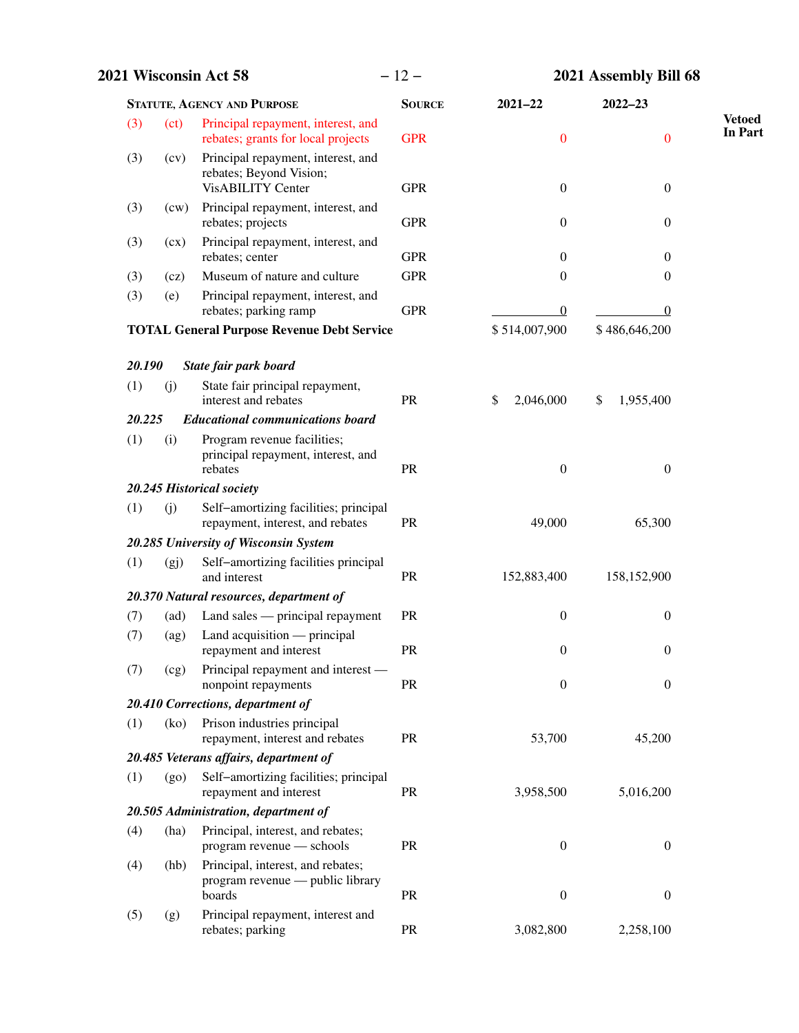| STATUTE, AGENCY AND PURPOSE | | | SOURCE | 2021–22 | 2022–23 | |
|---|---|---|---|---|---|---|
| (3) | (ct) | Principal repayment, interest, and rebates; grants for local projects | GPR | 0 | 0 | Vetoed In Part |
| (3) | (cv) | Principal repayment, interest, and rebates; Beyond Vision; VisABILITY Center | GPR | 0 | 0 | |
| (3) | (cw) | Principal repayment, interest, and rebates; projects | GPR | 0 | 0 | |
| (3) | (cx) | Principal repayment, interest, and rebates; center | GPR | 0 | 0 | |
| (3) | (cz) | Museum of nature and culture | GPR | 0 | 0 | |
| (3) | (e) | Principal repayment, interest, and rebates; parking ramp | GPR | 0 | 0 | |
| **TOTAL General Purpose Revenue Debt Service** | | | | $ 514,007,900 | $ 486,646,200 | |
| ***20.190*** | | ***State fair park board*** | | | | |
| (1) | (j) | State fair principal repayment, interest and rebates | PR | $ 2,046,000 | $ 1,955,400 | |
| ***20.225*** | | ***Educational communications board*** | | | | |
| (1) | (i) | Program revenue facilities; principal repayment, interest, and rebates | PR | 0 | 0 | |
| ***20.245 Historical society*** | | | | | | |
| (1) | (j) | Self–amortizing facilities; principal repayment, interest, and rebates | PR | 49,000 | 65,300 | |
| ***20.285 University of Wisconsin System*** | | | | | | |
| (1) | (gj) | Self–amortizing facilities principal and interest | PR | 152,883,400 | 158,152,900 | |
| ***20.370 Natural resources, department of*** | | | | | | |
| (7) | (ad) | Land sales — principal repayment | PR | 0 | 0 | |
| (7) | (ag) | Land acquisition — principal repayment and interest | PR | 0 | 0 | |
| (7) | (cg) | Principal repayment and interest — nonpoint repayments | PR | 0 | 0 | |
| ***20.410 Corrections, department of*** | | | | | | |
| (1) | (ko) | Prison industries principal repayment, interest and rebates | PR | 53,700 | 45,200 | |
| ***20.485 Veterans affairs, department of*** | | | | | | |
| (1) | (go) | Self–amortizing facilities; principal repayment and interest | PR | 3,958,500 | 5,016,200 | |
| ***20.505 Administration, department of*** | | | | | | |
| (4) | (ha) | Principal, interest, and rebates; program revenue — schools | PR | 0 | 0 | |
| (4) | (hb) | Principal, interest, and rebates; program revenue — public library boards | PR | 0 | 0 | |
| (5) | (g) | Principal repayment, interest and rebates; parking | PR | 3,082,800 | 2,258,100 | |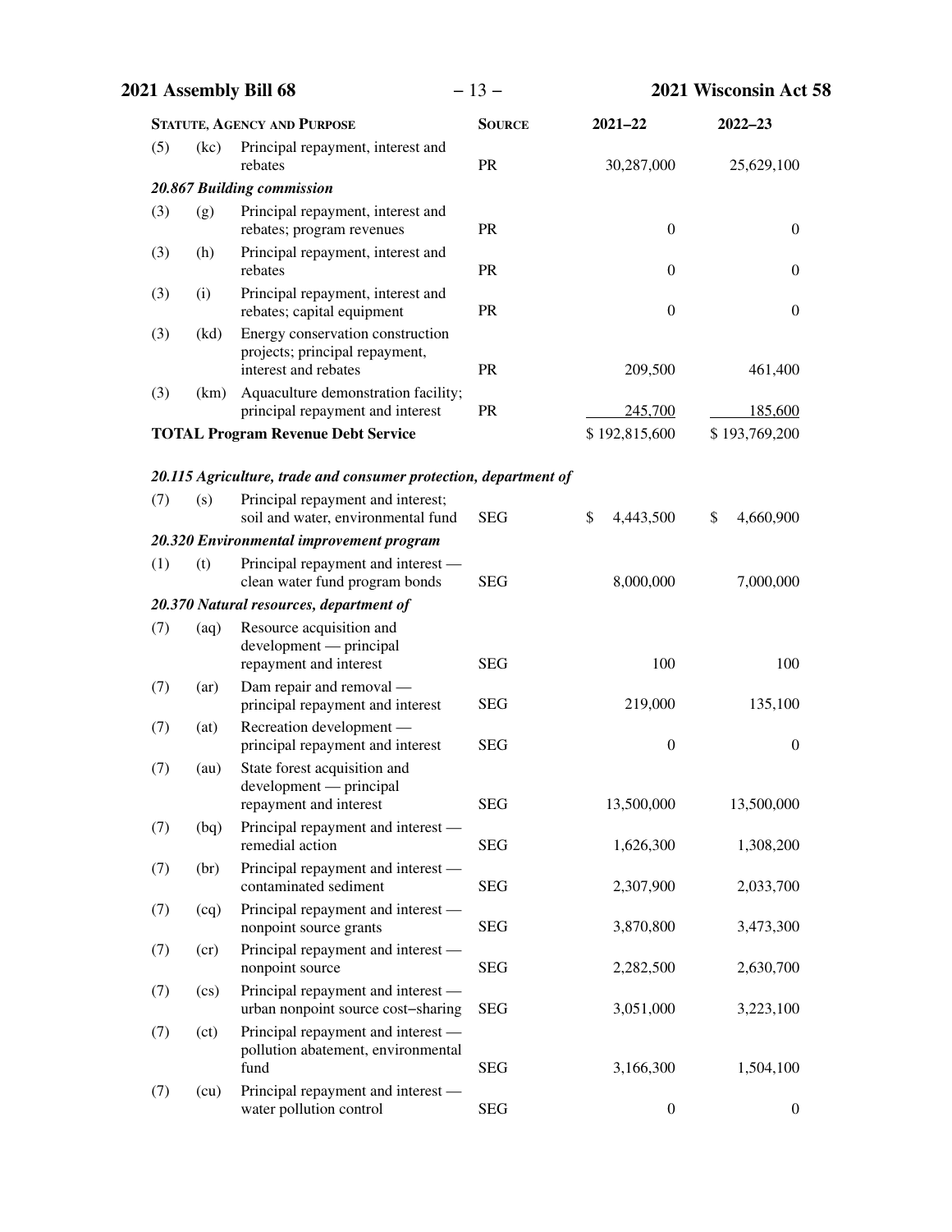| Statute, Agency and Purpose | | | Source | 2021–22 | 2022–23 |
|---|---|---|---|---|---|
| (5) | (kc) | Principal repayment, interest and rebates | PR | 30,287,000 | 25,629,100 |
| ***20.867 Building commission*** | | | | | |
| (3) | (g) | Principal repayment, interest and rebates; program revenues | PR | 0 | 0 |
| (3) | (h) | Principal repayment, interest and rebates | PR | 0 | 0 |
| (3) | (i) | Principal repayment, interest and rebates; capital equipment | PR | 0 | 0 |
| (3) | (kd) | Energy conservation construction projects; principal repayment, interest and rebates | PR | 209,500 | 461,400 |
| (3) | (km) | Aquaculture demonstration facility; principal repayment and interest | PR | 245,700 | 185,600 |
| **TOTAL Program Revenue Debt Service** | | | | $ 192,815,600 | $ 193,769,200 |
| ***20.115 Agriculture, trade and consumer protection, department of*** | | | | | |
| (7) | (s) | Principal repayment and interest; soil and water, environmental fund | SEG | $ 4,443,500 | $ 4,660,900 |
| ***20.320 Environmental improvement program*** | | | | | |
| (1) | (t) | Principal repayment and interest — clean water fund program bonds | SEG | 8,000,000 | 7,000,000 |
| ***20.370 Natural resources, department of*** | | | | | |
| (7) | (aq) | Resource acquisition and development — principal repayment and interest | SEG | 100 | 100 |
| (7) | (ar) | Dam repair and removal — principal repayment and interest | SEG | 219,000 | 135,100 |
| (7) | (at) | Recreation development — principal repayment and interest | SEG | 0 | 0 |
| (7) | (au) | State forest acquisition and development — principal repayment and interest | SEG | 13,500,000 | 13,500,000 |
| (7) | (bq) | Principal repayment and interest — remedial action | SEG | 1,626,300 | 1,308,200 |
| (7) | (br) | Principal repayment and interest — contaminated sediment | SEG | 2,307,900 | 2,033,700 |
| (7) | (cq) | Principal repayment and interest — nonpoint source grants | SEG | 3,870,800 | 3,473,300 |
| (7) | (cr) | Principal repayment and interest — nonpoint source | SEG | 2,282,500 | 2,630,700 |
| (7) | (cs) | Principal repayment and interest — urban nonpoint source cost−sharing | SEG | 3,051,000 | 3,223,100 |
| (7) | (ct) | Principal repayment and interest — pollution abatement, environmental fund | SEG | 3,166,300 | 1,504,100 |
| (7) | (cu) | Principal repayment and interest — water pollution control | SEG | 0 | 0 |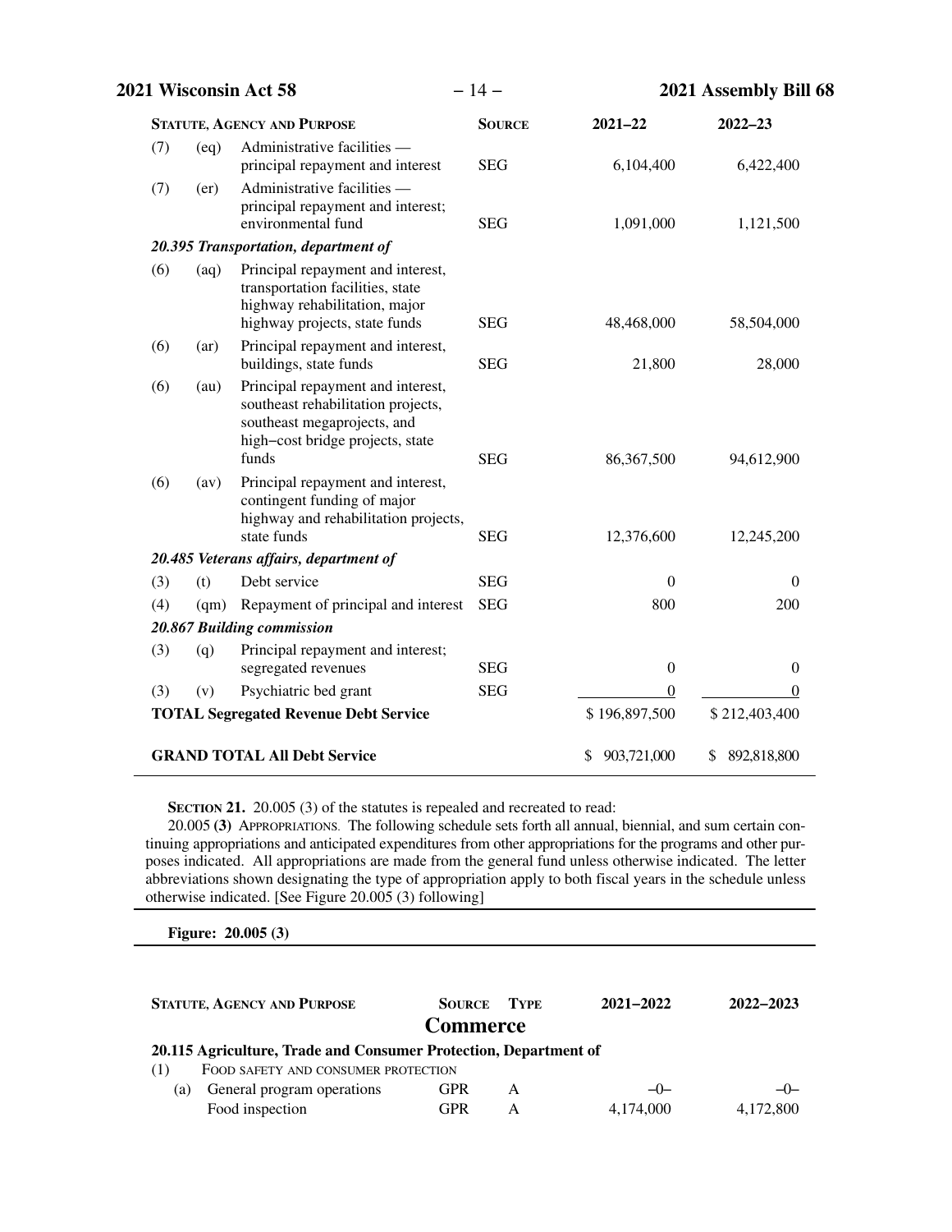| STATUTE, AGENCY AND PURPOSE | | | SOURCE | 2021–22 | 2022–23 |
|---|---|---|---|---|---|
| (7) | (eq) | Administrative facilities — principal repayment and interest | SEG | 6,104,400 | 6,422,400 |
| (7) | (er) | Administrative facilities — principal repayment and interest; environmental fund | SEG | 1,091,000 | 1,121,500 |
| ***20.395 Transportation, department of*** | | | | | |
| (6) | (aq) | Principal repayment and interest, transportation facilities, state highway rehabilitation, major highway projects, state funds | SEG | 48,468,000 | 58,504,000 |
| (6) | (ar) | Principal repayment and interest, buildings, state funds | SEG | 21,800 | 28,000 |
| (6) | (au) | Principal repayment and interest, southeast rehabilitation projects, southeast megaprojects, and high–cost bridge projects, state funds | SEG | 86,367,500 | 94,612,900 |
| (6) | (av) | Principal repayment and interest, contingent funding of major highway and rehabilitation projects, state funds | SEG | 12,376,600 | 12,245,200 |
| ***20.485 Veterans affairs, department of*** | | | | | |
| (3) | (t) | Debt service | SEG | 0 | 0 |
| (4) | (qm) | Repayment of principal and interest | SEG | 800 | 200 |
| ***20.867 Building commission*** | | | | | |
| (3) | (q) | Principal repayment and interest; segregated revenues | SEG | 0 | 0 |
| (3) | (v) | Psychiatric bed grant | SEG | 0 | 0 |
| **TOTAL Segregated Revenue Debt Service** | | | | $ 196,897,500 | $ 212,403,400 |
| **GRAND TOTAL All Debt Service** | | | | $ 903,721,000 | $ 892,818,800 |

**SECTION 21.** 20.005 (3) of the statutes is repealed and recreated to read:

20.005 **(3)** APPROPRIATIONS. The following schedule sets forth all annual, biennial, and sum certain continuing appropriations and anticipated expenditures from other appropriations for the programs and other purposes indicated. All appropriations are made from the general fund unless otherwise indicated. The letter abbreviations shown designating the type of appropriation apply to both fiscal years in the schedule unless otherwise indicated. [See Figure 20.005 (3) following]

**Figure: 20.005 (3)**

| STATUTE, AGENCY AND PURPOSE | | SOURCE | TYPE | 2021–2022 | 2022–2023 |
|---|---|---|---|---|---|
| **Commerce** | | | | | |
| **20.115 Agriculture, Trade and Consumer Protection, Department of** | | | | | |
| (1) | FOOD SAFETY AND CONSUMER PROTECTION | | | | |
| (a) | General program operations | GPR | A | –0– | –0– |
| | Food inspection | GPR | A | 4,174,000 | 4,172,800 |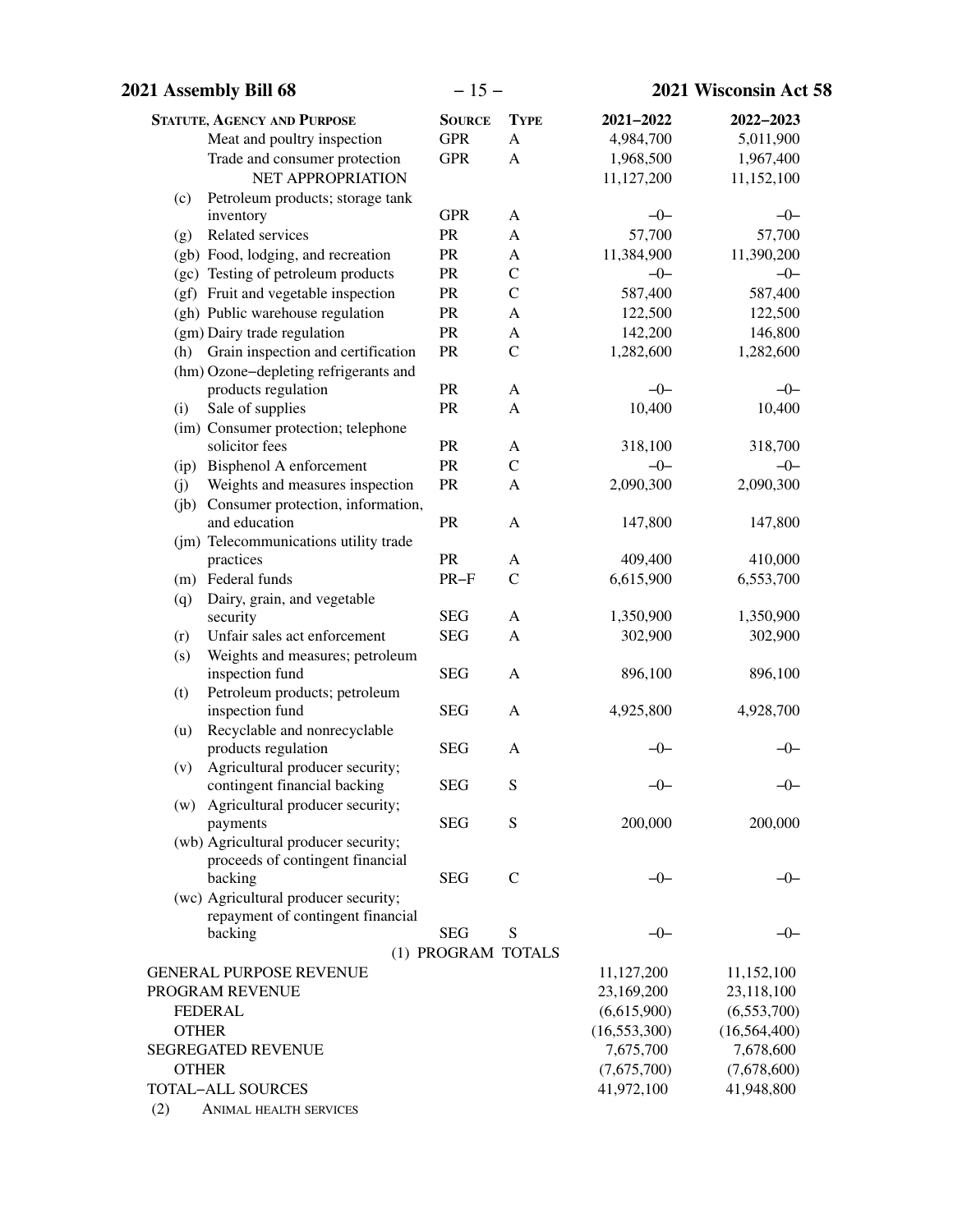| STATUTE, AGENCY AND PURPOSE | SOURCE | TYPE | 2021−2022 | 2022−2023 |
|---|---|---|---|---|
| Meat and poultry inspection | GPR | A | 4,984,700 | 5,011,900 |
| Trade and consumer protection | GPR | A | 1,968,500 | 1,967,400 |
| NET APPROPRIATION | | | 11,127,200 | 11,152,100 |
| (c) Petroleum products; storage tank inventory | GPR | A | −0− | −0− |
| (g) Related services | PR | A | 57,700 | 57,700 |
| (gb) Food, lodging, and recreation | PR | A | 11,384,900 | 11,390,200 |
| (gc) Testing of petroleum products | PR | C | −0− | −0− |
| (gf) Fruit and vegetable inspection | PR | C | 587,400 | 587,400 |
| (gh) Public warehouse regulation | PR | A | 122,500 | 122,500 |
| (gm) Dairy trade regulation | PR | A | 142,200 | 146,800 |
| (h) Grain inspection and certification | PR | C | 1,282,600 | 1,282,600 |
| (hm) Ozone−depleting refrigerants and products regulation | PR | A | −0− | −0− |
| (i) Sale of supplies | PR | A | 10,400 | 10,400 |
| (im) Consumer protection; telephone solicitor fees | PR | A | 318,100 | 318,700 |
| (ip) Bisphenol A enforcement | PR | C | −0− | −0− |
| (j) Weights and measures inspection | PR | A | 2,090,300 | 2,090,300 |
| (jb) Consumer protection, information, and education | PR | A | 147,800 | 147,800 |
| (jm) Telecommunications utility trade practices | PR | A | 409,400 | 410,000 |
| (m) Federal funds | PR−F | C | 6,615,900 | 6,553,700 |
| (q) Dairy, grain, and vegetable security | SEG | A | 1,350,900 | 1,350,900 |
| (r) Unfair sales act enforcement | SEG | A | 302,900 | 302,900 |
| (s) Weights and measures; petroleum inspection fund | SEG | A | 896,100 | 896,100 |
| (t) Petroleum products; petroleum inspection fund | SEG | A | 4,925,800 | 4,928,700 |
| (u) Recyclable and nonrecyclable products regulation | SEG | A | −0− | −0− |
| (v) Agricultural producer security; contingent financial backing | SEG | S | −0− | −0− |
| (w) Agricultural producer security; payments | SEG | S | 200,000 | 200,000 |
| (wb) Agricultural producer security; proceeds of contingent financial backing | SEG | C | −0− | −0− |
| (wc) Agricultural producer security; repayment of contingent financial backing | SEG | S | −0− | −0− |
| (1) PROGRAM TOTALS | | | | |
| GENERAL PURPOSE REVENUE | | | 11,127,200 | 11,152,100 |
| PROGRAM REVENUE | | | 23,169,200 | 23,118,100 |
| FEDERAL | | | (6,615,900) | (6,553,700) |
| OTHER | | | (16,553,300) | (16,564,400) |
| SEGREGATED REVENUE | | | 7,675,700 | 7,678,600 |
| OTHER | | | (7,675,700) | (7,678,600) |
| TOTAL−ALL SOURCES | | | 41,972,100 | 41,948,800 |

(2) ANIMAL HEALTH SERVICES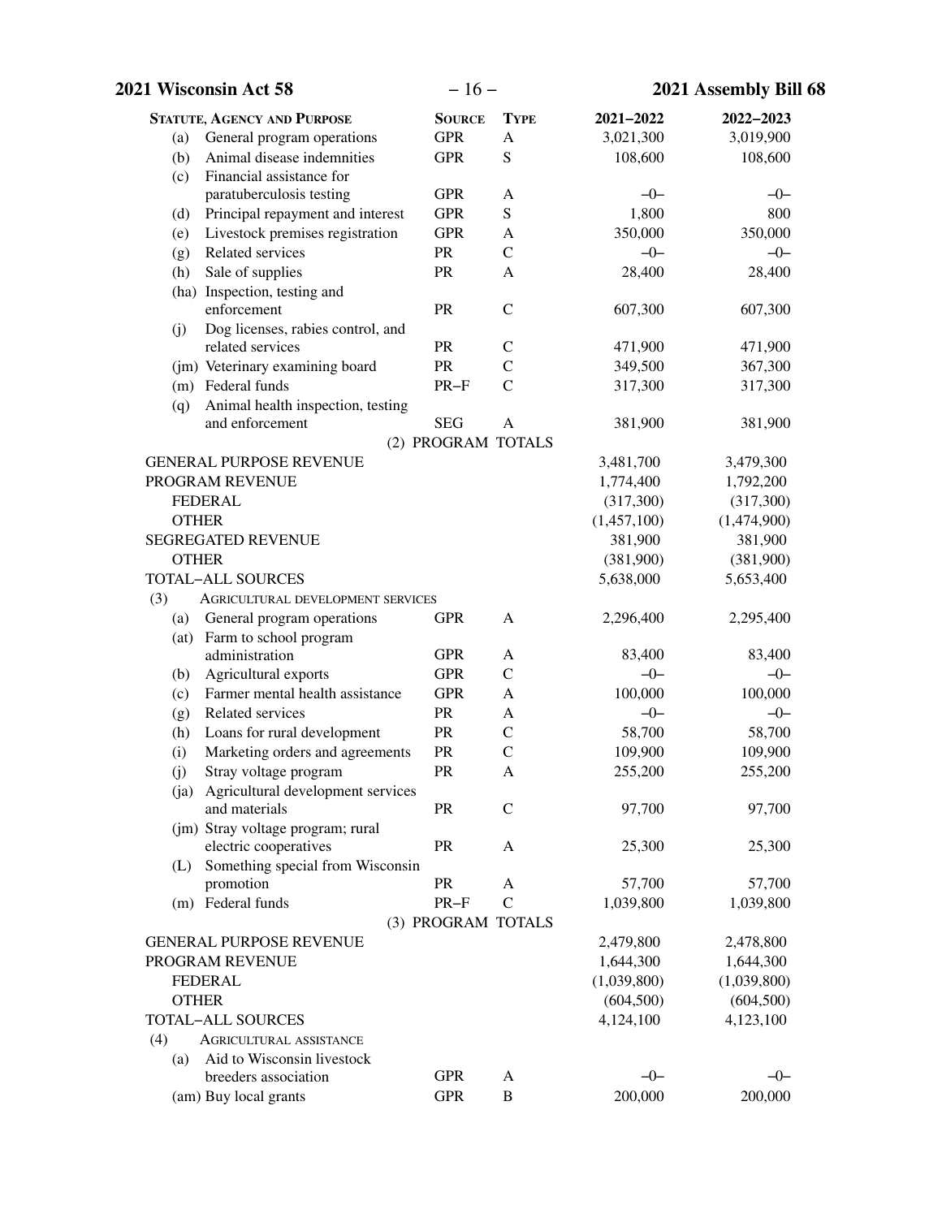| Statute, Agency and Purpose | Source | Type | 2021–2022 | 2022–2023 |
|---|---|---|---|---|
| (a) General program operations | GPR | A | 3,021,300 | 3,019,900 |
| (b) Animal disease indemnities | GPR | S | 108,600 | 108,600 |
| (c) Financial assistance for paratuberculosis testing | GPR | A | –0– | –0– |
| (d) Principal repayment and interest | GPR | S | 1,800 | 800 |
| (e) Livestock premises registration | GPR | A | 350,000 | 350,000 |
| (g) Related services | PR | C | –0– | –0– |
| (h) Sale of supplies | PR | A | 28,400 | 28,400 |
| (ha) Inspection, testing and enforcement | PR | C | 607,300 | 607,300 |
| (j) Dog licenses, rabies control, and related services | PR | C | 471,900 | 471,900 |
| (jm) Veterinary examining board | PR | C | 349,500 | 367,300 |
| (m) Federal funds | PR–F | C | 317,300 | 317,300 |
| (q) Animal health inspection, testing and enforcement | SEG | A | 381,900 | 381,900 |
| (2) PROGRAM TOTALS | | | | |
| GENERAL PURPOSE REVENUE | | | 3,481,700 | 3,479,300 |
| PROGRAM REVENUE | | | 1,774,400 | 1,792,200 |
| FEDERAL | | | (317,300) | (317,300) |
| OTHER | | | (1,457,100) | (1,474,900) |
| SEGREGATED REVENUE | | | 381,900 | 381,900 |
| OTHER | | | (381,900) | (381,900) |
| TOTAL–ALL SOURCES | | | 5,638,000 | 5,653,400 |
| (3) AGRICULTURAL DEVELOPMENT SERVICES | | | | |
| (a) General program operations | GPR | A | 2,296,400 | 2,295,400 |
| (at) Farm to school program administration | GPR | A | 83,400 | 83,400 |
| (b) Agricultural exports | GPR | C | –0– | –0– |
| (c) Farmer mental health assistance | GPR | A | 100,000 | 100,000 |
| (g) Related services | PR | A | –0– | –0– |
| (h) Loans for rural development | PR | C | 58,700 | 58,700 |
| (i) Marketing orders and agreements | PR | C | 109,900 | 109,900 |
| (j) Stray voltage program | PR | A | 255,200 | 255,200 |
| (ja) Agricultural development services and materials | PR | C | 97,700 | 97,700 |
| (jm) Stray voltage program; rural electric cooperatives | PR | A | 25,300 | 25,300 |
| (L) Something special from Wisconsin promotion | PR | A | 57,700 | 57,700 |
| (m) Federal funds | PR–F | C | 1,039,800 | 1,039,800 |
| (3) PROGRAM TOTALS | | | | |
| GENERAL PURPOSE REVENUE | | | 2,479,800 | 2,478,800 |
| PROGRAM REVENUE | | | 1,644,300 | 1,644,300 |
| FEDERAL | | | (1,039,800) | (1,039,800) |
| OTHER | | | (604,500) | (604,500) |
| TOTAL–ALL SOURCES | | | 4,124,100 | 4,123,100 |
| (4) AGRICULTURAL ASSISTANCE | | | | |
| (a) Aid to Wisconsin livestock breeders association | GPR | A | –0– | –0– |
| (am) Buy local grants | GPR | B | 200,000 | 200,000 |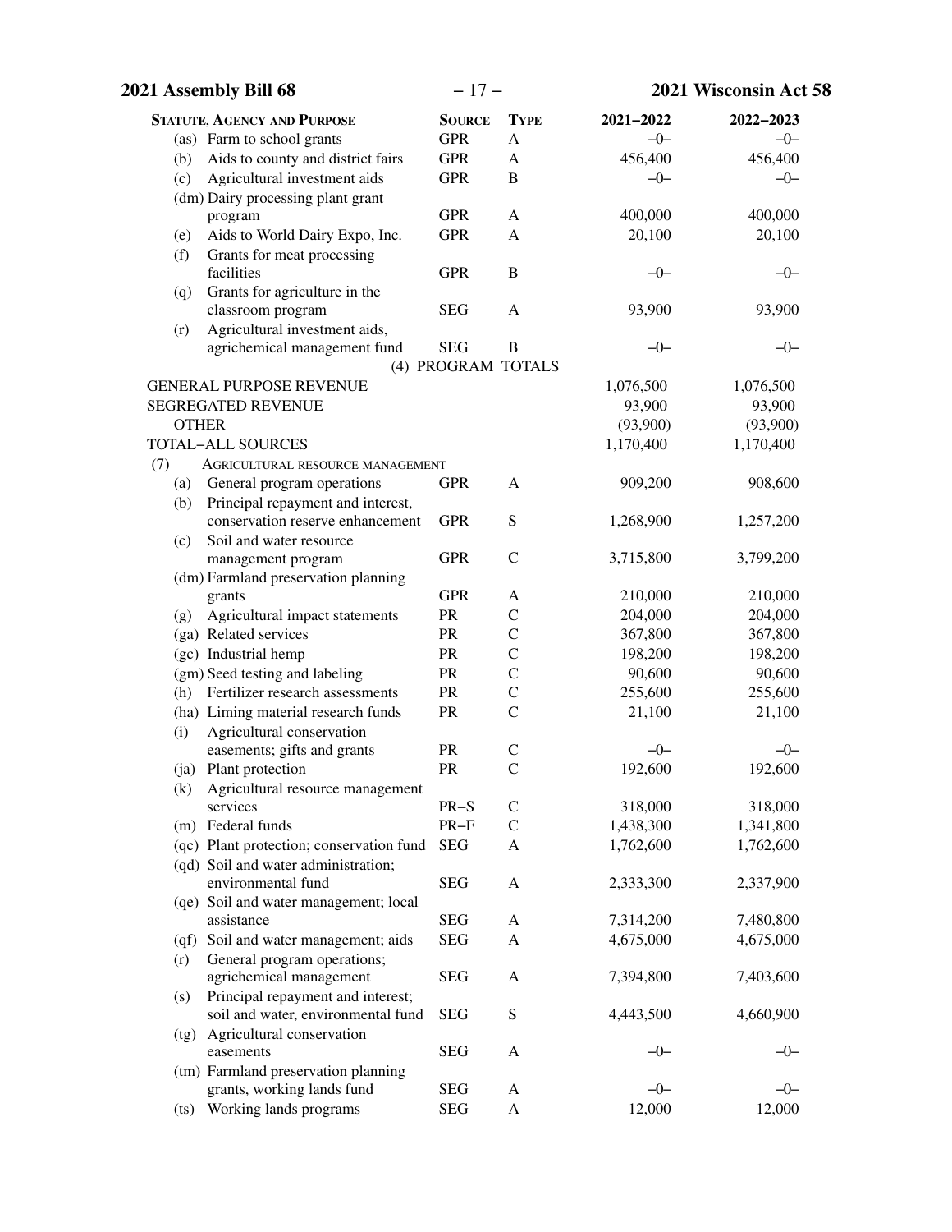| Statute, Agency and Purpose | Source | Type | 2021–2022 | 2022–2023 |
|---|---|---|---|---|
| (as) Farm to school grants | GPR | A | –0– | –0– |
| (b) Aids to county and district fairs | GPR | A | 456,400 | 456,400 |
| (c) Agricultural investment aids | GPR | B | –0– | –0– |
| (dm) Dairy processing plant grant program | GPR | A | 400,000 | 400,000 |
| (e) Aids to World Dairy Expo, Inc. | GPR | A | 20,100 | 20,100 |
| (f) Grants for meat processing facilities | GPR | B | –0– | –0– |
| (q) Grants for agriculture in the classroom program | SEG | A | 93,900 | 93,900 |
| (r) Agricultural investment aids, agrichemical management fund | SEG | B | –0– | –0– |
| (4) PROGRAM TOTALS | | | | |
| GENERAL PURPOSE REVENUE | | | 1,076,500 | 1,076,500 |
| SEGREGATED REVENUE | | | 93,900 | 93,900 |
| OTHER | | | (93,900) | (93,900) |
| TOTAL–ALL SOURCES | | | 1,170,400 | 1,170,400 |
| (7) AGRICULTURAL RESOURCE MANAGEMENT | | | | |
| (a) General program operations | GPR | A | 909,200 | 908,600 |
| (b) Principal repayment and interest, conservation reserve enhancement | GPR | S | 1,268,900 | 1,257,200 |
| (c) Soil and water resource management program | GPR | C | 3,715,800 | 3,799,200 |
| (dm) Farmland preservation planning grants | GPR | A | 210,000 | 210,000 |
| (g) Agricultural impact statements | PR | C | 204,000 | 204,000 |
| (ga) Related services | PR | C | 367,800 | 367,800 |
| (gc) Industrial hemp | PR | C | 198,200 | 198,200 |
| (gm) Seed testing and labeling | PR | C | 90,600 | 90,600 |
| (h) Fertilizer research assessments | PR | C | 255,600 | 255,600 |
| (ha) Liming material research funds | PR | C | 21,100 | 21,100 |
| (i) Agricultural conservation easements; gifts and grants | PR | C | –0– | –0– |
| (ja) Plant protection | PR | C | 192,600 | 192,600 |
| (k) Agricultural resource management services | PR–S | C | 318,000 | 318,000 |
| (m) Federal funds | PR–F | C | 1,438,300 | 1,341,800 |
| (qc) Plant protection; conservation fund | SEG | A | 1,762,600 | 1,762,600 |
| (qd) Soil and water administration; environmental fund | SEG | A | 2,333,300 | 2,337,900 |
| (qe) Soil and water management; local assistance | SEG | A | 7,314,200 | 7,480,800 |
| (qf) Soil and water management; aids | SEG | A | 4,675,000 | 4,675,000 |
| (r) General program operations; agrichemical management | SEG | A | 7,394,800 | 7,403,600 |
| (s) Principal repayment and interest; soil and water, environmental fund | SEG | S | 4,443,500 | 4,660,900 |
| (tg) Agricultural conservation easements | SEG | A | –0– | –0– |
| (tm) Farmland preservation planning grants, working lands fund | SEG | A | –0– | –0– |
| (ts) Working lands programs | SEG | A | 12,000 | 12,000 |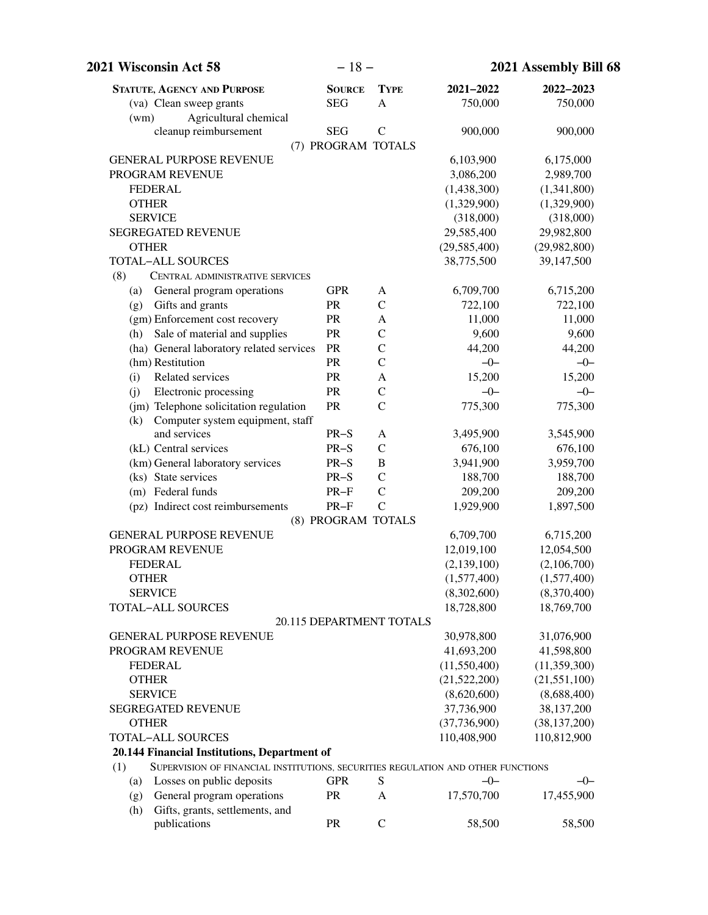| Statute, Agency and Purpose | Source | Type | 2021–2022 | 2022–2023 |
|---|---|---|---|---|
| (va) Clean sweep grants | SEG | A | 750,000 | 750,000 |
| (wm) Agricultural chemical cleanup reimbursement | SEG | C | 900,000 | 900,000 |
| (7) PROGRAM TOTALS | | | | |
| GENERAL PURPOSE REVENUE | | | 6,103,900 | 6,175,000 |
| PROGRAM REVENUE | | | 3,086,200 | 2,989,700 |
| FEDERAL | | | (1,438,300) | (1,341,800) |
| OTHER | | | (1,329,900) | (1,329,900) |
| SERVICE | | | (318,000) | (318,000) |
| SEGREGATED REVENUE | | | 29,585,400 | 29,982,800 |
| OTHER | | | (29,585,400) | (29,982,800) |
| TOTAL–ALL SOURCES | | | 38,775,500 | 39,147,500 |
| (8) CENTRAL ADMINISTRATIVE SERVICES | | | | |
| (a) General program operations | GPR | A | 6,709,700 | 6,715,200 |
| (g) Gifts and grants | PR | C | 722,100 | 722,100 |
| (gm) Enforcement cost recovery | PR | A | 11,000 | 11,000 |
| (h) Sale of material and supplies | PR | C | 9,600 | 9,600 |
| (ha) General laboratory related services | PR | C | 44,200 | 44,200 |
| (hm) Restitution | PR | C | –0– | –0– |
| (i) Related services | PR | A | 15,200 | 15,200 |
| (j) Electronic processing | PR | C | –0– | –0– |
| (jm) Telephone solicitation regulation | PR | C | 775,300 | 775,300 |
| (k) Computer system equipment, staff and services | PR–S | A | 3,495,900 | 3,545,900 |
| (kL) Central services | PR–S | C | 676,100 | 676,100 |
| (km) General laboratory services | PR–S | B | 3,941,900 | 3,959,700 |
| (ks) State services | PR–S | C | 188,700 | 188,700 |
| (m) Federal funds | PR–F | C | 209,200 | 209,200 |
| (pz) Indirect cost reimbursements | PR–F | C | 1,929,900 | 1,897,500 |
| (8) PROGRAM TOTALS | | | | |
| GENERAL PURPOSE REVENUE | | | 6,709,700 | 6,715,200 |
| PROGRAM REVENUE | | | 12,019,100 | 12,054,500 |
| FEDERAL | | | (2,139,100) | (2,106,700) |
| OTHER | | | (1,577,400) | (1,577,400) |
| SERVICE | | | (8,302,600) | (8,370,400) |
| TOTAL–ALL SOURCES | | | 18,728,800 | 18,769,700 |
| 20.115 DEPARTMENT TOTALS | | | | |
| GENERAL PURPOSE REVENUE | | | 30,978,800 | 31,076,900 |
| PROGRAM REVENUE | | | 41,693,200 | 41,598,800 |
| FEDERAL | | | (11,550,400) | (11,359,300) |
| OTHER | | | (21,522,200) | (21,551,100) |
| SERVICE | | | (8,620,600) | (8,688,400) |
| SEGREGATED REVENUE | | | 37,736,900 | 38,137,200 |
| OTHER | | | (37,736,900) | (38,137,200) |
| TOTAL–ALL SOURCES | | | 110,408,900 | 110,812,900 |
| **20.144 Financial Institutions, Department of** | | | | |
| (1) SUPERVISION OF FINANCIAL INSTITUTIONS, SECURITIES REGULATION AND OTHER FUNCTIONS | | | | |
| (a) Losses on public deposits | GPR | S | –0– | –0– |
| (g) General program operations | PR | A | 17,570,700 | 17,455,900 |
| (h) Gifts, grants, settlements, and publications | PR | C | 58,500 | 58,500 |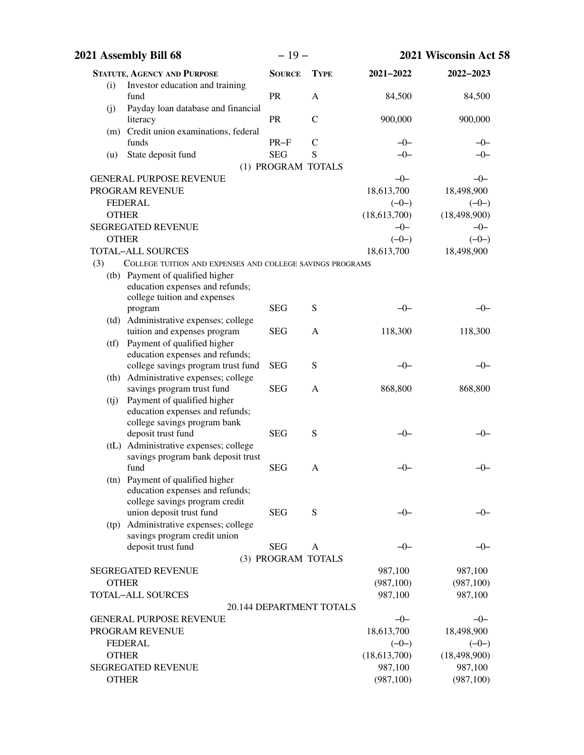| STATUTE, AGENCY AND PURPOSE | SOURCE | TYPE | 2021–2022 | 2022–2023 |
|---|---|---|---|---|
| (i) Investor education and training fund | PR | A | 84,500 | 84,500 |
| (j) Payday loan database and financial literacy | PR | C | 900,000 | 900,000 |
| (m) Credit union examinations, federal funds | PR–F | C | –0– | –0– |
| (u) State deposit fund | SEG | S | –0– | –0– |
| (1) PROGRAM TOTALS | | | | |
| GENERAL PURPOSE REVENUE | | | –0– | –0– |
| PROGRAM REVENUE | | | 18,613,700 | 18,498,900 |
| FEDERAL | | | (–0–) | (–0–) |
| OTHER | | | (18,613,700) | (18,498,900) |
| SEGREGATED REVENUE | | | –0– | –0– |
| OTHER | | | (–0–) | (–0–) |
| TOTAL–ALL SOURCES | | | 18,613,700 | 18,498,900 |
| (3) COLLEGE TUITION AND EXPENSES AND COLLEGE SAVINGS PROGRAMS | | | | |
| (tb) Payment of qualified higher education expenses and refunds; college tuition and expenses program | SEG | S | –0– | –0– |
| (td) Administrative expenses; college tuition and expenses program | SEG | A | 118,300 | 118,300 |
| (tf) Payment of qualified higher education expenses and refunds; college savings program trust fund | SEG | S | –0– | –0– |
| (th) Administrative expenses; college savings program trust fund | SEG | A | 868,800 | 868,800 |
| (tj) Payment of qualified higher education expenses and refunds; college savings program bank deposit trust fund | SEG | S | –0– | –0– |
| (tL) Administrative expenses; college savings program bank deposit trust fund | SEG | A | –0– | –0– |
| (tn) Payment of qualified higher education expenses and refunds; college savings program credit union deposit trust fund | SEG | S | –0– | –0– |
| (tp) Administrative expenses; college savings program credit union deposit trust fund | SEG | A | –0– | –0– |
| (3) PROGRAM TOTALS | | | | |
| SEGREGATED REVENUE | | | 987,100 | 987,100 |
| OTHER | | | (987,100) | (987,100) |
| TOTAL–ALL SOURCES | | | 987,100 | 987,100 |
| 20.144 DEPARTMENT TOTALS | | | | |
| GENERAL PURPOSE REVENUE | | | –0– | –0– |
| PROGRAM REVENUE | | | 18,613,700 | 18,498,900 |
| FEDERAL | | | (–0–) | (–0–) |
| OTHER | | | (18,613,700) | (18,498,900) |
| SEGREGATED REVENUE | | | 987,100 | 987,100 |
| OTHER | | | (987,100) | (987,100) |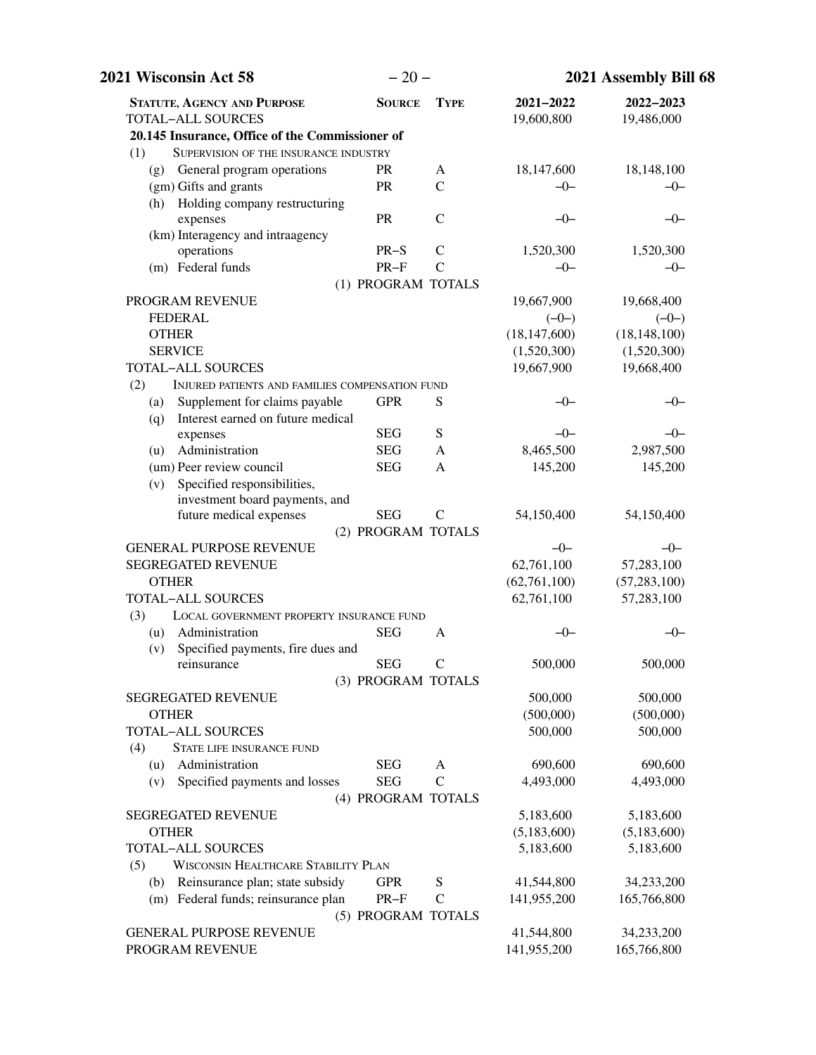| STATUTE, AGENCY AND PURPOSE | SOURCE | TYPE | 2021–2022 | 2022–2023 |
|---|---|---|---|---|
| TOTAL–ALL SOURCES | | | 19,600,800 | 19,486,000 |
| **20.145 Insurance, Office of the Commissioner of** | | | | |
| (1) SUPERVISION OF THE INSURANCE INDUSTRY | | | | |
| (g) General program operations | PR | A | 18,147,600 | 18,148,100 |
| (gm) Gifts and grants | PR | C | –0– | –0– |
| (h) Holding company restructuring expenses | PR | C | –0– | –0– |
| (km) Interagency and intraagency operations | PR–S | C | 1,520,300 | 1,520,300 |
| (m) Federal funds | PR–F | C | –0– | –0– |
| (1) PROGRAM TOTALS | | | | |
| PROGRAM REVENUE | | | 19,667,900 | 19,668,400 |
| FEDERAL | | | (–0–) | (–0–) |
| OTHER | | | (18,147,600) | (18,148,100) |
| SERVICE | | | (1,520,300) | (1,520,300) |
| TOTAL–ALL SOURCES | | | 19,667,900 | 19,668,400 |
| (2) INJURED PATIENTS AND FAMILIES COMPENSATION FUND | | | | |
| (a) Supplement for claims payable | GPR | S | –0– | –0– |
| (q) Interest earned on future medical expenses | SEG | S | –0– | –0– |
| (u) Administration | SEG | A | 8,465,500 | 2,987,500 |
| (um) Peer review council | SEG | A | 145,200 | 145,200 |
| (v) Specified responsibilities, investment board payments, and future medical expenses | SEG | C | 54,150,400 | 54,150,400 |
| (2) PROGRAM TOTALS | | | | |
| GENERAL PURPOSE REVENUE | | | –0– | –0– |
| SEGREGATED REVENUE | | | 62,761,100 | 57,283,100 |
| OTHER | | | (62,761,100) | (57,283,100) |
| TOTAL–ALL SOURCES | | | 62,761,100 | 57,283,100 |
| (3) LOCAL GOVERNMENT PROPERTY INSURANCE FUND | | | | |
| (u) Administration | SEG | A | –0– | –0– |
| (v) Specified payments, fire dues and reinsurance | SEG | C | 500,000 | 500,000 |
| (3) PROGRAM TOTALS | | | | |
| SEGREGATED REVENUE | | | 500,000 | 500,000 |
| OTHER | | | (500,000) | (500,000) |
| TOTAL–ALL SOURCES | | | 500,000 | 500,000 |
| (4) STATE LIFE INSURANCE FUND | | | | |
| (u) Administration | SEG | A | 690,600 | 690,600 |
| (v) Specified payments and losses | SEG | C | 4,493,000 | 4,493,000 |
| (4) PROGRAM TOTALS | | | | |
| SEGREGATED REVENUE | | | 5,183,600 | 5,183,600 |
| OTHER | | | (5,183,600) | (5,183,600) |
| TOTAL–ALL SOURCES | | | 5,183,600 | 5,183,600 |
| (5) WISCONSIN HEALTHCARE STABILITY PLAN | | | | |
| (b) Reinsurance plan; state subsidy | GPR | S | 41,544,800 | 34,233,200 |
| (m) Federal funds; reinsurance plan | PR–F | C | 141,955,200 | 165,766,800 |
| (5) PROGRAM TOTALS | | | | |
| GENERAL PURPOSE REVENUE | | | 41,544,800 | 34,233,200 |
| PROGRAM REVENUE | | | 141,955,200 | 165,766,800 |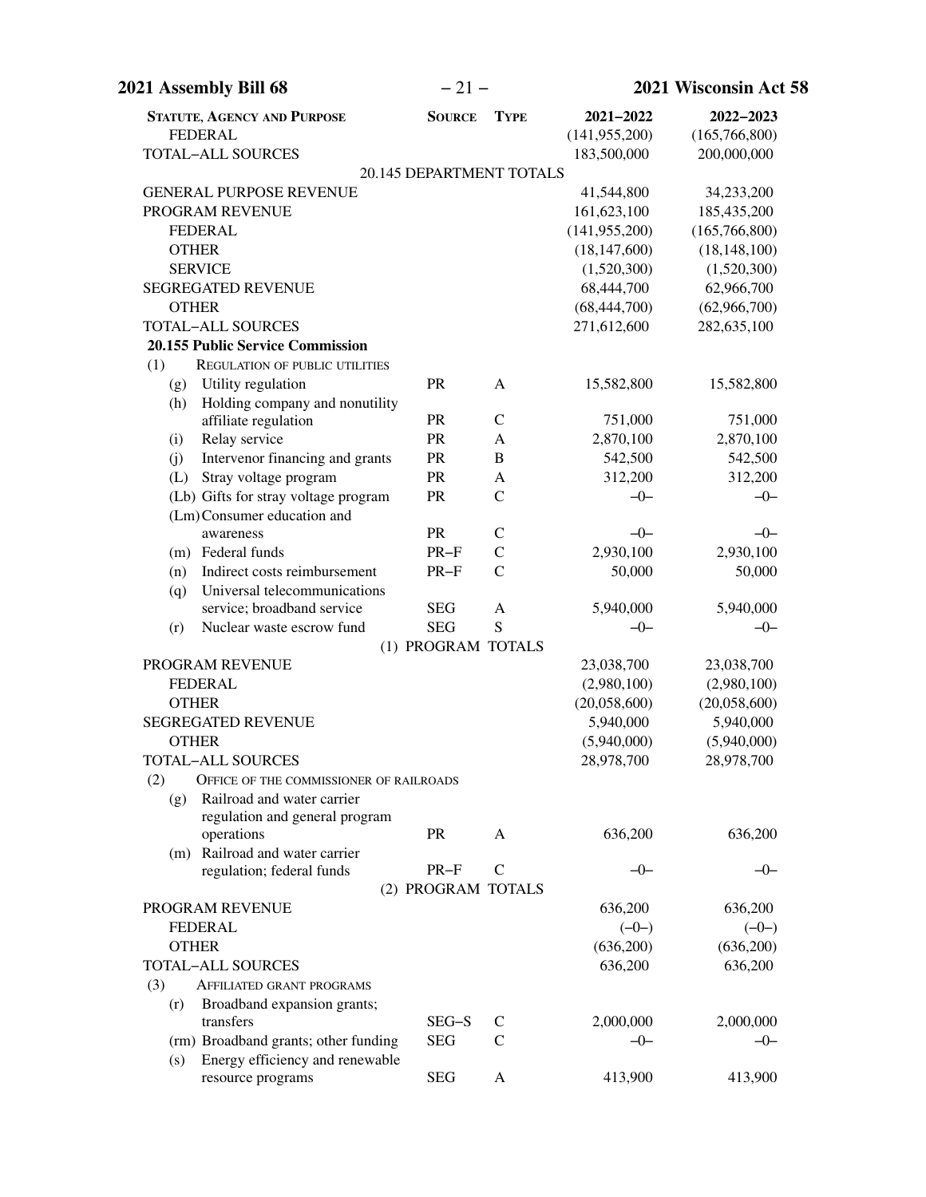| Statute, Agency and Purpose | Source | Type | 2021–2022 | 2022–2023 |
|---|---|---|---|---|
| FEDERAL | | | (141,955,200) | (165,766,800) |
| TOTAL–ALL SOURCES | | | 183,500,000 | 200,000,000 |
| 20.145 DEPARTMENT TOTALS | | | | |
| GENERAL PURPOSE REVENUE | | | 41,544,800 | 34,233,200 |
| PROGRAM REVENUE | | | 161,623,100 | 185,435,200 |
| FEDERAL | | | (141,955,200) | (165,766,800) |
| OTHER | | | (18,147,600) | (18,148,100) |
| SERVICE | | | (1,520,300) | (1,520,300) |
| SEGREGATED REVENUE | | | 68,444,700 | 62,966,700 |
| OTHER | | | (68,444,700) | (62,966,700) |
| TOTAL–ALL SOURCES | | | 271,612,600 | 282,635,100 |
| **20.155 Public Service Commission** | | | | |
| (1) REGULATION OF PUBLIC UTILITIES | | | | |
| (g) Utility regulation | PR | A | 15,582,800 | 15,582,800 |
| (h) Holding company and nonutility affiliate regulation | PR | C | 751,000 | 751,000 |
| (i) Relay service | PR | A | 2,870,100 | 2,870,100 |
| (j) Intervenor financing and grants | PR | B | 542,500 | 542,500 |
| (L) Stray voltage program | PR | A | 312,200 | 312,200 |
| (Lb) Gifts for stray voltage program | PR | C | –0– | –0– |
| (Lm) Consumer education and awareness | PR | C | –0– | –0– |
| (m) Federal funds | PR–F | C | 2,930,100 | 2,930,100 |
| (n) Indirect costs reimbursement | PR–F | C | 50,000 | 50,000 |
| (q) Universal telecommunications service; broadband service | SEG | A | 5,940,000 | 5,940,000 |
| (r) Nuclear waste escrow fund | SEG | S | –0– | –0– |
| (1) PROGRAM TOTALS | | | | |
| PROGRAM REVENUE | | | 23,038,700 | 23,038,700 |
| FEDERAL | | | (2,980,100) | (2,980,100) |
| OTHER | | | (20,058,600) | (20,058,600) |
| SEGREGATED REVENUE | | | 5,940,000 | 5,940,000 |
| OTHER | | | (5,940,000) | (5,940,000) |
| TOTAL–ALL SOURCES | | | 28,978,700 | 28,978,700 |
| (2) OFFICE OF THE COMMISSIONER OF RAILROADS | | | | |
| (g) Railroad and water carrier regulation and general program operations | PR | A | 636,200 | 636,200 |
| (m) Railroad and water carrier regulation; federal funds | PR–F | C | –0– | –0– |
| (2) PROGRAM TOTALS | | | | |
| PROGRAM REVENUE | | | 636,200 | 636,200 |
| FEDERAL | | | (–0–) | (–0–) |
| OTHER | | | (636,200) | (636,200) |
| TOTAL–ALL SOURCES | | | 636,200 | 636,200 |
| (3) AFFILIATED GRANT PROGRAMS | | | | |
| (r) Broadband expansion grants; transfers | SEG–S | C | 2,000,000 | 2,000,000 |
| (rm) Broadband grants; other funding | SEG | C | –0– | –0– |
| (s) Energy efficiency and renewable resource programs | SEG | A | 413,900 | 413,900 |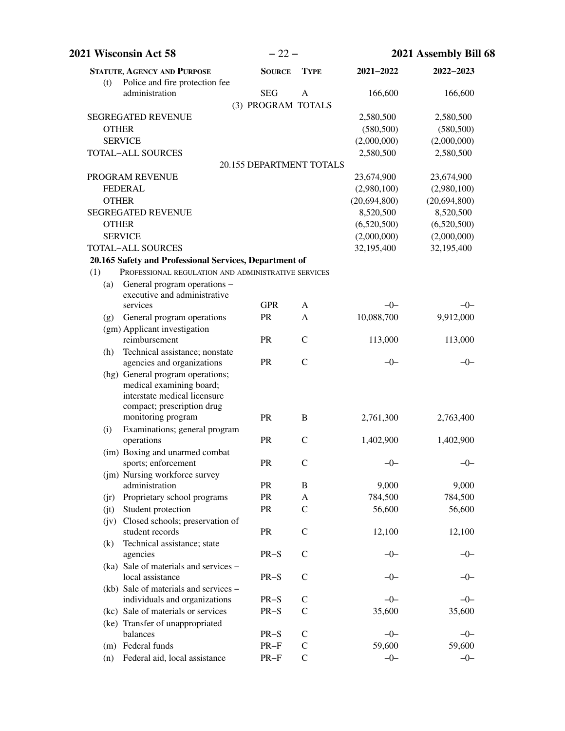| Statute, Agency and Purpose | Source | Type | 2021–2022 | 2022–2023 |
|---|---|---|---|---|
| (t) Police and fire protection fee administration | SEG | A | 166,600 | 166,600 |
| (3) PROGRAM TOTALS | | | | |
| SEGREGATED REVENUE | | | 2,580,500 | 2,580,500 |
| OTHER | | | (580,500) | (580,500) |
| SERVICE | | | (2,000,000) | (2,000,000) |
| TOTAL–ALL SOURCES | | | 2,580,500 | 2,580,500 |
| 20.155 DEPARTMENT TOTALS | | | | |
| PROGRAM REVENUE | | | 23,674,900 | 23,674,900 |
| FEDERAL | | | (2,980,100) | (2,980,100) |
| OTHER | | | (20,694,800) | (20,694,800) |
| SEGREGATED REVENUE | | | 8,520,500 | 8,520,500 |
| OTHER | | | (6,520,500) | (6,520,500) |
| SERVICE | | | (2,000,000) | (2,000,000) |
| TOTAL–ALL SOURCES | | | 32,195,400 | 32,195,400 |
| **20.165 Safety and Professional Services, Department of** | | | | |
| (1) PROFESSIONAL REGULATION AND ADMINISTRATIVE SERVICES | | | | |
| (a) General program operations – executive and administrative services | GPR | A | –0– | –0– |
| (g) General program operations | PR | A | 10,088,700 | 9,912,000 |
| (gm) Applicant investigation reimbursement | PR | C | 113,000 | 113,000 |
| (h) Technical assistance; nonstate agencies and organizations | PR | C | –0– | –0– |
| (hg) General program operations; medical examining board; interstate medical licensure compact; prescription drug monitoring program | PR | B | 2,761,300 | 2,763,400 |
| (i) Examinations; general program operations | PR | C | 1,402,900 | 1,402,900 |
| (im) Boxing and unarmed combat sports; enforcement | PR | C | –0– | –0– |
| (jm) Nursing workforce survey administration | PR | B | 9,000 | 9,000 |
| (jr) Proprietary school programs | PR | A | 784,500 | 784,500 |
| (jt) Student protection | PR | C | 56,600 | 56,600 |
| (jv) Closed schools; preservation of student records | PR | C | 12,100 | 12,100 |
| (k) Technical assistance; state agencies | PR–S | C | –0– | –0– |
| (ka) Sale of materials and services – local assistance | PR–S | C | –0– | –0– |
| (kb) Sale of materials and services – individuals and organizations | PR–S | C | –0– | –0– |
| (kc) Sale of materials or services | PR–S | C | 35,600 | 35,600 |
| (ke) Transfer of unappropriated balances | PR–S | C | –0– | –0– |
| (m) Federal funds | PR–F | C | 59,600 | 59,600 |
| (n) Federal aid, local assistance | PR–F | C | –0– | –0– |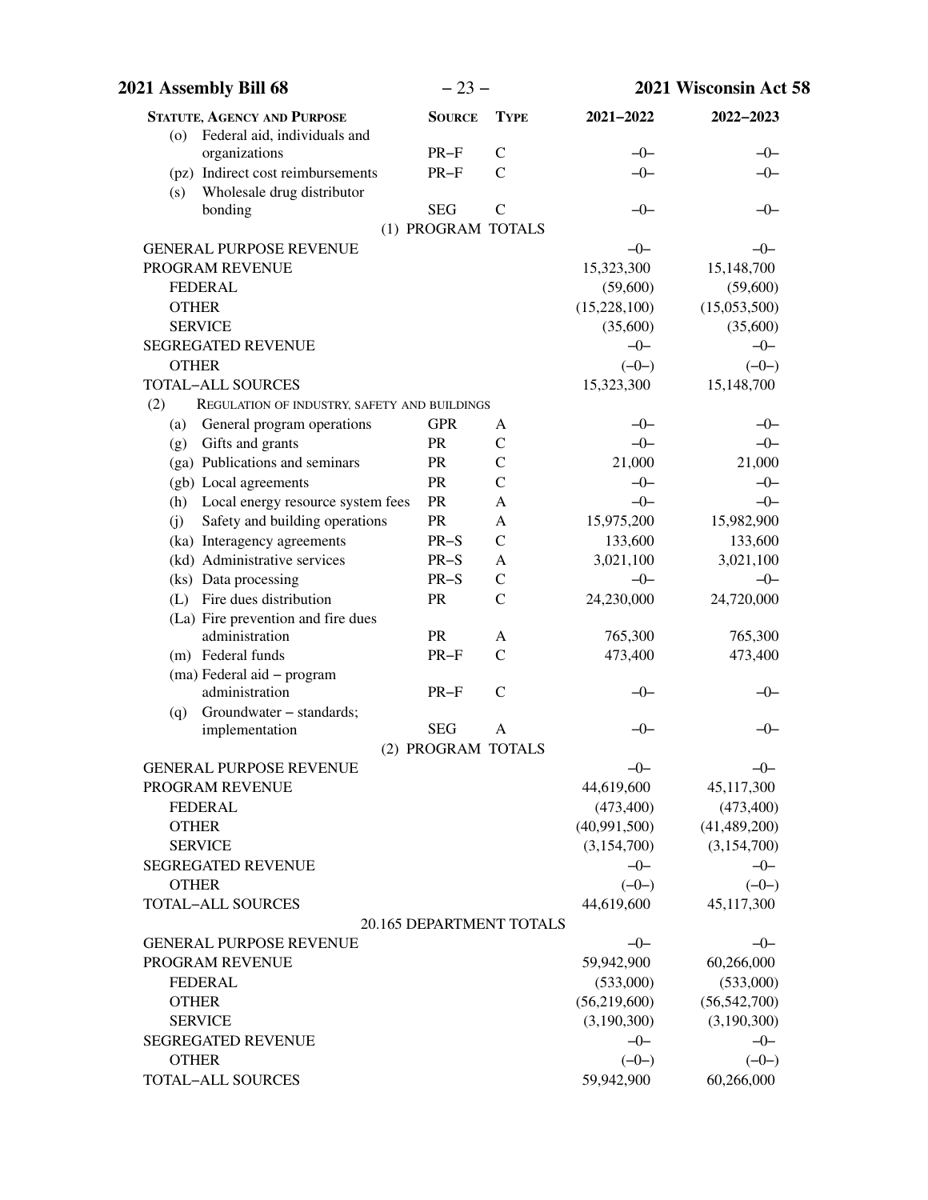| STATUTE, AGENCY AND PURPOSE | SOURCE | TYPE | 2021–2022 | 2022–2023 |
|---|---|---|---|---|
| (o) Federal aid, individuals and organizations | PR–F | C | –0– | –0– |
| (pz) Indirect cost reimbursements | PR–F | C | –0– | –0– |
| (s) Wholesale drug distributor bonding | SEG | C | –0– | –0– |
| (1) PROGRAM TOTALS | | | | |
| GENERAL PURPOSE REVENUE | | | –0– | –0– |
| PROGRAM REVENUE | | | 15,323,300 | 15,148,700 |
| FEDERAL | | | (59,600) | (59,600) |
| OTHER | | | (15,228,100) | (15,053,500) |
| SERVICE | | | (35,600) | (35,600) |
| SEGREGATED REVENUE | | | –0– | –0– |
| OTHER | | | (–0–) | (–0–) |
| TOTAL–ALL SOURCES | | | 15,323,300 | 15,148,700 |
| (2) REGULATION OF INDUSTRY, SAFETY AND BUILDINGS | | | | |
| (a) General program operations | GPR | A | –0– | –0– |
| (g) Gifts and grants | PR | C | –0– | –0– |
| (ga) Publications and seminars | PR | C | 21,000 | 21,000 |
| (gb) Local agreements | PR | C | –0– | –0– |
| (h) Local energy resource system fees | PR | A | –0– | –0– |
| (j) Safety and building operations | PR | A | 15,975,200 | 15,982,900 |
| (ka) Interagency agreements | PR–S | C | 133,600 | 133,600 |
| (kd) Administrative services | PR–S | A | 3,021,100 | 3,021,100 |
| (ks) Data processing | PR–S | C | –0– | –0– |
| (L) Fire dues distribution | PR | C | 24,230,000 | 24,720,000 |
| (La) Fire prevention and fire dues administration | PR | A | 765,300 | 765,300 |
| (m) Federal funds | PR–F | C | 473,400 | 473,400 |
| (ma) Federal aid – program administration | PR–F | C | –0– | –0– |
| (q) Groundwater – standards; implementation | SEG | A | –0– | –0– |
| (2) PROGRAM TOTALS | | | | |
| GENERAL PURPOSE REVENUE | | | –0– | –0– |
| PROGRAM REVENUE | | | 44,619,600 | 45,117,300 |
| FEDERAL | | | (473,400) | (473,400) |
| OTHER | | | (40,991,500) | (41,489,200) |
| SERVICE | | | (3,154,700) | (3,154,700) |
| SEGREGATED REVENUE | | | –0– | –0– |
| OTHER | | | (–0–) | (–0–) |
| TOTAL–ALL SOURCES | | | 44,619,600 | 45,117,300 |
| 20.165 DEPARTMENT TOTALS | | | | |
| GENERAL PURPOSE REVENUE | | | –0– | –0– |
| PROGRAM REVENUE | | | 59,942,900 | 60,266,000 |
| FEDERAL | | | (533,000) | (533,000) |
| OTHER | | | (56,219,600) | (56,542,700) |
| SERVICE | | | (3,190,300) | (3,190,300) |
| SEGREGATED REVENUE | | | –0– | –0– |
| OTHER | | | (–0–) | (–0–) |
| TOTAL–ALL SOURCES | | | 59,942,900 | 60,266,000 |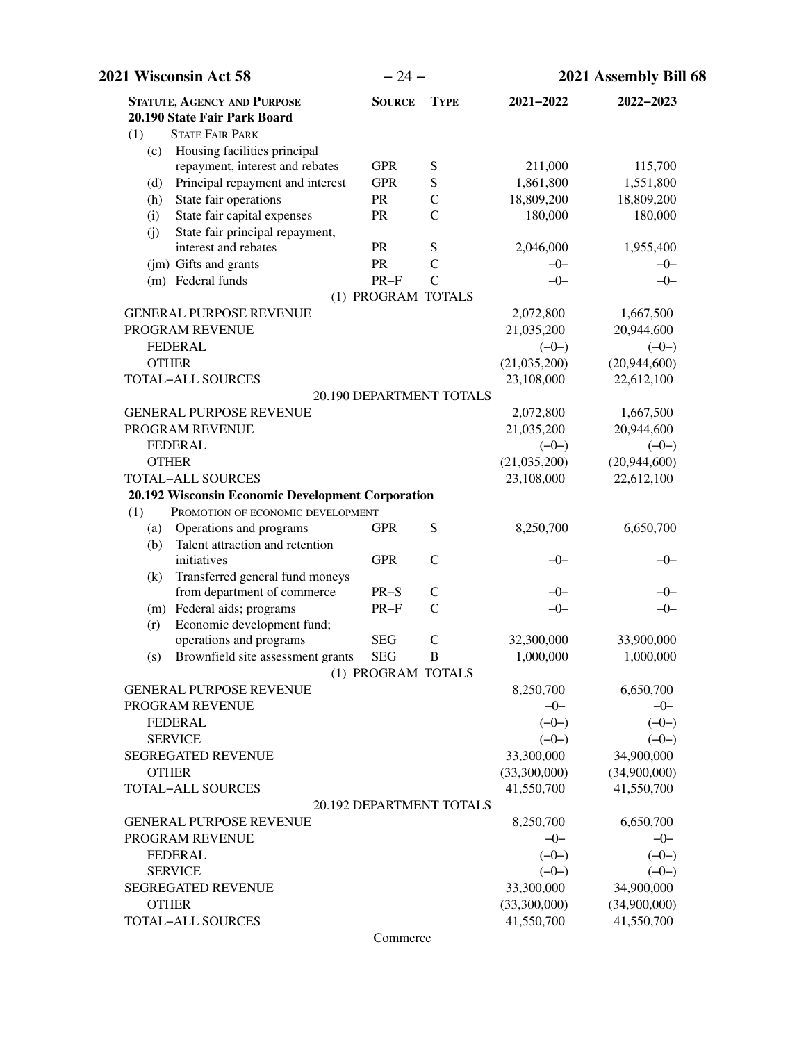| STATUTE, AGENCY AND PURPOSE | SOURCE | TYPE | 2021–2022 | 2022–2023 |
|---|---|---|---|---|
| **20.190 State Fair Park Board** | | | | |
| (1) STATE FAIR PARK | | | | |
| (c) Housing facilities principal repayment, interest and rebates | GPR | S | 211,000 | 115,700 |
| (d) Principal repayment and interest | GPR | S | 1,861,800 | 1,551,800 |
| (h) State fair operations | PR | C | 18,809,200 | 18,809,200 |
| (i) State fair capital expenses | PR | C | 180,000 | 180,000 |
| (j) State fair principal repayment, interest and rebates | PR | S | 2,046,000 | 1,955,400 |
| (jm) Gifts and grants | PR | C | –0– | –0– |
| (m) Federal funds | PR–F | C | –0– | –0– |
| (1) PROGRAM TOTALS | | | | |
| GENERAL PURPOSE REVENUE | | | 2,072,800 | 1,667,500 |
| PROGRAM REVENUE | | | 21,035,200 | 20,944,600 |
| FEDERAL | | | (–0–) | (–0–) |
| OTHER | | | (21,035,200) | (20,944,600) |
| TOTAL–ALL SOURCES | | | 23,108,000 | 22,612,100 |
| 20.190 DEPARTMENT TOTALS | | | | |
| GENERAL PURPOSE REVENUE | | | 2,072,800 | 1,667,500 |
| PROGRAM REVENUE | | | 21,035,200 | 20,944,600 |
| FEDERAL | | | (–0–) | (–0–) |
| OTHER | | | (21,035,200) | (20,944,600) |
| TOTAL–ALL SOURCES | | | 23,108,000 | 22,612,100 |
| **20.192 Wisconsin Economic Development Corporation** | | | | |
| (1) PROMOTION OF ECONOMIC DEVELOPMENT | | | | |
| (a) Operations and programs | GPR | S | 8,250,700 | 6,650,700 |
| (b) Talent attraction and retention initiatives | GPR | C | –0– | –0– |
| (k) Transferred general fund moneys from department of commerce | PR–S | C | –0– | –0– |
| (m) Federal aids; programs | PR–F | C | –0– | –0– |
| (r) Economic development fund; operations and programs | SEG | C | 32,300,000 | 33,900,000 |
| (s) Brownfield site assessment grants | SEG | B | 1,000,000 | 1,000,000 |
| (1) PROGRAM TOTALS | | | | |
| GENERAL PURPOSE REVENUE | | | 8,250,700 | 6,650,700 |
| PROGRAM REVENUE | | | –0– | –0– |
| FEDERAL | | | (–0–) | (–0–) |
| SERVICE | | | (–0–) | (–0–) |
| SEGREGATED REVENUE | | | 33,300,000 | 34,900,000 |
| OTHER | | | (33,300,000) | (34,900,000) |
| TOTAL–ALL SOURCES | | | 41,550,700 | 41,550,700 |
| 20.192 DEPARTMENT TOTALS | | | | |
| GENERAL PURPOSE REVENUE | | | 8,250,700 | 6,650,700 |
| PROGRAM REVENUE | | | –0– | –0– |
| FEDERAL | | | (–0–) | (–0–) |
| SERVICE | | | (–0–) | (–0–) |
| SEGREGATED REVENUE | | | 33,300,000 | 34,900,000 |
| OTHER | | | (33,300,000) | (34,900,000) |
| TOTAL–ALL SOURCES | | | 41,550,700 | 41,550,700 |

Commerce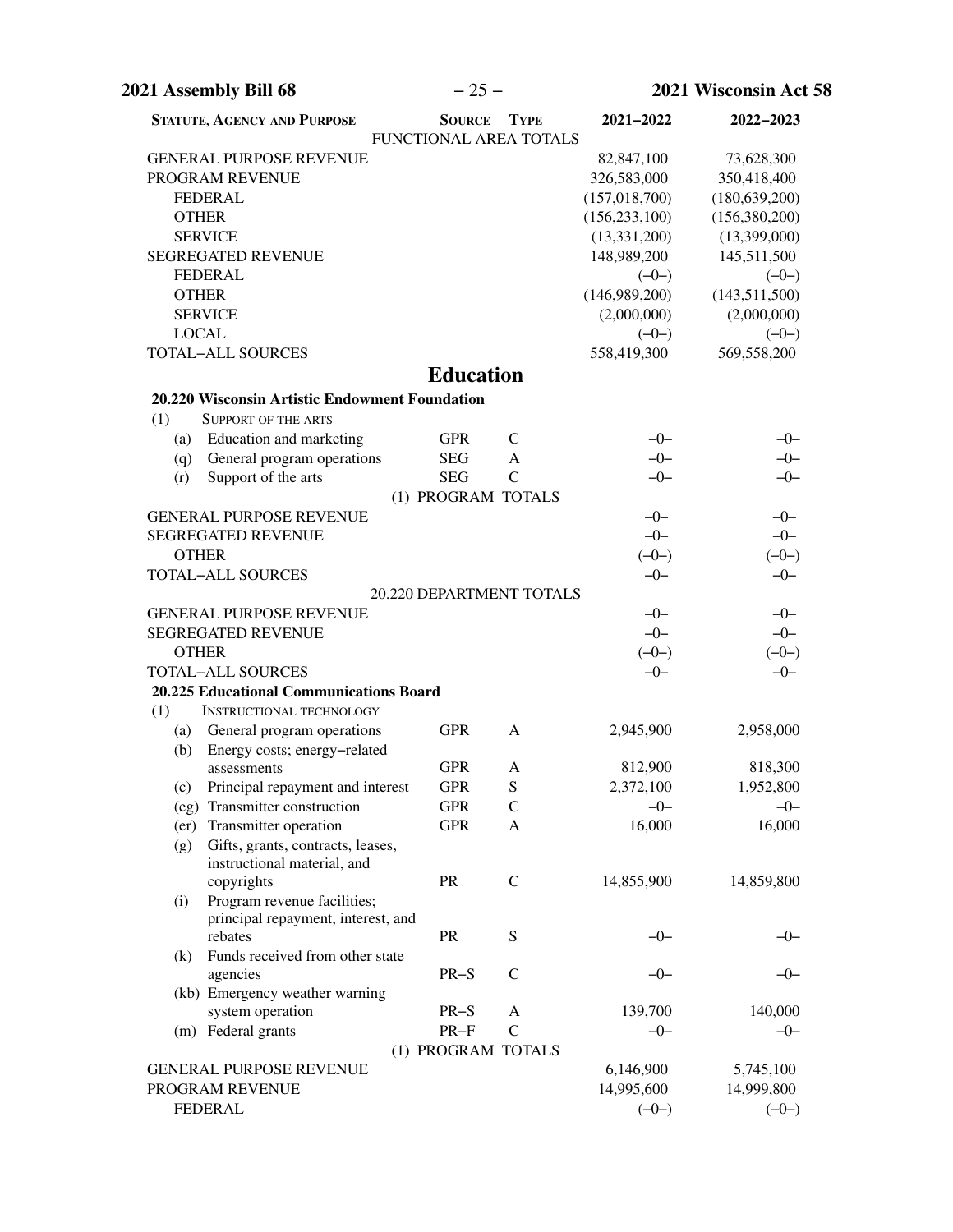| STATUTE, AGENCY AND PURPOSE | SOURCE | TYPE | 2021–2022 | 2022–2023 |
|---|---|---|---|---|
| FUNCTIONAL AREA TOTALS | | | | |
| GENERAL PURPOSE REVENUE | | | 82,847,100 | 73,628,300 |
| PROGRAM REVENUE | | | 326,583,000 | 350,418,400 |
| FEDERAL | | | (157,018,700) | (180,639,200) |
| OTHER | | | (156,233,100) | (156,380,200) |
| SERVICE | | | (13,331,200) | (13,399,000) |
| SEGREGATED REVENUE | | | 148,989,200 | 145,511,500 |
| FEDERAL | | | (–0–) | (–0–) |
| OTHER | | | (146,989,200) | (143,511,500) |
| SERVICE | | | (2,000,000) | (2,000,000) |
| LOCAL | | | (–0–) | (–0–) |
| TOTAL–ALL SOURCES | | | 558,419,300 | 569,558,200 |

## Education

| STATUTE, AGENCY AND PURPOSE | SOURCE | TYPE | 2021–2022 | 2022–2023 |
|---|---|---|---|---|
| **20.220 Wisconsin Artistic Endowment Foundation** | | | | |
| (1) SUPPORT OF THE ARTS | | | | |
| (a) Education and marketing | GPR | C | –0– | –0– |
| (q) General program operations | SEG | A | –0– | –0– |
| (r) Support of the arts | SEG | C | –0– | –0– |
| (1) PROGRAM TOTALS | | | | |
| GENERAL PURPOSE REVENUE | | | –0– | –0– |
| SEGREGATED REVENUE | | | –0– | –0– |
| OTHER | | | (–0–) | (–0–) |
| TOTAL–ALL SOURCES | | | –0– | –0– |
| 20.220 DEPARTMENT TOTALS | | | | |
| GENERAL PURPOSE REVENUE | | | –0– | –0– |
| SEGREGATED REVENUE | | | –0– | –0– |
| OTHER | | | (–0–) | (–0–) |
| TOTAL–ALL SOURCES | | | –0– | –0– |
| **20.225 Educational Communications Board** | | | | |
| (1) INSTRUCTIONAL TECHNOLOGY | | | | |
| (a) General program operations | GPR | A | 2,945,900 | 2,958,000 |
| (b) Energy costs; energy–related assessments | GPR | A | 812,900 | 818,300 |
| (c) Principal repayment and interest | GPR | S | 2,372,100 | 1,952,800 |
| (eg) Transmitter construction | GPR | C | –0– | –0– |
| (er) Transmitter operation | GPR | A | 16,000 | 16,000 |
| (g) Gifts, grants, contracts, leases, instructional material, and copyrights | PR | C | 14,855,900 | 14,859,800 |
| (i) Program revenue facilities; principal repayment, interest, and rebates | PR | S | –0– | –0– |
| (k) Funds received from other state agencies | PR–S | C | –0– | –0– |
| (kb) Emergency weather warning system operation | PR–S | A | 139,700 | 140,000 |
| (m) Federal grants | PR–F | C | –0– | –0– |
| (1) PROGRAM TOTALS | | | | |
| GENERAL PURPOSE REVENUE | | | 6,146,900 | 5,745,100 |
| PROGRAM REVENUE | | | 14,995,600 | 14,999,800 |
| FEDERAL | | | (–0–) | (–0–) |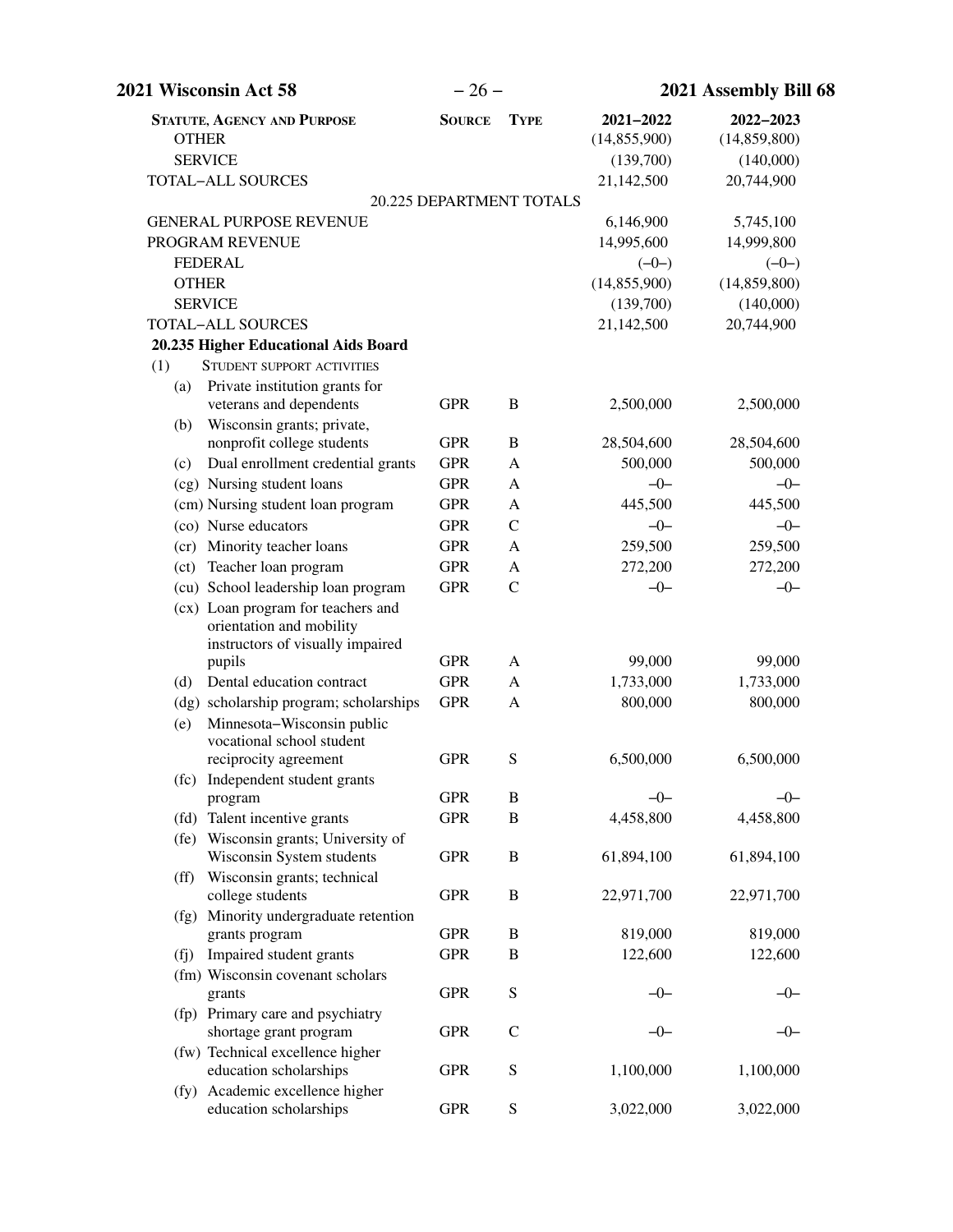| STATUTE, AGENCY AND PURPOSE | SOURCE | TYPE | 2021–2022 | 2022–2023 |
|---|---|---|---|---|
| OTHER | | | (14,855,900) | (14,859,800) |
| SERVICE | | | (139,700) | (140,000) |
| TOTAL–ALL SOURCES | | | 21,142,500 | 20,744,900 |
| 20.225 DEPARTMENT TOTALS | | | | |
| GENERAL PURPOSE REVENUE | | | 6,146,900 | 5,745,100 |
| PROGRAM REVENUE | | | 14,995,600 | 14,999,800 |
| FEDERAL | | | (–0–) | (–0–) |
| OTHER | | | (14,855,900) | (14,859,800) |
| SERVICE | | | (139,700) | (140,000) |
| TOTAL–ALL SOURCES | | | 21,142,500 | 20,744,900 |
| **20.235 Higher Educational Aids Board** | | | | |
| (1) STUDENT SUPPORT ACTIVITIES | | | | |
| (a) Private institution grants for veterans and dependents | GPR | B | 2,500,000 | 2,500,000 |
| (b) Wisconsin grants; private, nonprofit college students | GPR | B | 28,504,600 | 28,504,600 |
| (c) Dual enrollment credential grants | GPR | A | 500,000 | 500,000 |
| (cg) Nursing student loans | GPR | A | –0– | –0– |
| (cm) Nursing student loan program | GPR | A | 445,500 | 445,500 |
| (co) Nurse educators | GPR | C | –0– | –0– |
| (cr) Minority teacher loans | GPR | A | 259,500 | 259,500 |
| (ct) Teacher loan program | GPR | A | 272,200 | 272,200 |
| (cu) School leadership loan program | GPR | C | –0– | –0– |
| (cx) Loan program for teachers and orientation and mobility instructors of visually impaired pupils | GPR | A | 99,000 | 99,000 |
| (d) Dental education contract | GPR | A | 1,733,000 | 1,733,000 |
| (dg) scholarship program; scholarships | GPR | A | 800,000 | 800,000 |
| (e) Minnesota–Wisconsin public vocational school student reciprocity agreement | GPR | S | 6,500,000 | 6,500,000 |
| (fc) Independent student grants program | GPR | B | –0– | –0– |
| (fd) Talent incentive grants | GPR | B | 4,458,800 | 4,458,800 |
| (fe) Wisconsin grants; University of Wisconsin System students | GPR | B | 61,894,100 | 61,894,100 |
| (ff) Wisconsin grants; technical college students | GPR | B | 22,971,700 | 22,971,700 |
| (fg) Minority undergraduate retention grants program | GPR | B | 819,000 | 819,000 |
| (fj) Impaired student grants | GPR | B | 122,600 | 122,600 |
| (fm) Wisconsin covenant scholars grants | GPR | S | –0– | –0– |
| (fp) Primary care and psychiatry shortage grant program | GPR | C | –0– | –0– |
| (fw) Technical excellence higher education scholarships | GPR | S | 1,100,000 | 1,100,000 |
| (fy) Academic excellence higher education scholarships | GPR | S | 3,022,000 | 3,022,000 |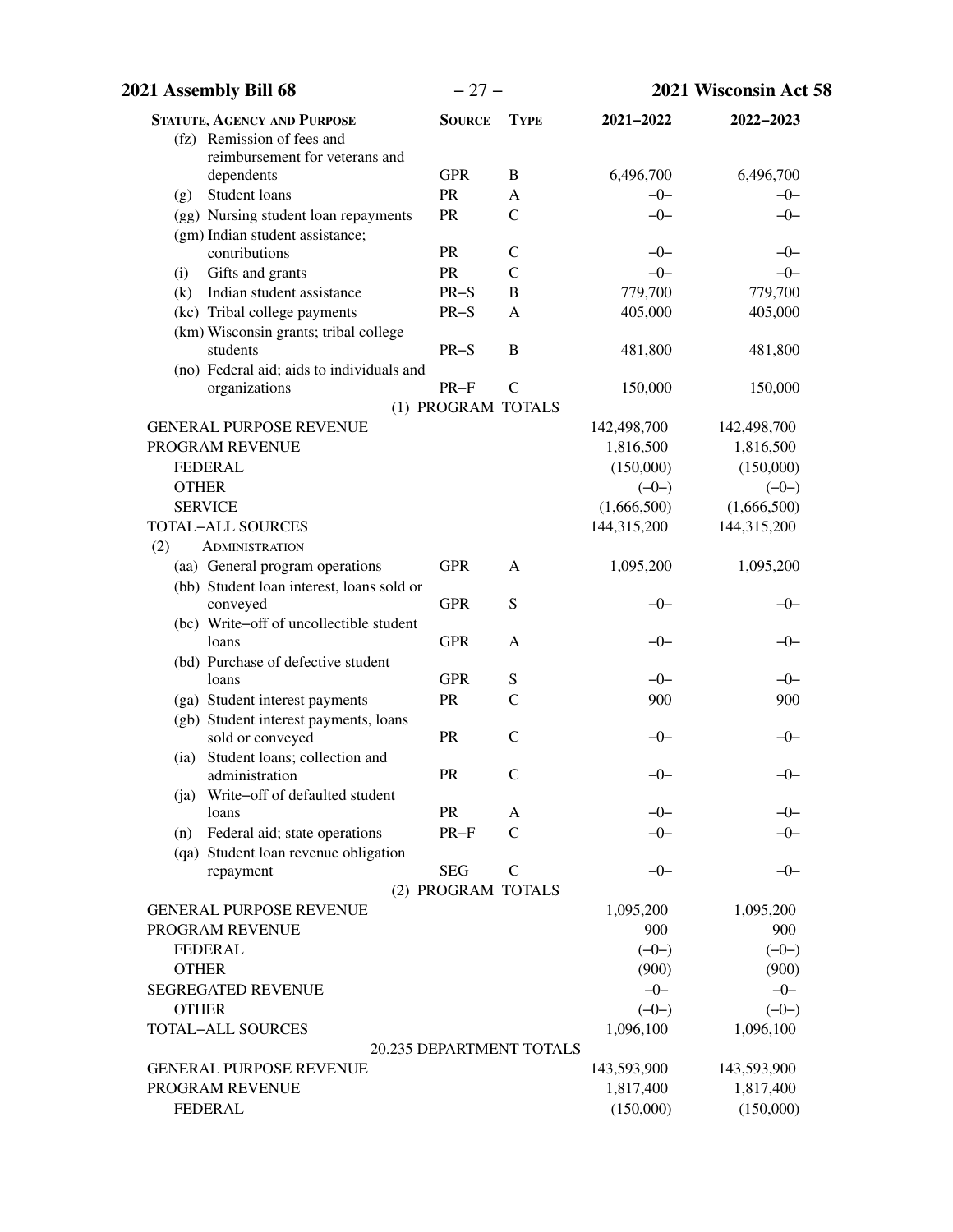| STATUTE, AGENCY AND PURPOSE | SOURCE | TYPE | 2021–2022 | 2022–2023 |
|---|---|---|---|---|
| (fz) Remission of fees and reimbursement for veterans and dependents | GPR | B | 6,496,700 | 6,496,700 |
| (g) Student loans | PR | A | –0– | –0– |
| (gg) Nursing student loan repayments | PR | C | –0– | –0– |
| (gm) Indian student assistance; contributions | PR | C | –0– | –0– |
| (i) Gifts and grants | PR | C | –0– | –0– |
| (k) Indian student assistance | PR–S | B | 779,700 | 779,700 |
| (kc) Tribal college payments | PR–S | A | 405,000 | 405,000 |
| (km) Wisconsin grants; tribal college students | PR–S | B | 481,800 | 481,800 |
| (no) Federal aid; aids to individuals and organizations | PR–F | C | 150,000 | 150,000 |
| (1) PROGRAM TOTALS | | | | |
| GENERAL PURPOSE REVENUE | | | 142,498,700 | 142,498,700 |
| PROGRAM REVENUE | | | 1,816,500 | 1,816,500 |
| FEDERAL | | | (150,000) | (150,000) |
| OTHER | | | (–0–) | (–0–) |
| SERVICE | | | (1,666,500) | (1,666,500) |
| TOTAL–ALL SOURCES | | | 144,315,200 | 144,315,200 |
| (2) ADMINISTRATION | | | | |
| (aa) General program operations | GPR | A | 1,095,200 | 1,095,200 |
| (bb) Student loan interest, loans sold or conveyed | GPR | S | –0– | –0– |
| (bc) Write–off of uncollectible student loans | GPR | A | –0– | –0– |
| (bd) Purchase of defective student loans | GPR | S | –0– | –0– |
| (ga) Student interest payments | PR | C | 900 | 900 |
| (gb) Student interest payments, loans sold or conveyed | PR | C | –0– | –0– |
| (ia) Student loans; collection and administration | PR | C | –0– | –0– |
| (ja) Write–off of defaulted student loans | PR | A | –0– | –0– |
| (n) Federal aid; state operations | PR–F | C | –0– | –0– |
| (qa) Student loan revenue obligation repayment | SEG | C | –0– | –0– |
| (2) PROGRAM TOTALS | | | | |
| GENERAL PURPOSE REVENUE | | | 1,095,200 | 1,095,200 |
| PROGRAM REVENUE | | | 900 | 900 |
| FEDERAL | | | (–0–) | (–0–) |
| OTHER | | | (900) | (900) |
| SEGREGATED REVENUE | | | –0– | –0– |
| OTHER | | | (–0–) | (–0–) |
| TOTAL–ALL SOURCES | | | 1,096,100 | 1,096,100 |
| 20.235 DEPARTMENT TOTALS | | | | |
| GENERAL PURPOSE REVENUE | | | 143,593,900 | 143,593,900 |
| PROGRAM REVENUE | | | 1,817,400 | 1,817,400 |
| FEDERAL | | | (150,000) | (150,000) |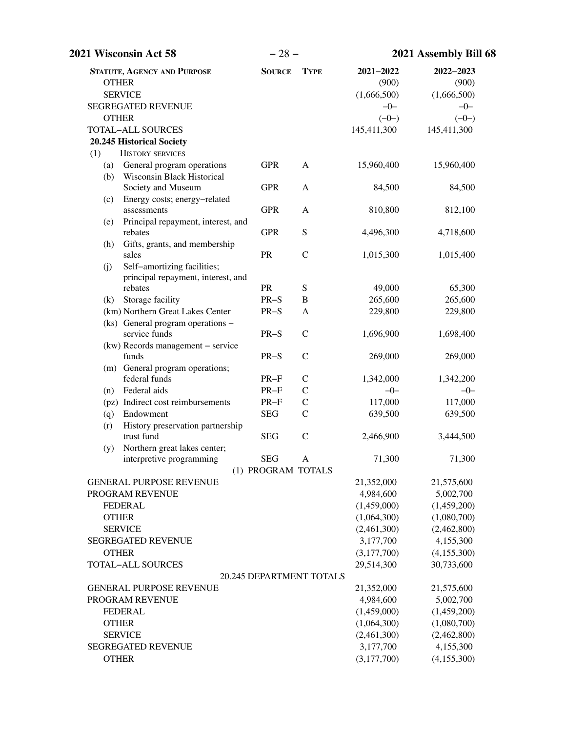| Statute, Agency and Purpose | Source | Type | 2021–2022 | 2022–2023 |
|---|---|---|---|---|
| OTHER | | | (900) | (900) |
| SERVICE | | | (1,666,500) | (1,666,500) |
| SEGREGATED REVENUE | | | –0– | –0– |
| OTHER | | | (–0–) | (–0–) |
| TOTAL–ALL SOURCES | | | 145,411,300 | 145,411,300 |
| **20.245 Historical Society** | | | | |
| (1) History services | | | | |
| (a) General program operations | GPR | A | 15,960,400 | 15,960,400 |
| (b) Wisconsin Black Historical Society and Museum | GPR | A | 84,500 | 84,500 |
| (c) Energy costs; energy–related assessments | GPR | A | 810,800 | 812,100 |
| (e) Principal repayment, interest, and rebates | GPR | S | 4,496,300 | 4,718,600 |
| (h) Gifts, grants, and membership sales | PR | C | 1,015,300 | 1,015,400 |
| (j) Self–amortizing facilities; principal repayment, interest, and rebates | PR | S | 49,000 | 65,300 |
| (k) Storage facility | PR–S | B | 265,600 | 265,600 |
| (km) Northern Great Lakes Center | PR–S | A | 229,800 | 229,800 |
| (ks) General program operations – service funds | PR–S | C | 1,696,900 | 1,698,400 |
| (kw) Records management – service funds | PR–S | C | 269,000 | 269,000 |
| (m) General program operations; federal funds | PR–F | C | 1,342,000 | 1,342,200 |
| (n) Federal aids | PR–F | C | –0– | –0– |
| (pz) Indirect cost reimbursements | PR–F | C | 117,000 | 117,000 |
| (q) Endowment | SEG | C | 639,500 | 639,500 |
| (r) History preservation partnership trust fund | SEG | C | 2,466,900 | 3,444,500 |
| (y) Northern great lakes center; interpretive programming | SEG | A | 71,300 | 71,300 |
| (1) PROGRAM TOTALS | | | | |
| GENERAL PURPOSE REVENUE | | | 21,352,000 | 21,575,600 |
| PROGRAM REVENUE | | | 4,984,600 | 5,002,700 |
| FEDERAL | | | (1,459,000) | (1,459,200) |
| OTHER | | | (1,064,300) | (1,080,700) |
| SERVICE | | | (2,461,300) | (2,462,800) |
| SEGREGATED REVENUE | | | 3,177,700 | 4,155,300 |
| OTHER | | | (3,177,700) | (4,155,300) |
| TOTAL–ALL SOURCES | | | 29,514,300 | 30,733,600 |
| 20.245 DEPARTMENT TOTALS | | | | |
| GENERAL PURPOSE REVENUE | | | 21,352,000 | 21,575,600 |
| PROGRAM REVENUE | | | 4,984,600 | 5,002,700 |
| FEDERAL | | | (1,459,000) | (1,459,200) |
| OTHER | | | (1,064,300) | (1,080,700) |
| SERVICE | | | (2,461,300) | (2,462,800) |
| SEGREGATED REVENUE | | | 3,177,700 | 4,155,300 |
| OTHER | | | (3,177,700) | (4,155,300) |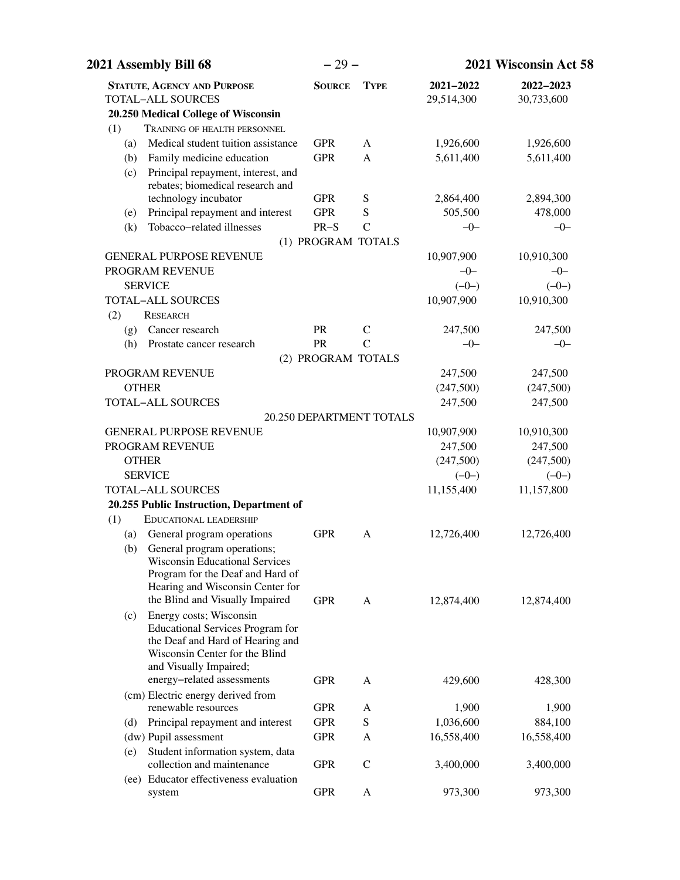| Statute, Agency and Purpose | Source | Type | 2021–2022 | 2022–2023 |
|---|---|---|---|---|
| TOTAL–ALL SOURCES | | | 29,514,300 | 30,733,600 |
| **20.250 Medical College of Wisconsin** | | | | |
| (1) TRAINING OF HEALTH PERSONNEL | | | | |
| (a) Medical student tuition assistance | GPR | A | 1,926,600 | 1,926,600 |
| (b) Family medicine education | GPR | A | 5,611,400 | 5,611,400 |
| (c) Principal repayment, interest, and rebates; biomedical research and technology incubator | GPR | S | 2,864,400 | 2,894,300 |
| (e) Principal repayment and interest | GPR | S | 505,500 | 478,000 |
| (k) Tobacco–related illnesses | PR–S | C | –0– | –0– |
| (1) PROGRAM TOTALS | | | | |
| GENERAL PURPOSE REVENUE | | | 10,907,900 | 10,910,300 |
| PROGRAM REVENUE | | | –0– | –0– |
| SERVICE | | | (–0–) | (–0–) |
| TOTAL–ALL SOURCES | | | 10,907,900 | 10,910,300 |
| (2) RESEARCH | | | | |
| (g) Cancer research | PR | C | 247,500 | 247,500 |
| (h) Prostate cancer research | PR | C | –0– | –0– |
| (2) PROGRAM TOTALS | | | | |
| PROGRAM REVENUE | | | 247,500 | 247,500 |
| OTHER | | | (247,500) | (247,500) |
| TOTAL–ALL SOURCES | | | 247,500 | 247,500 |
| 20.250 DEPARTMENT TOTALS | | | | |
| GENERAL PURPOSE REVENUE | | | 10,907,900 | 10,910,300 |
| PROGRAM REVENUE | | | 247,500 | 247,500 |
| OTHER | | | (247,500) | (247,500) |
| SERVICE | | | (–0–) | (–0–) |
| TOTAL–ALL SOURCES | | | 11,155,400 | 11,157,800 |
| **20.255 Public Instruction, Department of** | | | | |
| (1) EDUCATIONAL LEADERSHIP | | | | |
| (a) General program operations | GPR | A | 12,726,400 | 12,726,400 |
| (b) General program operations; Wisconsin Educational Services Program for the Deaf and Hard of Hearing and Wisconsin Center for the Blind and Visually Impaired | GPR | A | 12,874,400 | 12,874,400 |
| (c) Energy costs; Wisconsin Educational Services Program for the Deaf and Hard of Hearing and Wisconsin Center for the Blind and Visually Impaired; energy–related assessments | GPR | A | 429,600 | 428,300 |
| (cm) Electric energy derived from renewable resources | GPR | A | 1,900 | 1,900 |
| (d) Principal repayment and interest | GPR | S | 1,036,600 | 884,100 |
| (dw) Pupil assessment | GPR | A | 16,558,400 | 16,558,400 |
| (e) Student information system, data collection and maintenance | GPR | C | 3,400,000 | 3,400,000 |
| (ee) Educator effectiveness evaluation system | GPR | A | 973,300 | 973,300 |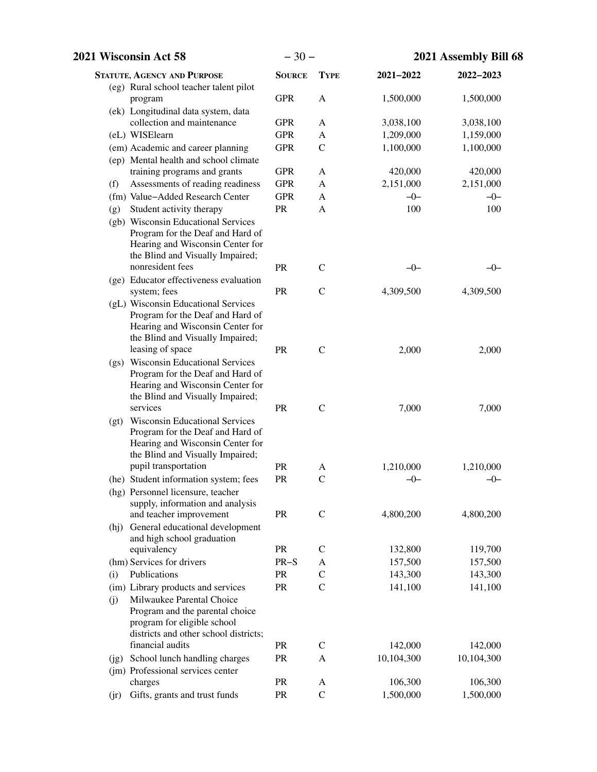| STATUTE, AGENCY AND PURPOSE | SOURCE | TYPE | 2021–2022 | 2022–2023 |
|---|---|---|---|---|
| (eg) Rural school teacher talent pilot program | GPR | A | 1,500,000 | 1,500,000 |
| (ek) Longitudinal data system, data collection and maintenance | GPR | A | 3,038,100 | 3,038,100 |
| (eL) WISElearn | GPR | A | 1,209,000 | 1,159,000 |
| (em) Academic and career planning | GPR | C | 1,100,000 | 1,100,000 |
| (ep) Mental health and school climate training programs and grants | GPR | A | 420,000 | 420,000 |
| (f) Assessments of reading readiness | GPR | A | 2,151,000 | 2,151,000 |
| (fm) Value–Added Research Center | GPR | A | –0– | –0– |
| (g) Student activity therapy | PR | A | 100 | 100 |
| (gb) Wisconsin Educational Services Program for the Deaf and Hard of Hearing and Wisconsin Center for the Blind and Visually Impaired; nonresident fees | PR | C | –0– | –0– |
| (ge) Educator effectiveness evaluation system; fees | PR | C | 4,309,500 | 4,309,500 |
| (gL) Wisconsin Educational Services Program for the Deaf and Hard of Hearing and Wisconsin Center for the Blind and Visually Impaired; leasing of space | PR | C | 2,000 | 2,000 |
| (gs) Wisconsin Educational Services Program for the Deaf and Hard of Hearing and Wisconsin Center for the Blind and Visually Impaired; services | PR | C | 7,000 | 7,000 |
| (gt) Wisconsin Educational Services Program for the Deaf and Hard of Hearing and Wisconsin Center for the Blind and Visually Impaired; pupil transportation | PR | A | 1,210,000 | 1,210,000 |
| (he) Student information system; fees | PR | C | –0– | –0– |
| (hg) Personnel licensure, teacher supply, information and analysis and teacher improvement | PR | C | 4,800,200 | 4,800,200 |
| (hj) General educational development and high school graduation equivalency | PR | C | 132,800 | 119,700 |
| (hm) Services for drivers | PR–S | A | 157,500 | 157,500 |
| (i) Publications | PR | C | 143,300 | 143,300 |
| (im) Library products and services | PR | C | 141,100 | 141,100 |
| (j) Milwaukee Parental Choice Program and the parental choice program for eligible school districts and other school districts; financial audits | PR | C | 142,000 | 142,000 |
| (jg) School lunch handling charges | PR | A | 10,104,300 | 10,104,300 |
| (jm) Professional services center charges | PR | A | 106,300 | 106,300 |
| (jr) Gifts, grants and trust funds | PR | C | 1,500,000 | 1,500,000 |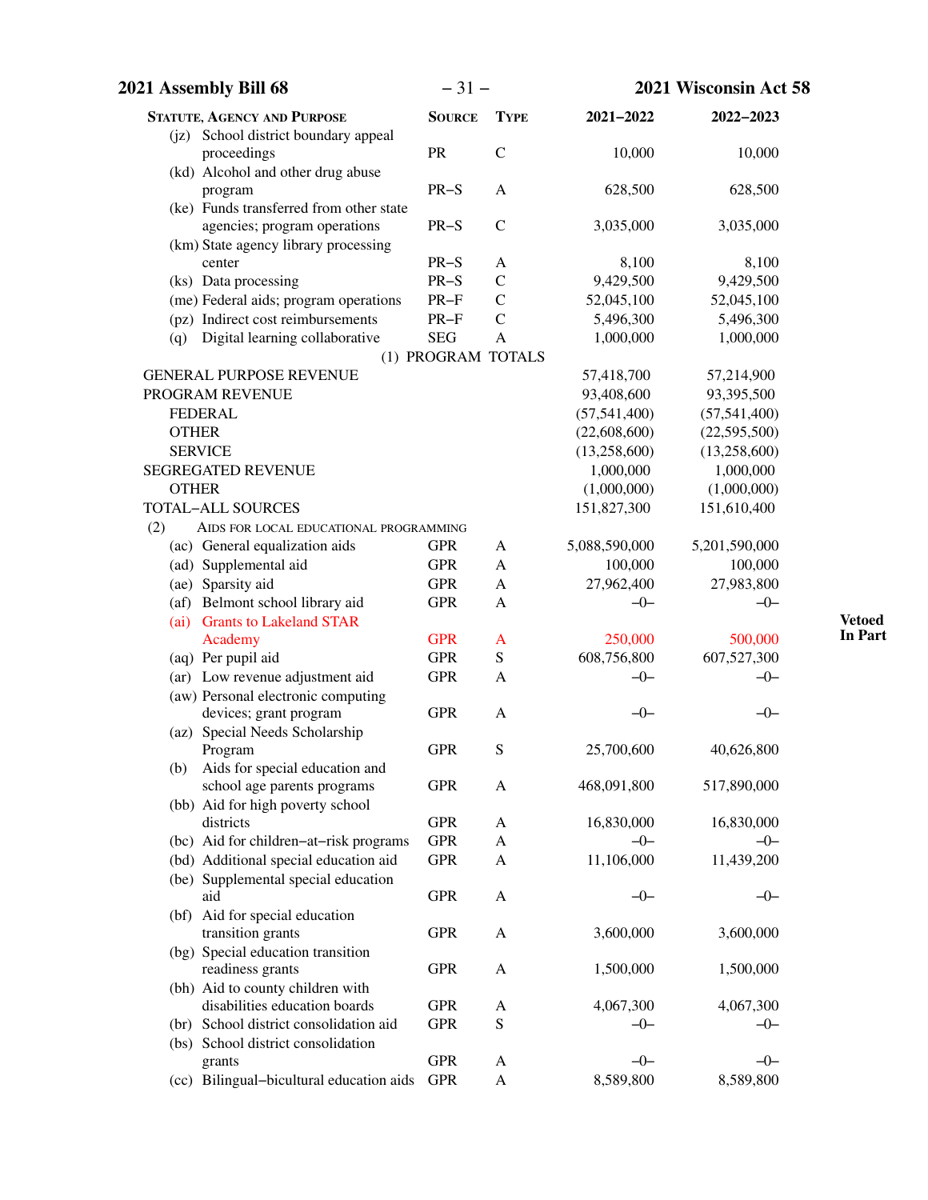| Statute, Agency and Purpose | Source | Type | 2021–2022 | 2022–2023 |
|---|---|---|---|---|
| (jz) School district boundary appeal proceedings | PR | C | 10,000 | 10,000 |
| (kd) Alcohol and other drug abuse program | PR–S | A | 628,500 | 628,500 |
| (ke) Funds transferred from other state agencies; program operations | PR–S | C | 3,035,000 | 3,035,000 |
| (km) State agency library processing center | PR–S | A | 8,100 | 8,100 |
| (ks) Data processing | PR–S | C | 9,429,500 | 9,429,500 |
| (me) Federal aids; program operations | PR–F | C | 52,045,100 | 52,045,100 |
| (pz) Indirect cost reimbursements | PR–F | C | 5,496,300 | 5,496,300 |
| (q) Digital learning collaborative | SEG | A | 1,000,000 | 1,000,000 |
| (1) PROGRAM TOTALS | | | | |
| GENERAL PURPOSE REVENUE | | | 57,418,700 | 57,214,900 |
| PROGRAM REVENUE | | | 93,408,600 | 93,395,500 |
| FEDERAL | | | (57,541,400) | (57,541,400) |
| OTHER | | | (22,608,600) | (22,595,500) |
| SERVICE | | | (13,258,600) | (13,258,600) |
| SEGREGATED REVENUE | | | 1,000,000 | 1,000,000 |
| OTHER | | | (1,000,000) | (1,000,000) |
| TOTAL–ALL SOURCES | | | 151,827,300 | 151,610,400 |
| (2) Aids for local educational programming | | | | |
| (ac) General equalization aids | GPR | A | 5,088,590,000 | 5,201,590,000 |
| (ad) Supplemental aid | GPR | A | 100,000 | 100,000 |
| (ae) Sparsity aid | GPR | A | 27,962,400 | 27,983,800 |
| (af) Belmont school library aid | GPR | A | –0– | –0– |
| (ai) Grants to Lakeland STAR Academy | GPR | A | 250,000 | 500,000 |
| (aq) Per pupil aid | GPR | S | 608,756,800 | 607,527,300 |
| (ar) Low revenue adjustment aid | GPR | A | –0– | –0– |
| (aw) Personal electronic computing devices; grant program | GPR | A | –0– | –0– |
| (az) Special Needs Scholarship Program | GPR | S | 25,700,600 | 40,626,800 |
| (b) Aids for special education and school age parents programs | GPR | A | 468,091,800 | 517,890,000 |
| (bb) Aid for high poverty school districts | GPR | A | 16,830,000 | 16,830,000 |
| (bc) Aid for children–at–risk programs | GPR | A | –0– | –0– |
| (bd) Additional special education aid | GPR | A | 11,106,000 | 11,439,200 |
| (be) Supplemental special education aid | GPR | A | –0– | –0– |
| (bf) Aid for special education transition grants | GPR | A | 3,600,000 | 3,600,000 |
| (bg) Special education transition readiness grants | GPR | A | 1,500,000 | 1,500,000 |
| (bh) Aid to county children with disabilities education boards | GPR | A | 4,067,300 | 4,067,300 |
| (br) School district consolidation aid | GPR | S | –0– | –0– |
| (bs) School district consolidation grants | GPR | A | –0– | –0– |
| (cc) Bilingual–bicultural education aids | GPR | A | 8,589,800 | 8,589,800 |

**Vetoed In Part**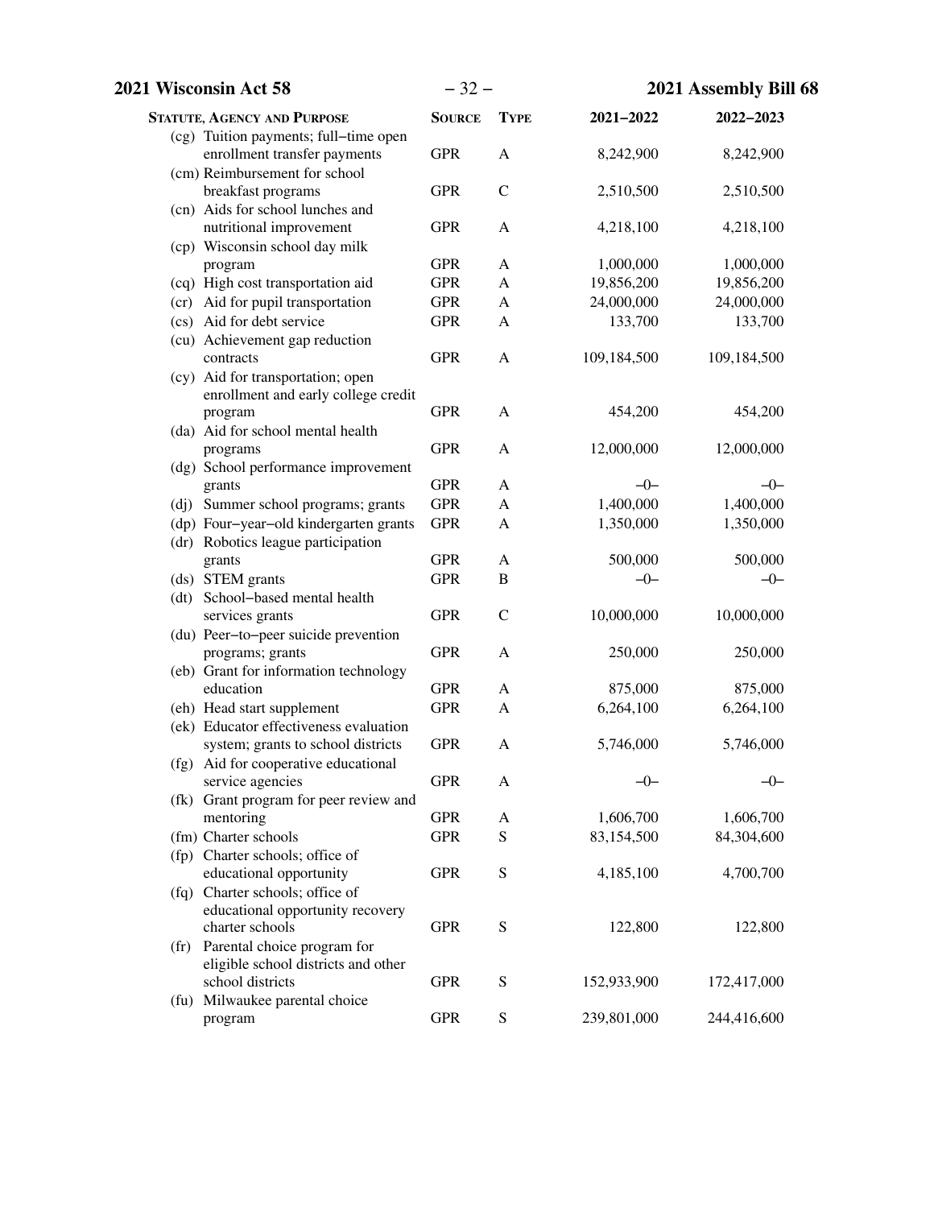| Statute, Agency and Purpose | Source | Type | 2021−2022 | 2022−2023 |
|---|---|---|---|---|
| (cg) Tuition payments; full−time open enrollment transfer payments | GPR | A | 8,242,900 | 8,242,900 |
| (cm) Reimbursement for school breakfast programs | GPR | C | 2,510,500 | 2,510,500 |
| (cn) Aids for school lunches and nutritional improvement | GPR | A | 4,218,100 | 4,218,100 |
| (cp) Wisconsin school day milk program | GPR | A | 1,000,000 | 1,000,000 |
| (cq) High cost transportation aid | GPR | A | 19,856,200 | 19,856,200 |
| (cr) Aid for pupil transportation | GPR | A | 24,000,000 | 24,000,000 |
| (cs) Aid for debt service | GPR | A | 133,700 | 133,700 |
| (cu) Achievement gap reduction contracts | GPR | A | 109,184,500 | 109,184,500 |
| (cy) Aid for transportation; open enrollment and early college credit program | GPR | A | 454,200 | 454,200 |
| (da) Aid for school mental health programs | GPR | A | 12,000,000 | 12,000,000 |
| (dg) School performance improvement grants | GPR | A | −0− | −0− |
| (dj) Summer school programs; grants | GPR | A | 1,400,000 | 1,400,000 |
| (dp) Four−year−old kindergarten grants | GPR | A | 1,350,000 | 1,350,000 |
| (dr) Robotics league participation grants | GPR | A | 500,000 | 500,000 |
| (ds) STEM grants | GPR | B | −0− | −0− |
| (dt) School−based mental health services grants | GPR | C | 10,000,000 | 10,000,000 |
| (du) Peer−to−peer suicide prevention programs; grants | GPR | A | 250,000 | 250,000 |
| (eb) Grant for information technology education | GPR | A | 875,000 | 875,000 |
| (eh) Head start supplement | GPR | A | 6,264,100 | 6,264,100 |
| (ek) Educator effectiveness evaluation system; grants to school districts | GPR | A | 5,746,000 | 5,746,000 |
| (fg) Aid for cooperative educational service agencies | GPR | A | −0− | −0− |
| (fk) Grant program for peer review and mentoring | GPR | A | 1,606,700 | 1,606,700 |
| (fm) Charter schools | GPR | S | 83,154,500 | 84,304,600 |
| (fp) Charter schools; office of educational opportunity | GPR | S | 4,185,100 | 4,700,700 |
| (fq) Charter schools; office of educational opportunity recovery charter schools | GPR | S | 122,800 | 122,800 |
| (fr) Parental choice program for eligible school districts and other school districts | GPR | S | 152,933,900 | 172,417,000 |
| (fu) Milwaukee parental choice program | GPR | S | 239,801,000 | 244,416,600 |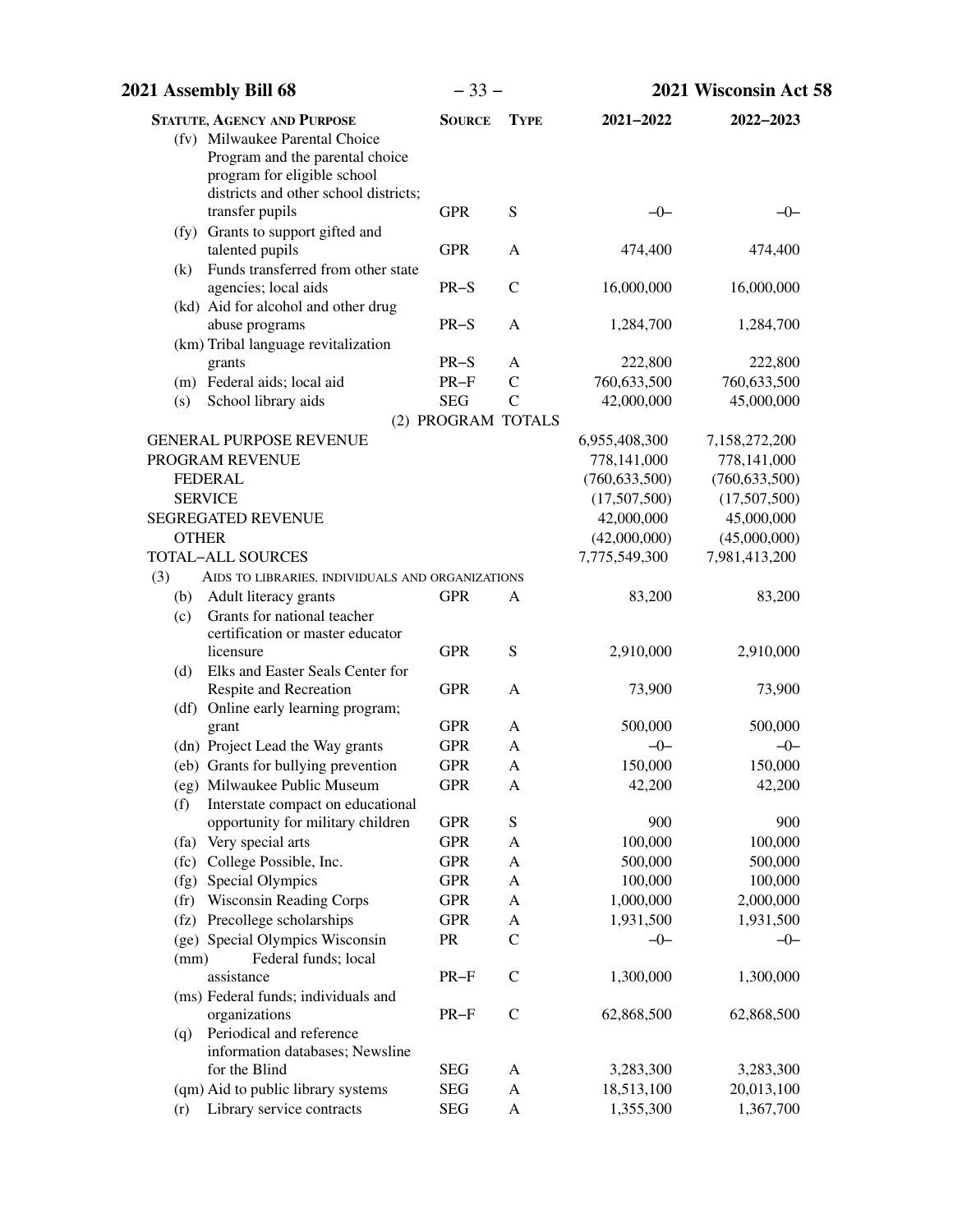| Statute, Agency and Purpose | Source | Type | 2021–2022 | 2022–2023 |
|---|---|---|---|---|
| (fv) Milwaukee Parental Choice Program and the parental choice program for eligible school districts and other school districts; transfer pupils | GPR | S | –0– | –0– |
| (fy) Grants to support gifted and talented pupils | GPR | A | 474,400 | 474,400 |
| (k) Funds transferred from other state agencies; local aids | PR–S | C | 16,000,000 | 16,000,000 |
| (kd) Aid for alcohol and other drug abuse programs | PR–S | A | 1,284,700 | 1,284,700 |
| (km) Tribal language revitalization grants | PR–S | A | 222,800 | 222,800 |
| (m) Federal aids; local aid | PR–F | C | 760,633,500 | 760,633,500 |
| (s) School library aids | SEG | C | 42,000,000 | 45,000,000 |
| (2) PROGRAM TOTALS | | | | |
| GENERAL PURPOSE REVENUE | | | 6,955,408,300 | 7,158,272,200 |
| PROGRAM REVENUE | | | 778,141,000 | 778,141,000 |
| FEDERAL | | | (760,633,500) | (760,633,500) |
| SERVICE | | | (17,507,500) | (17,507,500) |
| SEGREGATED REVENUE | | | 42,000,000 | 45,000,000 |
| OTHER | | | (42,000,000) | (45,000,000) |
| TOTAL–ALL SOURCES | | | 7,775,549,300 | 7,981,413,200 |
| (3) AIDS TO LIBRARIES, INDIVIDUALS AND ORGANIZATIONS | | | | |
| (b) Adult literacy grants | GPR | A | 83,200 | 83,200 |
| (c) Grants for national teacher certification or master educator licensure | GPR | S | 2,910,000 | 2,910,000 |
| (d) Elks and Easter Seals Center for Respite and Recreation | GPR | A | 73,900 | 73,900 |
| (df) Online early learning program; grant | GPR | A | 500,000 | 500,000 |
| (dn) Project Lead the Way grants | GPR | A | –0– | –0– |
| (eb) Grants for bullying prevention | GPR | A | 150,000 | 150,000 |
| (eg) Milwaukee Public Museum | GPR | A | 42,200 | 42,200 |
| (f) Interstate compact on educational opportunity for military children | GPR | S | 900 | 900 |
| (fa) Very special arts | GPR | A | 100,000 | 100,000 |
| (fc) College Possible, Inc. | GPR | A | 500,000 | 500,000 |
| (fg) Special Olympics | GPR | A | 100,000 | 100,000 |
| (fr) Wisconsin Reading Corps | GPR | A | 1,000,000 | 2,000,000 |
| (fz) Precollege scholarships | GPR | A | 1,931,500 | 1,931,500 |
| (ge) Special Olympics Wisconsin | PR | C | –0– | –0– |
| (mm) Federal funds; local assistance | PR–F | C | 1,300,000 | 1,300,000 |
| (ms) Federal funds; individuals and organizations | PR–F | C | 62,868,500 | 62,868,500 |
| (q) Periodical and reference information databases; Newsline for the Blind | SEG | A | 3,283,300 | 3,283,300 |
| (qm) Aid to public library systems | SEG | A | 18,513,100 | 20,013,100 |
| (r) Library service contracts | SEG | A | 1,355,300 | 1,367,700 |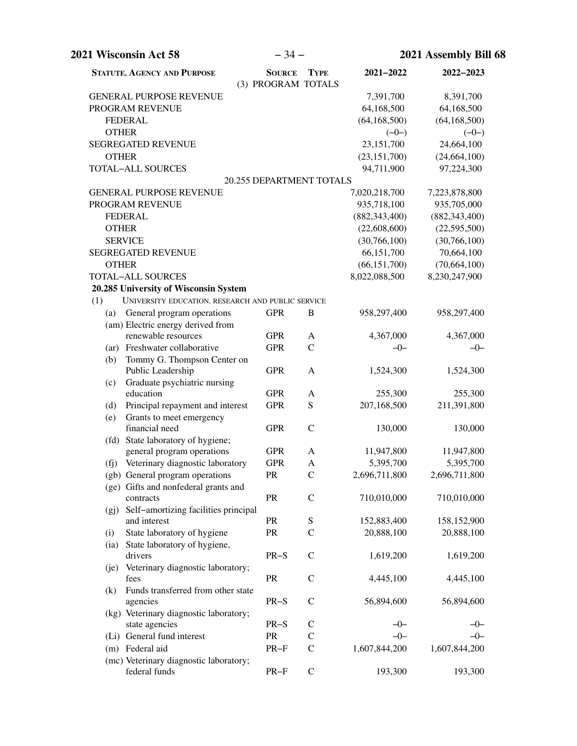| STATUTE, AGENCY AND PURPOSE | SOURCE | TYPE | 2021–2022 | 2022–2023 |
|---|---|---|---|---|
| | (3) PROGRAM TOTALS | | | |
| GENERAL PURPOSE REVENUE | | | 7,391,700 | 8,391,700 |
| PROGRAM REVENUE | | | 64,168,500 | 64,168,500 |
| FEDERAL | | | (64,168,500) | (64,168,500) |
| OTHER | | | (–0–) | (–0–) |
| SEGREGATED REVENUE | | | 23,151,700 | 24,664,100 |
| OTHER | | | (23,151,700) | (24,664,100) |
| TOTAL–ALL SOURCES | | | 94,711,900 | 97,224,300 |
| | 20.255 DEPARTMENT TOTALS | | | |
| GENERAL PURPOSE REVENUE | | | 7,020,218,700 | 7,223,878,800 |
| PROGRAM REVENUE | | | 935,718,100 | 935,705,000 |
| FEDERAL | | | (882,343,400) | (882,343,400) |
| OTHER | | | (22,608,600) | (22,595,500) |
| SERVICE | | | (30,766,100) | (30,766,100) |
| SEGREGATED REVENUE | | | 66,151,700 | 70,664,100 |
| OTHER | | | (66,151,700) | (70,664,100) |
| TOTAL–ALL SOURCES | | | 8,022,088,500 | 8,230,247,900 |
| **20.285 University of Wisconsin System** | | | | |
| (1) UNIVERSITY EDUCATION, RESEARCH AND PUBLIC SERVICE | | | | |
| (a) General program operations | GPR | B | 958,297,400 | 958,297,400 |
| (am) Electric energy derived from renewable resources | GPR | A | 4,367,000 | 4,367,000 |
| (ar) Freshwater collaborative | GPR | C | –0– | –0– |
| (b) Tommy G. Thompson Center on Public Leadership | GPR | A | 1,524,300 | 1,524,300 |
| (c) Graduate psychiatric nursing education | GPR | A | 255,300 | 255,300 |
| (d) Principal repayment and interest | GPR | S | 207,168,500 | 211,391,800 |
| (e) Grants to meet emergency financial need | GPR | C | 130,000 | 130,000 |
| (fd) State laboratory of hygiene; general program operations | GPR | A | 11,947,800 | 11,947,800 |
| (fj) Veterinary diagnostic laboratory | GPR | A | 5,395,700 | 5,395,700 |
| (gb) General program operations | PR | C | 2,696,711,800 | 2,696,711,800 |
| (ge) Gifts and nonfederal grants and contracts | PR | C | 710,010,000 | 710,010,000 |
| (gj) Self–amortizing facilities principal and interest | PR | S | 152,883,400 | 158,152,900 |
| (i) State laboratory of hygiene | PR | C | 20,888,100 | 20,888,100 |
| (ia) State laboratory of hygiene, drivers | PR–S | C | 1,619,200 | 1,619,200 |
| (je) Veterinary diagnostic laboratory; fees | PR | C | 4,445,100 | 4,445,100 |
| (k) Funds transferred from other state agencies | PR–S | C | 56,894,600 | 56,894,600 |
| (kg) Veterinary diagnostic laboratory; state agencies | PR–S | C | –0– | –0– |
| (Li) General fund interest | PR | C | –0– | –0– |
| (m) Federal aid | PR–F | C | 1,607,844,200 | 1,607,844,200 |
| (mc) Veterinary diagnostic laboratory; federal funds | PR–F | C | 193,300 | 193,300 |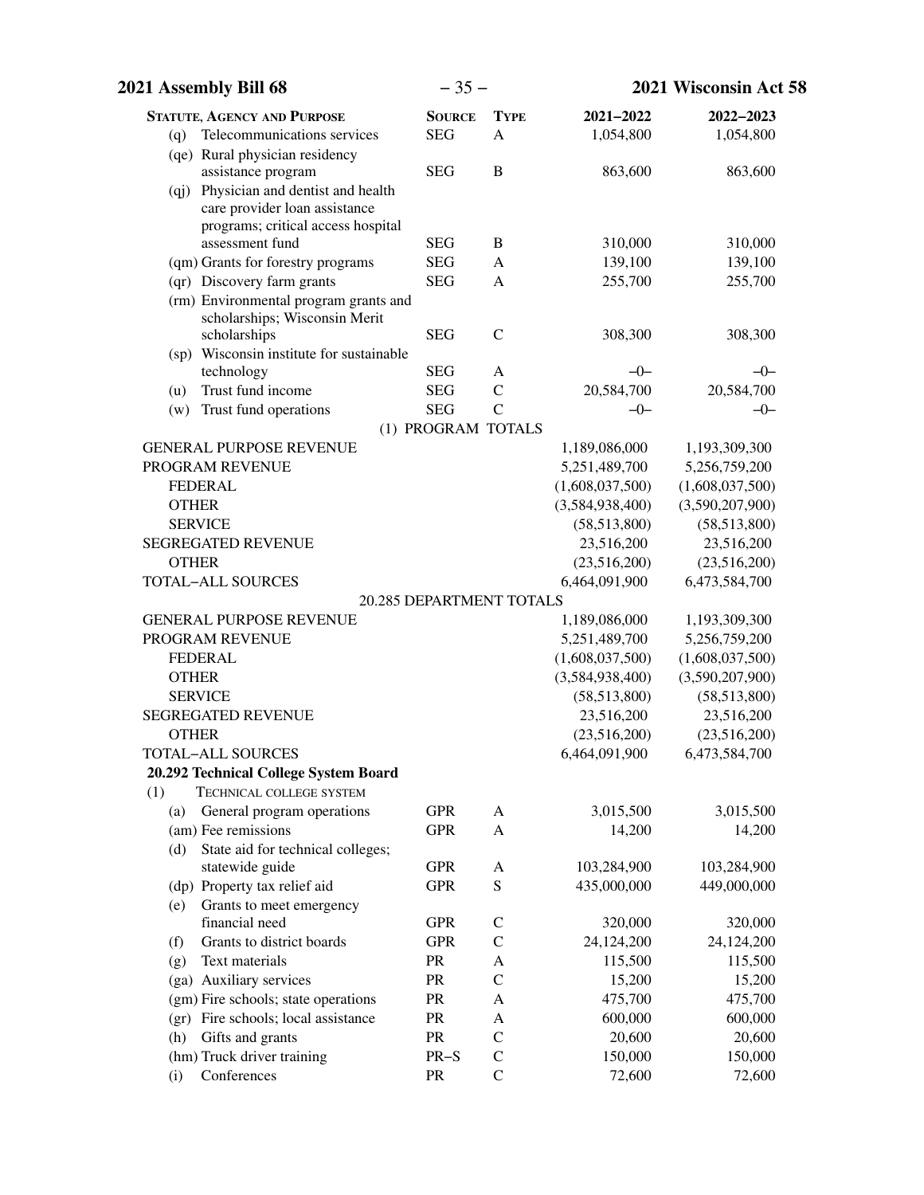| Statute, Agency and Purpose | Source | Type | 2021−2022 | 2022−2023 |
|---|---|---|---|---|
| (q) Telecommunications services | SEG | A | 1,054,800 | 1,054,800 |
| (qe) Rural physician residency assistance program | SEG | B | 863,600 | 863,600 |
| (qj) Physician and dentist and health care provider loan assistance programs; critical access hospital assessment fund | SEG | B | 310,000 | 310,000 |
| (qm) Grants for forestry programs | SEG | A | 139,100 | 139,100 |
| (qr) Discovery farm grants | SEG | A | 255,700 | 255,700 |
| (rm) Environmental program grants and scholarships; Wisconsin Merit scholarships | SEG | C | 308,300 | 308,300 |
| (sp) Wisconsin institute for sustainable technology | SEG | A | −0− | −0− |
| (u) Trust fund income | SEG | C | 20,584,700 | 20,584,700 |
| (w) Trust fund operations | SEG | C | −0− | −0− |
| **(1) PROGRAM TOTALS** | | | | |
| GENERAL PURPOSE REVENUE | | | 1,189,086,000 | 1,193,309,300 |
| PROGRAM REVENUE | | | 5,251,489,700 | 5,256,759,200 |
| FEDERAL | | | (1,608,037,500) | (1,608,037,500) |
| OTHER | | | (3,584,938,400) | (3,590,207,900) |
| SERVICE | | | (58,513,800) | (58,513,800) |
| SEGREGATED REVENUE | | | 23,516,200 | 23,516,200 |
| OTHER | | | (23,516,200) | (23,516,200) |
| TOTAL−ALL SOURCES | | | 6,464,091,900 | 6,473,584,700 |
| **20.285 DEPARTMENT TOTALS** | | | | |
| GENERAL PURPOSE REVENUE | | | 1,189,086,000 | 1,193,309,300 |
| PROGRAM REVENUE | | | 5,251,489,700 | 5,256,759,200 |
| FEDERAL | | | (1,608,037,500) | (1,608,037,500) |
| OTHER | | | (3,584,938,400) | (3,590,207,900) |
| SERVICE | | | (58,513,800) | (58,513,800) |
| SEGREGATED REVENUE | | | 23,516,200 | 23,516,200 |
| OTHER | | | (23,516,200) | (23,516,200) |
| TOTAL−ALL SOURCES | | | 6,464,091,900 | 6,473,584,700 |
| **20.292 Technical College System Board** | | | | |
| (1) TECHNICAL COLLEGE SYSTEM | | | | |
| (a) General program operations | GPR | A | 3,015,500 | 3,015,500 |
| (am) Fee remissions | GPR | A | 14,200 | 14,200 |
| (d) State aid for technical colleges; statewide guide | GPR | A | 103,284,900 | 103,284,900 |
| (dp) Property tax relief aid | GPR | S | 435,000,000 | 449,000,000 |
| (e) Grants to meet emergency financial need | GPR | C | 320,000 | 320,000 |
| (f) Grants to district boards | GPR | C | 24,124,200 | 24,124,200 |
| (g) Text materials | PR | A | 115,500 | 115,500 |
| (ga) Auxiliary services | PR | C | 15,200 | 15,200 |
| (gm) Fire schools; state operations | PR | A | 475,700 | 475,700 |
| (gr) Fire schools; local assistance | PR | A | 600,000 | 600,000 |
| (h) Gifts and grants | PR | C | 20,600 | 20,600 |
| (hm) Truck driver training | PR−S | C | 150,000 | 150,000 |
| (i) Conferences | PR | C | 72,600 | 72,600 |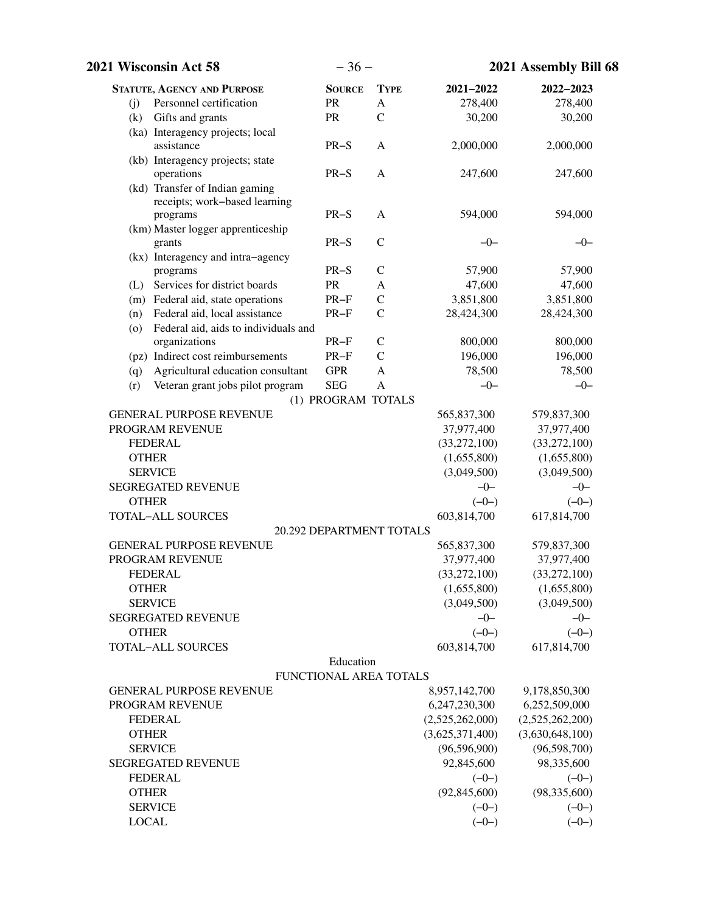| Statute, Agency and Purpose | Source | Type | 2021–2022 | 2022–2023 |
|---|---|---|---|---|
| (j) Personnel certification | PR | A | 278,400 | 278,400 |
| (k) Gifts and grants | PR | C | 30,200 | 30,200 |
| (ka) Interagency projects; local assistance | PR–S | A | 2,000,000 | 2,000,000 |
| (kb) Interagency projects; state operations | PR–S | A | 247,600 | 247,600 |
| (kd) Transfer of Indian gaming receipts; work–based learning programs | PR–S | A | 594,000 | 594,000 |
| (km) Master logger apprenticeship grants | PR–S | C | –0– | –0– |
| (kx) Interagency and intra–agency programs | PR–S | C | 57,900 | 57,900 |
| (L) Services for district boards | PR | A | 47,600 | 47,600 |
| (m) Federal aid, state operations | PR–F | C | 3,851,800 | 3,851,800 |
| (n) Federal aid, local assistance | PR–F | C | 28,424,300 | 28,424,300 |
| (o) Federal aid, aids to individuals and organizations | PR–F | C | 800,000 | 800,000 |
| (pz) Indirect cost reimbursements | PR–F | C | 196,000 | 196,000 |
| (q) Agricultural education consultant | GPR | A | 78,500 | 78,500 |
| (r) Veteran grant jobs pilot program | SEG | A | –0– | –0– |
| **(1) PROGRAM TOTALS** | | | | |
| GENERAL PURPOSE REVENUE | | | 565,837,300 | 579,837,300 |
| PROGRAM REVENUE | | | 37,977,400 | 37,977,400 |
| FEDERAL | | | (33,272,100) | (33,272,100) |
| OTHER | | | (1,655,800) | (1,655,800) |
| SERVICE | | | (3,049,500) | (3,049,500) |
| SEGREGATED REVENUE | | | –0– | –0– |
| OTHER | | | (–0–) | (–0–) |
| TOTAL–ALL SOURCES | | | 603,814,700 | 617,814,700 |
| **20.292 DEPARTMENT TOTALS** | | | | |
| GENERAL PURPOSE REVENUE | | | 565,837,300 | 579,837,300 |
| PROGRAM REVENUE | | | 37,977,400 | 37,977,400 |
| FEDERAL | | | (33,272,100) | (33,272,100) |
| OTHER | | | (1,655,800) | (1,655,800) |
| SERVICE | | | (3,049,500) | (3,049,500) |
| SEGREGATED REVENUE | | | –0– | –0– |
| OTHER | | | (–0–) | (–0–) |
| TOTAL–ALL SOURCES | | | 603,814,700 | 617,814,700 |
| **Education FUNCTIONAL AREA TOTALS** | | | | |
| GENERAL PURPOSE REVENUE | | | 8,957,142,700 | 9,178,850,300 |
| PROGRAM REVENUE | | | 6,247,230,300 | 6,252,509,000 |
| FEDERAL | | | (2,525,262,000) | (2,525,262,200) |
| OTHER | | | (3,625,371,400) | (3,630,648,100) |
| SERVICE | | | (96,596,900) | (96,598,700) |
| SEGREGATED REVENUE | | | 92,845,600 | 98,335,600 |
| FEDERAL | | | (–0–) | (–0–) |
| OTHER | | | (92,845,600) | (98,335,600) |
| SERVICE | | | (–0–) | (–0–) |
| LOCAL | | | (–0–) | (–0–) |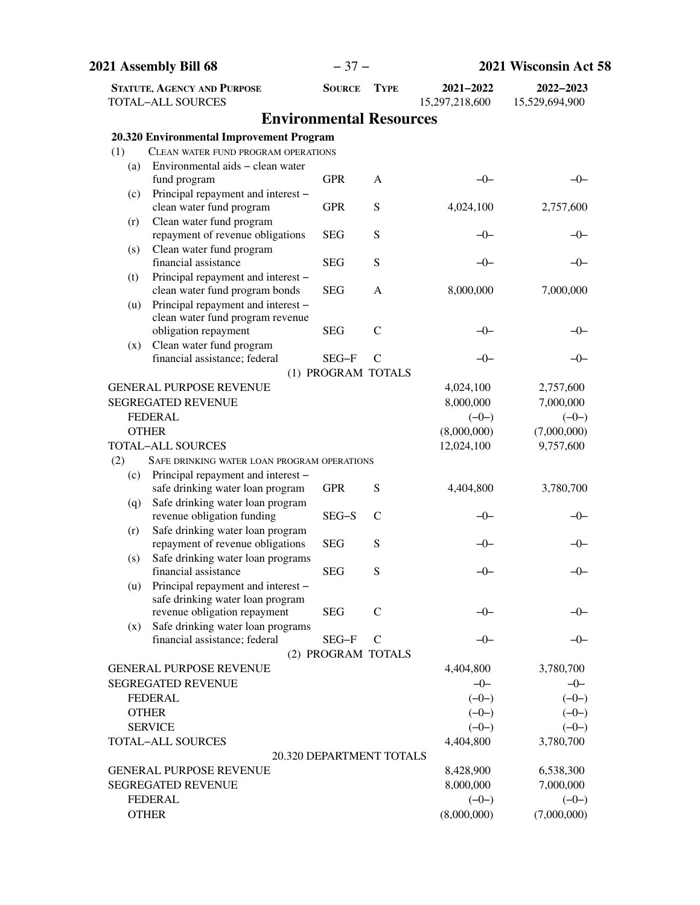| STATUTE, AGENCY AND PURPOSE | SOURCE | TYPE | 2021–2022 | 2022–2023 |
|---|---|---|---|---|
| TOTAL–ALL SOURCES | | | 15,297,218,600 | 15,529,694,900 |

## Environmental Resources

| STATUTE, AGENCY AND PURPOSE | SOURCE | TYPE | 2021–2022 | 2022–2023 |
|---|---|---|---|---|
| **20.320 Environmental Improvement Program** | | | | |
| (1) CLEAN WATER FUND PROGRAM OPERATIONS | | | | |
| (a) Environmental aids – clean water fund program | GPR | A | –0– | –0– |
| (c) Principal repayment and interest – clean water fund program | GPR | S | 4,024,100 | 2,757,600 |
| (r) Clean water fund program repayment of revenue obligations | SEG | S | –0– | –0– |
| (s) Clean water fund program financial assistance | SEG | S | –0– | –0– |
| (t) Principal repayment and interest – clean water fund program bonds | SEG | A | 8,000,000 | 7,000,000 |
| (u) Principal repayment and interest – clean water fund program revenue obligation repayment | SEG | C | –0– | –0– |
| (x) Clean water fund program financial assistance; federal | SEG–F | C | –0– | –0– |
| (1) PROGRAM TOTALS | | | | |
| GENERAL PURPOSE REVENUE | | | 4,024,100 | 2,757,600 |
| SEGREGATED REVENUE | | | 8,000,000 | 7,000,000 |
| FEDERAL | | | (–0–) | (–0–) |
| OTHER | | | (8,000,000) | (7,000,000) |
| TOTAL–ALL SOURCES | | | 12,024,100 | 9,757,600 |
| (2) SAFE DRINKING WATER LOAN PROGRAM OPERATIONS | | | | |
| (c) Principal repayment and interest – safe drinking water loan program | GPR | S | 4,404,800 | 3,780,700 |
| (q) Safe drinking water loan program revenue obligation funding | SEG–S | C | –0– | –0– |
| (r) Safe drinking water loan program repayment of revenue obligations | SEG | S | –0– | –0– |
| (s) Safe drinking water loan programs financial assistance | SEG | S | –0– | –0– |
| (u) Principal repayment and interest – safe drinking water loan program revenue obligation repayment | SEG | C | –0– | –0– |
| (x) Safe drinking water loan programs financial assistance; federal | SEG–F | C | –0– | –0– |
| (2) PROGRAM TOTALS | | | | |
| GENERAL PURPOSE REVENUE | | | 4,404,800 | 3,780,700 |
| SEGREGATED REVENUE | | | –0– | –0– |
| FEDERAL | | | (–0–) | (–0–) |
| OTHER | | | (–0–) | (–0–) |
| SERVICE | | | (–0–) | (–0–) |
| TOTAL–ALL SOURCES | | | 4,404,800 | 3,780,700 |
| 20.320 DEPARTMENT TOTALS | | | | |
| GENERAL PURPOSE REVENUE | | | 8,428,900 | 6,538,300 |
| SEGREGATED REVENUE | | | 8,000,000 | 7,000,000 |
| FEDERAL | | | (–0–) | (–0–) |
| OTHER | | | (8,000,000) | (7,000,000) |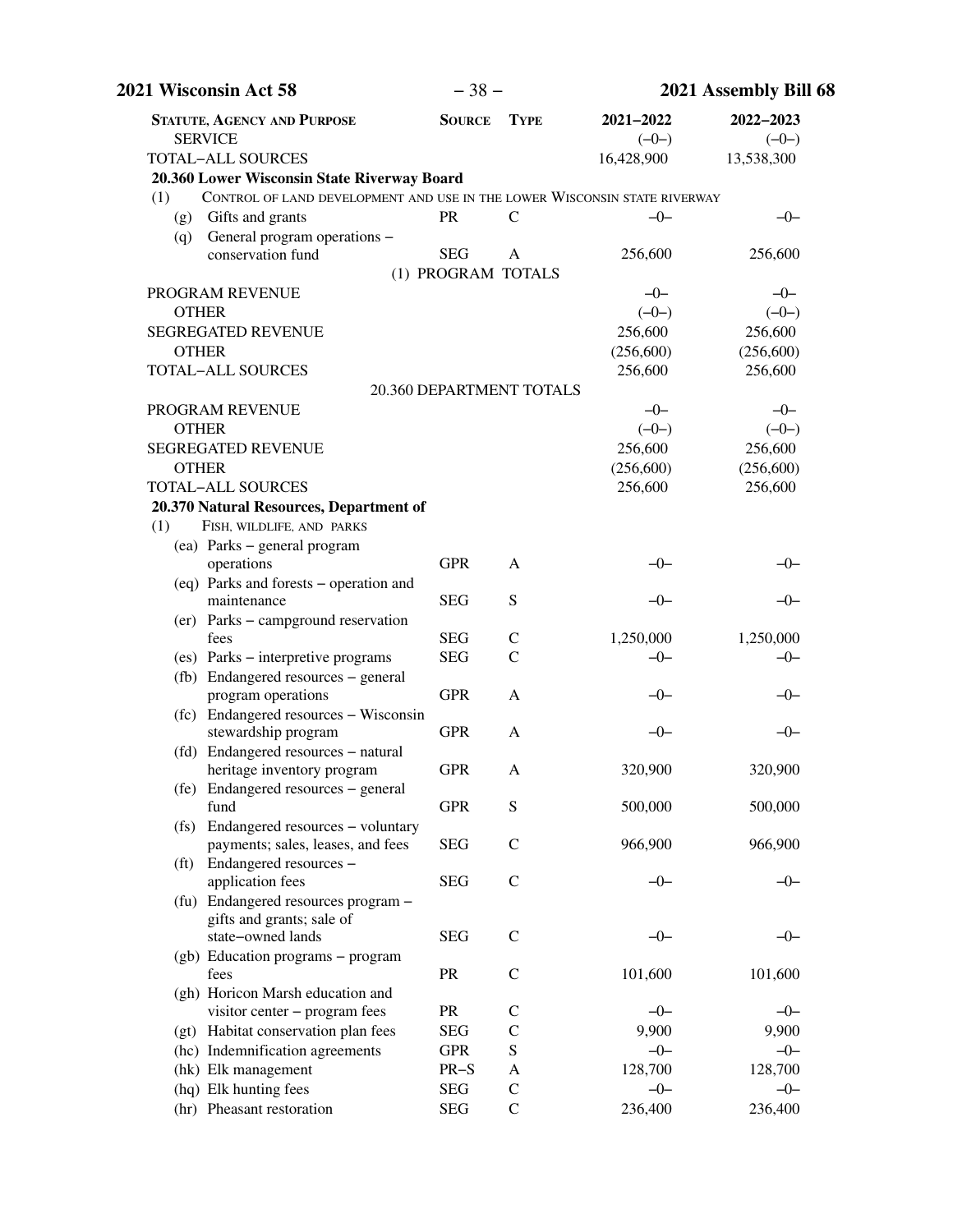| Statute, Agency and Purpose | Source | Type | 2021–2022 | 2022–2023 |
|---|---|---|---|---|
| SERVICE | | | (–0–) | (–0–) |
| TOTAL–ALL SOURCES | | | 16,428,900 | 13,538,300 |
| **20.360 Lower Wisconsin State Riverway Board** | | | | |
| (1) CONTROL OF LAND DEVELOPMENT AND USE IN THE LOWER WISCONSIN STATE RIVERWAY | | | | |
| (g) Gifts and grants | PR | C | –0– | –0– |
| (q) General program operations – conservation fund | SEG | A | 256,600 | 256,600 |
| (1) PROGRAM TOTALS | | | | |
| PROGRAM REVENUE | | | –0– | –0– |
| OTHER | | | (–0–) | (–0–) |
| SEGREGATED REVENUE | | | 256,600 | 256,600 |
| OTHER | | | (256,600) | (256,600) |
| TOTAL–ALL SOURCES | | | 256,600 | 256,600 |
| 20.360 DEPARTMENT TOTALS | | | | |
| PROGRAM REVENUE | | | –0– | –0– |
| OTHER | | | (–0–) | (–0–) |
| SEGREGATED REVENUE | | | 256,600 | 256,600 |
| OTHER | | | (256,600) | (256,600) |
| TOTAL–ALL SOURCES | | | 256,600 | 256,600 |
| **20.370 Natural Resources, Department of** | | | | |
| (1) FISH, WILDLIFE, AND PARKS | | | | |
| (ea) Parks – general program operations | GPR | A | –0– | –0– |
| (eq) Parks and forests – operation and maintenance | SEG | S | –0– | –0– |
| (er) Parks – campground reservation fees | SEG | C | 1,250,000 | 1,250,000 |
| (es) Parks – interpretive programs | SEG | C | –0– | –0– |
| (fb) Endangered resources – general program operations | GPR | A | –0– | –0– |
| (fc) Endangered resources – Wisconsin stewardship program | GPR | A | –0– | –0– |
| (fd) Endangered resources – natural heritage inventory program | GPR | A | 320,900 | 320,900 |
| (fe) Endangered resources – general fund | GPR | S | 500,000 | 500,000 |
| (fs) Endangered resources – voluntary payments; sales, leases, and fees | SEG | C | 966,900 | 966,900 |
| (ft) Endangered resources – application fees | SEG | C | –0– | –0– |
| (fu) Endangered resources program – gifts and grants; sale of state–owned lands | SEG | C | –0– | –0– |
| (gb) Education programs – program fees | PR | C | 101,600 | 101,600 |
| (gh) Horicon Marsh education and visitor center – program fees | PR | C | –0– | –0– |
| (gt) Habitat conservation plan fees | SEG | C | 9,900 | 9,900 |
| (hc) Indemnification agreements | GPR | S | –0– | –0– |
| (hk) Elk management | PR–S | A | 128,700 | 128,700 |
| (hq) Elk hunting fees | SEG | C | –0– | –0– |
| (hr) Pheasant restoration | SEG | C | 236,400 | 236,400 |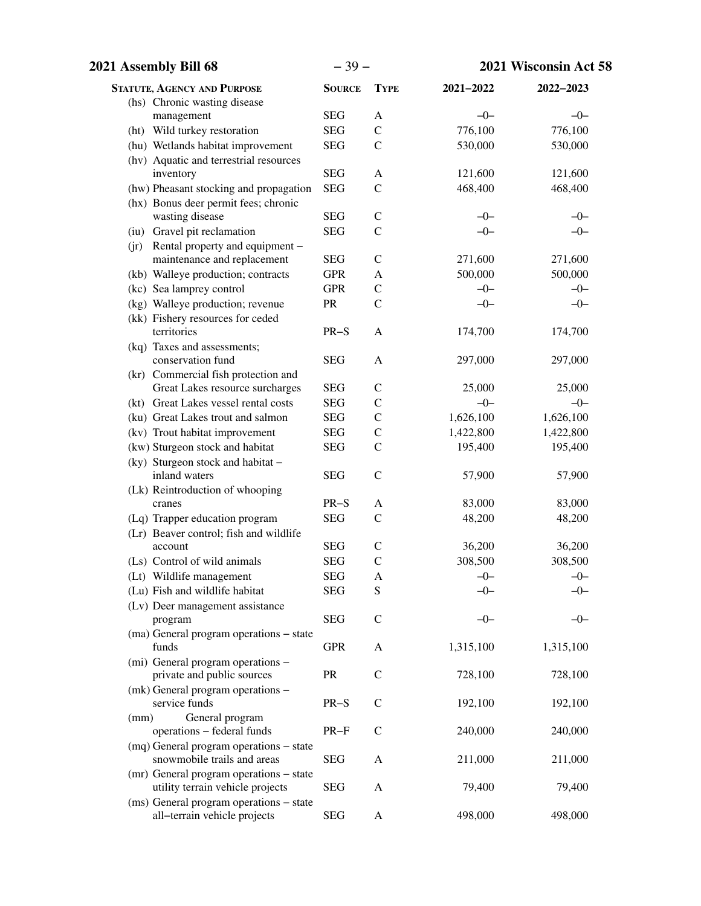| Statute, Agency and Purpose | Source | Type | 2021–2022 | 2022–2023 |
|---|---|---|---|---|
| (hs) Chronic wasting disease management | SEG | A | –0– | –0– |
| (ht) Wild turkey restoration | SEG | C | 776,100 | 776,100 |
| (hu) Wetlands habitat improvement | SEG | C | 530,000 | 530,000 |
| (hv) Aquatic and terrestrial resources inventory | SEG | A | 121,600 | 121,600 |
| (hw) Pheasant stocking and propagation | SEG | C | 468,400 | 468,400 |
| (hx) Bonus deer permit fees; chronic wasting disease | SEG | C | –0– | –0– |
| (iu) Gravel pit reclamation | SEG | C | –0– | –0– |
| (jr) Rental property and equipment – maintenance and replacement | SEG | C | 271,600 | 271,600 |
| (kb) Walleye production; contracts | GPR | A | 500,000 | 500,000 |
| (kc) Sea lamprey control | GPR | C | –0– | –0– |
| (kg) Walleye production; revenue | PR | C | –0– | –0– |
| (kk) Fishery resources for ceded territories | PR–S | A | 174,700 | 174,700 |
| (kq) Taxes and assessments; conservation fund | SEG | A | 297,000 | 297,000 |
| (kr) Commercial fish protection and Great Lakes resource surcharges | SEG | C | 25,000 | 25,000 |
| (kt) Great Lakes vessel rental costs | SEG | C | –0– | –0– |
| (ku) Great Lakes trout and salmon | SEG | C | 1,626,100 | 1,626,100 |
| (kv) Trout habitat improvement | SEG | C | 1,422,800 | 1,422,800 |
| (kw) Sturgeon stock and habitat | SEG | C | 195,400 | 195,400 |
| (ky) Sturgeon stock and habitat – inland waters | SEG | C | 57,900 | 57,900 |
| (Lk) Reintroduction of whooping cranes | PR–S | A | 83,000 | 83,000 |
| (Lq) Trapper education program | SEG | C | 48,200 | 48,200 |
| (Lr) Beaver control; fish and wildlife account | SEG | C | 36,200 | 36,200 |
| (Ls) Control of wild animals | SEG | C | 308,500 | 308,500 |
| (Lt) Wildlife management | SEG | A | –0– | –0– |
| (Lu) Fish and wildlife habitat | SEG | S | –0– | –0– |
| (Lv) Deer management assistance program | SEG | C | –0– | –0– |
| (ma) General program operations – state funds | GPR | A | 1,315,100 | 1,315,100 |
| (mi) General program operations – private and public sources | PR | C | 728,100 | 728,100 |
| (mk) General program operations – service funds | PR–S | C | 192,100 | 192,100 |
| (mm) General program operations – federal funds | PR–F | C | 240,000 | 240,000 |
| (mq) General program operations – state snowmobile trails and areas | SEG | A | 211,000 | 211,000 |
| (mr) General program operations – state utility terrain vehicle projects | SEG | A | 79,400 | 79,400 |
| (ms) General program operations – state all–terrain vehicle projects | SEG | A | 498,000 | 498,000 |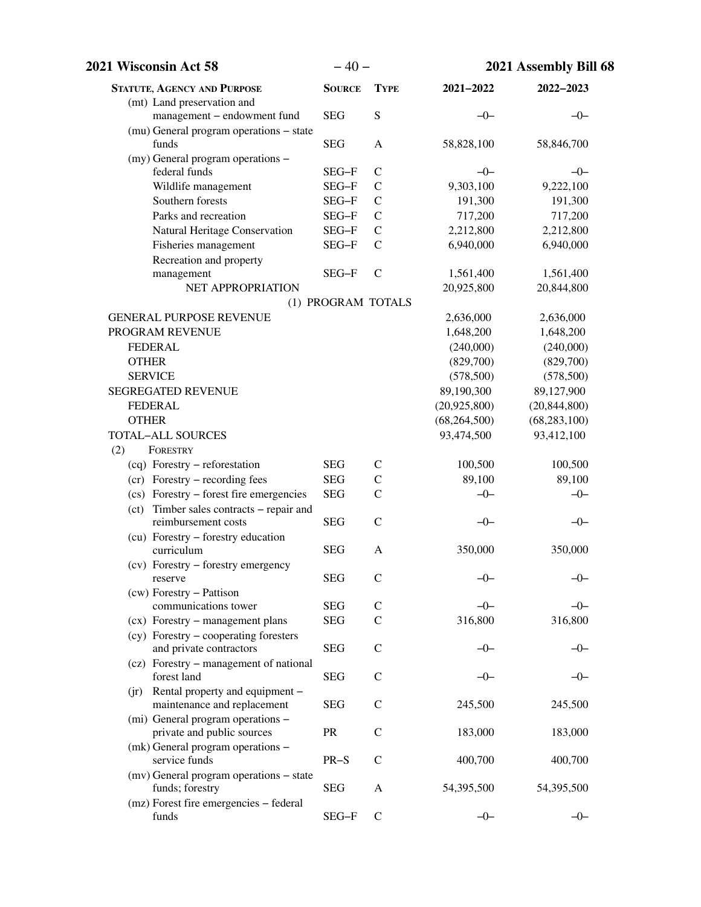| Statute, Agency and Purpose | Source | Type | 2021–2022 | 2022–2023 |
|---|---|---|---|---|
| (mt) Land preservation and management – endowment fund | SEG | S | –0– | –0– |
| (mu) General program operations – state funds | SEG | A | 58,828,100 | 58,846,700 |
| (my) General program operations – federal funds | SEG–F | C | –0– | –0– |
| Wildlife management | SEG–F | C | 9,303,100 | 9,222,100 |
| Southern forests | SEG–F | C | 191,300 | 191,300 |
| Parks and recreation | SEG–F | C | 717,200 | 717,200 |
| Natural Heritage Conservation | SEG–F | C | 2,212,800 | 2,212,800 |
| Fisheries management | SEG–F | C | 6,940,000 | 6,940,000 |
| Recreation and property management | SEG–F | C | 1,561,400 | 1,561,400 |
| NET APPROPRIATION | | | 20,925,800 | 20,844,800 |
| (1) PROGRAM TOTALS | | | | |
| GENERAL PURPOSE REVENUE | | | 2,636,000 | 2,636,000 |
| PROGRAM REVENUE | | | 1,648,200 | 1,648,200 |
| FEDERAL | | | (240,000) | (240,000) |
| OTHER | | | (829,700) | (829,700) |
| SERVICE | | | (578,500) | (578,500) |
| SEGREGATED REVENUE | | | 89,190,300 | 89,127,900 |
| FEDERAL | | | (20,925,800) | (20,844,800) |
| OTHER | | | (68,264,500) | (68,283,100) |
| TOTAL–ALL SOURCES | | | 93,474,500 | 93,412,100 |
| (2) Forestry | | | | |
| (cq) Forestry – reforestation | SEG | C | 100,500 | 100,500 |
| (cr) Forestry – recording fees | SEG | C | 89,100 | 89,100 |
| (cs) Forestry – forest fire emergencies | SEG | C | –0– | –0– |
| (ct) Timber sales contracts – repair and reimbursement costs | SEG | C | –0– | –0– |
| (cu) Forestry – forestry education curriculum | SEG | A | 350,000 | 350,000 |
| (cv) Forestry – forestry emergency reserve | SEG | C | –0– | –0– |
| (cw) Forestry – Pattison communications tower | SEG | C | –0– | –0– |
| (cx) Forestry – management plans | SEG | C | 316,800 | 316,800 |
| (cy) Forestry – cooperating foresters and private contractors | SEG | C | –0– | –0– |
| (cz) Forestry – management of national forest land | SEG | C | –0– | –0– |
| (jr) Rental property and equipment – maintenance and replacement | SEG | C | 245,500 | 245,500 |
| (mi) General program operations – private and public sources | PR | C | 183,000 | 183,000 |
| (mk) General program operations – service funds | PR–S | C | 400,700 | 400,700 |
| (mv) General program operations – state funds; forestry | SEG | A | 54,395,500 | 54,395,500 |
| (mz) Forest fire emergencies – federal funds | SEG–F | C | –0– | –0– |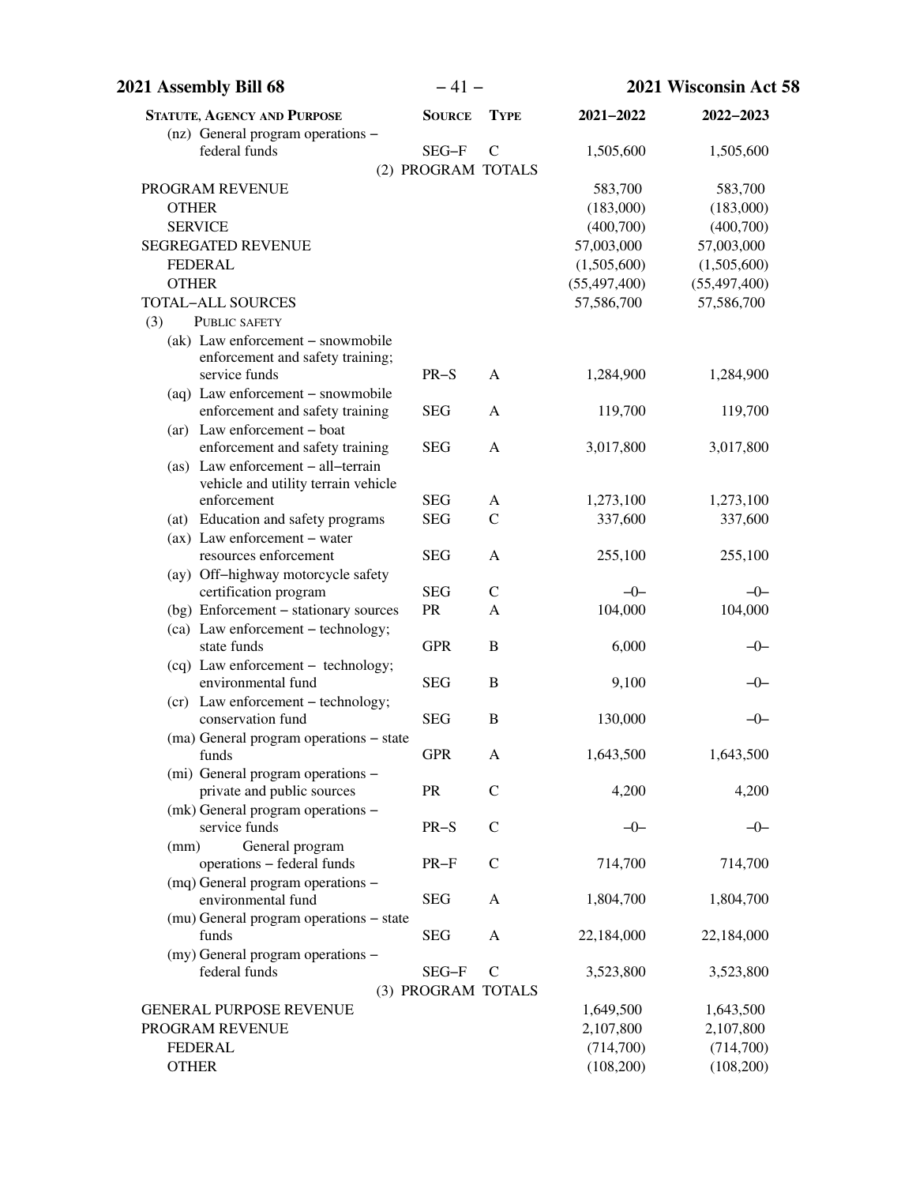| Statute, Agency and Purpose | Source | Type | 2021–2022 | 2022–2023 |
|---|---|---|---|---|
| (nz) General program operations – federal funds | SEG–F | C | 1,505,600 | 1,505,600 |
| (2) PROGRAM TOTALS | | | | |
| PROGRAM REVENUE | | | 583,700 | 583,700 |
| OTHER | | | (183,000) | (183,000) |
| SERVICE | | | (400,700) | (400,700) |
| SEGREGATED REVENUE | | | 57,003,000 | 57,003,000 |
| FEDERAL | | | (1,505,600) | (1,505,600) |
| OTHER | | | (55,497,400) | (55,497,400) |
| TOTAL–ALL SOURCES | | | 57,586,700 | 57,586,700 |
| (3) PUBLIC SAFETY | | | | |
| (ak) Law enforcement – snowmobile enforcement and safety training; service funds | PR–S | A | 1,284,900 | 1,284,900 |
| (aq) Law enforcement – snowmobile enforcement and safety training | SEG | A | 119,700 | 119,700 |
| (ar) Law enforcement – boat enforcement and safety training | SEG | A | 3,017,800 | 3,017,800 |
| (as) Law enforcement – all–terrain vehicle and utility terrain vehicle enforcement | SEG | A | 1,273,100 | 1,273,100 |
| (at) Education and safety programs | SEG | C | 337,600 | 337,600 |
| (ax) Law enforcement – water resources enforcement | SEG | A | 255,100 | 255,100 |
| (ay) Off–highway motorcycle safety certification program | SEG | C | –0– | –0– |
| (bg) Enforcement – stationary sources | PR | A | 104,000 | 104,000 |
| (ca) Law enforcement – technology; state funds | GPR | B | 6,000 | –0– |
| (cq) Law enforcement – technology; environmental fund | SEG | B | 9,100 | –0– |
| (cr) Law enforcement – technology; conservation fund | SEG | B | 130,000 | –0– |
| (ma) General program operations – state funds | GPR | A | 1,643,500 | 1,643,500 |
| (mi) General program operations – private and public sources | PR | C | 4,200 | 4,200 |
| (mk) General program operations – service funds | PR–S | C | –0– | –0– |
| (mm) General program operations – federal funds | PR–F | C | 714,700 | 714,700 |
| (mq) General program operations – environmental fund | SEG | A | 1,804,700 | 1,804,700 |
| (mu) General program operations – state funds | SEG | A | 22,184,000 | 22,184,000 |
| (my) General program operations – federal funds | SEG–F | C | 3,523,800 | 3,523,800 |
| (3) PROGRAM TOTALS | | | | |
| GENERAL PURPOSE REVENUE | | | 1,649,500 | 1,643,500 |
| PROGRAM REVENUE | | | 2,107,800 | 2,107,800 |
| FEDERAL | | | (714,700) | (714,700) |
| OTHER | | | (108,200) | (108,200) |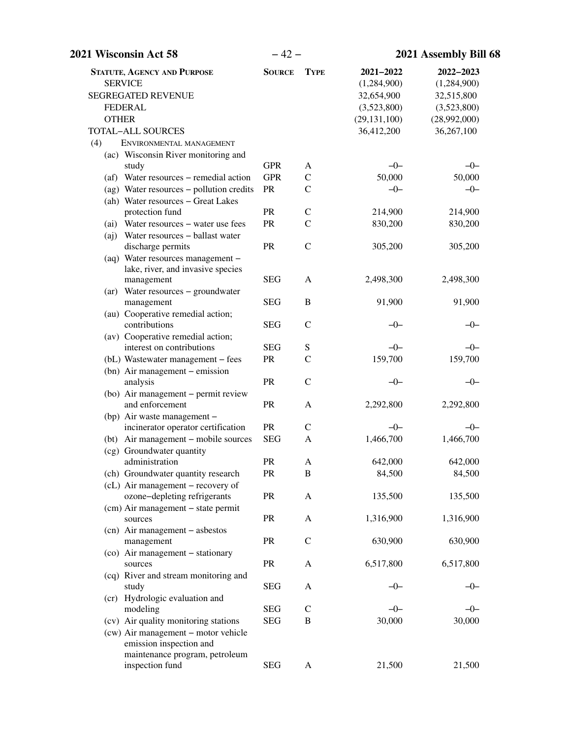| Statute, Agency and Purpose | Source | Type | 2021–2022 | 2022–2023 |
|---|---|---|---|---|
| SERVICE | | | (1,284,900) | (1,284,900) |
| SEGREGATED REVENUE | | | 32,654,900 | 32,515,800 |
| FEDERAL | | | (3,523,800) | (3,523,800) |
| OTHER | | | (29,131,100) | (28,992,000) |
| TOTAL–ALL SOURCES | | | 36,412,200 | 36,267,100 |
| (4) ENVIRONMENTAL MANAGEMENT | | | | |
| (ac) Wisconsin River monitoring and study | GPR | A | –0– | –0– |
| (af) Water resources – remedial action | GPR | C | 50,000 | 50,000 |
| (ag) Water resources – pollution credits | PR | C | –0– | –0– |
| (ah) Water resources – Great Lakes protection fund | PR | C | 214,900 | 214,900 |
| (ai) Water resources – water use fees | PR | C | 830,200 | 830,200 |
| (aj) Water resources – ballast water discharge permits | PR | C | 305,200 | 305,200 |
| (aq) Water resources management – lake, river, and invasive species management | SEG | A | 2,498,300 | 2,498,300 |
| (ar) Water resources – groundwater management | SEG | B | 91,900 | 91,900 |
| (au) Cooperative remedial action; contributions | SEG | C | –0– | –0– |
| (av) Cooperative remedial action; interest on contributions | SEG | S | –0– | –0– |
| (bL) Wastewater management – fees | PR | C | 159,700 | 159,700 |
| (bn) Air management – emission analysis | PR | C | –0– | –0– |
| (bo) Air management – permit review and enforcement | PR | A | 2,292,800 | 2,292,800 |
| (bp) Air waste management – incinerator operator certification | PR | C | –0– | –0– |
| (bt) Air management – mobile sources | SEG | A | 1,466,700 | 1,466,700 |
| (cg) Groundwater quantity administration | PR | A | 642,000 | 642,000 |
| (ch) Groundwater quantity research | PR | B | 84,500 | 84,500 |
| (cL) Air management – recovery of ozone–depleting refrigerants | PR | A | 135,500 | 135,500 |
| (cm) Air management – state permit sources | PR | A | 1,316,900 | 1,316,900 |
| (cn) Air management – asbestos management | PR | C | 630,900 | 630,900 |
| (co) Air management – stationary sources | PR | A | 6,517,800 | 6,517,800 |
| (cq) River and stream monitoring and study | SEG | A | –0– | –0– |
| (cr) Hydrologic evaluation and modeling | SEG | C | –0– | –0– |
| (cv) Air quality monitoring stations | SEG | B | 30,000 | 30,000 |
| (cw) Air management – motor vehicle emission inspection and maintenance program, petroleum inspection fund | SEG | A | 21,500 | 21,500 |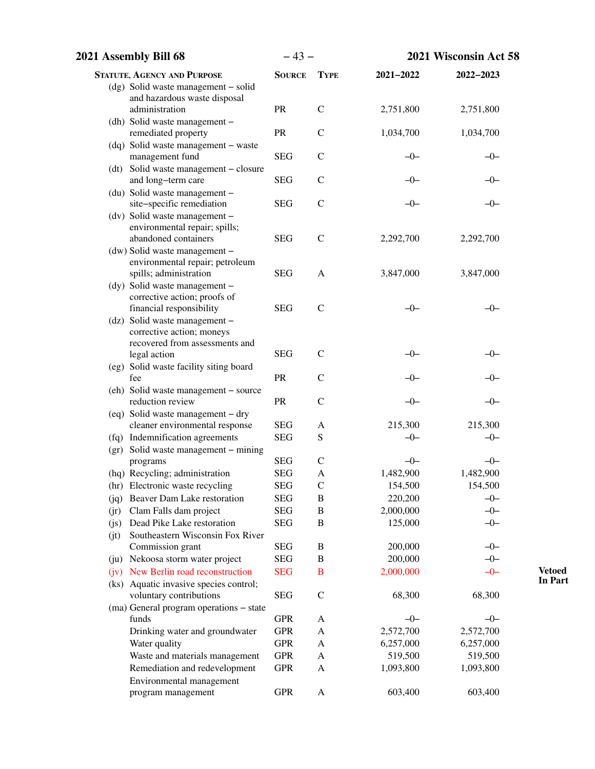| Statute, Agency and Purpose | Source | Type | 2021–2022 | 2022–2023 | |
|---|---|---|---|---|---|
| (dg) Solid waste management – solid and hazardous waste disposal administration | PR | C | 2,751,800 | 2,751,800 | |
| (dh) Solid waste management – remediated property | PR | C | 1,034,700 | 1,034,700 | |
| (dq) Solid waste management – waste management fund | SEG | C | –0– | –0– | |
| (dt) Solid waste management – closure and long–term care | SEG | C | –0– | –0– | |
| (du) Solid waste management – site–specific remediation | SEG | C | –0– | –0– | |
| (dv) Solid waste management – environmental repair; spills; abandoned containers | SEG | C | 2,292,700 | 2,292,700 | |
| (dw) Solid waste management – environmental repair; petroleum spills; administration | SEG | A | 3,847,000 | 3,847,000 | |
| (dy) Solid waste management – corrective action; proofs of financial responsibility | SEG | C | –0– | –0– | |
| (dz) Solid waste management – corrective action; moneys recovered from assessments and legal action | SEG | C | –0– | –0– | |
| (eg) Solid waste facility siting board fee | PR | C | –0– | –0– | |
| (eh) Solid waste management – source reduction review | PR | C | –0– | –0– | |
| (eq) Solid waste management – dry cleaner environmental response | SEG | A | 215,300 | 215,300 | |
| (fq) Indemnification agreements | SEG | S | –0– | –0– | |
| (gr) Solid waste management – mining programs | SEG | C | –0– | –0– | |
| (hq) Recycling; administration | SEG | A | 1,482,900 | 1,482,900 | |
| (hr) Electronic waste recycling | SEG | C | 154,500 | 154,500 | |
| (jq) Beaver Dam Lake restoration | SEG | B | 220,200 | –0– | |
| (jr) Clam Falls dam project | SEG | B | 2,000,000 | –0– | |
| (js) Dead Pike Lake restoration | SEG | B | 125,000 | –0– | |
| (jt) Southeastern Wisconsin Fox River Commission grant | SEG | B | 200,000 | –0– | |
| (ju) Nekoosa storm water project | SEG | B | 200,000 | –0– | |
| (jv) New Berlin road reconstruction | SEG | B | 2,000,000 | –0– | **Vetoed In Part** |
| (ks) Aquatic invasive species control; voluntary contributions | SEG | C | 68,300 | 68,300 | |
| (ma) General program operations – state funds | GPR | A | –0– | –0– | |
| Drinking water and groundwater | GPR | A | 2,572,700 | 2,572,700 | |
| Water quality | GPR | A | 6,257,000 | 6,257,000 | |
| Waste and materials management | GPR | A | 519,500 | 519,500 | |
| Remediation and redevelopment | GPR | A | 1,093,800 | 1,093,800 | |
| Environmental management program management | GPR | A | 603,400 | 603,400 | |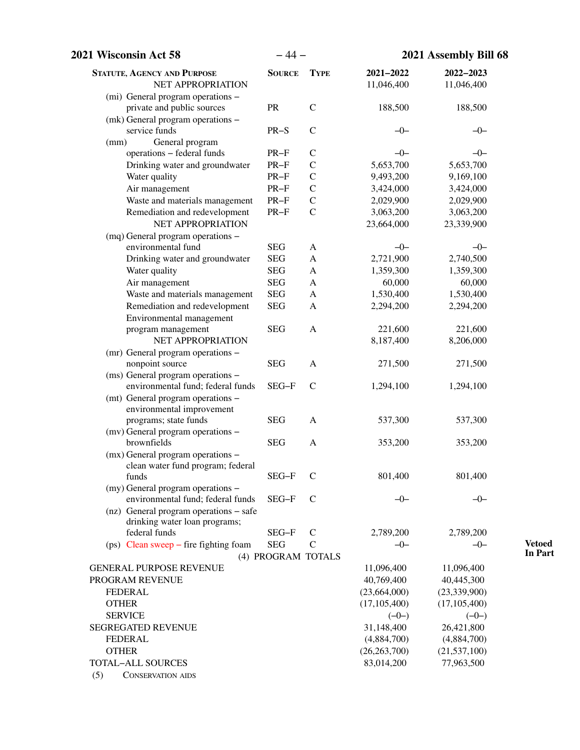| Statute, Agency and Purpose | Source | Type | 2021–2022 | 2022–2023 | |
|---|---|---|---|---|---|
| NET APPROPRIATION | | | 11,046,400 | 11,046,400 | |
| (mi) General program operations – private and public sources | PR | C | 188,500 | 188,500 | |
| (mk) General program operations – service funds | PR–S | C | –0– | –0– | |
| (mm) General program operations – federal funds | PR–F | C | –0– | –0– | |
| Drinking water and groundwater | PR–F | C | 5,653,700 | 5,653,700 | |
| Water quality | PR–F | C | 9,493,200 | 9,169,100 | |
| Air management | PR–F | C | 3,424,000 | 3,424,000 | |
| Waste and materials management | PR–F | C | 2,029,900 | 2,029,900 | |
| Remediation and redevelopment | PR–F | C | 3,063,200 | 3,063,200 | |
| NET APPROPRIATION | | | 23,664,000 | 23,339,900 | |
| (mq) General program operations – environmental fund | SEG | A | –0– | –0– | |
| Drinking water and groundwater | SEG | A | 2,721,900 | 2,740,500 | |
| Water quality | SEG | A | 1,359,300 | 1,359,300 | |
| Air management | SEG | A | 60,000 | 60,000 | |
| Waste and materials management | SEG | A | 1,530,400 | 1,530,400 | |
| Remediation and redevelopment | SEG | A | 2,294,200 | 2,294,200 | |
| Environmental management program management | SEG | A | 221,600 | 221,600 | |
| NET APPROPRIATION | | | 8,187,400 | 8,206,000 | |
| (mr) General program operations – nonpoint source | SEG | A | 271,500 | 271,500 | |
| (ms) General program operations – environmental fund; federal funds | SEG–F | C | 1,294,100 | 1,294,100 | |
| (mt) General program operations – environmental improvement programs; state funds | SEG | A | 537,300 | 537,300 | |
| (mv) General program operations – brownfields | SEG | A | 353,200 | 353,200 | |
| (mx) General program operations – clean water fund program; federal funds | SEG–F | C | 801,400 | 801,400 | |
| (my) General program operations – environmental fund; federal funds | SEG–F | C | –0– | –0– | |
| (nz) General program operations – safe drinking water loan programs; federal funds | SEG–F | C | 2,789,200 | 2,789,200 | |
| (ps) Clean sweep – fire fighting foam | SEG | C | –0– | –0– | **Vetoed In Part** |
| (4) PROGRAM TOTALS | | | | | |
| GENERAL PURPOSE REVENUE | | | 11,096,400 | 11,096,400 | |
| PROGRAM REVENUE | | | 40,769,400 | 40,445,300 | |
| FEDERAL | | | (23,664,000) | (23,339,900) | |
| OTHER | | | (17,105,400) | (17,105,400) | |
| SERVICE | | | (–0–) | (–0–) | |
| SEGREGATED REVENUE | | | 31,148,400 | 26,421,800 | |
| FEDERAL | | | (4,884,700) | (4,884,700) | |
| OTHER | | | (26,263,700) | (21,537,100) | |
| TOTAL–ALL SOURCES | | | 83,014,200 | 77,963,500 | |

(5) Conservation aids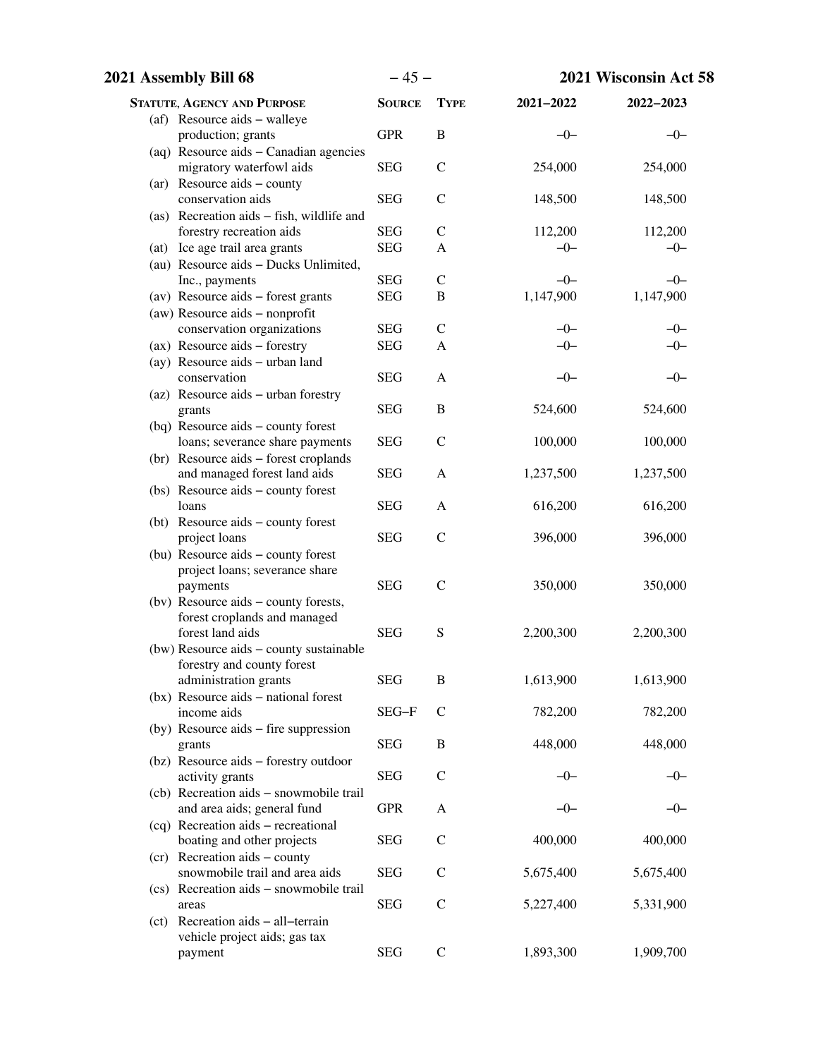| Statute, Agency and Purpose | Source | Type | 2021–2022 | 2022–2023 |
|---|---|---|---|---|
| (af) Resource aids – walleye production; grants | GPR | B | –0– | –0– |
| (aq) Resource aids – Canadian agencies migratory waterfowl aids | SEG | C | 254,000 | 254,000 |
| (ar) Resource aids – county conservation aids | SEG | C | 148,500 | 148,500 |
| (as) Recreation aids – fish, wildlife and forestry recreation aids | SEG | C | 112,200 | 112,200 |
| (at) Ice age trail area grants | SEG | A | –0– | –0– |
| (au) Resource aids – Ducks Unlimited, Inc., payments | SEG | C | –0– | –0– |
| (av) Resource aids – forest grants | SEG | B | 1,147,900 | 1,147,900 |
| (aw) Resource aids – nonprofit conservation organizations | SEG | C | –0– | –0– |
| (ax) Resource aids – forestry | SEG | A | –0– | –0– |
| (ay) Resource aids – urban land conservation | SEG | A | –0– | –0– |
| (az) Resource aids – urban forestry grants | SEG | B | 524,600 | 524,600 |
| (bq) Resource aids – county forest loans; severance share payments | SEG | C | 100,000 | 100,000 |
| (br) Resource aids – forest croplands and managed forest land aids | SEG | A | 1,237,500 | 1,237,500 |
| (bs) Resource aids – county forest loans | SEG | A | 616,200 | 616,200 |
| (bt) Resource aids – county forest project loans | SEG | C | 396,000 | 396,000 |
| (bu) Resource aids – county forest project loans; severance share payments | SEG | C | 350,000 | 350,000 |
| (bv) Resource aids – county forests, forest croplands and managed forest land aids | SEG | S | 2,200,300 | 2,200,300 |
| (bw) Resource aids – county sustainable forestry and county forest administration grants | SEG | B | 1,613,900 | 1,613,900 |
| (bx) Resource aids – national forest income aids | SEG–F | C | 782,200 | 782,200 |
| (by) Resource aids – fire suppression grants | SEG | B | 448,000 | 448,000 |
| (bz) Resource aids – forestry outdoor activity grants | SEG | C | –0– | –0– |
| (cb) Recreation aids – snowmobile trail and area aids; general fund | GPR | A | –0– | –0– |
| (cq) Recreation aids – recreational boating and other projects | SEG | C | 400,000 | 400,000 |
| (cr) Recreation aids – county snowmobile trail and area aids | SEG | C | 5,675,400 | 5,675,400 |
| (cs) Recreation aids – snowmobile trail areas | SEG | C | 5,227,400 | 5,331,900 |
| (ct) Recreation aids – all–terrain vehicle project aids; gas tax payment | SEG | C | 1,893,300 | 1,909,700 |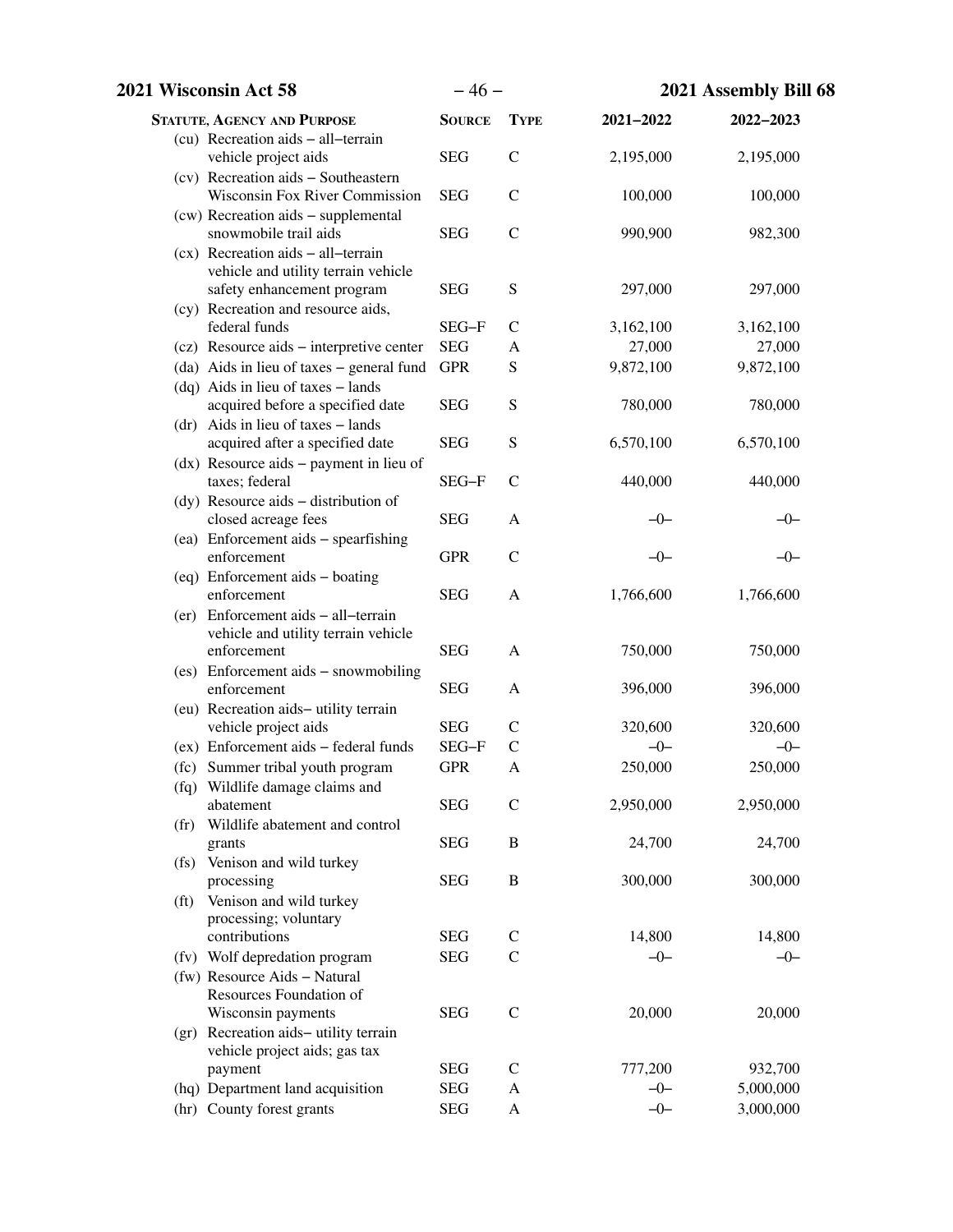| Statute, Agency and Purpose | Source | Type | 2021–2022 | 2022–2023 |
|---|---|---|---|---|
| (cu) Recreation aids – all–terrain vehicle project aids | SEG | C | 2,195,000 | 2,195,000 |
| (cv) Recreation aids – Southeastern Wisconsin Fox River Commission | SEG | C | 100,000 | 100,000 |
| (cw) Recreation aids – supplemental snowmobile trail aids | SEG | C | 990,900 | 982,300 |
| (cx) Recreation aids – all–terrain vehicle and utility terrain vehicle safety enhancement program | SEG | S | 297,000 | 297,000 |
| (cy) Recreation and resource aids, federal funds | SEG–F | C | 3,162,100 | 3,162,100 |
| (cz) Resource aids – interpretive center | SEG | A | 27,000 | 27,000 |
| (da) Aids in lieu of taxes – general fund | GPR | S | 9,872,100 | 9,872,100 |
| (dq) Aids in lieu of taxes – lands acquired before a specified date | SEG | S | 780,000 | 780,000 |
| (dr) Aids in lieu of taxes – lands acquired after a specified date | SEG | S | 6,570,100 | 6,570,100 |
| (dx) Resource aids – payment in lieu of taxes; federal | SEG–F | C | 440,000 | 440,000 |
| (dy) Resource aids – distribution of closed acreage fees | SEG | A | –0– | –0– |
| (ea) Enforcement aids – spearfishing enforcement | GPR | C | –0– | –0– |
| (eq) Enforcement aids – boating enforcement | SEG | A | 1,766,600 | 1,766,600 |
| (er) Enforcement aids – all–terrain vehicle and utility terrain vehicle enforcement | SEG | A | 750,000 | 750,000 |
| (es) Enforcement aids – snowmobiling enforcement | SEG | A | 396,000 | 396,000 |
| (eu) Recreation aids– utility terrain vehicle project aids | SEG | C | 320,600 | 320,600 |
| (ex) Enforcement aids – federal funds | SEG–F | C | –0– | –0– |
| (fc) Summer tribal youth program | GPR | A | 250,000 | 250,000 |
| (fq) Wildlife damage claims and abatement | SEG | C | 2,950,000 | 2,950,000 |
| (fr) Wildlife abatement and control grants | SEG | B | 24,700 | 24,700 |
| (fs) Venison and wild turkey processing | SEG | B | 300,000 | 300,000 |
| (ft) Venison and wild turkey processing; voluntary contributions | SEG | C | 14,800 | 14,800 |
| (fv) Wolf depredation program | SEG | C | –0– | –0– |
| (fw) Resource Aids – Natural Resources Foundation of Wisconsin payments | SEG | C | 20,000 | 20,000 |
| (gr) Recreation aids– utility terrain vehicle project aids; gas tax payment | SEG | C | 777,200 | 932,700 |
| (hq) Department land acquisition | SEG | A | –0– | 5,000,000 |
| (hr) County forest grants | SEG | A | –0– | 3,000,000 |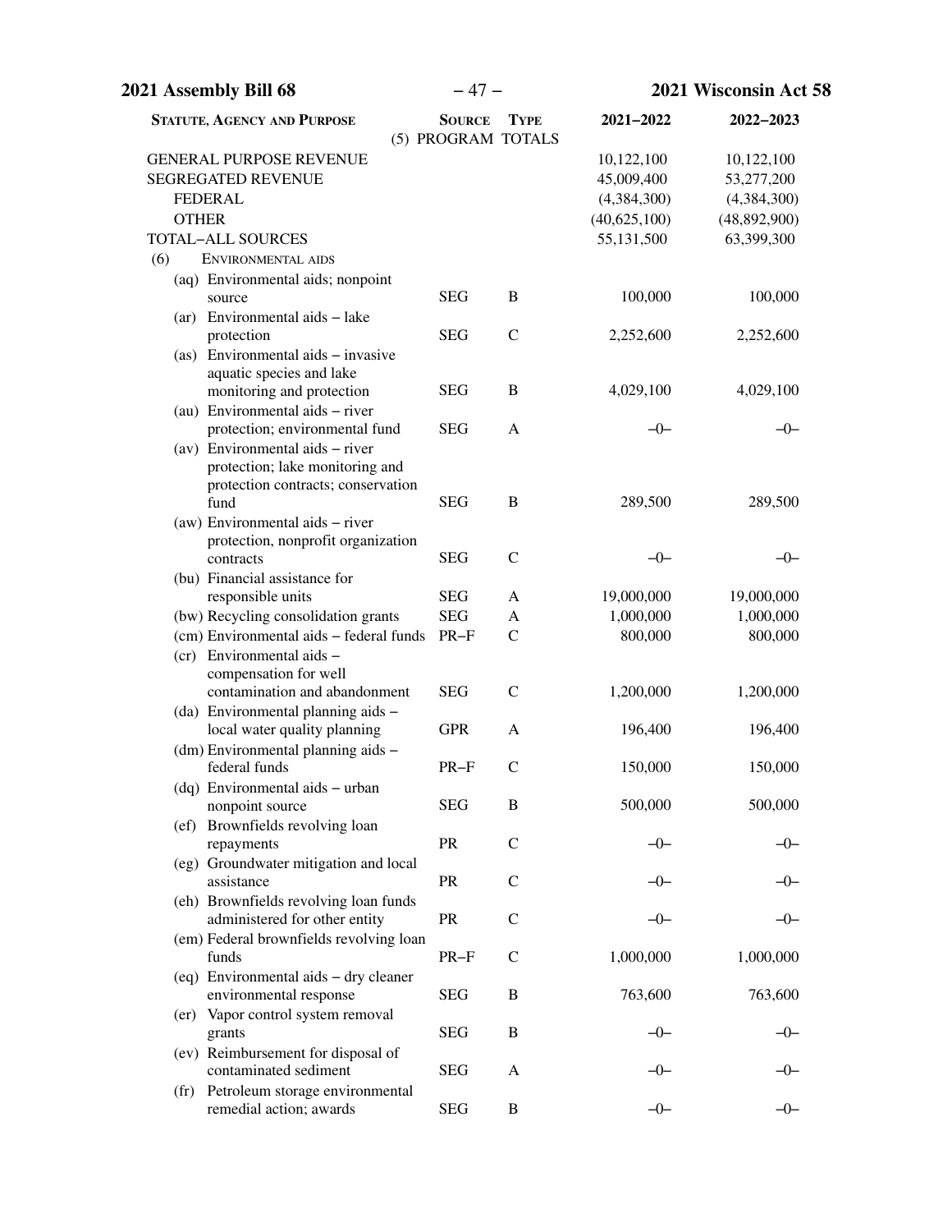| STATUTE, AGENCY AND PURPOSE | SOURCE | TYPE | 2021–2022 | 2022–2023 |
|---|---|---|---|---|
| (5) PROGRAM TOTALS | | | | |
| GENERAL PURPOSE REVENUE | | | 10,122,100 | 10,122,100 |
| SEGREGATED REVENUE | | | 45,009,400 | 53,277,200 |
| FEDERAL | | | (4,384,300) | (4,384,300) |
| OTHER | | | (40,625,100) | (48,892,900) |
| TOTAL–ALL SOURCES | | | 55,131,500 | 63,399,300 |
| (6) ENVIRONMENTAL AIDS | | | | |
| (aq) Environmental aids; nonpoint source | SEG | B | 100,000 | 100,000 |
| (ar) Environmental aids – lake protection | SEG | C | 2,252,600 | 2,252,600 |
| (as) Environmental aids – invasive aquatic species and lake monitoring and protection | SEG | B | 4,029,100 | 4,029,100 |
| (au) Environmental aids – river protection; environmental fund | SEG | A | –0– | –0– |
| (av) Environmental aids – river protection; lake monitoring and protection contracts; conservation fund | SEG | B | 289,500 | 289,500 |
| (aw) Environmental aids – river protection, nonprofit organization contracts | SEG | C | –0– | –0– |
| (bu) Financial assistance for responsible units | SEG | A | 19,000,000 | 19,000,000 |
| (bw) Recycling consolidation grants | SEG | A | 1,000,000 | 1,000,000 |
| (cm) Environmental aids – federal funds | PR–F | C | 800,000 | 800,000 |
| (cr) Environmental aids – compensation for well contamination and abandonment | SEG | C | 1,200,000 | 1,200,000 |
| (da) Environmental planning aids – local water quality planning | GPR | A | 196,400 | 196,400 |
| (dm) Environmental planning aids – federal funds | PR–F | C | 150,000 | 150,000 |
| (dq) Environmental aids – urban nonpoint source | SEG | B | 500,000 | 500,000 |
| (ef) Brownfields revolving loan repayments | PR | C | –0– | –0– |
| (eg) Groundwater mitigation and local assistance | PR | C | –0– | –0– |
| (eh) Brownfields revolving loan funds administered for other entity | PR | C | –0– | –0– |
| (em) Federal brownfields revolving loan funds | PR–F | C | 1,000,000 | 1,000,000 |
| (eq) Environmental aids – dry cleaner environmental response | SEG | B | 763,600 | 763,600 |
| (er) Vapor control system removal grants | SEG | B | –0– | –0– |
| (ev) Reimbursement for disposal of contaminated sediment | SEG | A | –0– | –0– |
| (fr) Petroleum storage environmental remedial action; awards | SEG | B | –0– | –0– |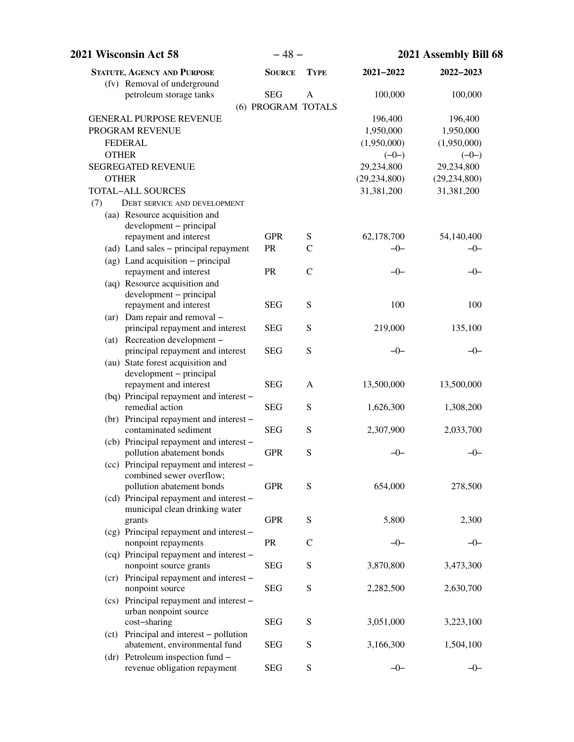| Statute, Agency and Purpose | Source | Type | 2021–2022 | 2022–2023 |
|---|---|---|---|---|
| (fv) Removal of underground petroleum storage tanks | SEG | A | 100,000 | 100,000 |
| (6) PROGRAM TOTALS | | | | |
| GENERAL PURPOSE REVENUE | | | 196,400 | 196,400 |
| PROGRAM REVENUE | | | 1,950,000 | 1,950,000 |
| FEDERAL | | | (1,950,000) | (1,950,000) |
| OTHER | | | (–0–) | (–0–) |
| SEGREGATED REVENUE | | | 29,234,800 | 29,234,800 |
| OTHER | | | (29,234,800) | (29,234,800) |
| TOTAL–ALL SOURCES | | | 31,381,200 | 31,381,200 |
| (7) Debt service and development | | | | |
| (aa) Resource acquisition and development – principal repayment and interest | GPR | S | 62,178,700 | 54,140,400 |
| (ad) Land sales – principal repayment | PR | C | –0– | –0– |
| (ag) Land acquisition – principal repayment and interest | PR | C | –0– | –0– |
| (aq) Resource acquisition and development – principal repayment and interest | SEG | S | 100 | 100 |
| (ar) Dam repair and removal – principal repayment and interest | SEG | S | 219,000 | 135,100 |
| (at) Recreation development – principal repayment and interest | SEG | S | –0– | –0– |
| (au) State forest acquisition and development – principal repayment and interest | SEG | A | 13,500,000 | 13,500,000 |
| (bq) Principal repayment and interest – remedial action | SEG | S | 1,626,300 | 1,308,200 |
| (br) Principal repayment and interest – contaminated sediment | SEG | S | 2,307,900 | 2,033,700 |
| (cb) Principal repayment and interest – pollution abatement bonds | GPR | S | –0– | –0– |
| (cc) Principal repayment and interest – combined sewer overflow; pollution abatement bonds | GPR | S | 654,000 | 278,500 |
| (cd) Principal repayment and interest – municipal clean drinking water grants | GPR | S | 5,800 | 2,300 |
| (cg) Principal repayment and interest – nonpoint repayments | PR | C | –0– | –0– |
| (cq) Principal repayment and interest – nonpoint source grants | SEG | S | 3,870,800 | 3,473,300 |
| (cr) Principal repayment and interest – nonpoint source | SEG | S | 2,282,500 | 2,630,700 |
| (cs) Principal repayment and interest – urban nonpoint source cost–sharing | SEG | S | 3,051,000 | 3,223,100 |
| (ct) Principal and interest – pollution abatement, environmental fund | SEG | S | 3,166,300 | 1,504,100 |
| (dr) Petroleum inspection fund – revenue obligation repayment | SEG | S | –0– | –0– |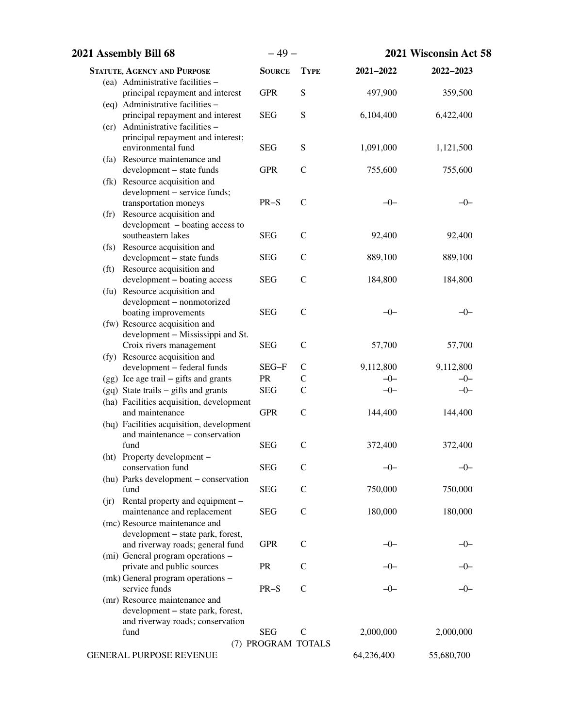| STATUTE, AGENCY AND PURPOSE | SOURCE | TYPE | 2021–2022 | 2022–2023 |
|---|---|---|---|---|
| (ea) Administrative facilities – principal repayment and interest | GPR | S | 497,900 | 359,500 |
| (eq) Administrative facilities – principal repayment and interest | SEG | S | 6,104,400 | 6,422,400 |
| (er) Administrative facilities – principal repayment and interest; environmental fund | SEG | S | 1,091,000 | 1,121,500 |
| (fa) Resource maintenance and development – state funds | GPR | C | 755,600 | 755,600 |
| (fk) Resource acquisition and development – service funds; transportation moneys | PR–S | C | –0– | –0– |
| (fr) Resource acquisition and development – boating access to southeastern lakes | SEG | C | 92,400 | 92,400 |
| (fs) Resource acquisition and development – state funds | SEG | C | 889,100 | 889,100 |
| (ft) Resource acquisition and development – boating access | SEG | C | 184,800 | 184,800 |
| (fu) Resource acquisition and development – nonmotorized boating improvements | SEG | C | –0– | –0– |
| (fw) Resource acquisition and development – Mississippi and St. Croix rivers management | SEG | C | 57,700 | 57,700 |
| (fy) Resource acquisition and development – federal funds | SEG–F | C | 9,112,800 | 9,112,800 |
| (gg) Ice age trail – gifts and grants | PR | C | –0– | –0– |
| (gq) State trails – gifts and grants | SEG | C | –0– | –0– |
| (ha) Facilities acquisition, development and maintenance | GPR | C | 144,400 | 144,400 |
| (hq) Facilities acquisition, development and maintenance – conservation fund | SEG | C | 372,400 | 372,400 |
| (ht) Property development – conservation fund | SEG | C | –0– | –0– |
| (hu) Parks development – conservation fund | SEG | C | 750,000 | 750,000 |
| (jr) Rental property and equipment – maintenance and replacement | SEG | C | 180,000 | 180,000 |
| (mc) Resource maintenance and development – state park, forest, and riverway roads; general fund | GPR | C | –0– | –0– |
| (mi) General program operations – private and public sources | PR | C | –0– | –0– |
| (mk) General program operations – service funds | PR–S | C | –0– | –0– |
| (mr) Resource maintenance and development – state park, forest, and riverway roads; conservation fund | SEG | C | 2,000,000 | 2,000,000 |
| (7) PROGRAM TOTALS | | | | |
| GENERAL PURPOSE REVENUE | | | 64,236,400 | 55,680,700 |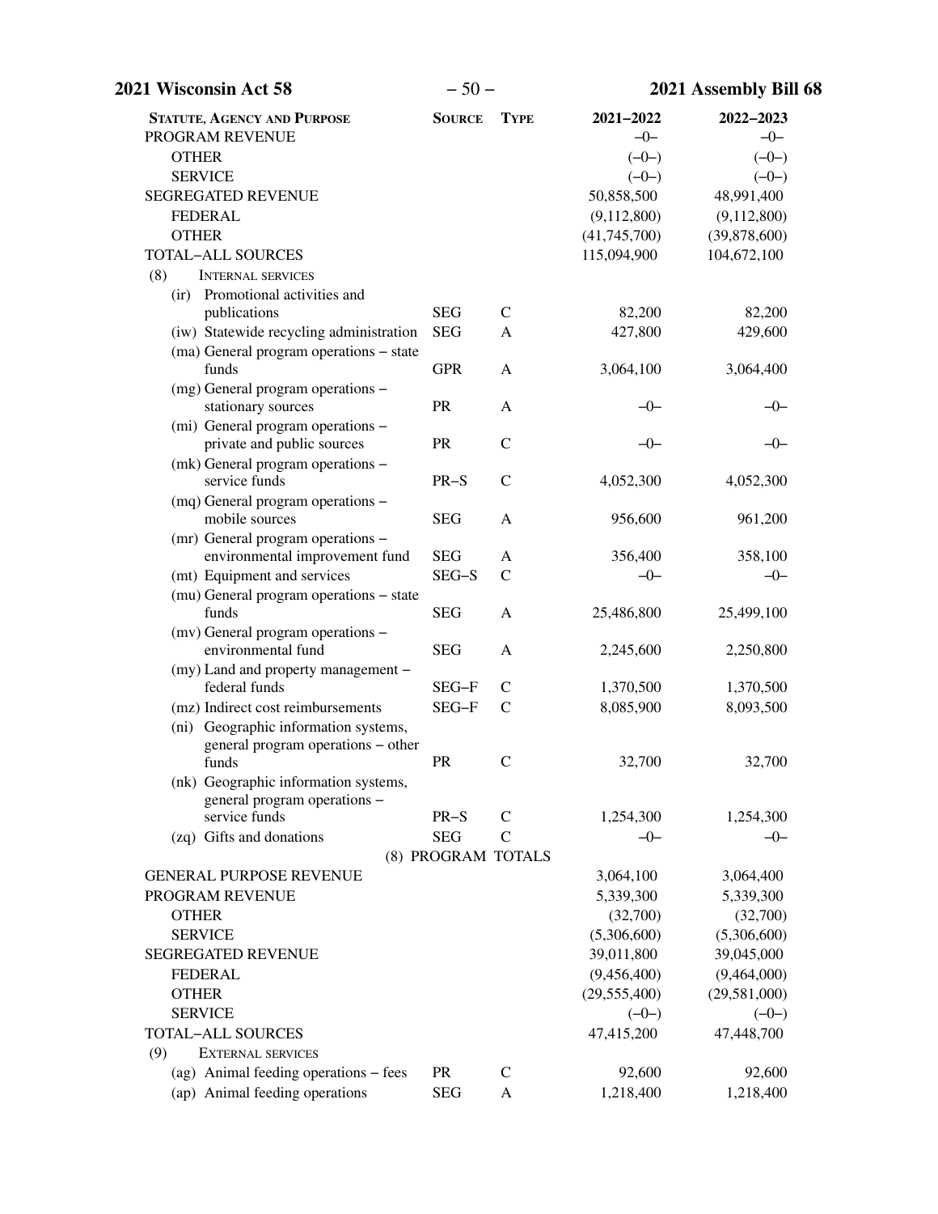| STATUTE, AGENCY AND PURPOSE | SOURCE | TYPE | 2021–2022 | 2022–2023 |
|---|---|---|---|---|
| PROGRAM REVENUE | | | –0– | –0– |
| OTHER | | | (–0–) | (–0–) |
| SERVICE | | | (–0–) | (–0–) |
| SEGREGATED REVENUE | | | 50,858,500 | 48,991,400 |
| FEDERAL | | | (9,112,800) | (9,112,800) |
| OTHER | | | (41,745,700) | (39,878,600) |
| TOTAL–ALL SOURCES | | | 115,094,900 | 104,672,100 |
| (8) INTERNAL SERVICES | | | | |
| (ir) Promotional activities and publications | SEG | C | 82,200 | 82,200 |
| (iw) Statewide recycling administration | SEG | A | 427,800 | 429,600 |
| (ma) General program operations – state funds | GPR | A | 3,064,100 | 3,064,400 |
| (mg) General program operations – stationary sources | PR | A | –0– | –0– |
| (mi) General program operations – private and public sources | PR | C | –0– | –0– |
| (mk) General program operations – service funds | PR–S | C | 4,052,300 | 4,052,300 |
| (mq) General program operations – mobile sources | SEG | A | 956,600 | 961,200 |
| (mr) General program operations – environmental improvement fund | SEG | A | 356,400 | 358,100 |
| (mt) Equipment and services | SEG–S | C | –0– | –0– |
| (mu) General program operations – state funds | SEG | A | 25,486,800 | 25,499,100 |
| (mv) General program operations – environmental fund | SEG | A | 2,245,600 | 2,250,800 |
| (my) Land and property management – federal funds | SEG–F | C | 1,370,500 | 1,370,500 |
| (mz) Indirect cost reimbursements | SEG–F | C | 8,085,900 | 8,093,500 |
| (ni) Geographic information systems, general program operations – other funds | PR | C | 32,700 | 32,700 |
| (nk) Geographic information systems, general program operations – service funds | PR–S | C | 1,254,300 | 1,254,300 |
| (zq) Gifts and donations | SEG | C | –0– | –0– |
| (8) PROGRAM TOTALS | | | | |
| GENERAL PURPOSE REVENUE | | | 3,064,100 | 3,064,400 |
| PROGRAM REVENUE | | | 5,339,300 | 5,339,300 |
| OTHER | | | (32,700) | (32,700) |
| SERVICE | | | (5,306,600) | (5,306,600) |
| SEGREGATED REVENUE | | | 39,011,800 | 39,045,000 |
| FEDERAL | | | (9,456,400) | (9,464,000) |
| OTHER | | | (29,555,400) | (29,581,000) |
| SERVICE | | | (–0–) | (–0–) |
| TOTAL–ALL SOURCES | | | 47,415,200 | 47,448,700 |
| (9) EXTERNAL SERVICES | | | | |
| (ag) Animal feeding operations – fees | PR | C | 92,600 | 92,600 |
| (ap) Animal feeding operations | SEG | A | 1,218,400 | 1,218,400 |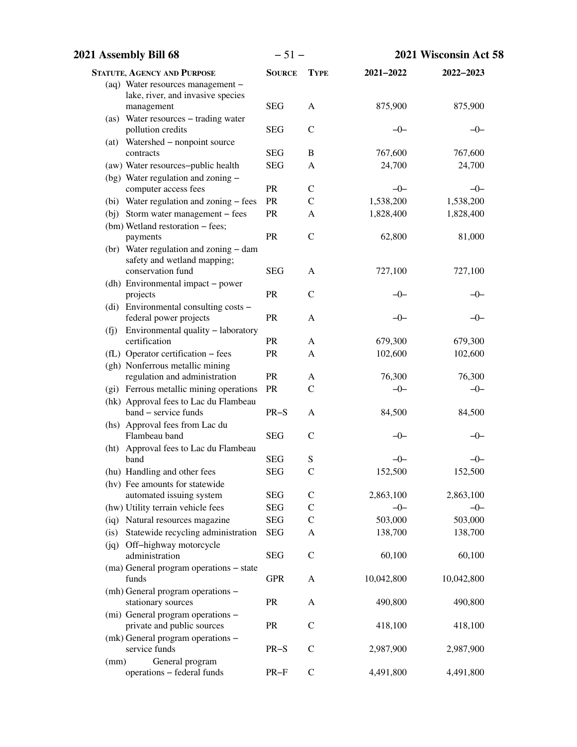| STATUTE, AGENCY AND PURPOSE | SOURCE | TYPE | 2021–2022 | 2022–2023 |
|---|---|---|---|---|
| (aq) Water resources management – lake, river, and invasive species management | SEG | A | 875,900 | 875,900 |
| (as) Water resources – trading water pollution credits | SEG | C | –0– | –0– |
| (at) Watershed – nonpoint source contracts | SEG | B | 767,600 | 767,600 |
| (aw) Water resources–public health | SEG | A | 24,700 | 24,700 |
| (bg) Water regulation and zoning – computer access fees | PR | C | –0– | –0– |
| (bi) Water regulation and zoning – fees | PR | C | 1,538,200 | 1,538,200 |
| (bj) Storm water management – fees | PR | A | 1,828,400 | 1,828,400 |
| (bm) Wetland restoration – fees; payments | PR | C | 62,800 | 81,000 |
| (br) Water regulation and zoning – dam safety and wetland mapping; conservation fund | SEG | A | 727,100 | 727,100 |
| (dh) Environmental impact – power projects | PR | C | –0– | –0– |
| (di) Environmental consulting costs – federal power projects | PR | A | –0– | –0– |
| (fj) Environmental quality – laboratory certification | PR | A | 679,300 | 679,300 |
| (fL) Operator certification – fees | PR | A | 102,600 | 102,600 |
| (gh) Nonferrous metallic mining regulation and administration | PR | A | 76,300 | 76,300 |
| (gi) Ferrous metallic mining operations | PR | C | –0– | –0– |
| (hk) Approval fees to Lac du Flambeau band – service funds | PR–S | A | 84,500 | 84,500 |
| (hs) Approval fees from Lac du Flambeau band | SEG | C | –0– | –0– |
| (ht) Approval fees to Lac du Flambeau band | SEG | S | –0– | –0– |
| (hu) Handling and other fees | SEG | C | 152,500 | 152,500 |
| (hv) Fee amounts for statewide automated issuing system | SEG | C | 2,863,100 | 2,863,100 |
| (hw) Utility terrain vehicle fees | SEG | C | –0– | –0– |
| (iq) Natural resources magazine | SEG | C | 503,000 | 503,000 |
| (is) Statewide recycling administration | SEG | A | 138,700 | 138,700 |
| (jq) Off–highway motorcycle administration | SEG | C | 60,100 | 60,100 |
| (ma) General program operations – state funds | GPR | A | 10,042,800 | 10,042,800 |
| (mh) General program operations – stationary sources | PR | A | 490,800 | 490,800 |
| (mi) General program operations – private and public sources | PR | C | 418,100 | 418,100 |
| (mk) General program operations – service funds | PR–S | C | 2,987,900 | 2,987,900 |
| (mm) General program operations – federal funds | PR–F | C | 4,491,800 | 4,491,800 |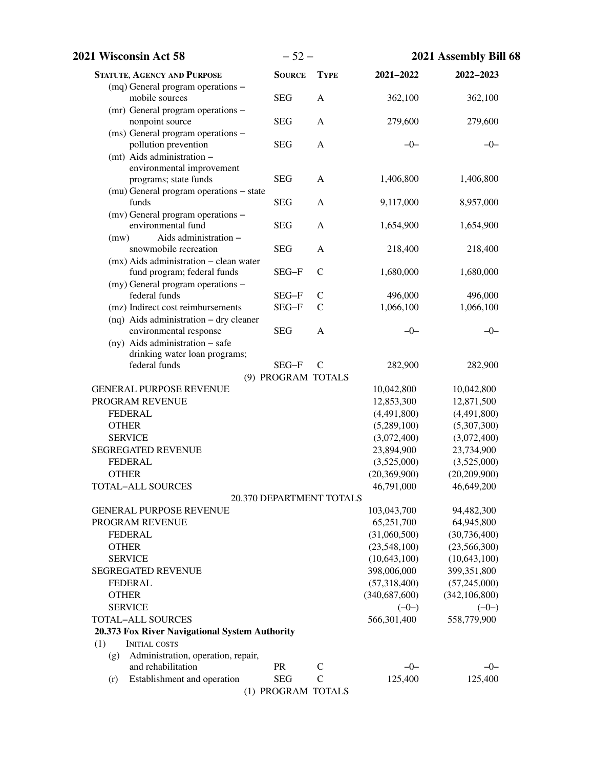| STATUTE, AGENCY AND PURPOSE | SOURCE | TYPE | 2021–2022 | 2022–2023 |
|---|---|---|---|---|
| (mq) General program operations – mobile sources | SEG | A | 362,100 | 362,100 |
| (mr) General program operations – nonpoint source | SEG | A | 279,600 | 279,600 |
| (ms) General program operations – pollution prevention | SEG | A | –0– | –0– |
| (mt) Aids administration – environmental improvement programs; state funds | SEG | A | 1,406,800 | 1,406,800 |
| (mu) General program operations – state funds | SEG | A | 9,117,000 | 8,957,000 |
| (mv) General program operations – environmental fund | SEG | A | 1,654,900 | 1,654,900 |
| (mw) Aids administration – snowmobile recreation | SEG | A | 218,400 | 218,400 |
| (mx) Aids administration – clean water fund program; federal funds | SEG–F | C | 1,680,000 | 1,680,000 |
| (my) General program operations – federal funds | SEG–F | C | 496,000 | 496,000 |
| (mz) Indirect cost reimbursements | SEG–F | C | 1,066,100 | 1,066,100 |
| (nq) Aids administration – dry cleaner environmental response | SEG | A | –0– | –0– |
| (ny) Aids administration – safe drinking water loan programs; federal funds | SEG–F | C | 282,900 | 282,900 |
| (9) PROGRAM TOTALS | | | | |
| GENERAL PURPOSE REVENUE | | | 10,042,800 | 10,042,800 |
| PROGRAM REVENUE | | | 12,853,300 | 12,871,500 |
| FEDERAL | | | (4,491,800) | (4,491,800) |
| OTHER | | | (5,289,100) | (5,307,300) |
| SERVICE | | | (3,072,400) | (3,072,400) |
| SEGREGATED REVENUE | | | 23,894,900 | 23,734,900 |
| FEDERAL | | | (3,525,000) | (3,525,000) |
| OTHER | | | (20,369,900) | (20,209,900) |
| TOTAL–ALL SOURCES | | | 46,791,000 | 46,649,200 |
| 20.370 DEPARTMENT TOTALS | | | | |
| GENERAL PURPOSE REVENUE | | | 103,043,700 | 94,482,300 |
| PROGRAM REVENUE | | | 65,251,700 | 64,945,800 |
| FEDERAL | | | (31,060,500) | (30,736,400) |
| OTHER | | | (23,548,100) | (23,566,300) |
| SERVICE | | | (10,643,100) | (10,643,100) |
| SEGREGATED REVENUE | | | 398,006,000 | 399,351,800 |
| FEDERAL | | | (57,318,400) | (57,245,000) |
| OTHER | | | (340,687,600) | (342,106,800) |
| SERVICE | | | (–0–) | (–0–) |
| TOTAL–ALL SOURCES | | | 566,301,400 | 558,779,900 |
| **20.373 Fox River Navigational System Authority** | | | | |
| (1) INITIAL COSTS | | | | |
| (g) Administration, operation, repair, and rehabilitation | PR | C | –0– | –0– |
| (r) Establishment and operation | SEG | C | 125,400 | 125,400 |
| (1) PROGRAM TOTALS | | | | |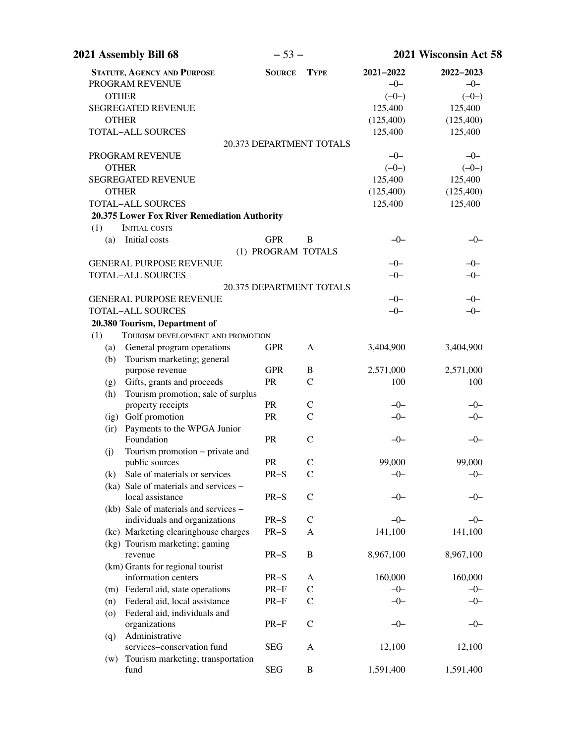| STATUTE, AGENCY AND PURPOSE | SOURCE | TYPE | 2021–2022 | 2022–2023 |
|---|---|---|---|---|
| PROGRAM REVENUE | | | –0– | –0– |
| OTHER | | | (–0–) | (–0–) |
| SEGREGATED REVENUE | | | 125,400 | 125,400 |
| OTHER | | | (125,400) | (125,400) |
| TOTAL–ALL SOURCES | | | 125,400 | 125,400 |
| 20.373 DEPARTMENT TOTALS | | | | |
| PROGRAM REVENUE | | | –0– | –0– |
| OTHER | | | (–0–) | (–0–) |
| SEGREGATED REVENUE | | | 125,400 | 125,400 |
| OTHER | | | (125,400) | (125,400) |
| TOTAL–ALL SOURCES | | | 125,400 | 125,400 |
| **20.375 Lower Fox River Remediation Authority** | | | | |
| (1) INITIAL COSTS | | | | |
| (a) Initial costs | GPR | B | –0– | –0– |
| (1) PROGRAM TOTALS | | | | |
| GENERAL PURPOSE REVENUE | | | –0– | –0– |
| TOTAL–ALL SOURCES | | | –0– | –0– |
| 20.375 DEPARTMENT TOTALS | | | | |
| GENERAL PURPOSE REVENUE | | | –0– | –0– |
| TOTAL–ALL SOURCES | | | –0– | –0– |
| **20.380 Tourism, Department of** | | | | |
| (1) TOURISM DEVELOPMENT AND PROMOTION | | | | |
| (a) General program operations | GPR | A | 3,404,900 | 3,404,900 |
| (b) Tourism marketing; general purpose revenue | GPR | B | 2,571,000 | 2,571,000 |
| (g) Gifts, grants and proceeds | PR | C | 100 | 100 |
| (h) Tourism promotion; sale of surplus property receipts | PR | C | –0– | –0– |
| (ig) Golf promotion | PR | C | –0– | –0– |
| (ir) Payments to the WPGA Junior Foundation | PR | C | –0– | –0– |
| (j) Tourism promotion – private and public sources | PR | C | 99,000 | 99,000 |
| (k) Sale of materials or services | PR–S | C | –0– | –0– |
| (ka) Sale of materials and services – local assistance | PR–S | C | –0– | –0– |
| (kb) Sale of materials and services – individuals and organizations | PR–S | C | –0– | –0– |
| (kc) Marketing clearinghouse charges | PR–S | A | 141,100 | 141,100 |
| (kg) Tourism marketing; gaming revenue | PR–S | B | 8,967,100 | 8,967,100 |
| (km) Grants for regional tourist information centers | PR–S | A | 160,000 | 160,000 |
| (m) Federal aid, state operations | PR–F | C | –0– | –0– |
| (n) Federal aid, local assistance | PR–F | C | –0– | –0– |
| (o) Federal aid, individuals and organizations | PR–F | C | –0– | –0– |
| (q) Administrative services–conservation fund | SEG | A | 12,100 | 12,100 |
| (w) Tourism marketing; transportation fund | SEG | B | 1,591,400 | 1,591,400 |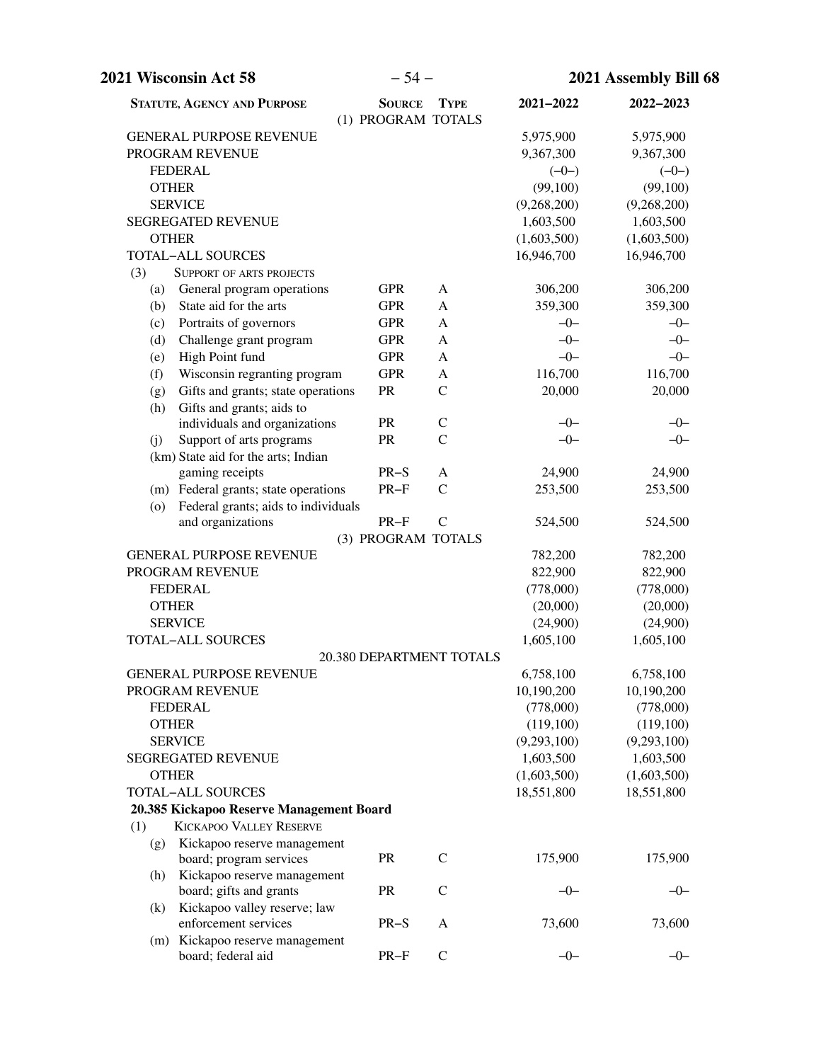| STATUTE, AGENCY AND PURPOSE | SOURCE | TYPE | 2021–2022 | 2022–2023 |
|---|---|---|---|---|
| | (1) PROGRAM | TOTALS | | |
| GENERAL PURPOSE REVENUE | | | 5,975,900 | 5,975,900 |
| PROGRAM REVENUE | | | 9,367,300 | 9,367,300 |
| FEDERAL | | | (–0–) | (–0–) |
| OTHER | | | (99,100) | (99,100) |
| SERVICE | | | (9,268,200) | (9,268,200) |
| SEGREGATED REVENUE | | | 1,603,500 | 1,603,500 |
| OTHER | | | (1,603,500) | (1,603,500) |
| TOTAL–ALL SOURCES | | | 16,946,700 | 16,946,700 |
| (3) SUPPORT OF ARTS PROJECTS | | | | |
| (a) General program operations | GPR | A | 306,200 | 306,200 |
| (b) State aid for the arts | GPR | A | 359,300 | 359,300 |
| (c) Portraits of governors | GPR | A | –0– | –0– |
| (d) Challenge grant program | GPR | A | –0– | –0– |
| (e) High Point fund | GPR | A | –0– | –0– |
| (f) Wisconsin regranting program | GPR | A | 116,700 | 116,700 |
| (g) Gifts and grants; state operations | PR | C | 20,000 | 20,000 |
| (h) Gifts and grants; aids to individuals and organizations | PR | C | –0– | –0– |
| (j) Support of arts programs | PR | C | –0– | –0– |
| (km) State aid for the arts; Indian gaming receipts | PR–S | A | 24,900 | 24,900 |
| (m) Federal grants; state operations | PR–F | C | 253,500 | 253,500 |
| (o) Federal grants; aids to individuals and organizations | PR–F | C | 524,500 | 524,500 |
| | (3) PROGRAM | TOTALS | | |
| GENERAL PURPOSE REVENUE | | | 782,200 | 782,200 |
| PROGRAM REVENUE | | | 822,900 | 822,900 |
| FEDERAL | | | (778,000) | (778,000) |
| OTHER | | | (20,000) | (20,000) |
| SERVICE | | | (24,900) | (24,900) |
| TOTAL–ALL SOURCES | | | 1,605,100 | 1,605,100 |
| | 20.380 DEPARTMENT TOTALS | | | |
| GENERAL PURPOSE REVENUE | | | 6,758,100 | 6,758,100 |
| PROGRAM REVENUE | | | 10,190,200 | 10,190,200 |
| FEDERAL | | | (778,000) | (778,000) |
| OTHER | | | (119,100) | (119,100) |
| SERVICE | | | (9,293,100) | (9,293,100) |
| SEGREGATED REVENUE | | | 1,603,500 | 1,603,500 |
| OTHER | | | (1,603,500) | (1,603,500) |
| TOTAL–ALL SOURCES | | | 18,551,800 | 18,551,800 |
| **20.385 Kickapoo Reserve Management Board** | | | | |
| (1) KICKAPOO VALLEY RESERVE | | | | |
| (g) Kickapoo reserve management board; program services | PR | C | 175,900 | 175,900 |
| (h) Kickapoo reserve management board; gifts and grants | PR | C | –0– | –0– |
| (k) Kickapoo valley reserve; law enforcement services | PR–S | A | 73,600 | 73,600 |
| (m) Kickapoo reserve management board; federal aid | PR–F | C | –0– | –0– |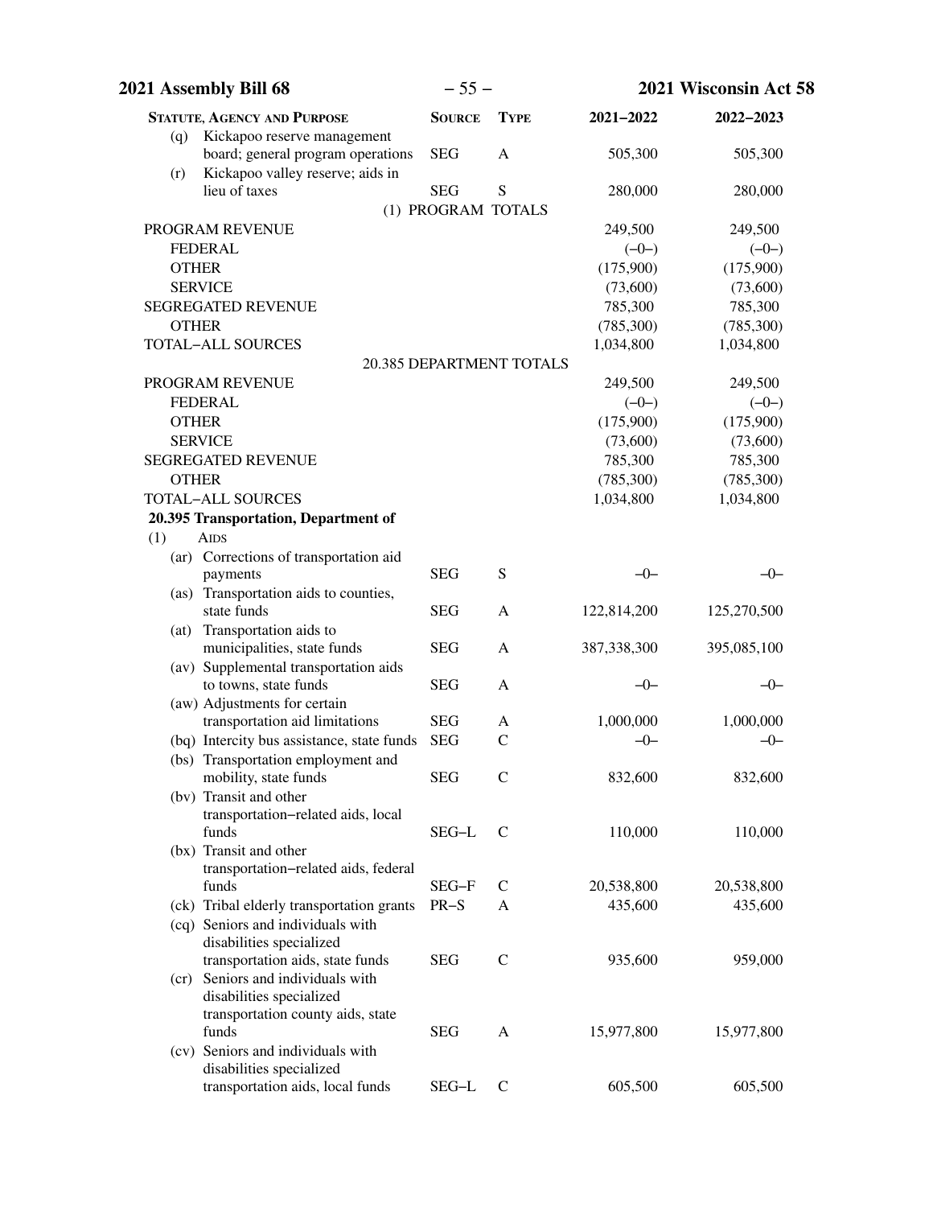| Statute, Agency and Purpose | Source | Type | 2021–2022 | 2022–2023 |
|---|---|---|---|---|
| (q) Kickapoo reserve management board; general program operations | SEG | A | 505,300 | 505,300 |
| (r) Kickapoo valley reserve; aids in lieu of taxes | SEG | S | 280,000 | 280,000 |
| (1) PROGRAM TOTALS | | | | |
| PROGRAM REVENUE | | | 249,500 | 249,500 |
| FEDERAL | | | (–0–) | (–0–) |
| OTHER | | | (175,900) | (175,900) |
| SERVICE | | | (73,600) | (73,600) |
| SEGREGATED REVENUE | | | 785,300 | 785,300 |
| OTHER | | | (785,300) | (785,300) |
| TOTAL–ALL SOURCES | | | 1,034,800 | 1,034,800 |
| 20.385 DEPARTMENT TOTALS | | | | |
| PROGRAM REVENUE | | | 249,500 | 249,500 |
| FEDERAL | | | (–0–) | (–0–) |
| OTHER | | | (175,900) | (175,900) |
| SERVICE | | | (73,600) | (73,600) |
| SEGREGATED REVENUE | | | 785,300 | 785,300 |
| OTHER | | | (785,300) | (785,300) |
| TOTAL–ALL SOURCES | | | 1,034,800 | 1,034,800 |
| **20.395 Transportation, Department of** | | | | |
| (1) Aids | | | | |
| (ar) Corrections of transportation aid payments | SEG | S | –0– | –0– |
| (as) Transportation aids to counties, state funds | SEG | A | 122,814,200 | 125,270,500 |
| (at) Transportation aids to municipalities, state funds | SEG | A | 387,338,300 | 395,085,100 |
| (av) Supplemental transportation aids to towns, state funds | SEG | A | –0– | –0– |
| (aw) Adjustments for certain transportation aid limitations | SEG | A | 1,000,000 | 1,000,000 |
| (bq) Intercity bus assistance, state funds | SEG | C | –0– | –0– |
| (bs) Transportation employment and mobility, state funds | SEG | C | 832,600 | 832,600 |
| (bv) Transit and other transportation–related aids, local funds | SEG–L | C | 110,000 | 110,000 |
| (bx) Transit and other transportation–related aids, federal funds | SEG–F | C | 20,538,800 | 20,538,800 |
| (ck) Tribal elderly transportation grants | PR–S | A | 435,600 | 435,600 |
| (cq) Seniors and individuals with disabilities specialized transportation aids, state funds | SEG | C | 935,600 | 959,000 |
| (cr) Seniors and individuals with disabilities specialized transportation county aids, state funds | SEG | A | 15,977,800 | 15,977,800 |
| (cv) Seniors and individuals with disabilities specialized transportation aids, local funds | SEG–L | C | 605,500 | 605,500 |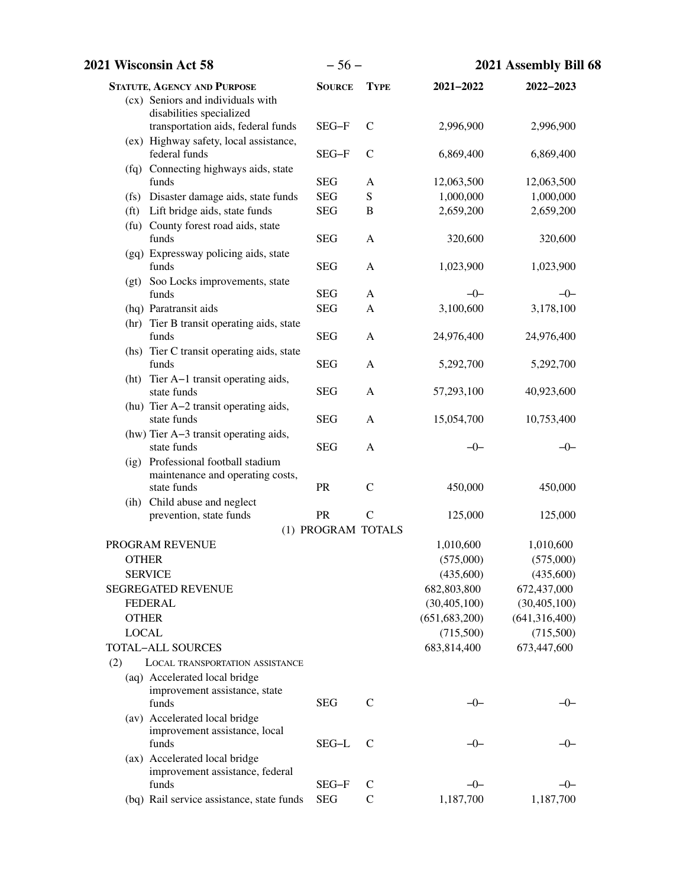| Statute, Agency and Purpose | Source | Type | 2021–2022 | 2022–2023 |
|---|---|---|---|---|
| (cx) Seniors and individuals with disabilities specialized transportation aids, federal funds | SEG–F | C | 2,996,900 | 2,996,900 |
| (ex) Highway safety, local assistance, federal funds | SEG–F | C | 6,869,400 | 6,869,400 |
| (fq) Connecting highways aids, state funds | SEG | A | 12,063,500 | 12,063,500 |
| (fs) Disaster damage aids, state funds | SEG | S | 1,000,000 | 1,000,000 |
| (ft) Lift bridge aids, state funds | SEG | B | 2,659,200 | 2,659,200 |
| (fu) County forest road aids, state funds | SEG | A | 320,600 | 320,600 |
| (gq) Expressway policing aids, state funds | SEG | A | 1,023,900 | 1,023,900 |
| (gt) Soo Locks improvements, state funds | SEG | A | –0– | –0– |
| (hq) Paratransit aids | SEG | A | 3,100,600 | 3,178,100 |
| (hr) Tier B transit operating aids, state funds | SEG | A | 24,976,400 | 24,976,400 |
| (hs) Tier C transit operating aids, state funds | SEG | A | 5,292,700 | 5,292,700 |
| (ht) Tier A−1 transit operating aids, state funds | SEG | A | 57,293,100 | 40,923,600 |
| (hu) Tier A−2 transit operating aids, state funds | SEG | A | 15,054,700 | 10,753,400 |
| (hw) Tier A−3 transit operating aids, state funds | SEG | A | –0– | –0– |
| (ig) Professional football stadium maintenance and operating costs, state funds | PR | C | 450,000 | 450,000 |
| (ih) Child abuse and neglect prevention, state funds | PR | C | 125,000 | 125,000 |
| (1) PROGRAM TOTALS | | | | |
| PROGRAM REVENUE | | | 1,010,600 | 1,010,600 |
| OTHER | | | (575,000) | (575,000) |
| SERVICE | | | (435,600) | (435,600) |
| SEGREGATED REVENUE | | | 682,803,800 | 672,437,000 |
| FEDERAL | | | (30,405,100) | (30,405,100) |
| OTHER | | | (651,683,200) | (641,316,400) |
| LOCAL | | | (715,500) | (715,500) |
| TOTAL−ALL SOURCES | | | 683,814,400 | 673,447,600 |
| (2) LOCAL TRANSPORTATION ASSISTANCE | | | | |
| (aq) Accelerated local bridge improvement assistance, state funds | SEG | C | –0– | –0– |
| (av) Accelerated local bridge improvement assistance, local funds | SEG–L | C | –0– | –0– |
| (ax) Accelerated local bridge improvement assistance, federal funds | SEG–F | C | –0– | –0– |
| (bq) Rail service assistance, state funds | SEG | C | 1,187,700 | 1,187,700 |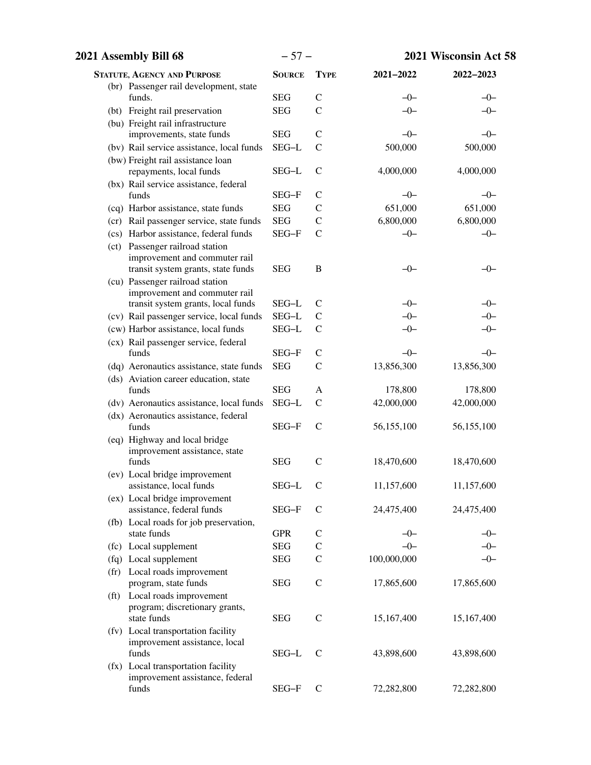| Statute, Agency and Purpose | Source | Type | 2021–2022 | 2022–2023 |
|---|---|---|---|---|
| (br) Passenger rail development, state funds. | SEG | C | –0– | –0– |
| (bt) Freight rail preservation | SEG | C | –0– | –0– |
| (bu) Freight rail infrastructure improvements, state funds | SEG | C | –0– | –0– |
| (bv) Rail service assistance, local funds | SEG–L | C | 500,000 | 500,000 |
| (bw) Freight rail assistance loan repayments, local funds | SEG–L | C | 4,000,000 | 4,000,000 |
| (bx) Rail service assistance, federal funds | SEG–F | C | –0– | –0– |
| (cq) Harbor assistance, state funds | SEG | C | 651,000 | 651,000 |
| (cr) Rail passenger service, state funds | SEG | C | 6,800,000 | 6,800,000 |
| (cs) Harbor assistance, federal funds | SEG–F | C | –0– | –0– |
| (ct) Passenger railroad station improvement and commuter rail transit system grants, state funds | SEG | B | –0– | –0– |
| (cu) Passenger railroad station improvement and commuter rail transit system grants, local funds | SEG–L | C | –0– | –0– |
| (cv) Rail passenger service, local funds | SEG–L | C | –0– | –0– |
| (cw) Harbor assistance, local funds | SEG–L | C | –0– | –0– |
| (cx) Rail passenger service, federal funds | SEG–F | C | –0– | –0– |
| (dq) Aeronautics assistance, state funds | SEG | C | 13,856,300 | 13,856,300 |
| (ds) Aviation career education, state funds | SEG | A | 178,800 | 178,800 |
| (dv) Aeronautics assistance, local funds | SEG–L | C | 42,000,000 | 42,000,000 |
| (dx) Aeronautics assistance, federal funds | SEG–F | C | 56,155,100 | 56,155,100 |
| (eq) Highway and local bridge improvement assistance, state funds | SEG | C | 18,470,600 | 18,470,600 |
| (ev) Local bridge improvement assistance, local funds | SEG–L | C | 11,157,600 | 11,157,600 |
| (ex) Local bridge improvement assistance, federal funds | SEG–F | C | 24,475,400 | 24,475,400 |
| (fb) Local roads for job preservation, state funds | GPR | C | –0– | –0– |
| (fc) Local supplement | SEG | C | –0– | –0– |
| (fq) Local supplement | SEG | C | 100,000,000 | –0– |
| (fr) Local roads improvement program, state funds | SEG | C | 17,865,600 | 17,865,600 |
| (ft) Local roads improvement program; discretionary grants, state funds | SEG | C | 15,167,400 | 15,167,400 |
| (fv) Local transportation facility improvement assistance, local funds | SEG–L | C | 43,898,600 | 43,898,600 |
| (fx) Local transportation facility improvement assistance, federal funds | SEG–F | C | 72,282,800 | 72,282,800 |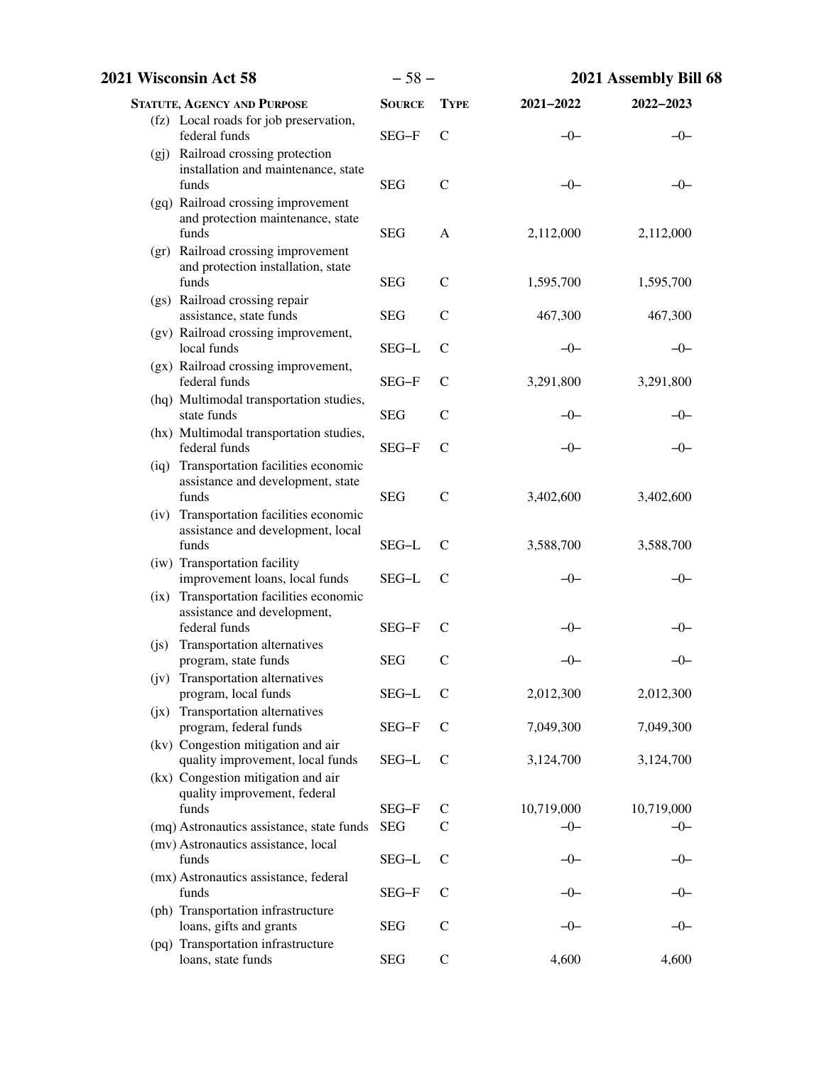| Statute, Agency and Purpose | Source | Type | 2021–2022 | 2022–2023 |
|---|---|---|---|---|
| (fz) Local roads for job preservation, federal funds | SEG–F | C | –0– | –0– |
| (gj) Railroad crossing protection installation and maintenance, state funds | SEG | C | –0– | –0– |
| (gq) Railroad crossing improvement and protection maintenance, state funds | SEG | A | 2,112,000 | 2,112,000 |
| (gr) Railroad crossing improvement and protection installation, state funds | SEG | C | 1,595,700 | 1,595,700 |
| (gs) Railroad crossing repair assistance, state funds | SEG | C | 467,300 | 467,300 |
| (gv) Railroad crossing improvement, local funds | SEG–L | C | –0– | –0– |
| (gx) Railroad crossing improvement, federal funds | SEG–F | C | 3,291,800 | 3,291,800 |
| (hq) Multimodal transportation studies, state funds | SEG | C | –0– | –0– |
| (hx) Multimodal transportation studies, federal funds | SEG–F | C | –0– | –0– |
| (iq) Transportation facilities economic assistance and development, state funds | SEG | C | 3,402,600 | 3,402,600 |
| (iv) Transportation facilities economic assistance and development, local funds | SEG–L | C | 3,588,700 | 3,588,700 |
| (iw) Transportation facility improvement loans, local funds | SEG–L | C | –0– | –0– |
| (ix) Transportation facilities economic assistance and development, federal funds | SEG–F | C | –0– | –0– |
| (js) Transportation alternatives program, state funds | SEG | C | –0– | –0– |
| (jv) Transportation alternatives program, local funds | SEG–L | C | 2,012,300 | 2,012,300 |
| (jx) Transportation alternatives program, federal funds | SEG–F | C | 7,049,300 | 7,049,300 |
| (kv) Congestion mitigation and air quality improvement, local funds | SEG–L | C | 3,124,700 | 3,124,700 |
| (kx) Congestion mitigation and air quality improvement, federal funds | SEG–F | C | 10,719,000 | 10,719,000 |
| (mq) Astronautics assistance, state funds | SEG | C | –0– | –0– |
| (mv) Astronautics assistance, local funds | SEG–L | C | –0– | –0– |
| (mx) Astronautics assistance, federal funds | SEG–F | C | –0– | –0– |
| (ph) Transportation infrastructure loans, gifts and grants | SEG | C | –0– | –0– |
| (pq) Transportation infrastructure loans, state funds | SEG | C | 4,600 | 4,600 |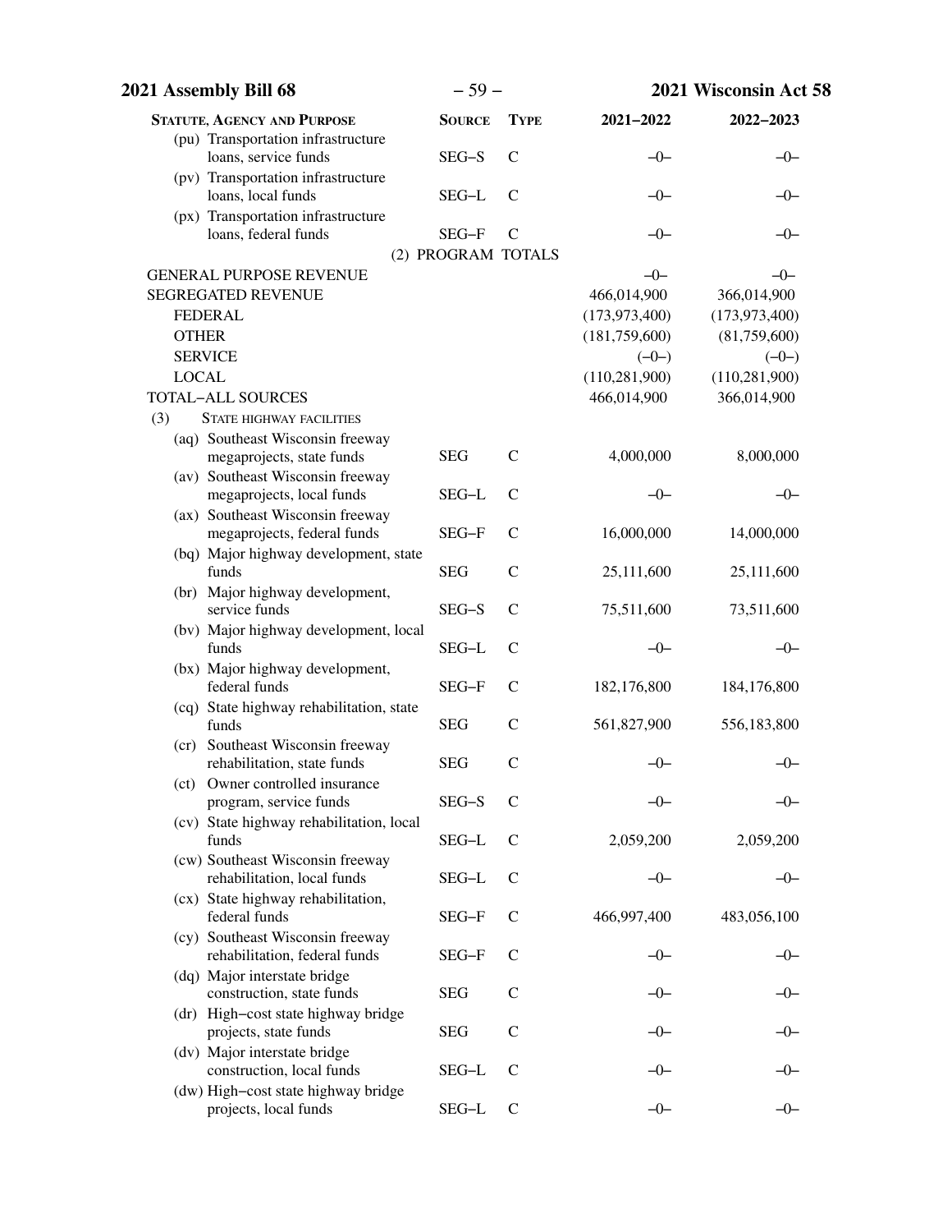| Statute, Agency and Purpose | Source | Type | 2021−2022 | 2022−2023 |
|---|---|---|---|---|
| (pu) Transportation infrastructure loans, service funds | SEG−S | C | −0− | −0− |
| (pv) Transportation infrastructure loans, local funds | SEG−L | C | −0− | −0− |
| (px) Transportation infrastructure loans, federal funds | SEG−F | C | −0− | −0− |
| (2) PROGRAM TOTALS | | | | |
| GENERAL PURPOSE REVENUE | | | −0− | −0− |
| SEGREGATED REVENUE | | | 466,014,900 | 366,014,900 |
| FEDERAL | | | (173,973,400) | (173,973,400) |
| OTHER | | | (181,759,600) | (81,759,600) |
| SERVICE | | | (−0−) | (−0−) |
| LOCAL | | | (110,281,900) | (110,281,900) |
| TOTAL−ALL SOURCES | | | 466,014,900 | 366,014,900 |
| (3) State highway facilities | | | | |
| (aq) Southeast Wisconsin freeway megaprojects, state funds | SEG | C | 4,000,000 | 8,000,000 |
| (av) Southeast Wisconsin freeway megaprojects, local funds | SEG−L | C | −0− | −0− |
| (ax) Southeast Wisconsin freeway megaprojects, federal funds | SEG−F | C | 16,000,000 | 14,000,000 |
| (bq) Major highway development, state funds | SEG | C | 25,111,600 | 25,111,600 |
| (br) Major highway development, service funds | SEG−S | C | 75,511,600 | 73,511,600 |
| (bv) Major highway development, local funds | SEG−L | C | −0− | −0− |
| (bx) Major highway development, federal funds | SEG−F | C | 182,176,800 | 184,176,800 |
| (cq) State highway rehabilitation, state funds | SEG | C | 561,827,900 | 556,183,800 |
| (cr) Southeast Wisconsin freeway rehabilitation, state funds | SEG | C | −0− | −0− |
| (ct) Owner controlled insurance program, service funds | SEG−S | C | −0− | −0− |
| (cv) State highway rehabilitation, local funds | SEG−L | C | 2,059,200 | 2,059,200 |
| (cw) Southeast Wisconsin freeway rehabilitation, local funds | SEG−L | C | −0− | −0− |
| (cx) State highway rehabilitation, federal funds | SEG−F | C | 466,997,400 | 483,056,100 |
| (cy) Southeast Wisconsin freeway rehabilitation, federal funds | SEG−F | C | −0− | −0− |
| (dq) Major interstate bridge construction, state funds | SEG | C | −0− | −0− |
| (dr) High−cost state highway bridge projects, state funds | SEG | C | −0− | −0− |
| (dv) Major interstate bridge construction, local funds | SEG−L | C | −0− | −0− |
| (dw) High−cost state highway bridge projects, local funds | SEG−L | C | −0− | −0− |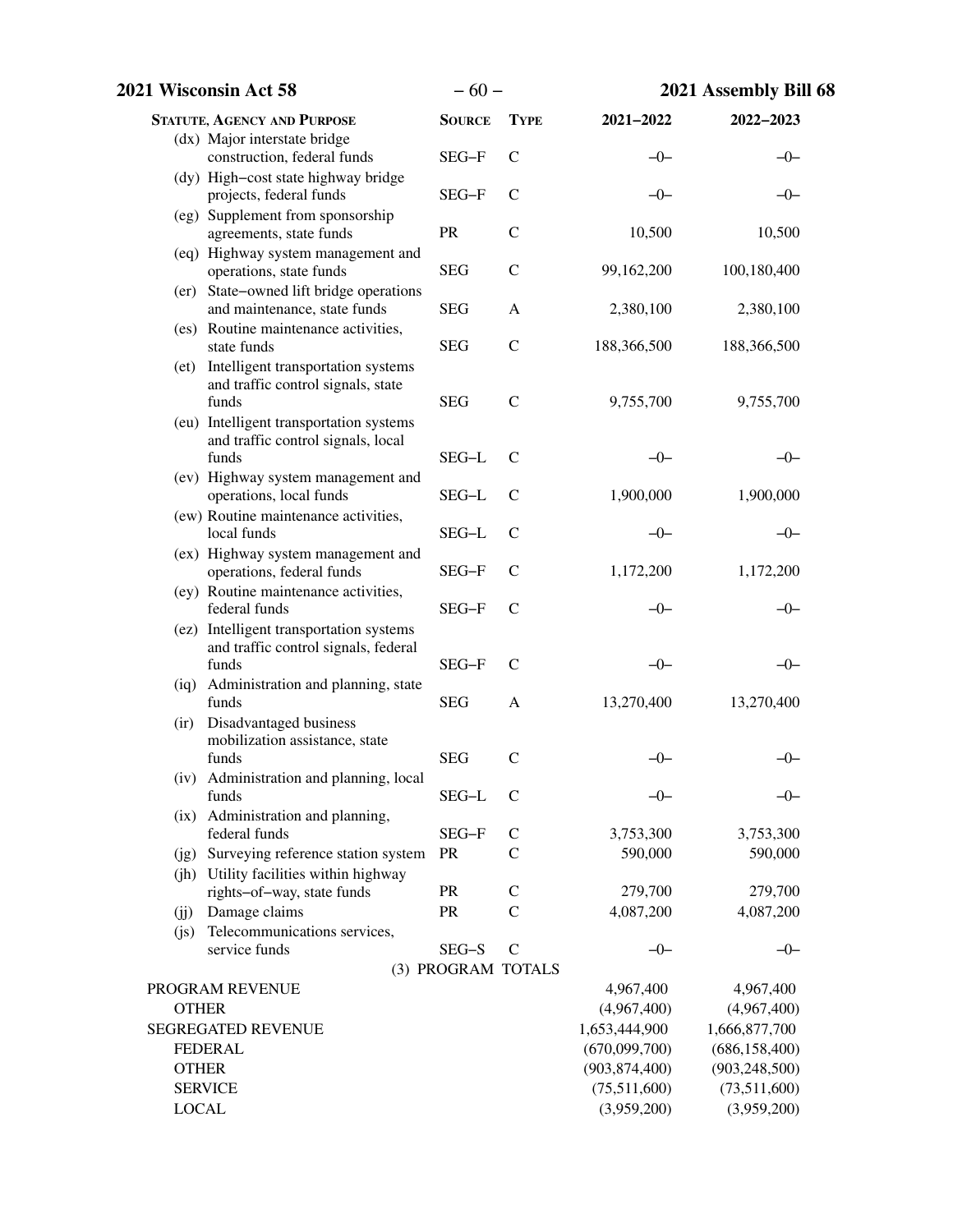| Statute, Agency and Purpose | Source | Type | 2021–2022 | 2022–2023 |
|---|---|---|---|---|
| (dx) Major interstate bridge construction, federal funds | SEG–F | C | –0– | –0– |
| (dy) High–cost state highway bridge projects, federal funds | SEG–F | C | –0– | –0– |
| (eg) Supplement from sponsorship agreements, state funds | PR | C | 10,500 | 10,500 |
| (eq) Highway system management and operations, state funds | SEG | C | 99,162,200 | 100,180,400 |
| (er) State–owned lift bridge operations and maintenance, state funds | SEG | A | 2,380,100 | 2,380,100 |
| (es) Routine maintenance activities, state funds | SEG | C | 188,366,500 | 188,366,500 |
| (et) Intelligent transportation systems and traffic control signals, state funds | SEG | C | 9,755,700 | 9,755,700 |
| (eu) Intelligent transportation systems and traffic control signals, local funds | SEG–L | C | –0– | –0– |
| (ev) Highway system management and operations, local funds | SEG–L | C | 1,900,000 | 1,900,000 |
| (ew) Routine maintenance activities, local funds | SEG–L | C | –0– | –0– |
| (ex) Highway system management and operations, federal funds | SEG–F | C | 1,172,200 | 1,172,200 |
| (ey) Routine maintenance activities, federal funds | SEG–F | C | –0– | –0– |
| (ez) Intelligent transportation systems and traffic control signals, federal funds | SEG–F | C | –0– | –0– |
| (iq) Administration and planning, state funds | SEG | A | 13,270,400 | 13,270,400 |
| (ir) Disadvantaged business mobilization assistance, state funds | SEG | C | –0– | –0– |
| (iv) Administration and planning, local funds | SEG–L | C | –0– | –0– |
| (ix) Administration and planning, federal funds | SEG–F | C | 3,753,300 | 3,753,300 |
| (jg) Surveying reference station system | PR | C | 590,000 | 590,000 |
| (jh) Utility facilities within highway rights–of–way, state funds | PR | C | 279,700 | 279,700 |
| (jj) Damage claims | PR | C | 4,087,200 | 4,087,200 |
| (js) Telecommunications services, service funds | SEG–S | C | –0– | –0– |
| | (3) PROGRAM TOTALS | | | |
| PROGRAM REVENUE | | | 4,967,400 | 4,967,400 |
| OTHER | | | (4,967,400) | (4,967,400) |
| SEGREGATED REVENUE | | | 1,653,444,900 | 1,666,877,700 |
| FEDERAL | | | (670,099,700) | (686,158,400) |
| OTHER | | | (903,874,400) | (903,248,500) |
| SERVICE | | | (75,511,600) | (73,511,600) |
| LOCAL | | | (3,959,200) | (3,959,200) |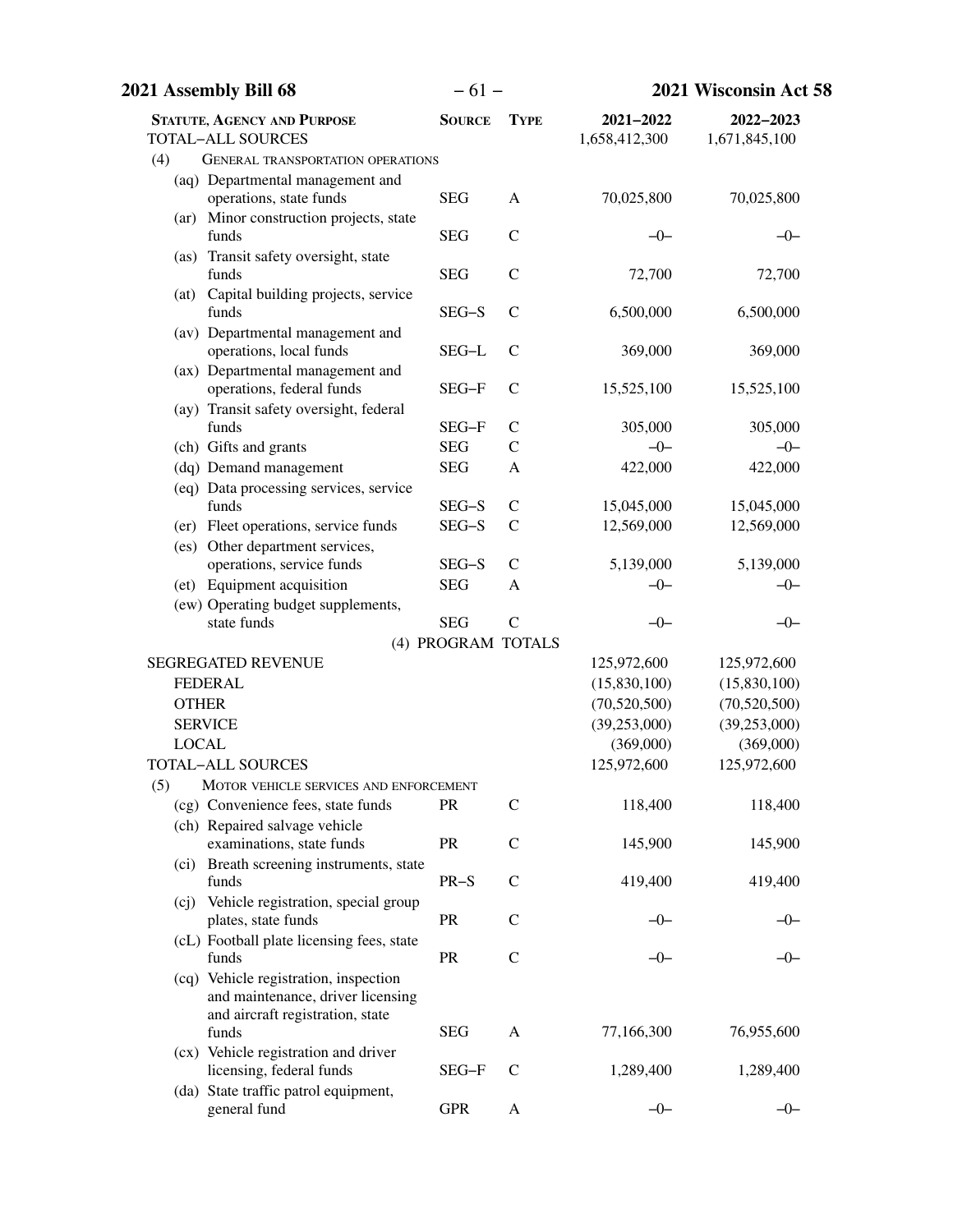| STATUTE, AGENCY AND PURPOSE | SOURCE | TYPE | 2021–2022 | 2022–2023 |
|---|---|---|---|---|
| TOTAL–ALL SOURCES | | | 1,658,412,300 | 1,671,845,100 |
| (4) GENERAL TRANSPORTATION OPERATIONS | | | | |
| (aq) Departmental management and operations, state funds | SEG | A | 70,025,800 | 70,025,800 |
| (ar) Minor construction projects, state funds | SEG | C | –0– | –0– |
| (as) Transit safety oversight, state funds | SEG | C | 72,700 | 72,700 |
| (at) Capital building projects, service funds | SEG–S | C | 6,500,000 | 6,500,000 |
| (av) Departmental management and operations, local funds | SEG–L | C | 369,000 | 369,000 |
| (ax) Departmental management and operations, federal funds | SEG–F | C | 15,525,100 | 15,525,100 |
| (ay) Transit safety oversight, federal funds | SEG–F | C | 305,000 | 305,000 |
| (ch) Gifts and grants | SEG | C | –0– | –0– |
| (dq) Demand management | SEG | A | 422,000 | 422,000 |
| (eq) Data processing services, service funds | SEG–S | C | 15,045,000 | 15,045,000 |
| (er) Fleet operations, service funds | SEG–S | C | 12,569,000 | 12,569,000 |
| (es) Other department services, operations, service funds | SEG–S | C | 5,139,000 | 5,139,000 |
| (et) Equipment acquisition | SEG | A | –0– | –0– |
| (ew) Operating budget supplements, state funds | SEG | C | –0– | –0– |
| (4) PROGRAM TOTALS | | | | |
| SEGREGATED REVENUE | | | 125,972,600 | 125,972,600 |
| FEDERAL | | | (15,830,100) | (15,830,100) |
| OTHER | | | (70,520,500) | (70,520,500) |
| SERVICE | | | (39,253,000) | (39,253,000) |
| LOCAL | | | (369,000) | (369,000) |
| TOTAL–ALL SOURCES | | | 125,972,600 | 125,972,600 |
| (5) MOTOR VEHICLE SERVICES AND ENFORCEMENT | | | | |
| (cg) Convenience fees, state funds | PR | C | 118,400 | 118,400 |
| (ch) Repaired salvage vehicle examinations, state funds | PR | C | 145,900 | 145,900 |
| (ci) Breath screening instruments, state funds | PR–S | C | 419,400 | 419,400 |
| (cj) Vehicle registration, special group plates, state funds | PR | C | –0– | –0– |
| (cL) Football plate licensing fees, state funds | PR | C | –0– | –0– |
| (cq) Vehicle registration, inspection and maintenance, driver licensing and aircraft registration, state funds | SEG | A | 77,166,300 | 76,955,600 |
| (cx) Vehicle registration and driver licensing, federal funds | SEG–F | C | 1,289,400 | 1,289,400 |
| (da) State traffic patrol equipment, general fund | GPR | A | –0– | –0– |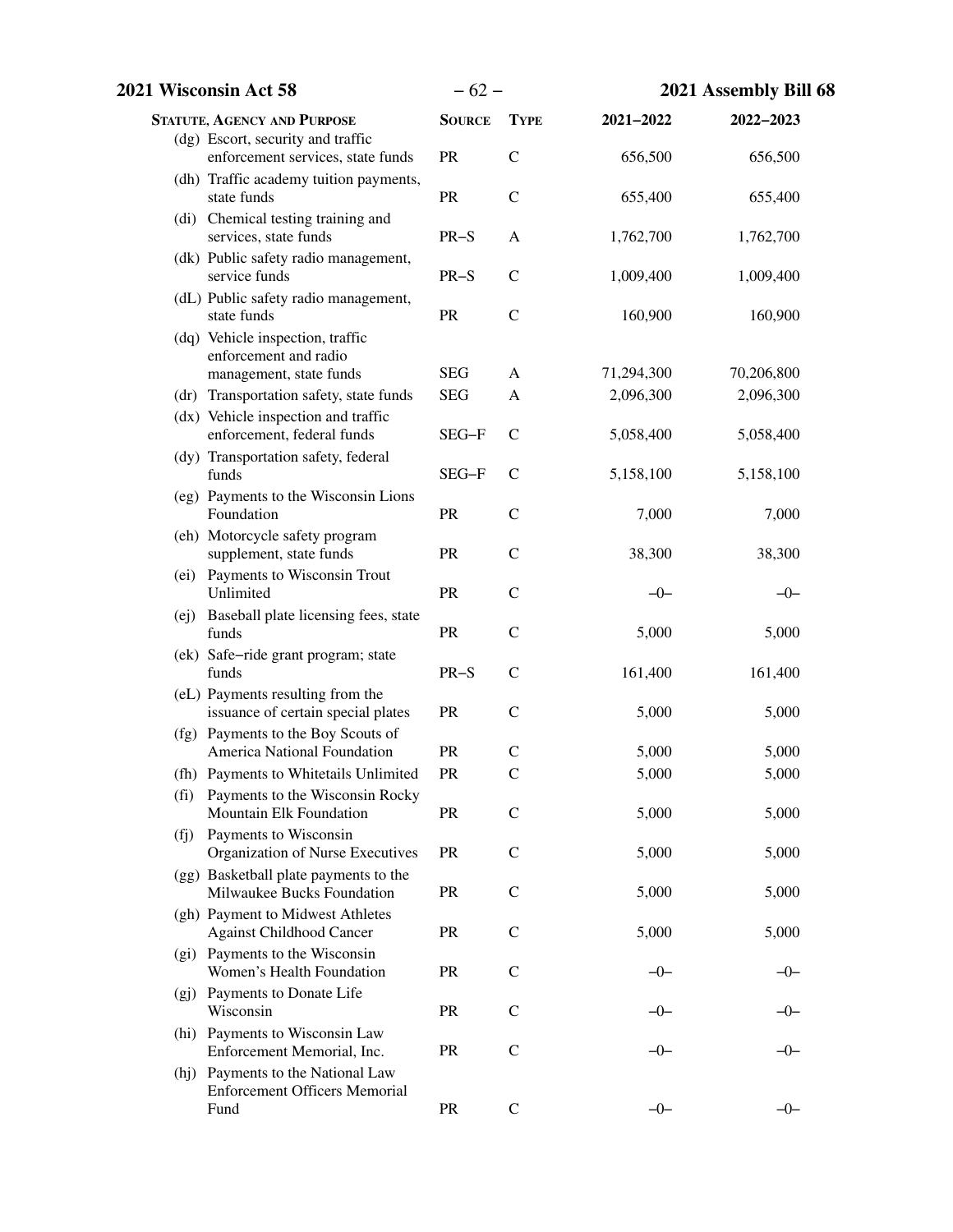| Statute, Agency and Purpose | Source | Type | 2021–2022 | 2022–2023 |
|---|---|---|---|---|
| (dg) Escort, security and traffic enforcement services, state funds | PR | C | 656,500 | 656,500 |
| (dh) Traffic academy tuition payments, state funds | PR | C | 655,400 | 655,400 |
| (di) Chemical testing training and services, state funds | PR–S | A | 1,762,700 | 1,762,700 |
| (dk) Public safety radio management, service funds | PR–S | C | 1,009,400 | 1,009,400 |
| (dL) Public safety radio management, state funds | PR | C | 160,900 | 160,900 |
| (dq) Vehicle inspection, traffic enforcement and radio management, state funds | SEG | A | 71,294,300 | 70,206,800 |
| (dr) Transportation safety, state funds | SEG | A | 2,096,300 | 2,096,300 |
| (dx) Vehicle inspection and traffic enforcement, federal funds | SEG–F | C | 5,058,400 | 5,058,400 |
| (dy) Transportation safety, federal funds | SEG–F | C | 5,158,100 | 5,158,100 |
| (eg) Payments to the Wisconsin Lions Foundation | PR | C | 7,000 | 7,000 |
| (eh) Motorcycle safety program supplement, state funds | PR | C | 38,300 | 38,300 |
| (ei) Payments to Wisconsin Trout Unlimited | PR | C | –0– | –0– |
| (ej) Baseball plate licensing fees, state funds | PR | C | 5,000 | 5,000 |
| (ek) Safe–ride grant program; state funds | PR–S | C | 161,400 | 161,400 |
| (eL) Payments resulting from the issuance of certain special plates | PR | C | 5,000 | 5,000 |
| (fg) Payments to the Boy Scouts of America National Foundation | PR | C | 5,000 | 5,000 |
| (fh) Payments to Whitetails Unlimited | PR | C | 5,000 | 5,000 |
| (fi) Payments to the Wisconsin Rocky Mountain Elk Foundation | PR | C | 5,000 | 5,000 |
| (fj) Payments to Wisconsin Organization of Nurse Executives | PR | C | 5,000 | 5,000 |
| (gg) Basketball plate payments to the Milwaukee Bucks Foundation | PR | C | 5,000 | 5,000 |
| (gh) Payment to Midwest Athletes Against Childhood Cancer | PR | C | 5,000 | 5,000 |
| (gi) Payments to the Wisconsin Women's Health Foundation | PR | C | –0– | –0– |
| (gj) Payments to Donate Life Wisconsin | PR | C | –0– | –0– |
| (hi) Payments to Wisconsin Law Enforcement Memorial, Inc. | PR | C | –0– | –0– |
| (hj) Payments to the National Law Enforcement Officers Memorial Fund | PR | C | –0– | –0– |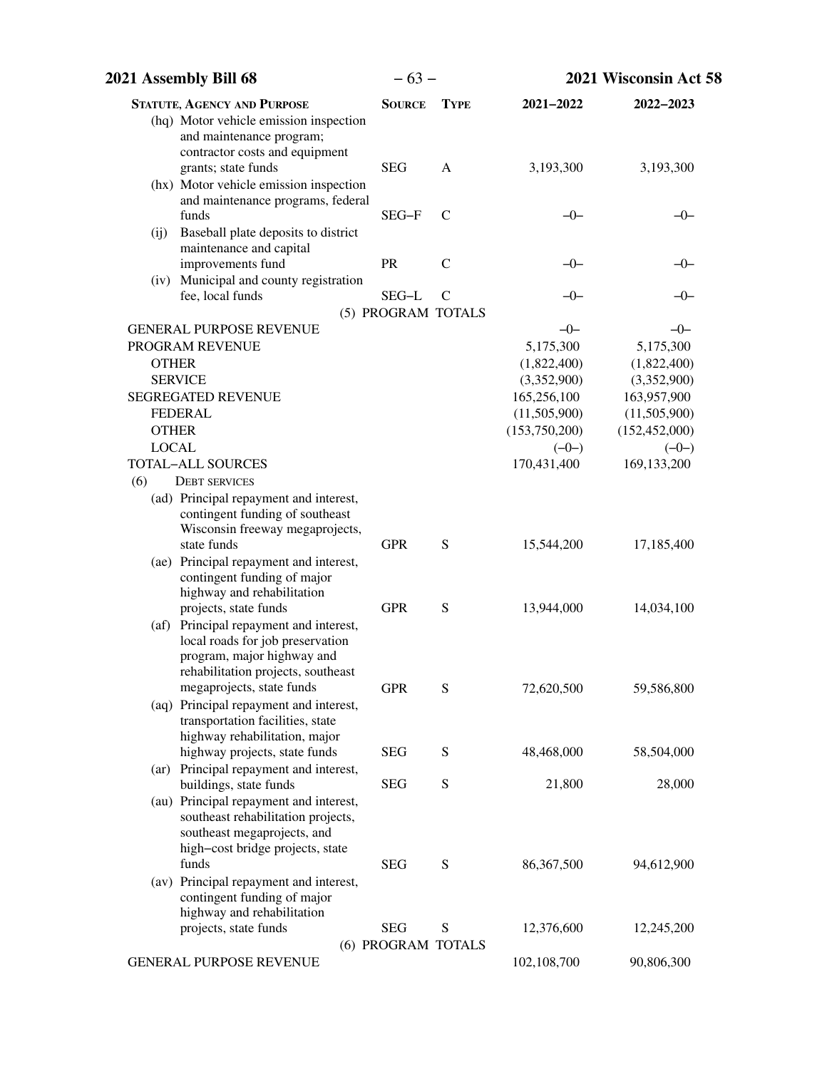| Statute, Agency and Purpose | Source | Type | 2021–2022 | 2022–2023 |
|---|---|---|---|---|
| (hq) Motor vehicle emission inspection and maintenance program; contractor costs and equipment grants; state funds | SEG | A | 3,193,300 | 3,193,300 |
| (hx) Motor vehicle emission inspection and maintenance programs, federal funds | SEG–F | C | –0– | –0– |
| (ij) Baseball plate deposits to district maintenance and capital improvements fund | PR | C | –0– | –0– |
| (iv) Municipal and county registration fee, local funds | SEG–L | C | –0– | –0– |
| (5) PROGRAM TOTALS | | | | |
| GENERAL PURPOSE REVENUE | | | –0– | –0– |
| PROGRAM REVENUE | | | 5,175,300 | 5,175,300 |
| OTHER | | | (1,822,400) | (1,822,400) |
| SERVICE | | | (3,352,900) | (3,352,900) |
| SEGREGATED REVENUE | | | 165,256,100 | 163,957,900 |
| FEDERAL | | | (11,505,900) | (11,505,900) |
| OTHER | | | (153,750,200) | (152,452,000) |
| LOCAL | | | (–0–) | (–0–) |
| TOTAL–ALL SOURCES | | | 170,431,400 | 169,133,200 |
| (6) DEBT SERVICES | | | | |
| (ad) Principal repayment and interest, contingent funding of southeast Wisconsin freeway megaprojects, state funds | GPR | S | 15,544,200 | 17,185,400 |
| (ae) Principal repayment and interest, contingent funding of major highway and rehabilitation projects, state funds | GPR | S | 13,944,000 | 14,034,100 |
| (af) Principal repayment and interest, local roads for job preservation program, major highway and rehabilitation projects, southeast megaprojects, state funds | GPR | S | 72,620,500 | 59,586,800 |
| (aq) Principal repayment and interest, transportation facilities, state highway rehabilitation, major highway projects, state funds | SEG | S | 48,468,000 | 58,504,000 |
| (ar) Principal repayment and interest, buildings, state funds | SEG | S | 21,800 | 28,000 |
| (au) Principal repayment and interest, southeast rehabilitation projects, southeast megaprojects, and high–cost bridge projects, state funds | SEG | S | 86,367,500 | 94,612,900 |
| (av) Principal repayment and interest, contingent funding of major highway and rehabilitation projects, state funds | SEG | S | 12,376,600 | 12,245,200 |
| (6) PROGRAM TOTALS | | | | |
| GENERAL PURPOSE REVENUE | | | 102,108,700 | 90,806,300 |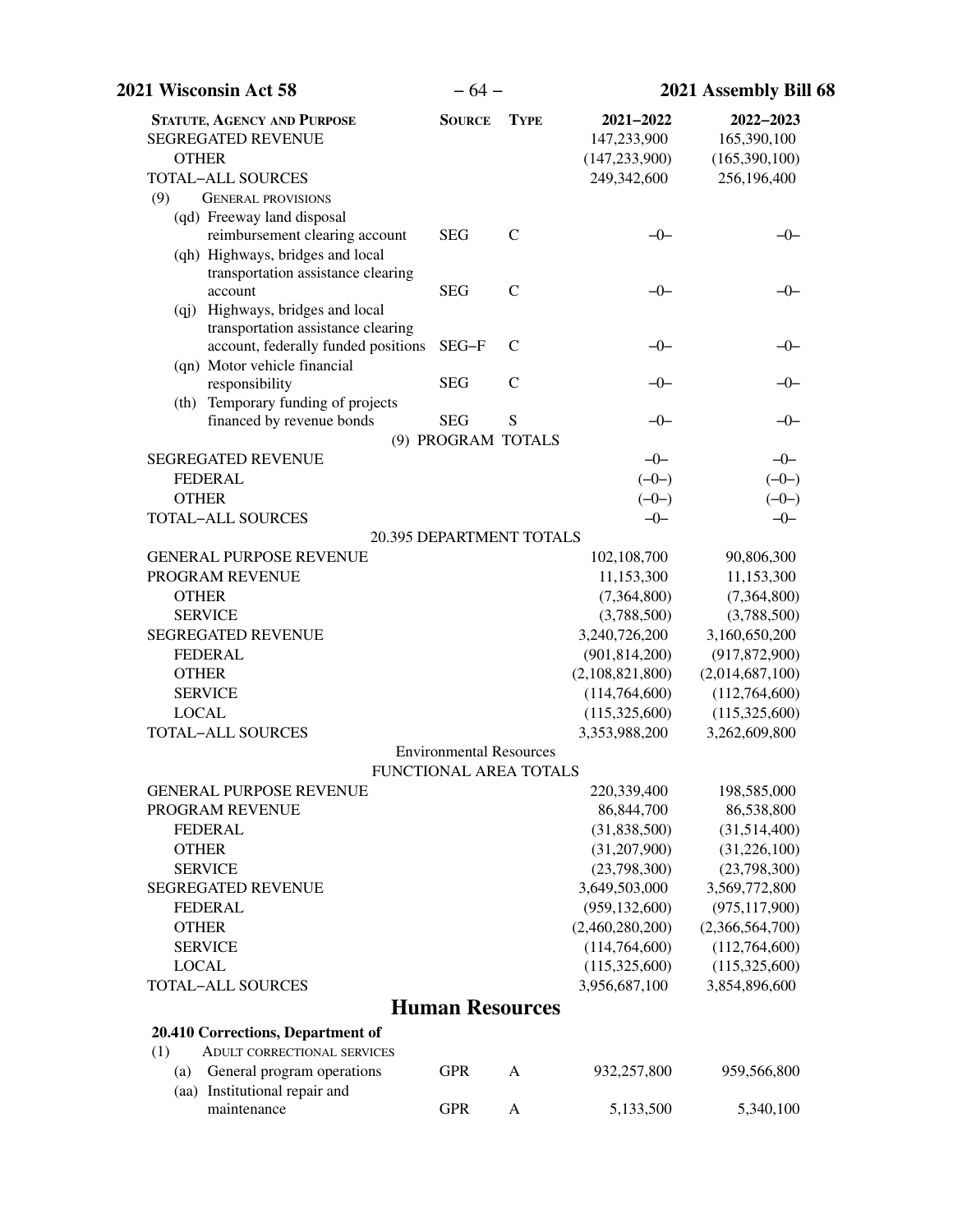| Statute, Agency and Purpose | Source | Type | 2021–2022 | 2022–2023 |
|---|---|---|---|---|
| SEGREGATED REVENUE | | | 147,233,900 | 165,390,100 |
| OTHER | | | (147,233,900) | (165,390,100) |
| TOTAL–ALL SOURCES | | | 249,342,600 | 256,196,400 |
| (9) GENERAL PROVISIONS | | | | |
| (qd) Freeway land disposal reimbursement clearing account | SEG | C | –0– | –0– |
| (qh) Highways, bridges and local transportation assistance clearing account | SEG | C | –0– | –0– |
| (qj) Highways, bridges and local transportation assistance clearing account, federally funded positions | SEG–F | C | –0– | –0– |
| (qn) Motor vehicle financial responsibility | SEG | C | –0– | –0– |
| (th) Temporary funding of projects financed by revenue bonds | SEG | S | –0– | –0– |
| (9) PROGRAM TOTALS | | | | |
| SEGREGATED REVENUE | | | –0– | –0– |
| FEDERAL | | | (–0–) | (–0–) |
| OTHER | | | (–0–) | (–0–) |
| TOTAL–ALL SOURCES | | | –0– | –0– |
| 20.395 DEPARTMENT TOTALS | | | | |
| GENERAL PURPOSE REVENUE | | | 102,108,700 | 90,806,300 |
| PROGRAM REVENUE | | | 11,153,300 | 11,153,300 |
| OTHER | | | (7,364,800) | (7,364,800) |
| SERVICE | | | (3,788,500) | (3,788,500) |
| SEGREGATED REVENUE | | | 3,240,726,200 | 3,160,650,200 |
| FEDERAL | | | (901,814,200) | (917,872,900) |
| OTHER | | | (2,108,821,800) | (2,014,687,100) |
| SERVICE | | | (114,764,600) | (112,764,600) |
| LOCAL | | | (115,325,600) | (115,325,600) |
| TOTAL–ALL SOURCES | | | 3,353,988,200 | 3,262,609,800 |
| Environmental Resources FUNCTIONAL AREA TOTALS | | | | |
| GENERAL PURPOSE REVENUE | | | 220,339,400 | 198,585,000 |
| PROGRAM REVENUE | | | 86,844,700 | 86,538,800 |
| FEDERAL | | | (31,838,500) | (31,514,400) |
| OTHER | | | (31,207,900) | (31,226,100) |
| SERVICE | | | (23,798,300) | (23,798,300) |
| SEGREGATED REVENUE | | | 3,649,503,000 | 3,569,772,800 |
| FEDERAL | | | (959,132,600) | (975,117,900) |
| OTHER | | | (2,460,280,200) | (2,366,564,700) |
| SERVICE | | | (114,764,600) | (112,764,600) |
| LOCAL | | | (115,325,600) | (115,325,600) |
| TOTAL–ALL SOURCES | | | 3,956,687,100 | 3,854,896,600 |

## Human Resources

**20.410 Corrections, Department of**

| Statute, Agency and Purpose | Source | Type | 2021–2022 | 2022–2023 |
|---|---|---|---|---|
| (1) ADULT CORRECTIONAL SERVICES | | | | |
| (a) General program operations | GPR | A | 932,257,800 | 959,566,800 |
| (aa) Institutional repair and maintenance | GPR | A | 5,133,500 | 5,340,100 |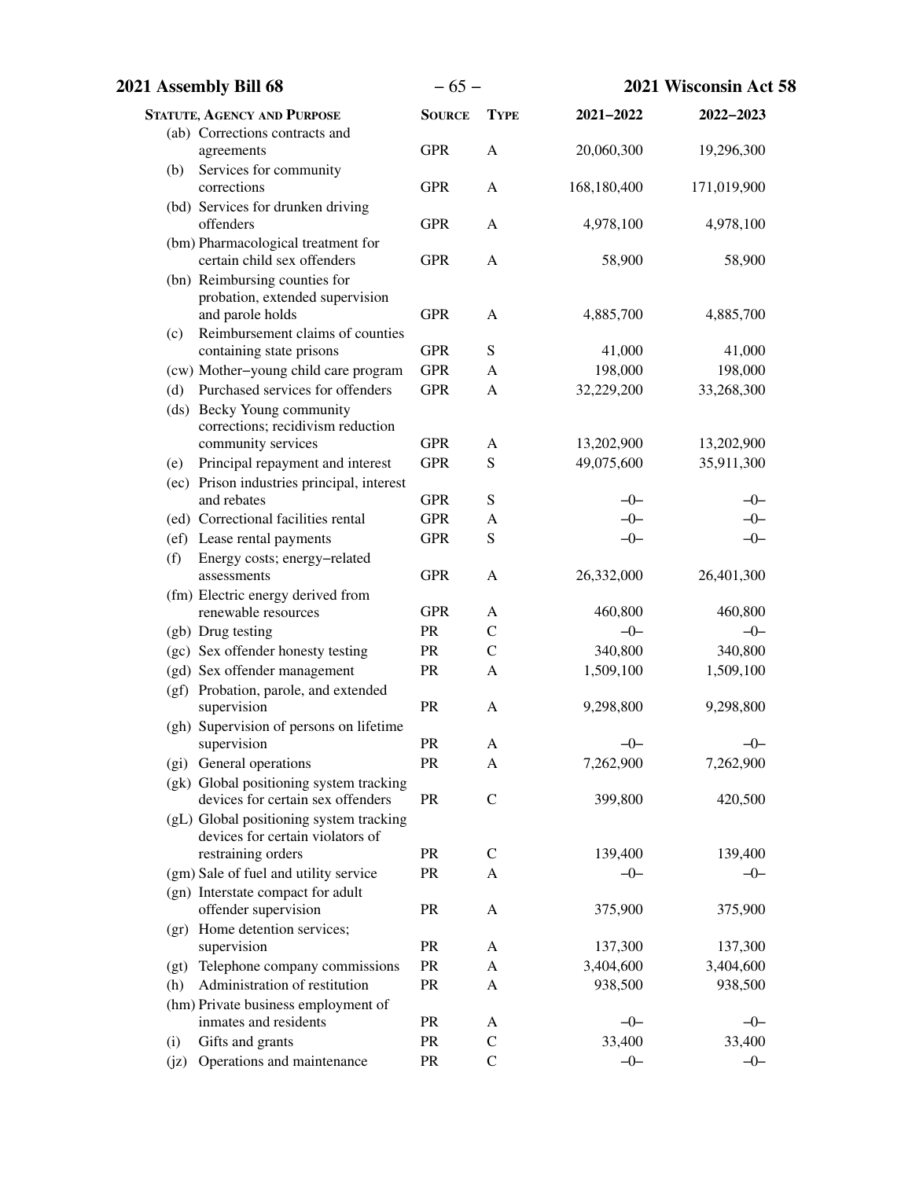| STATUTE, AGENCY AND PURPOSE | SOURCE | TYPE | 2021–2022 | 2022–2023 |
|---|---|---|---|---|
| (ab) Corrections contracts and agreements | GPR | A | 20,060,300 | 19,296,300 |
| (b) Services for community corrections | GPR | A | 168,180,400 | 171,019,900 |
| (bd) Services for drunken driving offenders | GPR | A | 4,978,100 | 4,978,100 |
| (bm) Pharmacological treatment for certain child sex offenders | GPR | A | 58,900 | 58,900 |
| (bn) Reimbursing counties for probation, extended supervision and parole holds | GPR | A | 4,885,700 | 4,885,700 |
| (c) Reimbursement claims of counties containing state prisons | GPR | S | 41,000 | 41,000 |
| (cw) Mother–young child care program | GPR | A | 198,000 | 198,000 |
| (d) Purchased services for offenders | GPR | A | 32,229,200 | 33,268,300 |
| (ds) Becky Young community corrections; recidivism reduction community services | GPR | A | 13,202,900 | 13,202,900 |
| (e) Principal repayment and interest | GPR | S | 49,075,600 | 35,911,300 |
| (ec) Prison industries principal, interest and rebates | GPR | S | –0– | –0– |
| (ed) Correctional facilities rental | GPR | A | –0– | –0– |
| (ef) Lease rental payments | GPR | S | –0– | –0– |
| (f) Energy costs; energy–related assessments | GPR | A | 26,332,000 | 26,401,300 |
| (fm) Electric energy derived from renewable resources | GPR | A | 460,800 | 460,800 |
| (gb) Drug testing | PR | C | –0– | –0– |
| (gc) Sex offender honesty testing | PR | C | 340,800 | 340,800 |
| (gd) Sex offender management | PR | A | 1,509,100 | 1,509,100 |
| (gf) Probation, parole, and extended supervision | PR | A | 9,298,800 | 9,298,800 |
| (gh) Supervision of persons on lifetime supervision | PR | A | –0– | –0– |
| (gi) General operations | PR | A | 7,262,900 | 7,262,900 |
| (gk) Global positioning system tracking devices for certain sex offenders | PR | C | 399,800 | 420,500 |
| (gL) Global positioning system tracking devices for certain violators of restraining orders | PR | C | 139,400 | 139,400 |
| (gm) Sale of fuel and utility service | PR | A | –0– | –0– |
| (gn) Interstate compact for adult offender supervision | PR | A | 375,900 | 375,900 |
| (gr) Home detention services; supervision | PR | A | 137,300 | 137,300 |
| (gt) Telephone company commissions | PR | A | 3,404,600 | 3,404,600 |
| (h) Administration of restitution | PR | A | 938,500 | 938,500 |
| (hm) Private business employment of inmates and residents | PR | A | –0– | –0– |
| (i) Gifts and grants | PR | C | 33,400 | 33,400 |
| (jz) Operations and maintenance | PR | C | –0– | –0– |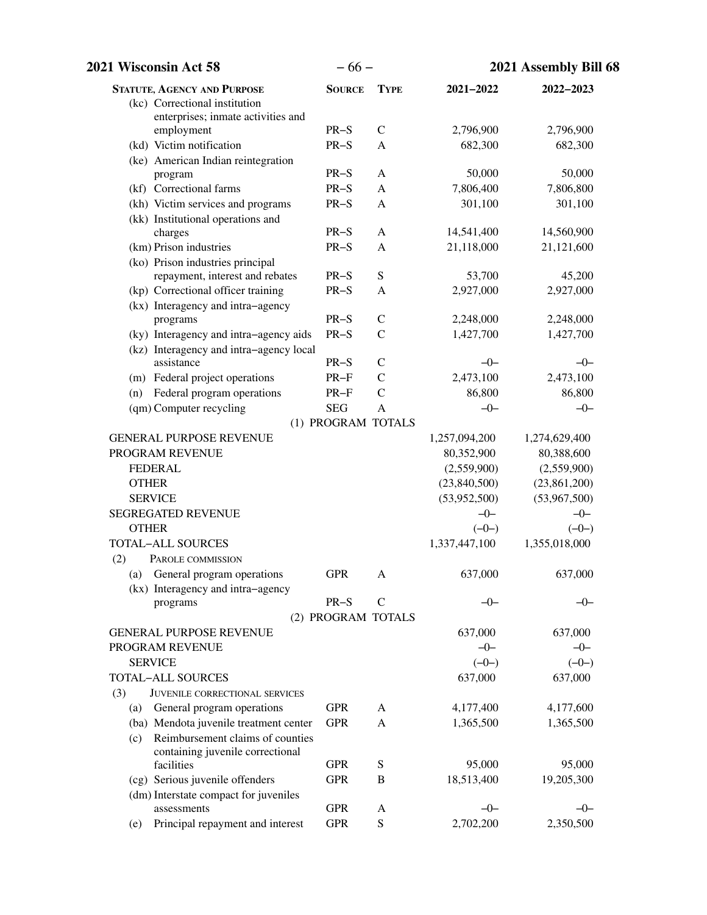| Statute, Agency and Purpose | Source | Type | 2021–2022 | 2022–2023 |
|---|---|---|---|---|
| (kc) Correctional institution enterprises; inmate activities and employment | PR–S | C | 2,796,900 | 2,796,900 |
| (kd) Victim notification | PR–S | A | 682,300 | 682,300 |
| (ke) American Indian reintegration program | PR–S | A | 50,000 | 50,000 |
| (kf) Correctional farms | PR–S | A | 7,806,400 | 7,806,800 |
| (kh) Victim services and programs | PR–S | A | 301,100 | 301,100 |
| (kk) Institutional operations and charges | PR–S | A | 14,541,400 | 14,560,900 |
| (km) Prison industries | PR–S | A | 21,118,000 | 21,121,600 |
| (ko) Prison industries principal repayment, interest and rebates | PR–S | S | 53,700 | 45,200 |
| (kp) Correctional officer training | PR–S | A | 2,927,000 | 2,927,000 |
| (kx) Interagency and intra–agency programs | PR–S | C | 2,248,000 | 2,248,000 |
| (ky) Interagency and intra–agency aids | PR–S | C | 1,427,700 | 1,427,700 |
| (kz) Interagency and intra–agency local assistance | PR–S | C | –0– | –0– |
| (m) Federal project operations | PR–F | C | 2,473,100 | 2,473,100 |
| (n) Federal program operations | PR–F | C | 86,800 | 86,800 |
| (qm) Computer recycling | SEG | A | –0– | –0– |
| (1) PROGRAM TOTALS | | | | |
| GENERAL PURPOSE REVENUE | | | 1,257,094,200 | 1,274,629,400 |
| PROGRAM REVENUE | | | 80,352,900 | 80,388,600 |
| FEDERAL | | | (2,559,900) | (2,559,900) |
| OTHER | | | (23,840,500) | (23,861,200) |
| SERVICE | | | (53,952,500) | (53,967,500) |
| SEGREGATED REVENUE | | | –0– | –0– |
| OTHER | | | (–0–) | (–0–) |
| TOTAL–ALL SOURCES | | | 1,337,447,100 | 1,355,018,000 |
| (2) PAROLE COMMISSION | | | | |
| (a) General program operations | GPR | A | 637,000 | 637,000 |
| (kx) Interagency and intra–agency programs | PR–S | C | –0– | –0– |
| (2) PROGRAM TOTALS | | | | |
| GENERAL PURPOSE REVENUE | | | 637,000 | 637,000 |
| PROGRAM REVENUE | | | –0– | –0– |
| SERVICE | | | (–0–) | (–0–) |
| TOTAL–ALL SOURCES | | | 637,000 | 637,000 |
| (3) JUVENILE CORRECTIONAL SERVICES | | | | |
| (a) General program operations | GPR | A | 4,177,400 | 4,177,600 |
| (ba) Mendota juvenile treatment center | GPR | A | 1,365,500 | 1,365,500 |
| (c) Reimbursement claims of counties containing juvenile correctional facilities | GPR | S | 95,000 | 95,000 |
| (cg) Serious juvenile offenders | GPR | B | 18,513,400 | 19,205,300 |
| (dm) Interstate compact for juveniles assessments | GPR | A | –0– | –0– |
| (e) Principal repayment and interest | GPR | S | 2,702,200 | 2,350,500 |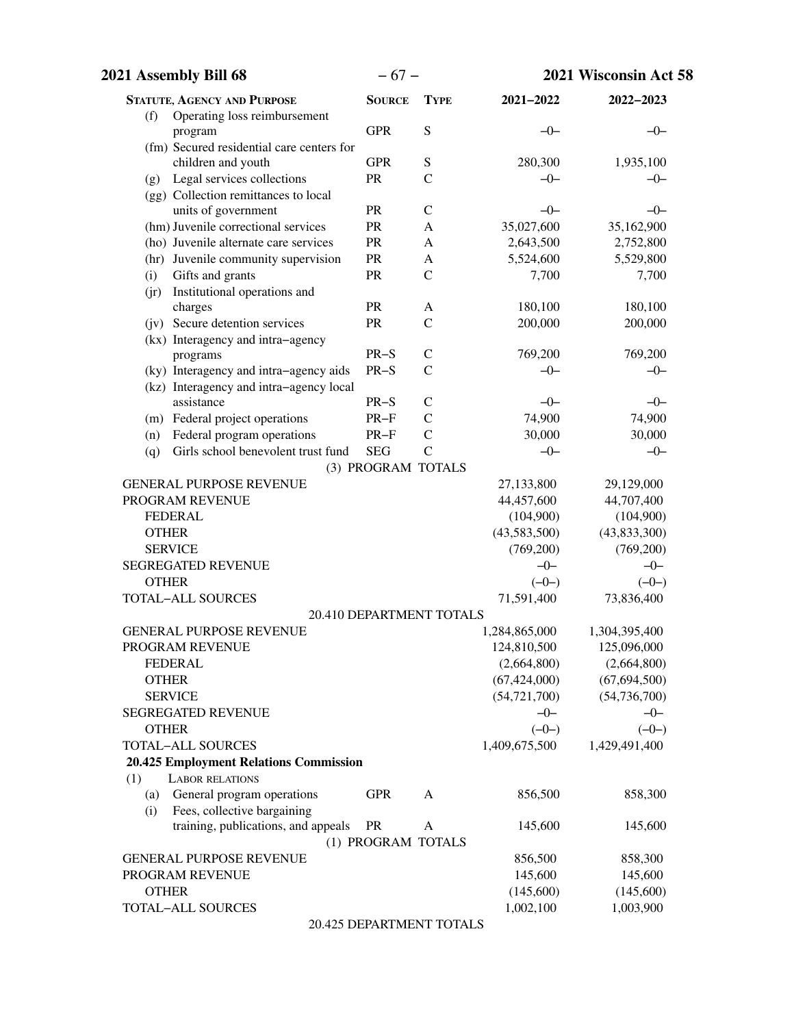| Statute, Agency and Purpose | Source | Type | 2021−2022 | 2022−2023 |
|---|---|---|---|---|
| (f) Operating loss reimbursement program | GPR | S | −0− | −0− |
| (fm) Secured residential care centers for children and youth | GPR | S | 280,300 | 1,935,100 |
| (g) Legal services collections | PR | C | −0− | −0− |
| (gg) Collection remittances to local units of government | PR | C | −0− | −0− |
| (hm) Juvenile correctional services | PR | A | 35,027,600 | 35,162,900 |
| (ho) Juvenile alternate care services | PR | A | 2,643,500 | 2,752,800 |
| (hr) Juvenile community supervision | PR | A | 5,524,600 | 5,529,800 |
| (i) Gifts and grants | PR | C | 7,700 | 7,700 |
| (jr) Institutional operations and charges | PR | A | 180,100 | 180,100 |
| (jv) Secure detention services | PR | C | 200,000 | 200,000 |
| (kx) Interagency and intra−agency programs | PR−S | C | 769,200 | 769,200 |
| (ky) Interagency and intra−agency aids | PR−S | C | −0− | −0− |
| (kz) Interagency and intra−agency local assistance | PR−S | C | −0− | −0− |
| (m) Federal project operations | PR−F | C | 74,900 | 74,900 |
| (n) Federal program operations | PR−F | C | 30,000 | 30,000 |
| (q) Girls school benevolent trust fund | SEG | C | −0− | −0− |
| (3) PROGRAM TOTALS | | | | |
| GENERAL PURPOSE REVENUE | | | 27,133,800 | 29,129,000 |
| PROGRAM REVENUE | | | 44,457,600 | 44,707,400 |
| FEDERAL | | | (104,900) | (104,900) |
| OTHER | | | (43,583,500) | (43,833,300) |
| SERVICE | | | (769,200) | (769,200) |
| SEGREGATED REVENUE | | | −0− | −0− |
| OTHER | | | (−0−) | (−0−) |
| TOTAL−ALL SOURCES | | | 71,591,400 | 73,836,400 |
| 20.410 DEPARTMENT TOTALS | | | | |
| GENERAL PURPOSE REVENUE | | | 1,284,865,000 | 1,304,395,400 |
| PROGRAM REVENUE | | | 124,810,500 | 125,096,000 |
| FEDERAL | | | (2,664,800) | (2,664,800) |
| OTHER | | | (67,424,000) | (67,694,500) |
| SERVICE | | | (54,721,700) | (54,736,700) |
| SEGREGATED REVENUE | | | −0− | −0− |
| OTHER | | | (−0−) | (−0−) |
| TOTAL−ALL SOURCES | | | 1,409,675,500 | 1,429,491,400 |
| **20.425 Employment Relations Commission** | | | | |
| (1) LABOR RELATIONS | | | | |
| (a) General program operations | GPR | A | 856,500 | 858,300 |
| (i) Fees, collective bargaining training, publications, and appeals | PR | A | 145,600 | 145,600 |
| (1) PROGRAM TOTALS | | | | |
| GENERAL PURPOSE REVENUE | | | 856,500 | 858,300 |
| PROGRAM REVENUE | | | 145,600 | 145,600 |
| OTHER | | | (145,600) | (145,600) |
| TOTAL−ALL SOURCES | | | 1,002,100 | 1,003,900 |
| 20.425 DEPARTMENT TOTALS | | | | |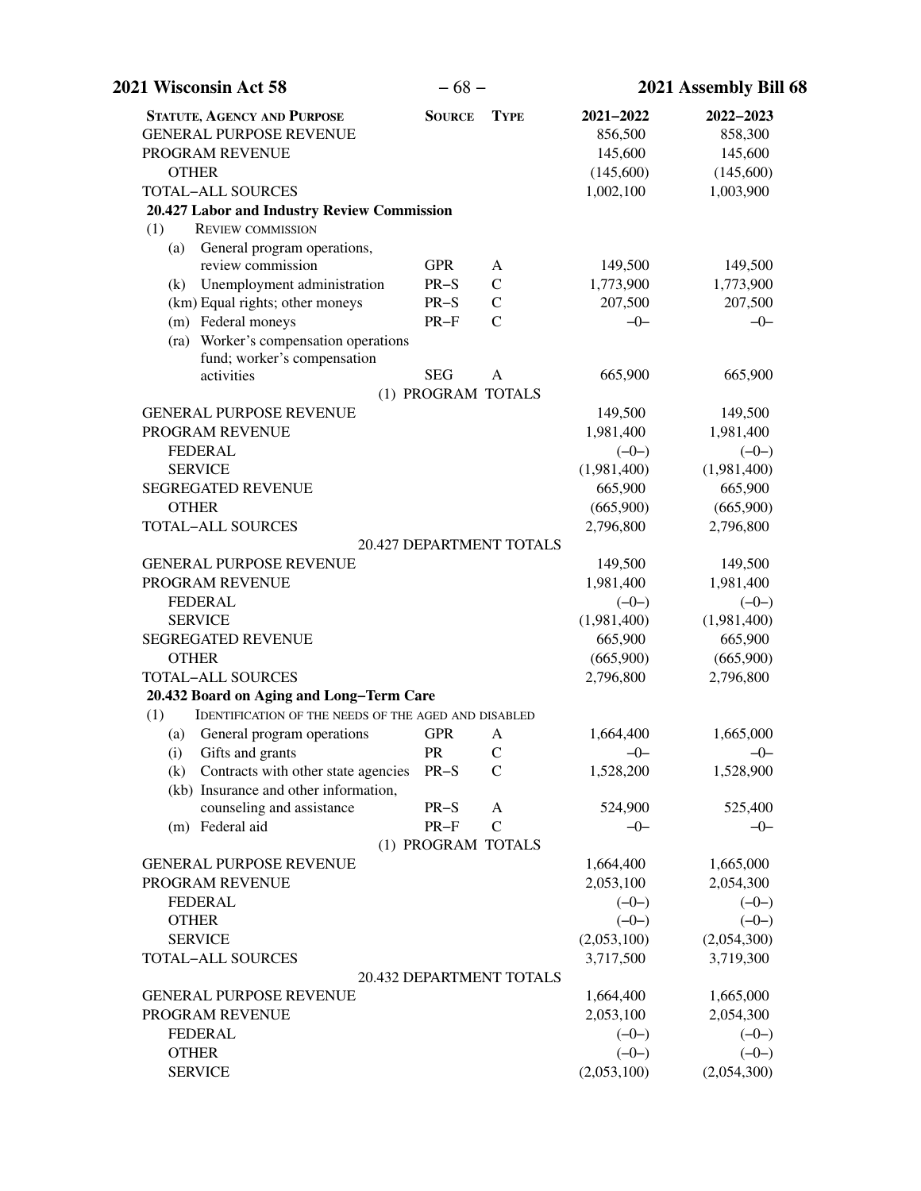| Statute, Agency and Purpose | Source | Type | 2021–2022 | 2022–2023 |
|---|---|---|---|---|
| GENERAL PURPOSE REVENUE | | | 856,500 | 858,300 |
| PROGRAM REVENUE | | | 145,600 | 145,600 |
| OTHER | | | (145,600) | (145,600) |
| TOTAL–ALL SOURCES | | | 1,002,100 | 1,003,900 |
| **20.427 Labor and Industry Review Commission** | | | | |
| (1) REVIEW COMMISSION | | | | |
| (a) General program operations, review commission | GPR | A | 149,500 | 149,500 |
| (k) Unemployment administration | PR–S | C | 1,773,900 | 1,773,900 |
| (km) Equal rights; other moneys | PR–S | C | 207,500 | 207,500 |
| (m) Federal moneys | PR–F | C | –0– | –0– |
| (ra) Worker's compensation operations fund; worker's compensation activities | SEG | A | 665,900 | 665,900 |
| (1) PROGRAM TOTALS | | | | |
| GENERAL PURPOSE REVENUE | | | 149,500 | 149,500 |
| PROGRAM REVENUE | | | 1,981,400 | 1,981,400 |
| FEDERAL | | | (–0–) | (–0–) |
| SERVICE | | | (1,981,400) | (1,981,400) |
| SEGREGATED REVENUE | | | 665,900 | 665,900 |
| OTHER | | | (665,900) | (665,900) |
| TOTAL–ALL SOURCES | | | 2,796,800 | 2,796,800 |
| 20.427 DEPARTMENT TOTALS | | | | |
| GENERAL PURPOSE REVENUE | | | 149,500 | 149,500 |
| PROGRAM REVENUE | | | 1,981,400 | 1,981,400 |
| FEDERAL | | | (–0–) | (–0–) |
| SERVICE | | | (1,981,400) | (1,981,400) |
| SEGREGATED REVENUE | | | 665,900 | 665,900 |
| OTHER | | | (665,900) | (665,900) |
| TOTAL–ALL SOURCES | | | 2,796,800 | 2,796,800 |
| **20.432 Board on Aging and Long–Term Care** | | | | |
| (1) IDENTIFICATION OF THE NEEDS OF THE AGED AND DISABLED | | | | |
| (a) General program operations | GPR | A | 1,664,400 | 1,665,000 |
| (i) Gifts and grants | PR | C | –0– | –0– |
| (k) Contracts with other state agencies | PR–S | C | 1,528,200 | 1,528,900 |
| (kb) Insurance and other information, counseling and assistance | PR–S | A | 524,900 | 525,400 |
| (m) Federal aid | PR–F | C | –0– | –0– |
| (1) PROGRAM TOTALS | | | | |
| GENERAL PURPOSE REVENUE | | | 1,664,400 | 1,665,000 |
| PROGRAM REVENUE | | | 2,053,100 | 2,054,300 |
| FEDERAL | | | (–0–) | (–0–) |
| OTHER | | | (–0–) | (–0–) |
| SERVICE | | | (2,053,100) | (2,054,300) |
| TOTAL–ALL SOURCES | | | 3,717,500 | 3,719,300 |
| 20.432 DEPARTMENT TOTALS | | | | |
| GENERAL PURPOSE REVENUE | | | 1,664,400 | 1,665,000 |
| PROGRAM REVENUE | | | 2,053,100 | 2,054,300 |
| FEDERAL | | | (–0–) | (–0–) |
| OTHER | | | (–0–) | (–0–) |
| SERVICE | | | (2,053,100) | (2,054,300) |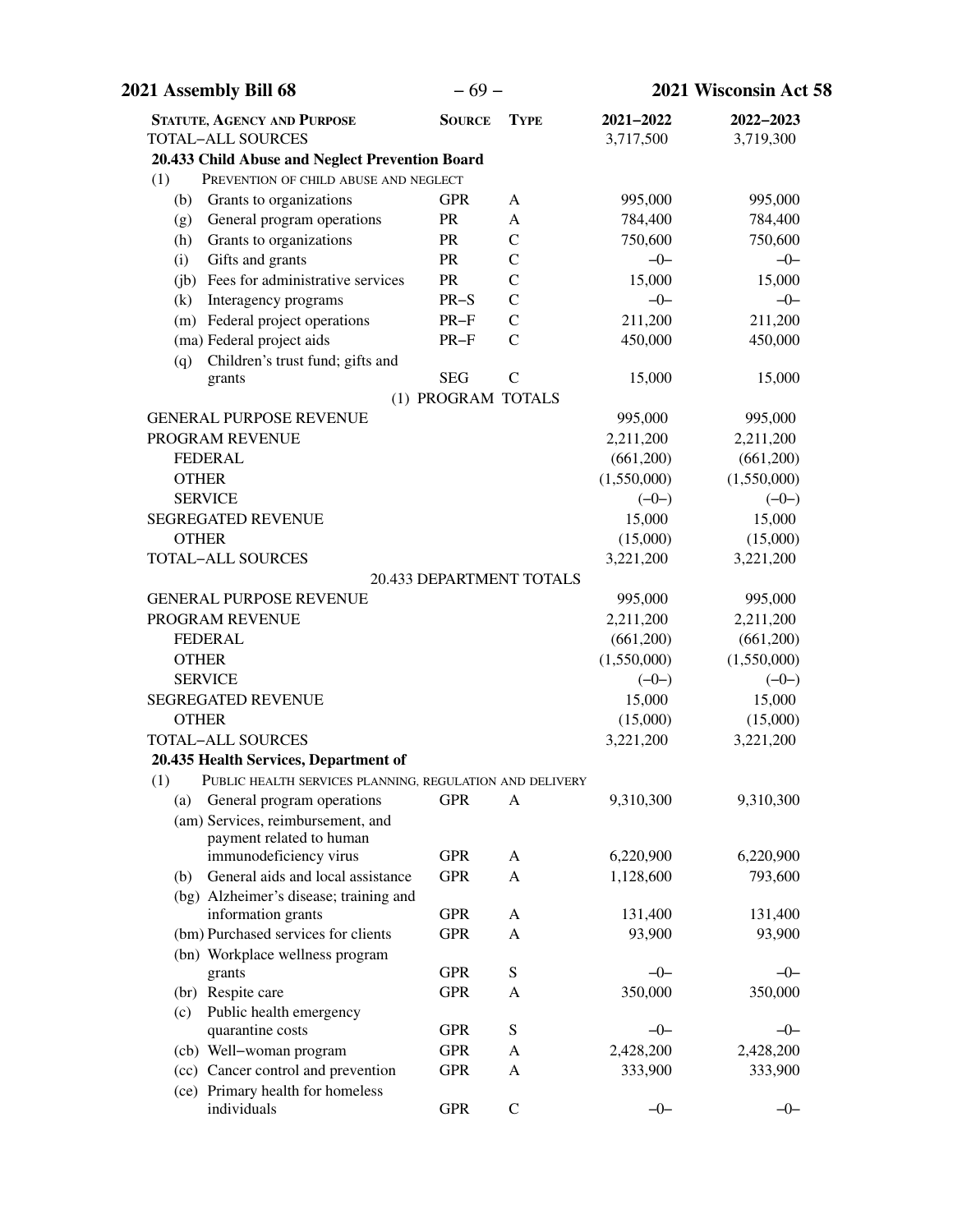| STATUTE, AGENCY AND PURPOSE | SOURCE | TYPE | 2021–2022 | 2022–2023 |
|---|---|---|---|---|
| TOTAL–ALL SOURCES | | | 3,717,500 | 3,719,300 |
| **20.433 Child Abuse and Neglect Prevention Board** | | | | |
| (1) PREVENTION OF CHILD ABUSE AND NEGLECT | | | | |
| (b) Grants to organizations | GPR | A | 995,000 | 995,000 |
| (g) General program operations | PR | A | 784,400 | 784,400 |
| (h) Grants to organizations | PR | C | 750,600 | 750,600 |
| (i) Gifts and grants | PR | C | –0– | –0– |
| (jb) Fees for administrative services | PR | C | 15,000 | 15,000 |
| (k) Interagency programs | PR–S | C | –0– | –0– |
| (m) Federal project operations | PR–F | C | 211,200 | 211,200 |
| (ma) Federal project aids | PR–F | C | 450,000 | 450,000 |
| (q) Children's trust fund; gifts and grants | SEG | C | 15,000 | 15,000 |
| (1) PROGRAM TOTALS | | | | |
| GENERAL PURPOSE REVENUE | | | 995,000 | 995,000 |
| PROGRAM REVENUE | | | 2,211,200 | 2,211,200 |
| FEDERAL | | | (661,200) | (661,200) |
| OTHER | | | (1,550,000) | (1,550,000) |
| SERVICE | | | (–0–) | (–0–) |
| SEGREGATED REVENUE | | | 15,000 | 15,000 |
| OTHER | | | (15,000) | (15,000) |
| TOTAL–ALL SOURCES | | | 3,221,200 | 3,221,200 |
| 20.433 DEPARTMENT TOTALS | | | | |
| GENERAL PURPOSE REVENUE | | | 995,000 | 995,000 |
| PROGRAM REVENUE | | | 2,211,200 | 2,211,200 |
| FEDERAL | | | (661,200) | (661,200) |
| OTHER | | | (1,550,000) | (1,550,000) |
| SERVICE | | | (–0–) | (–0–) |
| SEGREGATED REVENUE | | | 15,000 | 15,000 |
| OTHER | | | (15,000) | (15,000) |
| TOTAL–ALL SOURCES | | | 3,221,200 | 3,221,200 |
| **20.435 Health Services, Department of** | | | | |
| (1) PUBLIC HEALTH SERVICES PLANNING, REGULATION AND DELIVERY | | | | |
| (a) General program operations | GPR | A | 9,310,300 | 9,310,300 |
| (am) Services, reimbursement, and payment related to human immunodeficiency virus | GPR | A | 6,220,900 | 6,220,900 |
| (b) General aids and local assistance | GPR | A | 1,128,600 | 793,600 |
| (bg) Alzheimer's disease; training and information grants | GPR | A | 131,400 | 131,400 |
| (bm) Purchased services for clients | GPR | A | 93,900 | 93,900 |
| (bn) Workplace wellness program grants | GPR | S | –0– | –0– |
| (br) Respite care | GPR | A | 350,000 | 350,000 |
| (c) Public health emergency quarantine costs | GPR | S | –0– | –0– |
| (cb) Well–woman program | GPR | A | 2,428,200 | 2,428,200 |
| (cc) Cancer control and prevention | GPR | A | 333,900 | 333,900 |
| (ce) Primary health for homeless individuals | GPR | C | –0– | –0– |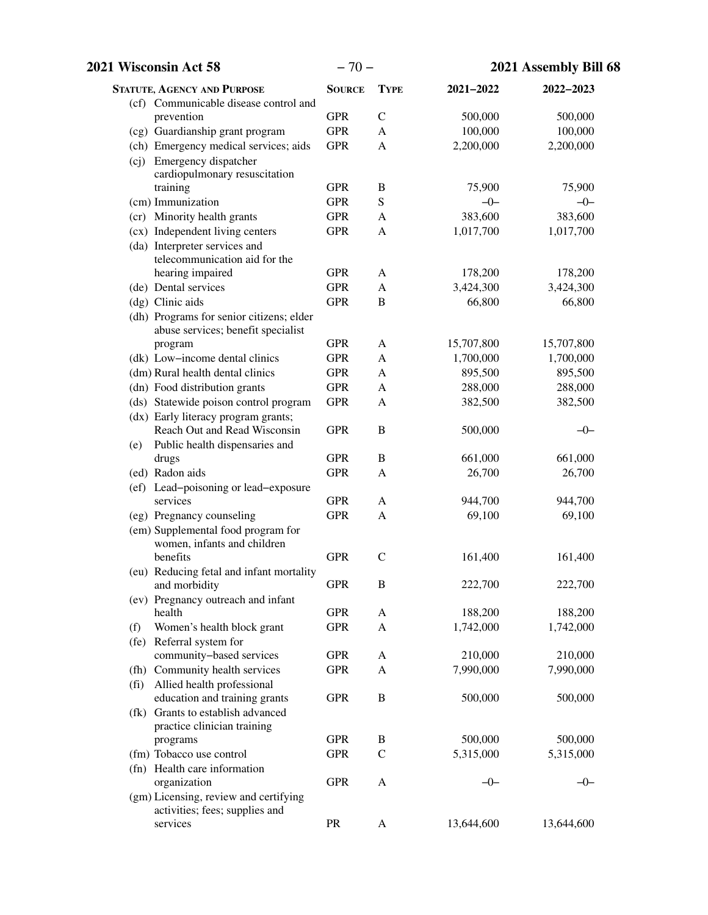| Statute, Agency and Purpose | Source | Type | 2021–2022 | 2022–2023 |
|---|---|---|---|---|
| (cf) Communicable disease control and prevention | GPR | C | 500,000 | 500,000 |
| (cg) Guardianship grant program | GPR | A | 100,000 | 100,000 |
| (ch) Emergency medical services; aids | GPR | A | 2,200,000 | 2,200,000 |
| (cj) Emergency dispatcher cardiopulmonary resuscitation training | GPR | B | 75,900 | 75,900 |
| (cm) Immunization | GPR | S | –0– | –0– |
| (cr) Minority health grants | GPR | A | 383,600 | 383,600 |
| (cx) Independent living centers | GPR | A | 1,017,700 | 1,017,700 |
| (da) Interpreter services and telecommunication aid for the hearing impaired | GPR | A | 178,200 | 178,200 |
| (de) Dental services | GPR | A | 3,424,300 | 3,424,300 |
| (dg) Clinic aids | GPR | B | 66,800 | 66,800 |
| (dh) Programs for senior citizens; elder abuse services; benefit specialist program | GPR | A | 15,707,800 | 15,707,800 |
| (dk) Low–income dental clinics | GPR | A | 1,700,000 | 1,700,000 |
| (dm) Rural health dental clinics | GPR | A | 895,500 | 895,500 |
| (dn) Food distribution grants | GPR | A | 288,000 | 288,000 |
| (ds) Statewide poison control program | GPR | A | 382,500 | 382,500 |
| (dx) Early literacy program grants; Reach Out and Read Wisconsin | GPR | B | 500,000 | –0– |
| (e) Public health dispensaries and drugs | GPR | B | 661,000 | 661,000 |
| (ed) Radon aids | GPR | A | 26,700 | 26,700 |
| (ef) Lead–poisoning or lead–exposure services | GPR | A | 944,700 | 944,700 |
| (eg) Pregnancy counseling | GPR | A | 69,100 | 69,100 |
| (em) Supplemental food program for women, infants and children benefits | GPR | C | 161,400 | 161,400 |
| (eu) Reducing fetal and infant mortality and morbidity | GPR | B | 222,700 | 222,700 |
| (ev) Pregnancy outreach and infant health | GPR | A | 188,200 | 188,200 |
| (f) Women's health block grant | GPR | A | 1,742,000 | 1,742,000 |
| (fe) Referral system for community–based services | GPR | A | 210,000 | 210,000 |
| (fh) Community health services | GPR | A | 7,990,000 | 7,990,000 |
| (fi) Allied health professional education and training grants | GPR | B | 500,000 | 500,000 |
| (fk) Grants to establish advanced practice clinician training programs | GPR | B | 500,000 | 500,000 |
| (fm) Tobacco use control | GPR | C | 5,315,000 | 5,315,000 |
| (fn) Health care information organization | GPR | A | –0– | –0– |
| (gm) Licensing, review and certifying activities; fees; supplies and services | PR | A | 13,644,600 | 13,644,600 |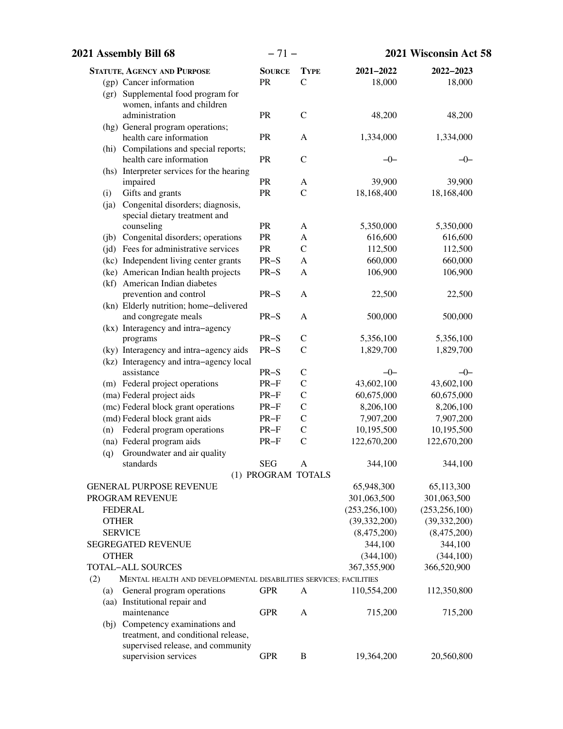| Statute, Agency and Purpose | Source | Type | 2021–2022 | 2022–2023 |
|---|---|---|---|---|
| (gp) Cancer information | PR | C | 18,000 | 18,000 |
| (gr) Supplemental food program for women, infants and children administration | PR | C | 48,200 | 48,200 |
| (hg) General program operations; health care information | PR | A | 1,334,000 | 1,334,000 |
| (hi) Compilations and special reports; health care information | PR | C | –0– | –0– |
| (hs) Interpreter services for the hearing impaired | PR | A | 39,900 | 39,900 |
| (i) Gifts and grants | PR | C | 18,168,400 | 18,168,400 |
| (ja) Congenital disorders; diagnosis, special dietary treatment and counseling | PR | A | 5,350,000 | 5,350,000 |
| (jb) Congenital disorders; operations | PR | A | 616,600 | 616,600 |
| (jd) Fees for administrative services | PR | C | 112,500 | 112,500 |
| (kc) Independent living center grants | PR–S | A | 660,000 | 660,000 |
| (ke) American Indian health projects | PR–S | A | 106,900 | 106,900 |
| (kf) American Indian diabetes prevention and control | PR–S | A | 22,500 | 22,500 |
| (kn) Elderly nutrition; home–delivered and congregate meals | PR–S | A | 500,000 | 500,000 |
| (kx) Interagency and intra–agency programs | PR–S | C | 5,356,100 | 5,356,100 |
| (ky) Interagency and intra–agency aids | PR–S | C | 1,829,700 | 1,829,700 |
| (kz) Interagency and intra–agency local assistance | PR–S | C | –0– | –0– |
| (m) Federal project operations | PR–F | C | 43,602,100 | 43,602,100 |
| (ma) Federal project aids | PR–F | C | 60,675,000 | 60,675,000 |
| (mc) Federal block grant operations | PR–F | C | 8,206,100 | 8,206,100 |
| (md) Federal block grant aids | PR–F | C | 7,907,200 | 7,907,200 |
| (n) Federal program operations | PR–F | C | 10,195,500 | 10,195,500 |
| (na) Federal program aids | PR–F | C | 122,670,200 | 122,670,200 |
| (q) Groundwater and air quality standards | SEG | A | 344,100 | 344,100 |
| (1) PROGRAM TOTALS | | | | |
| GENERAL PURPOSE REVENUE | | | 65,948,300 | 65,113,300 |
| PROGRAM REVENUE | | | 301,063,500 | 301,063,500 |
| FEDERAL | | | (253,256,100) | (253,256,100) |
| OTHER | | | (39,332,200) | (39,332,200) |
| SERVICE | | | (8,475,200) | (8,475,200) |
| SEGREGATED REVENUE | | | 344,100 | 344,100 |
| OTHER | | | (344,100) | (344,100) |
| TOTAL–ALL SOURCES | | | 367,355,900 | 366,520,900 |
| (2) MENTAL HEALTH AND DEVELOPMENTAL DISABILITIES SERVICES; FACILITIES | | | | |
| (a) General program operations | GPR | A | 110,554,200 | 112,350,800 |
| (aa) Institutional repair and maintenance | GPR | A | 715,200 | 715,200 |
| (bj) Competency examinations and treatment, and conditional release, supervised release, and community supervision services | GPR | B | 19,364,200 | 20,560,800 |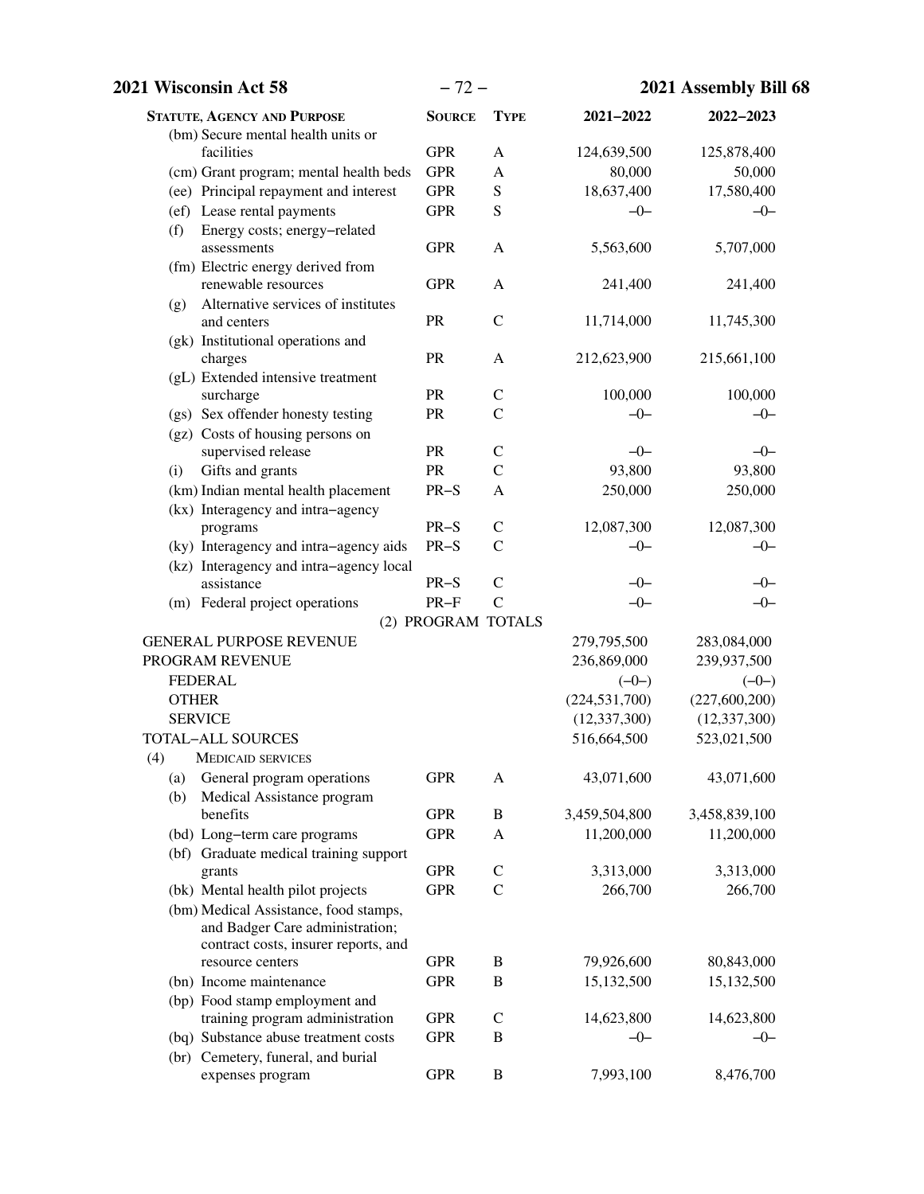| Statute, Agency and Purpose | Source | Type | 2021–2022 | 2022–2023 |
|---|---|---|---|---|
| (bm) Secure mental health units or facilities | GPR | A | 124,639,500 | 125,878,400 |
| (cm) Grant program; mental health beds | GPR | A | 80,000 | 50,000 |
| (ee) Principal repayment and interest | GPR | S | 18,637,400 | 17,580,400 |
| (ef) Lease rental payments | GPR | S | –0– | –0– |
| (f) Energy costs; energy–related assessments | GPR | A | 5,563,600 | 5,707,000 |
| (fm) Electric energy derived from renewable resources | GPR | A | 241,400 | 241,400 |
| (g) Alternative services of institutes and centers | PR | C | 11,714,000 | 11,745,300 |
| (gk) Institutional operations and charges | PR | A | 212,623,900 | 215,661,100 |
| (gL) Extended intensive treatment surcharge | PR | C | 100,000 | 100,000 |
| (gs) Sex offender honesty testing | PR | C | –0– | –0– |
| (gz) Costs of housing persons on supervised release | PR | C | –0– | –0– |
| (i) Gifts and grants | PR | C | 93,800 | 93,800 |
| (km) Indian mental health placement | PR–S | A | 250,000 | 250,000 |
| (kx) Interagency and intra–agency programs | PR–S | C | 12,087,300 | 12,087,300 |
| (ky) Interagency and intra–agency aids | PR–S | C | –0– | –0– |
| (kz) Interagency and intra–agency local assistance | PR–S | C | –0– | –0– |
| (m) Federal project operations | PR–F | C | –0– | –0– |
| (2) PROGRAM TOTALS | | | | |
| GENERAL PURPOSE REVENUE | | | 279,795,500 | 283,084,000 |
| PROGRAM REVENUE | | | 236,869,000 | 239,937,500 |
| FEDERAL | | | (–0–) | (–0–) |
| OTHER | | | (224,531,700) | (227,600,200) |
| SERVICE | | | (12,337,300) | (12,337,300) |
| TOTAL–ALL SOURCES | | | 516,664,500 | 523,021,500 |
| (4) MEDICAID SERVICES | | | | |
| (a) General program operations | GPR | A | 43,071,600 | 43,071,600 |
| (b) Medical Assistance program benefits | GPR | B | 3,459,504,800 | 3,458,839,100 |
| (bd) Long–term care programs | GPR | A | 11,200,000 | 11,200,000 |
| (bf) Graduate medical training support grants | GPR | C | 3,313,000 | 3,313,000 |
| (bk) Mental health pilot projects | GPR | C | 266,700 | 266,700 |
| (bm) Medical Assistance, food stamps, and Badger Care administration; contract costs, insurer reports, and resource centers | GPR | B | 79,926,600 | 80,843,000 |
| (bn) Income maintenance | GPR | B | 15,132,500 | 15,132,500 |
| (bp) Food stamp employment and training program administration | GPR | C | 14,623,800 | 14,623,800 |
| (bq) Substance abuse treatment costs | GPR | B | –0– | –0– |
| (br) Cemetery, funeral, and burial expenses program | GPR | B | 7,993,100 | 8,476,700 |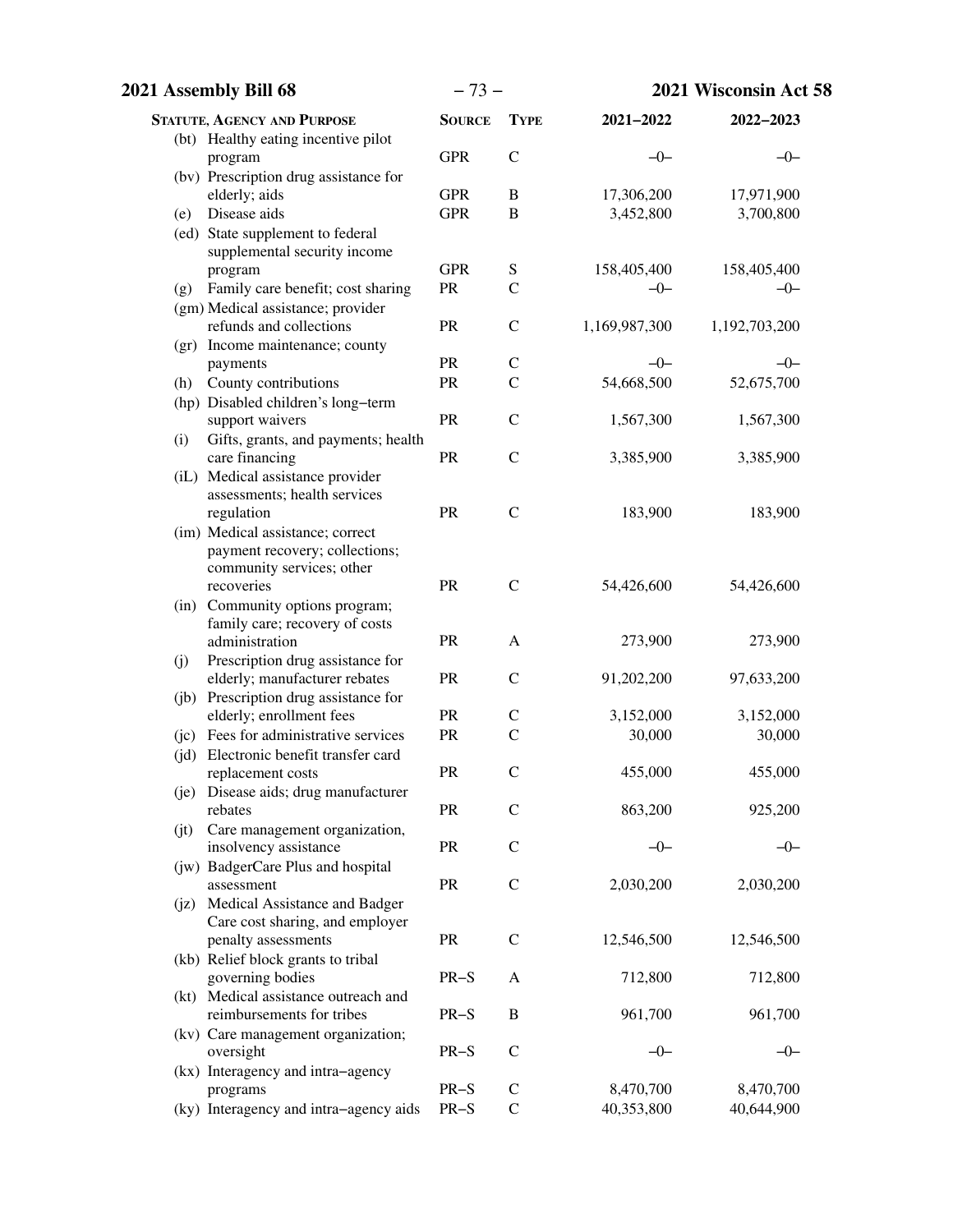| STATUTE, AGENCY AND PURPOSE | SOURCE | TYPE | 2021–2022 | 2022–2023 |
|---|---|---|---|---|
| (bt) Healthy eating incentive pilot program | GPR | C | –0– | –0– |
| (bv) Prescription drug assistance for elderly; aids | GPR | B | 17,306,200 | 17,971,900 |
| (e) Disease aids | GPR | B | 3,452,800 | 3,700,800 |
| (ed) State supplement to federal supplemental security income program | GPR | S | 158,405,400 | 158,405,400 |
| (g) Family care benefit; cost sharing | PR | C | –0– | –0– |
| (gm) Medical assistance; provider refunds and collections | PR | C | 1,169,987,300 | 1,192,703,200 |
| (gr) Income maintenance; county payments | PR | C | –0– | –0– |
| (h) County contributions | PR | C | 54,668,500 | 52,675,700 |
| (hp) Disabled children's long–term support waivers | PR | C | 1,567,300 | 1,567,300 |
| (i) Gifts, grants, and payments; health care financing | PR | C | 3,385,900 | 3,385,900 |
| (iL) Medical assistance provider assessments; health services regulation | PR | C | 183,900 | 183,900 |
| (im) Medical assistance; correct payment recovery; collections; community services; other recoveries | PR | C | 54,426,600 | 54,426,600 |
| (in) Community options program; family care; recovery of costs administration | PR | A | 273,900 | 273,900 |
| (j) Prescription drug assistance for elderly; manufacturer rebates | PR | C | 91,202,200 | 97,633,200 |
| (jb) Prescription drug assistance for elderly; enrollment fees | PR | C | 3,152,000 | 3,152,000 |
| (jc) Fees for administrative services | PR | C | 30,000 | 30,000 |
| (jd) Electronic benefit transfer card replacement costs | PR | C | 455,000 | 455,000 |
| (je) Disease aids; drug manufacturer rebates | PR | C | 863,200 | 925,200 |
| (jt) Care management organization, insolvency assistance | PR | C | –0– | –0– |
| (jw) BadgerCare Plus and hospital assessment | PR | C | 2,030,200 | 2,030,200 |
| (jz) Medical Assistance and Badger Care cost sharing, and employer penalty assessments | PR | C | 12,546,500 | 12,546,500 |
| (kb) Relief block grants to tribal governing bodies | PR–S | A | 712,800 | 712,800 |
| (kt) Medical assistance outreach and reimbursements for tribes | PR–S | B | 961,700 | 961,700 |
| (kv) Care management organization; oversight | PR–S | C | –0– | –0– |
| (kx) Interagency and intra–agency programs | PR–S | C | 8,470,700 | 8,470,700 |
| (ky) Interagency and intra–agency aids | PR–S | C | 40,353,800 | 40,644,900 |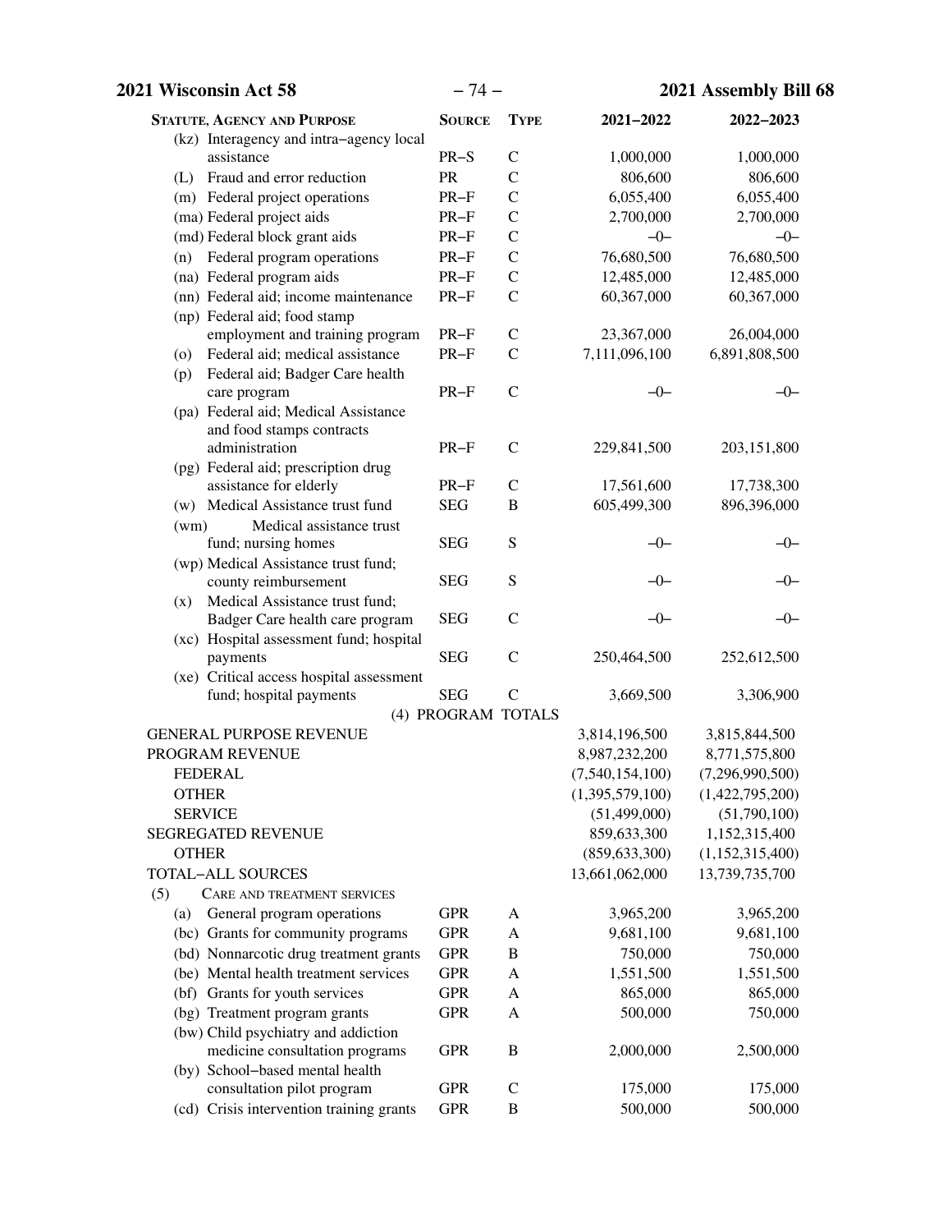| Statute, Agency and Purpose | Source | Type | 2021–2022 | 2022–2023 |
|---|---|---|---|---|
| (kz) Interagency and intra–agency local assistance | PR–S | C | 1,000,000 | 1,000,000 |
| (L) Fraud and error reduction | PR | C | 806,600 | 806,600 |
| (m) Federal project operations | PR–F | C | 6,055,400 | 6,055,400 |
| (ma) Federal project aids | PR–F | C | 2,700,000 | 2,700,000 |
| (md) Federal block grant aids | PR–F | C | –0– | –0– |
| (n) Federal program operations | PR–F | C | 76,680,500 | 76,680,500 |
| (na) Federal program aids | PR–F | C | 12,485,000 | 12,485,000 |
| (nn) Federal aid; income maintenance | PR–F | C | 60,367,000 | 60,367,000 |
| (np) Federal aid; food stamp employment and training program | PR–F | C | 23,367,000 | 26,004,000 |
| (o) Federal aid; medical assistance | PR–F | C | 7,111,096,100 | 6,891,808,500 |
| (p) Federal aid; Badger Care health care program | PR–F | C | –0– | –0– |
| (pa) Federal aid; Medical Assistance and food stamps contracts administration | PR–F | C | 229,841,500 | 203,151,800 |
| (pg) Federal aid; prescription drug assistance for elderly | PR–F | C | 17,561,600 | 17,738,300 |
| (w) Medical Assistance trust fund | SEG | B | 605,499,300 | 896,396,000 |
| (wm) Medical assistance trust fund; nursing homes | SEG | S | –0– | –0– |
| (wp) Medical Assistance trust fund; county reimbursement | SEG | S | –0– | –0– |
| (x) Medical Assistance trust fund; Badger Care health care program | SEG | C | –0– | –0– |
| (xc) Hospital assessment fund; hospital payments | SEG | C | 250,464,500 | 252,612,500 |
| (xe) Critical access hospital assessment fund; hospital payments | SEG | C | 3,669,500 | 3,306,900 |
| (4) PROGRAM TOTALS | | | | |
| GENERAL PURPOSE REVENUE | | | 3,814,196,500 | 3,815,844,500 |
| PROGRAM REVENUE | | | 8,987,232,200 | 8,771,575,800 |
| FEDERAL | | | (7,540,154,100) | (7,296,990,500) |
| OTHER | | | (1,395,579,100) | (1,422,795,200) |
| SERVICE | | | (51,499,000) | (51,790,100) |
| SEGREGATED REVENUE | | | 859,633,300 | 1,152,315,400 |
| OTHER | | | (859,633,300) | (1,152,315,400) |
| TOTAL–ALL SOURCES | | | 13,661,062,000 | 13,739,735,700 |
| (5) CARE AND TREATMENT SERVICES | | | | |
| (a) General program operations | GPR | A | 3,965,200 | 3,965,200 |
| (bc) Grants for community programs | GPR | A | 9,681,100 | 9,681,100 |
| (bd) Nonnarcotic drug treatment grants | GPR | B | 750,000 | 750,000 |
| (be) Mental health treatment services | GPR | A | 1,551,500 | 1,551,500 |
| (bf) Grants for youth services | GPR | A | 865,000 | 865,000 |
| (bg) Treatment program grants | GPR | A | 500,000 | 750,000 |
| (bw) Child psychiatry and addiction medicine consultation programs | GPR | B | 2,000,000 | 2,500,000 |
| (by) School–based mental health consultation pilot program | GPR | C | 175,000 | 175,000 |
| (cd) Crisis intervention training grants | GPR | B | 500,000 | 500,000 |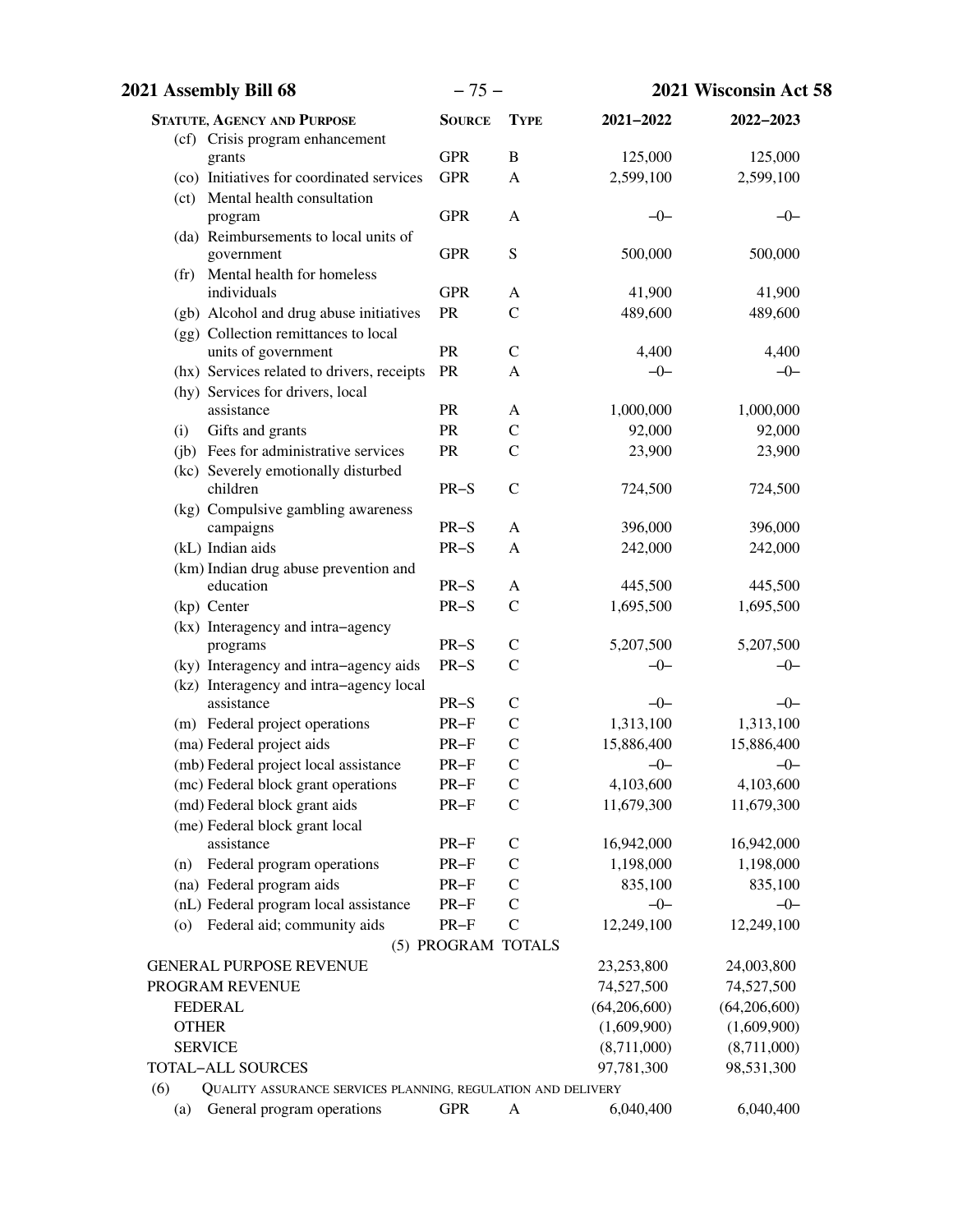| Statute, Agency and Purpose | Source | Type | 2021–2022 | 2022–2023 |
|---|---|---|---|---|
| (cf) Crisis program enhancement grants | GPR | B | 125,000 | 125,000 |
| (co) Initiatives for coordinated services | GPR | A | 2,599,100 | 2,599,100 |
| (ct) Mental health consultation program | GPR | A | –0– | –0– |
| (da) Reimbursements to local units of government | GPR | S | 500,000 | 500,000 |
| (fr) Mental health for homeless individuals | GPR | A | 41,900 | 41,900 |
| (gb) Alcohol and drug abuse initiatives | PR | C | 489,600 | 489,600 |
| (gg) Collection remittances to local units of government | PR | C | 4,400 | 4,400 |
| (hx) Services related to drivers, receipts | PR | A | –0– | –0– |
| (hy) Services for drivers, local assistance | PR | A | 1,000,000 | 1,000,000 |
| (i) Gifts and grants | PR | C | 92,000 | 92,000 |
| (jb) Fees for administrative services | PR | C | 23,900 | 23,900 |
| (kc) Severely emotionally disturbed children | PR–S | C | 724,500 | 724,500 |
| (kg) Compulsive gambling awareness campaigns | PR–S | A | 396,000 | 396,000 |
| (kL) Indian aids | PR–S | A | 242,000 | 242,000 |
| (km) Indian drug abuse prevention and education | PR–S | A | 445,500 | 445,500 |
| (kp) Center | PR–S | C | 1,695,500 | 1,695,500 |
| (kx) Interagency and intra–agency programs | PR–S | C | 5,207,500 | 5,207,500 |
| (ky) Interagency and intra–agency aids | PR–S | C | –0– | –0– |
| (kz) Interagency and intra–agency local assistance | PR–S | C | –0– | –0– |
| (m) Federal project operations | PR–F | C | 1,313,100 | 1,313,100 |
| (ma) Federal project aids | PR–F | C | 15,886,400 | 15,886,400 |
| (mb) Federal project local assistance | PR–F | C | –0– | –0– |
| (mc) Federal block grant operations | PR–F | C | 4,103,600 | 4,103,600 |
| (md) Federal block grant aids | PR–F | C | 11,679,300 | 11,679,300 |
| (me) Federal block grant local assistance | PR–F | C | 16,942,000 | 16,942,000 |
| (n) Federal program operations | PR–F | C | 1,198,000 | 1,198,000 |
| (na) Federal program aids | PR–F | C | 835,100 | 835,100 |
| (nL) Federal program local assistance | PR–F | C | –0– | –0– |
| (o) Federal aid; community aids | PR–F | C | 12,249,100 | 12,249,100 |
| (5) PROGRAM TOTALS | | | | |
| GENERAL PURPOSE REVENUE | | | 23,253,800 | 24,003,800 |
| PROGRAM REVENUE | | | 74,527,500 | 74,527,500 |
| FEDERAL | | | (64,206,600) | (64,206,600) |
| OTHER | | | (1,609,900) | (1,609,900) |
| SERVICE | | | (8,711,000) | (8,711,000) |
| TOTAL–ALL SOURCES | | | 97,781,300 | 98,531,300 |
| (6) Quality assurance services planning, regulation and delivery | | | | |
| (a) General program operations | GPR | A | 6,040,400 | 6,040,400 |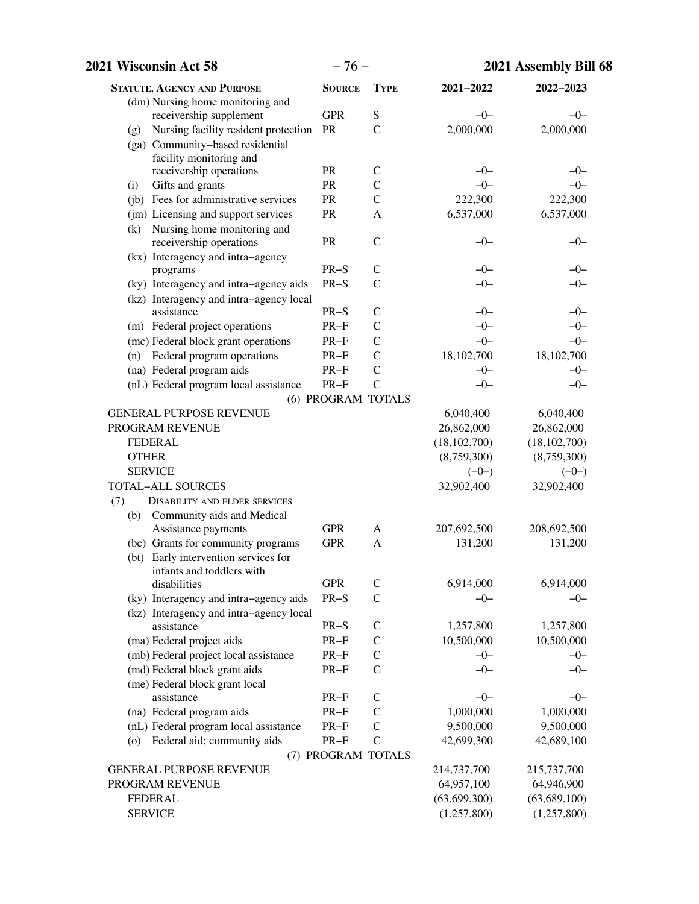| STATUTE, AGENCY AND PURPOSE | SOURCE | TYPE | 2021–2022 | 2022–2023 |
|---|---|---|---|---|
| (dm) Nursing home monitoring and receivership supplement | GPR | S | –0– | –0– |
| (g) Nursing facility resident protection | PR | C | 2,000,000 | 2,000,000 |
| (ga) Community–based residential facility monitoring and receivership operations | PR | C | –0– | –0– |
| (i) Gifts and grants | PR | C | –0– | –0– |
| (jb) Fees for administrative services | PR | C | 222,300 | 222,300 |
| (jm) Licensing and support services | PR | A | 6,537,000 | 6,537,000 |
| (k) Nursing home monitoring and receivership operations | PR | C | –0– | –0– |
| (kx) Interagency and intra–agency programs | PR–S | C | –0– | –0– |
| (ky) Interagency and intra–agency aids | PR–S | C | –0– | –0– |
| (kz) Interagency and intra–agency local assistance | PR–S | C | –0– | –0– |
| (m) Federal project operations | PR–F | C | –0– | –0– |
| (mc) Federal block grant operations | PR–F | C | –0– | –0– |
| (n) Federal program operations | PR–F | C | 18,102,700 | 18,102,700 |
| (na) Federal program aids | PR–F | C | –0– | –0– |
| (nL) Federal program local assistance | PR–F | C | –0– | –0– |
| (6) PROGRAM TOTALS | | | | |
| GENERAL PURPOSE REVENUE | | | 6,040,400 | 6,040,400 |
| PROGRAM REVENUE | | | 26,862,000 | 26,862,000 |
| FEDERAL | | | (18,102,700) | (18,102,700) |
| OTHER | | | (8,759,300) | (8,759,300) |
| SERVICE | | | (–0–) | (–0–) |
| TOTAL–ALL SOURCES | | | 32,902,400 | 32,902,400 |
| (7) DISABILITY AND ELDER SERVICES | | | | |
| (b) Community aids and Medical Assistance payments | GPR | A | 207,692,500 | 208,692,500 |
| (bc) Grants for community programs | GPR | A | 131,200 | 131,200 |
| (bt) Early intervention services for infants and toddlers with disabilities | GPR | C | 6,914,000 | 6,914,000 |
| (ky) Interagency and intra–agency aids | PR–S | C | –0– | –0– |
| (kz) Interagency and intra–agency local assistance | PR–S | C | 1,257,800 | 1,257,800 |
| (ma) Federal project aids | PR–F | C | 10,500,000 | 10,500,000 |
| (mb) Federal project local assistance | PR–F | C | –0– | –0– |
| (md) Federal block grant aids | PR–F | C | –0– | –0– |
| (me) Federal block grant local assistance | PR–F | C | –0– | –0– |
| (na) Federal program aids | PR–F | C | 1,000,000 | 1,000,000 |
| (nL) Federal program local assistance | PR–F | C | 9,500,000 | 9,500,000 |
| (o) Federal aid; community aids | PR–F | C | 42,699,300 | 42,689,100 |
| (7) PROGRAM TOTALS | | | | |
| GENERAL PURPOSE REVENUE | | | 214,737,700 | 215,737,700 |
| PROGRAM REVENUE | | | 64,957,100 | 64,946,900 |
| FEDERAL | | | (63,699,300) | (63,689,100) |
| SERVICE | | | (1,257,800) | (1,257,800) |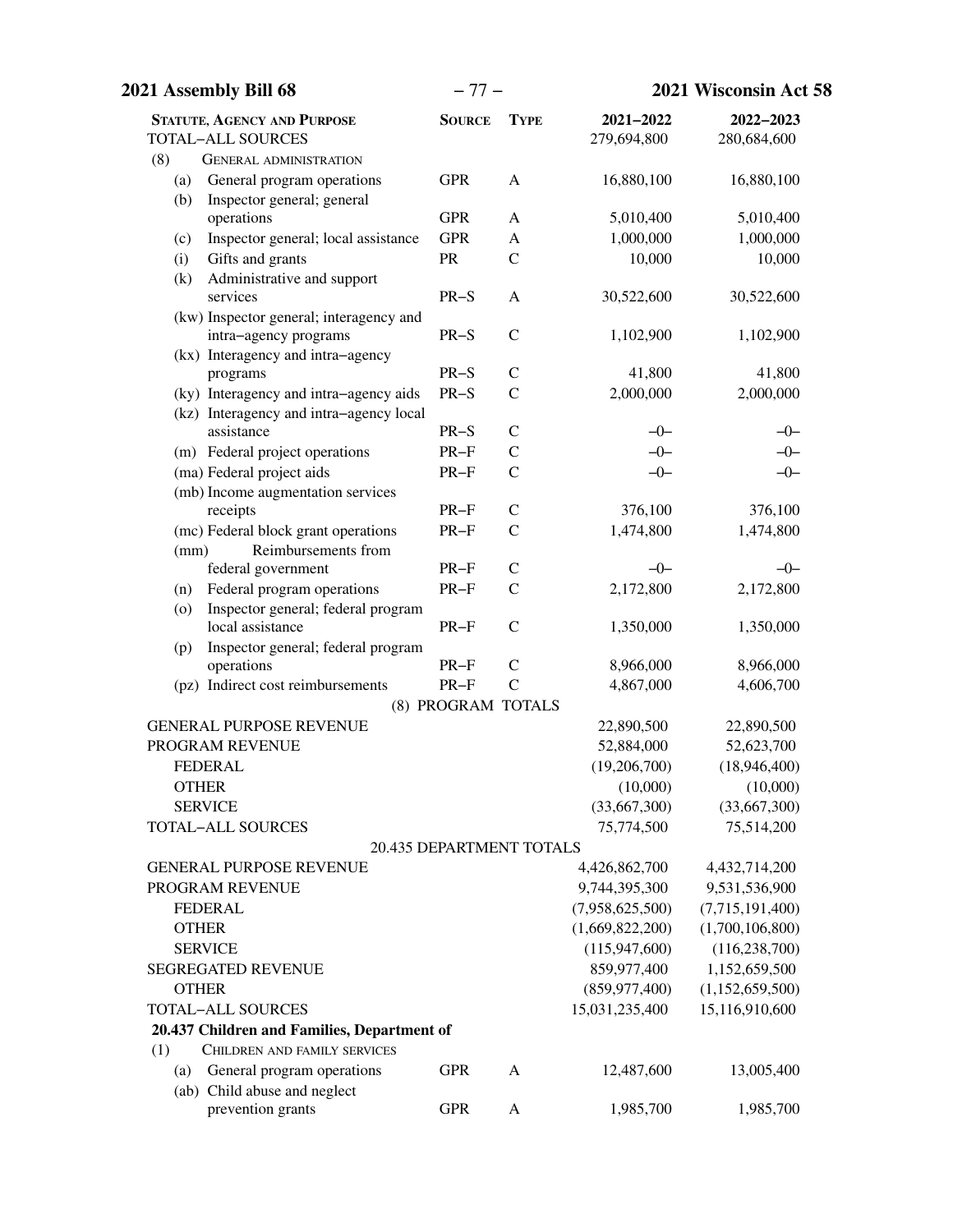| STATUTE, AGENCY AND PURPOSE | SOURCE | TYPE | 2021–2022 | 2022–2023 |
|---|---|---|---|---|
| TOTAL–ALL SOURCES | | | 279,694,800 | 280,684,600 |
| (8) GENERAL ADMINISTRATION | | | | |
| (a) General program operations | GPR | A | 16,880,100 | 16,880,100 |
| (b) Inspector general; general operations | GPR | A | 5,010,400 | 5,010,400 |
| (c) Inspector general; local assistance | GPR | A | 1,000,000 | 1,000,000 |
| (i) Gifts and grants | PR | C | 10,000 | 10,000 |
| (k) Administrative and support services | PR–S | A | 30,522,600 | 30,522,600 |
| (kw) Inspector general; interagency and intra–agency programs | PR–S | C | 1,102,900 | 1,102,900 |
| (kx) Interagency and intra–agency programs | PR–S | C | 41,800 | 41,800 |
| (ky) Interagency and intra–agency aids | PR–S | C | 2,000,000 | 2,000,000 |
| (kz) Interagency and intra–agency local assistance | PR–S | C | –0– | –0– |
| (m) Federal project operations | PR–F | C | –0– | –0– |
| (ma) Federal project aids | PR–F | C | –0– | –0– |
| (mb) Income augmentation services receipts | PR–F | C | 376,100 | 376,100 |
| (mc) Federal block grant operations | PR–F | C | 1,474,800 | 1,474,800 |
| (mm) Reimbursements from federal government | PR–F | C | –0– | –0– |
| (n) Federal program operations | PR–F | C | 2,172,800 | 2,172,800 |
| (o) Inspector general; federal program local assistance | PR–F | C | 1,350,000 | 1,350,000 |
| (p) Inspector general; federal program operations | PR–F | C | 8,966,000 | 8,966,000 |
| (pz) Indirect cost reimbursements | PR–F | C | 4,867,000 | 4,606,700 |
| (8) PROGRAM TOTALS | | | | |
| GENERAL PURPOSE REVENUE | | | 22,890,500 | 22,890,500 |
| PROGRAM REVENUE | | | 52,884,000 | 52,623,700 |
| FEDERAL | | | (19,206,700) | (18,946,400) |
| OTHER | | | (10,000) | (10,000) |
| SERVICE | | | (33,667,300) | (33,667,300) |
| TOTAL–ALL SOURCES | | | 75,774,500 | 75,514,200 |
| 20.435 DEPARTMENT TOTALS | | | | |
| GENERAL PURPOSE REVENUE | | | 4,426,862,700 | 4,432,714,200 |
| PROGRAM REVENUE | | | 9,744,395,300 | 9,531,536,900 |
| FEDERAL | | | (7,958,625,500) | (7,715,191,400) |
| OTHER | | | (1,669,822,200) | (1,700,106,800) |
| SERVICE | | | (115,947,600) | (116,238,700) |
| SEGREGATED REVENUE | | | 859,977,400 | 1,152,659,500 |
| OTHER | | | (859,977,400) | (1,152,659,500) |
| TOTAL–ALL SOURCES | | | 15,031,235,400 | 15,116,910,600 |
| **20.437 Children and Families, Department of** | | | | |
| (1) CHILDREN AND FAMILY SERVICES | | | | |
| (a) General program operations | GPR | A | 12,487,600 | 13,005,400 |
| (ab) Child abuse and neglect prevention grants | GPR | A | 1,985,700 | 1,985,700 |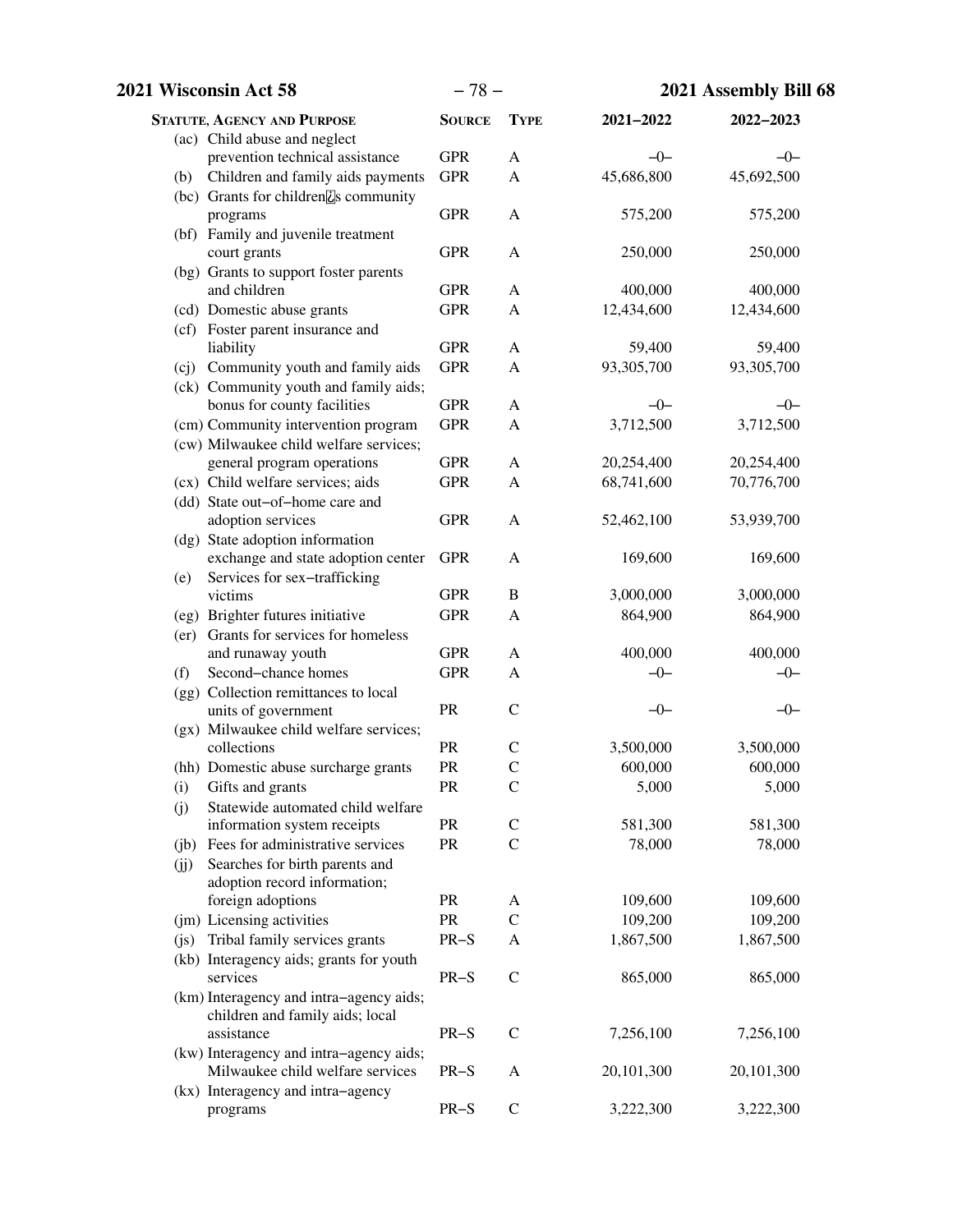| Statute, Agency and Purpose | Source | Type | 2021–2022 | 2022–2023 |
|---|---|---|---|---|
| (ac) Child abuse and neglect prevention technical assistance | GPR | A | –0– | –0– |
| (b) Children and family aids payments | GPR | A | 45,686,800 | 45,692,500 |
| (bc) Grants for children⍰s community programs | GPR | A | 575,200 | 575,200 |
| (bf) Family and juvenile treatment court grants | GPR | A | 250,000 | 250,000 |
| (bg) Grants to support foster parents and children | GPR | A | 400,000 | 400,000 |
| (cd) Domestic abuse grants | GPR | A | 12,434,600 | 12,434,600 |
| (cf) Foster parent insurance and liability | GPR | A | 59,400 | 59,400 |
| (cj) Community youth and family aids | GPR | A | 93,305,700 | 93,305,700 |
| (ck) Community youth and family aids; bonus for county facilities | GPR | A | –0– | –0– |
| (cm) Community intervention program | GPR | A | 3,712,500 | 3,712,500 |
| (cw) Milwaukee child welfare services; general program operations | GPR | A | 20,254,400 | 20,254,400 |
| (cx) Child welfare services; aids | GPR | A | 68,741,600 | 70,776,700 |
| (dd) State out–of–home care and adoption services | GPR | A | 52,462,100 | 53,939,700 |
| (dg) State adoption information exchange and state adoption center | GPR | A | 169,600 | 169,600 |
| (e) Services for sex–trafficking victims | GPR | B | 3,000,000 | 3,000,000 |
| (eg) Brighter futures initiative | GPR | A | 864,900 | 864,900 |
| (er) Grants for services for homeless and runaway youth | GPR | A | 400,000 | 400,000 |
| (f) Second–chance homes | GPR | A | –0– | –0– |
| (gg) Collection remittances to local units of government | PR | C | –0– | –0– |
| (gx) Milwaukee child welfare services; collections | PR | C | 3,500,000 | 3,500,000 |
| (hh) Domestic abuse surcharge grants | PR | C | 600,000 | 600,000 |
| (i) Gifts and grants | PR | C | 5,000 | 5,000 |
| (j) Statewide automated child welfare information system receipts | PR | C | 581,300 | 581,300 |
| (jb) Fees for administrative services | PR | C | 78,000 | 78,000 |
| (jj) Searches for birth parents and adoption record information; foreign adoptions | PR | A | 109,600 | 109,600 |
| (jm) Licensing activities | PR | C | 109,200 | 109,200 |
| (js) Tribal family services grants | PR–S | A | 1,867,500 | 1,867,500 |
| (kb) Interagency aids; grants for youth services | PR–S | C | 865,000 | 865,000 |
| (km) Interagency and intra–agency aids; children and family aids; local assistance | PR–S | C | 7,256,100 | 7,256,100 |
| (kw) Interagency and intra–agency aids; Milwaukee child welfare services | PR–S | A | 20,101,300 | 20,101,300 |
| (kx) Interagency and intra–agency programs | PR–S | C | 3,222,300 | 3,222,300 |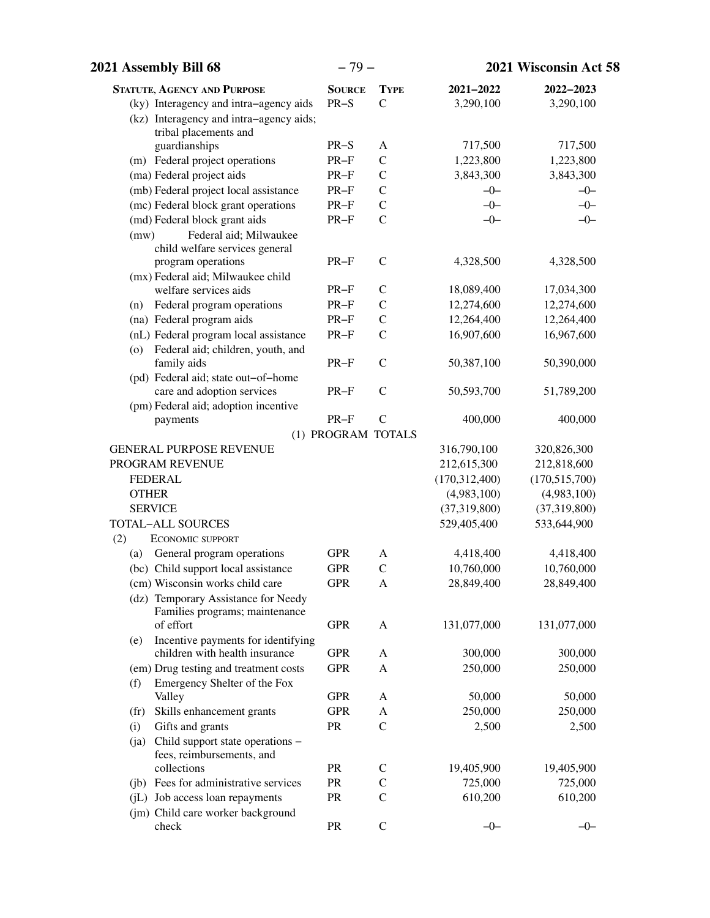| STATUTE, AGENCY AND PURPOSE | SOURCE | TYPE | 2021–2022 | 2022–2023 |
|---|---|---|---|---|
| (ky) Interagency and intra–agency aids | PR–S | C | 3,290,100 | 3,290,100 |
| (kz) Interagency and intra–agency aids; tribal placements and guardianships | PR–S | A | 717,500 | 717,500 |
| (m) Federal project operations | PR–F | C | 1,223,800 | 1,223,800 |
| (ma) Federal project aids | PR–F | C | 3,843,300 | 3,843,300 |
| (mb) Federal project local assistance | PR–F | C | –0– | –0– |
| (mc) Federal block grant operations | PR–F | C | –0– | –0– |
| (md) Federal block grant aids | PR–F | C | –0– | –0– |
| (mw) Federal aid; Milwaukee child welfare services general program operations | PR–F | C | 4,328,500 | 4,328,500 |
| (mx) Federal aid; Milwaukee child welfare services aids | PR–F | C | 18,089,400 | 17,034,300 |
| (n) Federal program operations | PR–F | C | 12,274,600 | 12,274,600 |
| (na) Federal program aids | PR–F | C | 12,264,400 | 12,264,400 |
| (nL) Federal program local assistance | PR–F | C | 16,907,600 | 16,967,600 |
| (o) Federal aid; children, youth, and family aids | PR–F | C | 50,387,100 | 50,390,000 |
| (pd) Federal aid; state out–of–home care and adoption services | PR–F | C | 50,593,700 | 51,789,200 |
| (pm) Federal aid; adoption incentive payments | PR–F | C | 400,000 | 400,000 |
| (1) PROGRAM TOTALS | | | | |
| GENERAL PURPOSE REVENUE | | | 316,790,100 | 320,826,300 |
| PROGRAM REVENUE | | | 212,615,300 | 212,818,600 |
| FEDERAL | | | (170,312,400) | (170,515,700) |
| OTHER | | | (4,983,100) | (4,983,100) |
| SERVICE | | | (37,319,800) | (37,319,800) |
| TOTAL–ALL SOURCES | | | 529,405,400 | 533,644,900 |
| (2) ECONOMIC SUPPORT | | | | |
| (a) General program operations | GPR | A | 4,418,400 | 4,418,400 |
| (bc) Child support local assistance | GPR | C | 10,760,000 | 10,760,000 |
| (cm) Wisconsin works child care | GPR | A | 28,849,400 | 28,849,400 |
| (dz) Temporary Assistance for Needy Families programs; maintenance of effort | GPR | A | 131,077,000 | 131,077,000 |
| (e) Incentive payments for identifying children with health insurance | GPR | A | 300,000 | 300,000 |
| (em) Drug testing and treatment costs | GPR | A | 250,000 | 250,000 |
| (f) Emergency Shelter of the Fox Valley | GPR | A | 50,000 | 50,000 |
| (fr) Skills enhancement grants | GPR | A | 250,000 | 250,000 |
| (i) Gifts and grants | PR | C | 2,500 | 2,500 |
| (ja) Child support state operations – fees, reimbursements, and collections | PR | C | 19,405,900 | 19,405,900 |
| (jb) Fees for administrative services | PR | C | 725,000 | 725,000 |
| (jL) Job access loan repayments | PR | C | 610,200 | 610,200 |
| (jm) Child care worker background check | PR | C | –0– | –0– |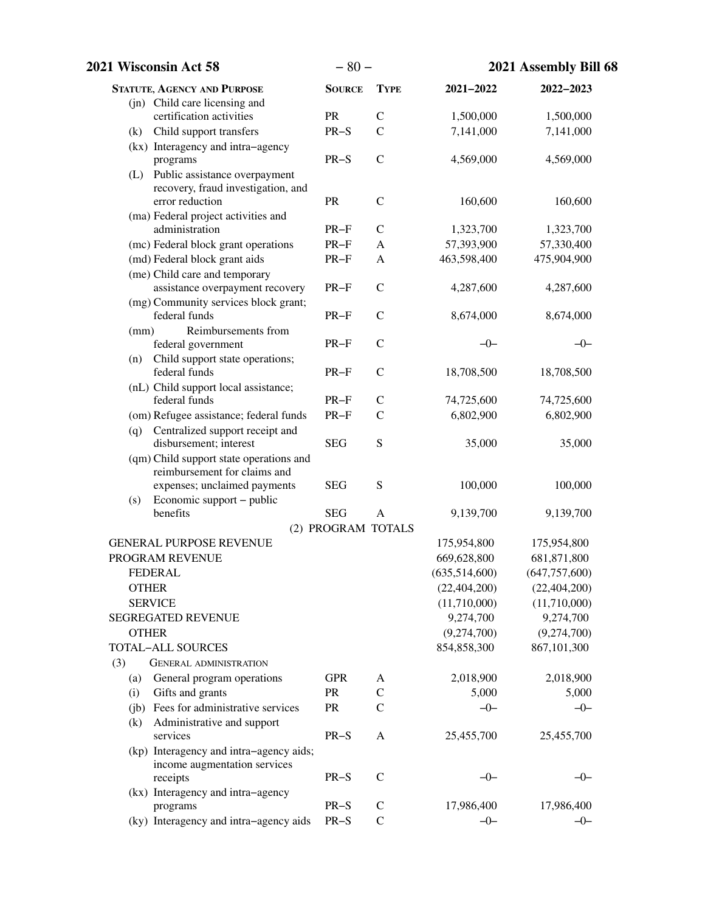| Statute, Agency and Purpose | Source | Type | 2021–2022 | 2022–2023 |
|---|---|---|---|---|
| (jn) Child care licensing and certification activities | PR | C | 1,500,000 | 1,500,000 |
| (k) Child support transfers | PR–S | C | 7,141,000 | 7,141,000 |
| (kx) Interagency and intra–agency programs | PR–S | C | 4,569,000 | 4,569,000 |
| (L) Public assistance overpayment recovery, fraud investigation, and error reduction | PR | C | 160,600 | 160,600 |
| (ma) Federal project activities and administration | PR–F | C | 1,323,700 | 1,323,700 |
| (mc) Federal block grant operations | PR–F | A | 57,393,900 | 57,330,400 |
| (md) Federal block grant aids | PR–F | A | 463,598,400 | 475,904,900 |
| (me) Child care and temporary assistance overpayment recovery | PR–F | C | 4,287,600 | 4,287,600 |
| (mg) Community services block grant; federal funds | PR–F | C | 8,674,000 | 8,674,000 |
| (mm) Reimbursements from federal government | PR–F | C | –0– | –0– |
| (n) Child support state operations; federal funds | PR–F | C | 18,708,500 | 18,708,500 |
| (nL) Child support local assistance; federal funds | PR–F | C | 74,725,600 | 74,725,600 |
| (om) Refugee assistance; federal funds | PR–F | C | 6,802,900 | 6,802,900 |
| (q) Centralized support receipt and disbursement; interest | SEG | S | 35,000 | 35,000 |
| (qm) Child support state operations and reimbursement for claims and expenses; unclaimed payments | SEG | S | 100,000 | 100,000 |
| (s) Economic support – public benefits | SEG | A | 9,139,700 | 9,139,700 |
| (2) PROGRAM TOTALS | | | | |
| GENERAL PURPOSE REVENUE | | | 175,954,800 | 175,954,800 |
| PROGRAM REVENUE | | | 669,628,800 | 681,871,800 |
| FEDERAL | | | (635,514,600) | (647,757,600) |
| OTHER | | | (22,404,200) | (22,404,200) |
| SERVICE | | | (11,710,000) | (11,710,000) |
| SEGREGATED REVENUE | | | 9,274,700 | 9,274,700 |
| OTHER | | | (9,274,700) | (9,274,700) |
| TOTAL–ALL SOURCES | | | 854,858,300 | 867,101,300 |
| (3) General administration | | | | |
| (a) General program operations | GPR | A | 2,018,900 | 2,018,900 |
| (i) Gifts and grants | PR | C | 5,000 | 5,000 |
| (jb) Fees for administrative services | PR | C | –0– | –0– |
| (k) Administrative and support services | PR–S | A | 25,455,700 | 25,455,700 |
| (kp) Interagency and intra–agency aids; income augmentation services receipts | PR–S | C | –0– | –0– |
| (kx) Interagency and intra–agency programs | PR–S | C | 17,986,400 | 17,986,400 |
| (ky) Interagency and intra–agency aids | PR–S | C | –0– | –0– |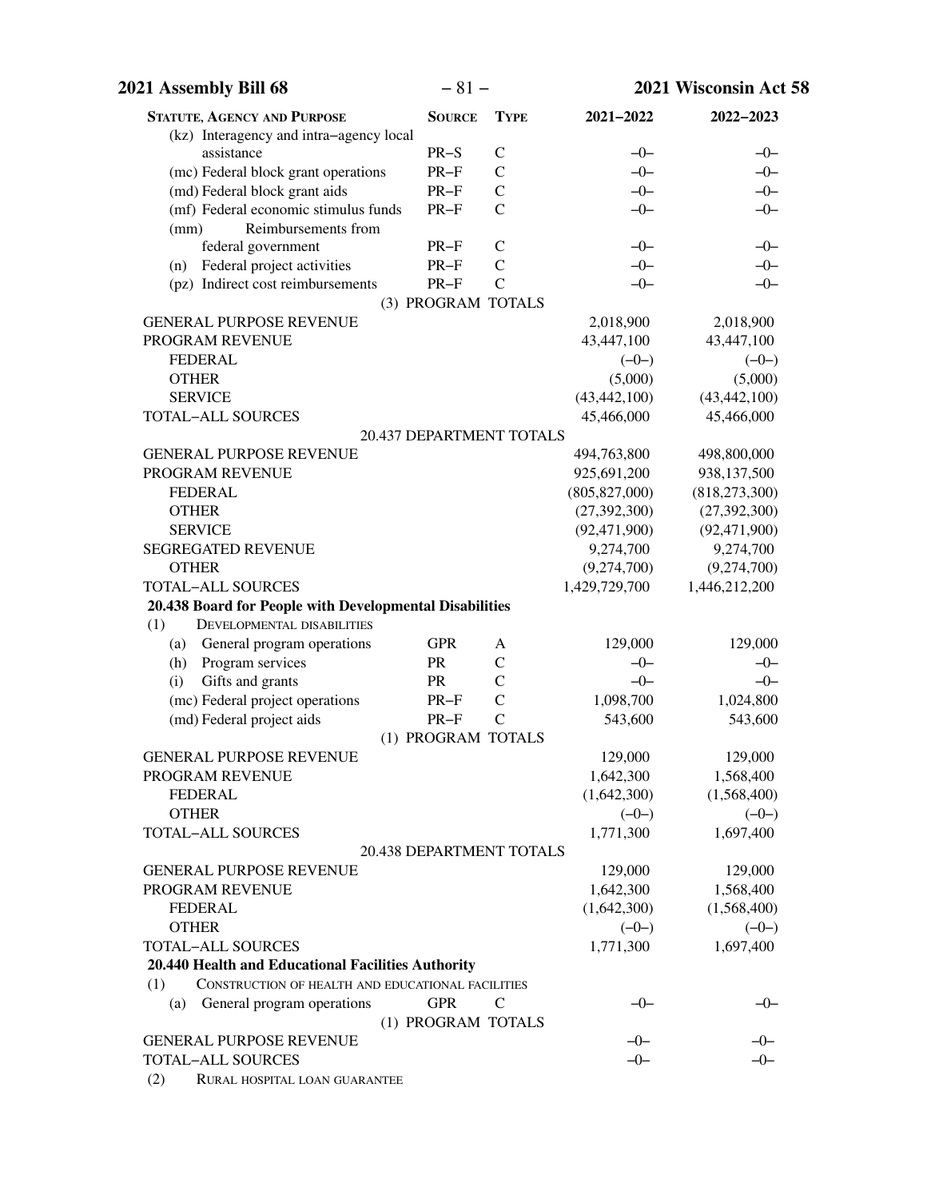| Statute, Agency and Purpose | Source | Type | 2021–2022 | 2022–2023 |
|---|---|---|---|---|
| (kz) Interagency and intra–agency local assistance | PR–S | C | –0– | –0– |
| (mc) Federal block grant operations | PR–F | C | –0– | –0– |
| (md) Federal block grant aids | PR–F | C | –0– | –0– |
| (mf) Federal economic stimulus funds | PR–F | C | –0– | –0– |
| (mm) Reimbursements from federal government | PR–F | C | –0– | –0– |
| (n) Federal project activities | PR–F | C | –0– | –0– |
| (pz) Indirect cost reimbursements | PR–F | C | –0– | –0– |
| (3) PROGRAM TOTALS | | | | |
| GENERAL PURPOSE REVENUE | | | 2,018,900 | 2,018,900 |
| PROGRAM REVENUE | | | 43,447,100 | 43,447,100 |
| FEDERAL | | | (–0–) | (–0–) |
| OTHER | | | (5,000) | (5,000) |
| SERVICE | | | (43,442,100) | (43,442,100) |
| TOTAL–ALL SOURCES | | | 45,466,000 | 45,466,000 |
| 20.437 DEPARTMENT TOTALS | | | | |
| GENERAL PURPOSE REVENUE | | | 494,763,800 | 498,800,000 |
| PROGRAM REVENUE | | | 925,691,200 | 938,137,500 |
| FEDERAL | | | (805,827,000) | (818,273,300) |
| OTHER | | | (27,392,300) | (27,392,300) |
| SERVICE | | | (92,471,900) | (92,471,900) |
| SEGREGATED REVENUE | | | 9,274,700 | 9,274,700 |
| OTHER | | | (9,274,700) | (9,274,700) |
| TOTAL–ALL SOURCES | | | 1,429,729,700 | 1,446,212,200 |
| **20.438 Board for People with Developmental Disabilities** | | | | |
| (1) DEVELOPMENTAL DISABILITIES | | | | |
| (a) General program operations | GPR | A | 129,000 | 129,000 |
| (h) Program services | PR | C | –0– | –0– |
| (i) Gifts and grants | PR | C | –0– | –0– |
| (mc) Federal project operations | PR–F | C | 1,098,700 | 1,024,800 |
| (md) Federal project aids | PR–F | C | 543,600 | 543,600 |
| (1) PROGRAM TOTALS | | | | |
| GENERAL PURPOSE REVENUE | | | 129,000 | 129,000 |
| PROGRAM REVENUE | | | 1,642,300 | 1,568,400 |
| FEDERAL | | | (1,642,300) | (1,568,400) |
| OTHER | | | (–0–) | (–0–) |
| TOTAL–ALL SOURCES | | | 1,771,300 | 1,697,400 |
| 20.438 DEPARTMENT TOTALS | | | | |
| GENERAL PURPOSE REVENUE | | | 129,000 | 129,000 |
| PROGRAM REVENUE | | | 1,642,300 | 1,568,400 |
| FEDERAL | | | (1,642,300) | (1,568,400) |
| OTHER | | | (–0–) | (–0–) |
| TOTAL–ALL SOURCES | | | 1,771,300 | 1,697,400 |
| **20.440 Health and Educational Facilities Authority** | | | | |
| (1) CONSTRUCTION OF HEALTH AND EDUCATIONAL FACILITIES | | | | |
| (a) General program operations | GPR | C | –0– | –0– |
| (1) PROGRAM TOTALS | | | | |
| GENERAL PURPOSE REVENUE | | | –0– | –0– |
| TOTAL–ALL SOURCES | | | –0– | –0– |
| (2) RURAL HOSPITAL LOAN GUARANTEE | | | | |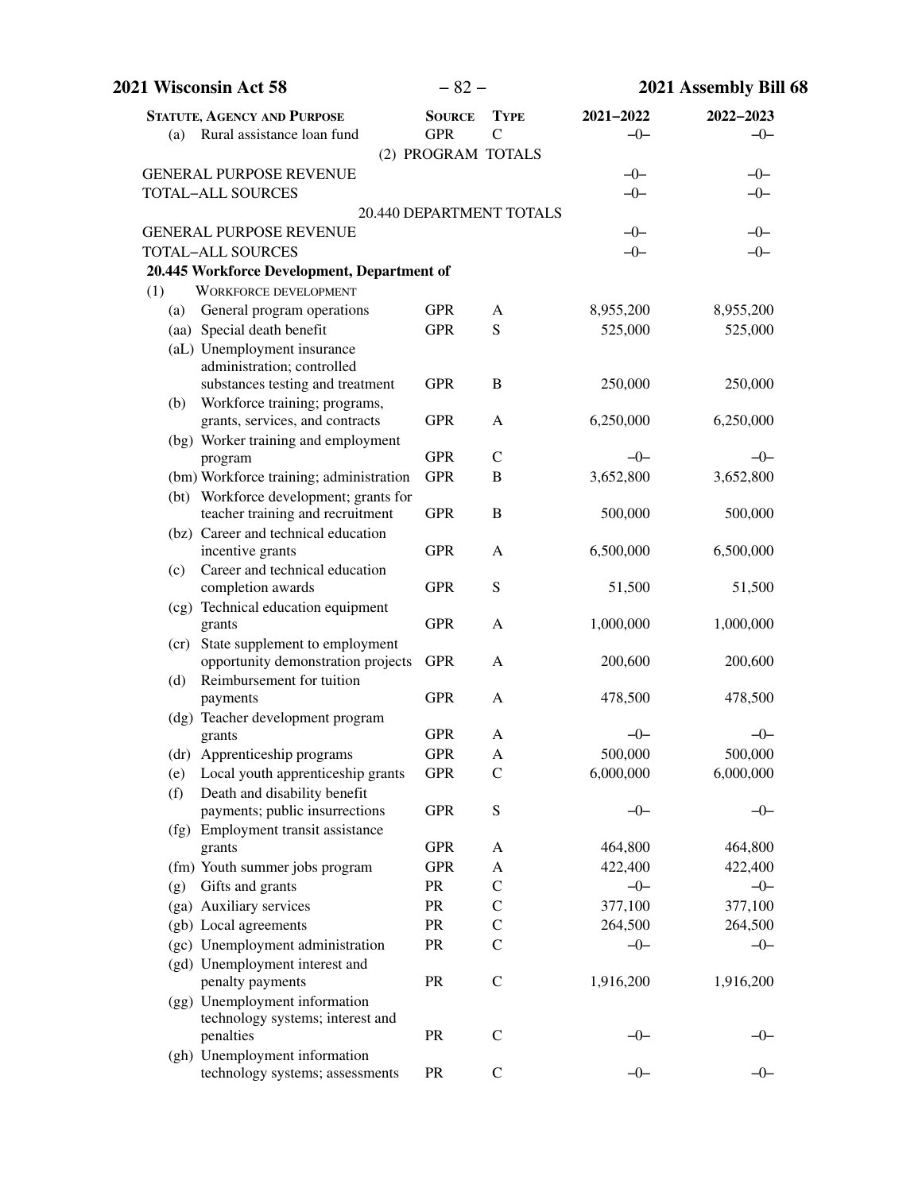| STATUTE, AGENCY AND PURPOSE | SOURCE | TYPE | 2021–2022 | 2022–2023 |
|---|---|---|---|---|
| (a) Rural assistance loan fund | GPR | C | –0– | –0– |
| (2) PROGRAM TOTALS | | | | |
| GENERAL PURPOSE REVENUE | | | –0– | –0– |
| TOTAL–ALL SOURCES | | | –0– | –0– |
| 20.440 DEPARTMENT TOTALS | | | | |
| GENERAL PURPOSE REVENUE | | | –0– | –0– |
| TOTAL–ALL SOURCES | | | –0– | –0– |
| **20.445 Workforce Development, Department of** | | | | |
| (1) WORKFORCE DEVELOPMENT | | | | |
| (a) General program operations | GPR | A | 8,955,200 | 8,955,200 |
| (aa) Special death benefit | GPR | S | 525,000 | 525,000 |
| (aL) Unemployment insurance administration; controlled substances testing and treatment | GPR | B | 250,000 | 250,000 |
| (b) Workforce training; programs, grants, services, and contracts | GPR | A | 6,250,000 | 6,250,000 |
| (bg) Worker training and employment program | GPR | C | –0– | –0– |
| (bm) Workforce training; administration | GPR | B | 3,652,800 | 3,652,800 |
| (bt) Workforce development; grants for teacher training and recruitment | GPR | B | 500,000 | 500,000 |
| (bz) Career and technical education incentive grants | GPR | A | 6,500,000 | 6,500,000 |
| (c) Career and technical education completion awards | GPR | S | 51,500 | 51,500 |
| (cg) Technical education equipment grants | GPR | A | 1,000,000 | 1,000,000 |
| (cr) State supplement to employment opportunity demonstration projects | GPR | A | 200,600 | 200,600 |
| (d) Reimbursement for tuition payments | GPR | A | 478,500 | 478,500 |
| (dg) Teacher development program grants | GPR | A | –0– | –0– |
| (dr) Apprenticeship programs | GPR | A | 500,000 | 500,000 |
| (e) Local youth apprenticeship grants | GPR | C | 6,000,000 | 6,000,000 |
| (f) Death and disability benefit payments; public insurrections | GPR | S | –0– | –0– |
| (fg) Employment transit assistance grants | GPR | A | 464,800 | 464,800 |
| (fm) Youth summer jobs program | GPR | A | 422,400 | 422,400 |
| (g) Gifts and grants | PR | C | –0– | –0– |
| (ga) Auxiliary services | PR | C | 377,100 | 377,100 |
| (gb) Local agreements | PR | C | 264,500 | 264,500 |
| (gc) Unemployment administration | PR | C | –0– | –0– |
| (gd) Unemployment interest and penalty payments | PR | C | 1,916,200 | 1,916,200 |
| (gg) Unemployment information technology systems; interest and penalties | PR | C | –0– | –0– |
| (gh) Unemployment information technology systems; assessments | PR | C | –0– | –0– |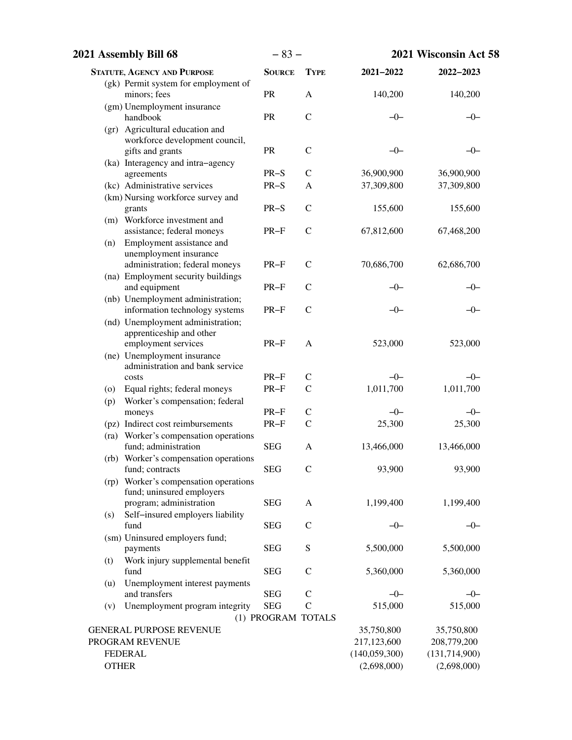| Statute, Agency and Purpose | Source | Type | 2021–2022 | 2022–2023 |
|---|---|---|---|---|
| (gk) Permit system for employment of minors; fees | PR | A | 140,200 | 140,200 |
| (gm) Unemployment insurance handbook | PR | C | –0– | –0– |
| (gr) Agricultural education and workforce development council, gifts and grants | PR | C | –0– | –0– |
| (ka) Interagency and intra–agency agreements | PR–S | C | 36,900,900 | 36,900,900 |
| (kc) Administrative services | PR–S | A | 37,309,800 | 37,309,800 |
| (km) Nursing workforce survey and grants | PR–S | C | 155,600 | 155,600 |
| (m) Workforce investment and assistance; federal moneys | PR–F | C | 67,812,600 | 67,468,200 |
| (n) Employment assistance and unemployment insurance administration; federal moneys | PR–F | C | 70,686,700 | 62,686,700 |
| (na) Employment security buildings and equipment | PR–F | C | –0– | –0– |
| (nb) Unemployment administration; information technology systems | PR–F | C | –0– | –0– |
| (nd) Unemployment administration; apprenticeship and other employment services | PR–F | A | 523,000 | 523,000 |
| (ne) Unemployment insurance administration and bank service costs | PR–F | C | –0– | –0– |
| (o) Equal rights; federal moneys | PR–F | C | 1,011,700 | 1,011,700 |
| (p) Worker's compensation; federal moneys | PR–F | C | –0– | –0– |
| (pz) Indirect cost reimbursements | PR–F | C | 25,300 | 25,300 |
| (ra) Worker's compensation operations fund; administration | SEG | A | 13,466,000 | 13,466,000 |
| (rb) Worker's compensation operations fund; contracts | SEG | C | 93,900 | 93,900 |
| (rp) Worker's compensation operations fund; uninsured employers program; administration | SEG | A | 1,199,400 | 1,199,400 |
| (s) Self–insured employers liability fund | SEG | C | –0– | –0– |
| (sm) Uninsured employers fund; payments | SEG | S | 5,500,000 | 5,500,000 |
| (t) Work injury supplemental benefit fund | SEG | C | 5,360,000 | 5,360,000 |
| (u) Unemployment interest payments and transfers | SEG | C | –0– | –0– |
| (v) Unemployment program integrity | SEG | C | 515,000 | 515,000 |
| (1) PROGRAM TOTALS | | | | |
| GENERAL PURPOSE REVENUE | | | 35,750,800 | 35,750,800 |
| PROGRAM REVENUE | | | 217,123,600 | 208,779,200 |
| FEDERAL | | | (140,059,300) | (131,714,900) |
| OTHER | | | (2,698,000) | (2,698,000) |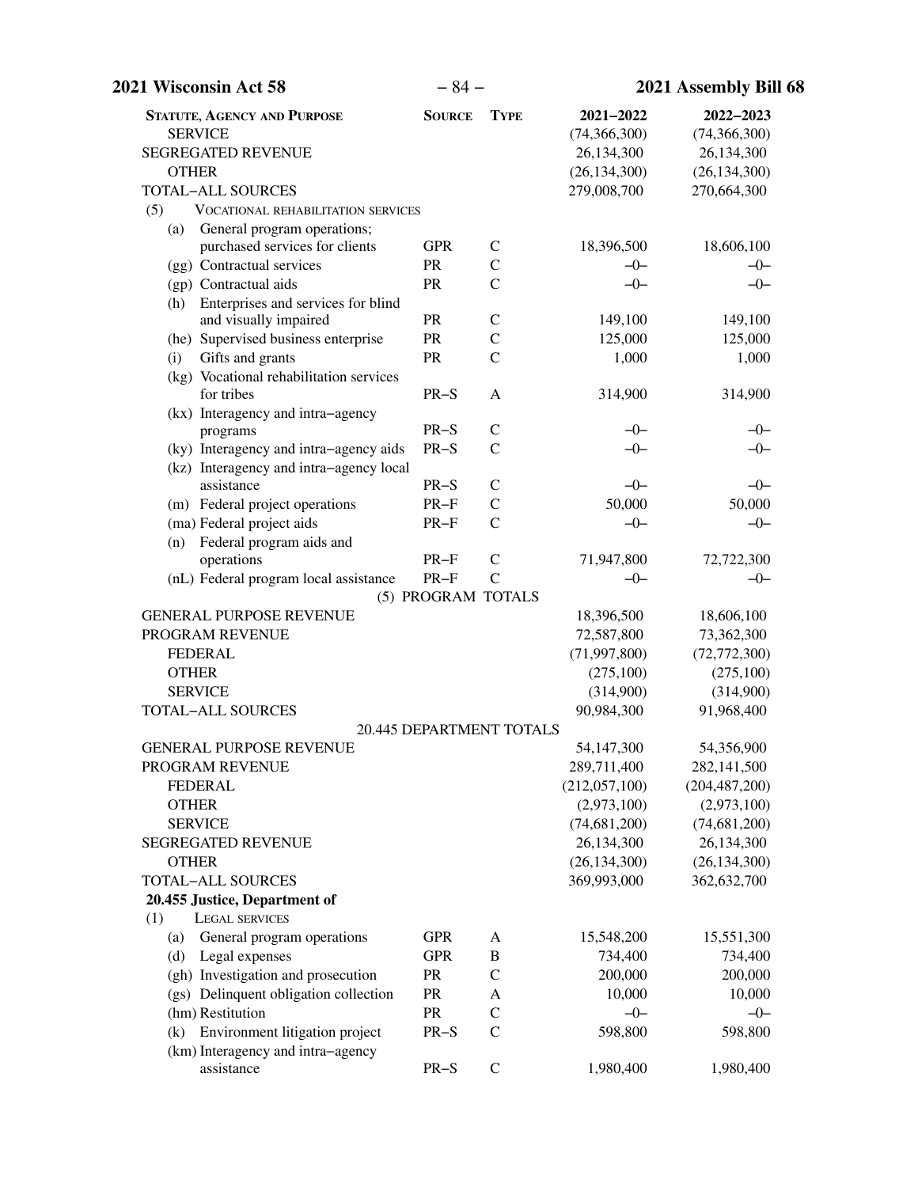| STATUTE, AGENCY AND PURPOSE | SOURCE | TYPE | 2021–2022 | 2022–2023 |
|---|---|---|---|---|
| SERVICE | | | (74,366,300) | (74,366,300) |
| SEGREGATED REVENUE | | | 26,134,300 | 26,134,300 |
| OTHER | | | (26,134,300) | (26,134,300) |
| TOTAL–ALL SOURCES | | | 279,008,700 | 270,664,300 |
| (5) VOCATIONAL REHABILITATION SERVICES | | | | |
| (a) General program operations; purchased services for clients | GPR | C | 18,396,500 | 18,606,100 |
| (gg) Contractual services | PR | C | –0– | –0– |
| (gp) Contractual aids | PR | C | –0– | –0– |
| (h) Enterprises and services for blind and visually impaired | PR | C | 149,100 | 149,100 |
| (he) Supervised business enterprise | PR | C | 125,000 | 125,000 |
| (i) Gifts and grants | PR | C | 1,000 | 1,000 |
| (kg) Vocational rehabilitation services for tribes | PR–S | A | 314,900 | 314,900 |
| (kx) Interagency and intra–agency programs | PR–S | C | –0– | –0– |
| (ky) Interagency and intra–agency aids | PR–S | C | –0– | –0– |
| (kz) Interagency and intra–agency local assistance | PR–S | C | –0– | –0– |
| (m) Federal project operations | PR–F | C | 50,000 | 50,000 |
| (ma) Federal project aids | PR–F | C | –0– | –0– |
| (n) Federal program aids and operations | PR–F | C | 71,947,800 | 72,722,300 |
| (nL) Federal program local assistance | PR–F | C | –0– | –0– |
| (5) PROGRAM TOTALS | | | | |
| GENERAL PURPOSE REVENUE | | | 18,396,500 | 18,606,100 |
| PROGRAM REVENUE | | | 72,587,800 | 73,362,300 |
| FEDERAL | | | (71,997,800) | (72,772,300) |
| OTHER | | | (275,100) | (275,100) |
| SERVICE | | | (314,900) | (314,900) |
| TOTAL–ALL SOURCES | | | 90,984,300 | 91,968,400 |
| 20.445 DEPARTMENT TOTALS | | | | |
| GENERAL PURPOSE REVENUE | | | 54,147,300 | 54,356,900 |
| PROGRAM REVENUE | | | 289,711,400 | 282,141,500 |
| FEDERAL | | | (212,057,100) | (204,487,200) |
| OTHER | | | (2,973,100) | (2,973,100) |
| SERVICE | | | (74,681,200) | (74,681,200) |
| SEGREGATED REVENUE | | | 26,134,300 | 26,134,300 |
| OTHER | | | (26,134,300) | (26,134,300) |
| TOTAL–ALL SOURCES | | | 369,993,000 | 362,632,700 |
| **20.455 Justice, Department of** | | | | |
| (1) LEGAL SERVICES | | | | |
| (a) General program operations | GPR | A | 15,548,200 | 15,551,300 |
| (d) Legal expenses | GPR | B | 734,400 | 734,400 |
| (gh) Investigation and prosecution | PR | C | 200,000 | 200,000 |
| (gs) Delinquent obligation collection | PR | A | 10,000 | 10,000 |
| (hm) Restitution | PR | C | –0– | –0– |
| (k) Environment litigation project | PR–S | C | 598,800 | 598,800 |
| (km) Interagency and intra–agency assistance | PR–S | C | 1,980,400 | 1,980,400 |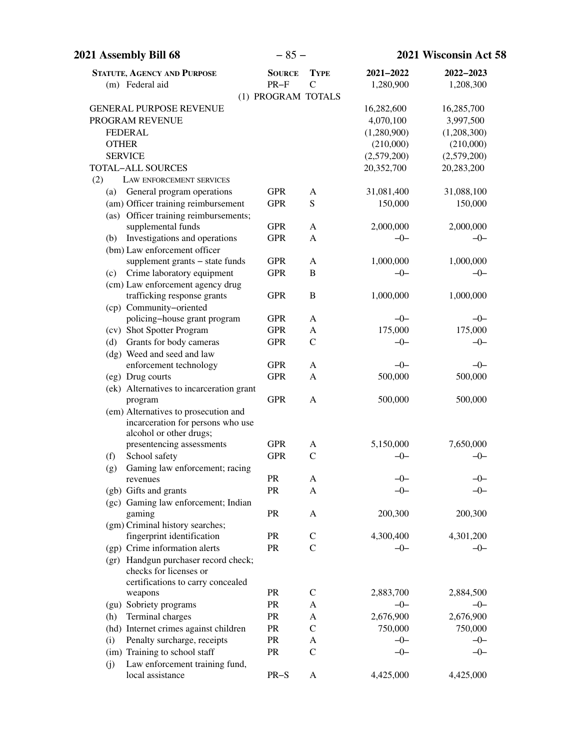| Statute, Agency and Purpose | Source | Type | 2021–2022 | 2022–2023 |
|---|---|---|---|---|
| (m) Federal aid | PR–F | C | 1,280,900 | 1,208,300 |
| (1) PROGRAM TOTALS | | | | |
| GENERAL PURPOSE REVENUE | | | 16,282,600 | 16,285,700 |
| PROGRAM REVENUE | | | 4,070,100 | 3,997,500 |
| FEDERAL | | | (1,280,900) | (1,208,300) |
| OTHER | | | (210,000) | (210,000) |
| SERVICE | | | (2,579,200) | (2,579,200) |
| TOTAL–ALL SOURCES | | | 20,352,700 | 20,283,200 |
| (2) LAW ENFORCEMENT SERVICES | | | | |
| (a) General program operations | GPR | A | 31,081,400 | 31,088,100 |
| (am) Officer training reimbursement | GPR | S | 150,000 | 150,000 |
| (as) Officer training reimbursements; supplemental funds | GPR | A | 2,000,000 | 2,000,000 |
| (b) Investigations and operations | GPR | A | –0– | –0– |
| (bm) Law enforcement officer supplement grants – state funds | GPR | A | 1,000,000 | 1,000,000 |
| (c) Crime laboratory equipment | GPR | B | –0– | –0– |
| (cm) Law enforcement agency drug trafficking response grants | GPR | B | 1,000,000 | 1,000,000 |
| (cp) Community–oriented policing–house grant program | GPR | A | –0– | –0– |
| (cv) Shot Spotter Program | GPR | A | 175,000 | 175,000 |
| (d) Grants for body cameras | GPR | C | –0– | –0– |
| (dg) Weed and seed and law enforcement technology | GPR | A | –0– | –0– |
| (eg) Drug courts | GPR | A | 500,000 | 500,000 |
| (ek) Alternatives to incarceration grant program | GPR | A | 500,000 | 500,000 |
| (em) Alternatives to prosecution and incarceration for persons who use alcohol or other drugs; presentencing assessments | GPR | A | 5,150,000 | 7,650,000 |
| (f) School safety | GPR | C | –0– | –0– |
| (g) Gaming law enforcement; racing revenues | PR | A | –0– | –0– |
| (gb) Gifts and grants | PR | A | –0– | –0– |
| (gc) Gaming law enforcement; Indian gaming | PR | A | 200,300 | 200,300 |
| (gm) Criminal history searches; fingerprint identification | PR | C | 4,300,400 | 4,301,200 |
| (gp) Crime information alerts | PR | C | –0– | –0– |
| (gr) Handgun purchaser record check; checks for licenses or certifications to carry concealed weapons | PR | C | 2,883,700 | 2,884,500 |
| (gu) Sobriety programs | PR | A | –0– | –0– |
| (h) Terminal charges | PR | A | 2,676,900 | 2,676,900 |
| (hd) Internet crimes against children | PR | C | 750,000 | 750,000 |
| (i) Penalty surcharge, receipts | PR | A | –0– | –0– |
| (im) Training to school staff | PR | C | –0– | –0– |
| (j) Law enforcement training fund, local assistance | PR–S | A | 4,425,000 | 4,425,000 |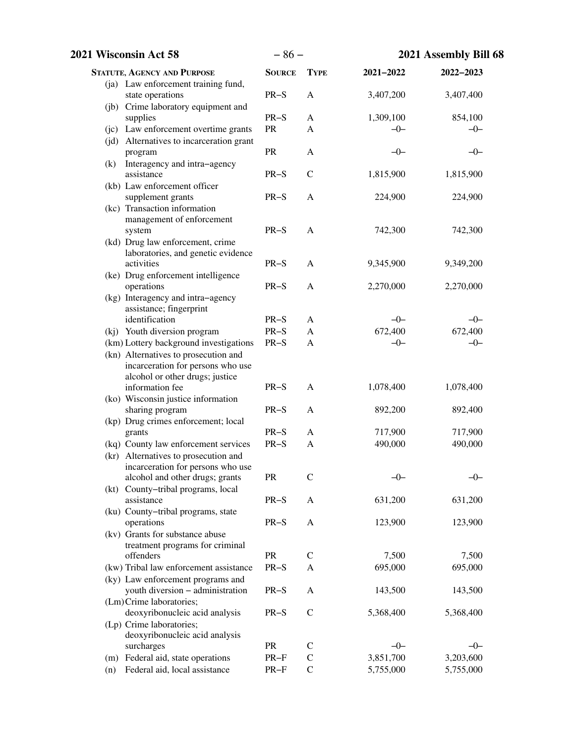| STATUTE, AGENCY AND PURPOSE | SOURCE | TYPE | 2021−2022 | 2022−2023 |
|---|---|---|---|---|
| (ja) Law enforcement training fund, state operations | PR−S | A | 3,407,200 | 3,407,400 |
| (jb) Crime laboratory equipment and supplies | PR−S | A | 1,309,100 | 854,100 |
| (jc) Law enforcement overtime grants | PR | A | −0− | −0− |
| (jd) Alternatives to incarceration grant program | PR | A | −0− | −0− |
| (k) Interagency and intra−agency assistance | PR−S | C | 1,815,900 | 1,815,900 |
| (kb) Law enforcement officer supplement grants | PR−S | A | 224,900 | 224,900 |
| (kc) Transaction information management of enforcement system | PR−S | A | 742,300 | 742,300 |
| (kd) Drug law enforcement, crime laboratories, and genetic evidence activities | PR−S | A | 9,345,900 | 9,349,200 |
| (ke) Drug enforcement intelligence operations | PR−S | A | 2,270,000 | 2,270,000 |
| (kg) Interagency and intra−agency assistance; fingerprint identification | PR−S | A | −0− | −0− |
| (kj) Youth diversion program | PR−S | A | 672,400 | 672,400 |
| (km) Lottery background investigations | PR−S | A | −0− | −0− |
| (kn) Alternatives to prosecution and incarceration for persons who use alcohol or other drugs; justice information fee | PR−S | A | 1,078,400 | 1,078,400 |
| (ko) Wisconsin justice information sharing program | PR−S | A | 892,200 | 892,400 |
| (kp) Drug crimes enforcement; local grants | PR−S | A | 717,900 | 717,900 |
| (kq) County law enforcement services | PR−S | A | 490,000 | 490,000 |
| (kr) Alternatives to prosecution and incarceration for persons who use alcohol and other drugs; grants | PR | C | −0− | −0− |
| (kt) County−tribal programs, local assistance | PR−S | A | 631,200 | 631,200 |
| (ku) County−tribal programs, state operations | PR−S | A | 123,900 | 123,900 |
| (kv) Grants for substance abuse treatment programs for criminal offenders | PR | C | 7,500 | 7,500 |
| (kw) Tribal law enforcement assistance | PR−S | A | 695,000 | 695,000 |
| (ky) Law enforcement programs and youth diversion − administration | PR−S | A | 143,500 | 143,500 |
| (Lm) Crime laboratories; deoxyribonucleic acid analysis | PR−S | C | 5,368,400 | 5,368,400 |
| (Lp) Crime laboratories; deoxyribonucleic acid analysis surcharges | PR | C | −0− | −0− |
| (m) Federal aid, state operations | PR−F | C | 3,851,700 | 3,203,600 |
| (n) Federal aid, local assistance | PR−F | C | 5,755,000 | 5,755,000 |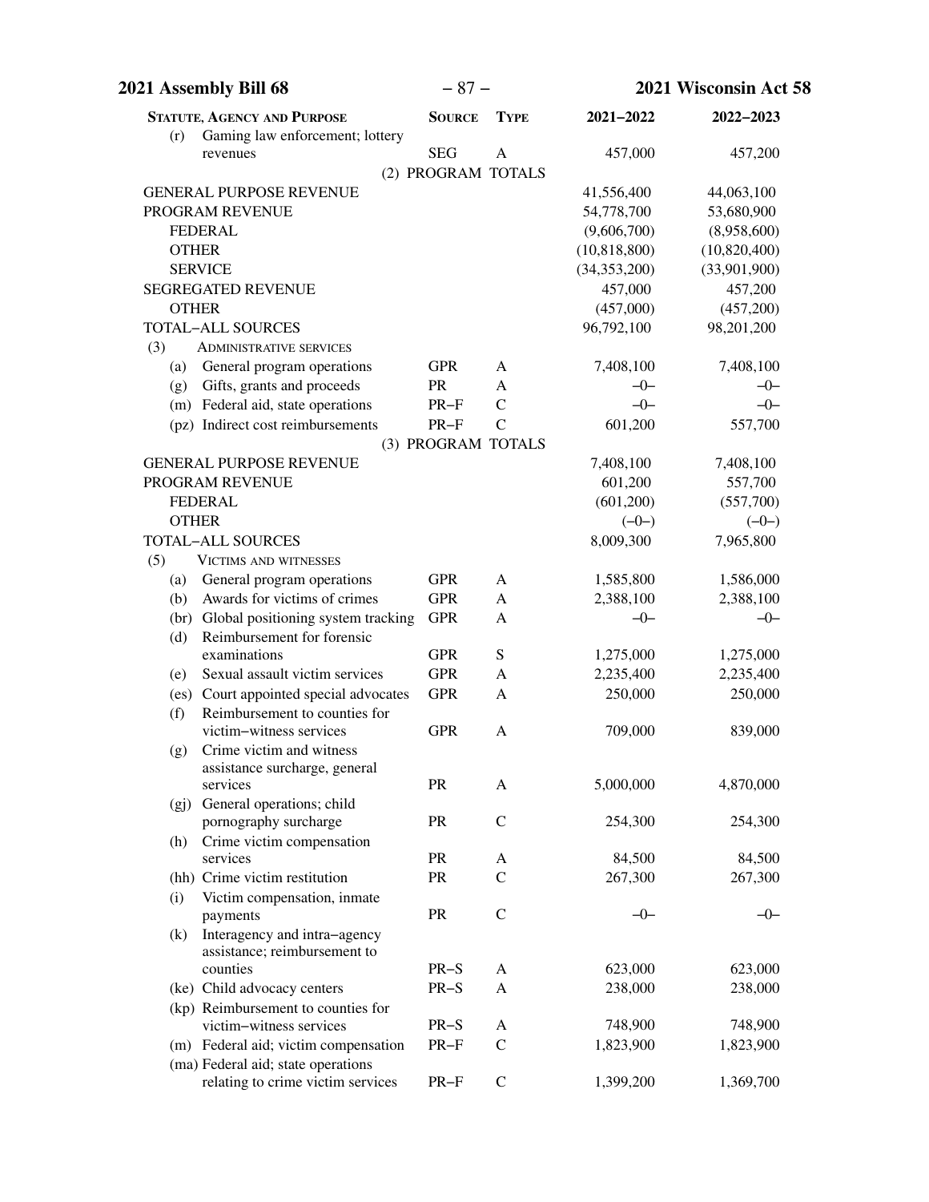| STATUTE, AGENCY AND PURPOSE | SOURCE | TYPE | 2021–2022 | 2022–2023 |
|---|---|---|---|---|
| (r) Gaming law enforcement; lottery revenues | SEG | A | 457,000 | 457,200 |
| (2) PROGRAM TOTALS | | | | |
| GENERAL PURPOSE REVENUE | | | 41,556,400 | 44,063,100 |
| PROGRAM REVENUE | | | 54,778,700 | 53,680,900 |
| FEDERAL | | | (9,606,700) | (8,958,600) |
| OTHER | | | (10,818,800) | (10,820,400) |
| SERVICE | | | (34,353,200) | (33,901,900) |
| SEGREGATED REVENUE | | | 457,000 | 457,200 |
| OTHER | | | (457,000) | (457,200) |
| TOTAL–ALL SOURCES | | | 96,792,100 | 98,201,200 |
| (3) ADMINISTRATIVE SERVICES | | | | |
| (a) General program operations | GPR | A | 7,408,100 | 7,408,100 |
| (g) Gifts, grants and proceeds | PR | A | –0– | –0– |
| (m) Federal aid, state operations | PR–F | C | –0– | –0– |
| (pz) Indirect cost reimbursements | PR–F | C | 601,200 | 557,700 |
| (3) PROGRAM TOTALS | | | | |
| GENERAL PURPOSE REVENUE | | | 7,408,100 | 7,408,100 |
| PROGRAM REVENUE | | | 601,200 | 557,700 |
| FEDERAL | | | (601,200) | (557,700) |
| OTHER | | | (–0–) | (–0–) |
| TOTAL–ALL SOURCES | | | 8,009,300 | 7,965,800 |
| (5) VICTIMS AND WITNESSES | | | | |
| (a) General program operations | GPR | A | 1,585,800 | 1,586,000 |
| (b) Awards for victims of crimes | GPR | A | 2,388,100 | 2,388,100 |
| (br) Global positioning system tracking | GPR | A | –0– | –0– |
| (d) Reimbursement for forensic examinations | GPR | S | 1,275,000 | 1,275,000 |
| (e) Sexual assault victim services | GPR | A | 2,235,400 | 2,235,400 |
| (es) Court appointed special advocates | GPR | A | 250,000 | 250,000 |
| (f) Reimbursement to counties for victim–witness services | GPR | A | 709,000 | 839,000 |
| (g) Crime victim and witness assistance surcharge, general services | PR | A | 5,000,000 | 4,870,000 |
| (gj) General operations; child pornography surcharge | PR | C | 254,300 | 254,300 |
| (h) Crime victim compensation services | PR | A | 84,500 | 84,500 |
| (hh) Crime victim restitution | PR | C | 267,300 | 267,300 |
| (i) Victim compensation, inmate payments | PR | C | –0– | –0– |
| (k) Interagency and intra–agency assistance; reimbursement to counties | PR–S | A | 623,000 | 623,000 |
| (ke) Child advocacy centers | PR–S | A | 238,000 | 238,000 |
| (kp) Reimbursement to counties for victim–witness services | PR–S | A | 748,900 | 748,900 |
| (m) Federal aid; victim compensation | PR–F | C | 1,823,900 | 1,823,900 |
| (ma) Federal aid; state operations relating to crime victim services | PR–F | C | 1,399,200 | 1,369,700 |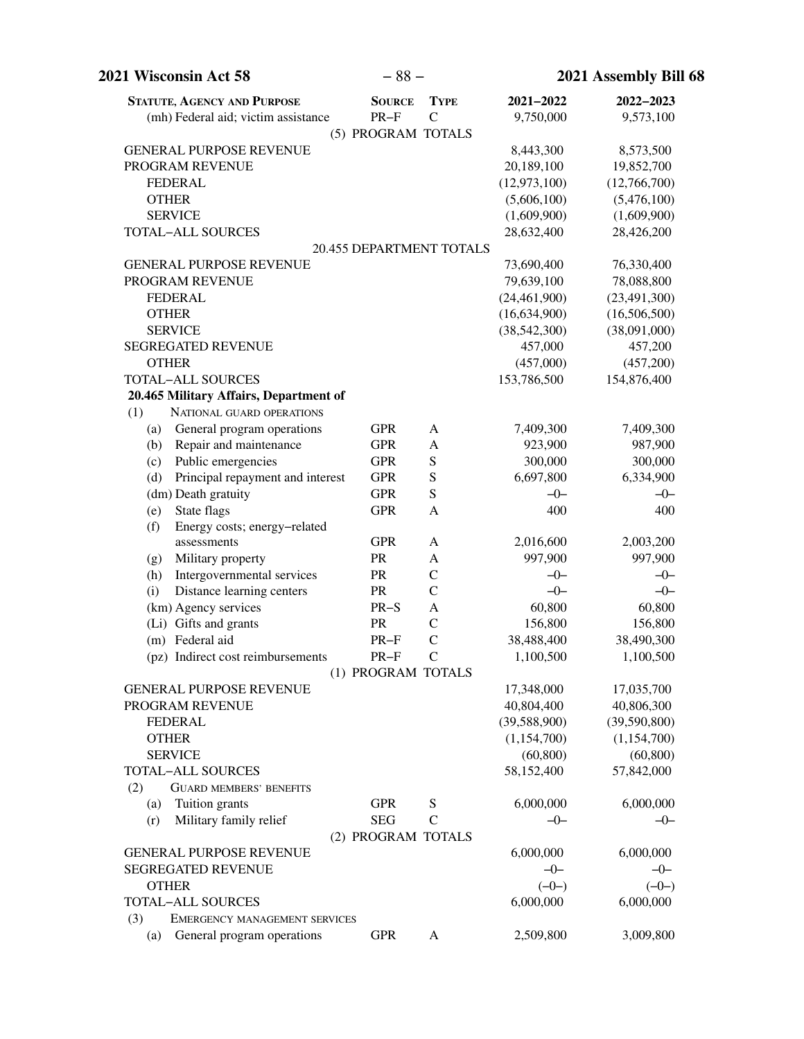| STATUTE, AGENCY AND PURPOSE | SOURCE | TYPE | 2021–2022 | 2022–2023 |
|---|---|---|---|---|
| (mh) Federal aid; victim assistance | PR–F | C | 9,750,000 | 9,573,100 |
| (5) PROGRAM TOTALS | | | | |
| GENERAL PURPOSE REVENUE | | | 8,443,300 | 8,573,500 |
| PROGRAM REVENUE | | | 20,189,100 | 19,852,700 |
| FEDERAL | | | (12,973,100) | (12,766,700) |
| OTHER | | | (5,606,100) | (5,476,100) |
| SERVICE | | | (1,609,900) | (1,609,900) |
| TOTAL–ALL SOURCES | | | 28,632,400 | 28,426,200 |
| 20.455 DEPARTMENT TOTALS | | | | |
| GENERAL PURPOSE REVENUE | | | 73,690,400 | 76,330,400 |
| PROGRAM REVENUE | | | 79,639,100 | 78,088,800 |
| FEDERAL | | | (24,461,900) | (23,491,300) |
| OTHER | | | (16,634,900) | (16,506,500) |
| SERVICE | | | (38,542,300) | (38,091,000) |
| SEGREGATED REVENUE | | | 457,000 | 457,200 |
| OTHER | | | (457,000) | (457,200) |
| TOTAL–ALL SOURCES | | | 153,786,500 | 154,876,400 |
| **20.465 Military Affairs, Department of** | | | | |
| (1) NATIONAL GUARD OPERATIONS | | | | |
| (a) General program operations | GPR | A | 7,409,300 | 7,409,300 |
| (b) Repair and maintenance | GPR | A | 923,900 | 987,900 |
| (c) Public emergencies | GPR | S | 300,000 | 300,000 |
| (d) Principal repayment and interest | GPR | S | 6,697,800 | 6,334,900 |
| (dm) Death gratuity | GPR | S | –0– | –0– |
| (e) State flags | GPR | A | 400 | 400 |
| (f) Energy costs; energy–related assessments | GPR | A | 2,016,600 | 2,003,200 |
| (g) Military property | PR | A | 997,900 | 997,900 |
| (h) Intergovernmental services | PR | C | –0– | –0– |
| (i) Distance learning centers | PR | C | –0– | –0– |
| (km) Agency services | PR–S | A | 60,800 | 60,800 |
| (Li) Gifts and grants | PR | C | 156,800 | 156,800 |
| (m) Federal aid | PR–F | C | 38,488,400 | 38,490,300 |
| (pz) Indirect cost reimbursements | PR–F | C | 1,100,500 | 1,100,500 |
| (1) PROGRAM TOTALS | | | | |
| GENERAL PURPOSE REVENUE | | | 17,348,000 | 17,035,700 |
| PROGRAM REVENUE | | | 40,804,400 | 40,806,300 |
| FEDERAL | | | (39,588,900) | (39,590,800) |
| OTHER | | | (1,154,700) | (1,154,700) |
| SERVICE | | | (60,800) | (60,800) |
| TOTAL–ALL SOURCES | | | 58,152,400 | 57,842,000 |
| (2) GUARD MEMBERS' BENEFITS | | | | |
| (a) Tuition grants | GPR | S | 6,000,000 | 6,000,000 |
| (r) Military family relief | SEG | C | –0– | –0– |
| (2) PROGRAM TOTALS | | | | |
| GENERAL PURPOSE REVENUE | | | 6,000,000 | 6,000,000 |
| SEGREGATED REVENUE | | | –0– | –0– |
| OTHER | | | (–0–) | (–0–) |
| TOTAL–ALL SOURCES | | | 6,000,000 | 6,000,000 |
| (3) EMERGENCY MANAGEMENT SERVICES | | | | |
| (a) General program operations | GPR | A | 2,509,800 | 3,009,800 |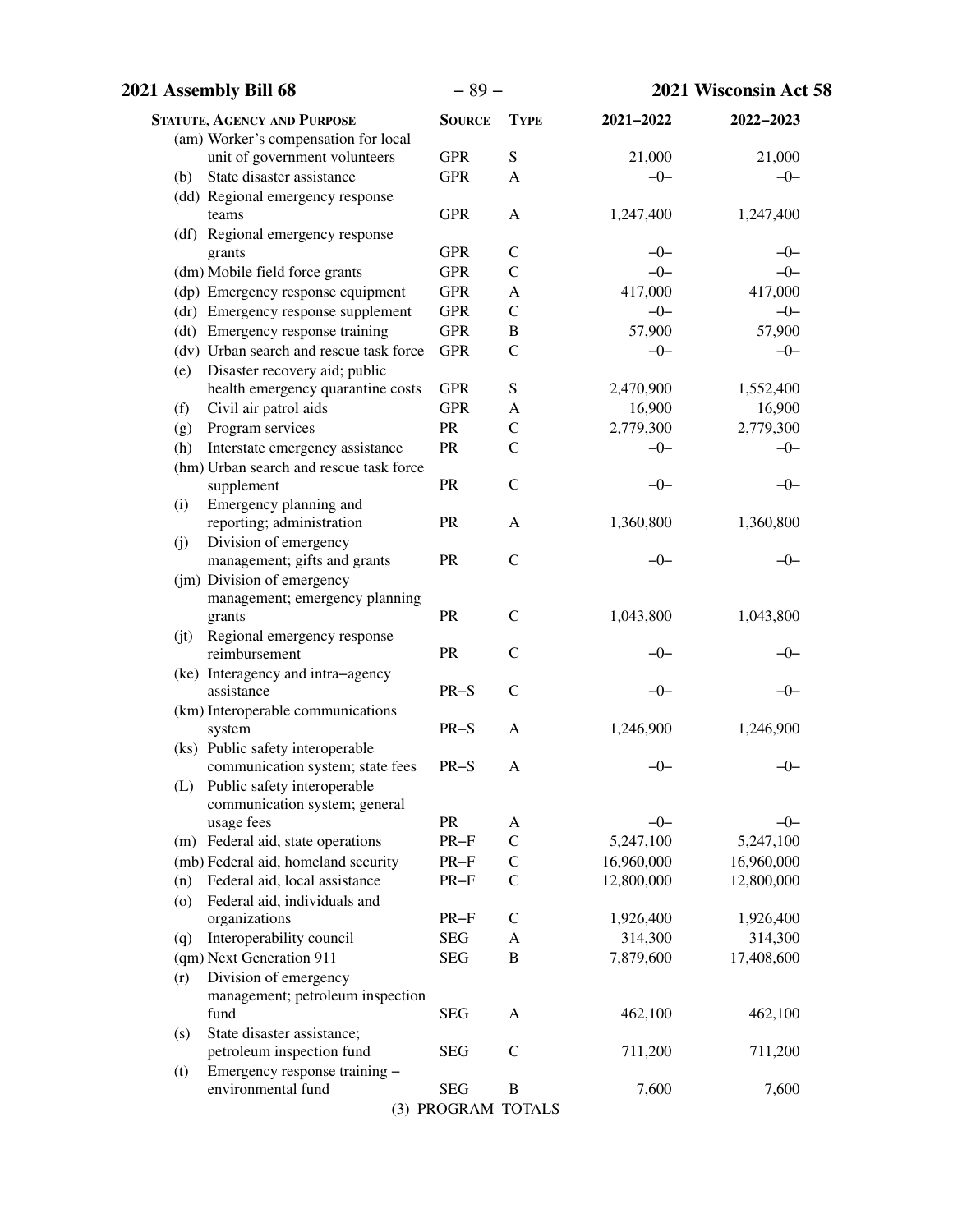| Statute, Agency and Purpose | Source | Type | 2021–2022 | 2022–2023 |
|---|---|---|---|---|
| (am) Worker's compensation for local unit of government volunteers | GPR | S | 21,000 | 21,000 |
| (b) State disaster assistance | GPR | A | –0– | –0– |
| (dd) Regional emergency response teams | GPR | A | 1,247,400 | 1,247,400 |
| (df) Regional emergency response grants | GPR | C | –0– | –0– |
| (dm) Mobile field force grants | GPR | C | –0– | –0– |
| (dp) Emergency response equipment | GPR | A | 417,000 | 417,000 |
| (dr) Emergency response supplement | GPR | C | –0– | –0– |
| (dt) Emergency response training | GPR | B | 57,900 | 57,900 |
| (dv) Urban search and rescue task force | GPR | C | –0– | –0– |
| (e) Disaster recovery aid; public health emergency quarantine costs | GPR | S | 2,470,900 | 1,552,400 |
| (f) Civil air patrol aids | GPR | A | 16,900 | 16,900 |
| (g) Program services | PR | C | 2,779,300 | 2,779,300 |
| (h) Interstate emergency assistance | PR | C | –0– | –0– |
| (hm) Urban search and rescue task force supplement | PR | C | –0– | –0– |
| (i) Emergency planning and reporting; administration | PR | A | 1,360,800 | 1,360,800 |
| (j) Division of emergency management; gifts and grants | PR | C | –0– | –0– |
| (jm) Division of emergency management; emergency planning grants | PR | C | 1,043,800 | 1,043,800 |
| (jt) Regional emergency response reimbursement | PR | C | –0– | –0– |
| (ke) Interagency and intra–agency assistance | PR–S | C | –0– | –0– |
| (km) Interoperable communications system | PR–S | A | 1,246,900 | 1,246,900 |
| (ks) Public safety interoperable communication system; state fees | PR–S | A | –0– | –0– |
| (L) Public safety interoperable communication system; general usage fees | PR | A | –0– | –0– |
| (m) Federal aid, state operations | PR–F | C | 5,247,100 | 5,247,100 |
| (mb) Federal aid, homeland security | PR–F | C | 16,960,000 | 16,960,000 |
| (n) Federal aid, local assistance | PR–F | C | 12,800,000 | 12,800,000 |
| (o) Federal aid, individuals and organizations | PR–F | C | 1,926,400 | 1,926,400 |
| (q) Interoperability council | SEG | A | 314,300 | 314,300 |
| (qm) Next Generation 911 | SEG | B | 7,879,600 | 17,408,600 |
| (r) Division of emergency management; petroleum inspection fund | SEG | A | 462,100 | 462,100 |
| (s) State disaster assistance; petroleum inspection fund | SEG | C | 711,200 | 711,200 |
| (t) Emergency response training – environmental fund | SEG | B | 7,600 | 7,600 |

(3) PROGRAM TOTALS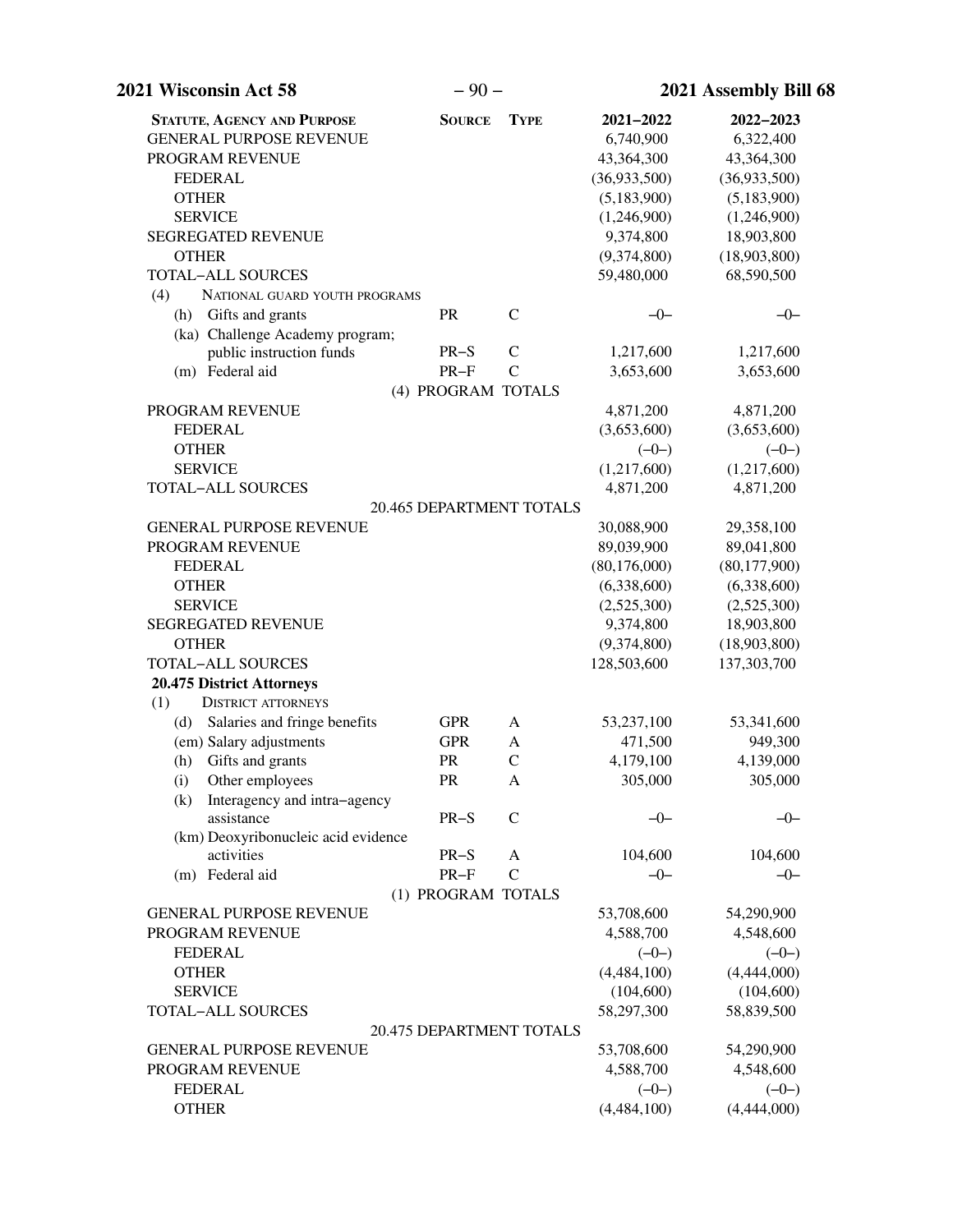| Statute, Agency and Purpose | Source | Type | 2021–2022 | 2022–2023 |
|---|---|---|---|---|
| GENERAL PURPOSE REVENUE | | | 6,740,900 | 6,322,400 |
| PROGRAM REVENUE | | | 43,364,300 | 43,364,300 |
| FEDERAL | | | (36,933,500) | (36,933,500) |
| OTHER | | | (5,183,900) | (5,183,900) |
| SERVICE | | | (1,246,900) | (1,246,900) |
| SEGREGATED REVENUE | | | 9,374,800 | 18,903,800 |
| OTHER | | | (9,374,800) | (18,903,800) |
| TOTAL–ALL SOURCES | | | 59,480,000 | 68,590,500 |
| (4) NATIONAL GUARD YOUTH PROGRAMS | | | | |
| (h) Gifts and grants | PR | C | –0– | –0– |
| (ka) Challenge Academy program; public instruction funds | PR–S | C | 1,217,600 | 1,217,600 |
| (m) Federal aid | PR–F | C | 3,653,600 | 3,653,600 |
| (4) PROGRAM TOTALS | | | | |
| PROGRAM REVENUE | | | 4,871,200 | 4,871,200 |
| FEDERAL | | | (3,653,600) | (3,653,600) |
| OTHER | | | (–0–) | (–0–) |
| SERVICE | | | (1,217,600) | (1,217,600) |
| TOTAL–ALL SOURCES | | | 4,871,200 | 4,871,200 |
| 20.465 DEPARTMENT TOTALS | | | | |
| GENERAL PURPOSE REVENUE | | | 30,088,900 | 29,358,100 |
| PROGRAM REVENUE | | | 89,039,900 | 89,041,800 |
| FEDERAL | | | (80,176,000) | (80,177,900) |
| OTHER | | | (6,338,600) | (6,338,600) |
| SERVICE | | | (2,525,300) | (2,525,300) |
| SEGREGATED REVENUE | | | 9,374,800 | 18,903,800 |
| OTHER | | | (9,374,800) | (18,903,800) |
| TOTAL–ALL SOURCES | | | 128,503,600 | 137,303,700 |
| **20.475 District Attorneys** | | | | |
| (1) DISTRICT ATTORNEYS | | | | |
| (d) Salaries and fringe benefits | GPR | A | 53,237,100 | 53,341,600 |
| (em) Salary adjustments | GPR | A | 471,500 | 949,300 |
| (h) Gifts and grants | PR | C | 4,179,100 | 4,139,000 |
| (i) Other employees | PR | A | 305,000 | 305,000 |
| (k) Interagency and intra–agency assistance | PR–S | C | –0– | –0– |
| (km) Deoxyribonucleic acid evidence activities | PR–S | A | 104,600 | 104,600 |
| (m) Federal aid | PR–F | C | –0– | –0– |
| (1) PROGRAM TOTALS | | | | |
| GENERAL PURPOSE REVENUE | | | 53,708,600 | 54,290,900 |
| PROGRAM REVENUE | | | 4,588,700 | 4,548,600 |
| FEDERAL | | | (–0–) | (–0–) |
| OTHER | | | (4,484,100) | (4,444,000) |
| SERVICE | | | (104,600) | (104,600) |
| TOTAL–ALL SOURCES | | | 58,297,300 | 58,839,500 |
| 20.475 DEPARTMENT TOTALS | | | | |
| GENERAL PURPOSE REVENUE | | | 53,708,600 | 54,290,900 |
| PROGRAM REVENUE | | | 4,588,700 | 4,548,600 |
| FEDERAL | | | (–0–) | (–0–) |
| OTHER | | | (4,484,100) | (4,444,000) |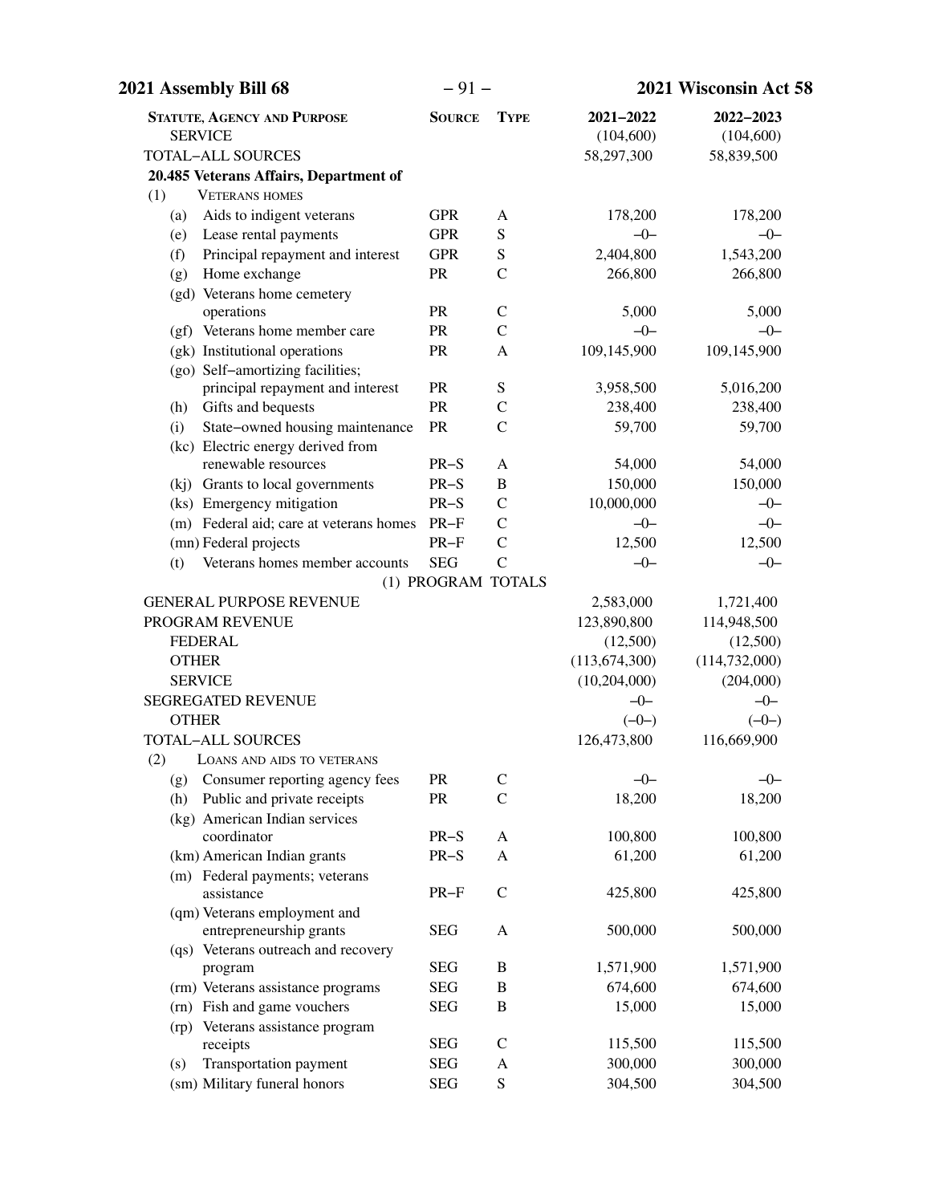| Statute, Agency and Purpose | Source | Type | 2021–2022 | 2022–2023 |
|---|---|---|---|---|
| SERVICE | | | (104,600) | (104,600) |
| TOTAL–ALL SOURCES | | | 58,297,300 | 58,839,500 |
| **20.485 Veterans Affairs, Department of** | | | | |
| (1) VETERANS HOMES | | | | |
| (a) Aids to indigent veterans | GPR | A | 178,200 | 178,200 |
| (e) Lease rental payments | GPR | S | –0– | –0– |
| (f) Principal repayment and interest | GPR | S | 2,404,800 | 1,543,200 |
| (g) Home exchange | PR | C | 266,800 | 266,800 |
| (gd) Veterans home cemetery operations | PR | C | 5,000 | 5,000 |
| (gf) Veterans home member care | PR | C | –0– | –0– |
| (gk) Institutional operations | PR | A | 109,145,900 | 109,145,900 |
| (go) Self–amortizing facilities; principal repayment and interest | PR | S | 3,958,500 | 5,016,200 |
| (h) Gifts and bequests | PR | C | 238,400 | 238,400 |
| (i) State–owned housing maintenance | PR | C | 59,700 | 59,700 |
| (kc) Electric energy derived from renewable resources | PR–S | A | 54,000 | 54,000 |
| (kj) Grants to local governments | PR–S | B | 150,000 | 150,000 |
| (ks) Emergency mitigation | PR–S | C | 10,000,000 | –0– |
| (m) Federal aid; care at veterans homes | PR–F | C | –0– | –0– |
| (mn) Federal projects | PR–F | C | 12,500 | 12,500 |
| (t) Veterans homes member accounts | SEG | C | –0– | –0– |
| (1) PROGRAM TOTALS | | | | |
| GENERAL PURPOSE REVENUE | | | 2,583,000 | 1,721,400 |
| PROGRAM REVENUE | | | 123,890,800 | 114,948,500 |
| FEDERAL | | | (12,500) | (12,500) |
| OTHER | | | (113,674,300) | (114,732,000) |
| SERVICE | | | (10,204,000) | (204,000) |
| SEGREGATED REVENUE | | | –0– | –0– |
| OTHER | | | (–0–) | (–0–) |
| TOTAL–ALL SOURCES | | | 126,473,800 | 116,669,900 |
| (2) LOANS AND AIDS TO VETERANS | | | | |
| (g) Consumer reporting agency fees | PR | C | –0– | –0– |
| (h) Public and private receipts | PR | C | 18,200 | 18,200 |
| (kg) American Indian services coordinator | PR–S | A | 100,800 | 100,800 |
| (km) American Indian grants | PR–S | A | 61,200 | 61,200 |
| (m) Federal payments; veterans assistance | PR–F | C | 425,800 | 425,800 |
| (qm) Veterans employment and entrepreneurship grants | SEG | A | 500,000 | 500,000 |
| (qs) Veterans outreach and recovery program | SEG | B | 1,571,900 | 1,571,900 |
| (rm) Veterans assistance programs | SEG | B | 674,600 | 674,600 |
| (rn) Fish and game vouchers | SEG | B | 15,000 | 15,000 |
| (rp) Veterans assistance program receipts | SEG | C | 115,500 | 115,500 |
| (s) Transportation payment | SEG | A | 300,000 | 300,000 |
| (sm) Military funeral honors | SEG | S | 304,500 | 304,500 |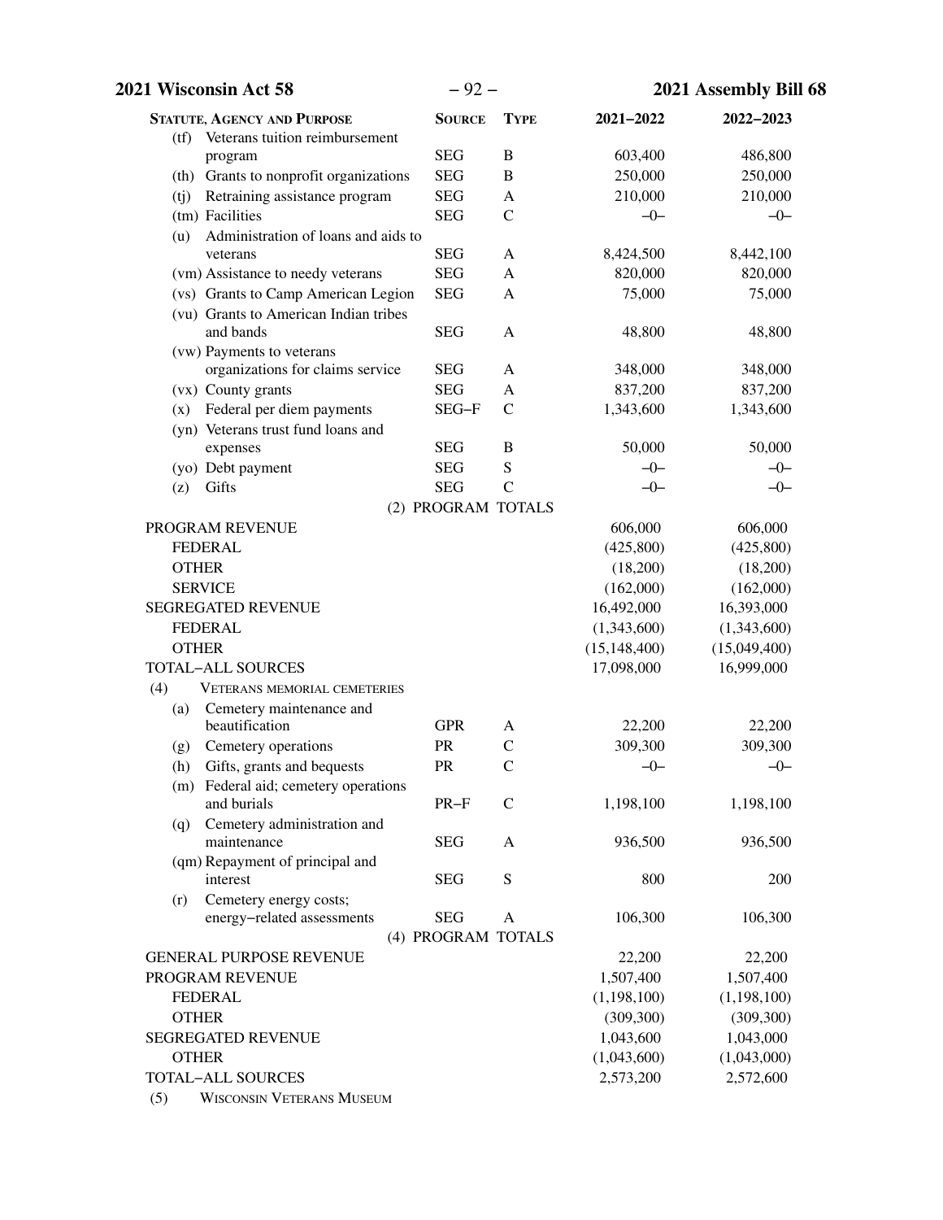| Statute, Agency and Purpose | Source | Type | 2021–2022 | 2022–2023 |
|---|---|---|---|---|
| (tf) Veterans tuition reimbursement program | SEG | B | 603,400 | 486,800 |
| (th) Grants to nonprofit organizations | SEG | B | 250,000 | 250,000 |
| (tj) Retraining assistance program | SEG | A | 210,000 | 210,000 |
| (tm) Facilities | SEG | C | –0– | –0– |
| (u) Administration of loans and aids to veterans | SEG | A | 8,424,500 | 8,442,100 |
| (vm) Assistance to needy veterans | SEG | A | 820,000 | 820,000 |
| (vs) Grants to Camp American Legion | SEG | A | 75,000 | 75,000 |
| (vu) Grants to American Indian tribes and bands | SEG | A | 48,800 | 48,800 |
| (vw) Payments to veterans organizations for claims service | SEG | A | 348,000 | 348,000 |
| (vx) County grants | SEG | A | 837,200 | 837,200 |
| (x) Federal per diem payments | SEG–F | C | 1,343,600 | 1,343,600 |
| (yn) Veterans trust fund loans and expenses | SEG | B | 50,000 | 50,000 |
| (yo) Debt payment | SEG | S | –0– | –0– |
| (z) Gifts | SEG | C | –0– | –0– |
| (2) PROGRAM TOTALS | | | | |
| PROGRAM REVENUE | | | 606,000 | 606,000 |
| FEDERAL | | | (425,800) | (425,800) |
| OTHER | | | (18,200) | (18,200) |
| SERVICE | | | (162,000) | (162,000) |
| SEGREGATED REVENUE | | | 16,492,000 | 16,393,000 |
| FEDERAL | | | (1,343,600) | (1,343,600) |
| OTHER | | | (15,148,400) | (15,049,400) |
| TOTAL–ALL SOURCES | | | 17,098,000 | 16,999,000 |
| (4) VETERANS MEMORIAL CEMETERIES | | | | |
| (a) Cemetery maintenance and beautification | GPR | A | 22,200 | 22,200 |
| (g) Cemetery operations | PR | C | 309,300 | 309,300 |
| (h) Gifts, grants and bequests | PR | C | –0– | –0– |
| (m) Federal aid; cemetery operations and burials | PR–F | C | 1,198,100 | 1,198,100 |
| (q) Cemetery administration and maintenance | SEG | A | 936,500 | 936,500 |
| (qm) Repayment of principal and interest | SEG | S | 800 | 200 |
| (r) Cemetery energy costs; energy–related assessments | SEG | A | 106,300 | 106,300 |
| (4) PROGRAM TOTALS | | | | |
| GENERAL PURPOSE REVENUE | | | 22,200 | 22,200 |
| PROGRAM REVENUE | | | 1,507,400 | 1,507,400 |
| FEDERAL | | | (1,198,100) | (1,198,100) |
| OTHER | | | (309,300) | (309,300) |
| SEGREGATED REVENUE | | | 1,043,600 | 1,043,000 |
| OTHER | | | (1,043,600) | (1,043,000) |
| TOTAL–ALL SOURCES | | | 2,573,200 | 2,572,600 |
| (5) WISCONSIN VETERANS MUSEUM | | | | |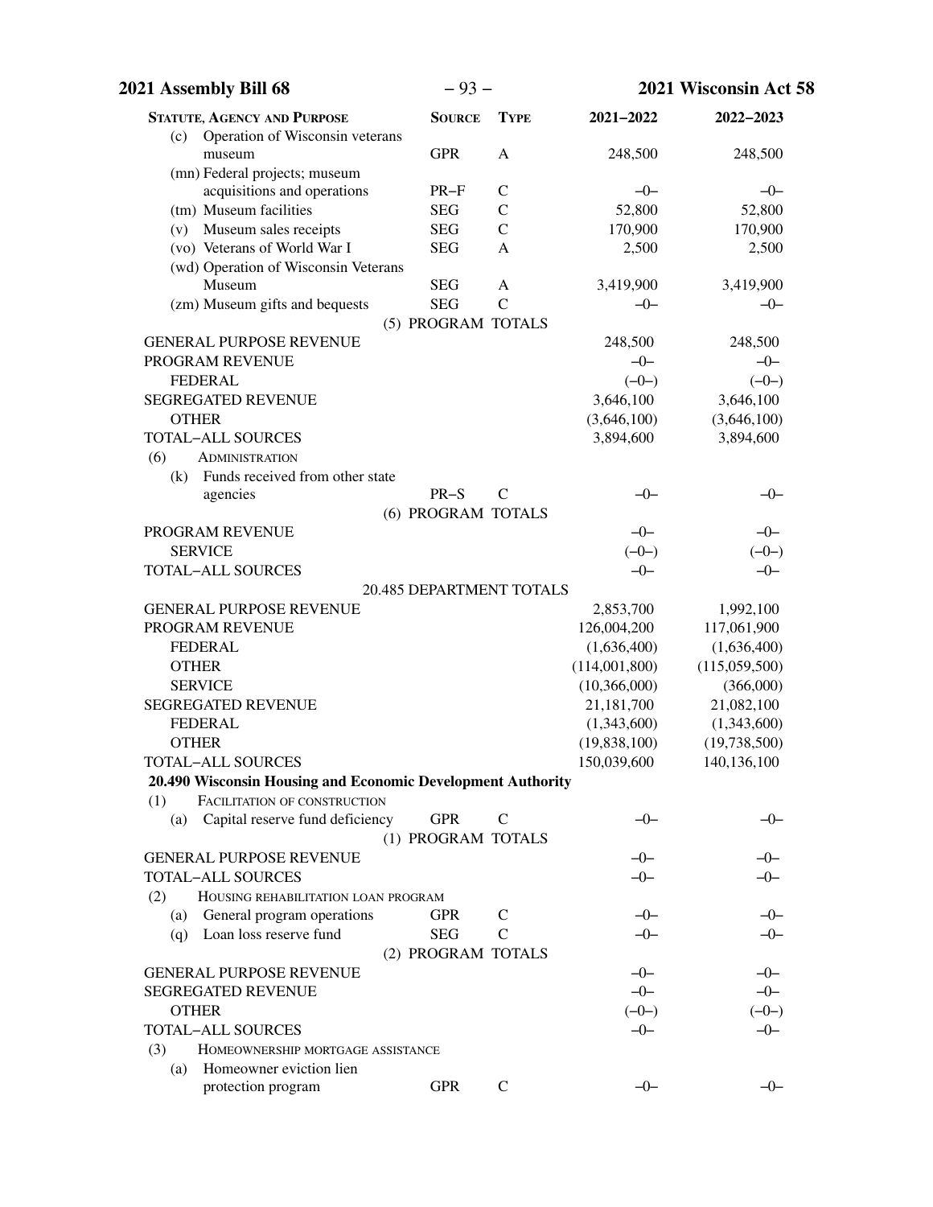| STATUTE, AGENCY AND PURPOSE | SOURCE | TYPE | 2021–2022 | 2022–2023 |
|---|---|---|---|---|
| (c) Operation of Wisconsin veterans museum | GPR | A | 248,500 | 248,500 |
| (mn) Federal projects; museum acquisitions and operations | PR–F | C | –0– | –0– |
| (tm) Museum facilities | SEG | C | 52,800 | 52,800 |
| (v) Museum sales receipts | SEG | C | 170,900 | 170,900 |
| (vo) Veterans of World War I | SEG | A | 2,500 | 2,500 |
| (wd) Operation of Wisconsin Veterans Museum | SEG | A | 3,419,900 | 3,419,900 |
| (zm) Museum gifts and bequests | SEG | C | –0– | –0– |
| (5) PROGRAM TOTALS | | | | |
| GENERAL PURPOSE REVENUE | | | 248,500 | 248,500 |
| PROGRAM REVENUE | | | –0– | –0– |
| FEDERAL | | | (–0–) | (–0–) |
| SEGREGATED REVENUE | | | 3,646,100 | 3,646,100 |
| OTHER | | | (3,646,100) | (3,646,100) |
| TOTAL–ALL SOURCES | | | 3,894,600 | 3,894,600 |
| (6) ADMINISTRATION | | | | |
| (k) Funds received from other state agencies | PR–S | C | –0– | –0– |
| (6) PROGRAM TOTALS | | | | |
| PROGRAM REVENUE | | | –0– | –0– |
| SERVICE | | | (–0–) | (–0–) |
| TOTAL–ALL SOURCES | | | –0– | –0– |
| 20.485 DEPARTMENT TOTALS | | | | |
| GENERAL PURPOSE REVENUE | | | 2,853,700 | 1,992,100 |
| PROGRAM REVENUE | | | 126,004,200 | 117,061,900 |
| FEDERAL | | | (1,636,400) | (1,636,400) |
| OTHER | | | (114,001,800) | (115,059,500) |
| SERVICE | | | (10,366,000) | (366,000) |
| SEGREGATED REVENUE | | | 21,181,700 | 21,082,100 |
| FEDERAL | | | (1,343,600) | (1,343,600) |
| OTHER | | | (19,838,100) | (19,738,500) |
| TOTAL–ALL SOURCES | | | 150,039,600 | 140,136,100 |
| **20.490 Wisconsin Housing and Economic Development Authority** | | | | |
| (1) FACILITATION OF CONSTRUCTION | | | | |
| (a) Capital reserve fund deficiency | GPR | C | –0– | –0– |
| (1) PROGRAM TOTALS | | | | |
| GENERAL PURPOSE REVENUE | | | –0– | –0– |
| TOTAL–ALL SOURCES | | | –0– | –0– |
| (2) HOUSING REHABILITATION LOAN PROGRAM | | | | |
| (a) General program operations | GPR | C | –0– | –0– |
| (q) Loan loss reserve fund | SEG | C | –0– | –0– |
| (2) PROGRAM TOTALS | | | | |
| GENERAL PURPOSE REVENUE | | | –0– | –0– |
| SEGREGATED REVENUE | | | –0– | –0– |
| OTHER | | | (–0–) | (–0–) |
| TOTAL–ALL SOURCES | | | –0– | –0– |
| (3) HOMEOWNERSHIP MORTGAGE ASSISTANCE | | | | |
| (a) Homeowner eviction lien protection program | GPR | C | –0– | –0– |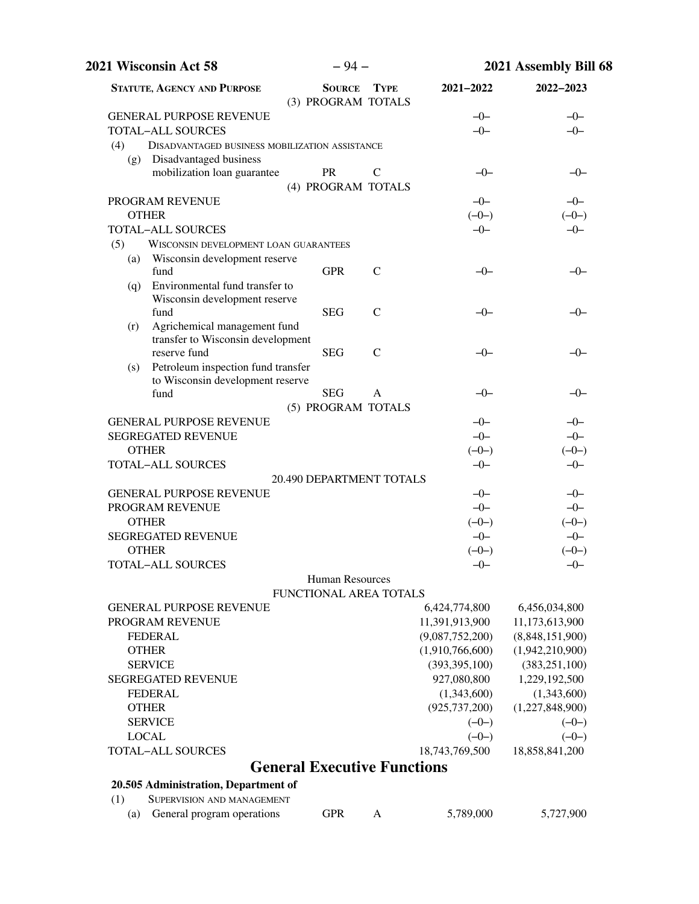| Statute, Agency and Purpose | Source | Type | 2021–2022 | 2022–2023 |
|---|---|---|---|---|
| | (3) PROGRAM TOTALS | | | |
| GENERAL PURPOSE REVENUE | | | –0– | –0– |
| TOTAL–ALL SOURCES | | | –0– | –0– |
| (4) Disadvantaged business mobilization assistance | | | | |
| (g) Disadvantaged business mobilization loan guarantee | PR | C | –0– | –0– |
| | (4) PROGRAM TOTALS | | | |
| PROGRAM REVENUE | | | –0– | –0– |
| OTHER | | | (–0–) | (–0–) |
| TOTAL–ALL SOURCES | | | –0– | –0– |
| (5) Wisconsin development loan guarantees | | | | |
| (a) Wisconsin development reserve fund | GPR | C | –0– | –0– |
| (q) Environmental fund transfer to Wisconsin development reserve fund | SEG | C | –0– | –0– |
| (r) Agrichemical management fund transfer to Wisconsin development reserve fund | SEG | C | –0– | –0– |
| (s) Petroleum inspection fund transfer to Wisconsin development reserve fund | SEG | A | –0– | –0– |
| | (5) PROGRAM TOTALS | | | |
| GENERAL PURPOSE REVENUE | | | –0– | –0– |
| SEGREGATED REVENUE | | | –0– | –0– |
| OTHER | | | (–0–) | (–0–) |
| TOTAL–ALL SOURCES | | | –0– | –0– |
| | 20.490 DEPARTMENT TOTALS | | | |
| GENERAL PURPOSE REVENUE | | | –0– | –0– |
| PROGRAM REVENUE | | | –0– | –0– |
| OTHER | | | (–0–) | (–0–) |
| SEGREGATED REVENUE | | | –0– | –0– |
| OTHER | | | (–0–) | (–0–) |
| TOTAL–ALL SOURCES | | | –0– | –0– |
| | Human Resources FUNCTIONAL AREA TOTALS | | | |
| GENERAL PURPOSE REVENUE | | | 6,424,774,800 | 6,456,034,800 |
| PROGRAM REVENUE | | | 11,391,913,900 | 11,173,613,900 |
| FEDERAL | | | (9,087,752,200) | (8,848,151,900) |
| OTHER | | | (1,910,766,600) | (1,942,210,900) |
| SERVICE | | | (393,395,100) | (383,251,100) |
| SEGREGATED REVENUE | | | 927,080,800 | 1,229,192,500 |
| FEDERAL | | | (1,343,600) | (1,343,600) |
| OTHER | | | (925,737,200) | (1,227,848,900) |
| SERVICE | | | (–0–) | (–0–) |
| LOCAL | | | (–0–) | (–0–) |
| TOTAL–ALL SOURCES | | | 18,743,769,500 | 18,858,841,200 |

## General Executive Functions

**20.505 Administration, Department of**

| Statute, Agency and Purpose | Source | Type | 2021–2022 | 2022–2023 |
|---|---|---|---|---|
| (1) Supervision and management | | | | |
| (a) General program operations | GPR | A | 5,789,000 | 5,727,900 |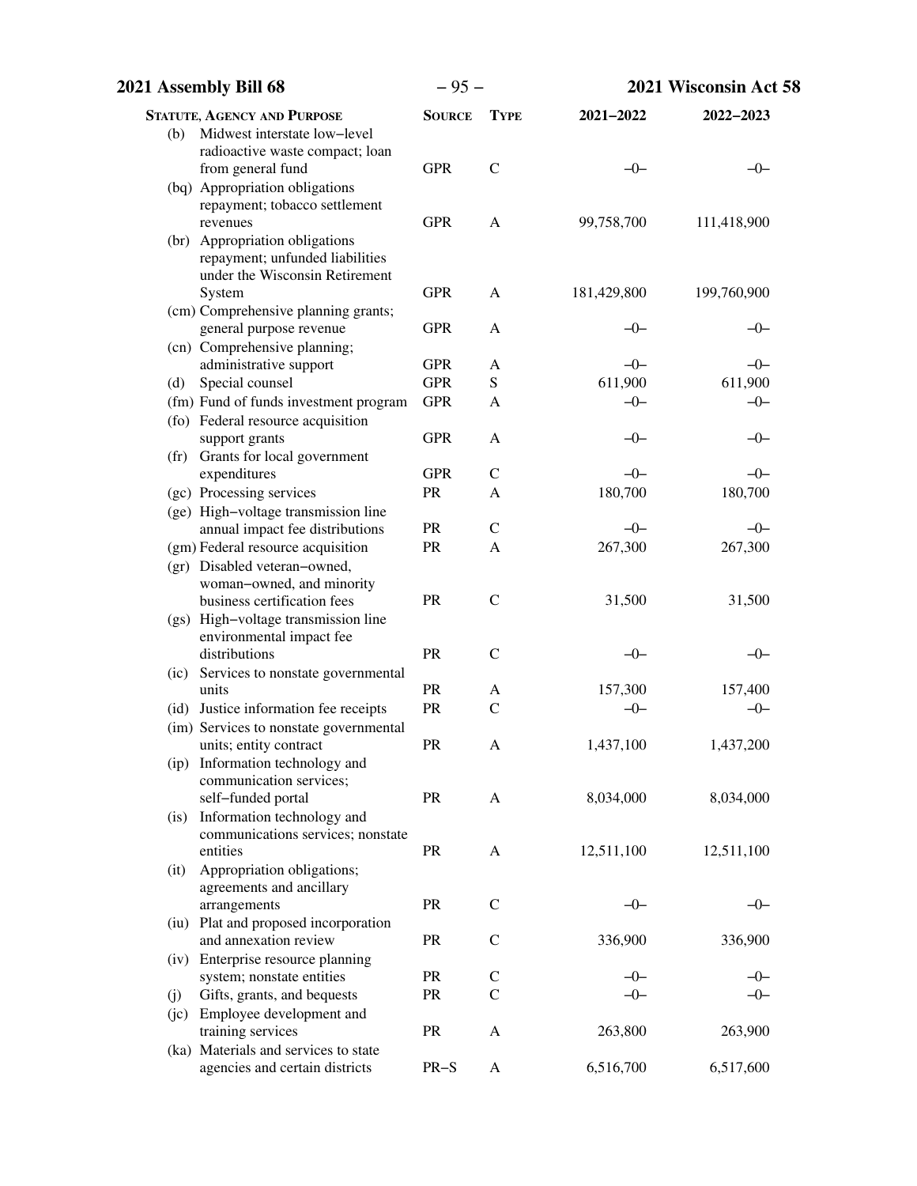| STATUTE, AGENCY AND PURPOSE | SOURCE | TYPE | 2021–2022 | 2022–2023 |
|---|---|---|---|---|
| (b) Midwest interstate low–level radioactive waste compact; loan from general fund | GPR | C | –0– | –0– |
| (bq) Appropriation obligations repayment; tobacco settlement revenues | GPR | A | 99,758,700 | 111,418,900 |
| (br) Appropriation obligations repayment; unfunded liabilities under the Wisconsin Retirement System | GPR | A | 181,429,800 | 199,760,900 |
| (cm) Comprehensive planning grants; general purpose revenue | GPR | A | –0– | –0– |
| (cn) Comprehensive planning; administrative support | GPR | A | –0– | –0– |
| (d) Special counsel | GPR | S | 611,900 | 611,900 |
| (fm) Fund of funds investment program | GPR | A | –0– | –0– |
| (fo) Federal resource acquisition support grants | GPR | A | –0– | –0– |
| (fr) Grants for local government expenditures | GPR | C | –0– | –0– |
| (gc) Processing services | PR | A | 180,700 | 180,700 |
| (ge) High–voltage transmission line annual impact fee distributions | PR | C | –0– | –0– |
| (gm) Federal resource acquisition | PR | A | 267,300 | 267,300 |
| (gr) Disabled veteran–owned, woman–owned, and minority business certification fees | PR | C | 31,500 | 31,500 |
| (gs) High–voltage transmission line environmental impact fee distributions | PR | C | –0– | –0– |
| (ic) Services to nonstate governmental units | PR | A | 157,300 | 157,400 |
| (id) Justice information fee receipts | PR | C | –0– | –0– |
| (im) Services to nonstate governmental units; entity contract | PR | A | 1,437,100 | 1,437,200 |
| (ip) Information technology and communication services; self–funded portal | PR | A | 8,034,000 | 8,034,000 |
| (is) Information technology and communications services; nonstate entities | PR | A | 12,511,100 | 12,511,100 |
| (it) Appropriation obligations; agreements and ancillary arrangements | PR | C | –0– | –0– |
| (iu) Plat and proposed incorporation and annexation review | PR | C | 336,900 | 336,900 |
| (iv) Enterprise resource planning system; nonstate entities | PR | C | –0– | –0– |
| (j) Gifts, grants, and bequests | PR | C | –0– | –0– |
| (jc) Employee development and training services | PR | A | 263,800 | 263,900 |
| (ka) Materials and services to state agencies and certain districts | PR–S | A | 6,516,700 | 6,517,600 |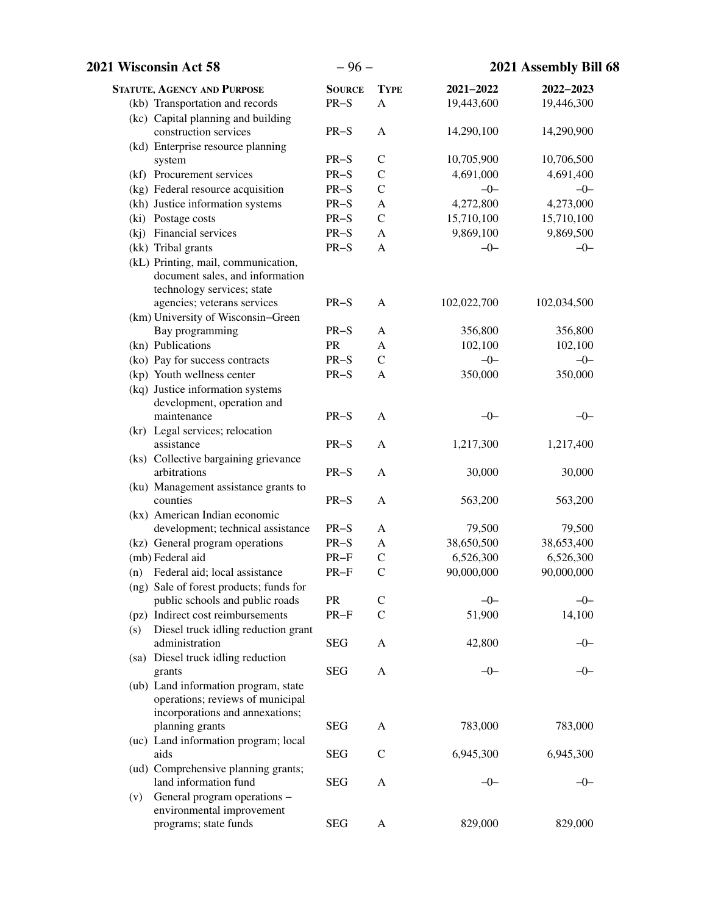| STATUTE, AGENCY AND PURPOSE | SOURCE | TYPE | 2021–2022 | 2022–2023 |
|---|---|---|---|---|
| (kb) Transportation and records | PR–S | A | 19,443,600 | 19,446,300 |
| (kc) Capital planning and building construction services | PR–S | A | 14,290,100 | 14,290,900 |
| (kd) Enterprise resource planning system | PR–S | C | 10,705,900 | 10,706,500 |
| (kf) Procurement services | PR–S | C | 4,691,000 | 4,691,400 |
| (kg) Federal resource acquisition | PR–S | C | –0– | –0– |
| (kh) Justice information systems | PR–S | A | 4,272,800 | 4,273,000 |
| (ki) Postage costs | PR–S | C | 15,710,100 | 15,710,100 |
| (kj) Financial services | PR–S | A | 9,869,100 | 9,869,500 |
| (kk) Tribal grants | PR–S | A | –0– | –0– |
| (kL) Printing, mail, communication, document sales, and information technology services; state agencies; veterans services | PR–S | A | 102,022,700 | 102,034,500 |
| (km) University of Wisconsin–Green Bay programming | PR–S | A | 356,800 | 356,800 |
| (kn) Publications | PR | A | 102,100 | 102,100 |
| (ko) Pay for success contracts | PR–S | C | –0– | –0– |
| (kp) Youth wellness center | PR–S | A | 350,000 | 350,000 |
| (kq) Justice information systems development, operation and maintenance | PR–S | A | –0– | –0– |
| (kr) Legal services; relocation assistance | PR–S | A | 1,217,300 | 1,217,400 |
| (ks) Collective bargaining grievance arbitrations | PR–S | A | 30,000 | 30,000 |
| (ku) Management assistance grants to counties | PR–S | A | 563,200 | 563,200 |
| (kx) American Indian economic development; technical assistance | PR–S | A | 79,500 | 79,500 |
| (kz) General program operations | PR–S | A | 38,650,500 | 38,653,400 |
| (mb) Federal aid | PR–F | C | 6,526,300 | 6,526,300 |
| (n) Federal aid; local assistance | PR–F | C | 90,000,000 | 90,000,000 |
| (ng) Sale of forest products; funds for public schools and public roads | PR | C | –0– | –0– |
| (pz) Indirect cost reimbursements | PR–F | C | 51,900 | 14,100 |
| (s) Diesel truck idling reduction grant administration | SEG | A | 42,800 | –0– |
| (sa) Diesel truck idling reduction grants | SEG | A | –0– | –0– |
| (ub) Land information program, state operations; reviews of municipal incorporations and annexations; planning grants | SEG | A | 783,000 | 783,000 |
| (uc) Land information program; local aids | SEG | C | 6,945,300 | 6,945,300 |
| (ud) Comprehensive planning grants; land information fund | SEG | A | –0– | –0– |
| (v) General program operations – environmental improvement programs; state funds | SEG | A | 829,000 | 829,000 |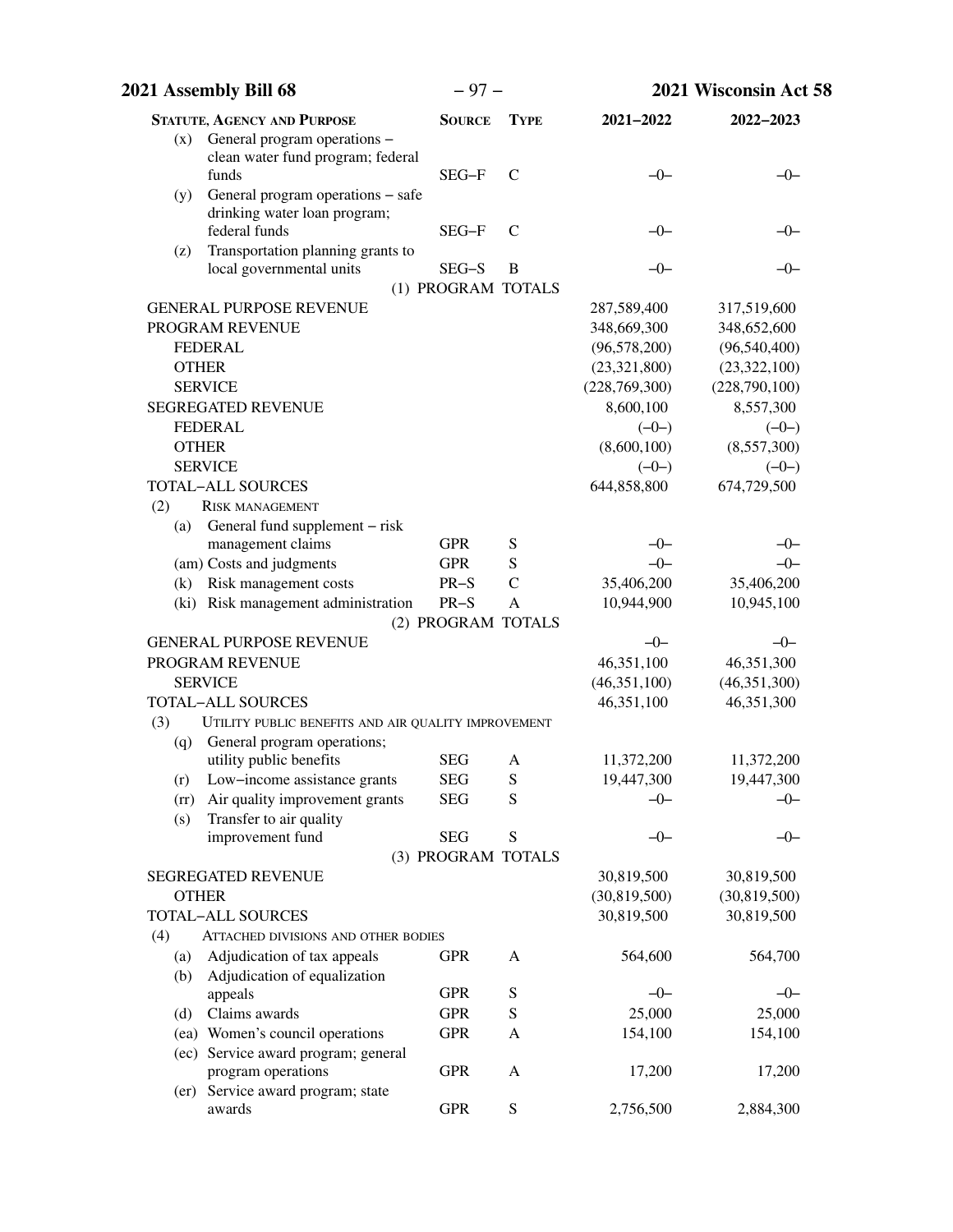| Statute, Agency and Purpose | Source | Type | 2021–2022 | 2022–2023 |
|---|---|---|---|---|
| (x) General program operations – clean water fund program; federal funds | SEG–F | C | –0– | –0– |
| (y) General program operations – safe drinking water loan program; federal funds | SEG–F | C | –0– | –0– |
| (z) Transportation planning grants to local governmental units | SEG–S | B | –0– | –0– |
| (1) PROGRAM TOTALS | | | | |
| GENERAL PURPOSE REVENUE | | | 287,589,400 | 317,519,600 |
| PROGRAM REVENUE | | | 348,669,300 | 348,652,600 |
| FEDERAL | | | (96,578,200) | (96,540,400) |
| OTHER | | | (23,321,800) | (23,322,100) |
| SERVICE | | | (228,769,300) | (228,790,100) |
| SEGREGATED REVENUE | | | 8,600,100 | 8,557,300 |
| FEDERAL | | | (–0–) | (–0–) |
| OTHER | | | (8,600,100) | (8,557,300) |
| SERVICE | | | (–0–) | (–0–) |
| TOTAL–ALL SOURCES | | | 644,858,800 | 674,729,500 |
| (2) RISK MANAGEMENT | | | | |
| (a) General fund supplement – risk management claims | GPR | S | –0– | –0– |
| (am) Costs and judgments | GPR | S | –0– | –0– |
| (k) Risk management costs | PR–S | C | 35,406,200 | 35,406,200 |
| (ki) Risk management administration | PR–S | A | 10,944,900 | 10,945,100 |
| (2) PROGRAM TOTALS | | | | |
| GENERAL PURPOSE REVENUE | | | –0– | –0– |
| PROGRAM REVENUE | | | 46,351,100 | 46,351,300 |
| SERVICE | | | (46,351,100) | (46,351,300) |
| TOTAL–ALL SOURCES | | | 46,351,100 | 46,351,300 |
| (3) UTILITY PUBLIC BENEFITS AND AIR QUALITY IMPROVEMENT | | | | |
| (q) General program operations; utility public benefits | SEG | A | 11,372,200 | 11,372,200 |
| (r) Low–income assistance grants | SEG | S | 19,447,300 | 19,447,300 |
| (rr) Air quality improvement grants | SEG | S | –0– | –0– |
| (s) Transfer to air quality improvement fund | SEG | S | –0– | –0– |
| (3) PROGRAM TOTALS | | | | |
| SEGREGATED REVENUE | | | 30,819,500 | 30,819,500 |
| OTHER | | | (30,819,500) | (30,819,500) |
| TOTAL–ALL SOURCES | | | 30,819,500 | 30,819,500 |
| (4) ATTACHED DIVISIONS AND OTHER BODIES | | | | |
| (a) Adjudication of tax appeals | GPR | A | 564,600 | 564,700 |
| (b) Adjudication of equalization appeals | GPR | S | –0– | –0– |
| (d) Claims awards | GPR | S | 25,000 | 25,000 |
| (ea) Women's council operations | GPR | A | 154,100 | 154,100 |
| (ec) Service award program; general program operations | GPR | A | 17,200 | 17,200 |
| (er) Service award program; state awards | GPR | S | 2,756,500 | 2,884,300 |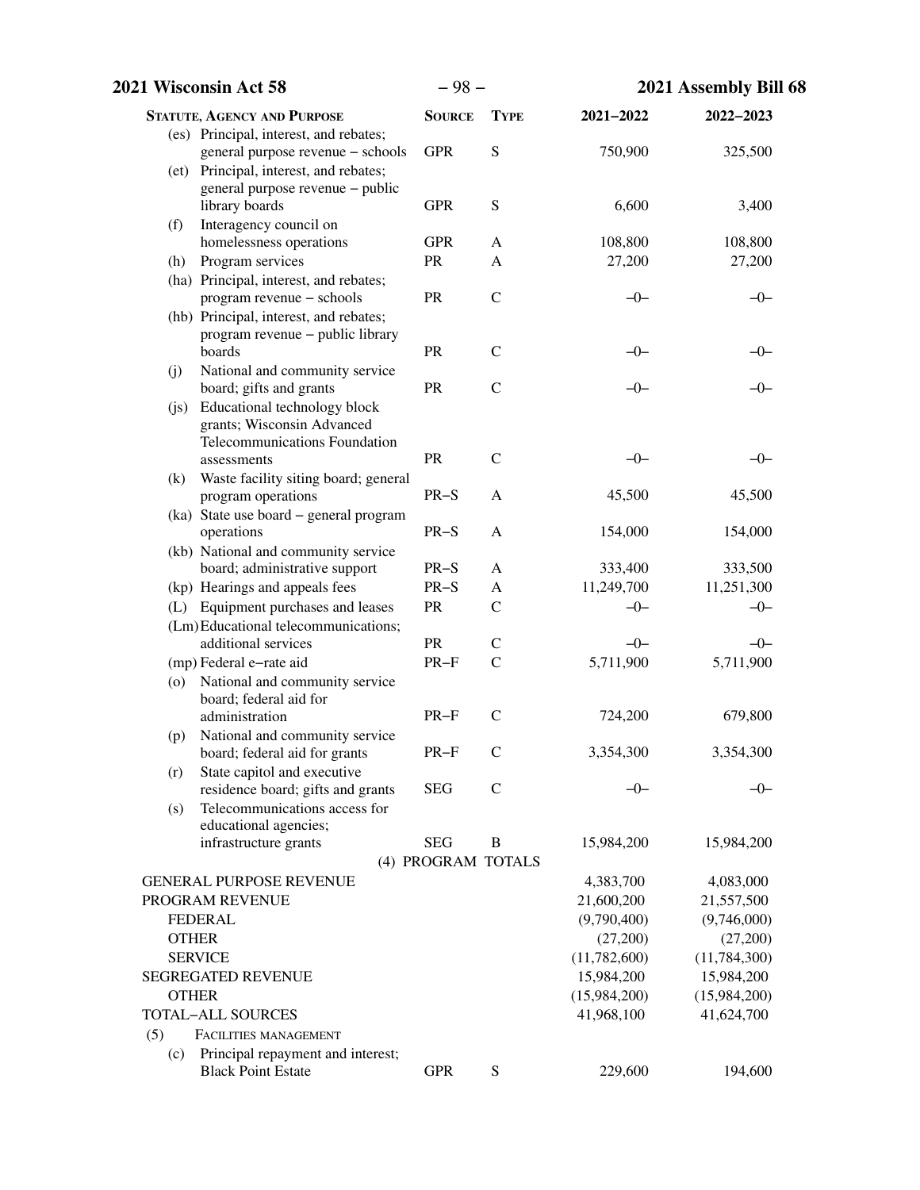| STATUTE, AGENCY AND PURPOSE | SOURCE | TYPE | 2021–2022 | 2022–2023 |
|---|---|---|---|---|
| (es) Principal, interest, and rebates; general purpose revenue – schools | GPR | S | 750,900 | 325,500 |
| (et) Principal, interest, and rebates; general purpose revenue – public library boards | GPR | S | 6,600 | 3,400 |
| (f) Interagency council on homelessness operations | GPR | A | 108,800 | 108,800 |
| (h) Program services | PR | A | 27,200 | 27,200 |
| (ha) Principal, interest, and rebates; program revenue – schools | PR | C | –0– | –0– |
| (hb) Principal, interest, and rebates; program revenue – public library boards | PR | C | –0– | –0– |
| (j) National and community service board; gifts and grants | PR | C | –0– | –0– |
| (js) Educational technology block grants; Wisconsin Advanced Telecommunications Foundation assessments | PR | C | –0– | –0– |
| (k) Waste facility siting board; general program operations | PR–S | A | 45,500 | 45,500 |
| (ka) State use board – general program operations | PR–S | A | 154,000 | 154,000 |
| (kb) National and community service board; administrative support | PR–S | A | 333,400 | 333,500 |
| (kp) Hearings and appeals fees | PR–S | A | 11,249,700 | 11,251,300 |
| (L) Equipment purchases and leases | PR | C | –0– | –0– |
| (Lm) Educational telecommunications; additional services | PR | C | –0– | –0– |
| (mp) Federal e–rate aid | PR–F | C | 5,711,900 | 5,711,900 |
| (o) National and community service board; federal aid for administration | PR–F | C | 724,200 | 679,800 |
| (p) National and community service board; federal aid for grants | PR–F | C | 3,354,300 | 3,354,300 |
| (r) State capitol and executive residence board; gifts and grants | SEG | C | –0– | –0– |
| (s) Telecommunications access for educational agencies; infrastructure grants | SEG | B | 15,984,200 | 15,984,200 |
| (4) PROGRAM TOTALS | | | | |
| GENERAL PURPOSE REVENUE | | | 4,383,700 | 4,083,000 |
| PROGRAM REVENUE | | | 21,600,200 | 21,557,500 |
| FEDERAL | | | (9,790,400) | (9,746,000) |
| OTHER | | | (27,200) | (27,200) |
| SERVICE | | | (11,782,600) | (11,784,300) |
| SEGREGATED REVENUE | | | 15,984,200 | 15,984,200 |
| OTHER | | | (15,984,200) | (15,984,200) |
| TOTAL–ALL SOURCES | | | 41,968,100 | 41,624,700 |
| (5) FACILITIES MANAGEMENT | | | | |
| (c) Principal repayment and interest; Black Point Estate | GPR | S | 229,600 | 194,600 |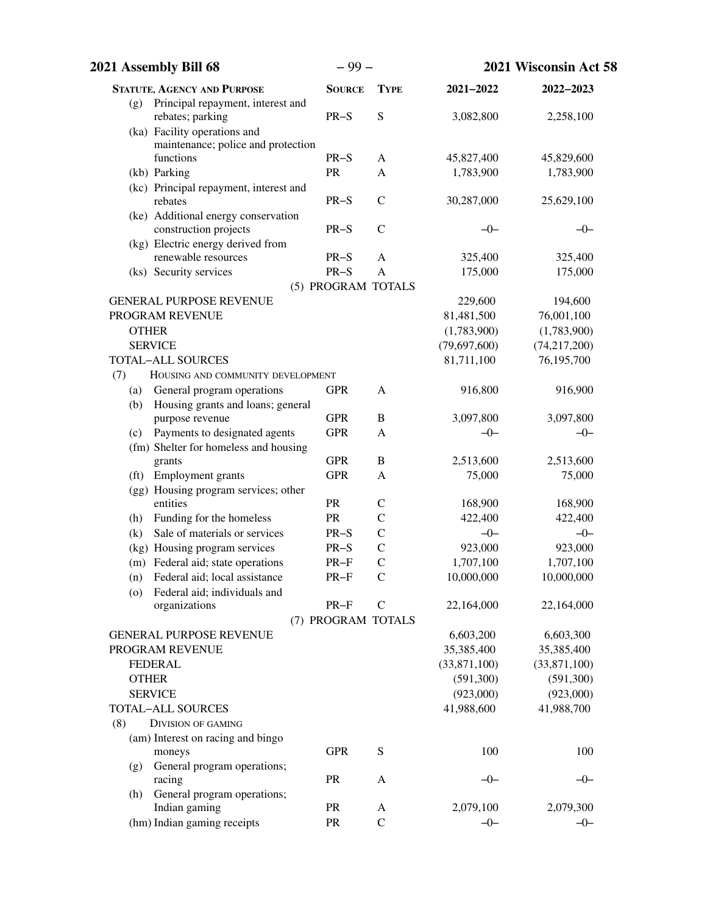| Statute, Agency and Purpose | Source | Type | 2021–2022 | 2022–2023 |
|---|---|---|---|---|
| (g) Principal repayment, interest and rebates; parking | PR–S | S | 3,082,800 | 2,258,100 |
| (ka) Facility operations and maintenance; police and protection functions | PR–S | A | 45,827,400 | 45,829,600 |
| (kb) Parking | PR | A | 1,783,900 | 1,783,900 |
| (kc) Principal repayment, interest and rebates | PR–S | C | 30,287,000 | 25,629,100 |
| (ke) Additional energy conservation construction projects | PR–S | C | –0– | –0– |
| (kg) Electric energy derived from renewable resources | PR–S | A | 325,400 | 325,400 |
| (ks) Security services | PR–S | A | 175,000 | 175,000 |
| (5) PROGRAM TOTALS | | | | |
| GENERAL PURPOSE REVENUE | | | 229,600 | 194,600 |
| PROGRAM REVENUE | | | 81,481,500 | 76,001,100 |
| OTHER | | | (1,783,900) | (1,783,900) |
| SERVICE | | | (79,697,600) | (74,217,200) |
| TOTAL–ALL SOURCES | | | 81,711,100 | 76,195,700 |
| (7) HOUSING AND COMMUNITY DEVELOPMENT | | | | |
| (a) General program operations | GPR | A | 916,800 | 916,900 |
| (b) Housing grants and loans; general purpose revenue | GPR | B | 3,097,800 | 3,097,800 |
| (c) Payments to designated agents | GPR | A | –0– | –0– |
| (fm) Shelter for homeless and housing grants | GPR | B | 2,513,600 | 2,513,600 |
| (ft) Employment grants | GPR | A | 75,000 | 75,000 |
| (gg) Housing program services; other entities | PR | C | 168,900 | 168,900 |
| (h) Funding for the homeless | PR | C | 422,400 | 422,400 |
| (k) Sale of materials or services | PR–S | C | –0– | –0– |
| (kg) Housing program services | PR–S | C | 923,000 | 923,000 |
| (m) Federal aid; state operations | PR–F | C | 1,707,100 | 1,707,100 |
| (n) Federal aid; local assistance | PR–F | C | 10,000,000 | 10,000,000 |
| (o) Federal aid; individuals and organizations | PR–F | C | 22,164,000 | 22,164,000 |
| (7) PROGRAM TOTALS | | | | |
| GENERAL PURPOSE REVENUE | | | 6,603,200 | 6,603,300 |
| PROGRAM REVENUE | | | 35,385,400 | 35,385,400 |
| FEDERAL | | | (33,871,100) | (33,871,100) |
| OTHER | | | (591,300) | (591,300) |
| SERVICE | | | (923,000) | (923,000) |
| TOTAL–ALL SOURCES | | | 41,988,600 | 41,988,700 |
| (8) DIVISION OF GAMING | | | | |
| (am) Interest on racing and bingo moneys | GPR | S | 100 | 100 |
| (g) General program operations; racing | PR | A | –0– | –0– |
| (h) General program operations; Indian gaming | PR | A | 2,079,100 | 2,079,300 |
| (hm) Indian gaming receipts | PR | C | –0– | –0– |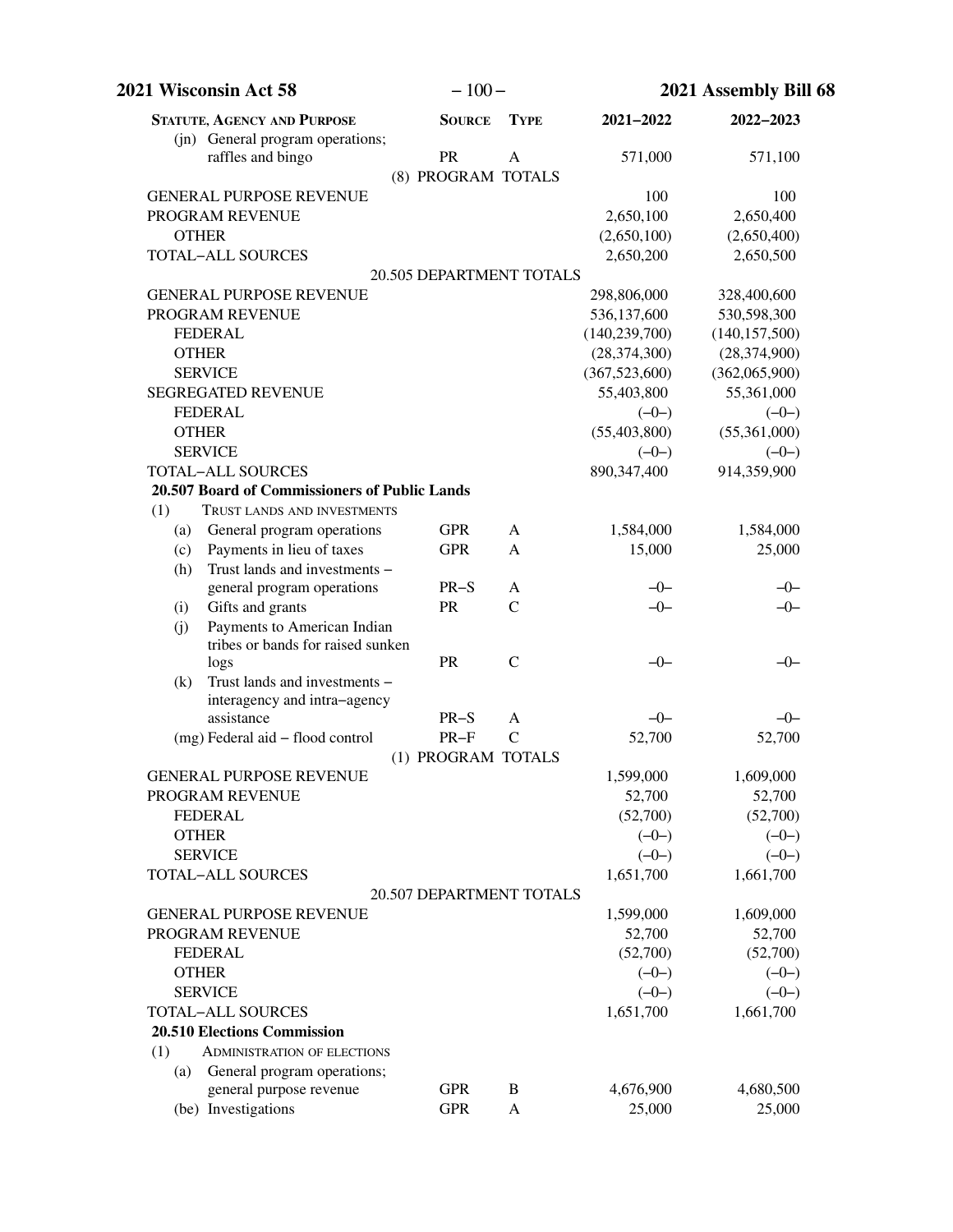| STATUTE, AGENCY AND PURPOSE | SOURCE | TYPE | 2021–2022 | 2022–2023 |
|---|---|---|---|---|
| (jn) General program operations; raffles and bingo | PR | A | 571,000 | 571,100 |
| (8) PROGRAM TOTALS | | | | |
| GENERAL PURPOSE REVENUE | | | 100 | 100 |
| PROGRAM REVENUE | | | 2,650,100 | 2,650,400 |
| OTHER | | | (2,650,100) | (2,650,400) |
| TOTAL–ALL SOURCES | | | 2,650,200 | 2,650,500 |
| 20.505 DEPARTMENT TOTALS | | | | |
| GENERAL PURPOSE REVENUE | | | 298,806,000 | 328,400,600 |
| PROGRAM REVENUE | | | 536,137,600 | 530,598,300 |
| FEDERAL | | | (140,239,700) | (140,157,500) |
| OTHER | | | (28,374,300) | (28,374,900) |
| SERVICE | | | (367,523,600) | (362,065,900) |
| SEGREGATED REVENUE | | | 55,403,800 | 55,361,000 |
| FEDERAL | | | (–0–) | (–0–) |
| OTHER | | | (55,403,800) | (55,361,000) |
| SERVICE | | | (–0–) | (–0–) |
| TOTAL–ALL SOURCES | | | 890,347,400 | 914,359,900 |
| **20.507 Board of Commissioners of Public Lands** | | | | |
| (1) TRUST LANDS AND INVESTMENTS | | | | |
| (a) General program operations | GPR | A | 1,584,000 | 1,584,000 |
| (c) Payments in lieu of taxes | GPR | A | 15,000 | 25,000 |
| (h) Trust lands and investments – general program operations | PR–S | A | –0– | –0– |
| (i) Gifts and grants | PR | C | –0– | –0– |
| (j) Payments to American Indian tribes or bands for raised sunken logs | PR | C | –0– | –0– |
| (k) Trust lands and investments – interagency and intra–agency assistance | PR–S | A | –0– | –0– |
| (mg) Federal aid – flood control | PR–F | C | 52,700 | 52,700 |
| (1) PROGRAM TOTALS | | | | |
| GENERAL PURPOSE REVENUE | | | 1,599,000 | 1,609,000 |
| PROGRAM REVENUE | | | 52,700 | 52,700 |
| FEDERAL | | | (52,700) | (52,700) |
| OTHER | | | (–0–) | (–0–) |
| SERVICE | | | (–0–) | (–0–) |
| TOTAL–ALL SOURCES | | | 1,651,700 | 1,661,700 |
| 20.507 DEPARTMENT TOTALS | | | | |
| GENERAL PURPOSE REVENUE | | | 1,599,000 | 1,609,000 |
| PROGRAM REVENUE | | | 52,700 | 52,700 |
| FEDERAL | | | (52,700) | (52,700) |
| OTHER | | | (–0–) | (–0–) |
| SERVICE | | | (–0–) | (–0–) |
| TOTAL–ALL SOURCES | | | 1,651,700 | 1,661,700 |
| **20.510 Elections Commission** | | | | |
| (1) ADMINISTRATION OF ELECTIONS | | | | |
| (a) General program operations; general purpose revenue | GPR | B | 4,676,900 | 4,680,500 |
| (be) Investigations | GPR | A | 25,000 | 25,000 |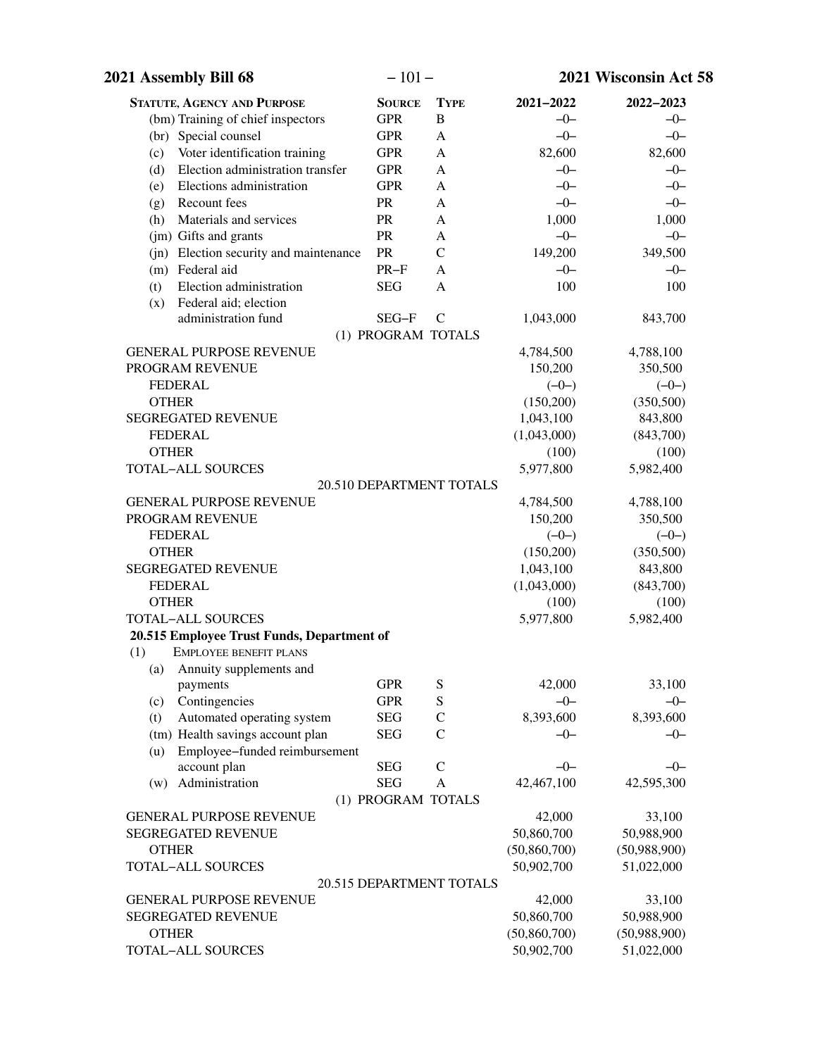| Statute, Agency and Purpose | Source | Type | 2021–2022 | 2022–2023 |
|---|---|---|---|---|
| (bm) Training of chief inspectors | GPR | B | –0– | –0– |
| (br) Special counsel | GPR | A | –0– | –0– |
| (c) Voter identification training | GPR | A | 82,600 | 82,600 |
| (d) Election administration transfer | GPR | A | –0– | –0– |
| (e) Elections administration | GPR | A | –0– | –0– |
| (g) Recount fees | PR | A | –0– | –0– |
| (h) Materials and services | PR | A | 1,000 | 1,000 |
| (jm) Gifts and grants | PR | A | –0– | –0– |
| (jn) Election security and maintenance | PR | C | 149,200 | 349,500 |
| (m) Federal aid | PR–F | A | –0– | –0– |
| (t) Election administration | SEG | A | 100 | 100 |
| (x) Federal aid; election administration fund | SEG–F | C | 1,043,000 | 843,700 |
| (1) PROGRAM TOTALS | | | | |
| GENERAL PURPOSE REVENUE | | | 4,784,500 | 4,788,100 |
| PROGRAM REVENUE | | | 150,200 | 350,500 |
| FEDERAL | | | (–0–) | (–0–) |
| OTHER | | | (150,200) | (350,500) |
| SEGREGATED REVENUE | | | 1,043,100 | 843,800 |
| FEDERAL | | | (1,043,000) | (843,700) |
| OTHER | | | (100) | (100) |
| TOTAL–ALL SOURCES | | | 5,977,800 | 5,982,400 |
| 20.510 DEPARTMENT TOTALS | | | | |
| GENERAL PURPOSE REVENUE | | | 4,784,500 | 4,788,100 |
| PROGRAM REVENUE | | | 150,200 | 350,500 |
| FEDERAL | | | (–0–) | (–0–) |
| OTHER | | | (150,200) | (350,500) |
| SEGREGATED REVENUE | | | 1,043,100 | 843,800 |
| FEDERAL | | | (1,043,000) | (843,700) |
| OTHER | | | (100) | (100) |
| TOTAL–ALL SOURCES | | | 5,977,800 | 5,982,400 |
| **20.515 Employee Trust Funds, Department of** | | | | |
| (1) EMPLOYEE BENEFIT PLANS | | | | |
| (a) Annuity supplements and payments | GPR | S | 42,000 | 33,100 |
| (c) Contingencies | GPR | S | –0– | –0– |
| (t) Automated operating system | SEG | C | 8,393,600 | 8,393,600 |
| (tm) Health savings account plan | SEG | C | –0– | –0– |
| (u) Employee–funded reimbursement account plan | SEG | C | –0– | –0– |
| (w) Administration | SEG | A | 42,467,100 | 42,595,300 |
| (1) PROGRAM TOTALS | | | | |
| GENERAL PURPOSE REVENUE | | | 42,000 | 33,100 |
| SEGREGATED REVENUE | | | 50,860,700 | 50,988,900 |
| OTHER | | | (50,860,700) | (50,988,900) |
| TOTAL–ALL SOURCES | | | 50,902,700 | 51,022,000 |
| 20.515 DEPARTMENT TOTALS | | | | |
| GENERAL PURPOSE REVENUE | | | 42,000 | 33,100 |
| SEGREGATED REVENUE | | | 50,860,700 | 50,988,900 |
| OTHER | | | (50,860,700) | (50,988,900) |
| TOTAL–ALL SOURCES | | | 50,902,700 | 51,022,000 |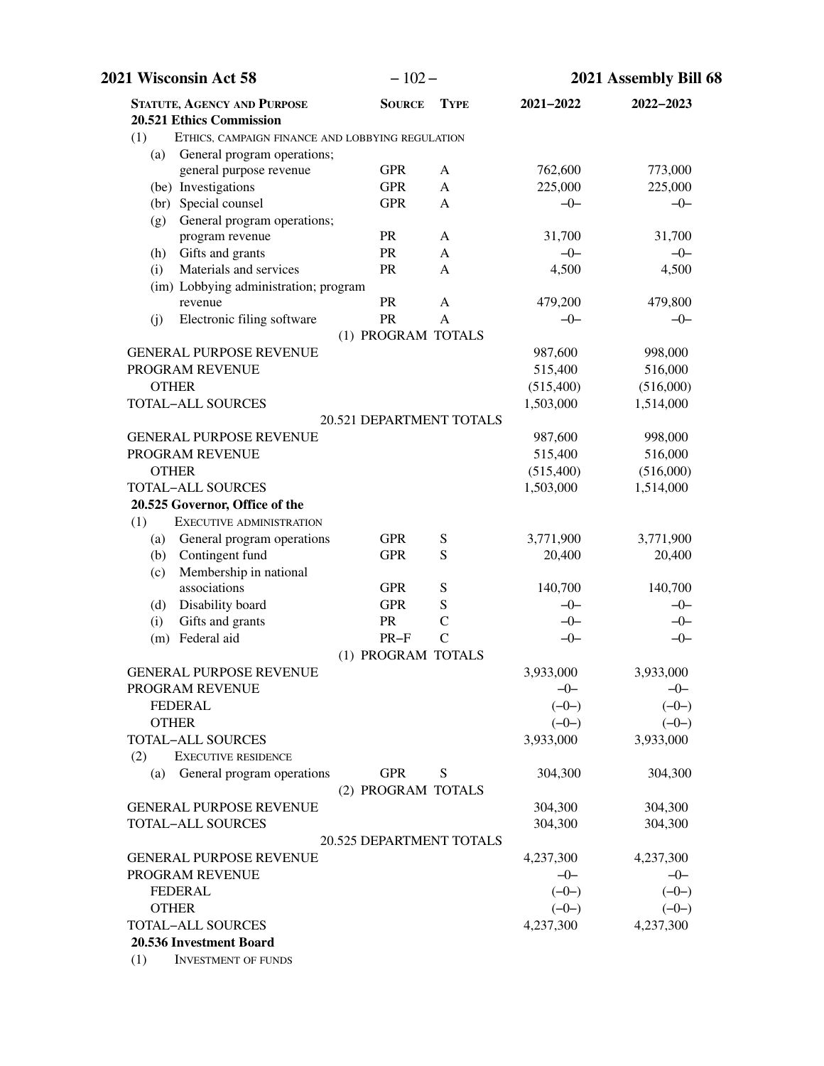| STATUTE, AGENCY AND PURPOSE | SOURCE | TYPE | 2021–2022 | 2022–2023 |
|---|---|---|---|---|
| **20.521 Ethics Commission** | | | | |
| (1) ETHICS, CAMPAIGN FINANCE AND LOBBYING REGULATION | | | | |
| (a) General program operations; general purpose revenue | GPR | A | 762,600 | 773,000 |
| (be) Investigations | GPR | A | 225,000 | 225,000 |
| (br) Special counsel | GPR | A | –0– | –0– |
| (g) General program operations; program revenue | PR | A | 31,700 | 31,700 |
| (h) Gifts and grants | PR | A | –0– | –0– |
| (i) Materials and services | PR | A | 4,500 | 4,500 |
| (im) Lobbying administration; program revenue | PR | A | 479,200 | 479,800 |
| (j) Electronic filing software | PR | A | –0– | –0– |
| (1) PROGRAM TOTALS | | | | |
| GENERAL PURPOSE REVENUE | | | 987,600 | 998,000 |
| PROGRAM REVENUE | | | 515,400 | 516,000 |
| OTHER | | | (515,400) | (516,000) |
| TOTAL–ALL SOURCES | | | 1,503,000 | 1,514,000 |
| 20.521 DEPARTMENT TOTALS | | | | |
| GENERAL PURPOSE REVENUE | | | 987,600 | 998,000 |
| PROGRAM REVENUE | | | 515,400 | 516,000 |
| OTHER | | | (515,400) | (516,000) |
| TOTAL–ALL SOURCES | | | 1,503,000 | 1,514,000 |
| **20.525 Governor, Office of the** | | | | |
| (1) EXECUTIVE ADMINISTRATION | | | | |
| (a) General program operations | GPR | S | 3,771,900 | 3,771,900 |
| (b) Contingent fund | GPR | S | 20,400 | 20,400 |
| (c) Membership in national associations | GPR | S | 140,700 | 140,700 |
| (d) Disability board | GPR | S | –0– | –0– |
| (i) Gifts and grants | PR | C | –0– | –0– |
| (m) Federal aid | PR–F | C | –0– | –0– |
| (1) PROGRAM TOTALS | | | | |
| GENERAL PURPOSE REVENUE | | | 3,933,000 | 3,933,000 |
| PROGRAM REVENUE | | | –0– | –0– |
| FEDERAL | | | (–0–) | (–0–) |
| OTHER | | | (–0–) | (–0–) |
| TOTAL–ALL SOURCES | | | 3,933,000 | 3,933,000 |
| (2) EXECUTIVE RESIDENCE | | | | |
| (a) General program operations | GPR | S | 304,300 | 304,300 |
| (2) PROGRAM TOTALS | | | | |
| GENERAL PURPOSE REVENUE | | | 304,300 | 304,300 |
| TOTAL–ALL SOURCES | | | 304,300 | 304,300 |
| 20.525 DEPARTMENT TOTALS | | | | |
| GENERAL PURPOSE REVENUE | | | 4,237,300 | 4,237,300 |
| PROGRAM REVENUE | | | –0– | –0– |
| FEDERAL | | | (–0–) | (–0–) |
| OTHER | | | (–0–) | (–0–) |
| TOTAL–ALL SOURCES | | | 4,237,300 | 4,237,300 |
| **20.536 Investment Board** | | | | |
| (1) INVESTMENT OF FUNDS | | | | |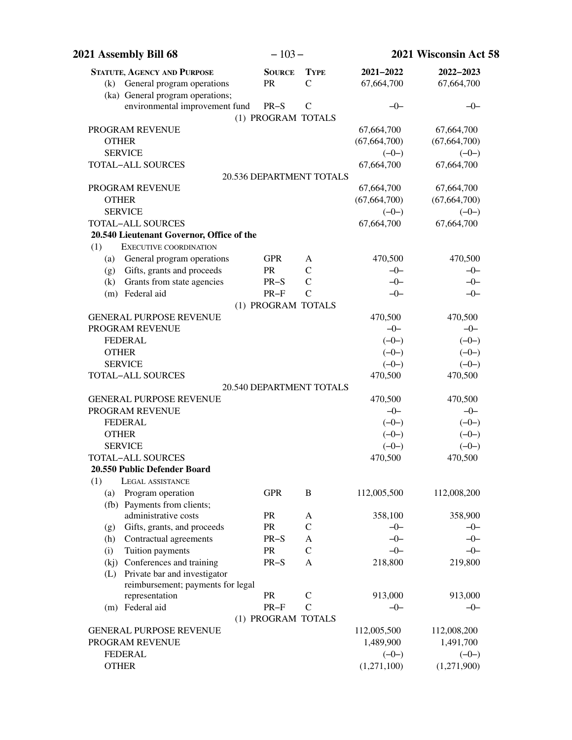| Statute, Agency and Purpose | Source | Type | 2021–2022 | 2022–2023 |
|---|---|---|---|---|
| (k) General program operations | PR | C | 67,664,700 | 67,664,700 |
| (ka) General program operations; environmental improvement fund | PR–S | C | –0– | –0– |
| (1) PROGRAM TOTALS | | | | |
| PROGRAM REVENUE | | | 67,664,700 | 67,664,700 |
| OTHER | | | (67,664,700) | (67,664,700) |
| SERVICE | | | (–0–) | (–0–) |
| TOTAL–ALL SOURCES | | | 67,664,700 | 67,664,700 |
| 20.536 DEPARTMENT TOTALS | | | | |
| PROGRAM REVENUE | | | 67,664,700 | 67,664,700 |
| OTHER | | | (67,664,700) | (67,664,700) |
| SERVICE | | | (–0–) | (–0–) |
| TOTAL–ALL SOURCES | | | 67,664,700 | 67,664,700 |
| **20.540 Lieutenant Governor, Office of the** | | | | |
| (1) Executive coordination | | | | |
| (a) General program operations | GPR | A | 470,500 | 470,500 |
| (g) Gifts, grants and proceeds | PR | C | –0– | –0– |
| (k) Grants from state agencies | PR–S | C | –0– | –0– |
| (m) Federal aid | PR–F | C | –0– | –0– |
| (1) PROGRAM TOTALS | | | | |
| GENERAL PURPOSE REVENUE | | | 470,500 | 470,500 |
| PROGRAM REVENUE | | | –0– | –0– |
| FEDERAL | | | (–0–) | (–0–) |
| OTHER | | | (–0–) | (–0–) |
| SERVICE | | | (–0–) | (–0–) |
| TOTAL–ALL SOURCES | | | 470,500 | 470,500 |
| 20.540 DEPARTMENT TOTALS | | | | |
| GENERAL PURPOSE REVENUE | | | 470,500 | 470,500 |
| PROGRAM REVENUE | | | –0– | –0– |
| FEDERAL | | | (–0–) | (–0–) |
| OTHER | | | (–0–) | (–0–) |
| SERVICE | | | (–0–) | (–0–) |
| TOTAL–ALL SOURCES | | | 470,500 | 470,500 |
| **20.550 Public Defender Board** | | | | |
| (1) Legal assistance | | | | |
| (a) Program operation | GPR | B | 112,005,500 | 112,008,200 |
| (fb) Payments from clients; administrative costs | PR | A | 358,100 | 358,900 |
| (g) Gifts, grants, and proceeds | PR | C | –0– | –0– |
| (h) Contractual agreements | PR–S | A | –0– | –0– |
| (i) Tuition payments | PR | C | –0– | –0– |
| (kj) Conferences and training | PR–S | A | 218,800 | 219,800 |
| (L) Private bar and investigator reimbursement; payments for legal representation | PR | C | 913,000 | 913,000 |
| (m) Federal aid | PR–F | C | –0– | –0– |
| (1) PROGRAM TOTALS | | | | |
| GENERAL PURPOSE REVENUE | | | 112,005,500 | 112,008,200 |
| PROGRAM REVENUE | | | 1,489,900 | 1,491,700 |
| FEDERAL | | | (–0–) | (–0–) |
| OTHER | | | (1,271,100) | (1,271,900) |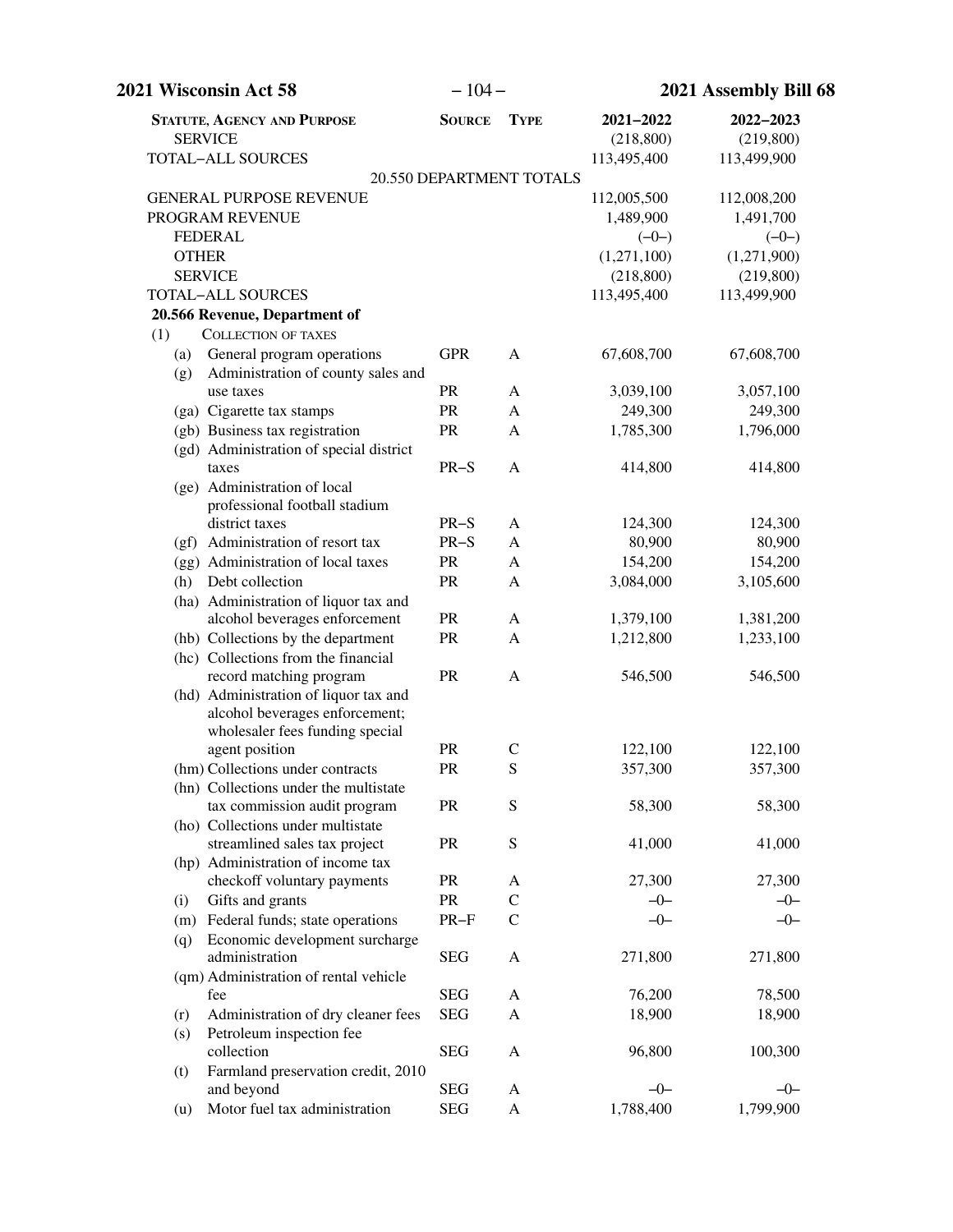| Statute, Agency and Purpose | Source | Type | 2021–2022 | 2022–2023 |
|---|---|---|---|---|
| SERVICE | | | (218,800) | (219,800) |
| TOTAL–ALL SOURCES | | | 113,495,400 | 113,499,900 |
| 20.550 DEPARTMENT TOTALS | | | | |
| GENERAL PURPOSE REVENUE | | | 112,005,500 | 112,008,200 |
| PROGRAM REVENUE | | | 1,489,900 | 1,491,700 |
| FEDERAL | | | (–0–) | (–0–) |
| OTHER | | | (1,271,100) | (1,271,900) |
| SERVICE | | | (218,800) | (219,800) |
| TOTAL–ALL SOURCES | | | 113,495,400 | 113,499,900 |
| **20.566 Revenue, Department of** | | | | |
| (1) Collection of taxes | | | | |
| (a) General program operations | GPR | A | 67,608,700 | 67,608,700 |
| (g) Administration of county sales and use taxes | PR | A | 3,039,100 | 3,057,100 |
| (ga) Cigarette tax stamps | PR | A | 249,300 | 249,300 |
| (gb) Business tax registration | PR | A | 1,785,300 | 1,796,000 |
| (gd) Administration of special district taxes | PR–S | A | 414,800 | 414,800 |
| (ge) Administration of local professional football stadium district taxes | PR–S | A | 124,300 | 124,300 |
| (gf) Administration of resort tax | PR–S | A | 80,900 | 80,900 |
| (gg) Administration of local taxes | PR | A | 154,200 | 154,200 |
| (h) Debt collection | PR | A | 3,084,000 | 3,105,600 |
| (ha) Administration of liquor tax and alcohol beverages enforcement | PR | A | 1,379,100 | 1,381,200 |
| (hb) Collections by the department | PR | A | 1,212,800 | 1,233,100 |
| (hc) Collections from the financial record matching program | PR | A | 546,500 | 546,500 |
| (hd) Administration of liquor tax and alcohol beverages enforcement; wholesaler fees funding special agent position | PR | C | 122,100 | 122,100 |
| (hm) Collections under contracts | PR | S | 357,300 | 357,300 |
| (hn) Collections under the multistate tax commission audit program | PR | S | 58,300 | 58,300 |
| (ho) Collections under multistate streamlined sales tax project | PR | S | 41,000 | 41,000 |
| (hp) Administration of income tax checkoff voluntary payments | PR | A | 27,300 | 27,300 |
| (i) Gifts and grants | PR | C | –0– | –0– |
| (m) Federal funds; state operations | PR–F | C | –0– | –0– |
| (q) Economic development surcharge administration | SEG | A | 271,800 | 271,800 |
| (qm) Administration of rental vehicle fee | SEG | A | 76,200 | 78,500 |
| (r) Administration of dry cleaner fees | SEG | A | 18,900 | 18,900 |
| (s) Petroleum inspection fee collection | SEG | A | 96,800 | 100,300 |
| (t) Farmland preservation credit, 2010 and beyond | SEG | A | –0– | –0– |
| (u) Motor fuel tax administration | SEG | A | 1,788,400 | 1,799,900 |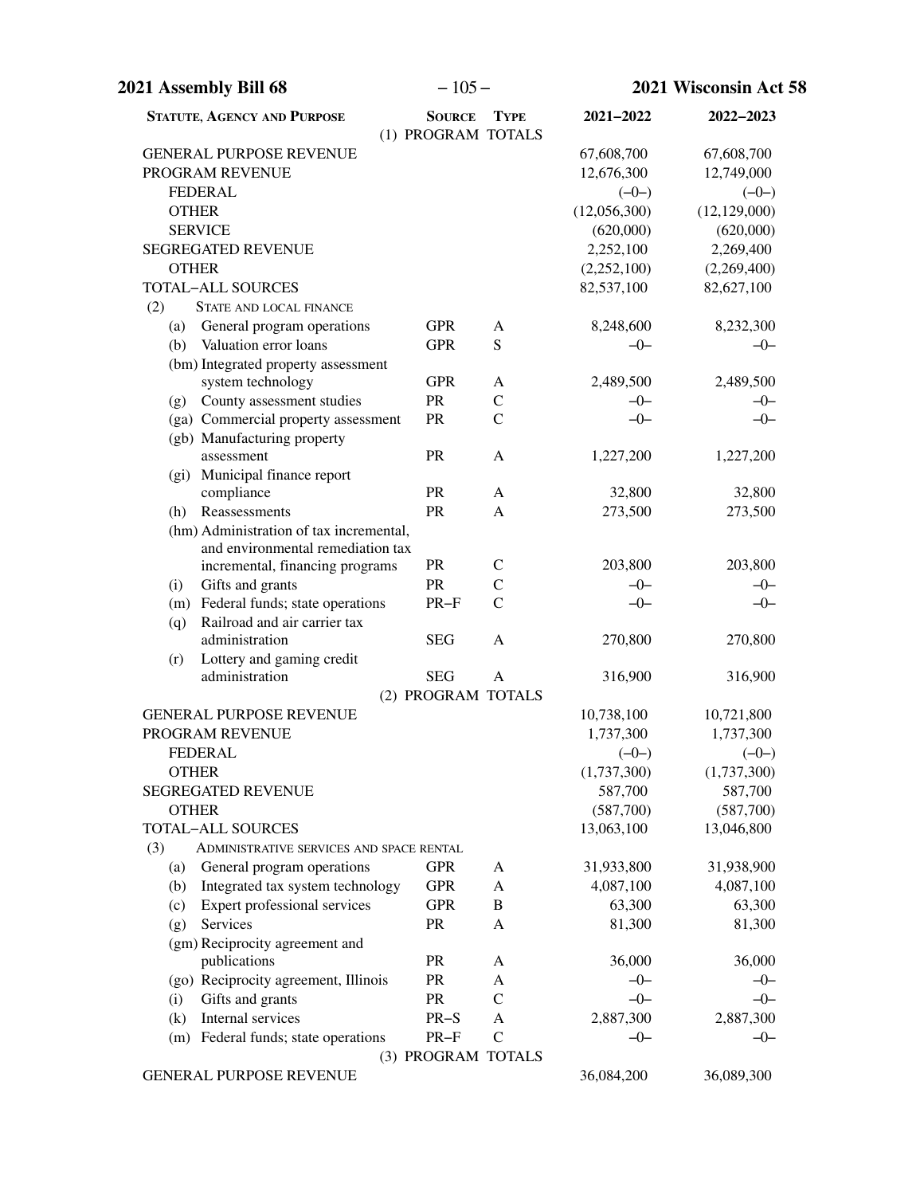| Statute, Agency and Purpose | Source | Type | 2021–2022 | 2022–2023 |
|---|---|---|---|---|
| | (1) PROGRAM TOTALS | | | |
| GENERAL PURPOSE REVENUE | | | 67,608,700 | 67,608,700 |
| PROGRAM REVENUE | | | 12,676,300 | 12,749,000 |
| FEDERAL | | | (–0–) | (–0–) |
| OTHER | | | (12,056,300) | (12,129,000) |
| SERVICE | | | (620,000) | (620,000) |
| SEGREGATED REVENUE | | | 2,252,100 | 2,269,400 |
| OTHER | | | (2,252,100) | (2,269,400) |
| TOTAL–ALL SOURCES | | | 82,537,100 | 82,627,100 |
| (2) STATE AND LOCAL FINANCE | | | | |
| (a) General program operations | GPR | A | 8,248,600 | 8,232,300 |
| (b) Valuation error loans | GPR | S | –0– | –0– |
| (bm) Integrated property assessment system technology | GPR | A | 2,489,500 | 2,489,500 |
| (g) County assessment studies | PR | C | –0– | –0– |
| (ga) Commercial property assessment | PR | C | –0– | –0– |
| (gb) Manufacturing property assessment | PR | A | 1,227,200 | 1,227,200 |
| (gi) Municipal finance report compliance | PR | A | 32,800 | 32,800 |
| (h) Reassessments | PR | A | 273,500 | 273,500 |
| (hm) Administration of tax incremental, and environmental remediation tax incremental, financing programs | PR | C | 203,800 | 203,800 |
| (i) Gifts and grants | PR | C | –0– | –0– |
| (m) Federal funds; state operations | PR–F | C | –0– | –0– |
| (q) Railroad and air carrier tax administration | SEG | A | 270,800 | 270,800 |
| (r) Lottery and gaming credit administration | SEG | A | 316,900 | 316,900 |
| | (2) PROGRAM TOTALS | | | |
| GENERAL PURPOSE REVENUE | | | 10,738,100 | 10,721,800 |
| PROGRAM REVENUE | | | 1,737,300 | 1,737,300 |
| FEDERAL | | | (–0–) | (–0–) |
| OTHER | | | (1,737,300) | (1,737,300) |
| SEGREGATED REVENUE | | | 587,700 | 587,700 |
| OTHER | | | (587,700) | (587,700) |
| TOTAL–ALL SOURCES | | | 13,063,100 | 13,046,800 |
| (3) ADMINISTRATIVE SERVICES AND SPACE RENTAL | | | | |
| (a) General program operations | GPR | A | 31,933,800 | 31,938,900 |
| (b) Integrated tax system technology | GPR | A | 4,087,100 | 4,087,100 |
| (c) Expert professional services | GPR | B | 63,300 | 63,300 |
| (g) Services | PR | A | 81,300 | 81,300 |
| (gm) Reciprocity agreement and publications | PR | A | 36,000 | 36,000 |
| (go) Reciprocity agreement, Illinois | PR | A | –0– | –0– |
| (i) Gifts and grants | PR | C | –0– | –0– |
| (k) Internal services | PR–S | A | 2,887,300 | 2,887,300 |
| (m) Federal funds; state operations | PR–F | C | –0– | –0– |
| | (3) PROGRAM TOTALS | | | |
| GENERAL PURPOSE REVENUE | | | 36,084,200 | 36,089,300 |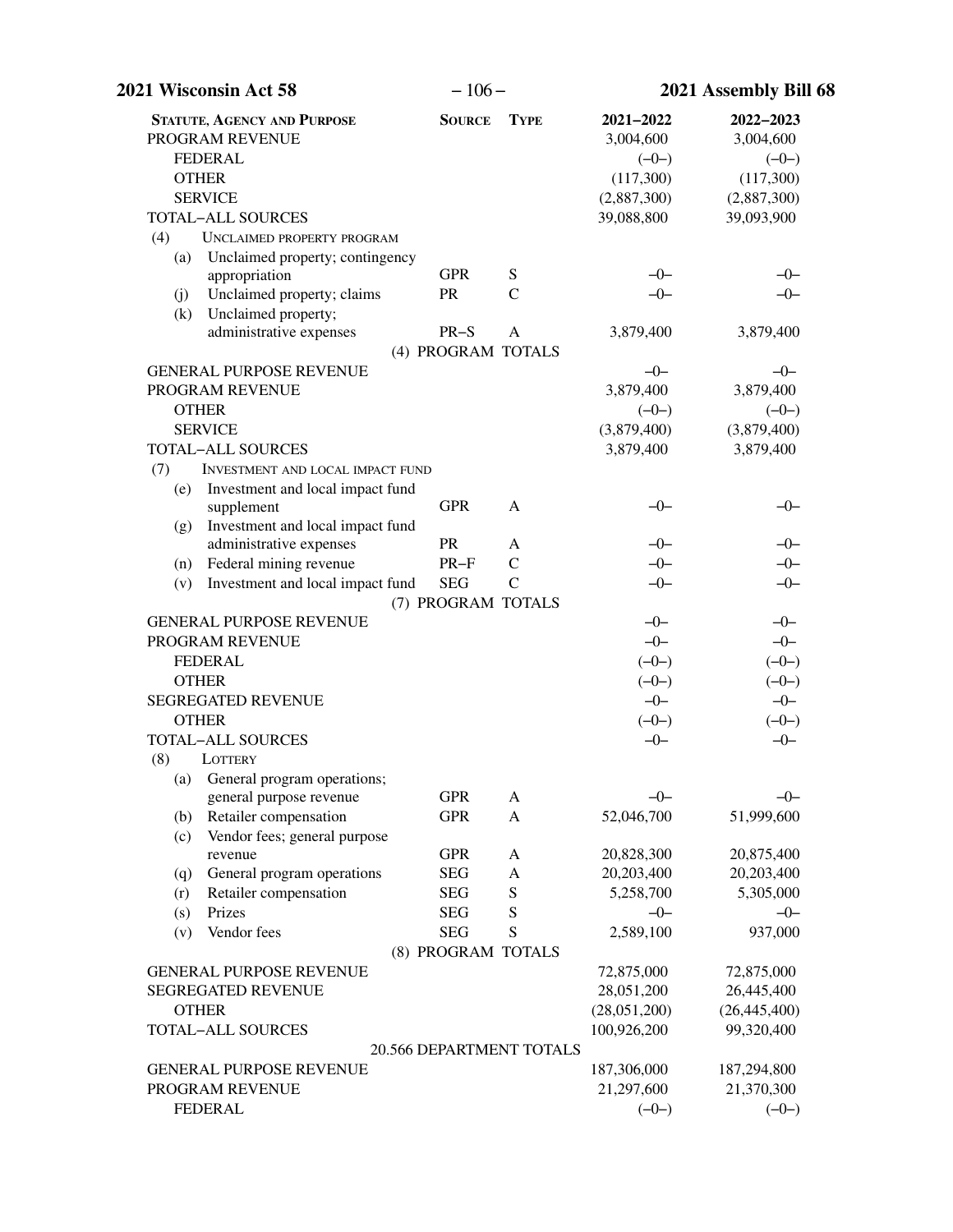| STATUTE, AGENCY AND PURPOSE | SOURCE | TYPE | 2021–2022 | 2022–2023 |
|---|---|---|---|---|
| PROGRAM REVENUE | | | 3,004,600 | 3,004,600 |
| FEDERAL | | | (–0–) | (–0–) |
| OTHER | | | (117,300) | (117,300) |
| SERVICE | | | (2,887,300) | (2,887,300) |
| TOTAL–ALL SOURCES | | | 39,088,800 | 39,093,900 |
| (4) UNCLAIMED PROPERTY PROGRAM | | | | |
| (a) Unclaimed property; contingency appropriation | GPR | S | –0– | –0– |
| (j) Unclaimed property; claims | PR | C | –0– | –0– |
| (k) Unclaimed property; administrative expenses | PR–S | A | 3,879,400 | 3,879,400 |
| (4) PROGRAM TOTALS | | | | |
| GENERAL PURPOSE REVENUE | | | –0– | –0– |
| PROGRAM REVENUE | | | 3,879,400 | 3,879,400 |
| OTHER | | | (–0–) | (–0–) |
| SERVICE | | | (3,879,400) | (3,879,400) |
| TOTAL–ALL SOURCES | | | 3,879,400 | 3,879,400 |
| (7) INVESTMENT AND LOCAL IMPACT FUND | | | | |
| (e) Investment and local impact fund supplement | GPR | A | –0– | –0– |
| (g) Investment and local impact fund administrative expenses | PR | A | –0– | –0– |
| (n) Federal mining revenue | PR–F | C | –0– | –0– |
| (v) Investment and local impact fund | SEG | C | –0– | –0– |
| (7) PROGRAM TOTALS | | | | |
| GENERAL PURPOSE REVENUE | | | –0– | –0– |
| PROGRAM REVENUE | | | –0– | –0– |
| FEDERAL | | | (–0–) | (–0–) |
| OTHER | | | (–0–) | (–0–) |
| SEGREGATED REVENUE | | | –0– | –0– |
| OTHER | | | (–0–) | (–0–) |
| TOTAL–ALL SOURCES | | | –0– | –0– |
| (8) LOTTERY | | | | |
| (a) General program operations; general purpose revenue | GPR | A | –0– | –0– |
| (b) Retailer compensation | GPR | A | 52,046,700 | 51,999,600 |
| (c) Vendor fees; general purpose revenue | GPR | A | 20,828,300 | 20,875,400 |
| (q) General program operations | SEG | A | 20,203,400 | 20,203,400 |
| (r) Retailer compensation | SEG | S | 5,258,700 | 5,305,000 |
| (s) Prizes | SEG | S | –0– | –0– |
| (v) Vendor fees | SEG | S | 2,589,100 | 937,000 |
| (8) PROGRAM TOTALS | | | | |
| GENERAL PURPOSE REVENUE | | | 72,875,000 | 72,875,000 |
| SEGREGATED REVENUE | | | 28,051,200 | 26,445,400 |
| OTHER | | | (28,051,200) | (26,445,400) |
| TOTAL–ALL SOURCES | | | 100,926,200 | 99,320,400 |
| 20.566 DEPARTMENT TOTALS | | | | |
| GENERAL PURPOSE REVENUE | | | 187,306,000 | 187,294,800 |
| PROGRAM REVENUE | | | 21,297,600 | 21,370,300 |
| FEDERAL | | | (–0–) | (–0–) |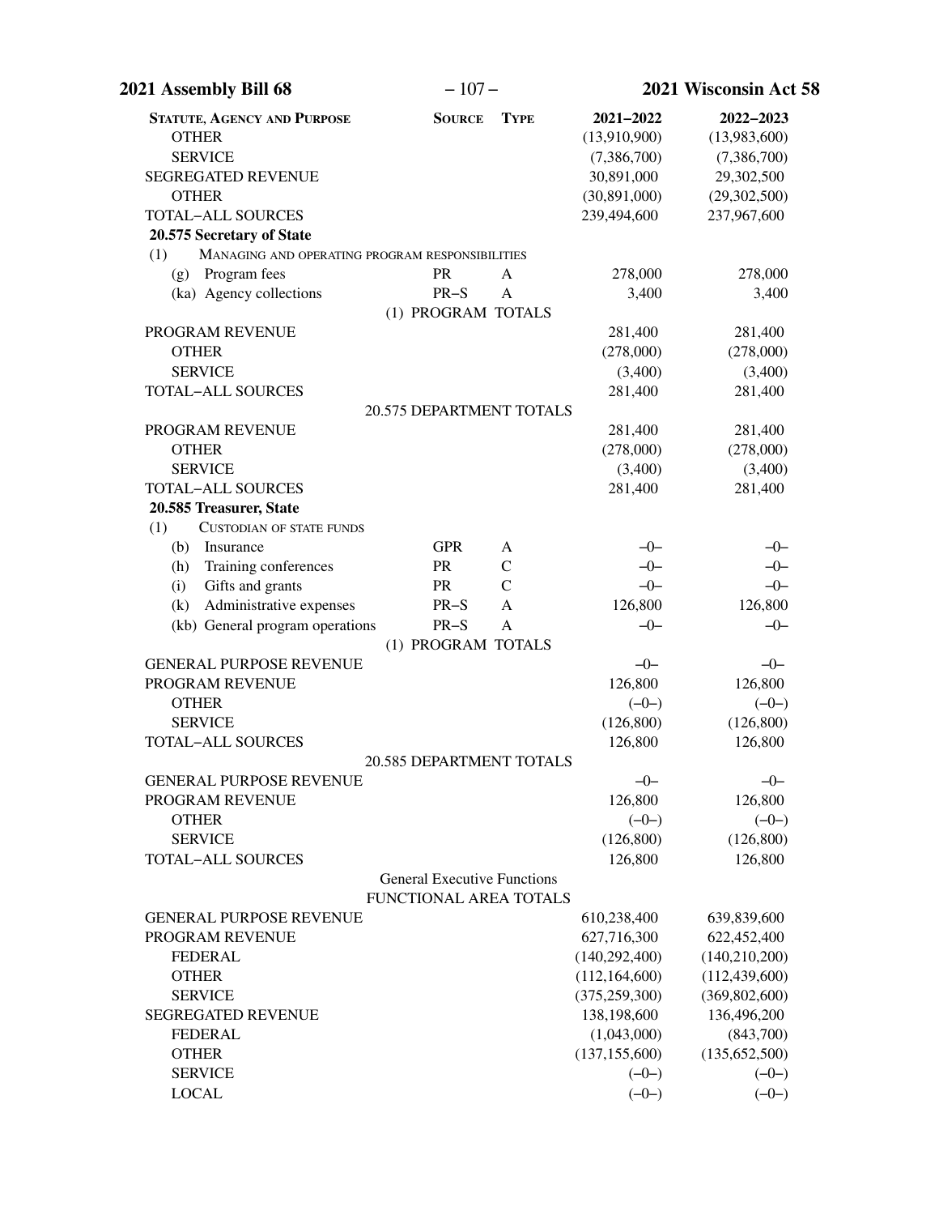| STATUTE, AGENCY AND PURPOSE | SOURCE | TYPE | 2021–2022 | 2022–2023 |
|---|---|---|---|---|
| OTHER | | | (13,910,900) | (13,983,600) |
| SERVICE | | | (7,386,700) | (7,386,700) |
| SEGREGATED REVENUE | | | 30,891,000 | 29,302,500 |
| OTHER | | | (30,891,000) | (29,302,500) |
| TOTAL–ALL SOURCES | | | 239,494,600 | 237,967,600 |
| **20.575 Secretary of State** | | | | |
| (1) MANAGING AND OPERATING PROGRAM RESPONSIBILITIES | | | | |
| (g) Program fees | PR | A | 278,000 | 278,000 |
| (ka) Agency collections | PR–S | A | 3,400 | 3,400 |
| | (1) PROGRAM TOTALS | | | |
| PROGRAM REVENUE | | | 281,400 | 281,400 |
| OTHER | | | (278,000) | (278,000) |
| SERVICE | | | (3,400) | (3,400) |
| TOTAL–ALL SOURCES | | | 281,400 | 281,400 |
| | 20.575 DEPARTMENT TOTALS | | | |
| PROGRAM REVENUE | | | 281,400 | 281,400 |
| OTHER | | | (278,000) | (278,000) |
| SERVICE | | | (3,400) | (3,400) |
| TOTAL–ALL SOURCES | | | 281,400 | 281,400 |
| **20.585 Treasurer, State** | | | | |
| (1) CUSTODIAN OF STATE FUNDS | | | | |
| (b) Insurance | GPR | A | –0– | –0– |
| (h) Training conferences | PR | C | –0– | –0– |
| (i) Gifts and grants | PR | C | –0– | –0– |
| (k) Administrative expenses | PR–S | A | 126,800 | 126,800 |
| (kb) General program operations | PR–S | A | –0– | –0– |
| | (1) PROGRAM TOTALS | | | |
| GENERAL PURPOSE REVENUE | | | –0– | –0– |
| PROGRAM REVENUE | | | 126,800 | 126,800 |
| OTHER | | | (–0–) | (–0–) |
| SERVICE | | | (126,800) | (126,800) |
| TOTAL–ALL SOURCES | | | 126,800 | 126,800 |
| | 20.585 DEPARTMENT TOTALS | | | |
| GENERAL PURPOSE REVENUE | | | –0– | –0– |
| PROGRAM REVENUE | | | 126,800 | 126,800 |
| OTHER | | | (–0–) | (–0–) |
| SERVICE | | | (126,800) | (126,800) |
| TOTAL–ALL SOURCES | | | 126,800 | 126,800 |
| | General Executive Functions FUNCTIONAL AREA TOTALS | | | |
| GENERAL PURPOSE REVENUE | | | 610,238,400 | 639,839,600 |
| PROGRAM REVENUE | | | 627,716,300 | 622,452,400 |
| FEDERAL | | | (140,292,400) | (140,210,200) |
| OTHER | | | (112,164,600) | (112,439,600) |
| SERVICE | | | (375,259,300) | (369,802,600) |
| SEGREGATED REVENUE | | | 138,198,600 | 136,496,200 |
| FEDERAL | | | (1,043,000) | (843,700) |
| OTHER | | | (137,155,600) | (135,652,500) |
| SERVICE | | | (–0–) | (–0–) |
| LOCAL | | | (–0–) | (–0–) |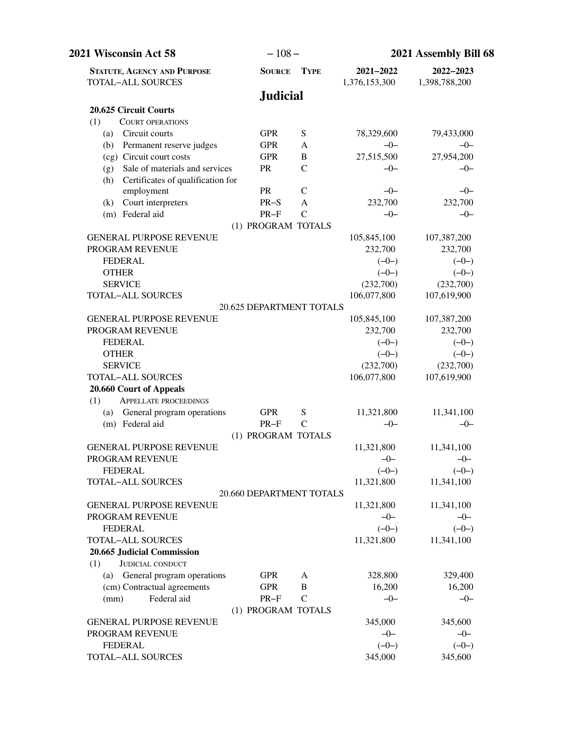| STATUTE, AGENCY AND PURPOSE | SOURCE | TYPE | 2021–2022 | 2022–2023 |
|---|---|---|---|---|
| TOTAL–ALL SOURCES | | | 1,376,153,300 | 1,398,788,200 |

## Judicial

| STATUTE, AGENCY AND PURPOSE | SOURCE | TYPE | 2021–2022 | 2022–2023 |
|---|---|---|---|---|
| **20.625 Circuit Courts** | | | | |
| (1) COURT OPERATIONS | | | | |
| (a) Circuit courts | GPR | S | 78,329,600 | 79,433,000 |
| (b) Permanent reserve judges | GPR | A | –0– | –0– |
| (cg) Circuit court costs | GPR | B | 27,515,500 | 27,954,200 |
| (g) Sale of materials and services | PR | C | –0– | –0– |
| (h) Certificates of qualification for employment | PR | C | –0– | –0– |
| (k) Court interpreters | PR–S | A | 232,700 | 232,700 |
| (m) Federal aid | PR–F | C | –0– | –0– |
| (1) PROGRAM TOTALS | | | | |
| GENERAL PURPOSE REVENUE | | | 105,845,100 | 107,387,200 |
| PROGRAM REVENUE | | | 232,700 | 232,700 |
| FEDERAL | | | (–0–) | (–0–) |
| OTHER | | | (–0–) | (–0–) |
| SERVICE | | | (232,700) | (232,700) |
| TOTAL–ALL SOURCES | | | 106,077,800 | 107,619,900 |
| 20.625 DEPARTMENT TOTALS | | | | |
| GENERAL PURPOSE REVENUE | | | 105,845,100 | 107,387,200 |
| PROGRAM REVENUE | | | 232,700 | 232,700 |
| FEDERAL | | | (–0–) | (–0–) |
| OTHER | | | (–0–) | (–0–) |
| SERVICE | | | (232,700) | (232,700) |
| TOTAL–ALL SOURCES | | | 106,077,800 | 107,619,900 |
| **20.660 Court of Appeals** | | | | |
| (1) APPELLATE PROCEEDINGS | | | | |
| (a) General program operations | GPR | S | 11,321,800 | 11,341,100 |
| (m) Federal aid | PR–F | C | –0– | –0– |
| (1) PROGRAM TOTALS | | | | |
| GENERAL PURPOSE REVENUE | | | 11,321,800 | 11,341,100 |
| PROGRAM REVENUE | | | –0– | –0– |
| FEDERAL | | | (–0–) | (–0–) |
| TOTAL–ALL SOURCES | | | 11,321,800 | 11,341,100 |
| 20.660 DEPARTMENT TOTALS | | | | |
| GENERAL PURPOSE REVENUE | | | 11,321,800 | 11,341,100 |
| PROGRAM REVENUE | | | –0– | –0– |
| FEDERAL | | | (–0–) | (–0–) |
| TOTAL–ALL SOURCES | | | 11,321,800 | 11,341,100 |
| **20.665 Judicial Commission** | | | | |
| (1) JUDICIAL CONDUCT | | | | |
| (a) General program operations | GPR | A | 328,800 | 329,400 |
| (cm) Contractual agreements | GPR | B | 16,200 | 16,200 |
| (mm) Federal aid | PR–F | C | –0– | –0– |
| (1) PROGRAM TOTALS | | | | |
| GENERAL PURPOSE REVENUE | | | 345,000 | 345,600 |
| PROGRAM REVENUE | | | –0– | –0– |
| FEDERAL | | | (–0–) | (–0–) |
| TOTAL–ALL SOURCES | | | 345,000 | 345,600 |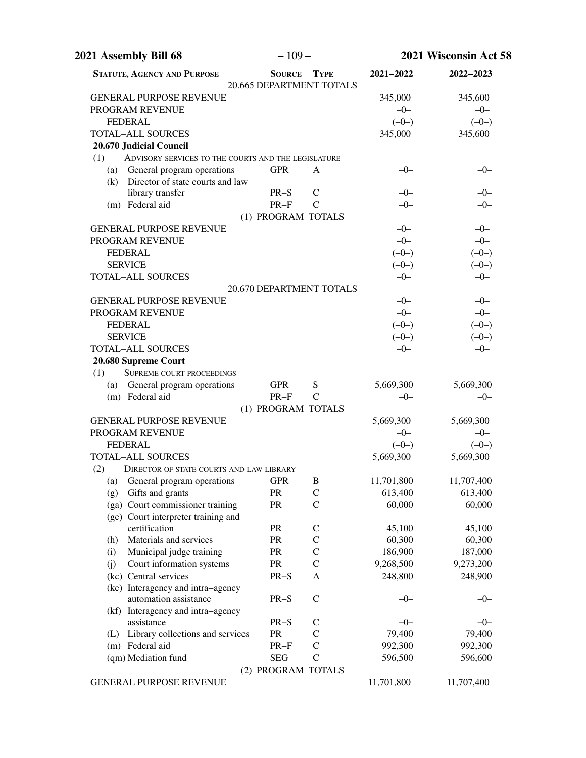| STATUTE, AGENCY AND PURPOSE | SOURCE | TYPE | 2021–2022 | 2022–2023 |
|---|---|---|---|---|
| | 20.665 DEPARTMENT TOTALS | | | |
| GENERAL PURPOSE REVENUE | | | 345,000 | 345,600 |
| PROGRAM REVENUE | | | –0– | –0– |
| FEDERAL | | | (–0–) | (–0–) |
| TOTAL–ALL SOURCES | | | 345,000 | 345,600 |
| **20.670 Judicial Council** | | | | |
| (1) ADVISORY SERVICES TO THE COURTS AND THE LEGISLATURE | | | | |
| (a) General program operations | GPR | A | –0– | –0– |
| (k) Director of state courts and law library transfer | PR–S | C | –0– | –0– |
| (m) Federal aid | PR–F | C | –0– | –0– |
| | (1) PROGRAM TOTALS | | | |
| GENERAL PURPOSE REVENUE | | | –0– | –0– |
| PROGRAM REVENUE | | | –0– | –0– |
| FEDERAL | | | (–0–) | (–0–) |
| SERVICE | | | (–0–) | (–0–) |
| TOTAL–ALL SOURCES | | | –0– | –0– |
| | 20.670 DEPARTMENT TOTALS | | | |
| GENERAL PURPOSE REVENUE | | | –0– | –0– |
| PROGRAM REVENUE | | | –0– | –0– |
| FEDERAL | | | (–0–) | (–0–) |
| SERVICE | | | (–0–) | (–0–) |
| TOTAL–ALL SOURCES | | | –0– | –0– |
| **20.680 Supreme Court** | | | | |
| (1) SUPREME COURT PROCEEDINGS | | | | |
| (a) General program operations | GPR | S | 5,669,300 | 5,669,300 |
| (m) Federal aid | PR–F | C | –0– | –0– |
| | (1) PROGRAM TOTALS | | | |
| GENERAL PURPOSE REVENUE | | | 5,669,300 | 5,669,300 |
| PROGRAM REVENUE | | | –0– | –0– |
| FEDERAL | | | (–0–) | (–0–) |
| TOTAL–ALL SOURCES | | | 5,669,300 | 5,669,300 |
| (2) DIRECTOR OF STATE COURTS AND LAW LIBRARY | | | | |
| (a) General program operations | GPR | B | 11,701,800 | 11,707,400 |
| (g) Gifts and grants | PR | C | 613,400 | 613,400 |
| (ga) Court commissioner training | PR | C | 60,000 | 60,000 |
| (gc) Court interpreter training and certification | PR | C | 45,100 | 45,100 |
| (h) Materials and services | PR | C | 60,300 | 60,300 |
| (i) Municipal judge training | PR | C | 186,900 | 187,000 |
| (j) Court information systems | PR | C | 9,268,500 | 9,273,200 |
| (kc) Central services | PR–S | A | 248,800 | 248,900 |
| (ke) Interagency and intra–agency automation assistance | PR–S | C | –0– | –0– |
| (kf) Interagency and intra–agency assistance | PR–S | C | –0– | –0– |
| (L) Library collections and services | PR | C | 79,400 | 79,400 |
| (m) Federal aid | PR–F | C | 992,300 | 992,300 |
| (qm) Mediation fund | SEG | C | 596,500 | 596,600 |
| | (2) PROGRAM TOTALS | | | |
| GENERAL PURPOSE REVENUE | | | 11,701,800 | 11,707,400 |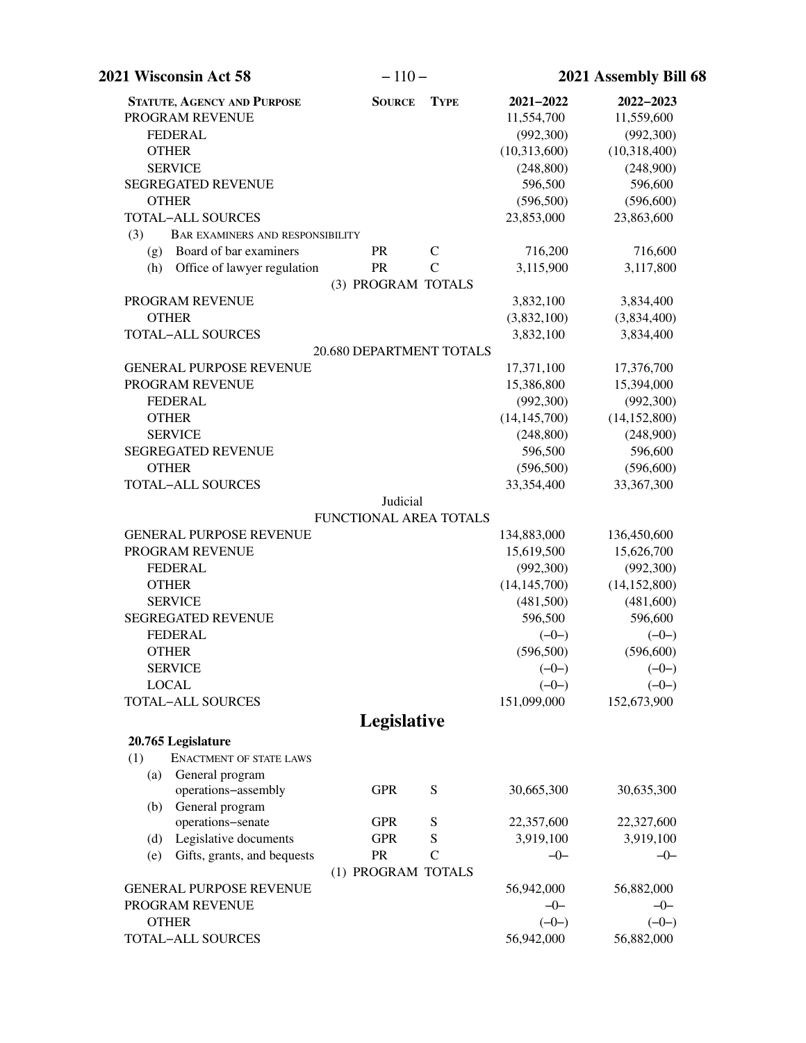| Statute, Agency and Purpose | Source | Type | 2021–2022 | 2022–2023 |
|---|---|---|---|---|
| PROGRAM REVENUE | | | 11,554,700 | 11,559,600 |
| FEDERAL | | | (992,300) | (992,300) |
| OTHER | | | (10,313,600) | (10,318,400) |
| SERVICE | | | (248,800) | (248,900) |
| SEGREGATED REVENUE | | | 596,500 | 596,600 |
| OTHER | | | (596,500) | (596,600) |
| TOTAL–ALL SOURCES | | | 23,853,000 | 23,863,600 |
| (3) BAR EXAMINERS AND RESPONSIBILITY | | | | |
| (g) Board of bar examiners | PR | C | 716,200 | 716,600 |
| (h) Office of lawyer regulation | PR | C | 3,115,900 | 3,117,800 |
| (3) PROGRAM TOTALS | | | | |
| PROGRAM REVENUE | | | 3,832,100 | 3,834,400 |
| OTHER | | | (3,832,100) | (3,834,400) |
| TOTAL–ALL SOURCES | | | 3,832,100 | 3,834,400 |
| 20.680 DEPARTMENT TOTALS | | | | |
| GENERAL PURPOSE REVENUE | | | 17,371,100 | 17,376,700 |
| PROGRAM REVENUE | | | 15,386,800 | 15,394,000 |
| FEDERAL | | | (992,300) | (992,300) |
| OTHER | | | (14,145,700) | (14,152,800) |
| SERVICE | | | (248,800) | (248,900) |
| SEGREGATED REVENUE | | | 596,500 | 596,600 |
| OTHER | | | (596,500) | (596,600) |
| TOTAL–ALL SOURCES | | | 33,354,400 | 33,367,300 |
| Judicial FUNCTIONAL AREA TOTALS | | | | |
| GENERAL PURPOSE REVENUE | | | 134,883,000 | 136,450,600 |
| PROGRAM REVENUE | | | 15,619,500 | 15,626,700 |
| FEDERAL | | | (992,300) | (992,300) |
| OTHER | | | (14,145,700) | (14,152,800) |
| SERVICE | | | (481,500) | (481,600) |
| SEGREGATED REVENUE | | | 596,500 | 596,600 |
| FEDERAL | | | (–0–) | (–0–) |
| OTHER | | | (596,500) | (596,600) |
| SERVICE | | | (–0–) | (–0–) |
| LOCAL | | | (–0–) | (–0–) |
| TOTAL–ALL SOURCES | | | 151,099,000 | 152,673,900 |

## Legislative

| Statute, Agency and Purpose | Source | Type | 2021–2022 | 2022–2023 |
|---|---|---|---|---|
| **20.765 Legislature** | | | | |
| (1) ENACTMENT OF STATE LAWS | | | | |
| (a) General program operations–assembly | GPR | S | 30,665,300 | 30,635,300 |
| (b) General program operations–senate | GPR | S | 22,357,600 | 22,327,600 |
| (d) Legislative documents | GPR | S | 3,919,100 | 3,919,100 |
| (e) Gifts, grants, and bequests | PR | C | –0– | –0– |
| (1) PROGRAM TOTALS | | | | |
| GENERAL PURPOSE REVENUE | | | 56,942,000 | 56,882,000 |
| PROGRAM REVENUE | | | –0– | –0– |
| OTHER | | | (–0–) | (–0–) |
| TOTAL–ALL SOURCES | | | 56,942,000 | 56,882,000 |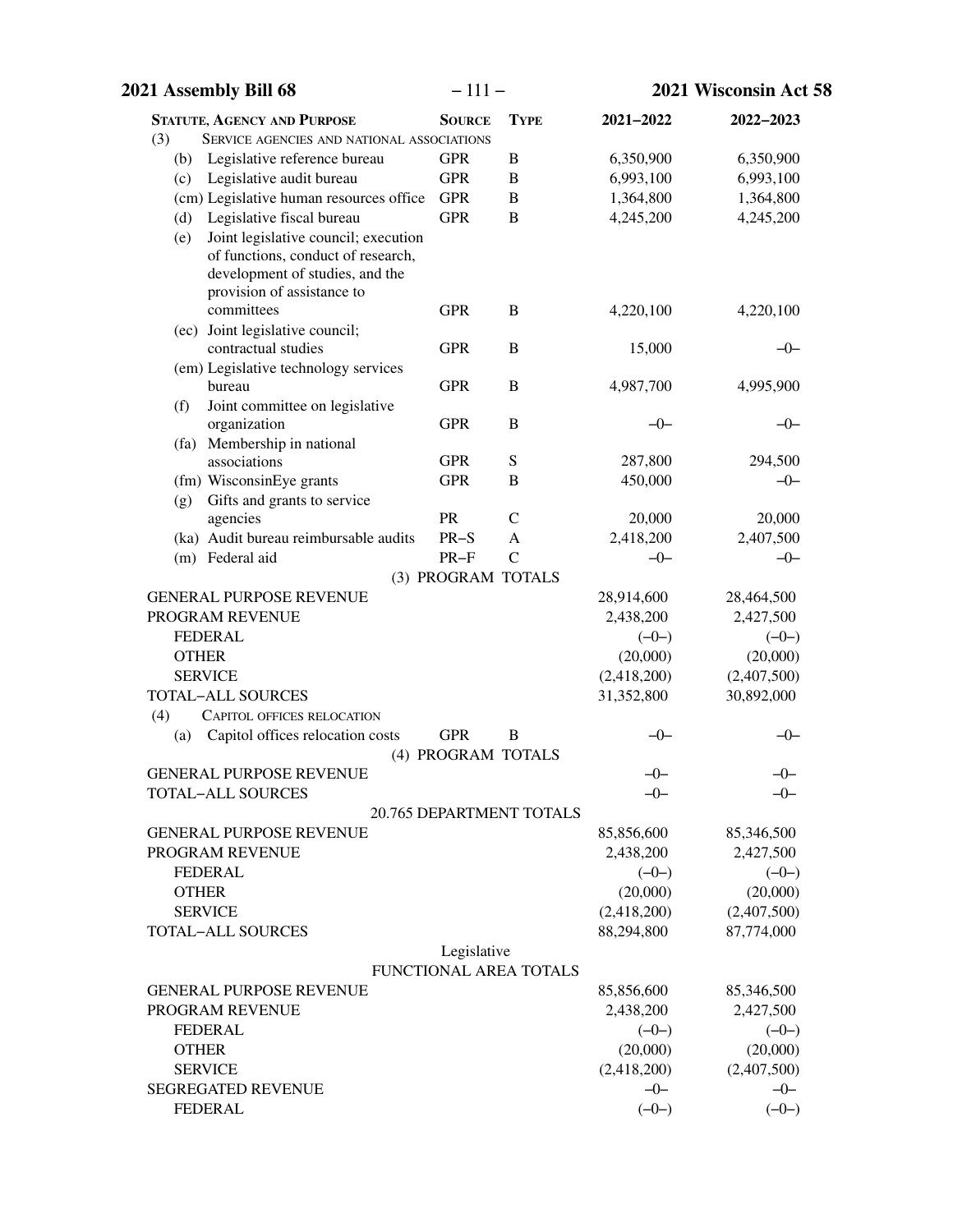| Statute, Agency and Purpose | Source | Type | 2021–2022 | 2022–2023 |
|---|---|---|---|---|
| (3) SERVICE AGENCIES AND NATIONAL ASSOCIATIONS | | | | |
| (b) Legislative reference bureau | GPR | B | 6,350,900 | 6,350,900 |
| (c) Legislative audit bureau | GPR | B | 6,993,100 | 6,993,100 |
| (cm) Legislative human resources office | GPR | B | 1,364,800 | 1,364,800 |
| (d) Legislative fiscal bureau | GPR | B | 4,245,200 | 4,245,200 |
| (e) Joint legislative council; execution of functions, conduct of research, development of studies, and the provision of assistance to committees | GPR | B | 4,220,100 | 4,220,100 |
| (ec) Joint legislative council; contractual studies | GPR | B | 15,000 | –0– |
| (em) Legislative technology services bureau | GPR | B | 4,987,700 | 4,995,900 |
| (f) Joint committee on legislative organization | GPR | B | –0– | –0– |
| (fa) Membership in national associations | GPR | S | 287,800 | 294,500 |
| (fm) WisconsinEye grants | GPR | B | 450,000 | –0– |
| (g) Gifts and grants to service agencies | PR | C | 20,000 | 20,000 |
| (ka) Audit bureau reimbursable audits | PR–S | A | 2,418,200 | 2,407,500 |
| (m) Federal aid | PR–F | C | –0– | –0– |
| (3) PROGRAM TOTALS | | | | |
| GENERAL PURPOSE REVENUE | | | 28,914,600 | 28,464,500 |
| PROGRAM REVENUE | | | 2,438,200 | 2,427,500 |
| FEDERAL | | | (–0–) | (–0–) |
| OTHER | | | (20,000) | (20,000) |
| SERVICE | | | (2,418,200) | (2,407,500) |
| TOTAL–ALL SOURCES | | | 31,352,800 | 30,892,000 |
| (4) CAPITOL OFFICES RELOCATION | | | | |
| (a) Capitol offices relocation costs | GPR | B | –0– | –0– |
| (4) PROGRAM TOTALS | | | | |
| GENERAL PURPOSE REVENUE | | | –0– | –0– |
| TOTAL–ALL SOURCES | | | –0– | –0– |
| 20.765 DEPARTMENT TOTALS | | | | |
| GENERAL PURPOSE REVENUE | | | 85,856,600 | 85,346,500 |
| PROGRAM REVENUE | | | 2,438,200 | 2,427,500 |
| FEDERAL | | | (–0–) | (–0–) |
| OTHER | | | (20,000) | (20,000) |
| SERVICE | | | (2,418,200) | (2,407,500) |
| TOTAL–ALL SOURCES | | | 88,294,800 | 87,774,000 |
| Legislative FUNCTIONAL AREA TOTALS | | | | |
| GENERAL PURPOSE REVENUE | | | 85,856,600 | 85,346,500 |
| PROGRAM REVENUE | | | 2,438,200 | 2,427,500 |
| FEDERAL | | | (–0–) | (–0–) |
| OTHER | | | (20,000) | (20,000) |
| SERVICE | | | (2,418,200) | (2,407,500) |
| SEGREGATED REVENUE | | | –0– | –0– |
| FEDERAL | | | (–0–) | (–0–) |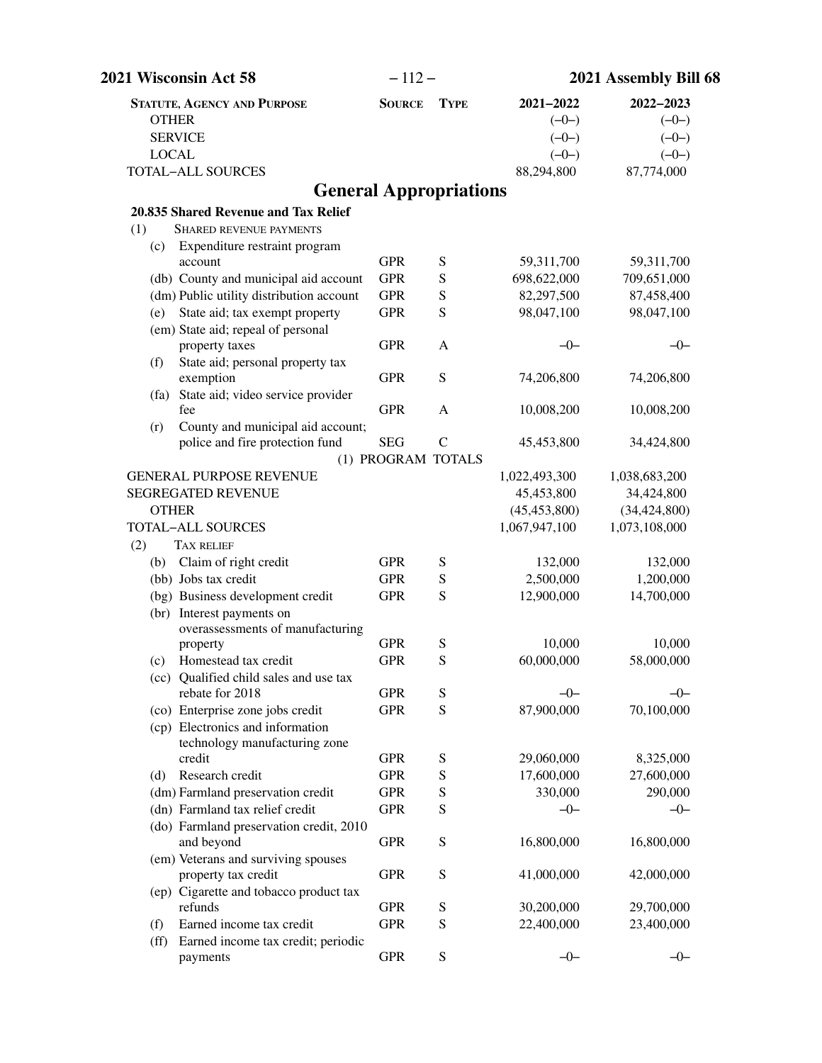| Statute, Agency and Purpose | Source | Type | 2021–2022 | 2022–2023 |
|---|---|---|---|---|
| OTHER | | | (–0–) | (–0–) |
| SERVICE | | | (–0–) | (–0–) |
| LOCAL | | | (–0–) | (–0–) |
| TOTAL–ALL SOURCES | | | 88,294,800 | 87,774,000 |

## General Appropriations

**20.835 Shared Revenue and Tax Relief**

| Statute, Agency and Purpose | Source | Type | 2021–2022 | 2022–2023 |
|---|---|---|---|---|
| (1) SHARED REVENUE PAYMENTS | | | | |
| (c) Expenditure restraint program account | GPR | S | 59,311,700 | 59,311,700 |
| (db) County and municipal aid account | GPR | S | 698,622,000 | 709,651,000 |
| (dm) Public utility distribution account | GPR | S | 82,297,500 | 87,458,400 |
| (e) State aid; tax exempt property | GPR | S | 98,047,100 | 98,047,100 |
| (em) State aid; repeal of personal property taxes | GPR | A | –0– | –0– |
| (f) State aid; personal property tax exemption | GPR | S | 74,206,800 | 74,206,800 |
| (fa) State aid; video service provider fee | GPR | A | 10,008,200 | 10,008,200 |
| (r) County and municipal aid account; police and fire protection fund | SEG | C | 45,453,800 | 34,424,800 |
| (1) PROGRAM TOTALS | | | | |
| GENERAL PURPOSE REVENUE | | | 1,022,493,300 | 1,038,683,200 |
| SEGREGATED REVENUE | | | 45,453,800 | 34,424,800 |
| OTHER | | | (45,453,800) | (34,424,800) |
| TOTAL–ALL SOURCES | | | 1,067,947,100 | 1,073,108,000 |
| (2) TAX RELIEF | | | | |
| (b) Claim of right credit | GPR | S | 132,000 | 132,000 |
| (bb) Jobs tax credit | GPR | S | 2,500,000 | 1,200,000 |
| (bg) Business development credit | GPR | S | 12,900,000 | 14,700,000 |
| (br) Interest payments on overassessments of manufacturing property | GPR | S | 10,000 | 10,000 |
| (c) Homestead tax credit | GPR | S | 60,000,000 | 58,000,000 |
| (cc) Qualified child sales and use tax rebate for 2018 | GPR | S | –0– | –0– |
| (co) Enterprise zone jobs credit | GPR | S | 87,900,000 | 70,100,000 |
| (cp) Electronics and information technology manufacturing zone credit | GPR | S | 29,060,000 | 8,325,000 |
| (d) Research credit | GPR | S | 17,600,000 | 27,600,000 |
| (dm) Farmland preservation credit | GPR | S | 330,000 | 290,000 |
| (dn) Farmland tax relief credit | GPR | S | –0– | –0– |
| (do) Farmland preservation credit, 2010 and beyond | GPR | S | 16,800,000 | 16,800,000 |
| (em) Veterans and surviving spouses property tax credit | GPR | S | 41,000,000 | 42,000,000 |
| (ep) Cigarette and tobacco product tax refunds | GPR | S | 30,200,000 | 29,700,000 |
| (f) Earned income tax credit | GPR | S | 22,400,000 | 23,400,000 |
| (ff) Earned income tax credit; periodic payments | GPR | S | –0– | –0– |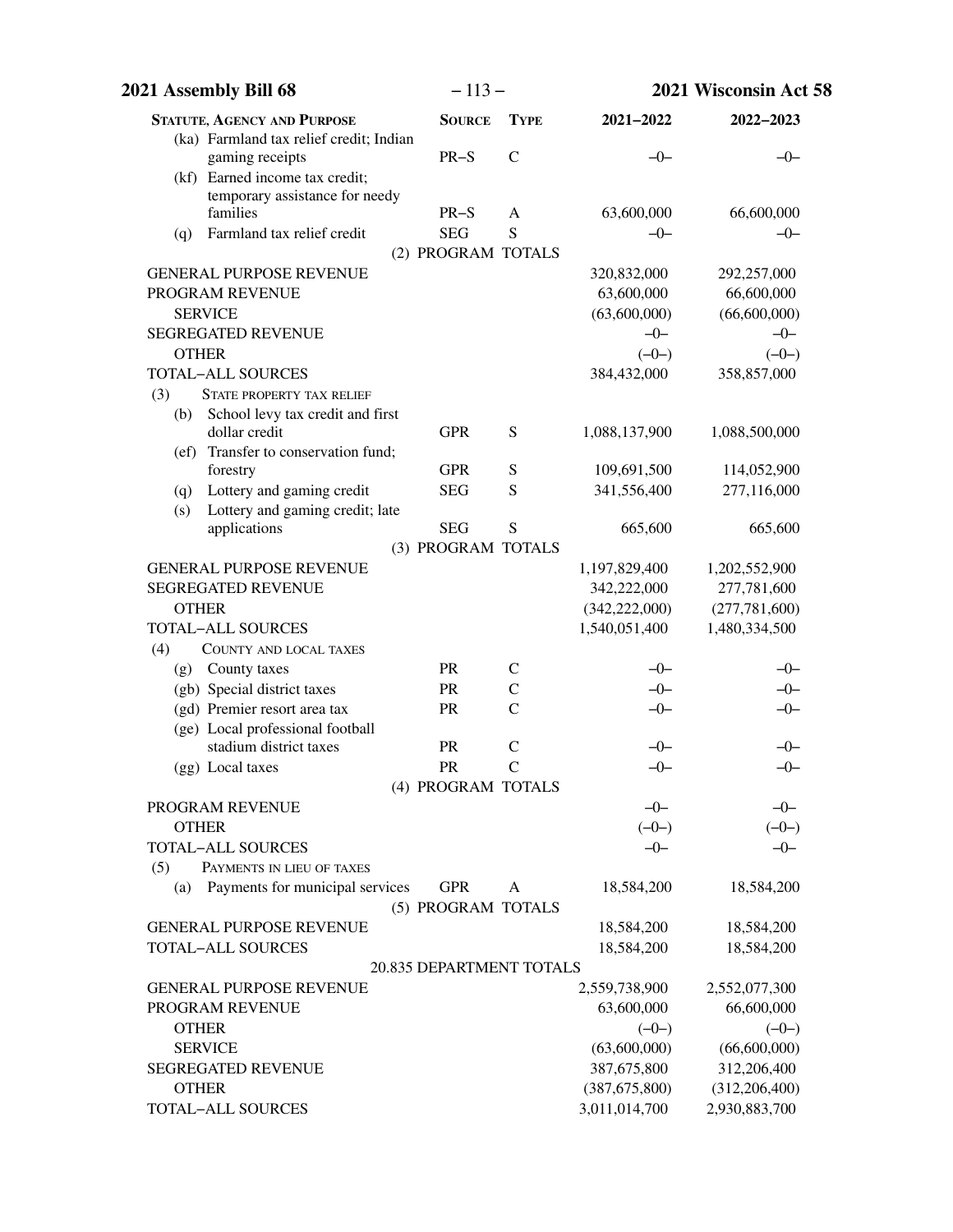| STATUTE, AGENCY AND PURPOSE | SOURCE | TYPE | 2021–2022 | 2022–2023 |
|---|---|---|---|---|
| (ka) Farmland tax relief credit; Indian gaming receipts | PR–S | C | –0– | –0– |
| (kf) Earned income tax credit; temporary assistance for needy families | PR–S | A | 63,600,000 | 66,600,000 |
| (q) Farmland tax relief credit | SEG | S | –0– | –0– |
| (2) PROGRAM TOTALS | | | | |
| GENERAL PURPOSE REVENUE | | | 320,832,000 | 292,257,000 |
| PROGRAM REVENUE | | | 63,600,000 | 66,600,000 |
| SERVICE | | | (63,600,000) | (66,600,000) |
| SEGREGATED REVENUE | | | –0– | –0– |
| OTHER | | | (–0–) | (–0–) |
| TOTAL–ALL SOURCES | | | 384,432,000 | 358,857,000 |
| (3) STATE PROPERTY TAX RELIEF | | | | |
| (b) School levy tax credit and first dollar credit | GPR | S | 1,088,137,900 | 1,088,500,000 |
| (ef) Transfer to conservation fund; forestry | GPR | S | 109,691,500 | 114,052,900 |
| (q) Lottery and gaming credit | SEG | S | 341,556,400 | 277,116,000 |
| (s) Lottery and gaming credit; late applications | SEG | S | 665,600 | 665,600 |
| (3) PROGRAM TOTALS | | | | |
| GENERAL PURPOSE REVENUE | | | 1,197,829,400 | 1,202,552,900 |
| SEGREGATED REVENUE | | | 342,222,000 | 277,781,600 |
| OTHER | | | (342,222,000) | (277,781,600) |
| TOTAL–ALL SOURCES | | | 1,540,051,400 | 1,480,334,500 |
| (4) COUNTY AND LOCAL TAXES | | | | |
| (g) County taxes | PR | C | –0– | –0– |
| (gb) Special district taxes | PR | C | –0– | –0– |
| (gd) Premier resort area tax | PR | C | –0– | –0– |
| (ge) Local professional football stadium district taxes | PR | C | –0– | –0– |
| (gg) Local taxes | PR | C | –0– | –0– |
| (4) PROGRAM TOTALS | | | | |
| PROGRAM REVENUE | | | –0– | –0– |
| OTHER | | | (–0–) | (–0–) |
| TOTAL–ALL SOURCES | | | –0– | –0– |
| (5) PAYMENTS IN LIEU OF TAXES | | | | |
| (a) Payments for municipal services | GPR | A | 18,584,200 | 18,584,200 |
| (5) PROGRAM TOTALS | | | | |
| GENERAL PURPOSE REVENUE | | | 18,584,200 | 18,584,200 |
| TOTAL–ALL SOURCES | | | 18,584,200 | 18,584,200 |
| 20.835 DEPARTMENT TOTALS | | | | |
| GENERAL PURPOSE REVENUE | | | 2,559,738,900 | 2,552,077,300 |
| PROGRAM REVENUE | | | 63,600,000 | 66,600,000 |
| OTHER | | | (–0–) | (–0–) |
| SERVICE | | | (63,600,000) | (66,600,000) |
| SEGREGATED REVENUE | | | 387,675,800 | 312,206,400 |
| OTHER | | | (387,675,800) | (312,206,400) |
| TOTAL–ALL SOURCES | | | 3,011,014,700 | 2,930,883,700 |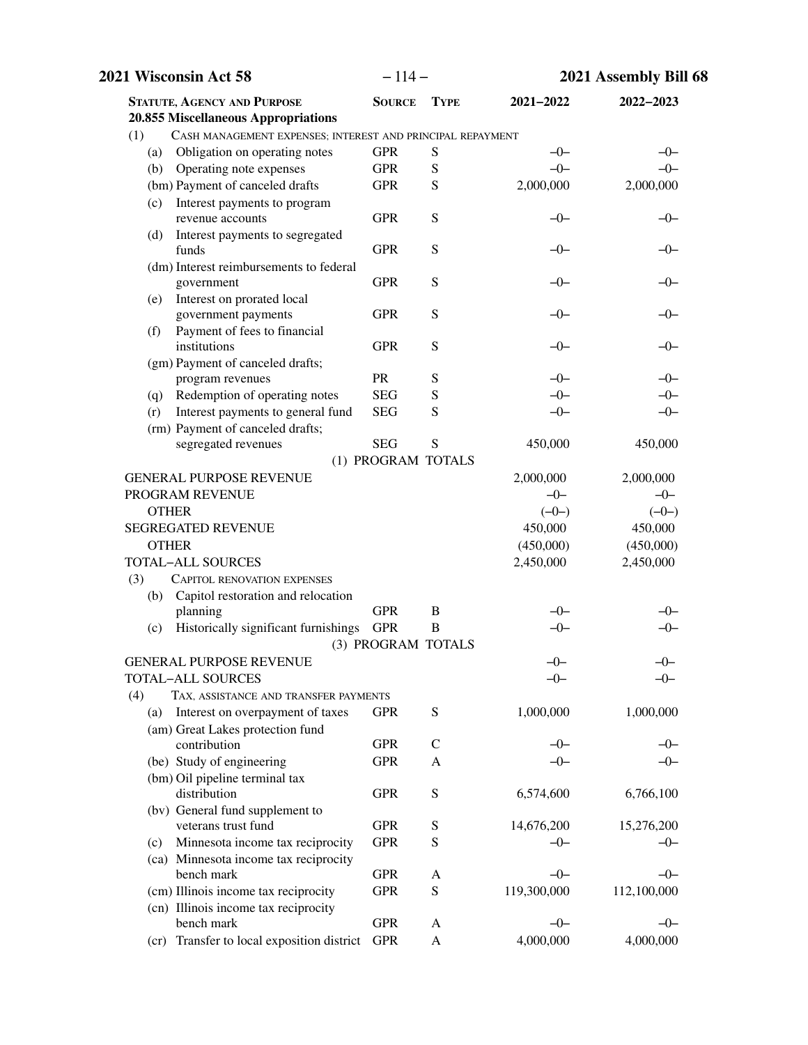| Statute, Agency and Purpose | Source | Type | 2021–2022 | 2022–2023 |
|---|---|---|---|---|
| **20.855 Miscellaneous Appropriations** | | | | |
| (1) Cash management expenses; interest and principal repayment | | | | |
| (a) Obligation on operating notes | GPR | S | –0– | –0– |
| (b) Operating note expenses | GPR | S | –0– | –0– |
| (bm) Payment of canceled drafts | GPR | S | 2,000,000 | 2,000,000 |
| (c) Interest payments to program revenue accounts | GPR | S | –0– | –0– |
| (d) Interest payments to segregated funds | GPR | S | –0– | –0– |
| (dm) Interest reimbursements to federal government | GPR | S | –0– | –0– |
| (e) Interest on prorated local government payments | GPR | S | –0– | –0– |
| (f) Payment of fees to financial institutions | GPR | S | –0– | –0– |
| (gm) Payment of canceled drafts; program revenues | PR | S | –0– | –0– |
| (q) Redemption of operating notes | SEG | S | –0– | –0– |
| (r) Interest payments to general fund | SEG | S | –0– | –0– |
| (rm) Payment of canceled drafts; segregated revenues | SEG | S | 450,000 | 450,000 |
| (1) PROGRAM TOTALS | | | | |
| GENERAL PURPOSE REVENUE | | | 2,000,000 | 2,000,000 |
| PROGRAM REVENUE | | | –0– | –0– |
| OTHER | | | (–0–) | (–0–) |
| SEGREGATED REVENUE | | | 450,000 | 450,000 |
| OTHER | | | (450,000) | (450,000) |
| TOTAL–ALL SOURCES | | | 2,450,000 | 2,450,000 |
| (3) Capitol renovation expenses | | | | |
| (b) Capitol restoration and relocation planning | GPR | B | –0– | –0– |
| (c) Historically significant furnishings | GPR | B | –0– | –0– |
| (3) PROGRAM TOTALS | | | | |
| GENERAL PURPOSE REVENUE | | | –0– | –0– |
| TOTAL–ALL SOURCES | | | –0– | –0– |
| (4) Tax, assistance and transfer payments | | | | |
| (a) Interest on overpayment of taxes | GPR | S | 1,000,000 | 1,000,000 |
| (am) Great Lakes protection fund contribution | GPR | C | –0– | –0– |
| (be) Study of engineering | GPR | A | –0– | –0– |
| (bm) Oil pipeline terminal tax distribution | GPR | S | 6,574,600 | 6,766,100 |
| (bv) General fund supplement to veterans trust fund | GPR | S | 14,676,200 | 15,276,200 |
| (c) Minnesota income tax reciprocity | GPR | S | –0– | –0– |
| (ca) Minnesota income tax reciprocity bench mark | GPR | A | –0– | –0– |
| (cm) Illinois income tax reciprocity | GPR | S | 119,300,000 | 112,100,000 |
| (cn) Illinois income tax reciprocity bench mark | GPR | A | –0– | –0– |
| (cr) Transfer to local exposition district | GPR | A | 4,000,000 | 4,000,000 |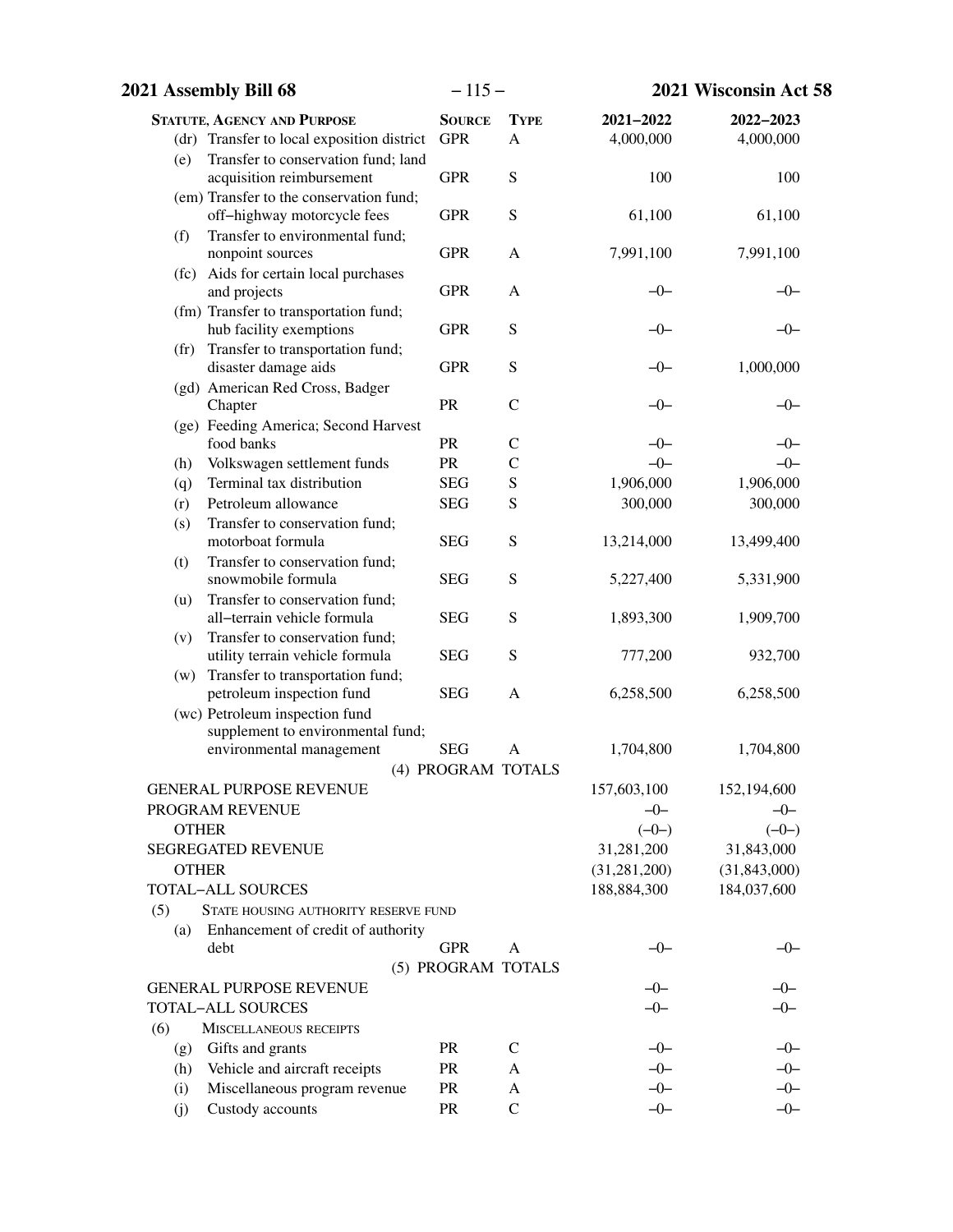| Statute, Agency and Purpose | Source | Type | 2021–2022 | 2022–2023 |
|---|---|---|---|---|
| (dr) Transfer to local exposition district | GPR | A | 4,000,000 | 4,000,000 |
| (e) Transfer to conservation fund; land acquisition reimbursement | GPR | S | 100 | 100 |
| (em) Transfer to the conservation fund; off–highway motorcycle fees | GPR | S | 61,100 | 61,100 |
| (f) Transfer to environmental fund; nonpoint sources | GPR | A | 7,991,100 | 7,991,100 |
| (fc) Aids for certain local purchases and projects | GPR | A | –0– | –0– |
| (fm) Transfer to transportation fund; hub facility exemptions | GPR | S | –0– | –0– |
| (fr) Transfer to transportation fund; disaster damage aids | GPR | S | –0– | 1,000,000 |
| (gd) American Red Cross, Badger Chapter | PR | C | –0– | –0– |
| (ge) Feeding America; Second Harvest food banks | PR | C | –0– | –0– |
| (h) Volkswagen settlement funds | PR | C | –0– | –0– |
| (q) Terminal tax distribution | SEG | S | 1,906,000 | 1,906,000 |
| (r) Petroleum allowance | SEG | S | 300,000 | 300,000 |
| (s) Transfer to conservation fund; motorboat formula | SEG | S | 13,214,000 | 13,499,400 |
| (t) Transfer to conservation fund; snowmobile formula | SEG | S | 5,227,400 | 5,331,900 |
| (u) Transfer to conservation fund; all–terrain vehicle formula | SEG | S | 1,893,300 | 1,909,700 |
| (v) Transfer to conservation fund; utility terrain vehicle formula | SEG | S | 777,200 | 932,700 |
| (w) Transfer to transportation fund; petroleum inspection fund | SEG | A | 6,258,500 | 6,258,500 |
| (wc) Petroleum inspection fund supplement to environmental fund; environmental management | SEG | A | 1,704,800 | 1,704,800 |
| (4) PROGRAM TOTALS | | | | |
| GENERAL PURPOSE REVENUE | | | 157,603,100 | 152,194,600 |
| PROGRAM REVENUE | | | –0– | –0– |
| OTHER | | | (–0–) | (–0–) |
| SEGREGATED REVENUE | | | 31,281,200 | 31,843,000 |
| OTHER | | | (31,281,200) | (31,843,000) |
| TOTAL–ALL SOURCES | | | 188,884,300 | 184,037,600 |
| (5) STATE HOUSING AUTHORITY RESERVE FUND | | | | |
| (a) Enhancement of credit of authority debt | GPR | A | –0– | –0– |
| (5) PROGRAM TOTALS | | | | |
| GENERAL PURPOSE REVENUE | | | –0– | –0– |
| TOTAL–ALL SOURCES | | | –0– | –0– |
| (6) MISCELLANEOUS RECEIPTS | | | | |
| (g) Gifts and grants | PR | C | –0– | –0– |
| (h) Vehicle and aircraft receipts | PR | A | –0– | –0– |
| (i) Miscellaneous program revenue | PR | A | –0– | –0– |
| (j) Custody accounts | PR | C | –0– | –0– |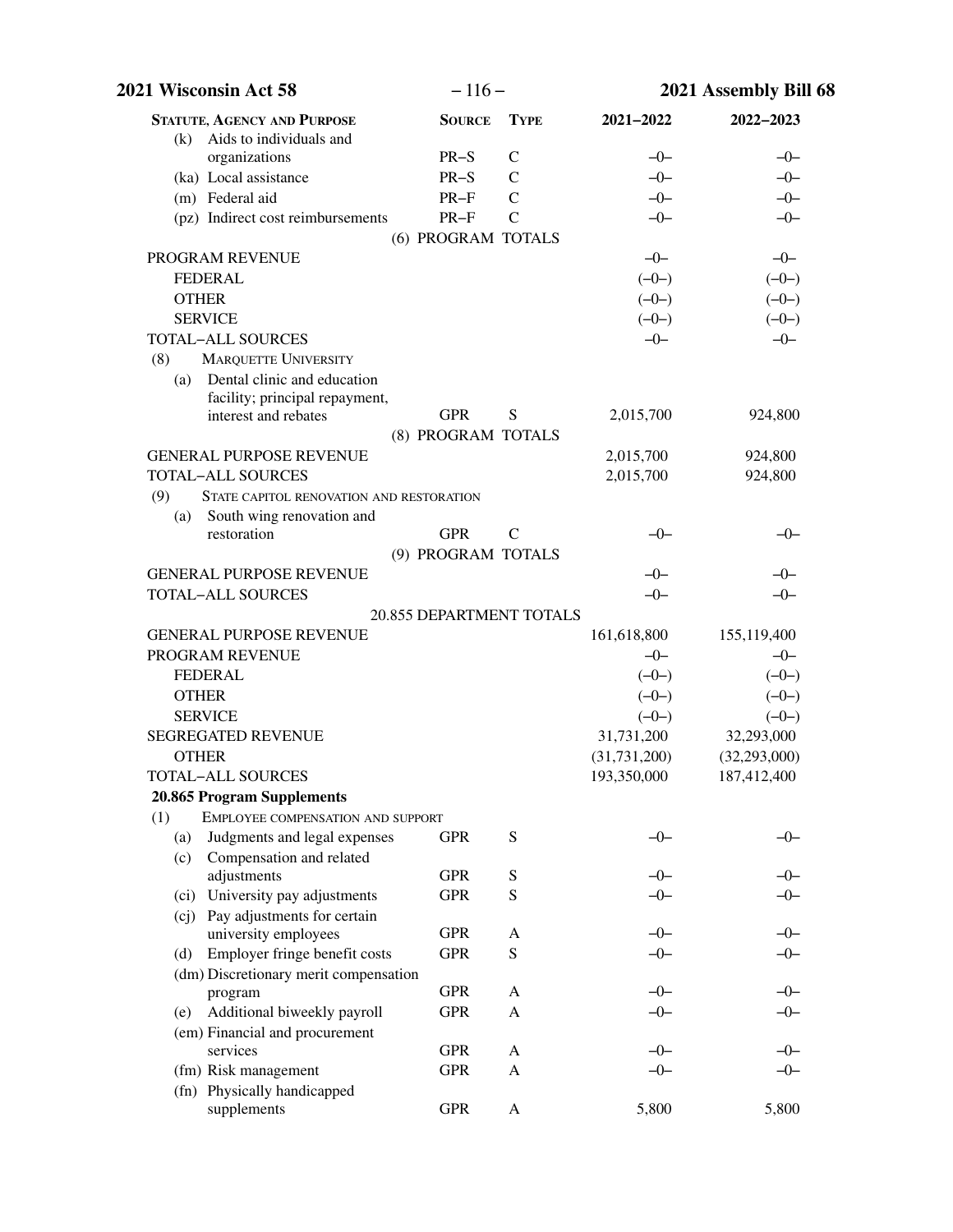| STATUTE, AGENCY AND PURPOSE | SOURCE | TYPE | 2021–2022 | 2022–2023 |
|---|---|---|---|---|
| (k) Aids to individuals and organizations | PR–S | C | –0– | –0– |
| (ka) Local assistance | PR–S | C | –0– | –0– |
| (m) Federal aid | PR–F | C | –0– | –0– |
| (pz) Indirect cost reimbursements | PR–F | C | –0– | –0– |
| (6) PROGRAM TOTALS | | | | |
| PROGRAM REVENUE | | | –0– | –0– |
| FEDERAL | | | (–0–) | (–0–) |
| OTHER | | | (–0–) | (–0–) |
| SERVICE | | | (–0–) | (–0–) |
| TOTAL–ALL SOURCES | | | –0– | –0– |
| (8) MARQUETTE UNIVERSITY | | | | |
| (a) Dental clinic and education facility; principal repayment, interest and rebates | GPR | S | 2,015,700 | 924,800 |
| (8) PROGRAM TOTALS | | | | |
| GENERAL PURPOSE REVENUE | | | 2,015,700 | 924,800 |
| TOTAL–ALL SOURCES | | | 2,015,700 | 924,800 |
| (9) STATE CAPITOL RENOVATION AND RESTORATION | | | | |
| (a) South wing renovation and restoration | GPR | C | –0– | –0– |
| (9) PROGRAM TOTALS | | | | |
| GENERAL PURPOSE REVENUE | | | –0– | –0– |
| TOTAL–ALL SOURCES | | | –0– | –0– |
| 20.855 DEPARTMENT TOTALS | | | | |
| GENERAL PURPOSE REVENUE | | | 161,618,800 | 155,119,400 |
| PROGRAM REVENUE | | | –0– | –0– |
| FEDERAL | | | (–0–) | (–0–) |
| OTHER | | | (–0–) | (–0–) |
| SERVICE | | | (–0–) | (–0–) |
| SEGREGATED REVENUE | | | 31,731,200 | 32,293,000 |
| OTHER | | | (31,731,200) | (32,293,000) |
| TOTAL–ALL SOURCES | | | 193,350,000 | 187,412,400 |
| **20.865 Program Supplements** | | | | |
| (1) EMPLOYEE COMPENSATION AND SUPPORT | | | | |
| (a) Judgments and legal expenses | GPR | S | –0– | –0– |
| (c) Compensation and related adjustments | GPR | S | –0– | –0– |
| (ci) University pay adjustments | GPR | S | –0– | –0– |
| (cj) Pay adjustments for certain university employees | GPR | A | –0– | –0– |
| (d) Employer fringe benefit costs | GPR | S | –0– | –0– |
| (dm) Discretionary merit compensation program | GPR | A | –0– | –0– |
| (e) Additional biweekly payroll | GPR | A | –0– | –0– |
| (em) Financial and procurement services | GPR | A | –0– | –0– |
| (fm) Risk management | GPR | A | –0– | –0– |
| (fn) Physically handicapped supplements | GPR | A | 5,800 | 5,800 |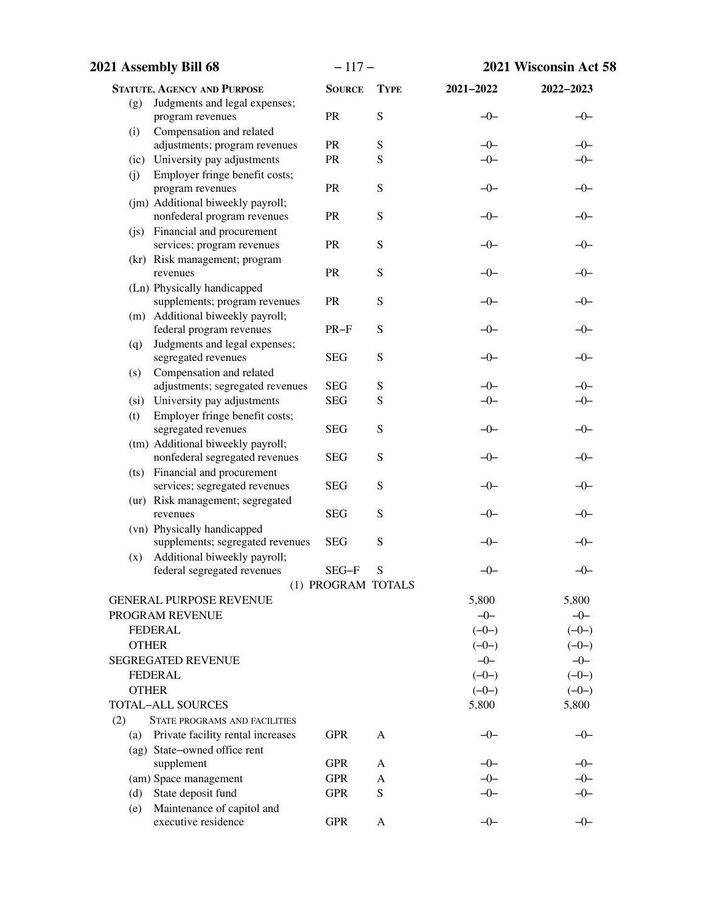| STATUTE, AGENCY AND PURPOSE | SOURCE | TYPE | 2021–2022 | 2022–2023 |
|---|---|---|---|---|
| (g) Judgments and legal expenses; program revenues | PR | S | –0– | –0– |
| (i) Compensation and related adjustments; program revenues | PR | S | –0– | –0– |
| (ic) University pay adjustments | PR | S | –0– | –0– |
| (j) Employer fringe benefit costs; program revenues | PR | S | –0– | –0– |
| (jm) Additional biweekly payroll; nonfederal program revenues | PR | S | –0– | –0– |
| (js) Financial and procurement services; program revenues | PR | S | –0– | –0– |
| (kr) Risk management; program revenues | PR | S | –0– | –0– |
| (Ln) Physically handicapped supplements; program revenues | PR | S | –0– | –0– |
| (m) Additional biweekly payroll; federal program revenues | PR–F | S | –0– | –0– |
| (q) Judgments and legal expenses; segregated revenues | SEG | S | –0– | –0– |
| (s) Compensation and related adjustments; segregated revenues | SEG | S | –0– | –0– |
| (si) University pay adjustments | SEG | S | –0– | –0– |
| (t) Employer fringe benefit costs; segregated revenues | SEG | S | –0– | –0– |
| (tm) Additional biweekly payroll; nonfederal segregated revenues | SEG | S | –0– | –0– |
| (ts) Financial and procurement services; segregated revenues | SEG | S | –0– | –0– |
| (ur) Risk management; segregated revenues | SEG | S | –0– | –0– |
| (vn) Physically handicapped supplements; segregated revenues | SEG | S | –0– | –0– |
| (x) Additional biweekly payroll; federal segregated revenues | SEG–F | S | –0– | –0– |
| (1) PROGRAM TOTALS | | | | |
| GENERAL PURPOSE REVENUE | | | 5,800 | 5,800 |
| PROGRAM REVENUE | | | –0– | –0– |
| FEDERAL | | | (–0–) | (–0–) |
| OTHER | | | (–0–) | (–0–) |
| SEGREGATED REVENUE | | | –0– | –0– |
| FEDERAL | | | (–0–) | (–0–) |
| OTHER | | | (–0–) | (–0–) |
| TOTAL–ALL SOURCES | | | 5,800 | 5,800 |
| (2) STATE PROGRAMS AND FACILITIES | | | | |
| (a) Private facility rental increases | GPR | A | –0– | –0– |
| (ag) State–owned office rent supplement | GPR | A | –0– | –0– |
| (am) Space management | GPR | A | –0– | –0– |
| (d) State deposit fund | GPR | S | –0– | –0– |
| (e) Maintenance of capitol and executive residence | GPR | A | –0– | –0– |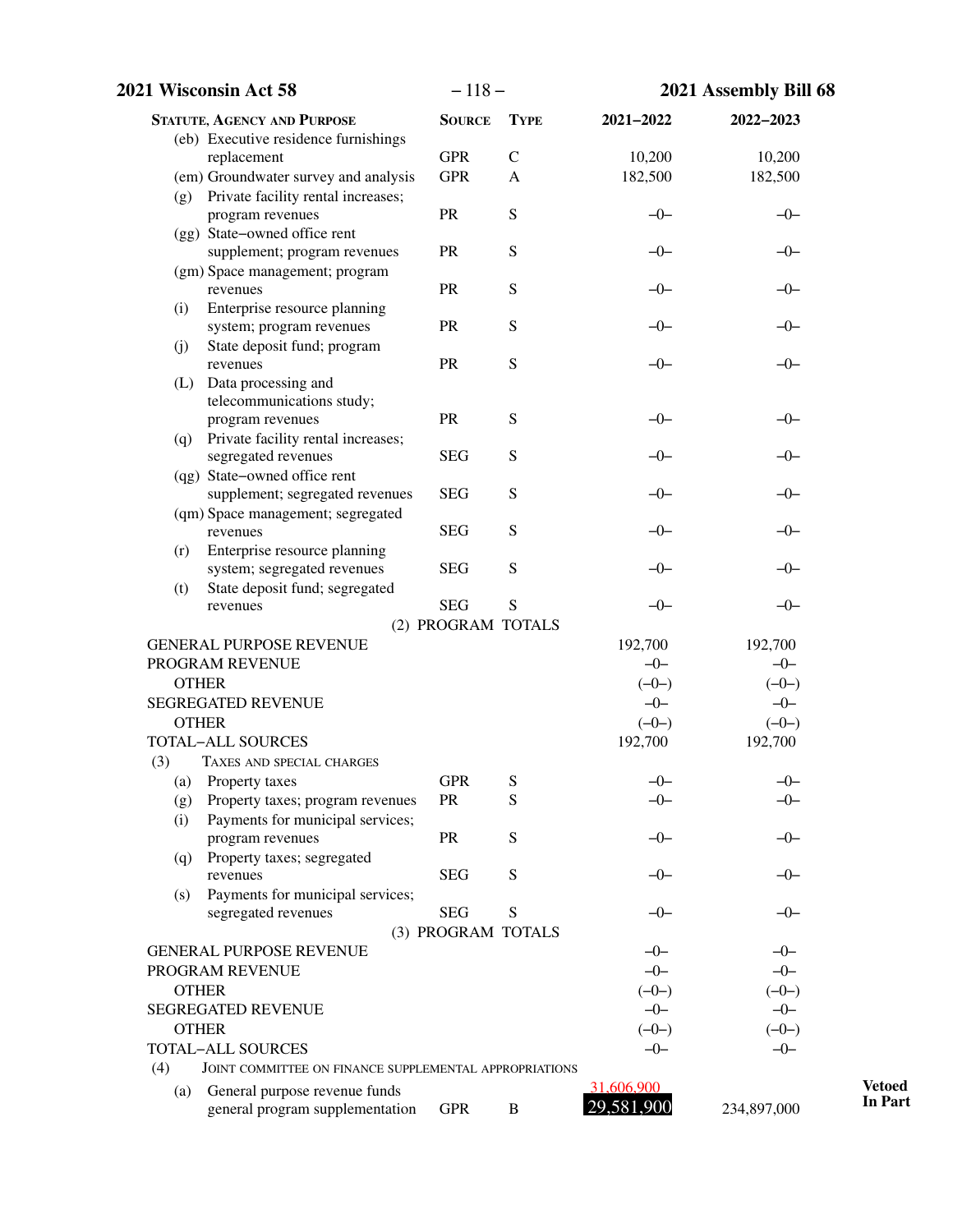| Statute, Agency and Purpose | Source | Type | 2021–2022 | 2022–2023 |
|---|---|---|---|---|
| (eb) Executive residence furnishings replacement | GPR | C | 10,200 | 10,200 |
| (em) Groundwater survey and analysis | GPR | A | 182,500 | 182,500 |
| (g) Private facility rental increases; program revenues | PR | S | –0– | –0– |
| (gg) State–owned office rent supplement; program revenues | PR | S | –0– | –0– |
| (gm) Space management; program revenues | PR | S | –0– | –0– |
| (i) Enterprise resource planning system; program revenues | PR | S | –0– | –0– |
| (j) State deposit fund; program revenues | PR | S | –0– | –0– |
| (L) Data processing and telecommunications study; program revenues | PR | S | –0– | –0– |
| (q) Private facility rental increases; segregated revenues | SEG | S | –0– | –0– |
| (qg) State–owned office rent supplement; segregated revenues | SEG | S | –0– | –0– |
| (qm) Space management; segregated revenues | SEG | S | –0– | –0– |
| (r) Enterprise resource planning system; segregated revenues | SEG | S | –0– | –0– |
| (t) State deposit fund; segregated revenues | SEG | S | –0– | –0– |
| **(2) PROGRAM TOTALS** | | | | |
| GENERAL PURPOSE REVENUE | | | 192,700 | 192,700 |
| PROGRAM REVENUE | | | –0– | –0– |
| OTHER | | | (–0–) | (–0–) |
| SEGREGATED REVENUE | | | –0– | –0– |
| OTHER | | | (–0–) | (–0–) |
| TOTAL–ALL SOURCES | | | 192,700 | 192,700 |
| (3) Taxes and special charges | | | | |
| (a) Property taxes | GPR | S | –0– | –0– |
| (g) Property taxes; program revenues | PR | S | –0– | –0– |
| (i) Payments for municipal services; program revenues | PR | S | –0– | –0– |
| (q) Property taxes; segregated revenues | SEG | S | –0– | –0– |
| (s) Payments for municipal services; segregated revenues | SEG | S | –0– | –0– |
| **(3) PROGRAM TOTALS** | | | | |
| GENERAL PURPOSE REVENUE | | | –0– | –0– |
| PROGRAM REVENUE | | | –0– | –0– |
| OTHER | | | (–0–) | (–0–) |
| SEGREGATED REVENUE | | | –0– | –0– |
| OTHER | | | (–0–) | (–0–) |
| TOTAL–ALL SOURCES | | | –0– | –0– |
| (4) Joint committee on finance supplemental appropriations | | | | |
| (a) General purpose revenue funds general program supplementation | GPR | B | ~~31,606,900~~ 29,581,900 | 234,897,000 |

**Vetoed In Part**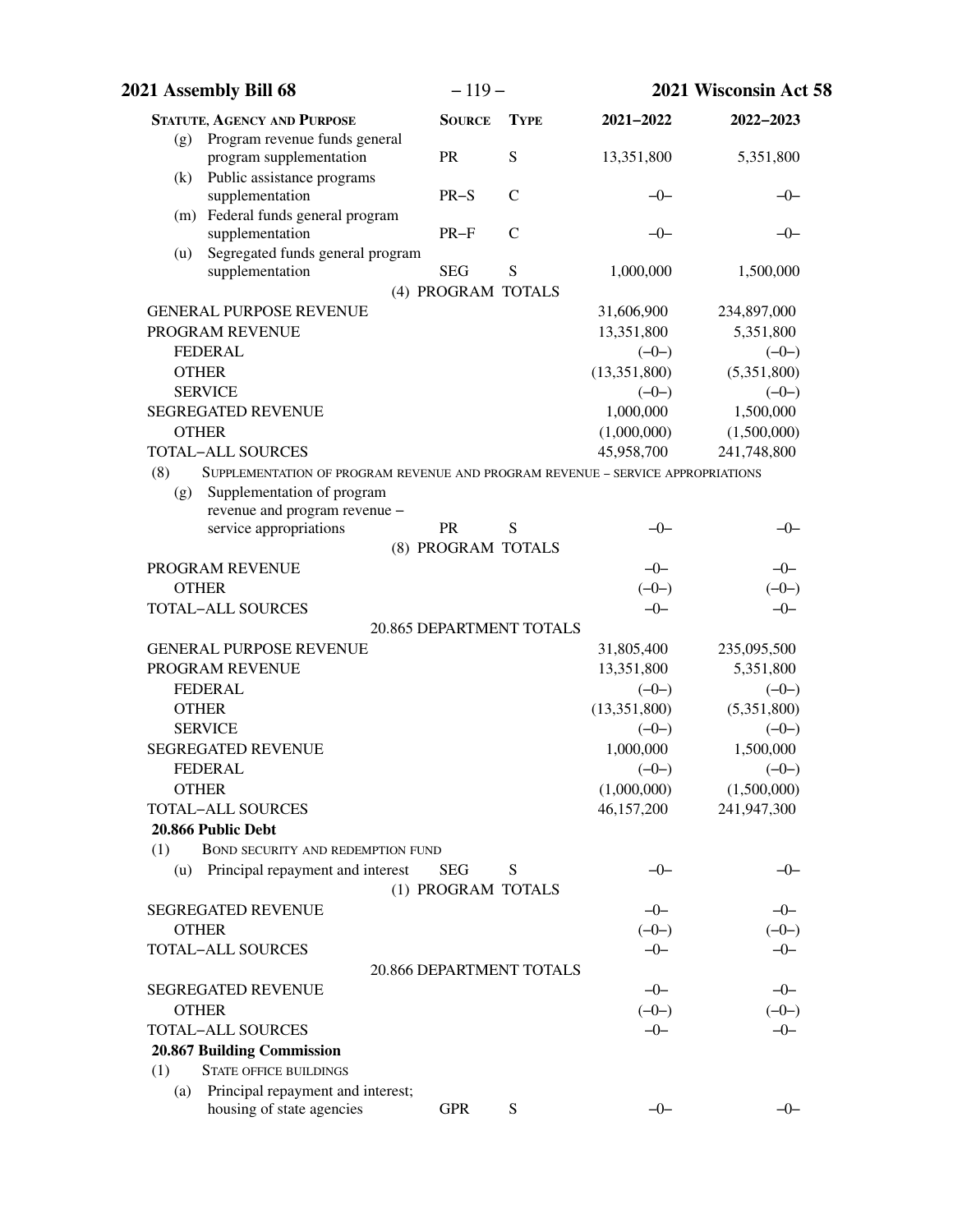| STATUTE, AGENCY AND PURPOSE | SOURCE | TYPE | 2021–2022 | 2022–2023 |
|---|---|---|---|---|
| (g) Program revenue funds general program supplementation | PR | S | 13,351,800 | 5,351,800 |
| (k) Public assistance programs supplementation | PR–S | C | –0– | –0– |
| (m) Federal funds general program supplementation | PR–F | C | –0– | –0– |
| (u) Segregated funds general program supplementation | SEG | S | 1,000,000 | 1,500,000 |
| (4) PROGRAM TOTALS | | | | |
| GENERAL PURPOSE REVENUE | | | 31,606,900 | 234,897,000 |
| PROGRAM REVENUE | | | 13,351,800 | 5,351,800 |
| FEDERAL | | | (–0–) | (–0–) |
| OTHER | | | (13,351,800) | (5,351,800) |
| SERVICE | | | (–0–) | (–0–) |
| SEGREGATED REVENUE | | | 1,000,000 | 1,500,000 |
| OTHER | | | (1,000,000) | (1,500,000) |
| TOTAL–ALL SOURCES | | | 45,958,700 | 241,748,800 |
| (8) SUPPLEMENTATION OF PROGRAM REVENUE AND PROGRAM REVENUE – SERVICE APPROPRIATIONS | | | | |
| (g) Supplementation of program revenue and program revenue – service appropriations | PR | S | –0– | –0– |
| (8) PROGRAM TOTALS | | | | |
| PROGRAM REVENUE | | | –0– | –0– |
| OTHER | | | (–0–) | (–0–) |
| TOTAL–ALL SOURCES | | | –0– | –0– |
| 20.865 DEPARTMENT TOTALS | | | | |
| GENERAL PURPOSE REVENUE | | | 31,805,400 | 235,095,500 |
| PROGRAM REVENUE | | | 13,351,800 | 5,351,800 |
| FEDERAL | | | (–0–) | (–0–) |
| OTHER | | | (13,351,800) | (5,351,800) |
| SERVICE | | | (–0–) | (–0–) |
| SEGREGATED REVENUE | | | 1,000,000 | 1,500,000 |
| FEDERAL | | | (–0–) | (–0–) |
| OTHER | | | (1,000,000) | (1,500,000) |
| TOTAL–ALL SOURCES | | | 46,157,200 | 241,947,300 |
| **20.866 Public Debt** | | | | |
| (1) BOND SECURITY AND REDEMPTION FUND | | | | |
| (u) Principal repayment and interest | SEG | S | –0– | –0– |
| (1) PROGRAM TOTALS | | | | |
| SEGREGATED REVENUE | | | –0– | –0– |
| OTHER | | | (–0–) | (–0–) |
| TOTAL–ALL SOURCES | | | –0– | –0– |
| 20.866 DEPARTMENT TOTALS | | | | |
| SEGREGATED REVENUE | | | –0– | –0– |
| OTHER | | | (–0–) | (–0–) |
| TOTAL–ALL SOURCES | | | –0– | –0– |
| **20.867 Building Commission** | | | | |
| (1) STATE OFFICE BUILDINGS | | | | |
| (a) Principal repayment and interest; housing of state agencies | GPR | S | –0– | –0– |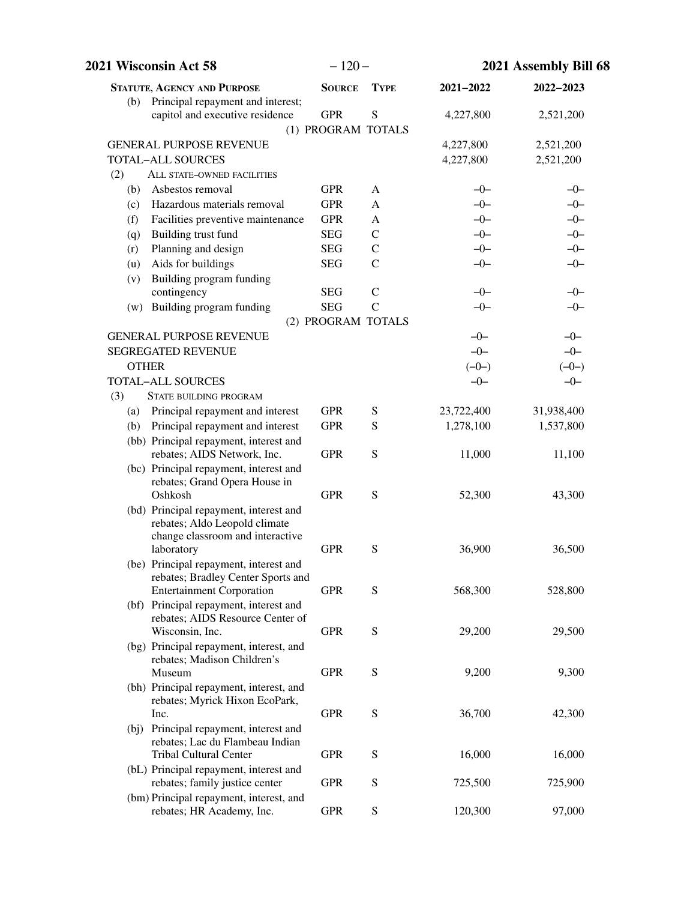| STATUTE, AGENCY AND PURPOSE | SOURCE | TYPE | 2021–2022 | 2022–2023 |
|---|---|---|---|---|
| (b) Principal repayment and interest; capitol and executive residence | GPR | S | 4,227,800 | 2,521,200 |
| (1) PROGRAM TOTALS | | | | |
| GENERAL PURPOSE REVENUE | | | 4,227,800 | 2,521,200 |
| TOTAL–ALL SOURCES | | | 4,227,800 | 2,521,200 |
| (2) ALL STATE–OWNED FACILITIES | | | | |
| (b) Asbestos removal | GPR | A | –0– | –0– |
| (c) Hazardous materials removal | GPR | A | –0– | –0– |
| (f) Facilities preventive maintenance | GPR | A | –0– | –0– |
| (q) Building trust fund | SEG | C | –0– | –0– |
| (r) Planning and design | SEG | C | –0– | –0– |
| (u) Aids for buildings | SEG | C | –0– | –0– |
| (v) Building program funding contingency | SEG | C | –0– | –0– |
| (w) Building program funding | SEG | C | –0– | –0– |
| (2) PROGRAM TOTALS | | | | |
| GENERAL PURPOSE REVENUE | | | –0– | –0– |
| SEGREGATED REVENUE | | | –0– | –0– |
| OTHER | | | (–0–) | (–0–) |
| TOTAL–ALL SOURCES | | | –0– | –0– |
| (3) STATE BUILDING PROGRAM | | | | |
| (a) Principal repayment and interest | GPR | S | 23,722,400 | 31,938,400 |
| (b) Principal repayment and interest | GPR | S | 1,278,100 | 1,537,800 |
| (bb) Principal repayment, interest and rebates; AIDS Network, Inc. | GPR | S | 11,000 | 11,100 |
| (bc) Principal repayment, interest and rebates; Grand Opera House in Oshkosh | GPR | S | 52,300 | 43,300 |
| (bd) Principal repayment, interest and rebates; Aldo Leopold climate change classroom and interactive laboratory | GPR | S | 36,900 | 36,500 |
| (be) Principal repayment, interest and rebates; Bradley Center Sports and Entertainment Corporation | GPR | S | 568,300 | 528,800 |
| (bf) Principal repayment, interest and rebates; AIDS Resource Center of Wisconsin, Inc. | GPR | S | 29,200 | 29,500 |
| (bg) Principal repayment, interest, and rebates; Madison Children's Museum | GPR | S | 9,200 | 9,300 |
| (bh) Principal repayment, interest, and rebates; Myrick Hixon EcoPark, Inc. | GPR | S | 36,700 | 42,300 |
| (bj) Principal repayment, interest and rebates; Lac du Flambeau Indian Tribal Cultural Center | GPR | S | 16,000 | 16,000 |
| (bL) Principal repayment, interest and rebates; family justice center | GPR | S | 725,500 | 725,900 |
| (bm) Principal repayment, interest, and rebates; HR Academy, Inc. | GPR | S | 120,300 | 97,000 |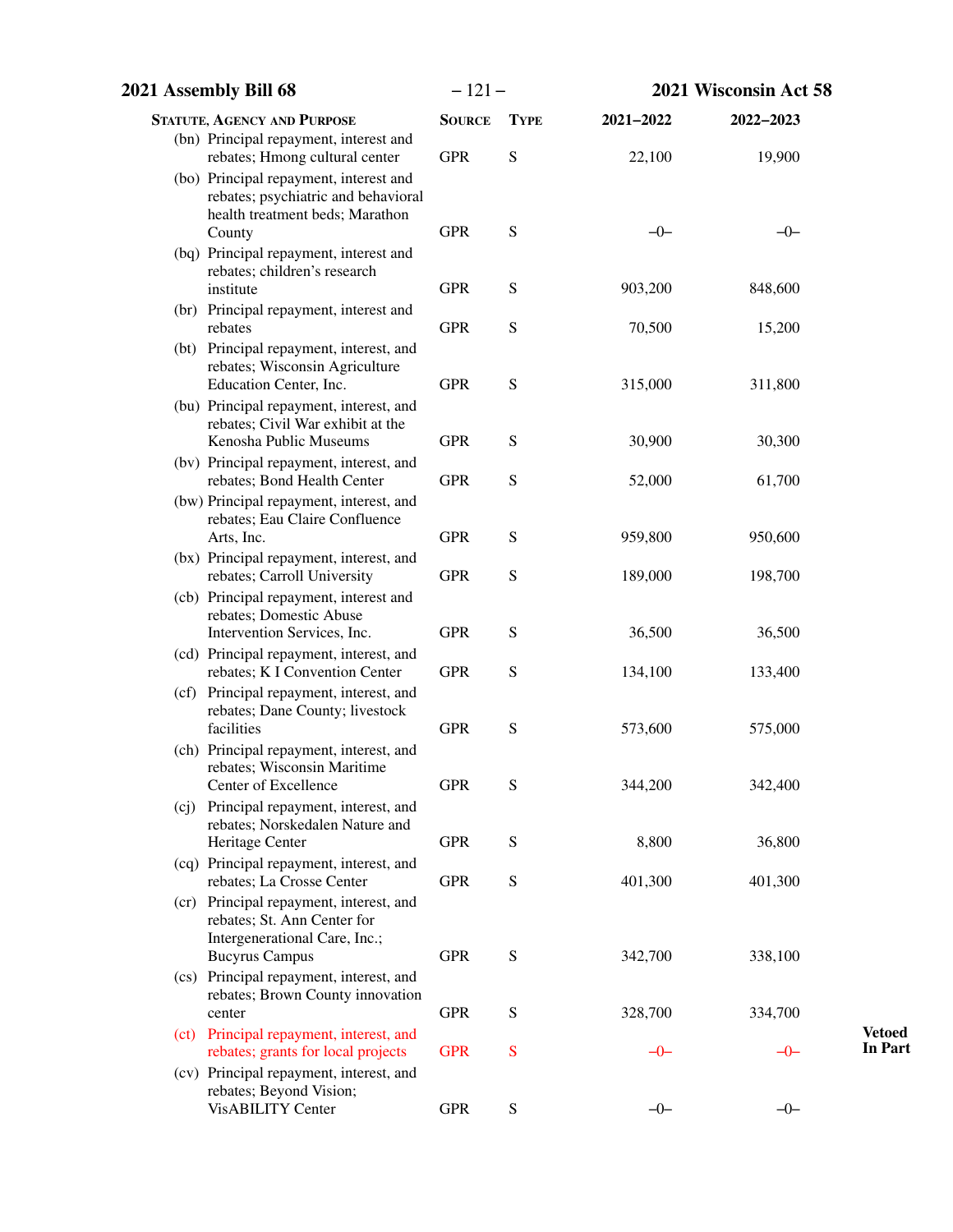| Statute, Agency and Purpose | Source | Type | 2021–2022 | 2022–2023 | |
|---|---|---|---|---|---|
| (bn) Principal repayment, interest and rebates; Hmong cultural center | GPR | S | 22,100 | 19,900 | |
| (bo) Principal repayment, interest and rebates; psychiatric and behavioral health treatment beds; Marathon County | GPR | S | –0– | –0– | |
| (bq) Principal repayment, interest and rebates; children's research institute | GPR | S | 903,200 | 848,600 | |
| (br) Principal repayment, interest and rebates | GPR | S | 70,500 | 15,200 | |
| (bt) Principal repayment, interest, and rebates; Wisconsin Agriculture Education Center, Inc. | GPR | S | 315,000 | 311,800 | |
| (bu) Principal repayment, interest, and rebates; Civil War exhibit at the Kenosha Public Museums | GPR | S | 30,900 | 30,300 | |
| (bv) Principal repayment, interest, and rebates; Bond Health Center | GPR | S | 52,000 | 61,700 | |
| (bw) Principal repayment, interest, and rebates; Eau Claire Confluence Arts, Inc. | GPR | S | 959,800 | 950,600 | |
| (bx) Principal repayment, interest, and rebates; Carroll University | GPR | S | 189,000 | 198,700 | |
| (cb) Principal repayment, interest and rebates; Domestic Abuse Intervention Services, Inc. | GPR | S | 36,500 | 36,500 | |
| (cd) Principal repayment, interest, and rebates; K I Convention Center | GPR | S | 134,100 | 133,400 | |
| (cf) Principal repayment, interest, and rebates; Dane County; livestock facilities | GPR | S | 573,600 | 575,000 | |
| (ch) Principal repayment, interest, and rebates; Wisconsin Maritime Center of Excellence | GPR | S | 344,200 | 342,400 | |
| (cj) Principal repayment, interest, and rebates; Norskedalen Nature and Heritage Center | GPR | S | 8,800 | 36,800 | |
| (cq) Principal repayment, interest, and rebates; La Crosse Center | GPR | S | 401,300 | 401,300 | |
| (cr) Principal repayment, interest, and rebates; St. Ann Center for Intergenerational Care, Inc.; Bucyrus Campus | GPR | S | 342,700 | 338,100 | |
| (cs) Principal repayment, interest, and rebates; Brown County innovation center | GPR | S | 328,700 | 334,700 | |
| (ct) Principal repayment, interest, and rebates; grants for local projects | GPR | S | –0– | –0– | **Vetoed In Part** |
| (cv) Principal repayment, interest, and rebates; Beyond Vision; VisABILITY Center | GPR | S | –0– | –0– | |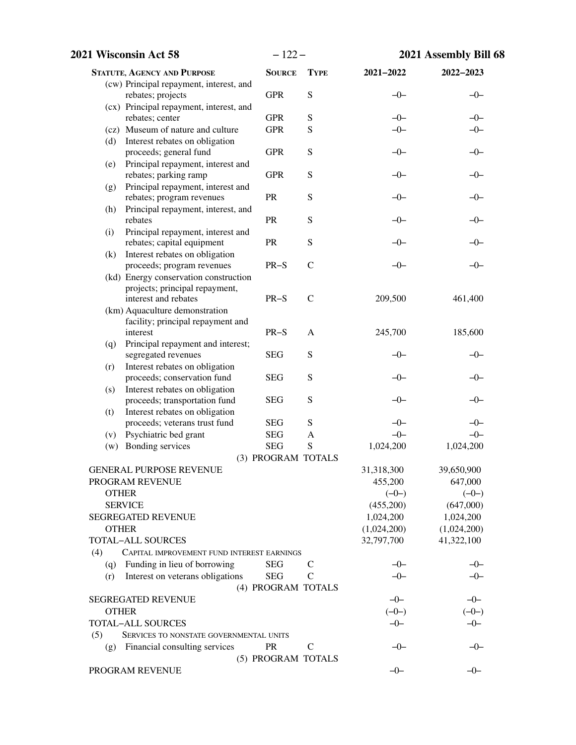| STATUTE, AGENCY AND PURPOSE | SOURCE | TYPE | 2021–2022 | 2022–2023 |
|---|---|---|---|---|
| (cw) Principal repayment, interest, and rebates; projects | GPR | S | –0– | –0– |
| (cx) Principal repayment, interest, and rebates; center | GPR | S | –0– | –0– |
| (cz) Museum of nature and culture | GPR | S | –0– | –0– |
| (d) Interest rebates on obligation proceeds; general fund | GPR | S | –0– | –0– |
| (e) Principal repayment, interest and rebates; parking ramp | GPR | S | –0– | –0– |
| (g) Principal repayment, interest and rebates; program revenues | PR | S | –0– | –0– |
| (h) Principal repayment, interest, and rebates | PR | S | –0– | –0– |
| (i) Principal repayment, interest and rebates; capital equipment | PR | S | –0– | –0– |
| (k) Interest rebates on obligation proceeds; program revenues | PR–S | C | –0– | –0– |
| (kd) Energy conservation construction projects; principal repayment, interest and rebates | PR–S | C | 209,500 | 461,400 |
| (km) Aquaculture demonstration facility; principal repayment and interest | PR–S | A | 245,700 | 185,600 |
| (q) Principal repayment and interest; segregated revenues | SEG | S | –0– | –0– |
| (r) Interest rebates on obligation proceeds; conservation fund | SEG | S | –0– | –0– |
| (s) Interest rebates on obligation proceeds; transportation fund | SEG | S | –0– | –0– |
| (t) Interest rebates on obligation proceeds; veterans trust fund | SEG | S | –0– | –0– |
| (v) Psychiatric bed grant | SEG | A | –0– | –0– |
| (w) Bonding services | SEG | S | 1,024,200 | 1,024,200 |
| (3) PROGRAM TOTALS | | | | |
| GENERAL PURPOSE REVENUE | | | 31,318,300 | 39,650,900 |
| PROGRAM REVENUE | | | 455,200 | 647,000 |
| OTHER | | | (–0–) | (–0–) |
| SERVICE | | | (455,200) | (647,000) |
| SEGREGATED REVENUE | | | 1,024,200 | 1,024,200 |
| OTHER | | | (1,024,200) | (1,024,200) |
| TOTAL–ALL SOURCES | | | 32,797,700 | 41,322,100 |
| (4) CAPITAL IMPROVEMENT FUND INTEREST EARNINGS | | | | |
| (q) Funding in lieu of borrowing | SEG | C | –0– | –0– |
| (r) Interest on veterans obligations | SEG | C | –0– | –0– |
| (4) PROGRAM TOTALS | | | | |
| SEGREGATED REVENUE | | | –0– | –0– |
| OTHER | | | (–0–) | (–0–) |
| TOTAL–ALL SOURCES | | | –0– | –0– |
| (5) SERVICES TO NONSTATE GOVERNMENTAL UNITS | | | | |
| (g) Financial consulting services | PR | C | –0– | –0– |
| (5) PROGRAM TOTALS | | | | |
| PROGRAM REVENUE | | | –0– | –0– |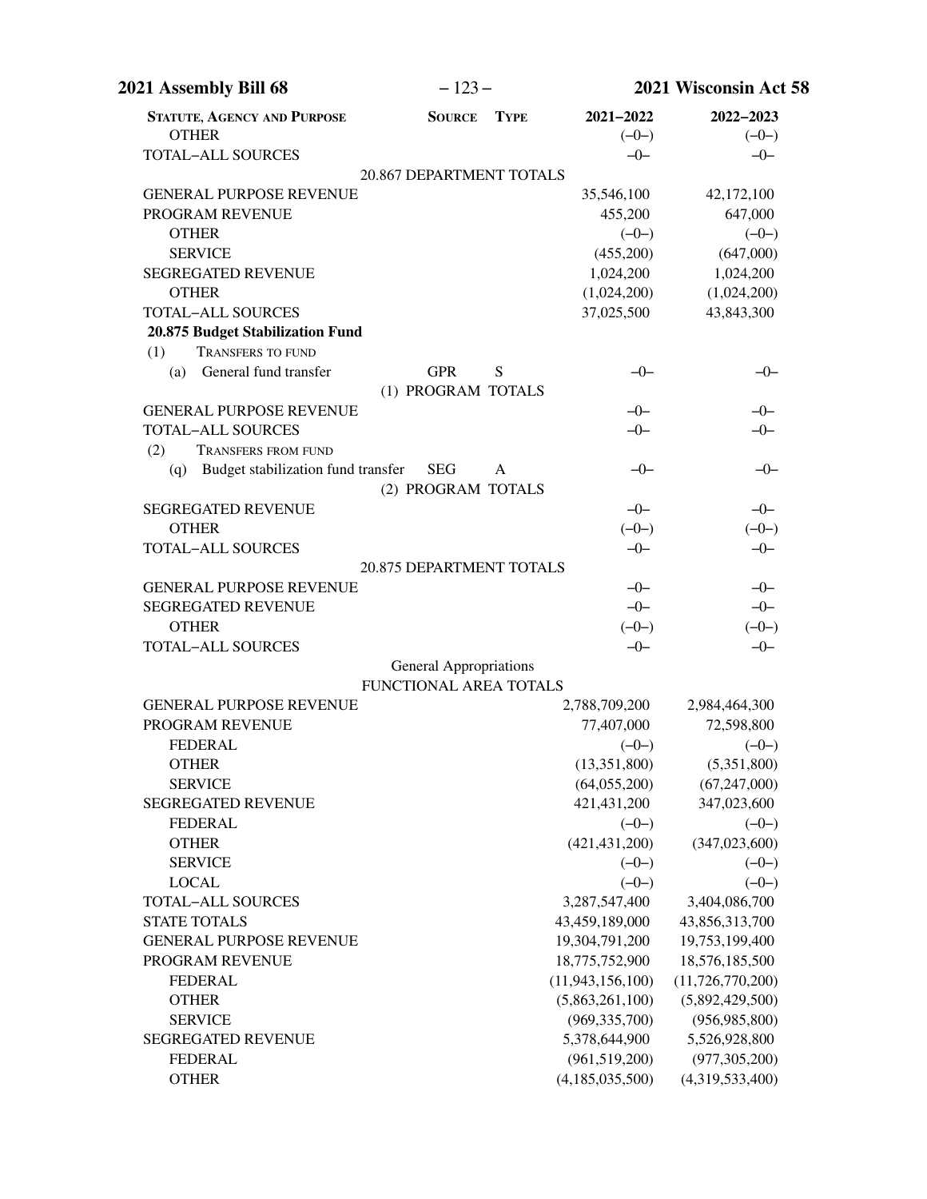| STATUTE, AGENCY AND PURPOSE | SOURCE | TYPE | 2021–2022 | 2022–2023 |
|---|---|---|---|---|
| OTHER | | | (–0–) | (–0–) |
| TOTAL–ALL SOURCES | | | –0– | –0– |
| 20.867 DEPARTMENT TOTALS | | | | |
| GENERAL PURPOSE REVENUE | | | 35,546,100 | 42,172,100 |
| PROGRAM REVENUE | | | 455,200 | 647,000 |
| OTHER | | | (–0–) | (–0–) |
| SERVICE | | | (455,200) | (647,000) |
| SEGREGATED REVENUE | | | 1,024,200 | 1,024,200 |
| OTHER | | | (1,024,200) | (1,024,200) |
| TOTAL–ALL SOURCES | | | 37,025,500 | 43,843,300 |
| **20.875 Budget Stabilization Fund** | | | | |
| (1) TRANSFERS TO FUND | | | | |
| (a) General fund transfer | GPR | S | –0– | –0– |
| (1) PROGRAM TOTALS | | | | |
| GENERAL PURPOSE REVENUE | | | –0– | –0– |
| TOTAL–ALL SOURCES | | | –0– | –0– |
| (2) TRANSFERS FROM FUND | | | | |
| (q) Budget stabilization fund transfer | SEG | A | –0– | –0– |
| (2) PROGRAM TOTALS | | | | |
| SEGREGATED REVENUE | | | –0– | –0– |
| OTHER | | | (–0–) | (–0–) |
| TOTAL–ALL SOURCES | | | –0– | –0– |
| 20.875 DEPARTMENT TOTALS | | | | |
| GENERAL PURPOSE REVENUE | | | –0– | –0– |
| SEGREGATED REVENUE | | | –0– | –0– |
| OTHER | | | (–0–) | (–0–) |
| TOTAL–ALL SOURCES | | | –0– | –0– |
| General Appropriations FUNCTIONAL AREA TOTALS | | | | |
| GENERAL PURPOSE REVENUE | | | 2,788,709,200 | 2,984,464,300 |
| PROGRAM REVENUE | | | 77,407,000 | 72,598,800 |
| FEDERAL | | | (–0–) | (–0–) |
| OTHER | | | (13,351,800) | (5,351,800) |
| SERVICE | | | (64,055,200) | (67,247,000) |
| SEGREGATED REVENUE | | | 421,431,200 | 347,023,600 |
| FEDERAL | | | (–0–) | (–0–) |
| OTHER | | | (421,431,200) | (347,023,600) |
| SERVICE | | | (–0–) | (–0–) |
| LOCAL | | | (–0–) | (–0–) |
| TOTAL–ALL SOURCES | | | 3,287,547,400 | 3,404,086,700 |
| STATE TOTALS | | | 43,459,189,000 | 43,856,313,700 |
| GENERAL PURPOSE REVENUE | | | 19,304,791,200 | 19,753,199,400 |
| PROGRAM REVENUE | | | 18,775,752,900 | 18,576,185,500 |
| FEDERAL | | | (11,943,156,100) | (11,726,770,200) |
| OTHER | | | (5,863,261,100) | (5,892,429,500) |
| SERVICE | | | (969,335,700) | (956,985,800) |
| SEGREGATED REVENUE | | | 5,378,644,900 | 5,526,928,800 |
| FEDERAL | | | (961,519,200) | (977,305,200) |
| OTHER | | | (4,185,035,500) | (4,319,533,400) |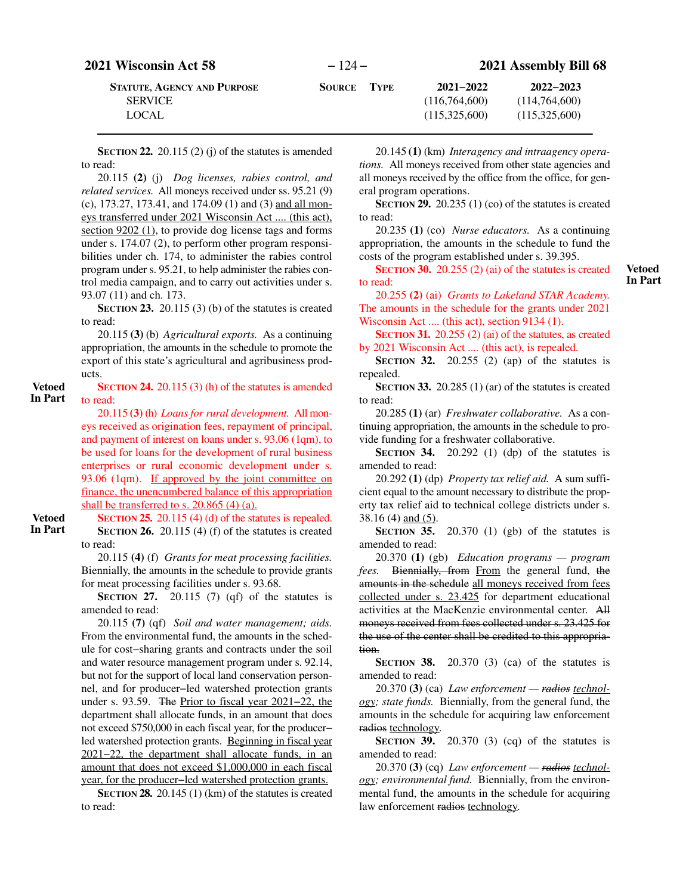| STATUTE, AGENCY AND PURPOSE | SOURCE | TYPE | 2021–2022 | 2022–2023 |
|---|---|---|---|---|
| SERVICE | | | (116,764,600) | (114,764,600) |
| LOCAL | | | (115,325,600) | (115,325,600) |

**SECTION 22.** 20.115 (2) (j) of the statutes is amended to read:

20.115 **(2)** (j) *Dog licenses, rabies control, and related services.* All moneys received under ss. 95.21 (9) (c), 173.27, 173.41, and 174.09 (1) and (3) and all moneys transferred under 2021 Wisconsin Act .... (this act), section 9202 (1), to provide dog license tags and forms under s. 174.07 (2), to perform other program responsibilities under ch. 174, to administer the rabies control program under s. 95.21, to help administer the rabies control media campaign, and to carry out activities under s. 93.07 (11) and ch. 173.

**SECTION 23.** 20.115 (3) (b) of the statutes is created to read:

20.115 **(3)** (b) *Agricultural exports.* As a continuing appropriation, the amounts in the schedule to promote the export of this state's agricultural and agribusiness products.

**Vetoed In Part**

**SECTION 24.** 20.115 (3) (h) of the statutes is amended to read:

20.115 **(3)** (h) *Loans for rural development.* All moneys received as origination fees, repayment of principal, and payment of interest on loans under s. 93.06 (1qm), to be used for loans for the development of rural business enterprises or rural economic development under s. 93.06 (1qm). If approved by the joint committee on finance, the unencumbered balance of this appropriation shall be transferred to s. 20.865 (4) (a).

**Vetoed In Part**

**SECTION 25.** 20.115 (4) (d) of the statutes is repealed.

**SECTION 26.** 20.115 (4) (f) of the statutes is created to read:

20.115 **(4)** (f) *Grants for meat processing facilities.* Biennially, the amounts in the schedule to provide grants for meat processing facilities under s. 93.68.

**SECTION 27.** 20.115 (7) (qf) of the statutes is amended to read:

20.115 **(7)** (qf) *Soil and water management; aids.* From the environmental fund, the amounts in the schedule for cost–sharing grants and contracts under the soil and water resource management program under s. 92.14, but not for the support of local land conservation personnel, and for producer–led watershed protection grants under s. 93.59. ~~The~~ Prior to fiscal year 2021–22, the department shall allocate funds, in an amount that does not exceed $750,000 in each fiscal year, for the producer–led watershed protection grants. Beginning in fiscal year 2021–22, the department shall allocate funds, in an amount that does not exceed $1,000,000 in each fiscal year, for the producer–led watershed protection grants.

**SECTION 28.** 20.145 (1) (km) of the statutes is created to read:

20.145 **(1)** (km) *Interagency and intraagency operations.* All moneys received from other state agencies and all moneys received by the office from the office, for general program operations.

**SECTION 29.** 20.235 (1) (co) of the statutes is created to read:

20.235 **(1)** (co) *Nurse educators.* As a continuing appropriation, the amounts in the schedule to fund the costs of the program established under s. 39.395.

**Vetoed In Part**

**SECTION 30.** 20.255 (2) (ai) of the statutes is created to read:

20.255 **(2)** (ai) *Grants to Lakeland STAR Academy.* The amounts in the schedule for the grants under 2021 Wisconsin Act .... (this act), section 9134 (1).

**SECTION 31.** 20.255 (2) (ai) of the statutes, as created by 2021 Wisconsin Act .... (this act), is repealed.

**SECTION 32.** 20.255 (2) (ap) of the statutes is repealed.

**SECTION 33.** 20.285 (1) (ar) of the statutes is created to read:

20.285 **(1)** (ar) *Freshwater collaborative.* As a continuing appropriation, the amounts in the schedule to provide funding for a freshwater collaborative.

**SECTION 34.** 20.292 (1) (dp) of the statutes is amended to read:

20.292 **(1)** (dp) *Property tax relief aid.* A sum sufficient equal to the amount necessary to distribute the property tax relief aid to technical college districts under s. 38.16 (4) and (5).

**SECTION 35.** 20.370 (1) (gb) of the statutes is amended to read:

20.370 **(1)** (gb) *Education programs — program fees.* ~~Biennially, from~~ From the general fund, ~~the amounts in the schedule~~ all moneys received from fees collected under s. 23.425 for department educational activities at the MacKenzie environmental center. ~~All moneys received from fees collected under s. 23.425 for the use of the center shall be credited to this appropriation.~~

**SECTION 38.** 20.370 (3) (ca) of the statutes is amended to read:

20.370 **(3)** (ca) *Law enforcement — ~~radios~~ technology; state funds.* Biennially, from the general fund, the amounts in the schedule for acquiring law enforcement ~~radios~~ technology.

**SECTION 39.** 20.370 (3) (cq) of the statutes is amended to read:

20.370 **(3)** (cq) *Law enforcement — ~~radios~~ technology; environmental fund.* Biennially, from the environmental fund, the amounts in the schedule for acquiring law enforcement ~~radios~~ technology.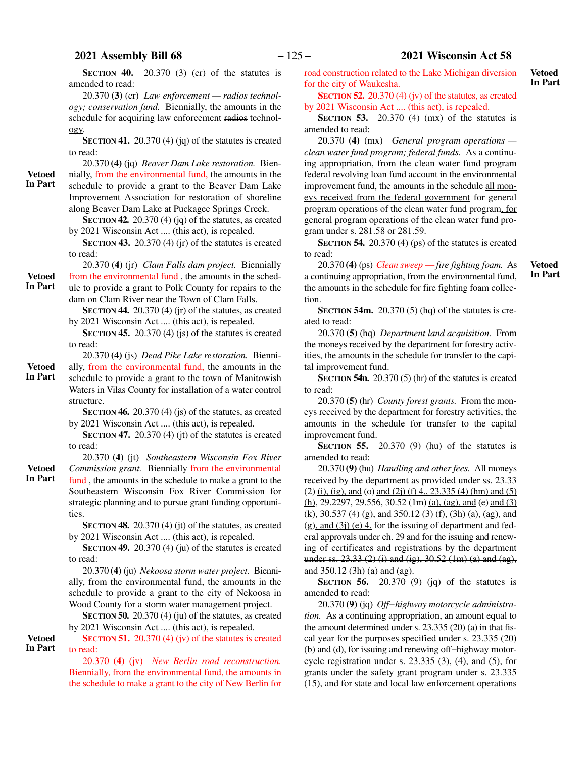**Section 40.** 20.370 (3) (cr) of the statutes is amended to read:

20.370 **(3)** (cr) *Law enforcement — ~~radios~~ technology; conservation fund.* Biennially, the amounts in the schedule for acquiring law enforcement ~~radios~~ technology.

**Section 41.** 20.370 (4) (jq) of the statutes is created to read:

**Vetoed In Part**

20.370 **(4)** (jq) *Beaver Dam Lake restoration.* Biennially, from the environmental fund, the amounts in the schedule to provide a grant to the Beaver Dam Lake Improvement Association for restoration of shoreline along Beaver Dam Lake at Puckagee Springs Creek.

**Section 42.** 20.370 (4) (jq) of the statutes, as created by 2021 Wisconsin Act .... (this act), is repealed.

**Section 43.** 20.370 (4) (jr) of the statutes is created to read:

**Vetoed In Part**

20.370 **(4)** (jr) *Clam Falls dam project.* Biennially from the environmental fund , the amounts in the schedule to provide a grant to Polk County for repairs to the dam on Clam River near the Town of Clam Falls.

**Section 44.** 20.370 (4) (jr) of the statutes, as created by 2021 Wisconsin Act .... (this act), is repealed.

**Section 45.** 20.370 (4) (js) of the statutes is created to read:

**Vetoed In Part**

20.370 **(4)** (js) *Dead Pike Lake restoration.* Biennially, from the environmental fund, the amounts in the schedule to provide a grant to the town of Manitowish Waters in Vilas County for installation of a water control structure.

**Section 46.** 20.370 (4) (js) of the statutes, as created by 2021 Wisconsin Act .... (this act), is repealed.

**Section 47.** 20.370 (4) (jt) of the statutes is created to read:

**Vetoed In Part**

20.370 **(4)** (jt) *Southeastern Wisconsin Fox River Commission grant.* Biennially from the environmental fund , the amounts in the schedule to make a grant to the Southeastern Wisconsin Fox River Commission for strategic planning and to pursue grant funding opportunities.

**Section 48.** 20.370 (4) (jt) of the statutes, as created by 2021 Wisconsin Act .... (this act), is repealed.

**Section 49.** 20.370 (4) (ju) of the statutes is created to read:

20.370 **(4)** (ju) *Nekoosa storm water project.* Biennially, from the environmental fund, the amounts in the schedule to provide a grant to the city of Nekoosa in Wood County for a storm water management project.

**Section 50.** 20.370 (4) (ju) of the statutes, as created by 2021 Wisconsin Act .... (this act), is repealed.

**Vetoed In Part**

**Section 51.** 20.370 (4) (jv) of the statutes is created to read:

20.370 **(4)** (jv) *New Berlin road reconstruction.* Biennially, from the environmental fund, the amounts in the schedule to make a grant to the city of New Berlin for road construction related to the Lake Michigan diversion for the city of Waukesha.

**Section 52.** 20.370 (4) (jv) of the statutes, as created by 2021 Wisconsin Act .... (this act), is repealed.

**Section 53.** 20.370 (4) (mx) of the statutes is amended to read:

20.370 **(4)** (mx) *General program operations — clean water fund program; federal funds.* As a continuing appropriation, from the clean water fund program federal revolving loan fund account in the environmental improvement fund, ~~the amounts in the schedule~~ all moneys received from the federal government for general program operations of the clean water fund program, for general program operations of the clean water fund program under s. 281.58 or 281.59.

**Section 54.** 20.370 (4) (ps) of the statutes is created to read:

**Vetoed In Part**

20.370 **(4)** (ps) *Clean sweep — fire fighting foam.* As a continuing appropriation, from the environmental fund, the amounts in the schedule for fire fighting foam collection.

**Section 54m.** 20.370 (5) (hq) of the statutes is created to read:

20.370 **(5)** (hq) *Department land acquisition.* From the moneys received by the department for forestry activities, the amounts in the schedule for transfer to the capital improvement fund.

**Section 54n.** 20.370 (5) (hr) of the statutes is created to read:

20.370 **(5)** (hr) *County forest grants.* From the moneys received by the department for forestry activities, the amounts in the schedule for transfer to the capital improvement fund.

**Section 55.** 20.370 (9) (hu) of the statutes is amended to read:

20.370 **(9)** (hu) *Handling and other fees.* All moneys received by the department as provided under ss. 23.33 (2) (i), (ig), and (o) and (2j) (f) 4., 23.335 (4) (hm) and (5) (h), 29.2297, 29.556, 30.52 (1m) (a), (ag), and (e) and (3) (k), 30.537 (4) (g), and 350.12 (3) (f), (3h) (a), (ag), and (g), and (3j) (e) 4. for the issuing of department and federal approvals under ch. 29 and for the issuing and renewing of certificates and registrations by the department ~~under ss. 23.33 (2) (i) and (ig), 30.52 (1m) (a) and (ag), and 350.12 (3h) (a) and (ag)~~.

**Section 56.** 20.370 (9) (jq) of the statutes is amended to read:

20.370 **(9)** (jq) *Off−highway motorcycle administration.* As a continuing appropriation, an amount equal to the amount determined under s. 23.335 (20) (a) in that fiscal year for the purposes specified under s. 23.335 (20) (b) and (d), for issuing and renewing off−highway motorcycle registration under s. 23.335 (3), (4), and (5), for grants under the safety grant program under s. 23.335 (15), and for state and local law enforcement operations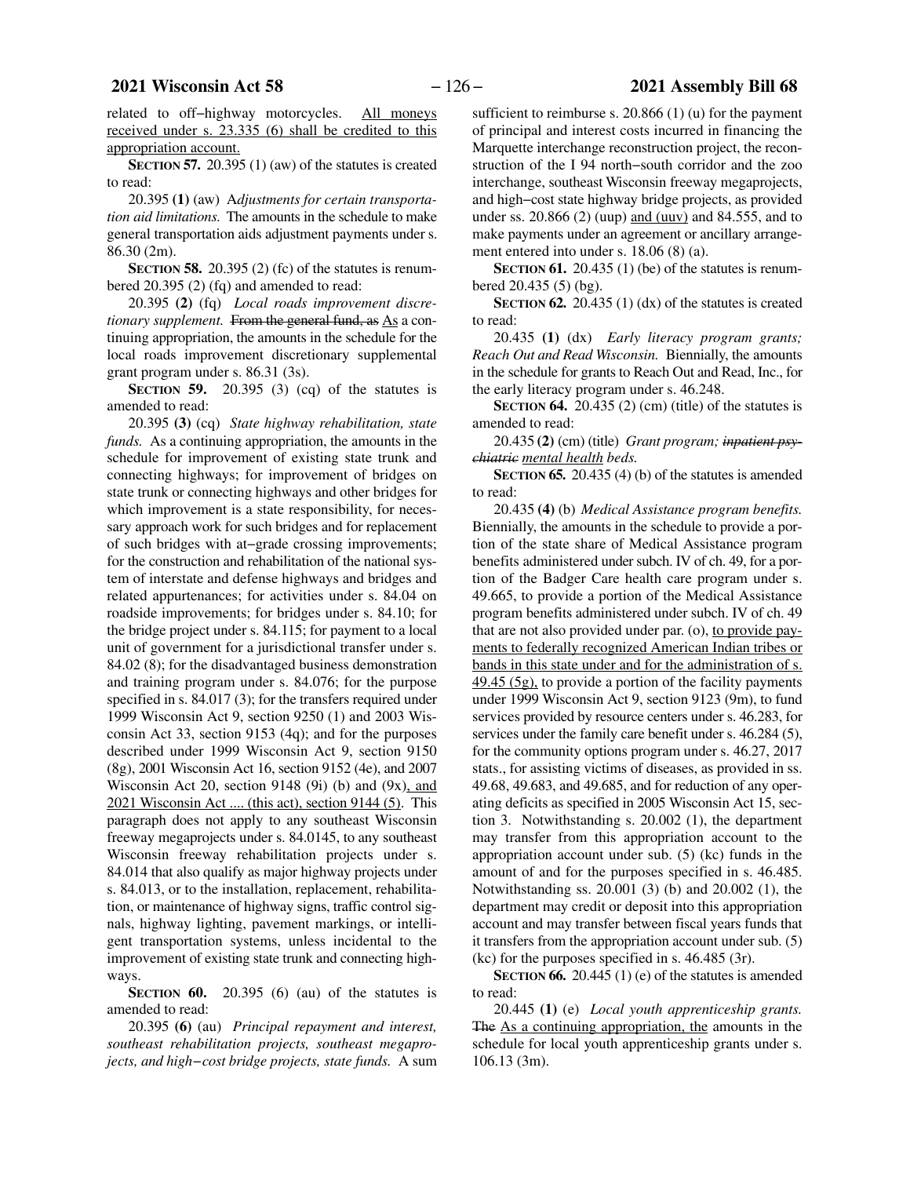related to off–highway motorcycles. <u>All moneys received under s. 23.335 (6) shall be credited to this appropriation account.</u>

**SECTION 57.** 20.395 (1) (aw) of the statutes is created to read:

20.395 **(1)** (aw) *Adjustments for certain transportation aid limitations.* The amounts in the schedule to make general transportation aids adjustment payments under s. 86.30 (2m).

**SECTION 58.** 20.395 (2) (fc) of the statutes is renumbered 20.395 (2) (fq) and amended to read:

20.395 **(2)** (fq) *Local roads improvement discretionary supplement.* ~~From the general fund, as~~ <u>As</u> a continuing appropriation, the amounts in the schedule for the local roads improvement discretionary supplemental grant program under s. 86.31 (3s).

**SECTION 59.** 20.395 (3) (cq) of the statutes is amended to read:

20.395 **(3)** (cq) *State highway rehabilitation, state funds.* As a continuing appropriation, the amounts in the schedule for improvement of existing state trunk and connecting highways; for improvement of bridges on state trunk or connecting highways and other bridges for which improvement is a state responsibility, for necessary approach work for such bridges and for replacement of such bridges with at–grade crossing improvements; for the construction and rehabilitation of the national system of interstate and defense highways and bridges and related appurtenances; for activities under s. 84.04 on roadside improvements; for bridges under s. 84.10; for the bridge project under s. 84.115; for payment to a local unit of government for a jurisdictional transfer under s. 84.02 (8); for the disadvantaged business demonstration and training program under s. 84.076; for the purpose specified in s. 84.017 (3); for the transfers required under 1999 Wisconsin Act 9, section 9250 (1) and 2003 Wisconsin Act 33, section 9153 (4q); and for the purposes described under 1999 Wisconsin Act 9, section 9150 (8g), 2001 Wisconsin Act 16, section 9152 (4e), and 2007 Wisconsin Act 20, section 9148 (9i) (b) and (9x)<u>, and 2021 Wisconsin Act .... (this act), section 9144 (5)</u>. This paragraph does not apply to any southeast Wisconsin freeway megaprojects under s. 84.0145, to any southeast Wisconsin freeway rehabilitation projects under s. 84.014 that also qualify as major highway projects under s. 84.013, or to the installation, replacement, rehabilitation, or maintenance of highway signs, traffic control signals, highway lighting, pavement markings, or intelligent transportation systems, unless incidental to the improvement of existing state trunk and connecting highways.

**SECTION 60.** 20.395 (6) (au) of the statutes is amended to read:

20.395 **(6)** (au) *Principal repayment and interest, southeast rehabilitation projects, southeast megaprojects, and high–cost bridge projects, state funds.* A sum sufficient to reimburse s. 20.866 (1) (u) for the payment of principal and interest costs incurred in financing the Marquette interchange reconstruction project, the reconstruction of the I 94 north–south corridor and the zoo interchange, southeast Wisconsin freeway megaprojects, and high–cost state highway bridge projects, as provided under ss. 20.866 (2) (uup) <u>and (uuv)</u> and 84.555, and to make payments under an agreement or ancillary arrangement entered into under s. 18.06 (8) (a).

**SECTION 61.** 20.435 (1) (be) of the statutes is renumbered 20.435 (5) (bg).

**SECTION 62.** 20.435 (1) (dx) of the statutes is created to read:

20.435 **(1)** (dx) *Early literacy program grants; Reach Out and Read Wisconsin.* Biennially, the amounts in the schedule for grants to Reach Out and Read, Inc., for the early literacy program under s. 46.248.

**SECTION 64.** 20.435 (2) (cm) (title) of the statutes is amended to read:

20.435 **(2)** (cm) (title) *Grant program; ~~inpatient psychiatric~~ <u>mental health</u> beds.*

**SECTION 65.** 20.435 (4) (b) of the statutes is amended to read:

20.435 **(4)** (b) *Medical Assistance program benefits.* Biennially, the amounts in the schedule to provide a portion of the state share of Medical Assistance program benefits administered under subch. IV of ch. 49, for a portion of the Badger Care health care program under s. 49.665, to provide a portion of the Medical Assistance program benefits administered under subch. IV of ch. 49 that are not also provided under par. (o), <u>to provide payments to federally recognized American Indian tribes or bands in this state under and for the administration of s. 49.45 (5g),</u> to provide a portion of the facility payments under 1999 Wisconsin Act 9, section 9123 (9m), to fund services provided by resource centers under s. 46.283, for services under the family care benefit under s. 46.284 (5), for the community options program under s. 46.27, 2017 stats., for assisting victims of diseases, as provided in ss. 49.68, 49.683, and 49.685, and for reduction of any operating deficits as specified in 2005 Wisconsin Act 15, section 3. Notwithstanding s. 20.002 (1), the department may transfer from this appropriation account to the appropriation account under sub. (5) (kc) funds in the amount of and for the purposes specified in s. 46.485. Notwithstanding ss. 20.001 (3) (b) and 20.002 (1), the department may credit or deposit into this appropriation account and may transfer between fiscal years funds that it transfers from the appropriation account under sub. (5) (kc) for the purposes specified in s. 46.485 (3r).

**SECTION 66.** 20.445 (1) (e) of the statutes is amended to read:

20.445 **(1)** (e) *Local youth apprenticeship grants.* ~~The~~ <u>As a continuing appropriation, the</u> amounts in the schedule for local youth apprenticeship grants under s. 106.13 (3m).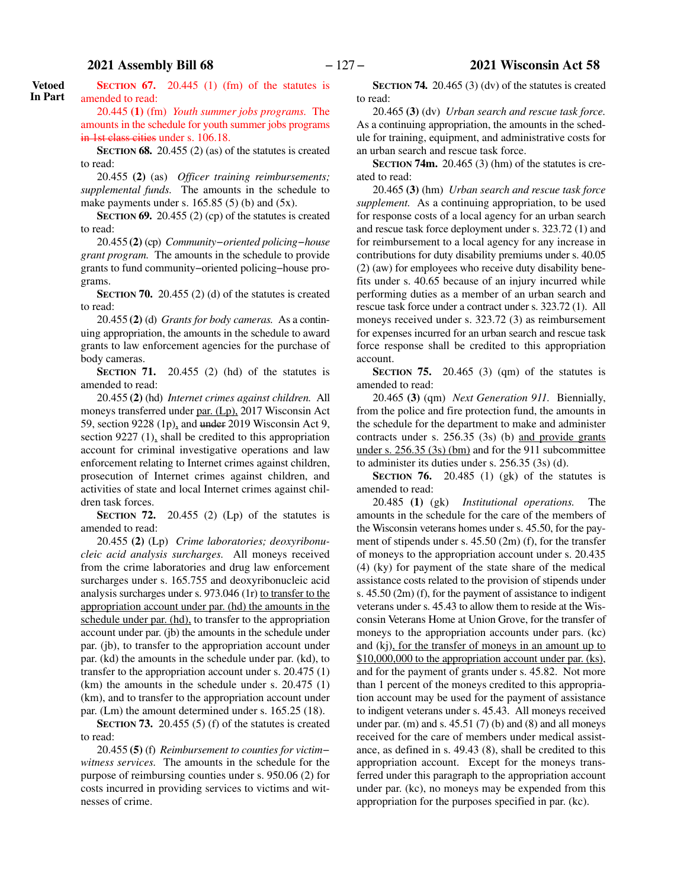**Vetoed In Part**

**SECTION 67.** 20.445 (1) (fm) of the statutes is amended to read:

20.445 **(1)** (fm) *Youth summer jobs programs.* The amounts in the schedule for youth summer jobs programs ~~in 1st class cities~~ under s. 106.18.

**SECTION 68.** 20.455 (2) (as) of the statutes is created to read:

20.455 **(2)** (as) *Officer training reimbursements; supplemental funds.* The amounts in the schedule to make payments under s. 165.85 (5) (b) and (5x).

**SECTION 69.** 20.455 (2) (cp) of the statutes is created to read:

20.455 **(2)** (cp) *Community−oriented policing−house grant program.* The amounts in the schedule to provide grants to fund community−oriented policing−house programs.

**SECTION 70.** 20.455 (2) (d) of the statutes is created to read:

20.455 **(2)** (d) *Grants for body cameras.* As a continuing appropriation, the amounts in the schedule to award grants to law enforcement agencies for the purchase of body cameras.

**SECTION 71.** 20.455 (2) (hd) of the statutes is amended to read:

20.455 **(2)** (hd) *Internet crimes against children.* All moneys transferred under par. (Lp), 2017 Wisconsin Act 59, section 9228 (1p), and ~~under~~ 2019 Wisconsin Act 9, section 9227 (1), shall be credited to this appropriation account for criminal investigative operations and law enforcement relating to Internet crimes against children, prosecution of Internet crimes against children, and activities of state and local Internet crimes against children task forces.

**SECTION 72.** 20.455 (2) (Lp) of the statutes is amended to read:

20.455 **(2)** (Lp) *Crime laboratories; deoxyribonucleic acid analysis surcharges.* All moneys received from the crime laboratories and drug law enforcement surcharges under s. 165.755 and deoxyribonucleic acid analysis surcharges under s. 973.046 (1r) to transfer to the appropriation account under par. (hd) the amounts in the schedule under par. (hd), to transfer to the appropriation account under par. (jb) the amounts in the schedule under par. (jb), to transfer to the appropriation account under par. (kd) the amounts in the schedule under par. (kd), to transfer to the appropriation account under s. 20.475 (1) (km) the amounts in the schedule under s. 20.475 (1) (km), and to transfer to the appropriation account under par. (Lm) the amount determined under s. 165.25 (18).

**SECTION 73.** 20.455 (5) (f) of the statutes is created to read:

20.455 **(5)** (f) *Reimbursement to counties for victim−witness services.* The amounts in the schedule for the purpose of reimbursing counties under s. 950.06 (2) for costs incurred in providing services to victims and witnesses of crime.

**SECTION 74.** 20.465 (3) (dv) of the statutes is created to read:

20.465 **(3)** (dv) *Urban search and rescue task force.* As a continuing appropriation, the amounts in the schedule for training, equipment, and administrative costs for an urban search and rescue task force.

**SECTION 74m.** 20.465 (3) (hm) of the statutes is created to read:

20.465 **(3)** (hm) *Urban search and rescue task force supplement.* As a continuing appropriation, to be used for response costs of a local agency for an urban search and rescue task force deployment under s. 323.72 (1) and for reimbursement to a local agency for any increase in contributions for duty disability premiums under s. 40.05 (2) (aw) for employees who receive duty disability benefits under s. 40.65 because of an injury incurred while performing duties as a member of an urban search and rescue task force under a contract under s. 323.72 (1). All moneys received under s. 323.72 (3) as reimbursement for expenses incurred for an urban search and rescue task force response shall be credited to this appropriation account.

**SECTION 75.** 20.465 (3) (qm) of the statutes is amended to read:

20.465 **(3)** (qm) *Next Generation 911.* Biennially, from the police and fire protection fund, the amounts in the schedule for the department to make and administer contracts under s. 256.35 (3s) (b) and provide grants under s. 256.35 (3s) (bm) and for the 911 subcommittee to administer its duties under s. 256.35 (3s) (d).

**SECTION 76.** 20.485 (1) (gk) of the statutes is amended to read:

20.485 **(1)** (gk) *Institutional operations.* The amounts in the schedule for the care of the members of the Wisconsin veterans homes under s. 45.50, for the payment of stipends under s. 45.50 (2m) (f), for the transfer of moneys to the appropriation account under s. 20.435 (4) (ky) for payment of the state share of the medical assistance costs related to the provision of stipends under s. 45.50 (2m) (f), for the payment of assistance to indigent veterans under s. 45.43 to allow them to reside at the Wisconsin Veterans Home at Union Grove, for the transfer of moneys to the appropriation accounts under pars. (kc) and (kj), for the transfer of moneys in an amount up to $10,000,000 to the appropriation account under par. (ks), and for the payment of grants under s. 45.82. Not more than 1 percent of the moneys credited to this appropriation account may be used for the payment of assistance to indigent veterans under s. 45.43. All moneys received under par. (m) and s. 45.51 (7) (b) and (8) and all moneys received for the care of members under medical assistance, as defined in s. 49.43 (8), shall be credited to this appropriation account. Except for the moneys transferred under this paragraph to the appropriation account under par. (kc), no moneys may be expended from this appropriation for the purposes specified in par. (kc).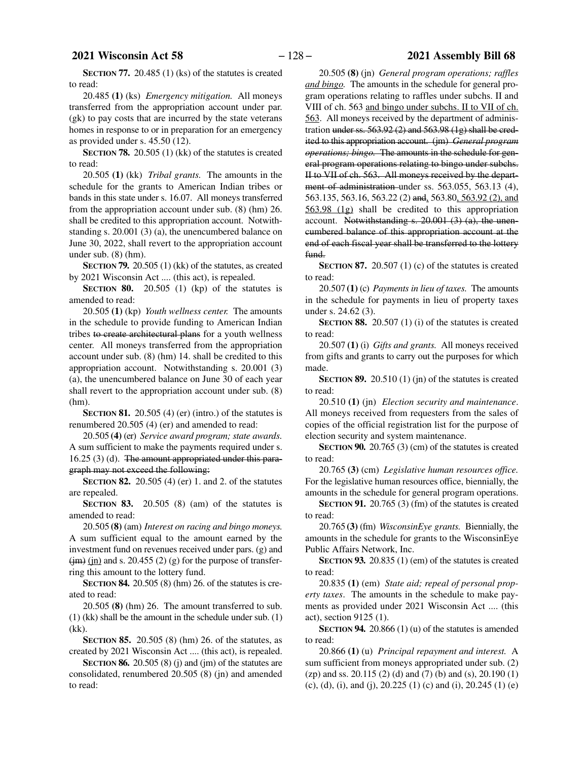**SECTION 77.** 20.485 (1) (ks) of the statutes is created to read:

20.485 **(1)** (ks) *Emergency mitigation.* All moneys transferred from the appropriation account under par. (gk) to pay costs that are incurred by the state veterans homes in response to or in preparation for an emergency as provided under s. 45.50 (12).

**SECTION 78.** 20.505 (1) (kk) of the statutes is created to read:

20.505 **(1)** (kk) *Tribal grants.* The amounts in the schedule for the grants to American Indian tribes or bands in this state under s. 16.07. All moneys transferred from the appropriation account under sub. (8) (hm) 26. shall be credited to this appropriation account. Notwithstanding s. 20.001 (3) (a), the unencumbered balance on June 30, 2022, shall revert to the appropriation account under sub. (8) (hm).

**SECTION 79.** 20.505 (1) (kk) of the statutes, as created by 2021 Wisconsin Act .... (this act), is repealed.

**SECTION 80.** 20.505 (1) (kp) of the statutes is amended to read:

20.505 **(1)** (kp) *Youth wellness center.* The amounts in the schedule to provide funding to American Indian tribes ~~to create architectural plans~~ for a youth wellness center. All moneys transferred from the appropriation account under sub. (8) (hm) 14. shall be credited to this appropriation account. Notwithstanding s. 20.001 (3) (a), the unencumbered balance on June 30 of each year shall revert to the appropriation account under sub. (8) (hm).

**SECTION 81.** 20.505 (4) (er) (intro.) of the statutes is renumbered 20.505 (4) (er) and amended to read:

20.505 **(4)** (er) *Service award program; state awards.* A sum sufficient to make the payments required under s. 16.25 (3) (d). ~~The amount appropriated under this paragraph may not exceed the following:~~

**SECTION 82.** 20.505 (4) (er) 1. and 2. of the statutes are repealed.

**SECTION 83.** 20.505 (8) (am) of the statutes is amended to read:

20.505 **(8)** (am) *Interest on racing and bingo moneys.* A sum sufficient equal to the amount earned by the investment fund on revenues received under pars. (g) and ~~(jm)~~ <u>(jn)</u> and s. 20.455 (2) (g) for the purpose of transferring this amount to the lottery fund.

**SECTION 84.** 20.505 (8) (hm) 26. of the statutes is created to read:

20.505 **(8)** (hm) 26. The amount transferred to sub. (1) (kk) shall be the amount in the schedule under sub. (1) (kk).

**SECTION 85.** 20.505 (8) (hm) 26. of the statutes, as created by 2021 Wisconsin Act .... (this act), is repealed.

**SECTION 86.** 20.505 (8) (j) and (jm) of the statutes are consolidated, renumbered 20.505 (8) (jn) and amended to read:

20.505 **(8)** (jn) *General program operations; raffles <u>and bingo</u>.* The amounts in the schedule for general program operations relating to raffles under subchs. II and VIII of ch. 563 <u>and bingo under subchs. II to VII of ch. 563</u>. All moneys received by the department of administration ~~under ss. 563.92 (2) and 563.98 (1g) shall be credited to this appropriation account. (jm) *General program operations; bingo.* The amounts in the schedule for general program operations relating to bingo under subchs. II to VII of ch. 563. All moneys received by the department of administration~~ under ss. 563.055, 563.13 (4), 563.135, 563.16, 563.22 (2) ~~and~~<u>,</u> 563.80<u>, 563.92 (2), and 563.98 (1g)</u> shall be credited to this appropriation account. ~~Notwithstanding s. 20.001 (3) (a), the unencumbered balance of this appropriation account at the end of each fiscal year shall be transferred to the lottery fund.~~

**SECTION 87.** 20.507 (1) (c) of the statutes is created to read:

20.507 **(1)** (c) *Payments in lieu of taxes.* The amounts in the schedule for payments in lieu of property taxes under s. 24.62 (3).

**SECTION 88.** 20.507 (1) (i) of the statutes is created to read:

20.507 **(1)** (i) *Gifts and grants.* All moneys received from gifts and grants to carry out the purposes for which made.

**SECTION 89.** 20.510 (1) (jn) of the statutes is created to read:

20.510 **(1)** (jn) *Election security and maintenance*. All moneys received from requesters from the sales of copies of the official registration list for the purpose of election security and system maintenance.

**SECTION 90.** 20.765 (3) (cm) of the statutes is created to read:

20.765 **(3)** (cm) *Legislative human resources office.* For the legislative human resources office, biennially, the amounts in the schedule for general program operations.

**SECTION 91.** 20.765 (3) (fm) of the statutes is created to read:

20.765 **(3)** (fm) *WisconsinEye grants.* Biennially, the amounts in the schedule for grants to the WisconsinEye Public Affairs Network, Inc.

**SECTION 93.** 20.835 (1) (em) of the statutes is created to read:

20.835 **(1)** (em) *State aid; repeal of personal property taxes*. The amounts in the schedule to make payments as provided under 2021 Wisconsin Act .... (this act), section 9125 (1).

**SECTION 94.** 20.866 (1) (u) of the statutes is amended to read:

20.866 **(1)** (u) *Principal repayment and interest.* A sum sufficient from moneys appropriated under sub. (2) (zp) and ss. 20.115 (2) (d) and (7) (b) and (s), 20.190 (1) (c), (d), (i), and (j), 20.225 (1) (c) and (i), 20.245 (1) (e)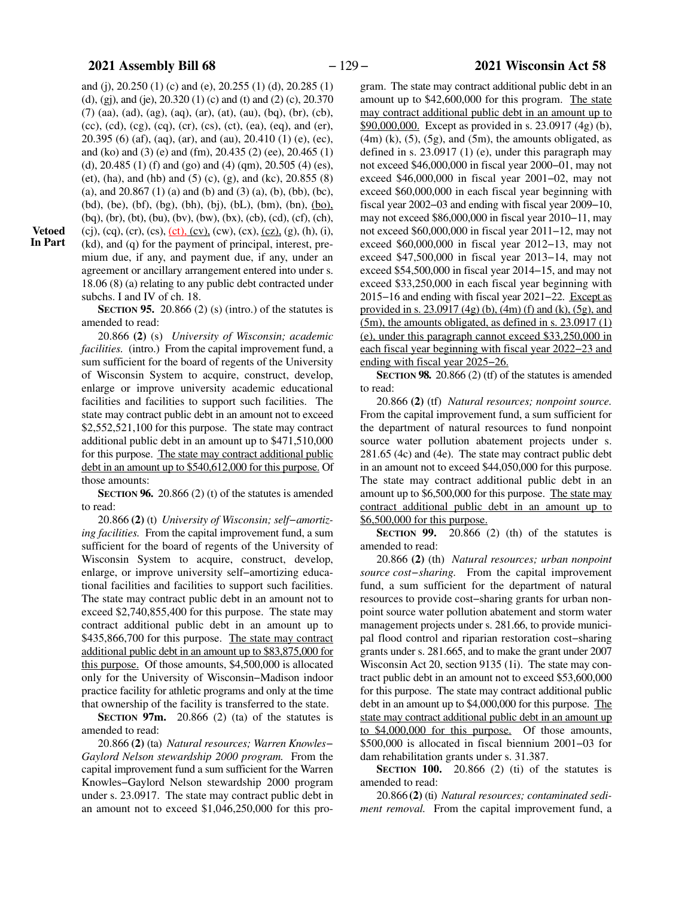and (j), 20.250 (1) (c) and (e), 20.255 (1) (d), 20.285 (1) (d), (gj), and (je), 20.320 (1) (c) and (t) and (2) (c), 20.370 (7) (aa), (ad), (ag), (aq), (ar), (at), (au), (bq), (br), (cb), (cc), (cd), (cg), (cq), (cr), (cs), (ct), (ea), (eq), and (er), 20.395 (6) (af), (aq), (ar), and (au), 20.410 (1) (e), (ec), and (ko) and (3) (e) and (fm), 20.435 (2) (ee), 20.465 (1) (d), 20.485 (1) (f) and (go) and (4) (qm), 20.505 (4) (es), (et), (ha), and (hb) and (5) (c), (g), and (kc), 20.855 (8) (a), and 20.867 (1) (a) and (b) and (3) (a), (b), (bb), (bc), (bd), (be), (bf), (bg), (bh), (bj), (bL), (bm), (bn), (bo), (bq), (br), (bt), (bu), (bv), (bw), (bx), (cb), (cd), (cf), (ch), (cj), (cq), (cr), (cs), (ct), (cv), (cw), (cx), (cz), (g), (h), (i), (kd), and (q) for the payment of principal, interest, premium due, if any, and payment due, if any, under an agreement or ancillary arrangement entered into under s. 18.06 (8) (a) relating to any public debt contracted under subchs. I and IV of ch. 18.

**Vetoed In Part**

**SECTION 95.** 20.866 (2) (s) (intro.) of the statutes is amended to read:

20.866 **(2)** (s) *University of Wisconsin; academic facilities.* (intro.) From the capital improvement fund, a sum sufficient for the board of regents of the University of Wisconsin System to acquire, construct, develop, enlarge or improve university academic educational facilities and facilities to support such facilities. The state may contract public debt in an amount not to exceed $2,552,521,100 for this purpose. The state may contract additional public debt in an amount up to $471,510,000 for this purpose. The state may contract additional public debt in an amount up to $540,612,000 for this purpose. Of those amounts:

**SECTION 96.** 20.866 (2) (t) of the statutes is amended to read:

20.866 **(2)** (t) *University of Wisconsin; self−amortizing facilities.* From the capital improvement fund, a sum sufficient for the board of regents of the University of Wisconsin System to acquire, construct, develop, enlarge, or improve university self−amortizing educational facilities and facilities to support such facilities. The state may contract public debt in an amount not to exceed $2,740,855,400 for this purpose. The state may contract additional public debt in an amount up to $435,866,700 for this purpose. The state may contract additional public debt in an amount up to $83,875,000 for this purpose. Of those amounts, $4,500,000 is allocated only for the University of Wisconsin−Madison indoor practice facility for athletic programs and only at the time that ownership of the facility is transferred to the state.

**SECTION 97m.** 20.866 (2) (ta) of the statutes is amended to read:

20.866 **(2)** (ta) *Natural resources; Warren Knowles−Gaylord Nelson stewardship 2000 program.* From the capital improvement fund a sum sufficient for the Warren Knowles−Gaylord Nelson stewardship 2000 program under s. 23.0917. The state may contract public debt in an amount not to exceed $1,046,250,000 for this program. The state may contract additional public debt in an amount up to $42,600,000 for this program. The state may contract additional public debt in an amount up to $90,000,000. Except as provided in s. 23.0917 (4g) (b), (4m) (k), (5), (5g), and (5m), the amounts obligated, as defined in s. 23.0917 (1) (e), under this paragraph may not exceed $46,000,000 in fiscal year 2000−01, may not exceed $46,000,000 in fiscal year 2001−02, may not exceed $60,000,000 in each fiscal year beginning with fiscal year 2002−03 and ending with fiscal year 2009−10, may not exceed $86,000,000 in fiscal year 2010−11, may not exceed $60,000,000 in fiscal year 2011−12, may not exceed $60,000,000 in fiscal year 2012−13, may not exceed $47,500,000 in fiscal year 2013−14, may not exceed $54,500,000 in fiscal year 2014−15, and may not exceed $33,250,000 in each fiscal year beginning with 2015−16 and ending with fiscal year 2021−22. Except as provided in s. 23.0917 (4g) (b), (4m) (f) and (k), (5g), and (5m), the amounts obligated, as defined in s. 23.0917 (1) (e), under this paragraph cannot exceed $33,250,000 in each fiscal year beginning with fiscal year 2022−23 and ending with fiscal year 2025−26.

**SECTION 98.** 20.866 (2) (tf) of the statutes is amended to read:

20.866 **(2)** (tf) *Natural resources; nonpoint source.* From the capital improvement fund, a sum sufficient for the department of natural resources to fund nonpoint source water pollution abatement projects under s. 281.65 (4c) and (4e). The state may contract public debt in an amount not to exceed $44,050,000 for this purpose. The state may contract additional public debt in an amount up to $6,500,000 for this purpose. The state may contract additional public debt in an amount up to $6,500,000 for this purpose.

**SECTION 99.** 20.866 (2) (th) of the statutes is amended to read:

20.866 **(2)** (th) *Natural resources; urban nonpoint source cost−sharing.* From the capital improvement fund, a sum sufficient for the department of natural resources to provide cost−sharing grants for urban nonpoint source water pollution abatement and storm water management projects under s. 281.66, to provide municipal flood control and riparian restoration cost−sharing grants under s. 281.665, and to make the grant under 2007 Wisconsin Act 20, section 9135 (1i). The state may contract public debt in an amount not to exceed $53,600,000 for this purpose. The state may contract additional public debt in an amount up to $4,000,000 for this purpose. The state may contract additional public debt in an amount up to $4,000,000 for this purpose. Of those amounts, $500,000 is allocated in fiscal biennium 2001−03 for dam rehabilitation grants under s. 31.387.

**SECTION 100.** 20.866 (2) (ti) of the statutes is amended to read:

20.866 **(2)** (ti) *Natural resources; contaminated sediment removal.* From the capital improvement fund, a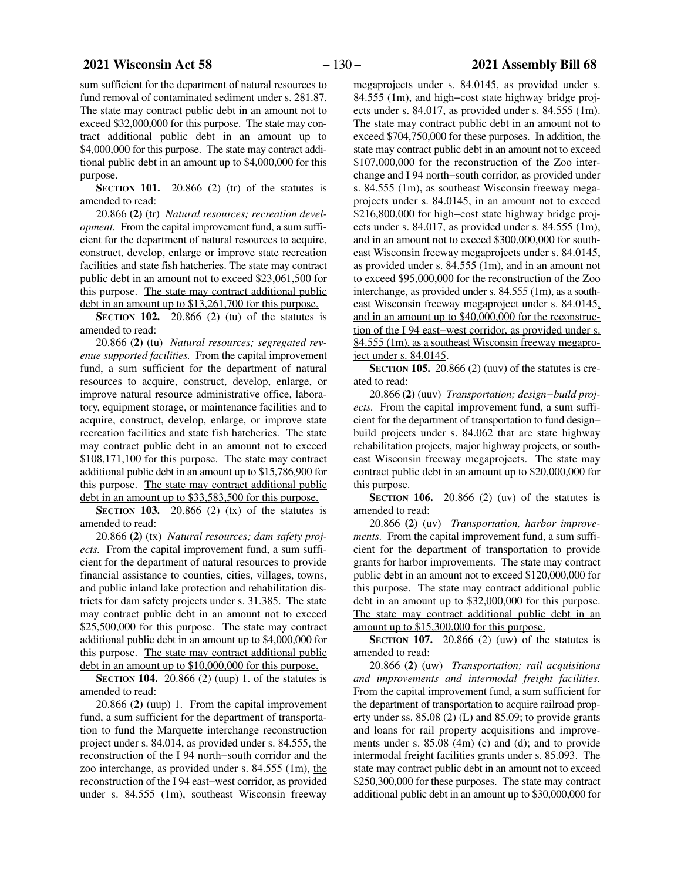sum sufficient for the department of natural resources to fund removal of contaminated sediment under s. 281.87. The state may contract public debt in an amount not to exceed $32,000,000 for this purpose. The state may contract additional public debt in an amount up to $4,000,000 for this purpose. The state may contract additional public debt in an amount up to $4,000,000 for this purpose.

**SECTION 101.** 20.866 (2) (tr) of the statutes is amended to read:

20.866 **(2)** (tr) *Natural resources; recreation development.* From the capital improvement fund, a sum sufficient for the department of natural resources to acquire, construct, develop, enlarge or improve state recreation facilities and state fish hatcheries. The state may contract public debt in an amount not to exceed $23,061,500 for this purpose. The state may contract additional public debt in an amount up to $13,261,700 for this purpose.

**SECTION 102.** 20.866 (2) (tu) of the statutes is amended to read:

20.866 **(2)** (tu) *Natural resources; segregated revenue supported facilities.* From the capital improvement fund, a sum sufficient for the department of natural resources to acquire, construct, develop, enlarge, or improve natural resource administrative office, laboratory, equipment storage, or maintenance facilities and to acquire, construct, develop, enlarge, or improve state recreation facilities and state fish hatcheries. The state may contract public debt in an amount not to exceed $108,171,100 for this purpose. The state may contract additional public debt in an amount up to $15,786,900 for this purpose. The state may contract additional public debt in an amount up to $33,583,500 for this purpose.

**SECTION 103.** 20.866 (2) (tx) of the statutes is amended to read:

20.866 **(2)** (tx) *Natural resources; dam safety projects.* From the capital improvement fund, a sum sufficient for the department of natural resources to provide financial assistance to counties, cities, villages, towns, and public inland lake protection and rehabilitation districts for dam safety projects under s. 31.385. The state may contract public debt in an amount not to exceed $25,500,000 for this purpose. The state may contract additional public debt in an amount up to $4,000,000 for this purpose. The state may contract additional public debt in an amount up to $10,000,000 for this purpose.

**SECTION 104.** 20.866 (2) (uup) 1. of the statutes is amended to read:

20.866 **(2)** (uup) 1. From the capital improvement fund, a sum sufficient for the department of transportation to fund the Marquette interchange reconstruction project under s. 84.014, as provided under s. 84.555, the reconstruction of the I 94 north−south corridor and the zoo interchange, as provided under s. 84.555 (1m), the reconstruction of the I 94 east−west corridor, as provided under s. 84.555 (1m), southeast Wisconsin freeway megaprojects under s. 84.0145, as provided under s. 84.555 (1m), and high−cost state highway bridge projects under s. 84.017, as provided under s. 84.555 (1m). The state may contract public debt in an amount not to exceed $704,750,000 for these purposes. In addition, the state may contract public debt in an amount not to exceed $107,000,000 for the reconstruction of the Zoo interchange and I 94 north−south corridor, as provided under s. 84.555 (1m), as southeast Wisconsin freeway megaprojects under s. 84.0145, in an amount not to exceed $216,800,000 for high−cost state highway bridge projects under s. 84.017, as provided under s. 84.555 (1m), ~~and~~ in an amount not to exceed $300,000,000 for southeast Wisconsin freeway megaprojects under s. 84.0145, as provided under s. 84.555 (1m), ~~and~~ in an amount not to exceed $95,000,000 for the reconstruction of the Zoo interchange, as provided under s. 84.555 (1m), as a southeast Wisconsin freeway megaproject under s. 84.0145, and in an amount up to $40,000,000 for the reconstruction of the I 94 east−west corridor, as provided under s. 84.555 (1m), as a southeast Wisconsin freeway megaproject under s. 84.0145.

**SECTION 105.** 20.866 (2) (uuv) of the statutes is created to read:

20.866 **(2)** (uuv) *Transportation; design−build projects.* From the capital improvement fund, a sum sufficient for the department of transportation to fund design−build projects under s. 84.062 that are state highway rehabilitation projects, major highway projects, or southeast Wisconsin freeway megaprojects. The state may contract public debt in an amount up to $20,000,000 for this purpose.

**SECTION 106.** 20.866 (2) (uv) of the statutes is amended to read:

20.866 **(2)** (uv) *Transportation, harbor improvements.* From the capital improvement fund, a sum sufficient for the department of transportation to provide grants for harbor improvements. The state may contract public debt in an amount not to exceed $120,000,000 for this purpose. The state may contract additional public debt in an amount up to $32,000,000 for this purpose. The state may contract additional public debt in an amount up to $15,300,000 for this purpose.

**SECTION 107.** 20.866 (2) (uw) of the statutes is amended to read:

20.866 **(2)** (uw) *Transportation; rail acquisitions and improvements and intermodal freight facilities.* From the capital improvement fund, a sum sufficient for the department of transportation to acquire railroad property under ss. 85.08 (2) (L) and 85.09; to provide grants and loans for rail property acquisitions and improvements under s. 85.08 (4m) (c) and (d); and to provide intermodal freight facilities grants under s. 85.093. The state may contract public debt in an amount not to exceed $250,300,000 for these purposes. The state may contract additional public debt in an amount up to $30,000,000 for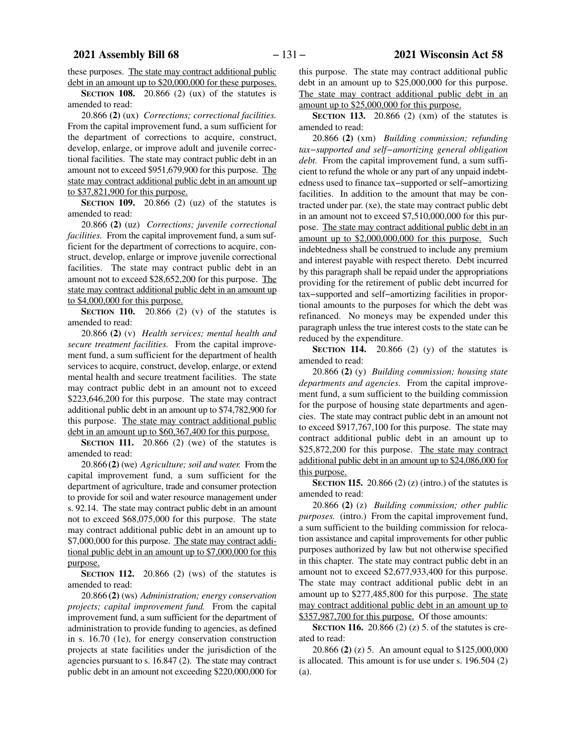these purposes. <u>The state may contract additional public debt in an amount up to $20,000,000 for these purposes.</u>

**SECTION 108.** 20.866 (2) (ux) of the statutes is amended to read:

20.866 **(2)** (ux) *Corrections; correctional facilities.* From the capital improvement fund, a sum sufficient for the department of corrections to acquire, construct, develop, enlarge, or improve adult and juvenile correctional facilities. The state may contract public debt in an amount not to exceed $951,679,900 for this purpose. <u>The state may contract additional public debt in an amount up to $37,821,900 for this purpose.</u>

**SECTION 109.** 20.866 (2) (uz) of the statutes is amended to read:

20.866 **(2)** (uz) *Corrections; juvenile correctional facilities.* From the capital improvement fund, a sum sufficient for the department of corrections to acquire, construct, develop, enlarge or improve juvenile correctional facilities. The state may contract public debt in an amount not to exceed $28,652,200 for this purpose. <u>The state may contract additional public debt in an amount up to $4,000,000 for this purpose.</u>

**SECTION 110.** 20.866 (2) (v) of the statutes is amended to read:

20.866 **(2)** (v) *Health services; mental health and secure treatment facilities.* From the capital improvement fund, a sum sufficient for the department of health services to acquire, construct, develop, enlarge, or extend mental health and secure treatment facilities. The state may contract public debt in an amount not to exceed $223,646,200 for this purpose. The state may contract additional public debt in an amount up to $74,782,900 for this purpose. <u>The state may contract additional public debt in an amount up to $60,367,400 for this purpose.</u>

**SECTION 111.** 20.866 (2) (we) of the statutes is amended to read:

20.866 **(2)** (we) *Agriculture; soil and water.* From the capital improvement fund, a sum sufficient for the department of agriculture, trade and consumer protection to provide for soil and water resource management under s. 92.14. The state may contract public debt in an amount not to exceed $68,075,000 for this purpose. The state may contract additional public debt in an amount up to $7,000,000 for this purpose. <u>The state may contract additional public debt in an amount up to $7,000,000 for this purpose.</u>

**SECTION 112.** 20.866 (2) (ws) of the statutes is amended to read:

20.866 **(2)** (ws) *Administration; energy conservation projects; capital improvement fund.* From the capital improvement fund, a sum sufficient for the department of administration to provide funding to agencies, as defined in s. 16.70 (1e), for energy conservation construction projects at state facilities under the jurisdiction of the agencies pursuant to s. 16.847 (2). The state may contract public debt in an amount not exceeding $220,000,000 for this purpose. The state may contract additional public debt in an amount up to $25,000,000 for this purpose. <u>The state may contract additional public debt in an amount up to $25,000,000 for this purpose.</u>

**SECTION 113.** 20.866 (2) (xm) of the statutes is amended to read:

20.866 **(2)** (xm) *Building commission; refunding tax−supported and self−amortizing general obligation debt.* From the capital improvement fund, a sum sufficient to refund the whole or any part of any unpaid indebtedness used to finance tax−supported or self−amortizing facilities. In addition to the amount that may be contracted under par. (xe), the state may contract public debt in an amount not to exceed $7,510,000,000 for this purpose. <u>The state may contract additional public debt in an amount up to $2,000,000,000 for this purpose.</u> Such indebtedness shall be construed to include any premium and interest payable with respect thereto. Debt incurred by this paragraph shall be repaid under the appropriations providing for the retirement of public debt incurred for tax−supported and self−amortizing facilities in proportional amounts to the purposes for which the debt was refinanced. No moneys may be expended under this paragraph unless the true interest costs to the state can be reduced by the expenditure.

**SECTION 114.** 20.866 (2) (y) of the statutes is amended to read:

20.866 **(2)** (y) *Building commission; housing state departments and agencies.* From the capital improvement fund, a sum sufficient to the building commission for the purpose of housing state departments and agencies. The state may contract public debt in an amount not to exceed $917,767,100 for this purpose. The state may contract additional public debt in an amount up to $25,872,200 for this purpose. <u>The state may contract additional public debt in an amount up to $24,086,000 for this purpose.</u>

**SECTION 115.** 20.866 (2) (z) (intro.) of the statutes is amended to read:

20.866 **(2)** (z) *Building commission; other public purposes.* (intro.) From the capital improvement fund, a sum sufficient to the building commission for relocation assistance and capital improvements for other public purposes authorized by law but not otherwise specified in this chapter. The state may contract public debt in an amount not to exceed $2,677,933,400 for this purpose. The state may contract additional public debt in an amount up to $277,485,800 for this purpose. <u>The state may contract additional public debt in an amount up to $357,987,700 for this purpose.</u> Of those amounts:

**SECTION 116.** 20.866 (2) (z) 5. of the statutes is created to read:

20.866 **(2)** (z) 5. An amount equal to $125,000,000 is allocated. This amount is for use under s. 196.504 (2) (a).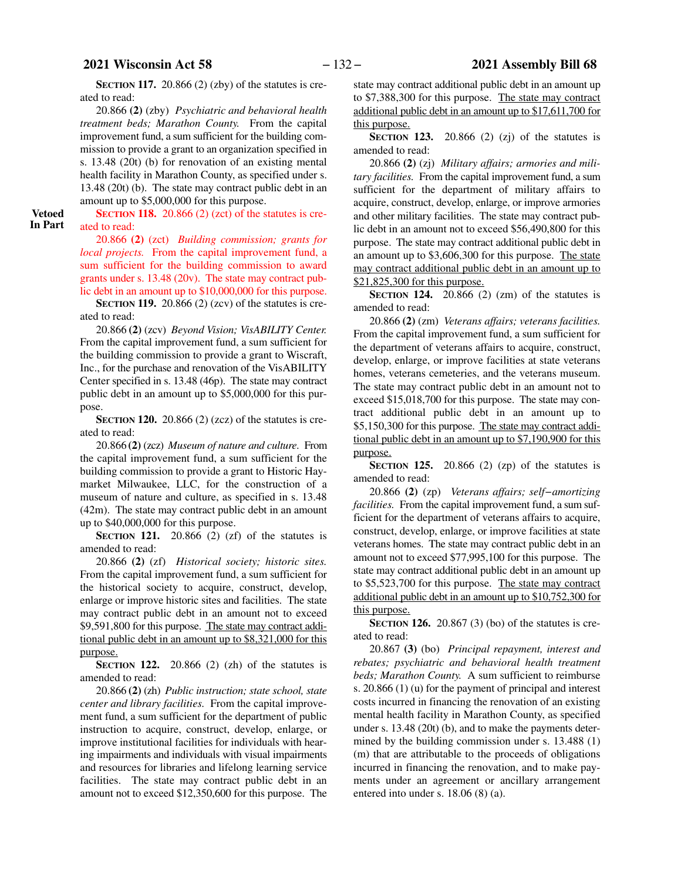**SECTION 117.** 20.866 (2) (zby) of the statutes is created to read:

20.866 **(2)** (zby) *Psychiatric and behavioral health treatment beds; Marathon County.* From the capital improvement fund, a sum sufficient for the building commission to provide a grant to an organization specified in s. 13.48 (20t) (b) for renovation of an existing mental health facility in Marathon County, as specified under s. 13.48 (20t) (b). The state may contract public debt in an amount up to $5,000,000 for this purpose.

**Vetoed In Part**

**SECTION 118.** 20.866 (2) (zct) of the statutes is created to read:

20.866 **(2)** (zct) *Building commission; grants for local projects.* From the capital improvement fund, a sum sufficient for the building commission to award grants under s. 13.48 (20v). The state may contract public debt in an amount up to $10,000,000 for this purpose.

**SECTION 119.** 20.866 (2) (zcv) of the statutes is created to read:

20.866 **(2)** (zcv) *Beyond Vision; VisABILITY Center.* From the capital improvement fund, a sum sufficient for the building commission to provide a grant to Wiscraft, Inc., for the purchase and renovation of the VisABILITY Center specified in s. 13.48 (46p). The state may contract public debt in an amount up to $5,000,000 for this purpose.

**SECTION 120.** 20.866 (2) (zcz) of the statutes is created to read:

20.866 **(2)** (zcz) *Museum of nature and culture.* From the capital improvement fund, a sum sufficient for the building commission to provide a grant to Historic Haymarket Milwaukee, LLC, for the construction of a museum of nature and culture, as specified in s. 13.48 (42m). The state may contract public debt in an amount up to $40,000,000 for this purpose.

**SECTION 121.** 20.866 (2) (zf) of the statutes is amended to read:

20.866 **(2)** (zf) *Historical society; historic sites.* From the capital improvement fund, a sum sufficient for the historical society to acquire, construct, develop, enlarge or improve historic sites and facilities. The state may contract public debt in an amount not to exceed $9,591,800 for this purpose. <u>The state may contract additional public debt in an amount up to $8,321,000 for this purpose.</u>

**SECTION 122.** 20.866 (2) (zh) of the statutes is amended to read:

20.866 **(2)** (zh) *Public instruction; state school, state center and library facilities.* From the capital improvement fund, a sum sufficient for the department of public instruction to acquire, construct, develop, enlarge, or improve institutional facilities for individuals with hearing impairments and individuals with visual impairments and resources for libraries and lifelong learning service facilities. The state may contract public debt in an amount not to exceed $12,350,600 for this purpose. The state may contract additional public debt in an amount up to $7,388,300 for this purpose. <u>The state may contract additional public debt in an amount up to $17,611,700 for this purpose.</u>

**SECTION 123.** 20.866 (2) (zj) of the statutes is amended to read:

20.866 **(2)** (zj) *Military affairs; armories and military facilities.* From the capital improvement fund, a sum sufficient for the department of military affairs to acquire, construct, develop, enlarge, or improve armories and other military facilities. The state may contract public debt in an amount not to exceed $56,490,800 for this purpose. The state may contract additional public debt in an amount up to $3,606,300 for this purpose. <u>The state may contract additional public debt in an amount up to $21,825,300 for this purpose.</u>

**SECTION 124.** 20.866 (2) (zm) of the statutes is amended to read:

20.866 **(2)** (zm) *Veterans affairs; veterans facilities.* From the capital improvement fund, a sum sufficient for the department of veterans affairs to acquire, construct, develop, enlarge, or improve facilities at state veterans homes, veterans cemeteries, and the veterans museum. The state may contract public debt in an amount not to exceed $15,018,700 for this purpose. The state may contract additional public debt in an amount up to $5,150,300 for this purpose. <u>The state may contract additional public debt in an amount up to $7,190,900 for this purpose.</u>

**SECTION 125.** 20.866 (2) (zp) of the statutes is amended to read:

20.866 **(2)** (zp) *Veterans affairs; self−amortizing facilities.* From the capital improvement fund, a sum sufficient for the department of veterans affairs to acquire, construct, develop, enlarge, or improve facilities at state veterans homes. The state may contract public debt in an amount not to exceed $77,995,100 for this purpose. The state may contract additional public debt in an amount up to $5,523,700 for this purpose. <u>The state may contract additional public debt in an amount up to $10,752,300 for this purpose.</u>

**SECTION 126.** 20.867 (3) (bo) of the statutes is created to read:

20.867 **(3)** (bo) *Principal repayment, interest and rebates; psychiatric and behavioral health treatment beds; Marathon County.* A sum sufficient to reimburse s. 20.866 (1) (u) for the payment of principal and interest costs incurred in financing the renovation of an existing mental health facility in Marathon County, as specified under s. 13.48 (20t) (b), and to make the payments determined by the building commission under s. 13.488 (1) (m) that are attributable to the proceeds of obligations incurred in financing the renovation, and to make payments under an agreement or ancillary arrangement entered into under s. 18.06 (8) (a).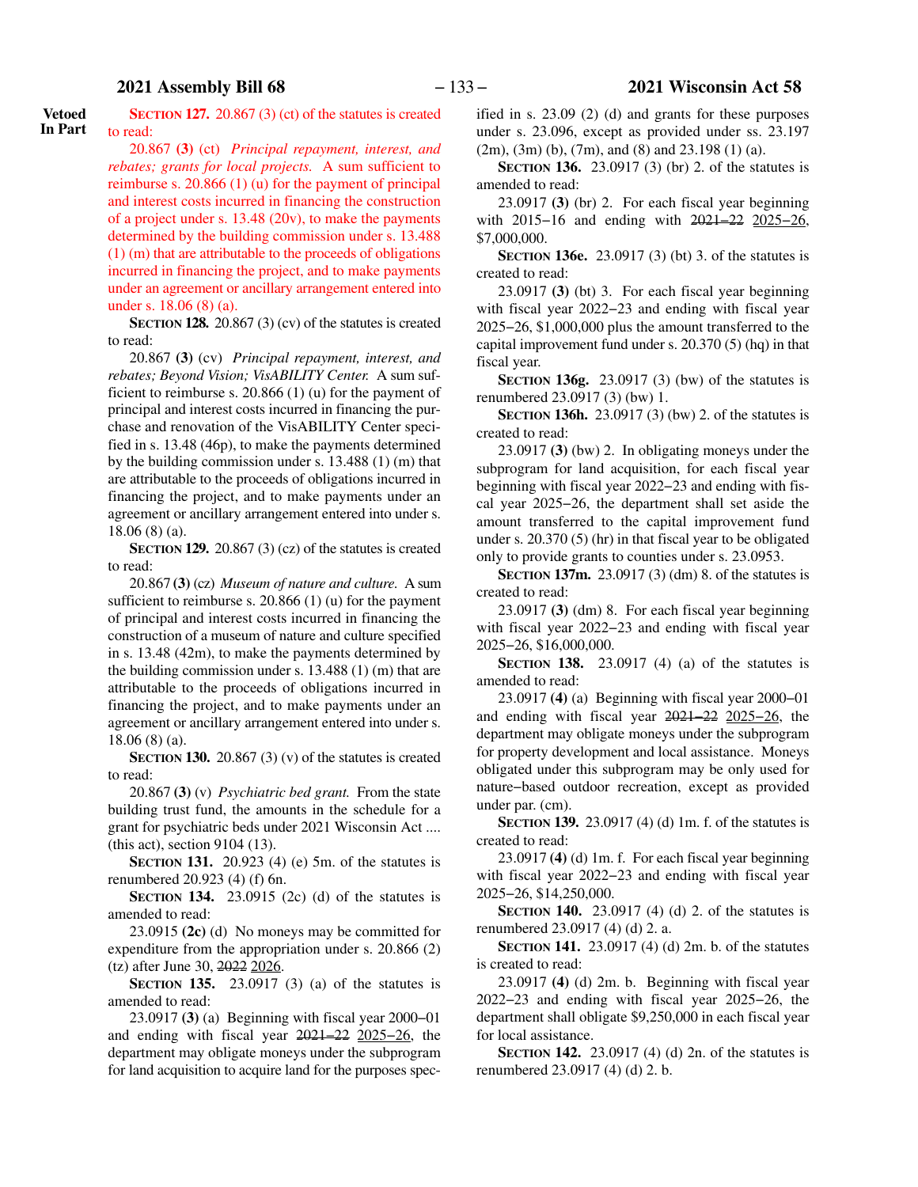**Vetoed In Part**

**SECTION 127.** 20.867 (3) (ct) of the statutes is created to read:

20.867 **(3)** (ct) *Principal repayment, interest, and rebates; grants for local projects.* A sum sufficient to reimburse s. 20.866 (1) (u) for the payment of principal and interest costs incurred in financing the construction of a project under s. 13.48 (20v), to make the payments determined by the building commission under s. 13.488 (1) (m) that are attributable to the proceeds of obligations incurred in financing the project, and to make payments under an agreement or ancillary arrangement entered into under s. 18.06 (8) (a).

**SECTION 128.** 20.867 (3) (cv) of the statutes is created to read:

20.867 **(3)** (cv) *Principal repayment, interest, and rebates; Beyond Vision; VisABILITY Center.* A sum sufficient to reimburse s. 20.866 (1) (u) for the payment of principal and interest costs incurred in financing the purchase and renovation of the VisABILITY Center specified in s. 13.48 (46p), to make the payments determined by the building commission under s. 13.488 (1) (m) that are attributable to the proceeds of obligations incurred in financing the project, and to make payments under an agreement or ancillary arrangement entered into under s. 18.06 (8) (a).

**SECTION 129.** 20.867 (3) (cz) of the statutes is created to read:

20.867 **(3)** (cz) *Museum of nature and culture.* A sum sufficient to reimburse s. 20.866 (1) (u) for the payment of principal and interest costs incurred in financing the construction of a museum of nature and culture specified in s. 13.48 (42m), to make the payments determined by the building commission under s. 13.488 (1) (m) that are attributable to the proceeds of obligations incurred in financing the project, and to make payments under an agreement or ancillary arrangement entered into under s. 18.06 (8) (a).

**SECTION 130.** 20.867 (3) (v) of the statutes is created to read:

20.867 **(3)** (v) *Psychiatric bed grant.* From the state building trust fund, the amounts in the schedule for a grant for psychiatric beds under 2021 Wisconsin Act .... (this act), section 9104 (13).

**SECTION 131.** 20.923 (4) (e) 5m. of the statutes is renumbered 20.923 (4) (f) 6n.

**SECTION 134.** 23.0915 (2c) (d) of the statutes is amended to read:

23.0915 **(2c)** (d) No moneys may be committed for expenditure from the appropriation under s. 20.866 (2) (tz) after June 30, ~~2022~~ 2026.

**SECTION 135.** 23.0917 (3) (a) of the statutes is amended to read:

23.0917 **(3)** (a) Beginning with fiscal year 2000−01 and ending with fiscal year ~~2021−22~~ 2025−26, the department may obligate moneys under the subprogram for land acquisition to acquire land for the purposes specified in s. 23.09 (2) (d) and grants for these purposes under s. 23.096, except as provided under ss. 23.197 (2m), (3m) (b), (7m), and (8) and 23.198 (1) (a).

**SECTION 136.** 23.0917 (3) (br) 2. of the statutes is amended to read:

23.0917 **(3)** (br) 2. For each fiscal year beginning with 2015−16 and ending with ~~2021−22~~ 2025−26, $7,000,000.

**SECTION 136e.** 23.0917 (3) (bt) 3. of the statutes is created to read:

23.0917 **(3)** (bt) 3. For each fiscal year beginning with fiscal year 2022−23 and ending with fiscal year 2025−26, $1,000,000 plus the amount transferred to the capital improvement fund under s. 20.370 (5) (hq) in that fiscal year.

**SECTION 136g.** 23.0917 (3) (bw) of the statutes is renumbered 23.0917 (3) (bw) 1.

**SECTION 136h.** 23.0917 (3) (bw) 2. of the statutes is created to read:

23.0917 **(3)** (bw) 2. In obligating moneys under the subprogram for land acquisition, for each fiscal year beginning with fiscal year 2022−23 and ending with fiscal year 2025−26, the department shall set aside the amount transferred to the capital improvement fund under s. 20.370 (5) (hr) in that fiscal year to be obligated only to provide grants to counties under s. 23.0953.

**SECTION 137m.** 23.0917 (3) (dm) 8. of the statutes is created to read:

23.0917 **(3)** (dm) 8. For each fiscal year beginning with fiscal year 2022−23 and ending with fiscal year 2025−26, $16,000,000.

**SECTION 138.** 23.0917 (4) (a) of the statutes is amended to read:

23.0917 **(4)** (a) Beginning with fiscal year 2000−01 and ending with fiscal year ~~2021−22~~ 2025−26, the department may obligate moneys under the subprogram for property development and local assistance. Moneys obligated under this subprogram may be only used for nature−based outdoor recreation, except as provided under par. (cm).

**SECTION 139.** 23.0917 (4) (d) 1m. f. of the statutes is created to read:

23.0917 **(4)** (d) 1m. f. For each fiscal year beginning with fiscal year 2022−23 and ending with fiscal year 2025−26, $14,250,000.

**SECTION 140.** 23.0917 (4) (d) 2. of the statutes is renumbered 23.0917 (4) (d) 2. a.

**SECTION 141.** 23.0917 (4) (d) 2m. b. of the statutes is created to read:

23.0917 **(4)** (d) 2m. b. Beginning with fiscal year 2022−23 and ending with fiscal year 2025−26, the department shall obligate $9,250,000 in each fiscal year for local assistance.

**SECTION 142.** 23.0917 (4) (d) 2n. of the statutes is renumbered 23.0917 (4) (d) 2. b.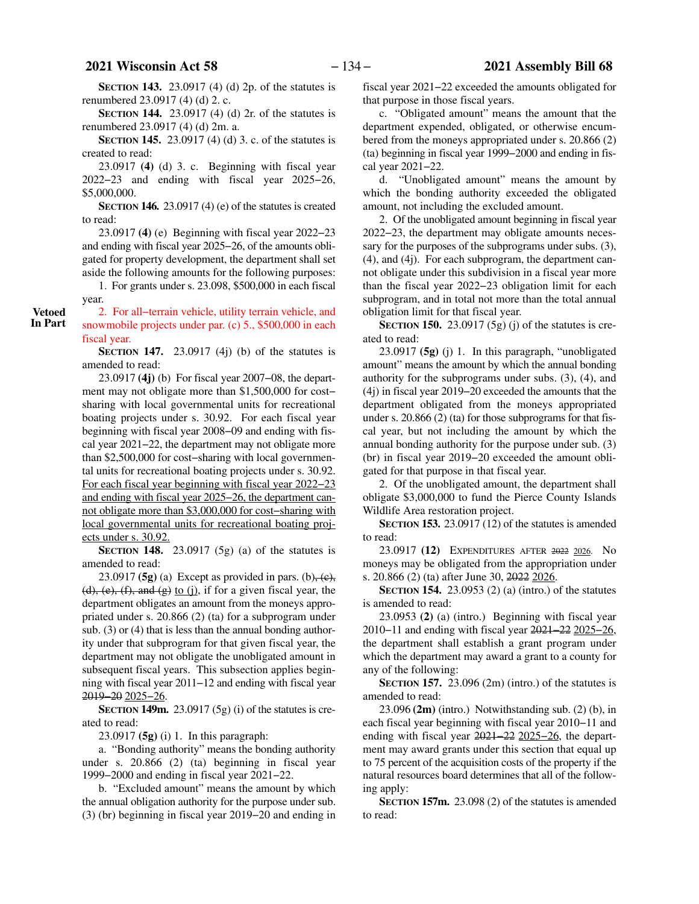**SECTION 143.** 23.0917 (4) (d) 2p. of the statutes is renumbered 23.0917 (4) (d) 2. c.

**SECTION 144.** 23.0917 (4) (d) 2r. of the statutes is renumbered 23.0917 (4) (d) 2m. a.

**SECTION 145.** 23.0917 (4) (d) 3. c. of the statutes is created to read:

23.0917 **(4)** (d) 3. c. Beginning with fiscal year 2022−23 and ending with fiscal year 2025−26, $5,000,000.

**SECTION 146.** 23.0917 (4) (e) of the statutes is created to read:

23.0917 **(4)** (e) Beginning with fiscal year 2022−23 and ending with fiscal year 2025−26, of the amounts obligated for property development, the department shall set aside the following amounts for the following purposes:

1. For grants under s. 23.098, $500,000 in each fiscal year.

**Vetoed In Part**

2. For all−terrain vehicle, utility terrain vehicle, and snowmobile projects under par. (c) 5., $500,000 in each fiscal year.

**SECTION 147.** 23.0917 (4j) (b) of the statutes is amended to read:

23.0917 **(4j)** (b) For fiscal year 2007−08, the department may not obligate more than $1,500,000 for cost−sharing with local governmental units for recreational boating projects under s. 30.92. For each fiscal year beginning with fiscal year 2008−09 and ending with fiscal year 2021−22, the department may not obligate more than $2,500,000 for cost−sharing with local governmental units for recreational boating projects under s. 30.92. <u>For each fiscal year beginning with fiscal year 2022−23 and ending with fiscal year 2025−26, the department cannot obligate more than $3,000,000 for cost−sharing with local governmental units for recreational boating projects under s. 30.92.</u>

**SECTION 148.** 23.0917 (5g) (a) of the statutes is amended to read:

23.0917 **(5g)** (a) Except as provided in pars. (b)~~, (c), (d), (e), (f), and (g)~~ <u>to (j)</u>, if for a given fiscal year, the department obligates an amount from the moneys appropriated under s. 20.866 (2) (ta) for a subprogram under sub. (3) or (4) that is less than the annual bonding authority under that subprogram for that given fiscal year, the department may not obligate the unobligated amount in subsequent fiscal years. This subsection applies beginning with fiscal year 2011−12 and ending with fiscal year ~~2019−20~~ <u>2025−26</u>.

**SECTION 149m.** 23.0917 (5g) (i) of the statutes is created to read:

23.0917 **(5g)** (i) 1. In this paragraph:

a. "Bonding authority" means the bonding authority under s. 20.866 (2) (ta) beginning in fiscal year 1999−2000 and ending in fiscal year 2021−22.

b. "Excluded amount" means the amount by which the annual obligation authority for the purpose under sub. (3) (br) beginning in fiscal year 2019−20 and ending in fiscal year 2021−22 exceeded the amounts obligated for that purpose in those fiscal years.

c. "Obligated amount" means the amount that the department expended, obligated, or otherwise encumbered from the moneys appropriated under s. 20.866 (2) (ta) beginning in fiscal year 1999−2000 and ending in fiscal year 2021−22.

d. "Unobligated amount" means the amount by which the bonding authority exceeded the obligated amount, not including the excluded amount.

2. Of the unobligated amount beginning in fiscal year 2022−23, the department may obligate amounts necessary for the purposes of the subprograms under subs. (3), (4), and (4j). For each subprogram, the department cannot obligate under this subdivision in a fiscal year more than the fiscal year 2022−23 obligation limit for each subprogram, and in total not more than the total annual obligation limit for that fiscal year.

**SECTION 150.** 23.0917 (5g) (j) of the statutes is created to read:

23.0917 **(5g)** (j) 1. In this paragraph, "unobligated amount" means the amount by which the annual bonding authority for the subprograms under subs. (3), (4), and (4j) in fiscal year 2019−20 exceeded the amounts that the department obligated from the moneys appropriated under s. 20.866 (2) (ta) for those subprograms for that fiscal year, but not including the amount by which the annual bonding authority for the purpose under sub. (3) (br) in fiscal year 2019−20 exceeded the amount obligated for that purpose in that fiscal year.

2. Of the unobligated amount, the department shall obligate $3,000,000 to fund the Pierce County Islands Wildlife Area restoration project.

**SECTION 153.** 23.0917 (12) of the statutes is amended to read:

23.0917 **(12)** EXPENDITURES AFTER ~~2022~~ <u>2026</u>. No moneys may be obligated from the appropriation under s. 20.866 (2) (ta) after June 30, ~~2022~~ <u>2026</u>.

**SECTION 154.** 23.0953 (2) (a) (intro.) of the statutes is amended to read:

23.0953 **(2)** (a) (intro.) Beginning with fiscal year 2010−11 and ending with fiscal year ~~2021−22~~ <u>2025−26</u>, the department shall establish a grant program under which the department may award a grant to a county for any of the following:

**SECTION 157.** 23.096 (2m) (intro.) of the statutes is amended to read:

23.096 **(2m)** (intro.) Notwithstanding sub. (2) (b), in each fiscal year beginning with fiscal year 2010−11 and ending with fiscal year ~~2021−22~~ <u>2025−26</u>, the department may award grants under this section that equal up to 75 percent of the acquisition costs of the property if the natural resources board determines that all of the following apply:

**SECTION 157m.** 23.098 (2) of the statutes is amended to read: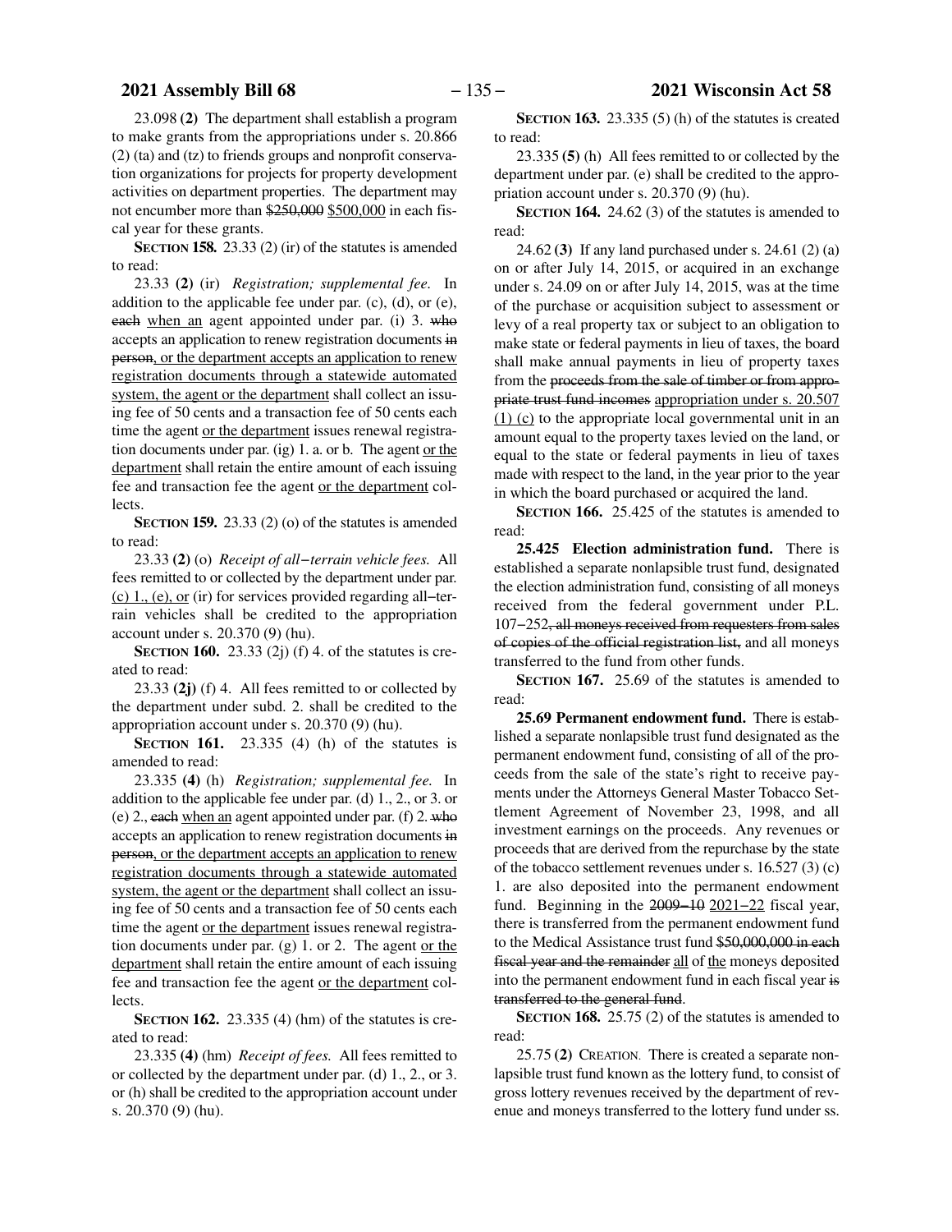23.098 **(2)** The department shall establish a program to make grants from the appropriations under s. 20.866 (2) (ta) and (tz) to friends groups and nonprofit conservation organizations for projects for property development activities on department properties. The department may not encumber more than ~~$250,000~~ $500,000 in each fiscal year for these grants.

**SECTION 158.** 23.33 (2) (ir) of the statutes is amended to read:

23.33 **(2)** (ir) *Registration; supplemental fee.* In addition to the applicable fee under par. (c), (d), or (e), ~~each~~ when an agent appointed under par. (i) 3. ~~who~~ accepts an application to renew registration documents ~~in person~~, or the department accepts an application to renew registration documents through a statewide automated system, the agent or the department shall collect an issuing fee of 50 cents and a transaction fee of 50 cents each time the agent or the department issues renewal registration documents under par. (ig) 1. a. or b. The agent or the department shall retain the entire amount of each issuing fee and transaction fee the agent or the department collects.

**SECTION 159.** 23.33 (2) (o) of the statutes is amended to read:

23.33 **(2)** (o) *Receipt of all−terrain vehicle fees.* All fees remitted to or collected by the department under par. (c) 1., (e), or (ir) for services provided regarding all−terrain vehicles shall be credited to the appropriation account under s. 20.370 (9) (hu).

**SECTION 160.** 23.33 (2j) (f) 4. of the statutes is created to read:

23.33 **(2j)** (f) 4. All fees remitted to or collected by the department under subd. 2. shall be credited to the appropriation account under s. 20.370 (9) (hu).

**SECTION 161.** 23.335 (4) (h) of the statutes is amended to read:

23.335 **(4)** (h) *Registration; supplemental fee.* In addition to the applicable fee under par. (d) 1., 2., or 3. or (e) 2., ~~each~~ when an agent appointed under par. (f) 2. ~~who~~ accepts an application to renew registration documents ~~in person~~, or the department accepts an application to renew registration documents through a statewide automated system, the agent or the department shall collect an issuing fee of 50 cents and a transaction fee of 50 cents each time the agent or the department issues renewal registration documents under par. (g) 1. or 2. The agent or the department shall retain the entire amount of each issuing fee and transaction fee the agent or the department collects.

**SECTION 162.** 23.335 (4) (hm) of the statutes is created to read:

23.335 **(4)** (hm) *Receipt of fees.* All fees remitted to or collected by the department under par. (d) 1., 2., or 3. or (h) shall be credited to the appropriation account under s. 20.370 (9) (hu).

**SECTION 163.** 23.335 (5) (h) of the statutes is created to read:

23.335 **(5)** (h) All fees remitted to or collected by the department under par. (e) shall be credited to the appropriation account under s. 20.370 (9) (hu).

**SECTION 164.** 24.62 (3) of the statutes is amended to read:

24.62 **(3)** If any land purchased under s. 24.61 (2) (a) on or after July 14, 2015, or acquired in an exchange under s. 24.09 on or after July 14, 2015, was at the time of the purchase or acquisition subject to assessment or levy of a real property tax or subject to an obligation to make state or federal payments in lieu of taxes, the board shall make annual payments in lieu of property taxes from the ~~proceeds from the sale of timber or from appropriate trust fund incomes~~ appropriation under s. 20.507 (1) (c) to the appropriate local governmental unit in an amount equal to the property taxes levied on the land, or equal to the state or federal payments in lieu of taxes made with respect to the land, in the year prior to the year in which the board purchased or acquired the land.

**SECTION 166.** 25.425 of the statutes is amended to read:

**25.425 Election administration fund.** There is established a separate nonlapsible trust fund, designated the election administration fund, consisting of all moneys received from the federal government under P.L. 107−252~~, all moneys received from requesters from sales of copies of the official registration list,~~ and all moneys transferred to the fund from other funds.

**SECTION 167.** 25.69 of the statutes is amended to read:

**25.69 Permanent endowment fund.** There is established a separate nonlapsible trust fund designated as the permanent endowment fund, consisting of all of the proceeds from the sale of the state's right to receive payments under the Attorneys General Master Tobacco Settlement Agreement of November 23, 1998, and all investment earnings on the proceeds. Any revenues or proceeds that are derived from the repurchase by the state of the tobacco settlement revenues under s. 16.527 (3) (c) 1. are also deposited into the permanent endowment fund. Beginning in the ~~2009−10~~ 2021−22 fiscal year, there is transferred from the permanent endowment fund to the Medical Assistance trust fund ~~$50,000,000 in each fiscal year and the remainder~~ all of the moneys deposited into the permanent endowment fund in each fiscal year ~~is transferred to the general fund~~.

**SECTION 168.** 25.75 (2) of the statutes is amended to read:

25.75 **(2)** CREATION. There is created a separate nonlapsible trust fund known as the lottery fund, to consist of gross lottery revenues received by the department of revenue and moneys transferred to the lottery fund under ss.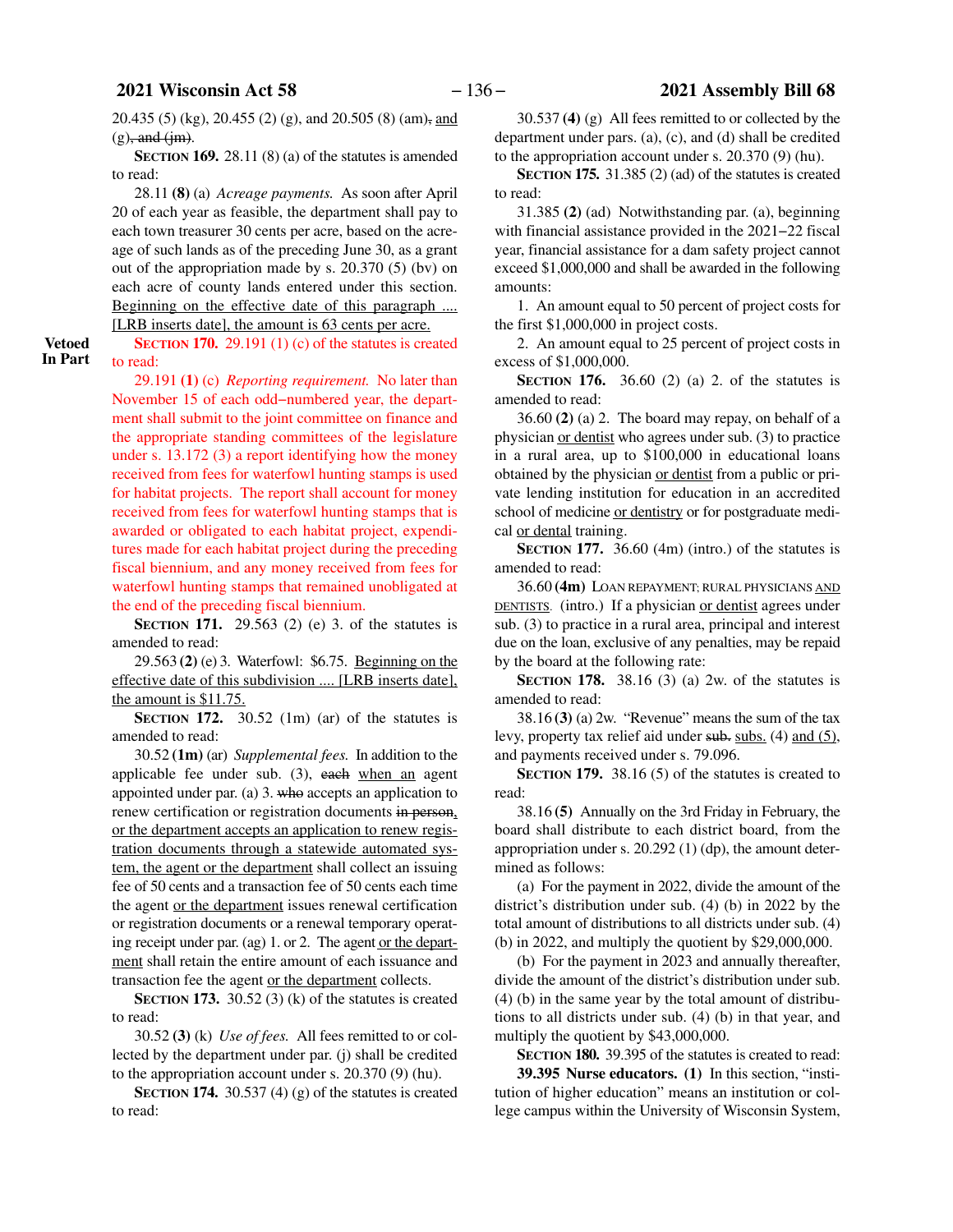20.435 (5) (kg), 20.455 (2) (g), and 20.505 (8) (am), and (g), and (jm).

**SECTION 169.** 28.11 (8) (a) of the statutes is amended to read:

28.11 **(8)** (a) *Acreage payments.* As soon after April 20 of each year as feasible, the department shall pay to each town treasurer 30 cents per acre, based on the acreage of such lands as of the preceding June 30, as a grant out of the appropriation made by s. 20.370 (5) (bv) on each acre of county lands entered under this section. Beginning on the effective date of this paragraph .... [LRB inserts date], the amount is 63 cents per acre.

Vetoed In Part

**SECTION 170.** 29.191 (1) (c) of the statutes is created to read:

29.191 **(1)** (c) *Reporting requirement.* No later than November 15 of each odd−numbered year, the department shall submit to the joint committee on finance and the appropriate standing committees of the legislature under s. 13.172 (3) a report identifying how the money received from fees for waterfowl hunting stamps is used for habitat projects. The report shall account for money received from fees for waterfowl hunting stamps that is awarded or obligated to each habitat project, expenditures made for each habitat project during the preceding fiscal biennium, and any money received from fees for waterfowl hunting stamps that remained unobligated at the end of the preceding fiscal biennium.

**SECTION 171.** 29.563 (2) (e) 3. of the statutes is amended to read:

29.563 **(2)** (e) 3. Waterfowl: $6.75. Beginning on the effective date of this subdivision .... [LRB inserts date], the amount is $11.75.

**SECTION 172.** 30.52 (1m) (ar) of the statutes is amended to read:

30.52 **(1m)** (ar) *Supplemental fees.* In addition to the applicable fee under sub. (3), each when an agent appointed under par. (a) 3. who accepts an application to renew certification or registration documents in person, or the department accepts an application to renew registration documents through a statewide automated system, the agent or the department shall collect an issuing fee of 50 cents and a transaction fee of 50 cents each time the agent or the department issues renewal certification or registration documents or a renewal temporary operating receipt under par. (ag) 1. or 2. The agent or the department shall retain the entire amount of each issuance and transaction fee the agent or the department collects.

**SECTION 173.** 30.52 (3) (k) of the statutes is created to read:

30.52 **(3)** (k) *Use of fees.* All fees remitted to or collected by the department under par. (j) shall be credited to the appropriation account under s. 20.370 (9) (hu).

**SECTION 174.** 30.537 (4) (g) of the statutes is created to read:

30.537 **(4)** (g) All fees remitted to or collected by the department under pars. (a), (c), and (d) shall be credited to the appropriation account under s. 20.370 (9) (hu).

**SECTION 175.** 31.385 (2) (ad) of the statutes is created to read:

31.385 **(2)** (ad) Notwithstanding par. (a), beginning with financial assistance provided in the 2021−22 fiscal year, financial assistance for a dam safety project cannot exceed $1,000,000 and shall be awarded in the following amounts:

1. An amount equal to 50 percent of project costs for the first $1,000,000 in project costs.

2. An amount equal to 25 percent of project costs in excess of $1,000,000.

**SECTION 176.** 36.60 (2) (a) 2. of the statutes is amended to read:

36.60 **(2)** (a) 2. The board may repay, on behalf of a physician or dentist who agrees under sub. (3) to practice in a rural area, up to $100,000 in educational loans obtained by the physician or dentist from a public or private lending institution for education in an accredited school of medicine or dentistry or for postgraduate medical or dental training.

**SECTION 177.** 36.60 (4m) (intro.) of the statutes is amended to read:

36.60 **(4m)** LOAN REPAYMENT; RURAL PHYSICIANS AND DENTISTS. (intro.) If a physician or dentist agrees under sub. (3) to practice in a rural area, principal and interest due on the loan, exclusive of any penalties, may be repaid by the board at the following rate:

**SECTION 178.** 38.16 (3) (a) 2w. of the statutes is amended to read:

38.16 **(3)** (a) 2w. "Revenue" means the sum of the tax levy, property tax relief aid under sub. subs. (4) and (5), and payments received under s. 79.096.

**SECTION 179.** 38.16 (5) of the statutes is created to read:

38.16 **(5)** Annually on the 3rd Friday in February, the board shall distribute to each district board, from the appropriation under s. 20.292 (1) (dp), the amount determined as follows:

(a) For the payment in 2022, divide the amount of the district's distribution under sub. (4) (b) in 2022 by the total amount of distributions to all districts under sub. (4) (b) in 2022, and multiply the quotient by $29,000,000.

(b) For the payment in 2023 and annually thereafter, divide the amount of the district's distribution under sub. (4) (b) in the same year by the total amount of distributions to all districts under sub. (4) (b) in that year, and multiply the quotient by $43,000,000.

**SECTION 180.** 39.395 of the statutes is created to read:

**39.395 Nurse educators. (1)** In this section, "institution of higher education" means an institution or college campus within the University of Wisconsin System,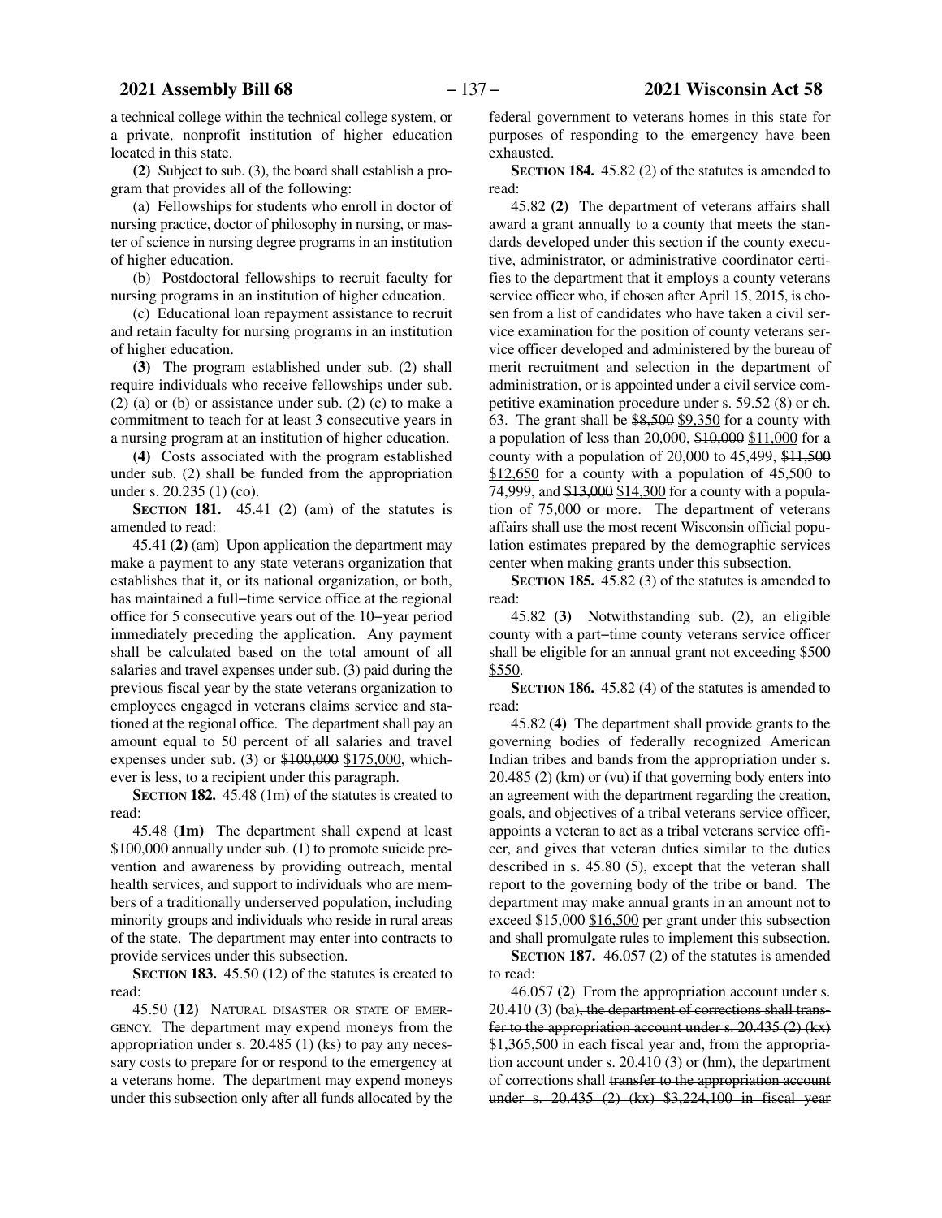a technical college within the technical college system, or a private, nonprofit institution of higher education located in this state.

**(2)** Subject to sub. (3), the board shall establish a program that provides all of the following:

(a) Fellowships for students who enroll in doctor of nursing practice, doctor of philosophy in nursing, or master of science in nursing degree programs in an institution of higher education.

(b) Postdoctoral fellowships to recruit faculty for nursing programs in an institution of higher education.

(c) Educational loan repayment assistance to recruit and retain faculty for nursing programs in an institution of higher education.

**(3)** The program established under sub. (2) shall require individuals who receive fellowships under sub. (2) (a) or (b) or assistance under sub. (2) (c) to make a commitment to teach for at least 3 consecutive years in a nursing program at an institution of higher education.

**(4)** Costs associated with the program established under sub. (2) shall be funded from the appropriation under s. 20.235 (1) (co).

**SECTION 181.** 45.41 (2) (am) of the statutes is amended to read:

45.41 **(2)** (am) Upon application the department may make a payment to any state veterans organization that establishes that it, or its national organization, or both, has maintained a full−time service office at the regional office for 5 consecutive years out of the 10−year period immediately preceding the application. Any payment shall be calculated based on the total amount of all salaries and travel expenses under sub. (3) paid during the previous fiscal year by the state veterans organization to employees engaged in veterans claims service and stationed at the regional office. The department shall pay an amount equal to 50 percent of all salaries and travel expenses under sub. (3) or ~~$100,000~~ <u>$175,000</u>, whichever is less, to a recipient under this paragraph.

**SECTION 182.** 45.48 (1m) of the statutes is created to read:

45.48 **(1m)** The department shall expend at least $100,000 annually under sub. (1) to promote suicide prevention and awareness by providing outreach, mental health services, and support to individuals who are members of a traditionally underserved population, including minority groups and individuals who reside in rural areas of the state. The department may enter into contracts to provide services under this subsection.

**SECTION 183.** 45.50 (12) of the statutes is created to read:

45.50 **(12)** NATURAL DISASTER OR STATE OF EMERGENCY. The department may expend moneys from the appropriation under s. 20.485 (1) (ks) to pay any necessary costs to prepare for or respond to the emergency at a veterans home. The department may expend moneys under this subsection only after all funds allocated by the federal government to veterans homes in this state for purposes of responding to the emergency have been exhausted.

**SECTION 184.** 45.82 (2) of the statutes is amended to read:

45.82 **(2)** The department of veterans affairs shall award a grant annually to a county that meets the standards developed under this section if the county executive, administrator, or administrative coordinator certifies to the department that it employs a county veterans service officer who, if chosen after April 15, 2015, is chosen from a list of candidates who have taken a civil service examination for the position of county veterans service officer developed and administered by the bureau of merit recruitment and selection in the department of administration, or is appointed under a civil service competitive examination procedure under s. 59.52 (8) or ch. 63. The grant shall be ~~$8,500~~ <u>$9,350</u> for a county with a population of less than 20,000, ~~$10,000~~ <u>$11,000</u> for a county with a population of 20,000 to 45,499, ~~$11,500~~ <u>$12,650</u> for a county with a population of 45,500 to 74,999, and ~~$13,000~~ <u>$14,300</u> for a county with a population of 75,000 or more. The department of veterans affairs shall use the most recent Wisconsin official population estimates prepared by the demographic services center when making grants under this subsection.

**SECTION 185.** 45.82 (3) of the statutes is amended to read:

45.82 **(3)** Notwithstanding sub. (2), an eligible county with a part−time county veterans service officer shall be eligible for an annual grant not exceeding ~~$500~~ <u>$550</u>.

**SECTION 186.** 45.82 (4) of the statutes is amended to read:

45.82 **(4)** The department shall provide grants to the governing bodies of federally recognized American Indian tribes and bands from the appropriation under s. 20.485 (2) (km) or (vu) if that governing body enters into an agreement with the department regarding the creation, goals, and objectives of a tribal veterans service officer, appoints a veteran to act as a tribal veterans service officer, and gives that veteran duties similar to the duties described in s. 45.80 (5), except that the veteran shall report to the governing body of the tribe or band. The department may make annual grants in an amount not to exceed ~~$15,000~~ <u>$16,500</u> per grant under this subsection and shall promulgate rules to implement this subsection.

**SECTION 187.** 46.057 (2) of the statutes is amended to read:

46.057 **(2)** From the appropriation account under s. 20.410 (3) (ba)~~, the department of corrections shall transfer to the appropriation account under s. 20.435 (2) (kx) $1,365,500 in each fiscal year and, from the appropriation account under s. 20.410 (3)~~ <u>or</u> (hm), the department of corrections shall ~~transfer to the appropriation account under s. 20.435 (2) (kx) $3,224,100 in fiscal year~~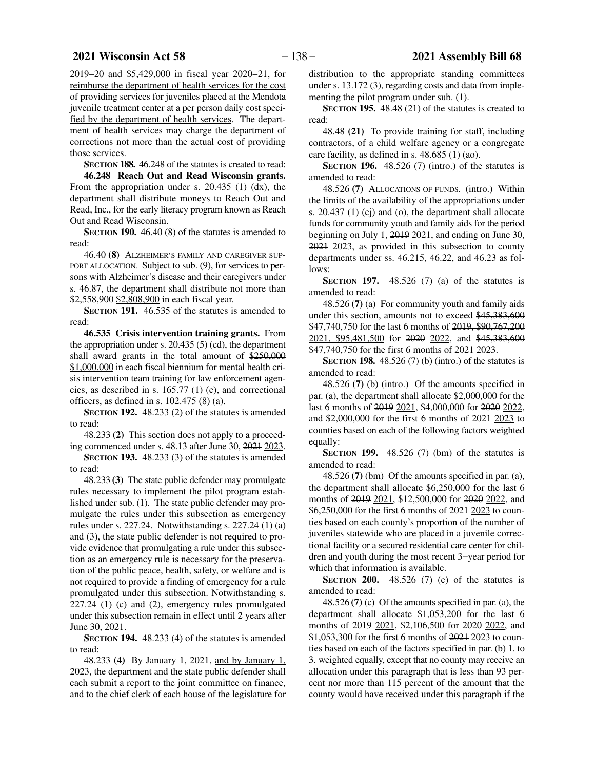~~2019–20 and $5,429,000 in fiscal year 2020–21, for~~ reimburse the department of health services for the cost of providing services for juveniles placed at the Mendota juvenile treatment center at a per person daily cost specified by the department of health services. The department of health services may charge the department of corrections not more than the actual cost of providing those services.

**SECTION 188.** 46.248 of the statutes is created to read:

**46.248 Reach Out and Read Wisconsin grants.** From the appropriation under s. 20.435 (1) (dx), the department shall distribute moneys to Reach Out and Read, Inc., for the early literacy program known as Reach Out and Read Wisconsin.

**SECTION 190.** 46.40 (8) of the statutes is amended to read:

46.40 **(8)** ALZHEIMER'S FAMILY AND CAREGIVER SUPPORT ALLOCATION. Subject to sub. (9), for services to persons with Alzheimer's disease and their caregivers under s. 46.87, the department shall distribute not more than ~~$2,558,900~~ $2,808,900 in each fiscal year.

**SECTION 191.** 46.535 of the statutes is amended to read:

**46.535 Crisis intervention training grants.** From the appropriation under s. 20.435 (5) (cd), the department shall award grants in the total amount of ~~$250,000~~ $1,000,000 in each fiscal biennium for mental health crisis intervention team training for law enforcement agencies, as described in s. 165.77 (1) (c), and correctional officers, as defined in s. 102.475 (8) (a).

**SECTION 192.** 48.233 (2) of the statutes is amended to read:

48.233 **(2)** This section does not apply to a proceeding commenced under s. 48.13 after June 30, ~~2021~~ 2023.

**SECTION 193.** 48.233 (3) of the statutes is amended to read:

48.233 **(3)** The state public defender may promulgate rules necessary to implement the pilot program established under sub. (1). The state public defender may promulgate the rules under this subsection as emergency rules under s. 227.24. Notwithstanding s. 227.24 (1) (a) and (3), the state public defender is not required to provide evidence that promulgating a rule under this subsection as an emergency rule is necessary for the preservation of the public peace, health, safety, or welfare and is not required to provide a finding of emergency for a rule promulgated under this subsection. Notwithstanding s. 227.24 (1) (c) and (2), emergency rules promulgated under this subsection remain in effect until 2 years after June 30, 2021.

**SECTION 194.** 48.233 (4) of the statutes is amended to read:

48.233 **(4)** By January 1, 2021, and by January 1, 2023, the department and the state public defender shall each submit a report to the joint committee on finance, and to the chief clerk of each house of the legislature for distribution to the appropriate standing committees under s. 13.172 (3), regarding costs and data from implementing the pilot program under sub. (1).

**SECTION 195.** 48.48 (21) of the statutes is created to read:

48.48 **(21)** To provide training for staff, including contractors, of a child welfare agency or a congregate care facility, as defined in s. 48.685 (1) (ao).

**SECTION 196.** 48.526 (7) (intro.) of the statutes is amended to read:

48.526 **(7)** ALLOCATIONS OF FUNDS. (intro.) Within the limits of the availability of the appropriations under s. 20.437 (1) (cj) and (o), the department shall allocate funds for community youth and family aids for the period beginning on July 1, ~~2019~~ 2021, and ending on June 30, ~~2021~~ 2023, as provided in this subsection to county departments under ss. 46.215, 46.22, and 46.23 as follows:

**SECTION 197.** 48.526 (7) (a) of the statutes is amended to read:

48.526 **(7)** (a) For community youth and family aids under this section, amounts not to exceed ~~$45,383,600~~ $47,740,750 for the last 6 months of ~~2019, $90,767,200~~ 2021, $95,481,500 for ~~2020~~ 2022, and ~~$45,383,600~~ $47,740,750 for the first 6 months of ~~2021~~ 2023.

**SECTION 198.** 48.526 (7) (b) (intro.) of the statutes is amended to read:

48.526 **(7)** (b) (intro.) Of the amounts specified in par. (a), the department shall allocate $2,000,000 for the last 6 months of ~~2019~~ 2021, $4,000,000 for ~~2020~~ 2022, and $2,000,000 for the first 6 months of ~~2021~~ 2023 to counties based on each of the following factors weighted equally:

**SECTION 199.** 48.526 (7) (bm) of the statutes is amended to read:

48.526 **(7)** (bm) Of the amounts specified in par. (a), the department shall allocate $6,250,000 for the last 6 months of ~~2019~~ 2021, $12,500,000 for ~~2020~~ 2022, and $6,250,000 for the first 6 months of ~~2021~~ 2023 to counties based on each county's proportion of the number of juveniles statewide who are placed in a juvenile correctional facility or a secured residential care center for children and youth during the most recent 3–year period for which that information is available.

**SECTION 200.** 48.526 (7) (c) of the statutes is amended to read:

48.526 **(7)** (c) Of the amounts specified in par. (a), the department shall allocate $1,053,200 for the last 6 months of ~~2019~~ 2021, $2,106,500 for ~~2020~~ 2022, and $1,053,300 for the first 6 months of ~~2021~~ 2023 to counties based on each of the factors specified in par. (b) 1. to 3. weighted equally, except that no county may receive an allocation under this paragraph that is less than 93 percent nor more than 115 percent of the amount that the county would have received under this paragraph if the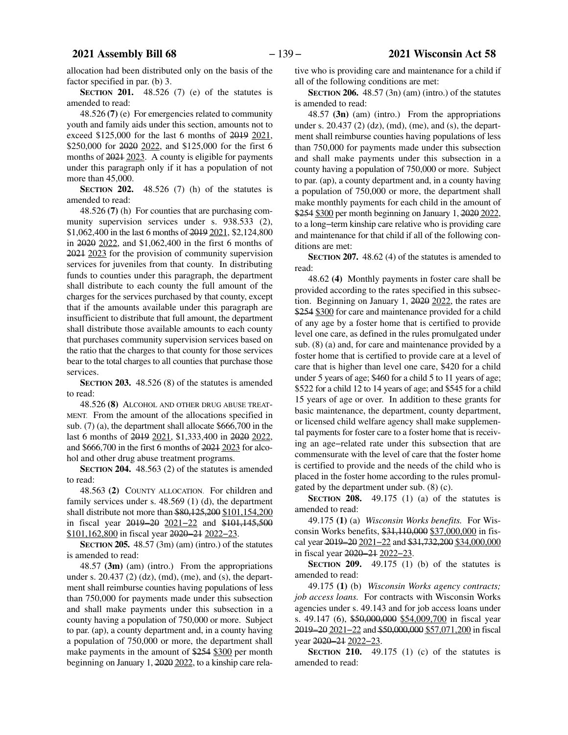allocation had been distributed only on the basis of the factor specified in par. (b) 3.

**SECTION 201.** 48.526 (7) (e) of the statutes is amended to read:

48.526 **(7)** (e) For emergencies related to community youth and family aids under this section, amounts not to exceed $125,000 for the last 6 months of ~~2019~~ 2021, $250,000 for ~~2020~~ 2022, and $125,000 for the first 6 months of ~~2021~~ 2023. A county is eligible for payments under this paragraph only if it has a population of not more than 45,000.

**SECTION 202.** 48.526 (7) (h) of the statutes is amended to read:

48.526 **(7)** (h) For counties that are purchasing community supervision services under s. 938.533 (2), $1,062,400 in the last 6 months of ~~2019~~ 2021, $2,124,800 in ~~2020~~ 2022, and $1,062,400 in the first 6 months of ~~2021~~ 2023 for the provision of community supervision services for juveniles from that county. In distributing funds to counties under this paragraph, the department shall distribute to each county the full amount of the charges for the services purchased by that county, except that if the amounts available under this paragraph are insufficient to distribute that full amount, the department shall distribute those available amounts to each county that purchases community supervision services based on the ratio that the charges to that county for those services bear to the total charges to all counties that purchase those services.

**SECTION 203.** 48.526 (8) of the statutes is amended to read:

48.526 **(8)** ALCOHOL AND OTHER DRUG ABUSE TREATMENT. From the amount of the allocations specified in sub. (7) (a), the department shall allocate $666,700 in the last 6 months of ~~2019~~ 2021, $1,333,400 in ~~2020~~ 2022, and $666,700 in the first 6 months of ~~2021~~ 2023 for alcohol and other drug abuse treatment programs.

**SECTION 204.** 48.563 (2) of the statutes is amended to read:

48.563 **(2)** COUNTY ALLOCATION. For children and family services under s. 48.569 (1) (d), the department shall distribute not more than ~~$80,125,200~~ $101,154,200 in fiscal year ~~2019–20~~ 2021−22 and ~~$101,145,500~~ $101,162,800 in fiscal year ~~2020–21~~ 2022−23.

**SECTION 205.** 48.57 (3m) (am) (intro.) of the statutes is amended to read:

48.57 **(3m)** (am) (intro.) From the appropriations under s. 20.437 (2) (dz), (md), (me), and (s), the department shall reimburse counties having populations of less than 750,000 for payments made under this subsection and shall make payments under this subsection in a county having a population of 750,000 or more. Subject to par. (ap), a county department and, in a county having a population of 750,000 or more, the department shall make payments in the amount of ~~$254~~ $300 per month beginning on January 1, ~~2020~~ 2022, to a kinship care relative who is providing care and maintenance for a child if all of the following conditions are met:

**SECTION 206.** 48.57 (3n) (am) (intro.) of the statutes is amended to read:

48.57 **(3n)** (am) (intro.) From the appropriations under s. 20.437 (2) (dz), (md), (me), and (s), the department shall reimburse counties having populations of less than 750,000 for payments made under this subsection and shall make payments under this subsection in a county having a population of 750,000 or more. Subject to par. (ap), a county department and, in a county having a population of 750,000 or more, the department shall make monthly payments for each child in the amount of ~~$254~~ $300 per month beginning on January 1, ~~2020~~ 2022, to a long−term kinship care relative who is providing care and maintenance for that child if all of the following conditions are met:

**SECTION 207.** 48.62 (4) of the statutes is amended to read:

48.62 **(4)** Monthly payments in foster care shall be provided according to the rates specified in this subsection. Beginning on January 1, ~~2020~~ 2022, the rates are ~~$254~~ $300 for care and maintenance provided for a child of any age by a foster home that is certified to provide level one care, as defined in the rules promulgated under sub. (8) (a) and, for care and maintenance provided by a foster home that is certified to provide care at a level of care that is higher than level one care, $420 for a child under 5 years of age; $460 for a child 5 to 11 years of age; $522 for a child 12 to 14 years of age; and $545 for a child 15 years of age or over. In addition to these grants for basic maintenance, the department, county department, or licensed child welfare agency shall make supplemental payments for foster care to a foster home that is receiving an age−related rate under this subsection that are commensurate with the level of care that the foster home is certified to provide and the needs of the child who is placed in the foster home according to the rules promulgated by the department under sub. (8) (c).

**SECTION 208.** 49.175 (1) (a) of the statutes is amended to read:

49.175 **(1)** (a) *Wisconsin Works benefits.* For Wisconsin Works benefits, ~~$31,110,000~~ $37,000,000 in fiscal year ~~2019–20~~ 2021−22 and ~~$31,732,200~~ $34,000,000 in fiscal year ~~2020–21~~ 2022−23.

**SECTION 209.** 49.175 (1) (b) of the statutes is amended to read:

49.175 **(1)** (b) *Wisconsin Works agency contracts; job access loans.* For contracts with Wisconsin Works agencies under s. 49.143 and for job access loans under s. 49.147 (6), ~~$50,000,000~~ $54,009,700 in fiscal year ~~2019–20~~ 2021−22 and ~~$50,000,000~~ $57,071,200 in fiscal year ~~2020–21~~ 2022−23.

**SECTION 210.** 49.175 (1) (c) of the statutes is amended to read: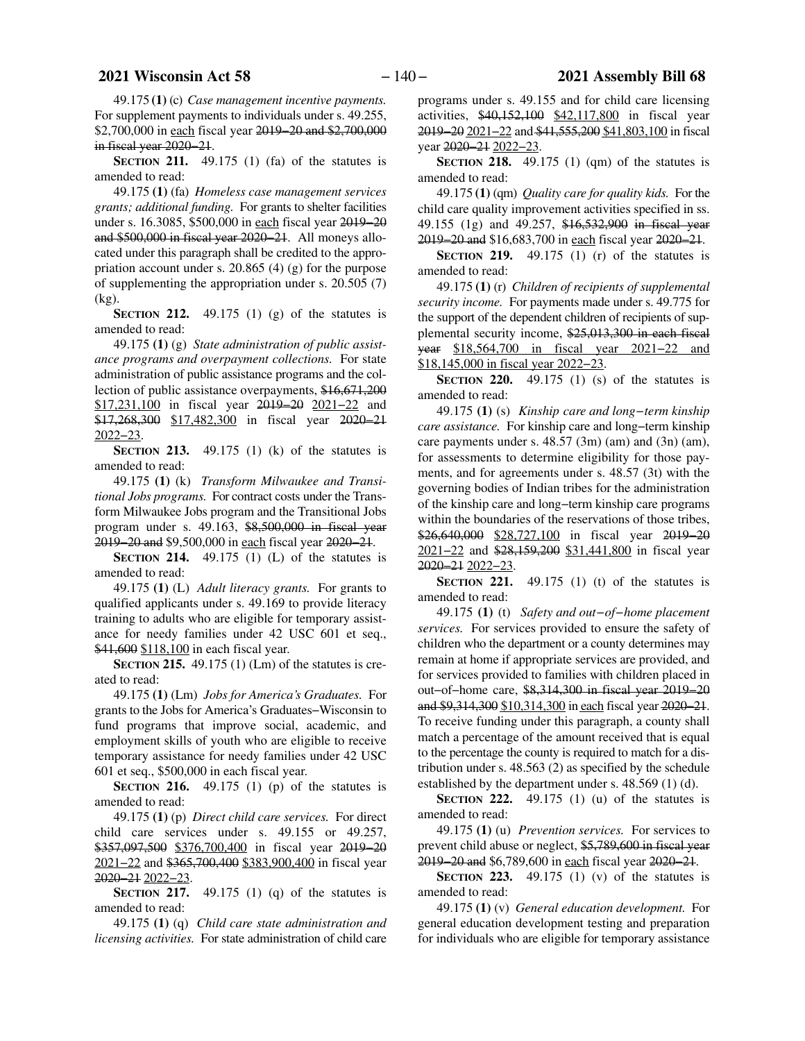49.175 **(1)** (c) *Case management incentive payments.* For supplement payments to individuals under s. 49.255, $2,700,000 in each fiscal year ~~2019−20 and $2,700,000 in fiscal year 2020−21~~.

**SECTION 211.** 49.175 (1) (fa) of the statutes is amended to read:

49.175 **(1)** (fa) *Homeless case management services grants; additional funding.* For grants to shelter facilities under s. 16.3085, $500,000 in each fiscal year ~~2019−20 and $500,000 in fiscal year 2020−21~~. All moneys allocated under this paragraph shall be credited to the appropriation account under s. 20.865 (4) (g) for the purpose of supplementing the appropriation under s. 20.505 (7) (kg).

**SECTION 212.** 49.175 (1) (g) of the statutes is amended to read:

49.175 **(1)** (g) *State administration of public assistance programs and overpayment collections.* For state administration of public assistance programs and the collection of public assistance overpayments, ~~$16,671,200~~ $17,231,100 in fiscal year ~~2019−20~~ 2021−22 and ~~$17,268,300~~ $17,482,300 in fiscal year ~~2020−21~~ 2022−23.

**SECTION 213.** 49.175 (1) (k) of the statutes is amended to read:

49.175 **(1)** (k) *Transform Milwaukee and Transitional Jobs programs.* For contract costs under the Transform Milwaukee Jobs program and the Transitional Jobs program under s. 49.163, ~~$8,500,000 in fiscal year 2019−20 and~~ $9,500,000 in each fiscal year ~~2020−21~~.

**SECTION 214.** 49.175 (1) (L) of the statutes is amended to read:

49.175 **(1)** (L) *Adult literacy grants.* For grants to qualified applicants under s. 49.169 to provide literacy training to adults who are eligible for temporary assistance for needy families under 42 USC 601 et seq., ~~$41,600~~ $118,100 in each fiscal year.

**SECTION 215.** 49.175 (1) (Lm) of the statutes is created to read:

49.175 **(1)** (Lm) *Jobs for America's Graduates.* For grants to the Jobs for America's Graduates−Wisconsin to fund programs that improve social, academic, and employment skills of youth who are eligible to receive temporary assistance for needy families under 42 USC 601 et seq., $500,000 in each fiscal year.

**SECTION 216.** 49.175 (1) (p) of the statutes is amended to read:

49.175 **(1)** (p) *Direct child care services.* For direct child care services under s. 49.155 or 49.257, ~~$357,097,500~~ $376,700,400 in fiscal year ~~2019−20~~ 2021−22 and ~~$365,700,400~~ $383,900,400 in fiscal year ~~2020−21~~ 2022−23.

**SECTION 217.** 49.175 (1) (q) of the statutes is amended to read:

49.175 **(1)** (q) *Child care state administration and licensing activities.* For state administration of child care programs under s. 49.155 and for child care licensing activities, ~~$40,152,100~~ $42,117,800 in fiscal year ~~2019−20~~ 2021−22 and ~~$41,555,200~~ $41,803,100 in fiscal year ~~2020−21~~ 2022−23.

**SECTION 218.** 49.175 (1) (qm) of the statutes is amended to read:

49.175 **(1)** (qm) *Quality care for quality kids.* For the child care quality improvement activities specified in ss. 49.155 (1g) and 49.257, ~~$16,532,900 in fiscal year 2019−20 and~~ $16,683,700 in each fiscal year ~~2020−21~~.

**SECTION 219.** 49.175 (1) (r) of the statutes is amended to read:

49.175 **(1)** (r) *Children of recipients of supplemental security income.* For payments made under s. 49.775 for the support of the dependent children of recipients of supplemental security income, ~~$25,013,300 in each fiscal year~~ $18,564,700 in fiscal year 2021−22 and $18,145,000 in fiscal year 2022−23.

**SECTION 220.** 49.175 (1) (s) of the statutes is amended to read:

49.175 **(1)** (s) *Kinship care and long−term kinship care assistance.* For kinship care and long−term kinship care payments under s. 48.57 (3m) (am) and (3n) (am), for assessments to determine eligibility for those payments, and for agreements under s. 48.57 (3t) with the governing bodies of Indian tribes for the administration of the kinship care and long−term kinship care programs within the boundaries of the reservations of those tribes, ~~$26,640,000~~ $28,727,100 in fiscal year ~~2019−20~~ 2021−22 and ~~$28,159,200~~ $31,441,800 in fiscal year ~~2020−21~~ 2022−23.

**SECTION 221.** 49.175 (1) (t) of the statutes is amended to read:

49.175 **(1)** (t) *Safety and out−of−home placement services.* For services provided to ensure the safety of children who the department or a county determines may remain at home if appropriate services are provided, and for services provided to families with children placed in out−of−home care, ~~$8,314,300 in fiscal year 2019−20 and $9,314,300~~ $10,314,300 in each fiscal year ~~2020−21~~. To receive funding under this paragraph, a county shall match a percentage of the amount received that is equal to the percentage the county is required to match for a distribution under s. 48.563 (2) as specified by the schedule established by the department under s. 48.569 (1) (d).

**SECTION 222.** 49.175 (1) (u) of the statutes is amended to read:

49.175 **(1)** (u) *Prevention services.* For services to prevent child abuse or neglect, ~~$5,789,600 in fiscal year 2019−20 and~~ $6,789,600 in each fiscal year ~~2020−21~~.

**SECTION 223.** 49.175 (1) (v) of the statutes is amended to read:

49.175 **(1)** (v) *General education development.* For general education development testing and preparation for individuals who are eligible for temporary assistance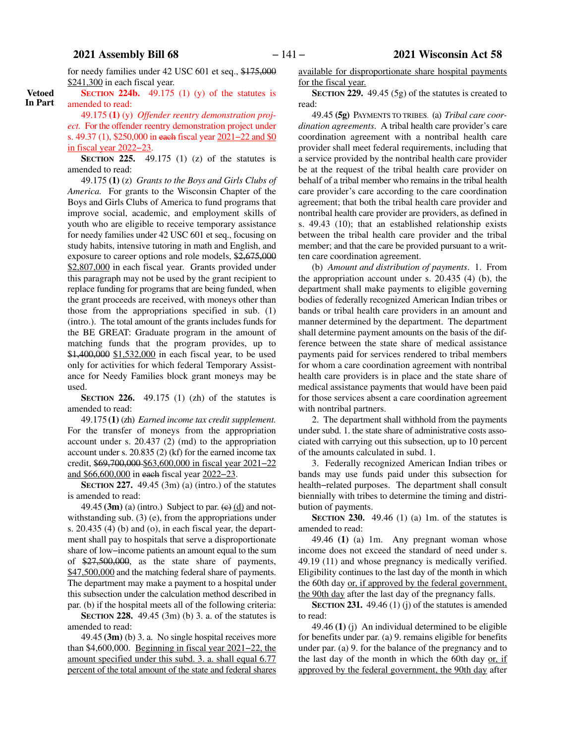for needy families under 42 USC 601 et seq., ~~$175,000~~ <u>$241,300</u> in each fiscal year.

**Vetoed In Part**

**SECTION 224b.** 49.175 (1) (y) of the statutes is amended to read:

49.175 **(1)** (y) *Offender reentry demonstration project.* For the offender reentry demonstration project under s. 49.37 (1), $250,000 in ~~each~~ fiscal year <u>2021−22 and $0 in fiscal year 2022−23</u>.

**SECTION 225.** 49.175 (1) (z) of the statutes is amended to read:

49.175 **(1)** (z) *Grants to the Boys and Girls Clubs of America.* For grants to the Wisconsin Chapter of the Boys and Girls Clubs of America to fund programs that improve social, academic, and employment skills of youth who are eligible to receive temporary assistance for needy families under 42 USC 601 et seq., focusing on study habits, intensive tutoring in math and English, and exposure to career options and role models, ~~$2,675,000~~ <u>$2,807,000</u> in each fiscal year. Grants provided under this paragraph may not be used by the grant recipient to replace funding for programs that are being funded, when the grant proceeds are received, with moneys other than those from the appropriations specified in sub. (1) (intro.). The total amount of the grants includes funds for the BE GREAT: Graduate program in the amount of matching funds that the program provides, up to ~~$1,400,000~~ <u>$1,532,000</u> in each fiscal year, to be used only for activities for which federal Temporary Assistance for Needy Families block grant moneys may be used.

**SECTION 226.** 49.175 (1) (zh) of the statutes is amended to read:

49.175 **(1)** (zh) *Earned income tax credit supplement.* For the transfer of moneys from the appropriation account under s. 20.437 (2) (md) to the appropriation account under s. 20.835 (2) (kf) for the earned income tax credit, ~~$69,700,000~~ <u>$63,600,000 in fiscal year 2021−22 and $66,600,000</u> in ~~each~~ fiscal year <u>2022−23</u>.

**SECTION 227.** 49.45 (3m) (a) (intro.) of the statutes is amended to read:

49.45 **(3m)** (a) (intro.) Subject to par. ~~(c)~~ <u>(d)</u> and notwithstanding sub. (3) (e), from the appropriations under s. 20.435 (4) (b) and (o), in each fiscal year, the department shall pay to hospitals that serve a disproportionate share of low−income patients an amount equal to the sum of ~~$27,500,000~~, as the state share of payments, <u>$47,500,000</u> and the matching federal share of payments. The department may make a payment to a hospital under this subsection under the calculation method described in par. (b) if the hospital meets all of the following criteria:

**SECTION 228.** 49.45 (3m) (b) 3. a. of the statutes is amended to read:

49.45 **(3m)** (b) 3. a. No single hospital receives more than $4,600,000. <u>Beginning in fiscal year 2021−22, the amount specified under this subd. 3. a. shall equal 6.77 percent of the total amount of the state and federal shares available for disproportionate share hospital payments for the fiscal year.</u>

**SECTION 229.** 49.45 (5g) of the statutes is created to read:

49.45 **(5g)** PAYMENTS TO TRIBES. (a) *Tribal care coordination agreements.* A tribal health care provider's care coordination agreement with a nontribal health care provider shall meet federal requirements, including that a service provided by the nontribal health care provider be at the request of the tribal health care provider on behalf of a tribal member who remains in the tribal health care provider's care according to the care coordination agreement; that both the tribal health care provider and nontribal health care provider are providers, as defined in s. 49.43 (10); that an established relationship exists between the tribal health care provider and the tribal member; and that the care be provided pursuant to a written care coordination agreement.

(b) *Amount and distribution of payments.* 1. From the appropriation account under s. 20.435 (4) (b), the department shall make payments to eligible governing bodies of federally recognized American Indian tribes or bands or tribal health care providers in an amount and manner determined by the department. The department shall determine payment amounts on the basis of the difference between the state share of medical assistance payments paid for services rendered to tribal members for whom a care coordination agreement with nontribal health care providers is in place and the state share of medical assistance payments that would have been paid for those services absent a care coordination agreement with nontribal partners.

2. The department shall withhold from the payments under subd. 1. the state share of administrative costs associated with carrying out this subsection, up to 10 percent of the amounts calculated in subd. 1.

3. Federally recognized American Indian tribes or bands may use funds paid under this subsection for health−related purposes. The department shall consult biennially with tribes to determine the timing and distribution of payments.

**SECTION 230.** 49.46 (1) (a) 1m. of the statutes is amended to read:

49.46 **(1)** (a) 1m. Any pregnant woman whose income does not exceed the standard of need under s. 49.19 (11) and whose pregnancy is medically verified. Eligibility continues to the last day of the month in which the 60th day <u>or, if approved by the federal government, the 90th day</u> after the last day of the pregnancy falls.

**SECTION 231.** 49.46 (1) (j) of the statutes is amended to read:

49.46 **(1)** (j) An individual determined to be eligible for benefits under par. (a) 9. remains eligible for benefits under par. (a) 9. for the balance of the pregnancy and to the last day of the month in which the 60th day <u>or, if approved by the federal government, the 90th day</u> after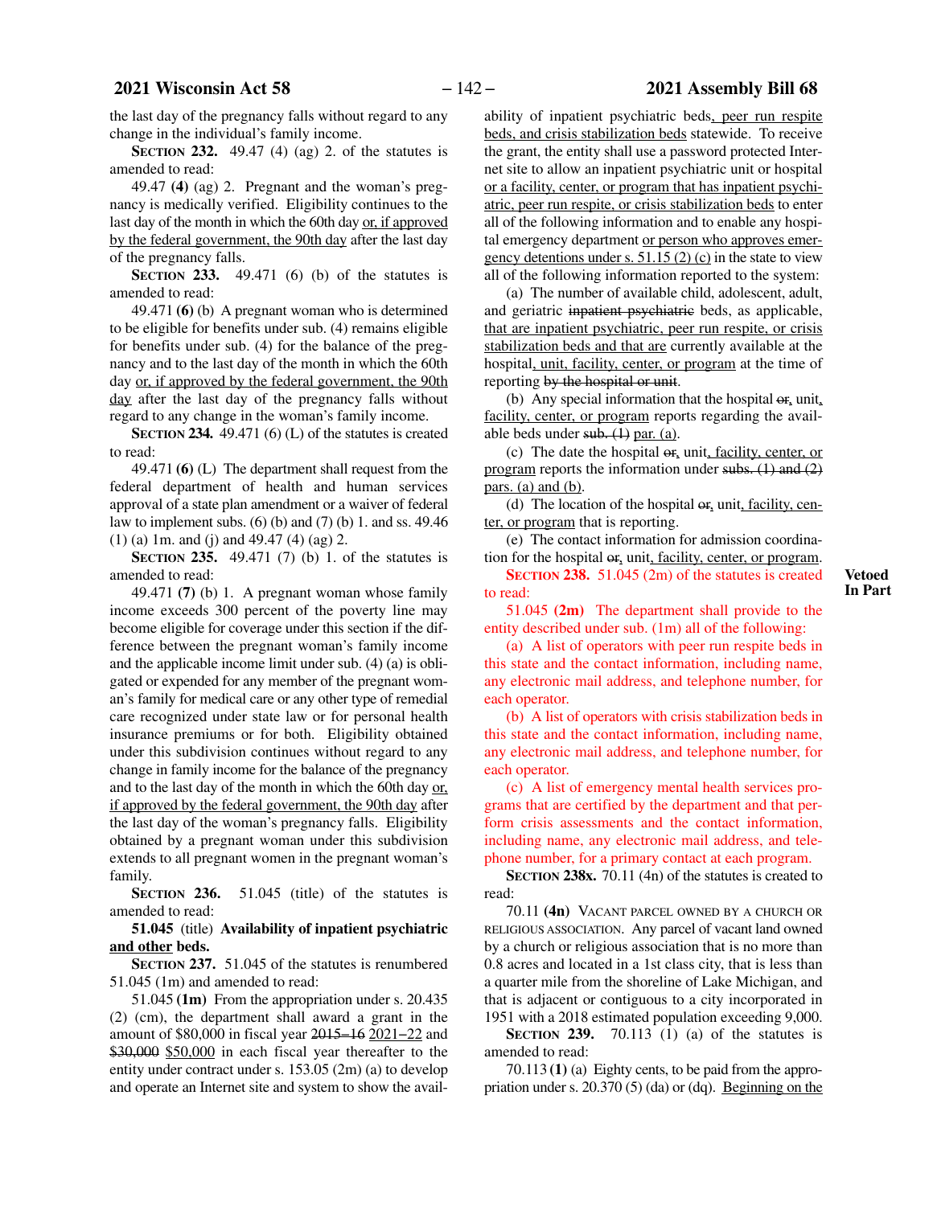the last day of the pregnancy falls without regard to any change in the individual's family income.

**SECTION 232.** 49.47 (4) (ag) 2. of the statutes is amended to read:

49.47 **(4)** (ag) 2. Pregnant and the woman's pregnancy is medically verified. Eligibility continues to the last day of the month in which the 60th day or, if approved by the federal government, the 90th day after the last day of the pregnancy falls.

**SECTION 233.** 49.471 (6) (b) of the statutes is amended to read:

49.471 **(6)** (b) A pregnant woman who is determined to be eligible for benefits under sub. (4) remains eligible for benefits under sub. (4) for the balance of the pregnancy and to the last day of the month in which the 60th day or, if approved by the federal government, the 90th day after the last day of the pregnancy falls without regard to any change in the woman's family income.

**SECTION 234.** 49.471 (6) (L) of the statutes is created to read:

49.471 **(6)** (L) The department shall request from the federal department of health and human services approval of a state plan amendment or a waiver of federal law to implement subs. (6) (b) and (7) (b) 1. and ss. 49.46 (1) (a) 1m. and (j) and 49.47 (4) (ag) 2.

**SECTION 235.** 49.471 (7) (b) 1. of the statutes is amended to read:

49.471 **(7)** (b) 1. A pregnant woman whose family income exceeds 300 percent of the poverty line may become eligible for coverage under this section if the difference between the pregnant woman's family income and the applicable income limit under sub. (4) (a) is obligated or expended for any member of the pregnant woman's family for medical care or any other type of remedial care recognized under state law or for personal health insurance premiums or for both. Eligibility obtained under this subdivision continues without regard to any change in family income for the balance of the pregnancy and to the last day of the month in which the 60th day or, if approved by the federal government, the 90th day after the last day of the woman's pregnancy falls. Eligibility obtained by a pregnant woman under this subdivision extends to all pregnant women in the pregnant woman's family.

**SECTION 236.** 51.045 (title) of the statutes is amended to read:

**51.045** (title) **Availability of inpatient psychiatric and other beds.**

**SECTION 237.** 51.045 of the statutes is renumbered 51.045 (1m) and amended to read:

51.045 **(1m)** From the appropriation under s. 20.435 (2) (cm), the department shall award a grant in the amount of $80,000 in fiscal year ~~2015–16~~ 2021–22 and ~~$30,000~~ $50,000 in each fiscal year thereafter to the entity under contract under s. 153.05 (2m) (a) to develop and operate an Internet site and system to show the availability of inpatient psychiatric beds, peer run respite beds, and crisis stabilization beds statewide. To receive the grant, the entity shall use a password protected Internet site to allow an inpatient psychiatric unit or hospital or a facility, center, or program that has inpatient psychiatric, peer run respite, or crisis stabilization beds to enter all of the following information and to enable any hospital emergency department or person who approves emergency detentions under s. 51.15 (2) (c) in the state to view all of the following information reported to the system:

(a) The number of available child, adolescent, adult, and geriatric ~~inpatient psychiatric~~ beds, as applicable, that are inpatient psychiatric, peer run respite, or crisis stabilization beds and that are currently available at the hospital, unit, facility, center, or program at the time of reporting ~~by the hospital or unit~~.

(b) Any special information that the hospital ~~or,~~ unit, facility, center, or program reports regarding the available beds under ~~sub. (1)~~ par. (a).

(c) The date the hospital ~~or,~~ unit, facility, center, or program reports the information under ~~subs. (1) and (2)~~ pars. (a) and (b).

(d) The location of the hospital ~~or,~~ unit, facility, center, or program that is reporting.

(e) The contact information for admission coordination for the hospital ~~or,~~ unit, facility, center, or program.

**SECTION 238.** 51.045 (2m) of the statutes is created to read: **Vetoed In Part**

51.045 **(2m)** The department shall provide to the entity described under sub. (1m) all of the following:

(a) A list of operators with peer run respite beds in this state and the contact information, including name, any electronic mail address, and telephone number, for each operator.

(b) A list of operators with crisis stabilization beds in this state and the contact information, including name, any electronic mail address, and telephone number, for each operator.

(c) A list of emergency mental health services programs that are certified by the department and that perform crisis assessments and the contact information, including name, any electronic mail address, and telephone number, for a primary contact at each program.

**SECTION 238x.** 70.11 (4n) of the statutes is created to read:

70.11 **(4n)** VACANT PARCEL OWNED BY A CHURCH OR RELIGIOUS ASSOCIATION. Any parcel of vacant land owned by a church or religious association that is no more than 0.8 acres and located in a 1st class city, that is less than a quarter mile from the shoreline of Lake Michigan, and that is adjacent or contiguous to a city incorporated in 1951 with a 2018 estimated population exceeding 9,000.

**SECTION 239.** 70.113 (1) (a) of the statutes is amended to read:

70.113 **(1)** (a) Eighty cents, to be paid from the appropriation under s. 20.370 (5) (da) or (dq). Beginning on the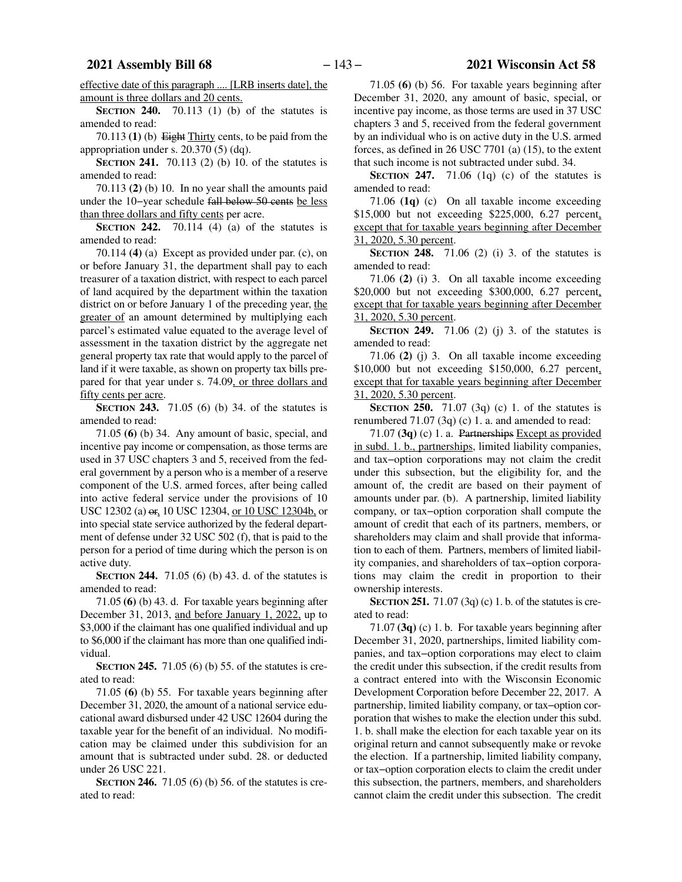effective date of this paragraph .... [LRB inserts date], the amount is three dollars and 20 cents.

**SECTION 240.** 70.113 (1) (b) of the statutes is amended to read:

70.113 **(1)** (b) ~~Eight~~ Thirty cents, to be paid from the appropriation under s. 20.370 (5) (dq).

**SECTION 241.** 70.113 (2) (b) 10. of the statutes is amended to read:

70.113 **(2)** (b) 10. In no year shall the amounts paid under the 10−year schedule ~~fall below 50 cents~~ be less than three dollars and fifty cents per acre.

**SECTION 242.** 70.114 (4) (a) of the statutes is amended to read:

70.114 **(4)** (a) Except as provided under par. (c), on or before January 31, the department shall pay to each treasurer of a taxation district, with respect to each parcel of land acquired by the department within the taxation district on or before January 1 of the preceding year, the greater of an amount determined by multiplying each parcel's estimated value equated to the average level of assessment in the taxation district by the aggregate net general property tax rate that would apply to the parcel of land if it were taxable, as shown on property tax bills prepared for that year under s. 74.09, or three dollars and fifty cents per acre.

**SECTION 243.** 71.05 (6) (b) 34. of the statutes is amended to read:

71.05 **(6)** (b) 34. Any amount of basic, special, and incentive pay income or compensation, as those terms are used in 37 USC chapters 3 and 5, received from the federal government by a person who is a member of a reserve component of the U.S. armed forces, after being called into active federal service under the provisions of 10 USC 12302 (a) ~~or~~, 10 USC 12304, or 10 USC 12304b, or into special state service authorized by the federal department of defense under 32 USC 502 (f), that is paid to the person for a period of time during which the person is on active duty.

**SECTION 244.** 71.05 (6) (b) 43. d. of the statutes is amended to read:

71.05 **(6)** (b) 43. d. For taxable years beginning after December 31, 2013, and before January 1, 2022, up to $3,000 if the claimant has one qualified individual and up to $6,000 if the claimant has more than one qualified individual.

**SECTION 245.** 71.05 (6) (b) 55. of the statutes is created to read:

71.05 **(6)** (b) 55. For taxable years beginning after December 31, 2020, the amount of a national service educational award disbursed under 42 USC 12604 during the taxable year for the benefit of an individual. No modification may be claimed under this subdivision for an amount that is subtracted under subd. 28. or deducted under 26 USC 221.

**SECTION 246.** 71.05 (6) (b) 56. of the statutes is created to read:

71.05 **(6)** (b) 56. For taxable years beginning after December 31, 2020, any amount of basic, special, or incentive pay income, as those terms are used in 37 USC chapters 3 and 5, received from the federal government by an individual who is on active duty in the U.S. armed forces, as defined in 26 USC 7701 (a) (15), to the extent that such income is not subtracted under subd. 34.

**SECTION 247.** 71.06 (1q) (c) of the statutes is amended to read:

71.06 **(1q)** (c) On all taxable income exceeding $15,000 but not exceeding $225,000, 6.27 percent, except that for taxable years beginning after December 31, 2020, 5.30 percent.

**SECTION 248.** 71.06 (2) (i) 3. of the statutes is amended to read:

71.06 **(2)** (i) 3. On all taxable income exceeding $20,000 but not exceeding $300,000, 6.27 percent, except that for taxable years beginning after December 31, 2020, 5.30 percent.

**SECTION 249.** 71.06 (2) (j) 3. of the statutes is amended to read:

71.06 **(2)** (j) 3. On all taxable income exceeding $10,000 but not exceeding $150,000, 6.27 percent, except that for taxable years beginning after December 31, 2020, 5.30 percent.

**SECTION 250.** 71.07 (3q) (c) 1. of the statutes is renumbered 71.07 (3q) (c) 1. a. and amended to read:

71.07 **(3q)** (c) 1. a. ~~Partnerships~~ Except as provided in subd. 1. b., partnerships, limited liability companies, and tax−option corporations may not claim the credit under this subsection, but the eligibility for, and the amount of, the credit are based on their payment of amounts under par. (b). A partnership, limited liability company, or tax−option corporation shall compute the amount of credit that each of its partners, members, or shareholders may claim and shall provide that information to each of them. Partners, members of limited liability companies, and shareholders of tax−option corporations may claim the credit in proportion to their ownership interests.

**SECTION 251.** 71.07 (3q) (c) 1. b. of the statutes is created to read:

71.07 **(3q)** (c) 1. b. For taxable years beginning after December 31, 2020, partnerships, limited liability companies, and tax−option corporations may elect to claim the credit under this subsection, if the credit results from a contract entered into with the Wisconsin Economic Development Corporation before December 22, 2017. A partnership, limited liability company, or tax−option corporation that wishes to make the election under this subd. 1. b. shall make the election for each taxable year on its original return and cannot subsequently make or revoke the election. If a partnership, limited liability company, or tax−option corporation elects to claim the credit under this subsection, the partners, members, and shareholders cannot claim the credit under this subsection. The credit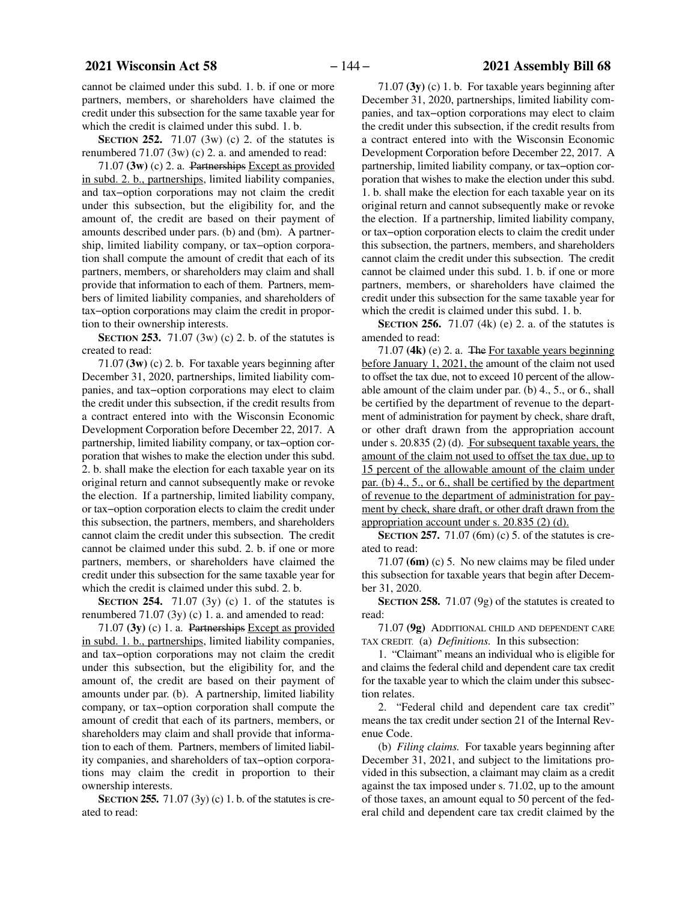cannot be claimed under this subd. 1. b. if one or more partners, members, or shareholders have claimed the credit under this subsection for the same taxable year for which the credit is claimed under this subd. 1. b.

**SECTION 252.** 71.07 (3w) (c) 2. of the statutes is renumbered 71.07 (3w) (c) 2. a. and amended to read:

71.07 **(3w)** (c) 2. a. ~~Partnerships~~ Except as provided in subd. 2. b., partnerships, limited liability companies, and tax-option corporations may not claim the credit under this subsection, but the eligibility for, and the amount of, the credit are based on their payment of amounts described under pars. (b) and (bm). A partnership, limited liability company, or tax-option corporation shall compute the amount of credit that each of its partners, members, or shareholders may claim and shall provide that information to each of them. Partners, members of limited liability companies, and shareholders of tax-option corporations may claim the credit in proportion to their ownership interests.

**SECTION 253.** 71.07 (3w) (c) 2. b. of the statutes is created to read:

71.07 **(3w)** (c) 2. b. For taxable years beginning after December 31, 2020, partnerships, limited liability companies, and tax-option corporations may elect to claim the credit under this subsection, if the credit results from a contract entered into with the Wisconsin Economic Development Corporation before December 22, 2017. A partnership, limited liability company, or tax-option corporation that wishes to make the election under this subd. 2. b. shall make the election for each taxable year on its original return and cannot subsequently make or revoke the election. If a partnership, limited liability company, or tax-option corporation elects to claim the credit under this subsection, the partners, members, and shareholders cannot claim the credit under this subsection. The credit cannot be claimed under this subd. 2. b. if one or more partners, members, or shareholders have claimed the credit under this subsection for the same taxable year for which the credit is claimed under this subd. 2. b.

**SECTION 254.** 71.07 (3y) (c) 1. of the statutes is renumbered 71.07 (3y) (c) 1. a. and amended to read:

71.07 **(3y)** (c) 1. a. ~~Partnerships~~ Except as provided in subd. 1. b., partnerships, limited liability companies, and tax-option corporations may not claim the credit under this subsection, but the eligibility for, and the amount of, the credit are based on their payment of amounts under par. (b). A partnership, limited liability company, or tax-option corporation shall compute the amount of credit that each of its partners, members, or shareholders may claim and shall provide that information to each of them. Partners, members of limited liability companies, and shareholders of tax-option corporations may claim the credit in proportion to their ownership interests.

**SECTION 255.** 71.07 (3y) (c) 1. b. of the statutes is created to read:

71.07 **(3y)** (c) 1. b. For taxable years beginning after December 31, 2020, partnerships, limited liability companies, and tax-option corporations may elect to claim the credit under this subsection, if the credit results from a contract entered into with the Wisconsin Economic Development Corporation before December 22, 2017. A partnership, limited liability company, or tax-option corporation that wishes to make the election under this subd. 1. b. shall make the election for each taxable year on its original return and cannot subsequently make or revoke the election. If a partnership, limited liability company, or tax-option corporation elects to claim the credit under this subsection, the partners, members, and shareholders cannot claim the credit under this subsection. The credit cannot be claimed under this subd. 1. b. if one or more partners, members, or shareholders have claimed the credit under this subsection for the same taxable year for which the credit is claimed under this subd. 1. b.

**SECTION 256.** 71.07 (4k) (e) 2. a. of the statutes is amended to read:

71.07 **(4k)** (e) 2. a. ~~The~~ For taxable years beginning before January 1, 2021, the amount of the claim not used to offset the tax due, not to exceed 10 percent of the allowable amount of the claim under par. (b) 4., 5., or 6., shall be certified by the department of revenue to the department of administration for payment by check, share draft, or other draft drawn from the appropriation account under s. 20.835 (2) (d). For subsequent taxable years, the amount of the claim not used to offset the tax due, up to 15 percent of the allowable amount of the claim under par. (b) 4., 5., or 6., shall be certified by the department of revenue to the department of administration for payment by check, share draft, or other draft drawn from the appropriation account under s. 20.835 (2) (d).

**SECTION 257.** 71.07 (6m) (c) 5. of the statutes is created to read:

71.07 **(6m)** (c) 5. No new claims may be filed under this subsection for taxable years that begin after December 31, 2020.

**SECTION 258.** 71.07 (9g) of the statutes is created to read:

71.07 **(9g)** ADDITIONAL CHILD AND DEPENDENT CARE TAX CREDIT. (a) *Definitions.* In this subsection:

1. "Claimant" means an individual who is eligible for and claims the federal child and dependent care tax credit for the taxable year to which the claim under this subsection relates.

2. "Federal child and dependent care tax credit" means the tax credit under section 21 of the Internal Revenue Code.

(b) *Filing claims.* For taxable years beginning after December 31, 2021, and subject to the limitations provided in this subsection, a claimant may claim as a credit against the tax imposed under s. 71.02, up to the amount of those taxes, an amount equal to 50 percent of the federal child and dependent care tax credit claimed by the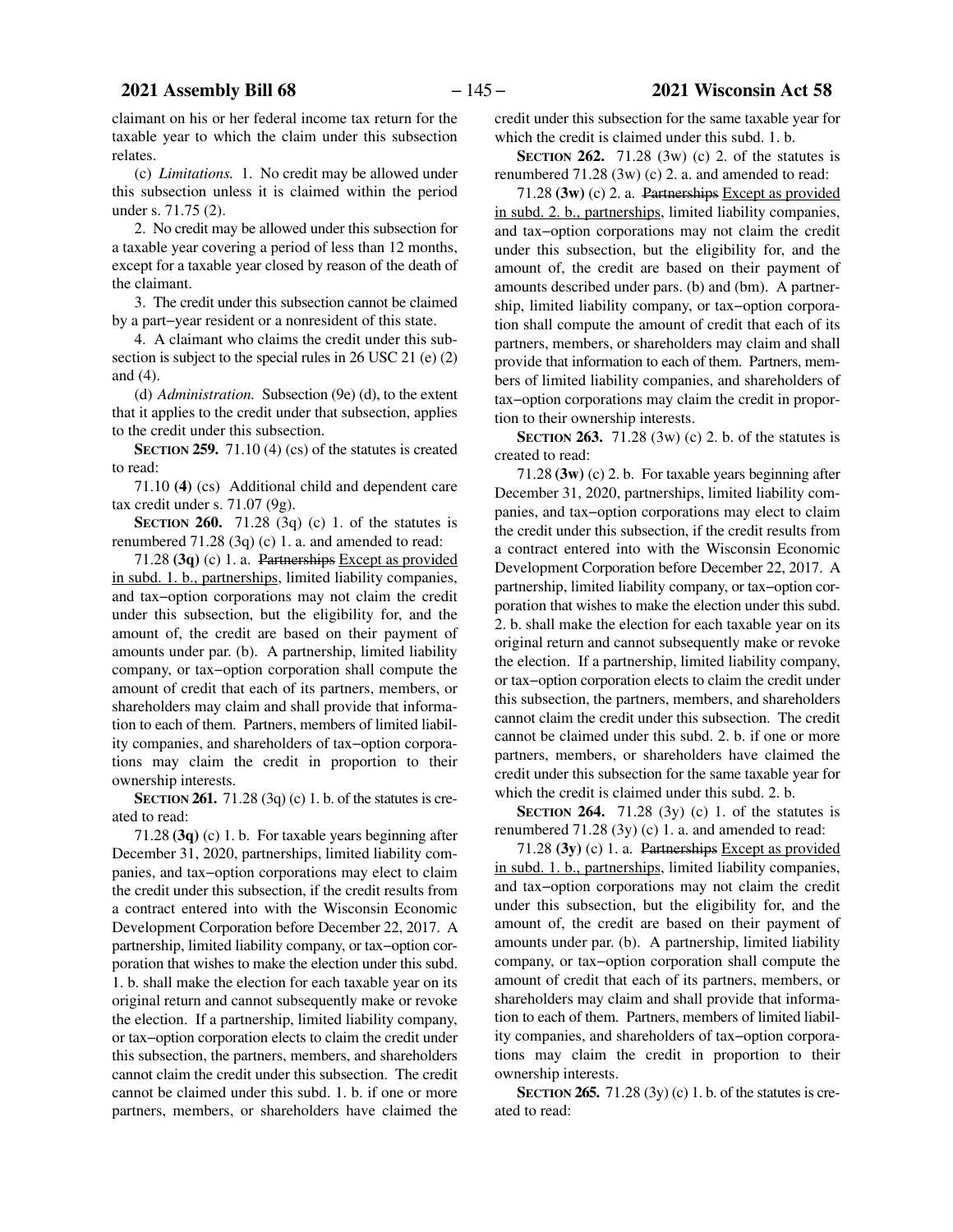claimant on his or her federal income tax return for the taxable year to which the claim under this subsection relates.

(c) *Limitations.* 1. No credit may be allowed under this subsection unless it is claimed within the period under s. 71.75 (2).

2. No credit may be allowed under this subsection for a taxable year covering a period of less than 12 months, except for a taxable year closed by reason of the death of the claimant.

3. The credit under this subsection cannot be claimed by a part−year resident or a nonresident of this state.

4. A claimant who claims the credit under this subsection is subject to the special rules in 26 USC 21 (e) (2) and (4).

(d) *Administration.* Subsection (9e) (d), to the extent that it applies to the credit under that subsection, applies to the credit under this subsection.

**SECTION 259.** 71.10 (4) (cs) of the statutes is created to read:

71.10 **(4)** (cs) Additional child and dependent care tax credit under s. 71.07 (9g).

**SECTION 260.** 71.28 (3q) (c) 1. of the statutes is renumbered 71.28 (3q) (c) 1. a. and amended to read:

71.28 **(3q)** (c) 1. a. ~~Partnerships~~ Except as provided in subd. 1. b., partnerships, limited liability companies, and tax−option corporations may not claim the credit under this subsection, but the eligibility for, and the amount of, the credit are based on their payment of amounts under par. (b). A partnership, limited liability company, or tax−option corporation shall compute the amount of credit that each of its partners, members, or shareholders may claim and shall provide that information to each of them. Partners, members of limited liability companies, and shareholders of tax−option corporations may claim the credit in proportion to their ownership interests.

**SECTION 261.** 71.28 (3q) (c) 1. b. of the statutes is created to read:

71.28 **(3q)** (c) 1. b. For taxable years beginning after December 31, 2020, partnerships, limited liability companies, and tax−option corporations may elect to claim the credit under this subsection, if the credit results from a contract entered into with the Wisconsin Economic Development Corporation before December 22, 2017. A partnership, limited liability company, or tax−option corporation that wishes to make the election under this subd. 1. b. shall make the election for each taxable year on its original return and cannot subsequently make or revoke the election. If a partnership, limited liability company, or tax−option corporation elects to claim the credit under this subsection, the partners, members, and shareholders cannot claim the credit under this subsection. The credit cannot be claimed under this subd. 1. b. if one or more partners, members, or shareholders have claimed the credit under this subsection for the same taxable year for which the credit is claimed under this subd. 1. b.

**SECTION 262.** 71.28 (3w) (c) 2. of the statutes is renumbered 71.28 (3w) (c) 2. a. and amended to read:

71.28 **(3w)** (c) 2. a. ~~Partnerships~~ Except as provided in subd. 2. b., partnerships, limited liability companies, and tax−option corporations may not claim the credit under this subsection, but the eligibility for, and the amount of, the credit are based on their payment of amounts described under pars. (b) and (bm). A partnership, limited liability company, or tax−option corporation shall compute the amount of credit that each of its partners, members, or shareholders may claim and shall provide that information to each of them. Partners, members of limited liability companies, and shareholders of tax−option corporations may claim the credit in proportion to their ownership interests.

**SECTION 263.** 71.28 (3w) (c) 2. b. of the statutes is created to read:

71.28 **(3w)** (c) 2. b. For taxable years beginning after December 31, 2020, partnerships, limited liability companies, and tax−option corporations may elect to claim the credit under this subsection, if the credit results from a contract entered into with the Wisconsin Economic Development Corporation before December 22, 2017. A partnership, limited liability company, or tax−option corporation that wishes to make the election under this subd. 2. b. shall make the election for each taxable year on its original return and cannot subsequently make or revoke the election. If a partnership, limited liability company, or tax−option corporation elects to claim the credit under this subsection, the partners, members, and shareholders cannot claim the credit under this subsection. The credit cannot be claimed under this subd. 2. b. if one or more partners, members, or shareholders have claimed the credit under this subsection for the same taxable year for which the credit is claimed under this subd. 2. b.

**SECTION 264.** 71.28 (3y) (c) 1. of the statutes is renumbered 71.28 (3y) (c) 1. a. and amended to read:

71.28 **(3y)** (c) 1. a. ~~Partnerships~~ Except as provided in subd. 1. b., partnerships, limited liability companies, and tax−option corporations may not claim the credit under this subsection, but the eligibility for, and the amount of, the credit are based on their payment of amounts under par. (b). A partnership, limited liability company, or tax−option corporation shall compute the amount of credit that each of its partners, members, or shareholders may claim and shall provide that information to each of them. Partners, members of limited liability companies, and shareholders of tax−option corporations may claim the credit in proportion to their ownership interests.

**SECTION 265.** 71.28 (3y) (c) 1. b. of the statutes is created to read: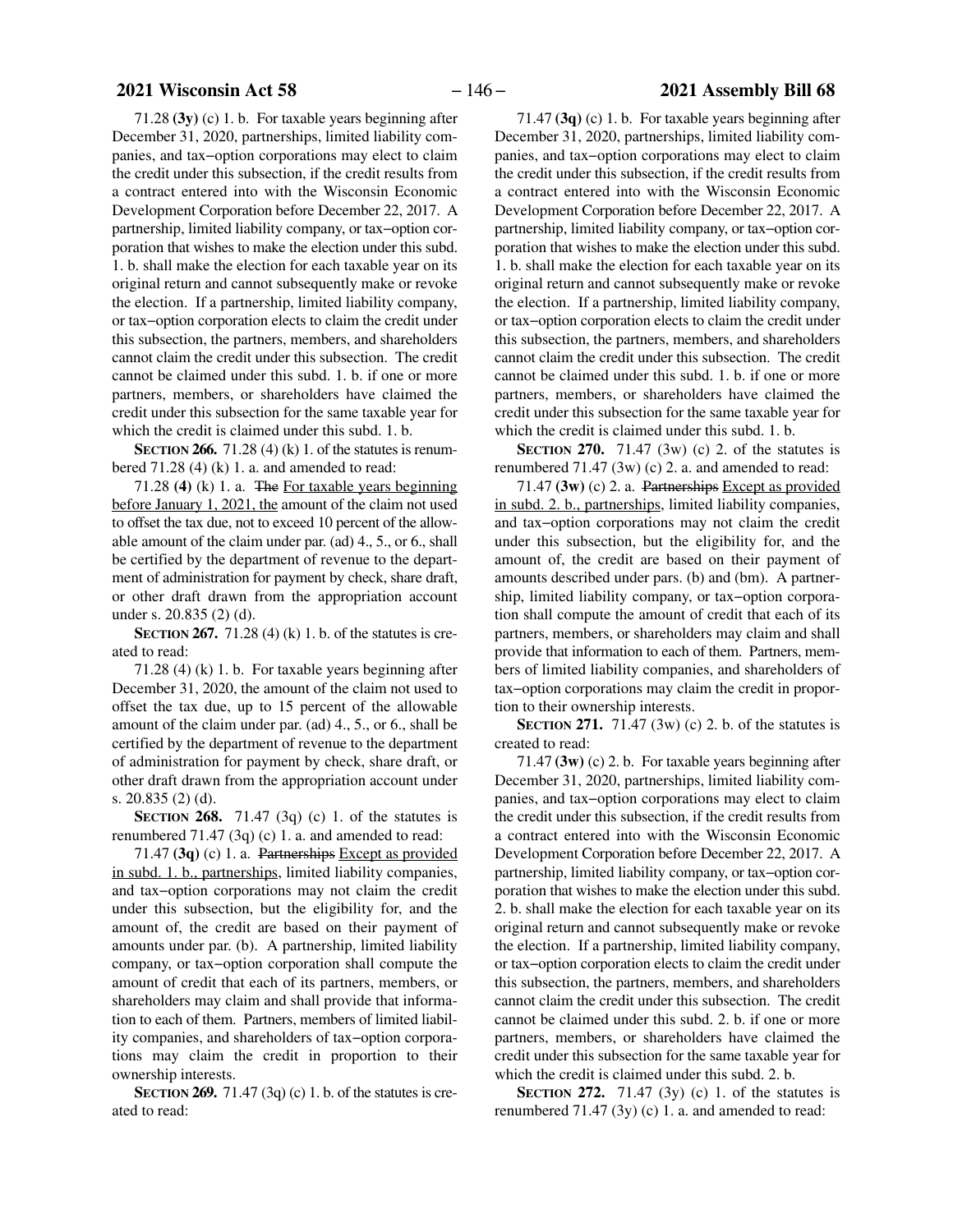71.28 **(3y)** (c) 1. b. For taxable years beginning after December 31, 2020, partnerships, limited liability companies, and tax−option corporations may elect to claim the credit under this subsection, if the credit results from a contract entered into with the Wisconsin Economic Development Corporation before December 22, 2017. A partnership, limited liability company, or tax−option corporation that wishes to make the election under this subd. 1. b. shall make the election for each taxable year on its original return and cannot subsequently make or revoke the election. If a partnership, limited liability company, or tax−option corporation elects to claim the credit under this subsection, the partners, members, and shareholders cannot claim the credit under this subsection. The credit cannot be claimed under this subd. 1. b. if one or more partners, members, or shareholders have claimed the credit under this subsection for the same taxable year for which the credit is claimed under this subd. 1. b.

**SECTION 266.** 71.28 (4) (k) 1. of the statutes is renumbered 71.28 (4) (k) 1. a. and amended to read:

71.28 **(4)** (k) 1. a. ~~The~~ For taxable years beginning before January 1, 2021, the amount of the claim not used to offset the tax due, not to exceed 10 percent of the allowable amount of the claim under par. (ad) 4., 5., or 6., shall be certified by the department of revenue to the department of administration for payment by check, share draft, or other draft drawn from the appropriation account under s. 20.835 (2) (d).

**SECTION 267.** 71.28 (4) (k) 1. b. of the statutes is created to read:

71.28 (4) (k) 1. b. For taxable years beginning after December 31, 2020, the amount of the claim not used to offset the tax due, up to 15 percent of the allowable amount of the claim under par. (ad) 4., 5., or 6., shall be certified by the department of revenue to the department of administration for payment by check, share draft, or other draft drawn from the appropriation account under s. 20.835 (2) (d).

**SECTION 268.** 71.47 (3q) (c) 1. of the statutes is renumbered 71.47 (3q) (c) 1. a. and amended to read:

71.47 **(3q)** (c) 1. a. ~~Partnerships~~ Except as provided in subd. 1. b., partnerships, limited liability companies, and tax−option corporations may not claim the credit under this subsection, but the eligibility for, and the amount of, the credit are based on their payment of amounts under par. (b). A partnership, limited liability company, or tax−option corporation shall compute the amount of credit that each of its partners, members, or shareholders may claim and shall provide that information to each of them. Partners, members of limited liability companies, and shareholders of tax−option corporations may claim the credit in proportion to their ownership interests.

**SECTION 269.** 71.47 (3q) (c) 1. b. of the statutes is created to read:

71.47 **(3q)** (c) 1. b. For taxable years beginning after December 31, 2020, partnerships, limited liability companies, and tax−option corporations may elect to claim the credit under this subsection, if the credit results from a contract entered into with the Wisconsin Economic Development Corporation before December 22, 2017. A partnership, limited liability company, or tax−option corporation that wishes to make the election under this subd. 1. b. shall make the election for each taxable year on its original return and cannot subsequently make or revoke the election. If a partnership, limited liability company, or tax−option corporation elects to claim the credit under this subsection, the partners, members, and shareholders cannot claim the credit under this subsection. The credit cannot be claimed under this subd. 1. b. if one or more partners, members, or shareholders have claimed the credit under this subsection for the same taxable year for which the credit is claimed under this subd. 1. b.

**SECTION 270.** 71.47 (3w) (c) 2. of the statutes is renumbered 71.47 (3w) (c) 2. a. and amended to read:

71.47 **(3w)** (c) 2. a. ~~Partnerships~~ Except as provided in subd. 2. b., partnerships, limited liability companies, and tax−option corporations may not claim the credit under this subsection, but the eligibility for, and the amount of, the credit are based on their payment of amounts described under pars. (b) and (bm). A partnership, limited liability company, or tax−option corporation shall compute the amount of credit that each of its partners, members, or shareholders may claim and shall provide that information to each of them. Partners, members of limited liability companies, and shareholders of tax−option corporations may claim the credit in proportion to their ownership interests.

**SECTION 271.** 71.47 (3w) (c) 2. b. of the statutes is created to read:

71.47 **(3w)** (c) 2. b. For taxable years beginning after December 31, 2020, partnerships, limited liability companies, and tax−option corporations may elect to claim the credit under this subsection, if the credit results from a contract entered into with the Wisconsin Economic Development Corporation before December 22, 2017. A partnership, limited liability company, or tax−option corporation that wishes to make the election under this subd. 2. b. shall make the election for each taxable year on its original return and cannot subsequently make or revoke the election. If a partnership, limited liability company, or tax−option corporation elects to claim the credit under this subsection, the partners, members, and shareholders cannot claim the credit under this subsection. The credit cannot be claimed under this subd. 2. b. if one or more partners, members, or shareholders have claimed the credit under this subsection for the same taxable year for which the credit is claimed under this subd. 2. b.

**SECTION 272.** 71.47 (3y) (c) 1. of the statutes is renumbered 71.47 (3y) (c) 1. a. and amended to read: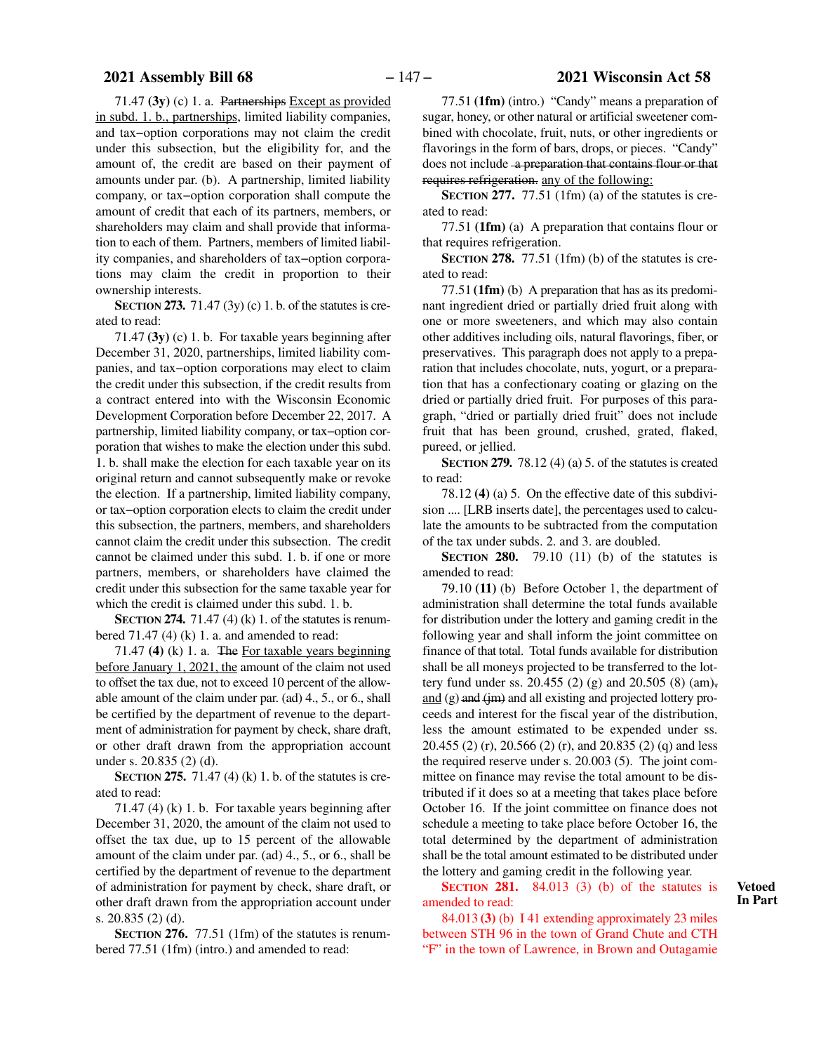71.47 **(3y)** (c) 1. a. ~~Partnerships~~ Except as provided in subd. 1. b., partnerships, limited liability companies, and tax−option corporations may not claim the credit under this subsection, but the eligibility for, and the amount of, the credit are based on their payment of amounts under par. (b). A partnership, limited liability company, or tax−option corporation shall compute the amount of credit that each of its partners, members, or shareholders may claim and shall provide that information to each of them. Partners, members of limited liability companies, and shareholders of tax−option corporations may claim the credit in proportion to their ownership interests.

**SECTION 273.** 71.47 (3y) (c) 1. b. of the statutes is created to read:

71.47 **(3y)** (c) 1. b. For taxable years beginning after December 31, 2020, partnerships, limited liability companies, and tax−option corporations may elect to claim the credit under this subsection, if the credit results from a contract entered into with the Wisconsin Economic Development Corporation before December 22, 2017. A partnership, limited liability company, or tax−option corporation that wishes to make the election under this subd. 1. b. shall make the election for each taxable year on its original return and cannot subsequently make or revoke the election. If a partnership, limited liability company, or tax−option corporation elects to claim the credit under this subsection, the partners, members, and shareholders cannot claim the credit under this subsection. The credit cannot be claimed under this subd. 1. b. if one or more partners, members, or shareholders have claimed the credit under this subsection for the same taxable year for which the credit is claimed under this subd. 1. b.

**SECTION 274.** 71.47 (4) (k) 1. of the statutes is renumbered 71.47 (4) (k) 1. a. and amended to read:

71.47 **(4)** (k) 1. a. ~~The~~ For taxable years beginning before January 1, 2021, the amount of the claim not used to offset the tax due, not to exceed 10 percent of the allowable amount of the claim under par. (ad) 4., 5., or 6., shall be certified by the department of revenue to the department of administration for payment by check, share draft, or other draft drawn from the appropriation account under s. 20.835 (2) (d).

**SECTION 275.** 71.47 (4) (k) 1. b. of the statutes is created to read:

71.47 (4) (k) 1. b. For taxable years beginning after December 31, 2020, the amount of the claim not used to offset the tax due, up to 15 percent of the allowable amount of the claim under par. (ad) 4., 5., or 6., shall be certified by the department of revenue to the department of administration for payment by check, share draft, or other draft drawn from the appropriation account under s. 20.835 (2) (d).

**SECTION 276.** 77.51 (1fm) of the statutes is renumbered 77.51 (1fm) (intro.) and amended to read:

77.51 **(1fm)** (intro.) "Candy" means a preparation of sugar, honey, or other natural or artificial sweetener combined with chocolate, fruit, nuts, or other ingredients or flavorings in the form of bars, drops, or pieces. "Candy" does not include ~~a preparation that contains flour or that requires refrigeration.~~ any of the following:

**SECTION 277.** 77.51 (1fm) (a) of the statutes is created to read:

77.51 **(1fm)** (a) A preparation that contains flour or that requires refrigeration.

**SECTION 278.** 77.51 (1fm) (b) of the statutes is created to read:

77.51 **(1fm)** (b) A preparation that has as its predominant ingredient dried or partially dried fruit along with one or more sweeteners, and which may also contain other additives including oils, natural flavorings, fiber, or preservatives. This paragraph does not apply to a preparation that includes chocolate, nuts, yogurt, or a preparation that has a confectionary coating or glazing on the dried or partially dried fruit. For purposes of this paragraph, "dried or partially dried fruit" does not include fruit that has been ground, crushed, grated, flaked, pureed, or jellied.

**SECTION 279.** 78.12 (4) (a) 5. of the statutes is created to read:

78.12 **(4)** (a) 5. On the effective date of this subdivision .... [LRB inserts date], the percentages used to calculate the amounts to be subtracted from the computation of the tax under subds. 2. and 3. are doubled.

**SECTION 280.** 79.10 (11) (b) of the statutes is amended to read:

79.10 **(11)** (b) Before October 1, the department of administration shall determine the total funds available for distribution under the lottery and gaming credit in the following year and shall inform the joint committee on finance of that total. Total funds available for distribution shall be all moneys projected to be transferred to the lottery fund under ss. 20.455 (2) (g) and 20.505 (8) (am)~~,~~ and (g) ~~and (jm)~~ and all existing and projected lottery proceeds and interest for the fiscal year of the distribution, less the amount estimated to be expended under ss. 20.455 (2) (r), 20.566 (2) (r), and 20.835 (2) (q) and less the required reserve under s. 20.003 (5). The joint committee on finance may revise the total amount to be distributed if it does so at a meeting that takes place before October 16. If the joint committee on finance does not schedule a meeting to take place before October 16, the total determined by the department of administration shall be the total amount estimated to be distributed under the lottery and gaming credit in the following year.

**Vetoed In Part**

**SECTION 281.** 84.013 (3) (b) of the statutes is amended to read:

84.013 **(3)** (b) I 41 extending approximately 23 miles between STH 96 in the town of Grand Chute and CTH "F" in the town of Lawrence, in Brown and Outagamie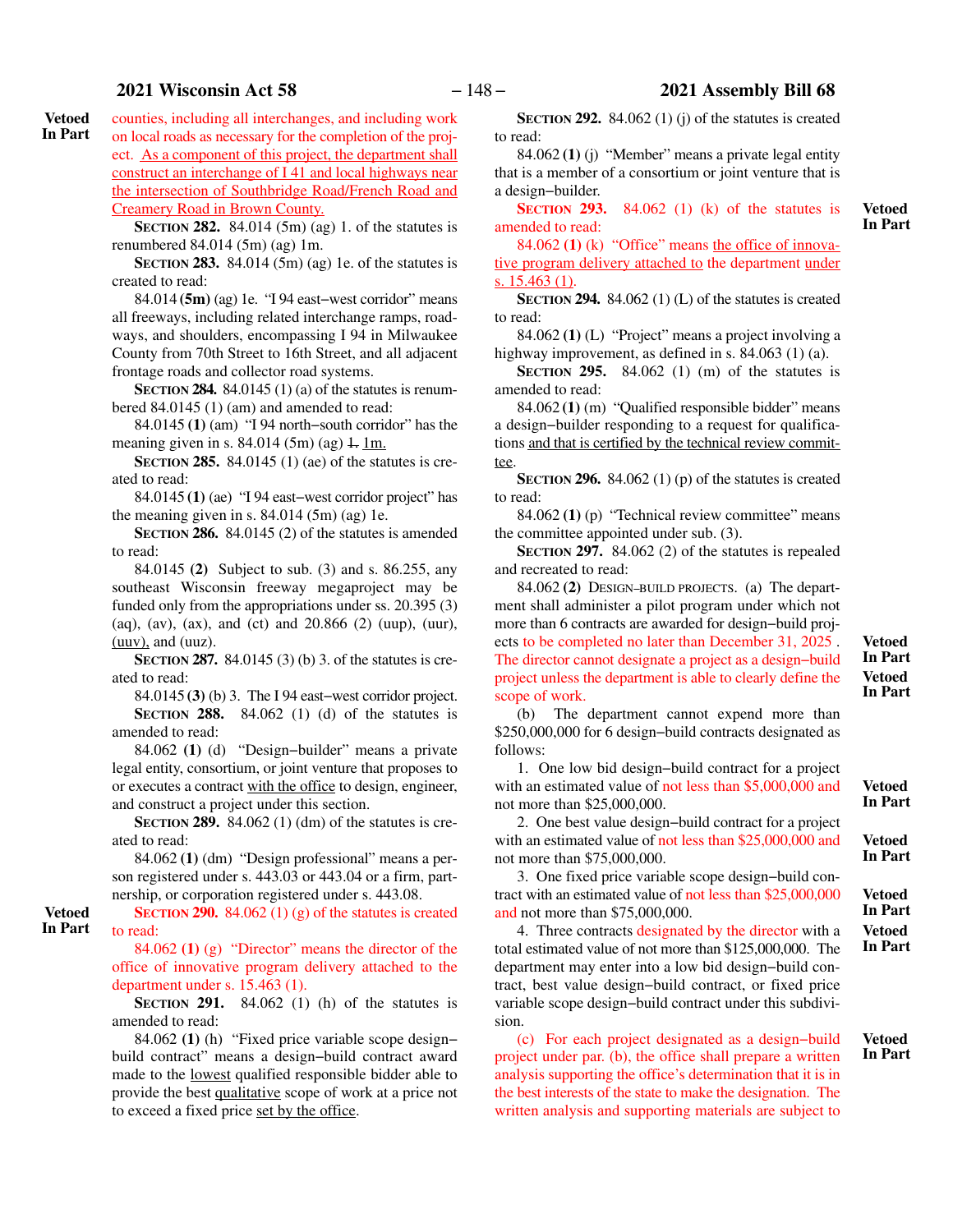Vetoed In Part

counties, including all interchanges, and including work on local roads as necessary for the completion of the project. As a component of this project, the department shall construct an interchange of I 41 and local highways near the intersection of Southbridge Road/French Road and Creamery Road in Brown County.

**SECTION 282.** 84.014 (5m) (ag) 1. of the statutes is renumbered 84.014 (5m) (ag) 1m.

**SECTION 283.** 84.014 (5m) (ag) 1e. of the statutes is created to read:

84.014 **(5m)** (ag) 1e. "I 94 east−west corridor" means all freeways, including related interchange ramps, roadways, and shoulders, encompassing I 94 in Milwaukee County from 70th Street to 16th Street, and all adjacent frontage roads and collector road systems.

**SECTION 284.** 84.0145 (1) (a) of the statutes is renumbered 84.0145 (1) (am) and amended to read:

84.0145 **(1)** (am) "I 94 north−south corridor" has the meaning given in s. 84.014 (5m) (ag) ~~1.~~ 1m.

**SECTION 285.** 84.0145 (1) (ae) of the statutes is created to read:

84.0145 **(1)** (ae) "I 94 east−west corridor project" has the meaning given in s. 84.014 (5m) (ag) 1e.

**SECTION 286.** 84.0145 (2) of the statutes is amended to read:

84.0145 **(2)** Subject to sub. (3) and s. 86.255, any southeast Wisconsin freeway megaproject may be funded only from the appropriations under ss. 20.395 (3) (aq), (av), (ax), and (ct) and 20.866 (2) (uup), (uur), (uuv), and (uuz).

**SECTION 287.** 84.0145 (3) (b) 3. of the statutes is created to read:

84.0145 **(3)** (b) 3. The I 94 east−west corridor project.

**SECTION 288.** 84.062 (1) (d) of the statutes is amended to read:

84.062 **(1)** (d) "Design−builder" means a private legal entity, consortium, or joint venture that proposes to or executes a contract with the office to design, engineer, and construct a project under this section.

**SECTION 289.** 84.062 (1) (dm) of the statutes is created to read:

84.062 **(1)** (dm) "Design professional" means a person registered under s. 443.03 or 443.04 or a firm, partnership, or corporation registered under s. 443.08.

Vetoed In Part

**SECTION 290.** 84.062 (1) (g) of the statutes is created to read:

84.062 **(1)** (g) "Director" means the director of the office of innovative program delivery attached to the department under s. 15.463 (1).

**SECTION 291.** 84.062 (1) (h) of the statutes is amended to read:

84.062 **(1)** (h) "Fixed price variable scope design−build contract" means a design−build contract award made to the lowest qualified responsible bidder able to provide the best qualitative scope of work at a price not to exceed a fixed price set by the office.

**SECTION 292.** 84.062 (1) (j) of the statutes is created to read:

84.062 **(1)** (j) "Member" means a private legal entity that is a member of a consortium or joint venture that is a design−builder.

Vetoed In Part

**SECTION 293.** 84.062 (1) (k) of the statutes is amended to read:

84.062 **(1)** (k) "Office" means the office of innovative program delivery attached to the department under s. 15.463 (1).

**SECTION 294.** 84.062 (1) (L) of the statutes is created to read:

84.062 **(1)** (L) "Project" means a project involving a highway improvement, as defined in s. 84.063 (1) (a).

**SECTION 295.** 84.062 (1) (m) of the statutes is amended to read:

84.062 **(1)** (m) "Qualified responsible bidder" means a design−builder responding to a request for qualifications and that is certified by the technical review committee.

**SECTION 296.** 84.062 (1) (p) of the statutes is created to read:

84.062 **(1)** (p) "Technical review committee" means the committee appointed under sub. (3).

**SECTION 297.** 84.062 (2) of the statutes is repealed and recreated to read:

84.062 **(2)** DESIGN−BUILD PROJECTS. (a) The department shall administer a pilot program under which not more than 6 contracts are awarded for design−build projects to be completed no later than December 31, 2025. The director cannot designate a project as a design−build project unless the department is able to clearly define the scope of work.

Vetoed In Part

Vetoed In Part

(b) The department cannot expend more than $250,000,000 for 6 design−build contracts designated as follows:

1. One low bid design−build contract for a project with an estimated value of not less than $5,000,000 and not more than $25,000,000.

Vetoed In Part

2. One best value design−build contract for a project with an estimated value of not less than $25,000,000 and not more than $75,000,000.

Vetoed In Part

3. One fixed price variable scope design−build contract with an estimated value of not less than $25,000,000 and not more than $75,000,000.

Vetoed In Part

4. Three contracts designated by the director with a total estimated value of not more than $125,000,000. The department may enter into a low bid design−build contract, best value design−build contract, or fixed price variable scope design−build contract under this subdivision.

Vetoed In Part

Vetoed In Part

(c) For each project designated as a design−build project under par. (b), the office shall prepare a written analysis supporting the office's determination that it is in the best interests of the state to make the designation. The written analysis and supporting materials are subject to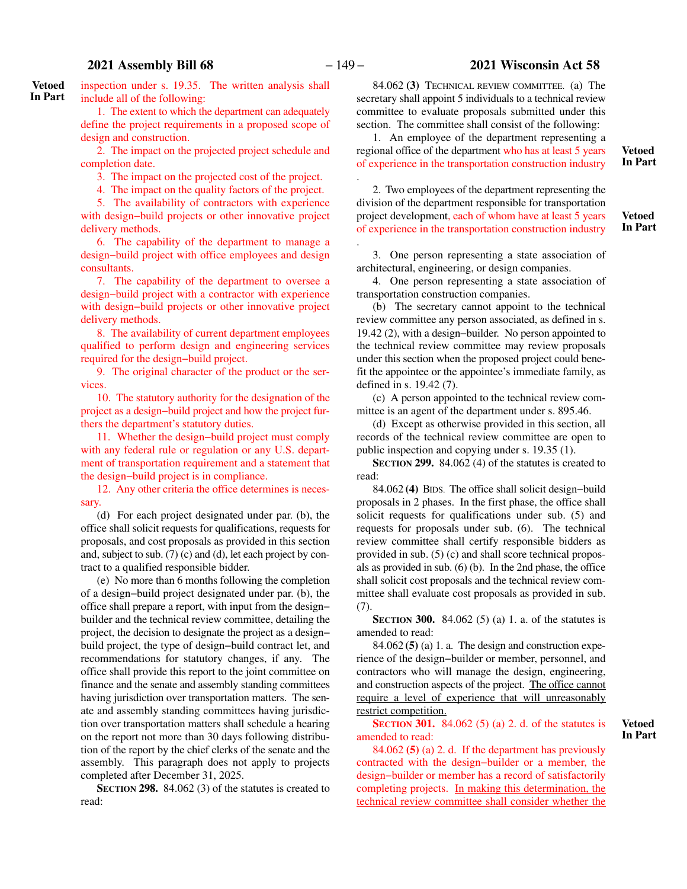Vetoed In Part

inspection under s. 19.35. The written analysis shall include all of the following:

1. The extent to which the department can adequately define the project requirements in a proposed scope of design and construction.

2. The impact on the projected project schedule and completion date.

3. The impact on the projected cost of the project.

4. The impact on the quality factors of the project.

5. The availability of contractors with experience with design−build projects or other innovative project delivery methods.

6. The capability of the department to manage a design−build project with office employees and design consultants.

7. The capability of the department to oversee a design−build project with a contractor with experience with design−build projects or other innovative project delivery methods.

8. The availability of current department employees qualified to perform design and engineering services required for the design−build project.

9. The original character of the product or the services.

10. The statutory authority for the designation of the project as a design−build project and how the project furthers the department's statutory duties.

11. Whether the design−build project must comply with any federal rule or regulation or any U.S. department of transportation requirement and a statement that the design−build project is in compliance.

12. Any other criteria the office determines is necessary.

(d) For each project designated under par. (b), the office shall solicit requests for qualifications, requests for proposals, and cost proposals as provided in this section and, subject to sub. (7) (c) and (d), let each project by contract to a qualified responsible bidder.

(e) No more than 6 months following the completion of a design−build project designated under par. (b), the office shall prepare a report, with input from the design−builder and the technical review committee, detailing the project, the decision to designate the project as a design−build project, the type of design−build contract let, and recommendations for statutory changes, if any. The office shall provide this report to the joint committee on finance and the senate and assembly standing committees having jurisdiction over transportation matters. The senate and assembly standing committees having jurisdiction over transportation matters shall schedule a hearing on the report not more than 30 days following distribution of the report by the chief clerks of the senate and the assembly. This paragraph does not apply to projects completed after December 31, 2025.

**SECTION 298.** 84.062 (3) of the statutes is created to read:

84.062 **(3)** TECHNICAL REVIEW COMMITTEE. (a) The secretary shall appoint 5 individuals to a technical review committee to evaluate proposals submitted under this section. The committee shall consist of the following:

1. An employee of the department representing a regional office of the department who has at least 5 years of experience in the transportation construction industry. *(Vetoed In Part)*

2. Two employees of the department representing the division of the department responsible for transportation project development, each of whom have at least 5 years of experience in the transportation construction industry. *(Vetoed In Part)*

3. One person representing a state association of architectural, engineering, or design companies.

4. One person representing a state association of transportation construction companies.

(b) The secretary cannot appoint to the technical review committee any person associated, as defined in s. 19.42 (2), with a design−builder. No person appointed to the technical review committee may review proposals under this section when the proposed project could benefit the appointee or the appointee's immediate family, as defined in s. 19.42 (7).

(c) A person appointed to the technical review committee is an agent of the department under s. 895.46.

(d) Except as otherwise provided in this section, all records of the technical review committee are open to public inspection and copying under s. 19.35 (1).

**SECTION 299.** 84.062 (4) of the statutes is created to read:

84.062 **(4)** BIDS. The office shall solicit design−build proposals in 2 phases. In the first phase, the office shall solicit requests for qualifications under sub. (5) and requests for proposals under sub. (6). The technical review committee shall certify responsible bidders as provided in sub. (5) (c) and shall score technical proposals as provided in sub. (6) (b). In the 2nd phase, the office shall solicit cost proposals and the technical review committee shall evaluate cost proposals as provided in sub. (7).

**SECTION 300.** 84.062 (5) (a) 1. a. of the statutes is amended to read:

84.062 **(5)** (a) 1. a. The design and construction experience of the design−builder or member, personnel, and contractors who will manage the design, engineering, and construction aspects of the project. <u>The office cannot require a level of experience that will unreasonably restrict competition.</u>

Vetoed In Part

**SECTION 301.** 84.062 (5) (a) 2. d. of the statutes is amended to read:

84.062 **(5)** (a) 2. d. If the department has previously contracted with the design−builder or a member, the design−builder or member has a record of satisfactorily completing projects. <u>In making this determination, the technical review committee shall consider whether the</u>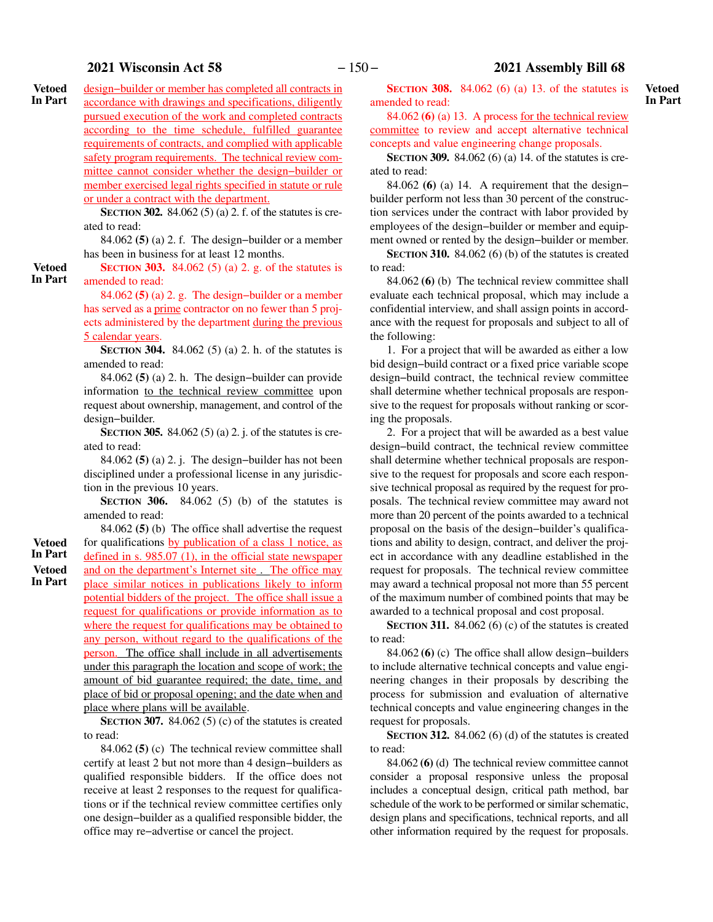**Vetoed In Part**

design−builder or member has completed all contracts in accordance with drawings and specifications, diligently pursued execution of the work and completed contracts according to the time schedule, fulfilled guarantee requirements of contracts, and complied with applicable safety program requirements. The technical review committee cannot consider whether the design−builder or member exercised legal rights specified in statute or rule or under a contract with the department.

**SECTION 302.** 84.062 (5) (a) 2. f. of the statutes is created to read:

84.062 **(5)** (a) 2. f. The design−builder or a member has been in business for at least 12 months.

**Vetoed In Part**

**SECTION 303.** 84.062 (5) (a) 2. g. of the statutes is amended to read:

84.062 **(5)** (a) 2. g. The design−builder or a member has served as a prime contractor on no fewer than 5 projects administered by the department during the previous 5 calendar years.

**SECTION 304.** 84.062 (5) (a) 2. h. of the statutes is amended to read:

84.062 **(5)** (a) 2. h. The design−builder can provide information to the technical review committee upon request about ownership, management, and control of the design−builder.

**SECTION 305.** 84.062 (5) (a) 2. j. of the statutes is created to read:

84.062 **(5)** (a) 2. j. The design−builder has not been disciplined under a professional license in any jurisdiction in the previous 10 years.

**SECTION 306.** 84.062 (5) (b) of the statutes is amended to read:

**Vetoed In Part**

**Vetoed In Part**

84.062 **(5)** (b) The office shall advertise the request for qualifications by publication of a class 1 notice, as defined in s. 985.07 (1), in the official state newspaper and on the department's Internet site . The office may place similar notices in publications likely to inform potential bidders of the project. The office shall issue a request for qualifications or provide information as to where the request for qualifications may be obtained to any person, without regard to the qualifications of the person. The office shall include in all advertisements under this paragraph the location and scope of work; the amount of bid guarantee required; the date, time, and place of bid or proposal opening; and the date when and place where plans will be available.

**SECTION 307.** 84.062 (5) (c) of the statutes is created to read:

84.062 **(5)** (c) The technical review committee shall certify at least 2 but not more than 4 design−builders as qualified responsible bidders. If the office does not receive at least 2 responses to the request for qualifications or if the technical review committee certifies only one design−builder as a qualified responsible bidder, the office may re−advertise or cancel the project.

**Vetoed In Part**

**SECTION 308.** 84.062 (6) (a) 13. of the statutes is amended to read:

84.062 **(6)** (a) 13. A process for the technical review committee to review and accept alternative technical concepts and value engineering change proposals.

**SECTION 309.** 84.062 (6) (a) 14. of the statutes is created to read:

84.062 **(6)** (a) 14. A requirement that the design−builder perform not less than 30 percent of the construction services under the contract with labor provided by employees of the design−builder or member and equipment owned or rented by the design−builder or member.

**SECTION 310.** 84.062 (6) (b) of the statutes is created to read:

84.062 **(6)** (b) The technical review committee shall evaluate each technical proposal, which may include a confidential interview, and shall assign points in accordance with the request for proposals and subject to all of the following:

1. For a project that will be awarded as either a low bid design−build contract or a fixed price variable scope design−build contract, the technical review committee shall determine whether technical proposals are responsive to the request for proposals without ranking or scoring the proposals.

2. For a project that will be awarded as a best value design−build contract, the technical review committee shall determine whether technical proposals are responsive to the request for proposals and score each responsive technical proposal as required by the request for proposals. The technical review committee may award not more than 20 percent of the points awarded to a technical proposal on the basis of the design−builder's qualifications and ability to design, contract, and deliver the project in accordance with any deadline established in the request for proposals. The technical review committee may award a technical proposal not more than 55 percent of the maximum number of combined points that may be awarded to a technical proposal and cost proposal.

**SECTION 311.** 84.062 (6) (c) of the statutes is created to read:

84.062 **(6)** (c) The office shall allow design−builders to include alternative technical concepts and value engineering changes in their proposals by describing the process for submission and evaluation of alternative technical concepts and value engineering changes in the request for proposals.

**SECTION 312.** 84.062 (6) (d) of the statutes is created to read:

84.062 **(6)** (d) The technical review committee cannot consider a proposal responsive unless the proposal includes a conceptual design, critical path method, bar schedule of the work to be performed or similar schematic, design plans and specifications, technical reports, and all other information required by the request for proposals.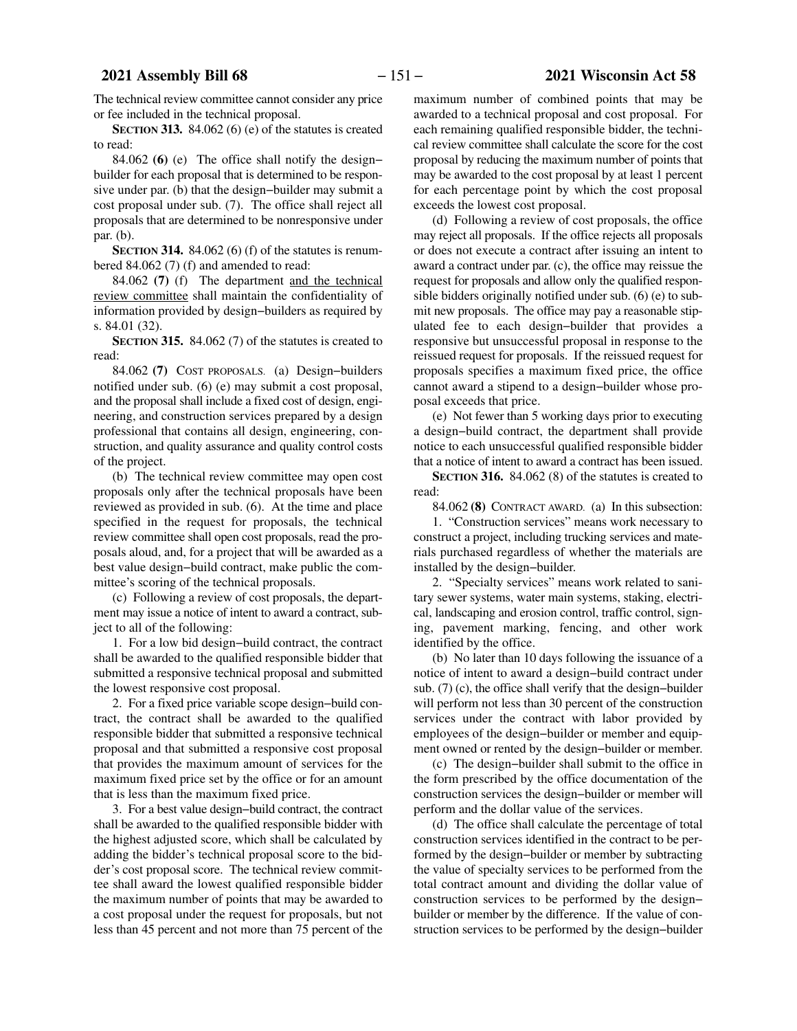The technical review committee cannot consider any price or fee included in the technical proposal.

**SECTION 313.** 84.062 (6) (e) of the statutes is created to read:

84.062 **(6)** (e) The office shall notify the design−builder for each proposal that is determined to be responsive under par. (b) that the design−builder may submit a cost proposal under sub. (7). The office shall reject all proposals that are determined to be nonresponsive under par. (b).

**SECTION 314.** 84.062 (6) (f) of the statutes is renumbered 84.062 (7) (f) and amended to read:

84.062 **(7)** (f) The department and the technical review committee shall maintain the confidentiality of information provided by design−builders as required by s. 84.01 (32).

**SECTION 315.** 84.062 (7) of the statutes is created to read:

84.062 **(7)** COST PROPOSALS. (a) Design−builders notified under sub. (6) (e) may submit a cost proposal, and the proposal shall include a fixed cost of design, engineering, and construction services prepared by a design professional that contains all design, engineering, construction, and quality assurance and quality control costs of the project.

(b) The technical review committee may open cost proposals only after the technical proposals have been reviewed as provided in sub. (6). At the time and place specified in the request for proposals, the technical review committee shall open cost proposals, read the proposals aloud, and, for a project that will be awarded as a best value design−build contract, make public the committee's scoring of the technical proposals.

(c) Following a review of cost proposals, the department may issue a notice of intent to award a contract, subject to all of the following:

1. For a low bid design−build contract, the contract shall be awarded to the qualified responsible bidder that submitted a responsive technical proposal and submitted the lowest responsive cost proposal.

2. For a fixed price variable scope design−build contract, the contract shall be awarded to the qualified responsible bidder that submitted a responsive technical proposal and that submitted a responsive cost proposal that provides the maximum amount of services for the maximum fixed price set by the office or for an amount that is less than the maximum fixed price.

3. For a best value design−build contract, the contract shall be awarded to the qualified responsible bidder with the highest adjusted score, which shall be calculated by adding the bidder's technical proposal score to the bidder's cost proposal score. The technical review committee shall award the lowest qualified responsible bidder the maximum number of points that may be awarded to a cost proposal under the request for proposals, but not less than 45 percent and not more than 75 percent of the maximum number of combined points that may be awarded to a technical proposal and cost proposal. For each remaining qualified responsible bidder, the technical review committee shall calculate the score for the cost proposal by reducing the maximum number of points that may be awarded to the cost proposal by at least 1 percent for each percentage point by which the cost proposal exceeds the lowest cost proposal.

(d) Following a review of cost proposals, the office may reject all proposals. If the office rejects all proposals or does not execute a contract after issuing an intent to award a contract under par. (c), the office may reissue the request for proposals and allow only the qualified responsible bidders originally notified under sub. (6) (e) to submit new proposals. The office may pay a reasonable stipulated fee to each design−builder that provides a responsive but unsuccessful proposal in response to the reissued request for proposals. If the reissued request for proposals specifies a maximum fixed price, the office cannot award a stipend to a design−builder whose proposal exceeds that price.

(e) Not fewer than 5 working days prior to executing a design−build contract, the department shall provide notice to each unsuccessful qualified responsible bidder that a notice of intent to award a contract has been issued.

**SECTION 316.** 84.062 (8) of the statutes is created to read:

84.062 **(8)** CONTRACT AWARD. (a) In this subsection:

1. "Construction services" means work necessary to construct a project, including trucking services and materials purchased regardless of whether the materials are installed by the design−builder.

2. "Specialty services" means work related to sanitary sewer systems, water main systems, staking, electrical, landscaping and erosion control, traffic control, signing, pavement marking, fencing, and other work identified by the office.

(b) No later than 10 days following the issuance of a notice of intent to award a design−build contract under sub. (7) (c), the office shall verify that the design−builder will perform not less than 30 percent of the construction services under the contract with labor provided by employees of the design−builder or member and equipment owned or rented by the design−builder or member.

(c) The design−builder shall submit to the office in the form prescribed by the office documentation of the construction services the design−builder or member will perform and the dollar value of the services.

(d) The office shall calculate the percentage of total construction services identified in the contract to be performed by the design−builder or member by subtracting the value of specialty services to be performed from the total contract amount and dividing the dollar value of construction services to be performed by the design−builder or member by the difference. If the value of construction services to be performed by the design−builder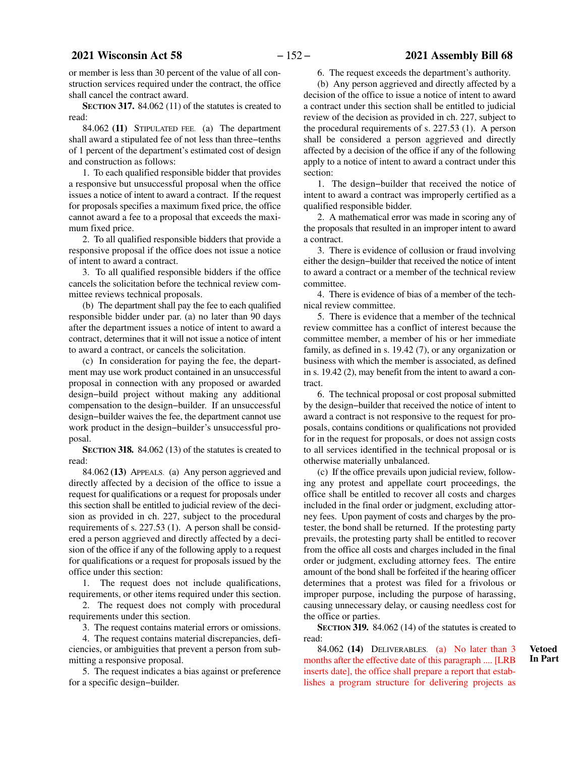or member is less than 30 percent of the value of all construction services required under the contract, the office shall cancel the contract award.

**SECTION 317.** 84.062 (11) of the statutes is created to read:

84.062 **(11)** STIPULATED FEE. (a) The department shall award a stipulated fee of not less than three−tenths of 1 percent of the department's estimated cost of design and construction as follows:

1. To each qualified responsible bidder that provides a responsive but unsuccessful proposal when the office issues a notice of intent to award a contract. If the request for proposals specifies a maximum fixed price, the office cannot award a fee to a proposal that exceeds the maximum fixed price.

2. To all qualified responsible bidders that provide a responsive proposal if the office does not issue a notice of intent to award a contract.

3. To all qualified responsible bidders if the office cancels the solicitation before the technical review committee reviews technical proposals.

(b) The department shall pay the fee to each qualified responsible bidder under par. (a) no later than 90 days after the department issues a notice of intent to award a contract, determines that it will not issue a notice of intent to award a contract, or cancels the solicitation.

(c) In consideration for paying the fee, the department may use work product contained in an unsuccessful proposal in connection with any proposed or awarded design−build project without making any additional compensation to the design−builder. If an unsuccessful design−builder waives the fee, the department cannot use work product in the design−builder's unsuccessful proposal.

**SECTION 318.** 84.062 (13) of the statutes is created to read:

84.062 **(13)** APPEALS. (a) Any person aggrieved and directly affected by a decision of the office to issue a request for qualifications or a request for proposals under this section shall be entitled to judicial review of the decision as provided in ch. 227, subject to the procedural requirements of s. 227.53 (1). A person shall be considered a person aggrieved and directly affected by a decision of the office if any of the following apply to a request for qualifications or a request for proposals issued by the office under this section:

1. The request does not include qualifications, requirements, or other items required under this section.

2. The request does not comply with procedural requirements under this section.

3. The request contains material errors or omissions.

4. The request contains material discrepancies, deficiencies, or ambiguities that prevent a person from submitting a responsive proposal.

5. The request indicates a bias against or preference for a specific design−builder.

6. The request exceeds the department's authority.

(b) Any person aggrieved and directly affected by a decision of the office to issue a notice of intent to award a contract under this section shall be entitled to judicial review of the decision as provided in ch. 227, subject to the procedural requirements of s. 227.53 (1). A person shall be considered a person aggrieved and directly affected by a decision of the office if any of the following apply to a notice of intent to award a contract under this section:

1. The design−builder that received the notice of intent to award a contract was improperly certified as a qualified responsible bidder.

2. A mathematical error was made in scoring any of the proposals that resulted in an improper intent to award a contract.

3. There is evidence of collusion or fraud involving either the design−builder that received the notice of intent to award a contract or a member of the technical review committee.

4. There is evidence of bias of a member of the technical review committee.

5. There is evidence that a member of the technical review committee has a conflict of interest because the committee member, a member of his or her immediate family, as defined in s. 19.42 (7), or any organization or business with which the member is associated, as defined in s. 19.42 (2), may benefit from the intent to award a contract.

6. The technical proposal or cost proposal submitted by the design−builder that received the notice of intent to award a contract is not responsive to the request for proposals, contains conditions or qualifications not provided for in the request for proposals, or does not assign costs to all services identified in the technical proposal or is otherwise materially unbalanced.

(c) If the office prevails upon judicial review, following any protest and appellate court proceedings, the office shall be entitled to recover all costs and charges included in the final order or judgment, excluding attorney fees. Upon payment of costs and charges by the protester, the bond shall be returned. If the protesting party prevails, the protesting party shall be entitled to recover from the office all costs and charges included in the final order or judgment, excluding attorney fees. The entire amount of the bond shall be forfeited if the hearing officer determines that a protest was filed for a frivolous or improper purpose, including the purpose of harassing, causing unnecessary delay, or causing needless cost for the office or parties.

**SECTION 319.** 84.062 (14) of the statutes is created to read:

84.062 **(14)** DELIVERABLES. (a) No later than 3 months after the effective date of this paragraph .... [LRB inserts date], the office shall prepare a report that establishes a program structure for delivering projects as

**Vetoed In Part**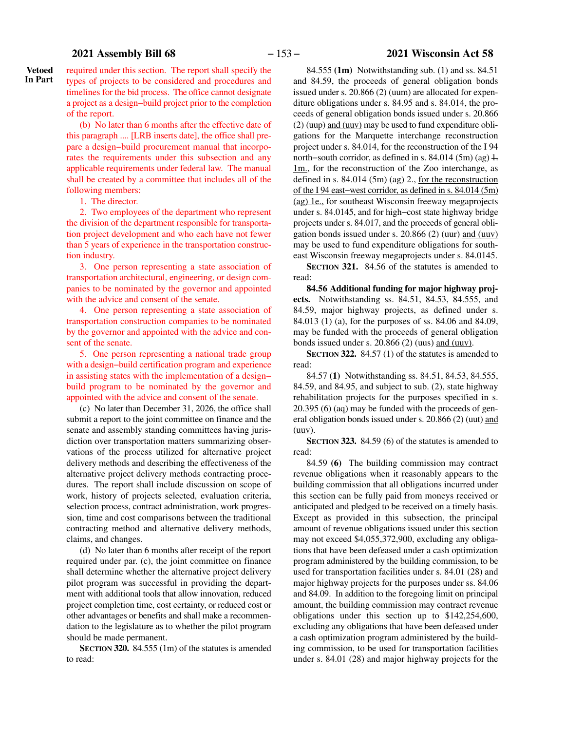**Vetoed In Part**

required under this section. The report shall specify the types of projects to be considered and procedures and timelines for the bid process. The office cannot designate a project as a design−build project prior to the completion of the report.

(b) No later than 6 months after the effective date of this paragraph .... [LRB inserts date], the office shall prepare a design−build procurement manual that incorporates the requirements under this subsection and any applicable requirements under federal law. The manual shall be created by a committee that includes all of the following members:

1. The director.

2. Two employees of the department who represent the division of the department responsible for transportation project development and who each have not fewer than 5 years of experience in the transportation construction industry.

3. One person representing a state association of transportation architectural, engineering, or design companies to be nominated by the governor and appointed with the advice and consent of the senate.

4. One person representing a state association of transportation construction companies to be nominated by the governor and appointed with the advice and consent of the senate.

5. One person representing a national trade group with a design−build certification program and experience in assisting states with the implementation of a design−build program to be nominated by the governor and appointed with the advice and consent of the senate.

(c) No later than December 31, 2026, the office shall submit a report to the joint committee on finance and the senate and assembly standing committees having jurisdiction over transportation matters summarizing observations of the process utilized for alternative project delivery methods and describing the effectiveness of the alternative project delivery methods contracting procedures. The report shall include discussion on scope of work, history of projects selected, evaluation criteria, selection process, contract administration, work progression, time and cost comparisons between the traditional contracting method and alternative delivery methods, claims, and changes.

(d) No later than 6 months after receipt of the report required under par. (c), the joint committee on finance shall determine whether the alternative project delivery pilot program was successful in providing the department with additional tools that allow innovation, reduced project completion time, cost certainty, or reduced cost or other advantages or benefits and shall make a recommendation to the legislature as to whether the pilot program should be made permanent.

**SECTION 320.** 84.555 (1m) of the statutes is amended to read:

84.555 **(1m)** Notwithstanding sub. (1) and ss. 84.51 and 84.59, the proceeds of general obligation bonds issued under s. 20.866 (2) (uum) are allocated for expenditure obligations under s. 84.95 and s. 84.014, the proceeds of general obligation bonds issued under s. 20.866 (2) (uup) and (uuv) may be used to fund expenditure obligations for the Marquette interchange reconstruction project under s. 84.014, for the reconstruction of the I 94 north−south corridor, as defined in s. 84.014 (5m) (ag) ~~1.~~ 1m., for the reconstruction of the Zoo interchange, as defined in s. 84.014 (5m) (ag) 2., for the reconstruction of the I 94 east−west corridor, as defined in s. 84.014 (5m) (ag) 1e., for southeast Wisconsin freeway megaprojects under s. 84.0145, and for high−cost state highway bridge projects under s. 84.017, and the proceeds of general obligation bonds issued under s. 20.866 (2) (uur) and (uuv) may be used to fund expenditure obligations for southeast Wisconsin freeway megaprojects under s. 84.0145.

**SECTION 321.** 84.56 of the statutes is amended to read:

**84.56 Additional funding for major highway projects.** Notwithstanding ss. 84.51, 84.53, 84.555, and 84.59, major highway projects, as defined under s. 84.013 (1) (a), for the purposes of ss. 84.06 and 84.09, may be funded with the proceeds of general obligation bonds issued under s. 20.866 (2) (uus) and (uuv).

**SECTION 322.** 84.57 (1) of the statutes is amended to read:

84.57 **(1)** Notwithstanding ss. 84.51, 84.53, 84.555, 84.59, and 84.95, and subject to sub. (2), state highway rehabilitation projects for the purposes specified in s. 20.395 (6) (aq) may be funded with the proceeds of general obligation bonds issued under s. 20.866 (2) (uut) and (uuv).

**SECTION 323.** 84.59 (6) of the statutes is amended to read:

84.59 **(6)** The building commission may contract revenue obligations when it reasonably appears to the building commission that all obligations incurred under this section can be fully paid from moneys received or anticipated and pledged to be received on a timely basis. Except as provided in this subsection, the principal amount of revenue obligations issued under this section may not exceed $4,055,372,900, excluding any obligations that have been defeased under a cash optimization program administered by the building commission, to be used for transportation facilities under s. 84.01 (28) and major highway projects for the purposes under ss. 84.06 and 84.09. In addition to the foregoing limit on principal amount, the building commission may contract revenue obligations under this section up to $142,254,600, excluding any obligations that have been defeased under a cash optimization program administered by the building commission, to be used for transportation facilities under s. 84.01 (28) and major highway projects for the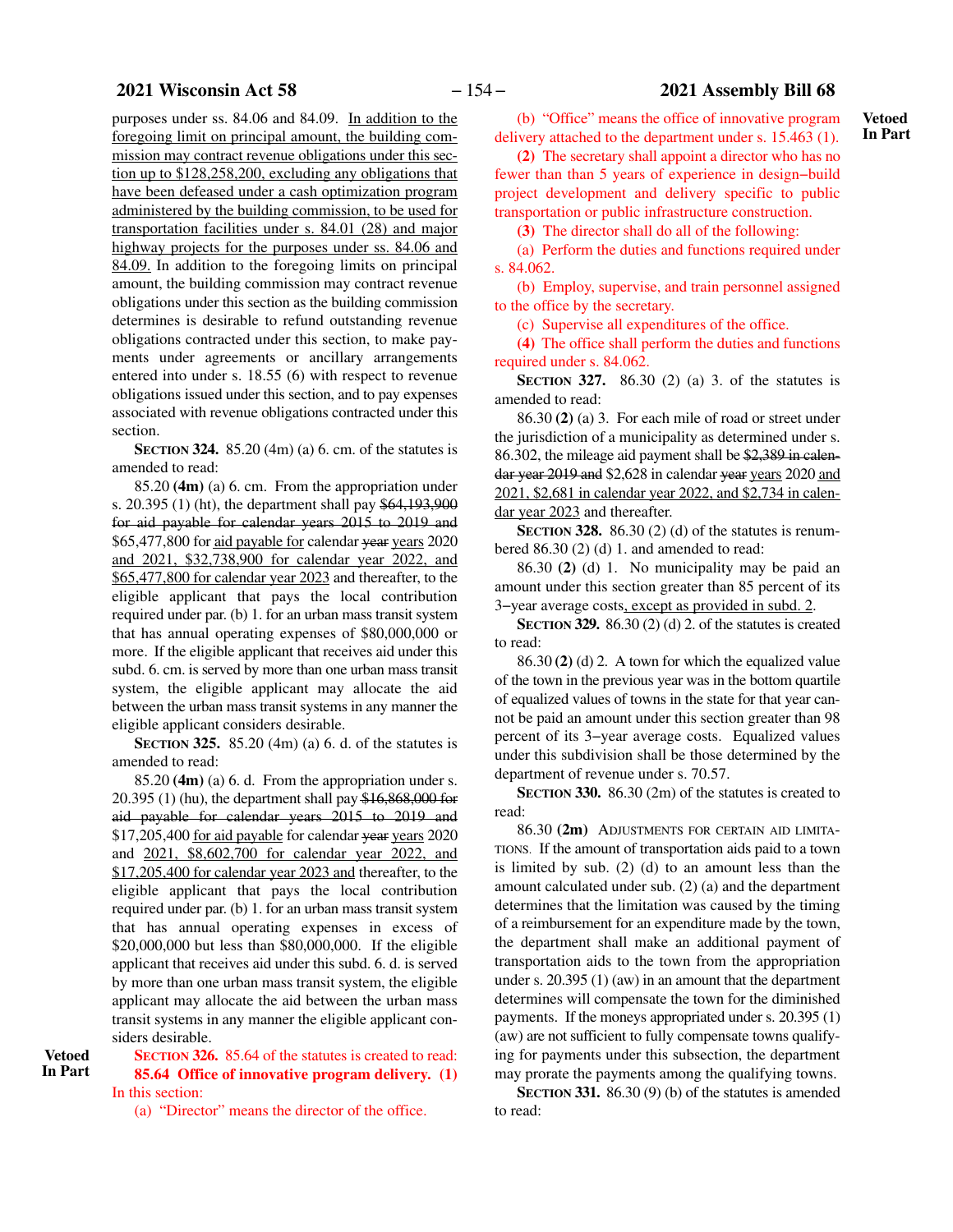purposes under ss. 84.06 and 84.09. In addition to the foregoing limit on principal amount, the building commission may contract revenue obligations under this section up to $128,258,200, excluding any obligations that have been defeased under a cash optimization program administered by the building commission, to be used for transportation facilities under s. 84.01 (28) and major highway projects for the purposes under ss. 84.06 and 84.09. In addition to the foregoing limits on principal amount, the building commission may contract revenue obligations under this section as the building commission determines is desirable to refund outstanding revenue obligations contracted under this section, to make payments under agreements or ancillary arrangements entered into under s. 18.55 (6) with respect to revenue obligations issued under this section, and to pay expenses associated with revenue obligations contracted under this section.

**SECTION 324.** 85.20 (4m) (a) 6. cm. of the statutes is amended to read:

85.20 **(4m)** (a) 6. cm. From the appropriation under s. 20.395 (1) (ht), the department shall pay ~~$64,193,900 for aid payable for calendar years 2015 to 2019 and~~ $65,477,800 for aid payable for calendar ~~year~~ years 2020 and 2021, $32,738,900 for calendar year 2022, and $65,477,800 for calendar year 2023 and thereafter, to the eligible applicant that pays the local contribution required under par. (b) 1. for an urban mass transit system that has annual operating expenses of $80,000,000 or more. If the eligible applicant that receives aid under this subd. 6. cm. is served by more than one urban mass transit system, the eligible applicant may allocate the aid between the urban mass transit systems in any manner the eligible applicant considers desirable.

**SECTION 325.** 85.20 (4m) (a) 6. d. of the statutes is amended to read:

85.20 **(4m)** (a) 6. d. From the appropriation under s. 20.395 (1) (hu), the department shall pay ~~$16,868,000 for aid payable for calendar years 2015 to 2019 and~~ $17,205,400 for aid payable for calendar ~~year~~ years 2020 and 2021, $8,602,700 for calendar year 2022, and $17,205,400 for calendar year 2023 and thereafter, to the eligible applicant that pays the local contribution required under par. (b) 1. for an urban mass transit system that has annual operating expenses in excess of $20,000,000 but less than $80,000,000. If the eligible applicant that receives aid under this subd. 6. d. is served by more than one urban mass transit system, the eligible applicant may allocate the aid between the urban mass transit systems in any manner the eligible applicant considers desirable.

**Vetoed In Part**

**SECTION 326.** 85.64 of the statutes is created to read:

**85.64 Office of innovative program delivery.** **(1)** In this section:

(a) "Director" means the director of the office.

(b) "Office" means the office of innovative program delivery attached to the department under s. 15.463 (1).

**(2)** The secretary shall appoint a director who has no fewer than than 5 years of experience in design−build project development and delivery specific to public transportation or public infrastructure construction.

**(3)** The director shall do all of the following:

(a) Perform the duties and functions required under s. 84.062.

(b) Employ, supervise, and train personnel assigned to the office by the secretary.

(c) Supervise all expenditures of the office.

**(4)** The office shall perform the duties and functions required under s. 84.062.

**SECTION 327.** 86.30 (2) (a) 3. of the statutes is amended to read:

86.30 **(2)** (a) 3. For each mile of road or street under the jurisdiction of a municipality as determined under s. 86.302, the mileage aid payment shall be ~~$2,389 in calendar year 2019 and~~ $2,628 in calendar ~~year~~ years 2020 and 2021, $2,681 in calendar year 2022, and $2,734 in calendar year 2023 and thereafter.

**SECTION 328.** 86.30 (2) (d) of the statutes is renumbered 86.30 (2) (d) 1. and amended to read:

86.30 **(2)** (d) 1. No municipality may be paid an amount under this section greater than 85 percent of its 3−year average costs, except as provided in subd. 2.

**SECTION 329.** 86.30 (2) (d) 2. of the statutes is created to read:

86.30 **(2)** (d) 2. A town for which the equalized value of the town in the previous year was in the bottom quartile of equalized values of towns in the state for that year cannot be paid an amount under this section greater than 98 percent of its 3−year average costs. Equalized values under this subdivision shall be those determined by the department of revenue under s. 70.57.

**SECTION 330.** 86.30 (2m) of the statutes is created to read:

86.30 **(2m)** ADJUSTMENTS FOR CERTAIN AID LIMITATIONS. If the amount of transportation aids paid to a town is limited by sub. (2) (d) to an amount less than the amount calculated under sub. (2) (a) and the department determines that the limitation was caused by the timing of a reimbursement for an expenditure made by the town, the department shall make an additional payment of transportation aids to the town from the appropriation under s. 20.395 (1) (aw) in an amount that the department determines will compensate the town for the diminished payments. If the moneys appropriated under s. 20.395 (1) (aw) are not sufficient to fully compensate towns qualifying for payments under this subsection, the department may prorate the payments among the qualifying towns.

**SECTION 331.** 86.30 (9) (b) of the statutes is amended to read: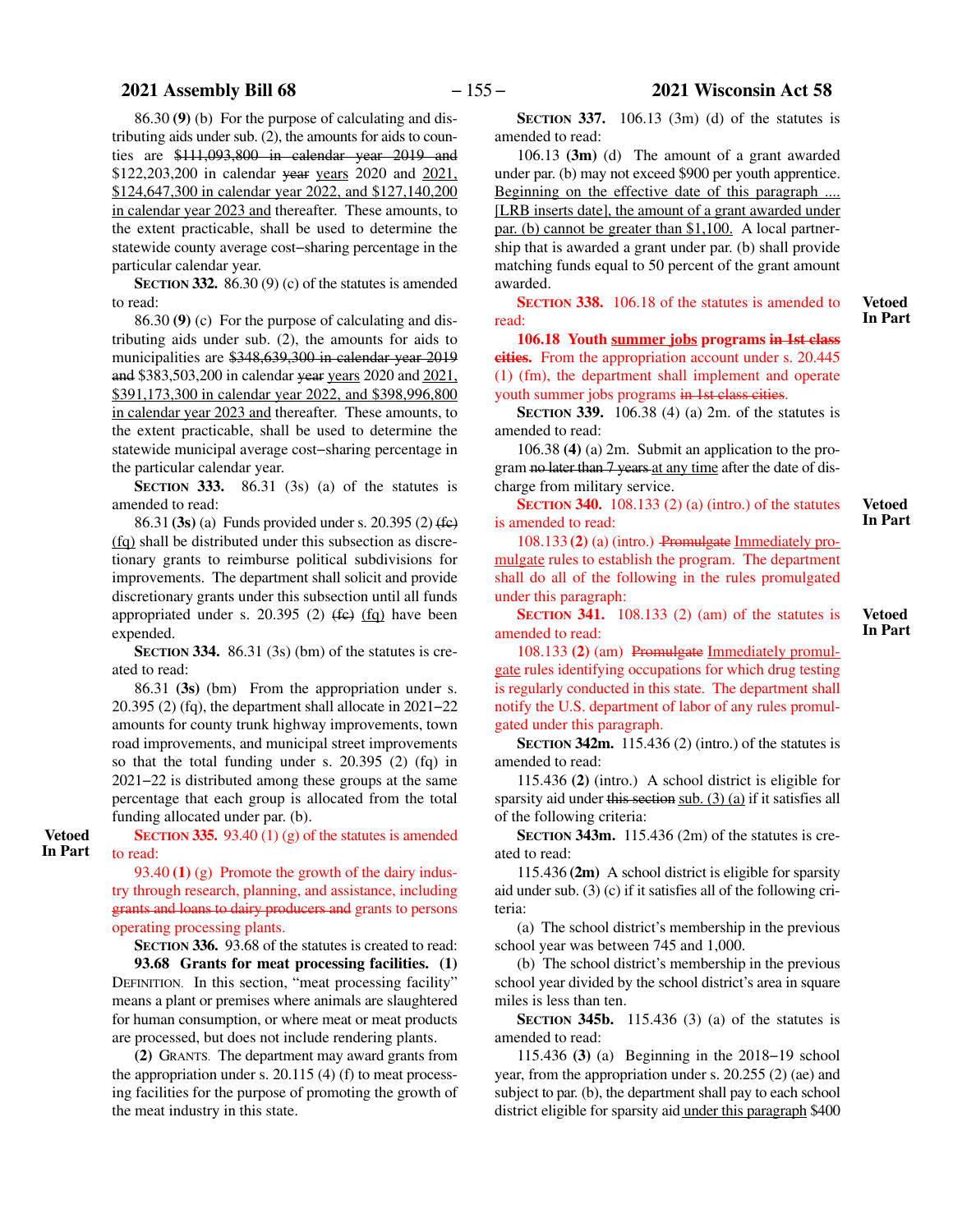86.30 **(9)** (b) For the purpose of calculating and distributing aids under sub. (2), the amounts for aids to counties are ~~$111,093,800 in calendar year 2019 and~~ $122,203,200 in calendar ~~year~~ years 2020 and 2021, $124,647,300 in calendar year 2022, and $127,140,200 in calendar year 2023 and thereafter. These amounts, to the extent practicable, shall be used to determine the statewide county average cost−sharing percentage in the particular calendar year.

**SECTION 332.** 86.30 (9) (c) of the statutes is amended to read:

86.30 **(9)** (c) For the purpose of calculating and distributing aids under sub. (2), the amounts for aids to municipalities are ~~$348,639,300 in calendar year 2019 and~~ $383,503,200 in calendar ~~year~~ years 2020 and 2021, $391,173,300 in calendar year 2022, and $398,996,800 in calendar year 2023 and thereafter. These amounts, to the extent practicable, shall be used to determine the statewide municipal average cost−sharing percentage in the particular calendar year.

**SECTION 333.** 86.31 (3s) (a) of the statutes is amended to read:

86.31 **(3s)** (a) Funds provided under s. 20.395 (2) ~~(fc)~~ (fq) shall be distributed under this subsection as discretionary grants to reimburse political subdivisions for improvements. The department shall solicit and provide discretionary grants under this subsection until all funds appropriated under s. 20.395 (2) ~~(fc)~~ (fq) have been expended.

**SECTION 334.** 86.31 (3s) (bm) of the statutes is created to read:

86.31 **(3s)** (bm) From the appropriation under s. 20.395 (2) (fq), the department shall allocate in 2021−22 amounts for county trunk highway improvements, town road improvements, and municipal street improvements so that the total funding under s. 20.395 (2) (fq) in 2021−22 is distributed among these groups at the same percentage that each group is allocated from the total funding allocated under par. (b).

**Vetoed In Part**

**SECTION 335.** 93.40 (1) (g) of the statutes is amended to read:

93.40 **(1)** (g) Promote the growth of the dairy industry through research, planning, and assistance, including ~~grants and loans to dairy producers and~~ grants to persons operating processing plants.

**SECTION 336.** 93.68 of the statutes is created to read:

**93.68 Grants for meat processing facilities. (1)** DEFINITION. In this section, "meat processing facility" means a plant or premises where animals are slaughtered for human consumption, or where meat or meat products are processed, but does not include rendering plants.

**(2)** GRANTS. The department may award grants from the appropriation under s. 20.115 (4) (f) to meat processing facilities for the purpose of promoting the growth of the meat industry in this state.

**SECTION 337.** 106.13 (3m) (d) of the statutes is amended to read:

106.13 **(3m)** (d) The amount of a grant awarded under par. (b) may not exceed $900 per youth apprentice. Beginning on the effective date of this paragraph .... [LRB inserts date], the amount of a grant awarded under par. (b) cannot be greater than $1,100. A local partnership that is awarded a grant under par. (b) shall provide matching funds equal to 50 percent of the grant amount awarded.

**Vetoed In Part**

**SECTION 338.** 106.18 of the statutes is amended to read:

**106.18 Youth summer jobs programs ~~in 1st class cities~~.** From the appropriation account under s. 20.445 (1) (fm), the department shall implement and operate youth summer jobs programs ~~in 1st class cities~~.

**SECTION 339.** 106.38 (4) (a) 2m. of the statutes is amended to read:

106.38 **(4)** (a) 2m. Submit an application to the program ~~no later than 7 years~~ at any time after the date of discharge from military service.

**Vetoed In Part**

**SECTION 340.** 108.133 (2) (a) (intro.) of the statutes is amended to read:

108.133 **(2)** (a) (intro.) ~~Promulgate~~ Immediately promulgate rules to establish the program. The department shall do all of the following in the rules promulgated under this paragraph:

**Vetoed In Part**

**SECTION 341.** 108.133 (2) (am) of the statutes is amended to read:

108.133 **(2)** (am) ~~Promulgate~~ Immediately promulgate rules identifying occupations for which drug testing is regularly conducted in this state. The department shall notify the U.S. department of labor of any rules promulgated under this paragraph.

**SECTION 342m.** 115.436 (2) (intro.) of the statutes is amended to read:

115.436 **(2)** (intro.) A school district is eligible for sparsity aid under ~~this section~~ sub. (3) (a) if it satisfies all of the following criteria:

**SECTION 343m.** 115.436 (2m) of the statutes is created to read:

115.436 **(2m)** A school district is eligible for sparsity aid under sub. (3) (c) if it satisfies all of the following criteria:

(a) The school district's membership in the previous school year was between 745 and 1,000.

(b) The school district's membership in the previous school year divided by the school district's area in square miles is less than ten.

**SECTION 345b.** 115.436 (3) (a) of the statutes is amended to read:

115.436 **(3)** (a) Beginning in the 2018−19 school year, from the appropriation under s. 20.255 (2) (ae) and subject to par. (b), the department shall pay to each school district eligible for sparsity aid under this paragraph $400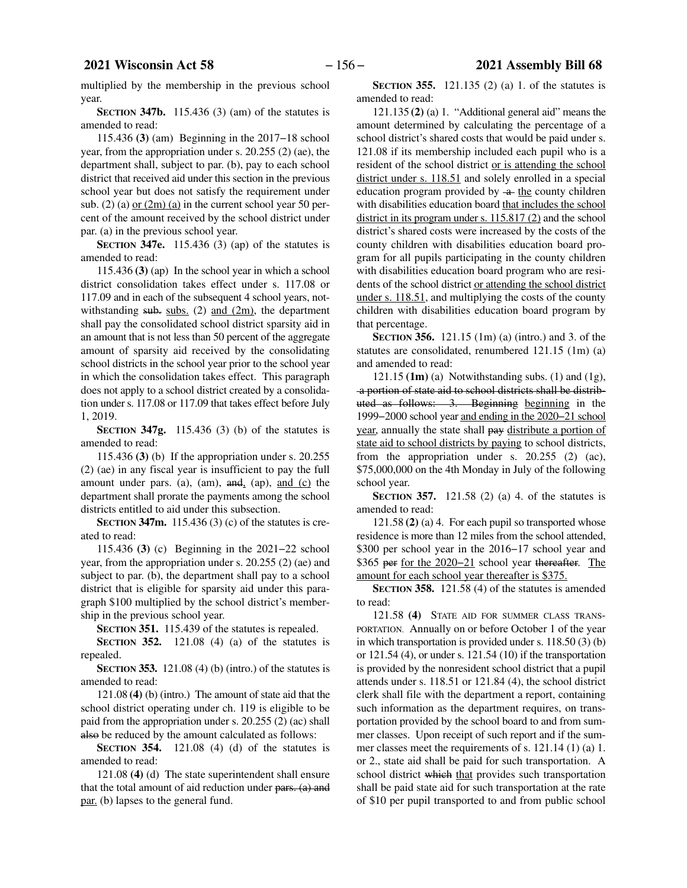multiplied by the membership in the previous school year.

**SECTION 347b.** 115.436 (3) (am) of the statutes is amended to read:

115.436 **(3)** (am) Beginning in the 2017−18 school year, from the appropriation under s. 20.255 (2) (ae), the department shall, subject to par. (b), pay to each school district that received aid under this section in the previous school year but does not satisfy the requirement under sub. (2) (a) or (2m) (a) in the current school year 50 percent of the amount received by the school district under par. (a) in the previous school year.

**SECTION 347e.** 115.436 (3) (ap) of the statutes is amended to read:

115.436 **(3)** (ap) In the school year in which a school district consolidation takes effect under s. 117.08 or 117.09 and in each of the subsequent 4 school years, notwithstanding ~~sub.~~ subs. (2) and (2m), the department shall pay the consolidated school district sparsity aid in an amount that is not less than 50 percent of the aggregate amount of sparsity aid received by the consolidating school districts in the school year prior to the school year in which the consolidation takes effect. This paragraph does not apply to a school district created by a consolidation under s. 117.08 or 117.09 that takes effect before July 1, 2019.

**SECTION 347g.** 115.436 (3) (b) of the statutes is amended to read:

115.436 **(3)** (b) If the appropriation under s. 20.255 (2) (ae) in any fiscal year is insufficient to pay the full amount under pars. (a), (am), ~~and~~, (ap), and (c) the department shall prorate the payments among the school districts entitled to aid under this subsection.

**SECTION 347m.** 115.436 (3) (c) of the statutes is created to read:

115.436 **(3)** (c) Beginning in the 2021−22 school year, from the appropriation under s. 20.255 (2) (ae) and subject to par. (b), the department shall pay to a school district that is eligible for sparsity aid under this paragraph \$100 multiplied by the school district's membership in the previous school year.

**SECTION 351.** 115.439 of the statutes is repealed.

**SECTION 352.** 121.08 (4) (a) of the statutes is repealed.

**SECTION 353.** 121.08 (4) (b) (intro.) of the statutes is amended to read:

121.08 **(4)** (b) (intro.) The amount of state aid that the school district operating under ch. 119 is eligible to be paid from the appropriation under s. 20.255 (2) (ac) shall ~~also~~ be reduced by the amount calculated as follows:

**SECTION 354.** 121.08 (4) (d) of the statutes is amended to read:

121.08 **(4)** (d) The state superintendent shall ensure that the total amount of aid reduction under ~~pars. (a) and~~ par. (b) lapses to the general fund.

**SECTION 355.** 121.135 (2) (a) 1. of the statutes is amended to read:

121.135 **(2)** (a) 1. "Additional general aid" means the amount determined by calculating the percentage of a school district's shared costs that would be paid under s. 121.08 if its membership included each pupil who is a resident of the school district or is attending the school district under s. 118.51 and solely enrolled in a special education program provided by ~~a~~ the county children with disabilities education board that includes the school district in its program under s. 115.817 (2) and the school district's shared costs were increased by the costs of the county children with disabilities education board program for all pupils participating in the county children with disabilities education board program who are residents of the school district or attending the school district under s. 118.51, and multiplying the costs of the county children with disabilities education board program by that percentage.

**SECTION 356.** 121.15 (1m) (a) (intro.) and 3. of the statutes are consolidated, renumbered 121.15 (1m) (a) and amended to read:

121.15 **(1m)** (a) Notwithstanding subs. (1) and (1g), ~~a portion of state aid to school districts shall be distributed as follows: 3. Beginning~~ beginning in the 1999−2000 school year and ending in the 2020−21 school year, annually the state shall ~~pay~~ distribute a portion of state aid to school districts by paying to school districts, from the appropriation under s. 20.255 (2) (ac), \$75,000,000 on the 4th Monday in July of the following school year.

**SECTION 357.** 121.58 (2) (a) 4. of the statutes is amended to read:

121.58 **(2)** (a) 4. For each pupil so transported whose residence is more than 12 miles from the school attended, \$300 per school year in the 2016−17 school year and \$365 ~~per~~ for the 2020−21 school year ~~thereafter~~. The amount for each school year thereafter is \$375.

**SECTION 358.** 121.58 (4) of the statutes is amended to read:

121.58 **(4)** STATE AID FOR SUMMER CLASS TRANSPORTATION. Annually on or before October 1 of the year in which transportation is provided under s. 118.50 (3) (b) or 121.54 (4), or under s. 121.54 (10) if the transportation is provided by the nonresident school district that a pupil attends under s. 118.51 or 121.84 (4), the school district clerk shall file with the department a report, containing such information as the department requires, on transportation provided by the school board to and from summer classes. Upon receipt of such report and if the summer classes meet the requirements of s. 121.14 (1) (a) 1. or 2., state aid shall be paid for such transportation. A school district ~~which~~ that provides such transportation shall be paid state aid for such transportation at the rate of \$10 per pupil transported to and from public school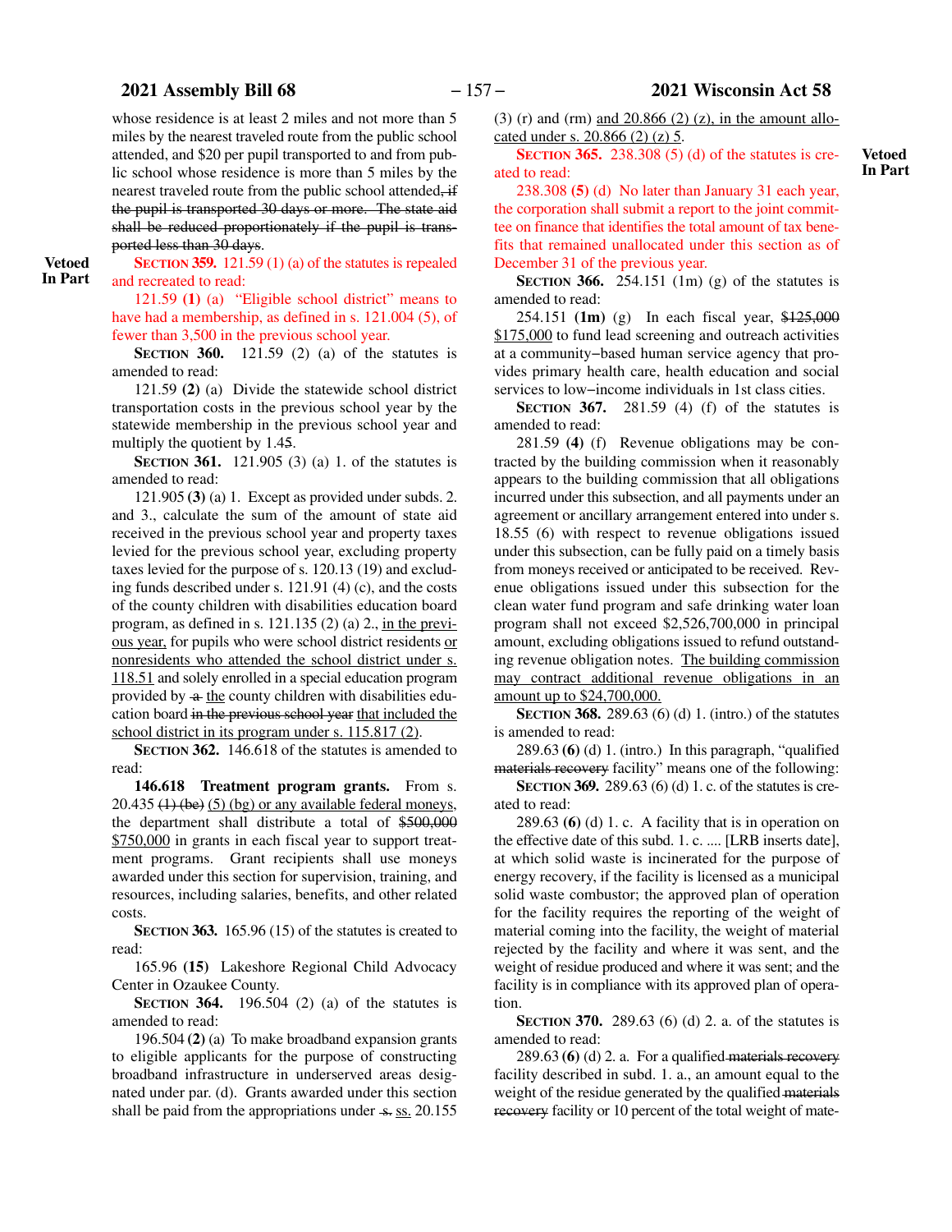whose residence is at least 2 miles and not more than 5 miles by the nearest traveled route from the public school attended, and $20 per pupil transported to and from public school whose residence is more than 5 miles by the nearest traveled route from the public school attended~~, if the pupil is transported 30 days or more. The state aid shall be reduced proportionately if the pupil is transported less than 30 days~~.

**Vetoed In Part**

**SECTION 359.** 121.59 (1) (a) of the statutes is repealed and recreated to read:

121.59 **(1)** (a) "Eligible school district" means to have had a membership, as defined in s. 121.004 (5), of fewer than 3,500 in the previous school year.

**SECTION 360.** 121.59 (2) (a) of the statutes is amended to read:

121.59 **(2)** (a) Divide the statewide school district transportation costs in the previous school year by the statewide membership in the previous school year and multiply the quotient by 1.45.

**SECTION 361.** 121.905 (3) (a) 1. of the statutes is amended to read:

121.905 **(3)** (a) 1. Except as provided under subds. 2. and 3., calculate the sum of the amount of state aid received in the previous school year and property taxes levied for the previous school year, excluding property taxes levied for the purpose of s. 120.13 (19) and excluding funds described under s. 121.91 (4) (c), and the costs of the county children with disabilities education board program, as defined in s. 121.135 (2) (a) 2., <u>in the previous year,</u> for pupils who were school district residents <u>or nonresidents who attended the school district under s. 118.51</u> and solely enrolled in a special education program provided by ~~a~~ <u>the</u> county children with disabilities education board ~~in the previous school year~~ <u>that included the school district in its program under s. 115.817 (2)</u>.

**SECTION 362.** 146.618 of the statutes is amended to read:

**146.618 Treatment program grants.** From s. 20.435 ~~(1) (be)~~ <u>(5) (bg) or any available federal moneys</u>, the department shall distribute a total of ~~$500,000~~ <u>$750,000</u> in grants in each fiscal year to support treatment programs. Grant recipients shall use moneys awarded under this section for supervision, training, and resources, including salaries, benefits, and other related costs.

**SECTION 363.** 165.96 (15) of the statutes is created to read:

165.96 **(15)** Lakeshore Regional Child Advocacy Center in Ozaukee County.

**SECTION 364.** 196.504 (2) (a) of the statutes is amended to read:

196.504 **(2)** (a) To make broadband expansion grants to eligible applicants for the purpose of constructing broadband infrastructure in underserved areas designated under par. (d). Grants awarded under this section shall be paid from the appropriations under ~~s.~~ <u>ss.</u> 20.155 (3) (r) and (rm) <u>and 20.866 (2) (z), in the amount allocated under s. 20.866 (2) (z) 5</u>.

**Vetoed In Part**

**SECTION 365.** 238.308 (5) (d) of the statutes is created to read:

238.308 **(5)** (d) No later than January 31 each year, the corporation shall submit a report to the joint committee on finance that identifies the total amount of tax benefits that remained unallocated under this section as of December 31 of the previous year.

**SECTION 366.** 254.151 (1m) (g) of the statutes is amended to read:

254.151 **(1m)** (g) In each fiscal year, ~~$125,000~~ <u>$175,000</u> to fund lead screening and outreach activities at a community–based human service agency that provides primary health care, health education and social services to low–income individuals in 1st class cities.

**SECTION 367.** 281.59 (4) (f) of the statutes is amended to read:

281.59 **(4)** (f) Revenue obligations may be contracted by the building commission when it reasonably appears to the building commission that all obligations incurred under this subsection, and all payments under an agreement or ancillary arrangement entered into under s. 18.55 (6) with respect to revenue obligations issued under this subsection, can be fully paid on a timely basis from moneys received or anticipated to be received. Revenue obligations issued under this subsection for the clean water fund program and safe drinking water loan program shall not exceed $2,526,700,000 in principal amount, excluding obligations issued to refund outstanding revenue obligation notes. <u>The building commission may contract additional revenue obligations in an amount up to $24,700,000.</u>

**SECTION 368.** 289.63 (6) (d) 1. (intro.) of the statutes is amended to read:

289.63 **(6)** (d) 1. (intro.) In this paragraph, "qualified ~~materials recovery~~ facility" means one of the following:

**SECTION 369.** 289.63 (6) (d) 1. c. of the statutes is created to read:

289.63 **(6)** (d) 1. c. A facility that is in operation on the effective date of this subd. 1. c. .... [LRB inserts date], at which solid waste is incinerated for the purpose of energy recovery, if the facility is licensed as a municipal solid waste combustor; the approved plan of operation for the facility requires the reporting of the weight of material coming into the facility, the weight of material rejected by the facility and where it was sent, and the weight of residue produced and where it was sent; and the facility is in compliance with its approved plan of operation.

**SECTION 370.** 289.63 (6) (d) 2. a. of the statutes is amended to read:

289.63 **(6)** (d) 2. a. For a qualified ~~materials recovery~~ facility described in subd. 1. a., an amount equal to the weight of the residue generated by the qualified ~~materials recovery~~ facility or 10 percent of the total weight of mate-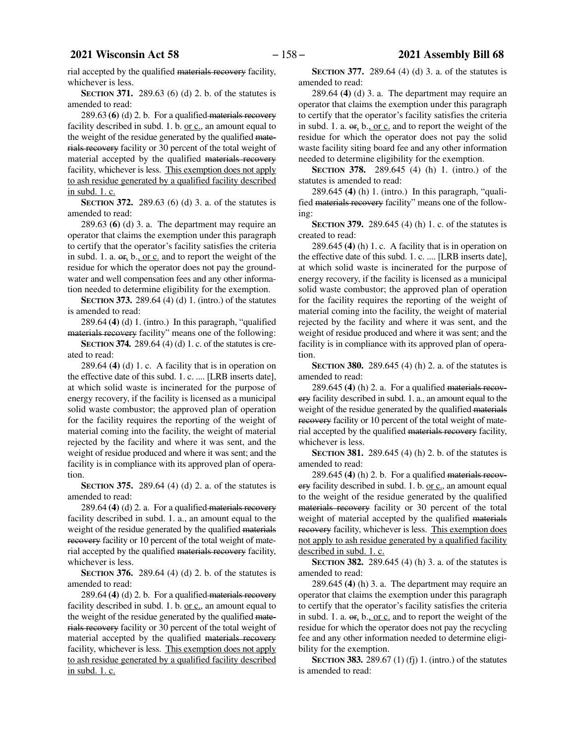rial accepted by the qualified ~~materials recovery~~ facility, whichever is less.

**SECTION 371.** 289.63 (6) (d) 2. b. of the statutes is amended to read:

289.63 **(6)** (d) 2. b. For a qualified ~~materials recovery~~ facility described in subd. 1. b. <u>or c.</u>, an amount equal to the weight of the residue generated by the qualified ~~materials recovery~~ facility or 30 percent of the total weight of material accepted by the qualified ~~materials recovery~~ facility, whichever is less. <u>This exemption does not apply to ash residue generated by a qualified facility described in subd. 1. c.</u>

**SECTION 372.** 289.63 (6) (d) 3. a. of the statutes is amended to read:

289.63 **(6)** (d) 3. a. The department may require an operator that claims the exemption under this paragraph to certify that the operator's facility satisfies the criteria in subd. 1. a. ~~or~~, b.<u>, or c.</u> and to report the weight of the residue for which the operator does not pay the groundwater and well compensation fees and any other information needed to determine eligibility for the exemption.

**SECTION 373.** 289.64 (4) (d) 1. (intro.) of the statutes is amended to read:

289.64 **(4)** (d) 1. (intro.) In this paragraph, "qualified ~~materials recovery~~ facility" means one of the following:

**SECTION 374.** 289.64 (4) (d) 1. c. of the statutes is created to read:

289.64 **(4)** (d) 1. c. A facility that is in operation on the effective date of this subd. 1. c. .... [LRB inserts date], at which solid waste is incinerated for the purpose of energy recovery, if the facility is licensed as a municipal solid waste combustor; the approved plan of operation for the facility requires the reporting of the weight of material coming into the facility, the weight of material rejected by the facility and where it was sent, and the weight of residue produced and where it was sent; and the facility is in compliance with its approved plan of operation.

**SECTION 375.** 289.64 (4) (d) 2. a. of the statutes is amended to read:

289.64 **(4)** (d) 2. a. For a qualified ~~materials recovery~~ facility described in subd. 1. a., an amount equal to the weight of the residue generated by the qualified ~~materials recovery~~ facility or 10 percent of the total weight of material accepted by the qualified ~~materials recovery~~ facility, whichever is less.

**SECTION 376.** 289.64 (4) (d) 2. b. of the statutes is amended to read:

289.64 **(4)** (d) 2. b. For a qualified ~~materials recovery~~ facility described in subd. 1. b. <u>or c.</u>, an amount equal to the weight of the residue generated by the qualified ~~materials recovery~~ facility or 30 percent of the total weight of material accepted by the qualified ~~materials recovery~~ facility, whichever is less. <u>This exemption does not apply to ash residue generated by a qualified facility described in subd. 1. c.</u>

**SECTION 377.** 289.64 (4) (d) 3. a. of the statutes is amended to read:

289.64 **(4)** (d) 3. a. The department may require an operator that claims the exemption under this paragraph to certify that the operator's facility satisfies the criteria in subd. 1. a. ~~or~~, b.<u>, or c.</u> and to report the weight of the residue for which the operator does not pay the solid waste facility siting board fee and any other information needed to determine eligibility for the exemption.

**SECTION 378.** 289.645 (4) (h) 1. (intro.) of the statutes is amended to read:

289.645 **(4)** (h) 1. (intro.) In this paragraph, "qualified ~~materials recovery~~ facility" means one of the following:

**SECTION 379.** 289.645 (4) (h) 1. c. of the statutes is created to read:

289.645 **(4)** (h) 1. c. A facility that is in operation on the effective date of this subd. 1. c. .... [LRB inserts date], at which solid waste is incinerated for the purpose of energy recovery, if the facility is licensed as a municipal solid waste combustor; the approved plan of operation for the facility requires the reporting of the weight of material coming into the facility, the weight of material rejected by the facility and where it was sent, and the weight of residue produced and where it was sent; and the facility is in compliance with its approved plan of operation.

**SECTION 380.** 289.645 (4) (h) 2. a. of the statutes is amended to read:

289.645 **(4)** (h) 2. a. For a qualified ~~materials recovery~~ facility described in subd. 1. a., an amount equal to the weight of the residue generated by the qualified ~~materials recovery~~ facility or 10 percent of the total weight of material accepted by the qualified ~~materials recovery~~ facility, whichever is less.

**SECTION 381.** 289.645 (4) (h) 2. b. of the statutes is amended to read:

289.645 **(4)** (h) 2. b. For a qualified ~~materials recovery~~ facility described in subd. 1. b. <u>or c.</u>, an amount equal to the weight of the residue generated by the qualified ~~materials recovery~~ facility or 30 percent of the total weight of material accepted by the qualified ~~materials recovery~~ facility, whichever is less. <u>This exemption does not apply to ash residue generated by a qualified facility described in subd. 1. c.</u>

**SECTION 382.** 289.645 (4) (h) 3. a. of the statutes is amended to read:

289.645 **(4)** (h) 3. a. The department may require an operator that claims the exemption under this paragraph to certify that the operator's facility satisfies the criteria in subd. 1. a. ~~or~~, b.<u>, or c.</u> and to report the weight of the residue for which the operator does not pay the recycling fee and any other information needed to determine eligibility for the exemption.

**SECTION 383.** 289.67 (1) (fj) 1. (intro.) of the statutes is amended to read: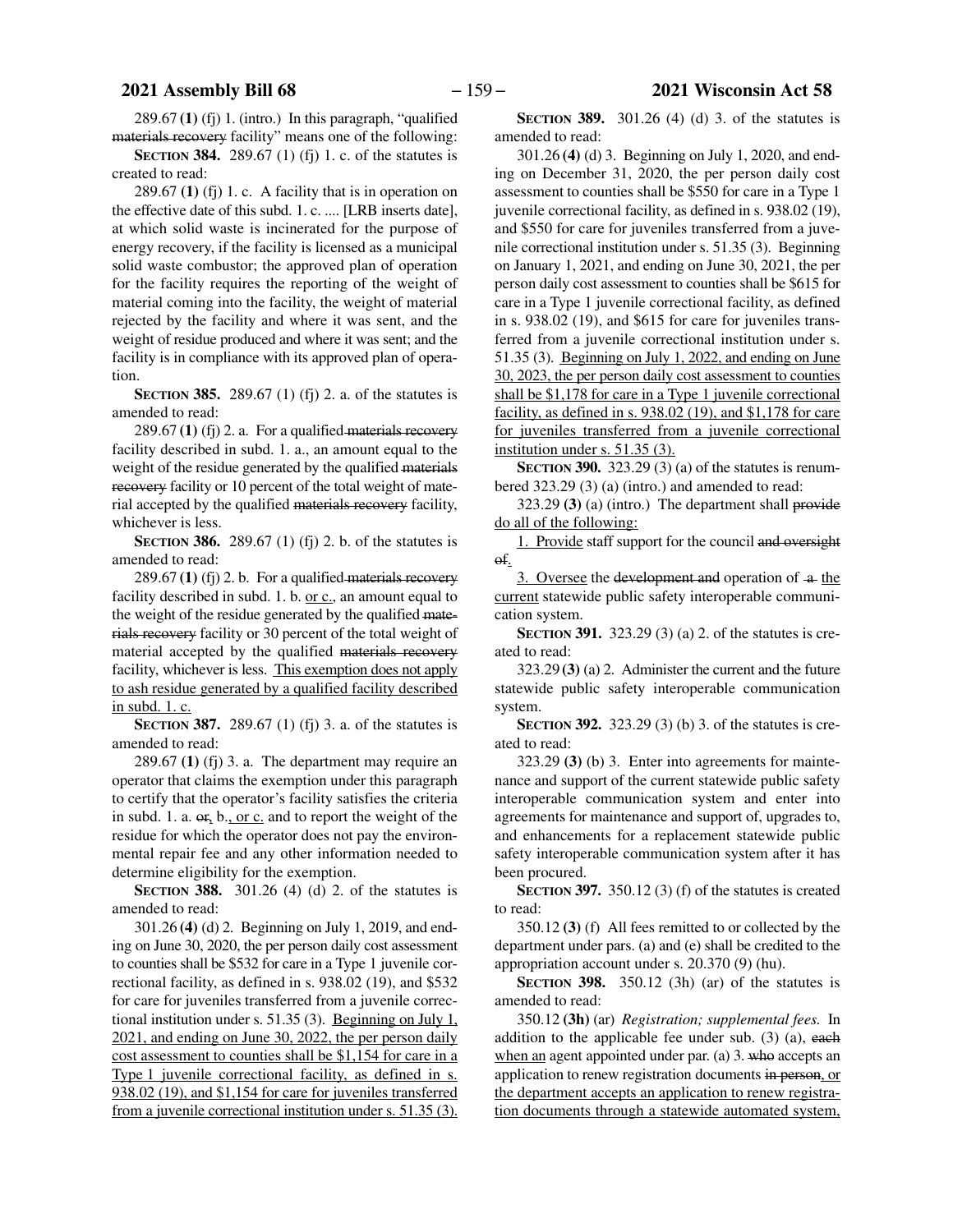289.67 **(1)** (fj) 1. (intro.) In this paragraph, "qualified ~~materials recovery~~ facility" means one of the following:

**SECTION 384.** 289.67 (1) (fj) 1. c. of the statutes is created to read:

289.67 **(1)** (fj) 1. c. A facility that is in operation on the effective date of this subd. 1. c. .... [LRB inserts date], at which solid waste is incinerated for the purpose of energy recovery, if the facility is licensed as a municipal solid waste combustor; the approved plan of operation for the facility requires the reporting of the weight of material coming into the facility, the weight of material rejected by the facility and where it was sent, and the weight of residue produced and where it was sent; and the facility is in compliance with its approved plan of operation.

**SECTION 385.** 289.67 (1) (fj) 2. a. of the statutes is amended to read:

289.67 **(1)** (fj) 2. a. For a qualified ~~materials recovery~~ facility described in subd. 1. a., an amount equal to the weight of the residue generated by the qualified ~~materials recovery~~ facility or 10 percent of the total weight of material accepted by the qualified ~~materials recovery~~ facility, whichever is less.

**SECTION 386.** 289.67 (1) (fj) 2. b. of the statutes is amended to read:

289.67 **(1)** (fj) 2. b. For a qualified ~~materials recovery~~ facility described in subd. 1. b. <u>or c.</u>, an amount equal to the weight of the residue generated by the qualified ~~materials recovery~~ facility or 30 percent of the total weight of material accepted by the qualified ~~materials recovery~~ facility, whichever is less. <u>This exemption does not apply to ash residue generated by a qualified facility described in subd. 1. c.</u>

**SECTION 387.** 289.67 (1) (fj) 3. a. of the statutes is amended to read:

289.67 **(1)** (fj) 3. a. The department may require an operator that claims the exemption under this paragraph to certify that the operator's facility satisfies the criteria in subd. 1. a. ~~or~~<u>,</u> b.<u>, or c.</u> and to report the weight of the residue for which the operator does not pay the environmental repair fee and any other information needed to determine eligibility for the exemption.

**SECTION 388.** 301.26 (4) (d) 2. of the statutes is amended to read:

301.26 **(4)** (d) 2. Beginning on July 1, 2019, and ending on June 30, 2020, the per person daily cost assessment to counties shall be $532 for care in a Type 1 juvenile correctional facility, as defined in s. 938.02 (19), and $532 for care for juveniles transferred from a juvenile correctional institution under s. 51.35 (3). <u>Beginning on July 1, 2021, and ending on June 30, 2022, the per person daily cost assessment to counties shall be $1,154 for care in a Type 1 juvenile correctional facility, as defined in s. 938.02 (19), and $1,154 for care for juveniles transferred from a juvenile correctional institution under s. 51.35 (3).</u>

**SECTION 389.** 301.26 (4) (d) 3. of the statutes is amended to read:

301.26 **(4)** (d) 3. Beginning on July 1, 2020, and ending on December 31, 2020, the per person daily cost assessment to counties shall be $550 for care in a Type 1 juvenile correctional facility, as defined in s. 938.02 (19), and $550 for care for juveniles transferred from a juvenile correctional institution under s. 51.35 (3). Beginning on January 1, 2021, and ending on June 30, 2021, the per person daily cost assessment to counties shall be $615 for care in a Type 1 juvenile correctional facility, as defined in s. 938.02 (19), and $615 for care for juveniles transferred from a juvenile correctional institution under s. 51.35 (3). <u>Beginning on July 1, 2022, and ending on June 30, 2023, the per person daily cost assessment to counties shall be $1,178 for care in a Type 1 juvenile correctional facility, as defined in s. 938.02 (19), and $1,178 for care for juveniles transferred from a juvenile correctional institution under s. 51.35 (3).</u>

**SECTION 390.** 323.29 (3) (a) of the statutes is renumbered 323.29 (3) (a) (intro.) and amended to read:

323.29 **(3)** (a) (intro.) The department shall ~~provide~~ <u>do all of the following:</u>

<u>1. Provide</u> staff support for the council ~~and oversight of~~<u>.</u>

<u>3. Oversee</u> the ~~development and~~ operation of ~~a~~ <u>the current</u> statewide public safety interoperable communication system.

**SECTION 391.** 323.29 (3) (a) 2. of the statutes is created to read:

323.29 **(3)** (a) 2. Administer the current and the future statewide public safety interoperable communication system.

**SECTION 392.** 323.29 (3) (b) 3. of the statutes is created to read:

323.29 **(3)** (b) 3. Enter into agreements for maintenance and support of the current statewide public safety interoperable communication system and enter into agreements for maintenance and support of, upgrades to, and enhancements for a replacement statewide public safety interoperable communication system after it has been procured.

**SECTION 397.** 350.12 (3) (f) of the statutes is created to read:

350.12 **(3)** (f) All fees remitted to or collected by the department under pars. (a) and (e) shall be credited to the appropriation account under s. 20.370 (9) (hu).

**SECTION 398.** 350.12 (3h) (ar) of the statutes is amended to read:

350.12 **(3h)** (ar) *Registration; supplemental fees.* In addition to the applicable fee under sub. (3) (a), ~~each~~ <u>when an</u> agent appointed under par. (a) 3. ~~who~~ accepts an application to renew registration documents ~~in person~~, <u>or the department accepts an application to renew registration documents through a statewide automated system,</u>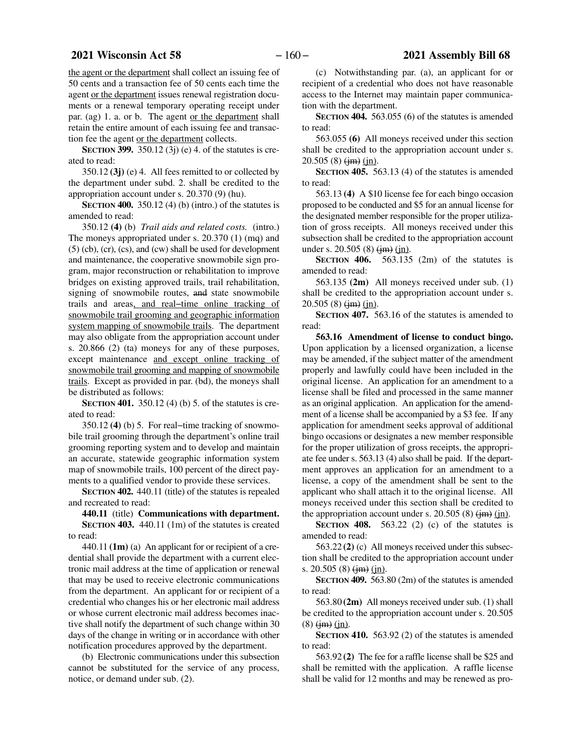the agent or the department shall collect an issuing fee of 50 cents and a transaction fee of 50 cents each time the agent or the department issues renewal registration documents or a renewal temporary operating receipt under par. (ag) 1. a. or b. The agent or the department shall retain the entire amount of each issuing fee and transaction fee the agent or the department collects.

**SECTION 399.** 350.12 (3j) (e) 4. of the statutes is created to read:

350.12 **(3j)** (e) 4. All fees remitted to or collected by the department under subd. 2. shall be credited to the appropriation account under s. 20.370 (9) (hu).

**SECTION 400.** 350.12 (4) (b) (intro.) of the statutes is amended to read:

350.12 **(4)** (b) *Trail aids and related costs.* (intro.) The moneys appropriated under s. 20.370 (1) (mq) and (5) (cb), (cr), (cs), and (cw) shall be used for development and maintenance, the cooperative snowmobile sign program, major reconstruction or rehabilitation to improve bridges on existing approved trails, trail rehabilitation, signing of snowmobile routes, ~~and~~ state snowmobile trails and areas, and real-time online tracking of snowmobile trail grooming and geographic information system mapping of snowmobile trails. The department may also obligate from the appropriation account under s. 20.866 (2) (ta) moneys for any of these purposes, except maintenance and except online tracking of snowmobile trail grooming and mapping of snowmobile trails. Except as provided in par. (bd), the moneys shall be distributed as follows:

**SECTION 401.** 350.12 (4) (b) 5. of the statutes is created to read:

350.12 **(4)** (b) 5. For real-time tracking of snowmobile trail grooming through the department's online trail grooming reporting system and to develop and maintain an accurate, statewide geographic information system map of snowmobile trails, 100 percent of the direct payments to a qualified vendor to provide these services.

**SECTION 402.** 440.11 (title) of the statutes is repealed and recreated to read:

**440.11** (title) **Communications with department.**

**SECTION 403.** 440.11 (1m) of the statutes is created to read:

440.11 **(1m)** (a) An applicant for or recipient of a credential shall provide the department with a current electronic mail address at the time of application or renewal that may be used to receive electronic communications from the department. An applicant for or recipient of a credential who changes his or her electronic mail address or whose current electronic mail address becomes inactive shall notify the department of such change within 30 days of the change in writing or in accordance with other notification procedures approved by the department.

(b) Electronic communications under this subsection cannot be substituted for the service of any process, notice, or demand under sub. (2).

(c) Notwithstanding par. (a), an applicant for or recipient of a credential who does not have reasonable access to the Internet may maintain paper communication with the department.

**SECTION 404.** 563.055 (6) of the statutes is amended to read:

563.055 **(6)** All moneys received under this section shall be credited to the appropriation account under s. 20.505 (8) ~~(jm)~~ (jn).

**SECTION 405.** 563.13 (4) of the statutes is amended to read:

563.13 **(4)** A $10 license fee for each bingo occasion proposed to be conducted and $5 for an annual license for the designated member responsible for the proper utilization of gross receipts. All moneys received under this subsection shall be credited to the appropriation account under s. 20.505 (8) ~~(jm)~~ (jn).

**SECTION 406.** 563.135 (2m) of the statutes is amended to read:

563.135 **(2m)** All moneys received under sub. (1) shall be credited to the appropriation account under s. 20.505 (8) ~~(jm)~~ (jn).

**SECTION 407.** 563.16 of the statutes is amended to read:

**563.16 Amendment of license to conduct bingo.** Upon application by a licensed organization, a license may be amended, if the subject matter of the amendment properly and lawfully could have been included in the original license. An application for an amendment to a license shall be filed and processed in the same manner as an original application. An application for the amendment of a license shall be accompanied by a $3 fee. If any application for amendment seeks approval of additional bingo occasions or designates a new member responsible for the proper utilization of gross receipts, the appropriate fee under s. 563.13 (4) also shall be paid. If the department approves an application for an amendment to a license, a copy of the amendment shall be sent to the applicant who shall attach it to the original license. All moneys received under this section shall be credited to the appropriation account under s. 20.505 (8) ~~(jm)~~ (jn).

**SECTION 408.** 563.22 (2) (c) of the statutes is amended to read:

563.22 **(2)** (c) All moneys received under this subsection shall be credited to the appropriation account under s. 20.505 (8) ~~(jm)~~ (jn).

**SECTION 409.** 563.80 (2m) of the statutes is amended to read:

563.80 **(2m)** All moneys received under sub. (1) shall be credited to the appropriation account under s. 20.505 (8) ~~(jm)~~ (jn).

**SECTION 410.** 563.92 (2) of the statutes is amended to read:

563.92 **(2)** The fee for a raffle license shall be $25 and shall be remitted with the application. A raffle license shall be valid for 12 months and may be renewed as pro-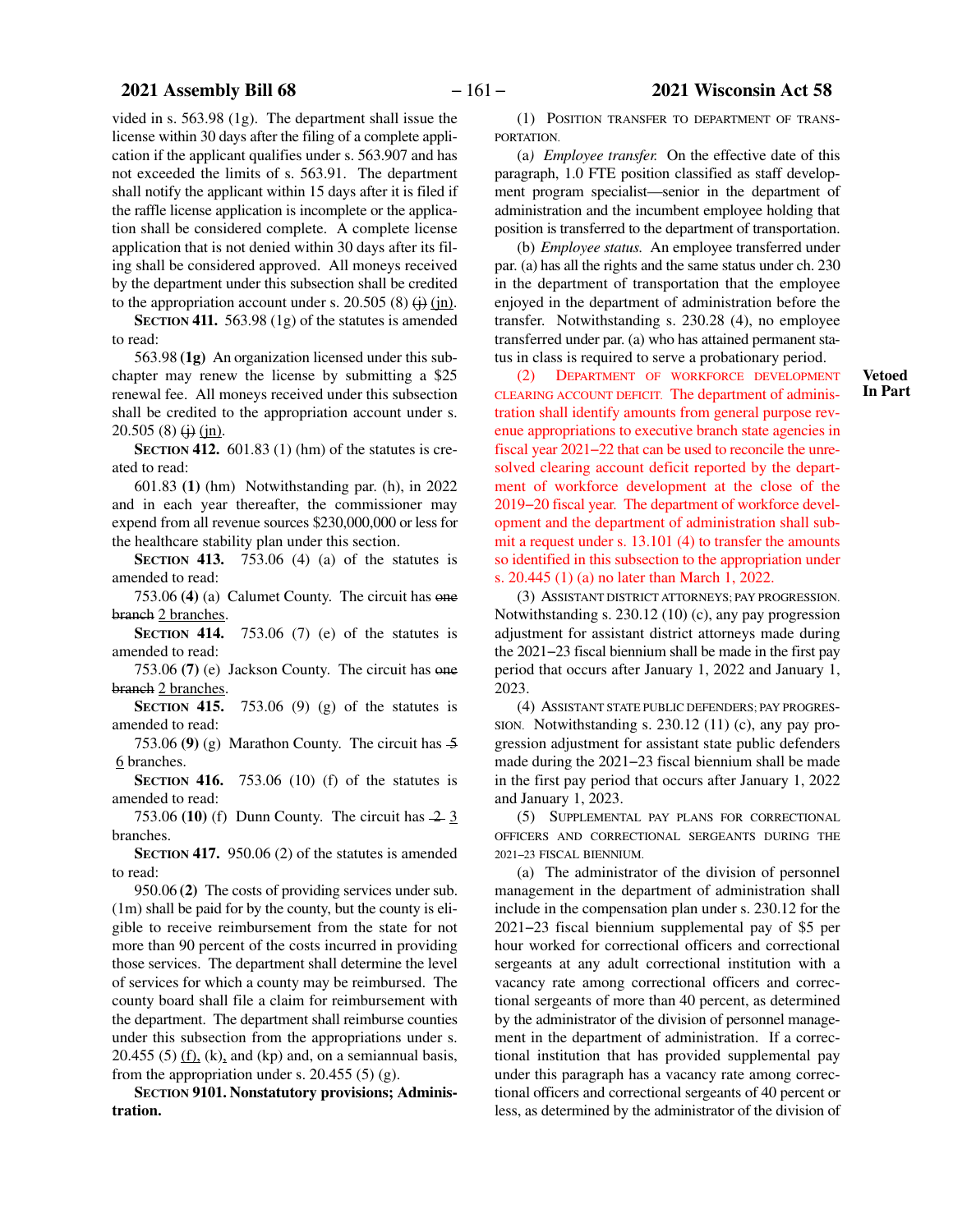vided in s. 563.98 (1g). The department shall issue the license within 30 days after the filing of a complete application if the applicant qualifies under s. 563.907 and has not exceeded the limits of s. 563.91. The department shall notify the applicant within 15 days after it is filed if the raffle license application is incomplete or the application shall be considered complete. A complete license application that is not denied within 30 days after its filing shall be considered approved. All moneys received by the department under this subsection shall be credited to the appropriation account under s. 20.505 (8) ~~(j)~~ (jn).

**SECTION 411.** 563.98 (1g) of the statutes is amended to read:

563.98 **(1g)** An organization licensed under this subchapter may renew the license by submitting a $25 renewal fee. All moneys received under this subsection shall be credited to the appropriation account under s. 20.505 (8) ~~(j)~~ (jn).

**SECTION 412.** 601.83 (1) (hm) of the statutes is created to read:

601.83 **(1)** (hm) Notwithstanding par. (h), in 2022 and in each year thereafter, the commissioner may expend from all revenue sources $230,000,000 or less for the healthcare stability plan under this section.

**SECTION 413.** 753.06 (4) (a) of the statutes is amended to read:

753.06 **(4)** (a) Calumet County. The circuit has ~~one branch~~ 2 branches.

**SECTION 414.** 753.06 (7) (e) of the statutes is amended to read:

753.06 **(7)** (e) Jackson County. The circuit has ~~one branch~~ 2 branches.

**SECTION 415.** 753.06 (9) (g) of the statutes is amended to read:

753.06 **(9)** (g) Marathon County. The circuit has ~~5~~ 6 branches.

**SECTION 416.** 753.06 (10) (f) of the statutes is amended to read:

753.06 **(10)** (f) Dunn County. The circuit has ~~2~~ 3 branches.

**SECTION 417.** 950.06 (2) of the statutes is amended to read:

950.06 **(2)** The costs of providing services under sub. (1m) shall be paid for by the county, but the county is eligible to receive reimbursement from the state for not more than 90 percent of the costs incurred in providing those services. The department shall determine the level of services for which a county may be reimbursed. The county board shall file a claim for reimbursement with the department. The department shall reimburse counties under this subsection from the appropriations under s. 20.455 (5) (f), (k), and (kp) and, on a semiannual basis, from the appropriation under s. 20.455 (5) (g).

**SECTION 9101. Nonstatutory provisions; Administration.**

(1) POSITION TRANSFER TO DEPARTMENT OF TRANSPORTATION.

(a) *Employee transfer.* On the effective date of this paragraph, 1.0 FTE position classified as staff development program specialist—senior in the department of administration and the incumbent employee holding that position is transferred to the department of transportation.

(b) *Employee status.* An employee transferred under par. (a) has all the rights and the same status under ch. 230 in the department of transportation that the employee enjoyed in the department of administration before the transfer. Notwithstanding s. 230.28 (4), no employee transferred under par. (a) who has attained permanent status in class is required to serve a probationary period.

**Vetoed In Part**

(2) DEPARTMENT OF WORKFORCE DEVELOPMENT CLEARING ACCOUNT DEFICIT. The department of administration shall identify amounts from general purpose revenue appropriations to executive branch state agencies in fiscal year 2021–22 that can be used to reconcile the unresolved clearing account deficit reported by the department of workforce development at the close of the 2019–20 fiscal year. The department of workforce development and the department of administration shall submit a request under s. 13.101 (4) to transfer the amounts so identified in this subsection to the appropriation under s. 20.445 (1) (a) no later than March 1, 2022.

(3) ASSISTANT DISTRICT ATTORNEYS; PAY PROGRESSION. Notwithstanding s. 230.12 (10) (c), any pay progression adjustment for assistant district attorneys made during the 2021–23 fiscal biennium shall be made in the first pay period that occurs after January 1, 2022 and January 1, 2023.

(4) ASSISTANT STATE PUBLIC DEFENDERS; PAY PROGRESSION. Notwithstanding s. 230.12 (11) (c), any pay progression adjustment for assistant state public defenders made during the 2021–23 fiscal biennium shall be made in the first pay period that occurs after January 1, 2022 and January 1, 2023.

(5) SUPPLEMENTAL PAY PLANS FOR CORRECTIONAL OFFICERS AND CORRECTIONAL SERGEANTS DURING THE 2021–23 FISCAL BIENNIUM.

(a) The administrator of the division of personnel management in the department of administration shall include in the compensation plan under s. 230.12 for the 2021–23 fiscal biennium supplemental pay of $5 per hour worked for correctional officers and correctional sergeants at any adult correctional institution with a vacancy rate among correctional officers and correctional sergeants of more than 40 percent, as determined by the administrator of the division of personnel management in the department of administration. If a correctional institution that has provided supplemental pay under this paragraph has a vacancy rate among correctional officers and correctional sergeants of 40 percent or less, as determined by the administrator of the division of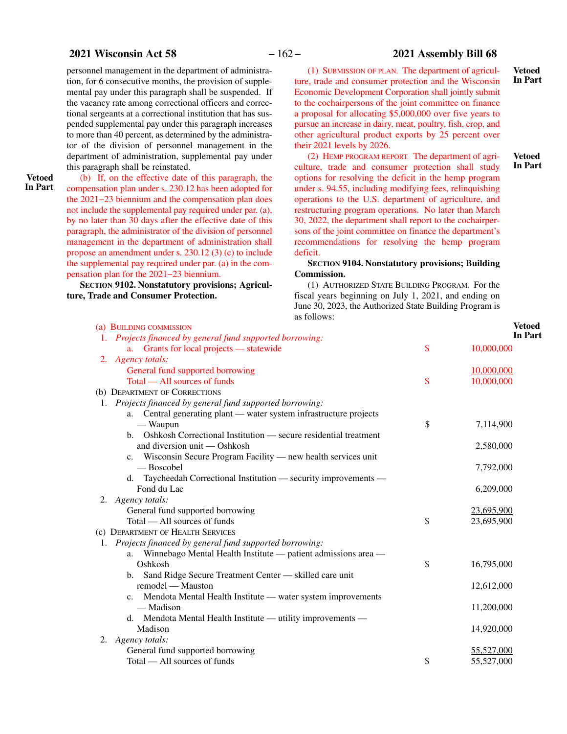personnel management in the department of administration, for 6 consecutive months, the provision of supplemental pay under this paragraph shall be suspended. If the vacancy rate among correctional officers and correctional sergeants at a correctional institution that has suspended supplemental pay under this paragraph increases to more than 40 percent, as determined by the administrator of the division of personnel management in the department of administration, supplemental pay under this paragraph shall be reinstated.

**Vetoed In Part**

(b) If, on the effective date of this paragraph, the compensation plan under s. 230.12 has been adopted for the 2021–23 biennium and the compensation plan does not include the supplemental pay required under par. (a), by no later than 30 days after the effective date of this paragraph, the administrator of the division of personnel management in the department of administration shall propose an amendment under s. 230.12 (3) (c) to include the supplemental pay required under par. (a) in the compensation plan for the 2021–23 biennium.

**SECTION 9102. Nonstatutory provisions; Agriculture, Trade and Consumer Protection.**

**Vetoed In Part**

(1) SUBMISSION OF PLAN. The department of agriculture, trade and consumer protection and the Wisconsin Economic Development Corporation shall jointly submit to the cochairpersons of the joint committee on finance a proposal for allocating $5,000,000 over five years to pursue an increase in dairy, meat, poultry, fish, crop, and other agricultural product exports by 25 percent over their 2021 levels by 2026.

**Vetoed In Part**

(2) HEMP PROGRAM REPORT. The department of agriculture, trade and consumer protection shall study options for resolving the deficit in the hemp program under s. 94.55, including modifying fees, relinquishing operations to the U.S. department of agriculture, and restructuring program operations. No later than March 30, 2022, the department shall report to the cochairpersons of the joint committee on finance the department's recommendations for resolving the hemp program deficit.

**SECTION 9104. Nonstatutory provisions; Building Commission.**

(1) AUTHORIZED STATE BUILDING PROGRAM. For the fiscal years beginning on July 1, 2021, and ending on June 30, 2023, the Authorized State Building Program is as follows:

**Vetoed In Part**

| | | |
|---|---|---|
| (a) BUILDING COMMISSION | | |
| 1. *Projects financed by general fund supported borrowing:* | | |
| a. Grants for local projects — statewide | $ | 10,000,000 |
| 2. *Agency totals:* | | |
| General fund supported borrowing | | 10,000,000 |
| Total — All sources of funds | $ | 10,000,000 |
| (b) DEPARTMENT OF CORRECTIONS | | |
| 1. *Projects financed by general fund supported borrowing:* | | |
| a. Central generating plant — water system infrastructure projects — Waupun | $ | 7,114,900 |
| b. Oshkosh Correctional Institution — secure residential treatment and diversion unit — Oshkosh | | 2,580,000 |
| c. Wisconsin Secure Program Facility — new health services unit — Boscobel | | 7,792,000 |
| d. Taycheedah Correctional Institution — security improvements — Fond du Lac | | 6,209,000 |
| 2. *Agency totals:* | | |
| General fund supported borrowing | | 23,695,900 |
| Total — All sources of funds | $ | 23,695,900 |
| (c) DEPARTMENT OF HEALTH SERVICES | | |
| 1. *Projects financed by general fund supported borrowing:* | | |
| a. Winnebago Mental Health Institute — patient admissions area — Oshkosh | $ | 16,795,000 |
| b. Sand Ridge Secure Treatment Center — skilled care unit remodel — Mauston | | 12,612,000 |
| c. Mendota Mental Health Institute — water system improvements — Madison | | 11,200,000 |
| d. Mendota Mental Health Institute — utility improvements — Madison | | 14,920,000 |
| 2. *Agency totals:* | | |
| General fund supported borrowing | | 55,527,000 |
| Total — All sources of funds | $ | 55,527,000 |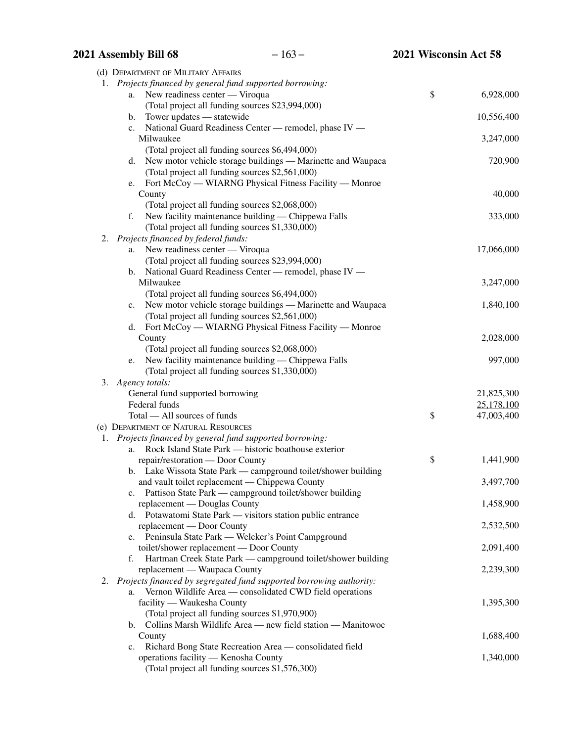(d) DEPARTMENT OF MILITARY AFFAIRS

1. *Projects financed by general fund supported borrowing:*

| | |
|---|---|
| a. New readiness center — Viroqua (Total project all funding sources $23,994,000) | $ 6,928,000 |
| b. Tower updates — statewide | 10,556,400 |
| c. National Guard Readiness Center — remodel, phase IV — Milwaukee (Total project all funding sources $6,494,000) | 3,247,000 |
| d. New motor vehicle storage buildings — Marinette and Waupaca (Total project all funding sources $2,561,000) | 720,900 |
| e. Fort McCoy — WIARNG Physical Fitness Facility — Monroe County (Total project all funding sources $2,068,000) | 40,000 |
| f. New facility maintenance building — Chippewa Falls (Total project all funding sources $1,330,000) | 333,000 |

2. *Projects financed by federal funds:*

| | |
|---|---|
| a. New readiness center — Viroqua (Total project all funding sources $23,994,000) | 17,066,000 |
| b. National Guard Readiness Center — remodel, phase IV — Milwaukee (Total project all funding sources $6,494,000) | 3,247,000 |
| c. New motor vehicle storage buildings — Marinette and Waupaca (Total project all funding sources $2,561,000) | 1,840,100 |
| d. Fort McCoy — WIARNG Physical Fitness Facility — Monroe County (Total project all funding sources $2,068,000) | 2,028,000 |
| e. New facility maintenance building — Chippewa Falls (Total project all funding sources $1,330,000) | 997,000 |

3. *Agency totals:*

| | |
|---|---|
| General fund supported borrowing | 21,825,300 |
| Federal funds | 25,178,100 |
| Total — All sources of funds | $ 47,003,400 |

(e) DEPARTMENT OF NATURAL RESOURCES

1. *Projects financed by general fund supported borrowing:*

| | |
|---|---|
| a. Rock Island State Park — historic boathouse exterior repair/restoration — Door County | $ 1,441,900 |
| b. Lake Wissota State Park — campground toilet/shower building and vault toilet replacement — Chippewa County | 3,497,700 |
| c. Pattison State Park — campground toilet/shower building replacement — Douglas County | 1,458,900 |
| d. Potawatomi State Park — visitors station public entrance replacement — Door County | 2,532,500 |
| e. Peninsula State Park — Welcker's Point Campground toilet/shower replacement — Door County | 2,091,400 |
| f. Hartman Creek State Park — campground toilet/shower building replacement — Waupaca County | 2,239,300 |

2. *Projects financed by segregated fund supported borrowing authority:*

| | |
|---|---|
| a. Vernon Wildlife Area — consolidated CWD field operations facility — Waukesha County (Total project all funding sources $1,970,900) | 1,395,300 |
| b. Collins Marsh Wildlife Area — new field station — Manitowoc County | 1,688,400 |
| c. Richard Bong State Recreation Area — consolidated field operations facility — Kenosha County (Total project all funding sources $1,576,300) | 1,340,000 |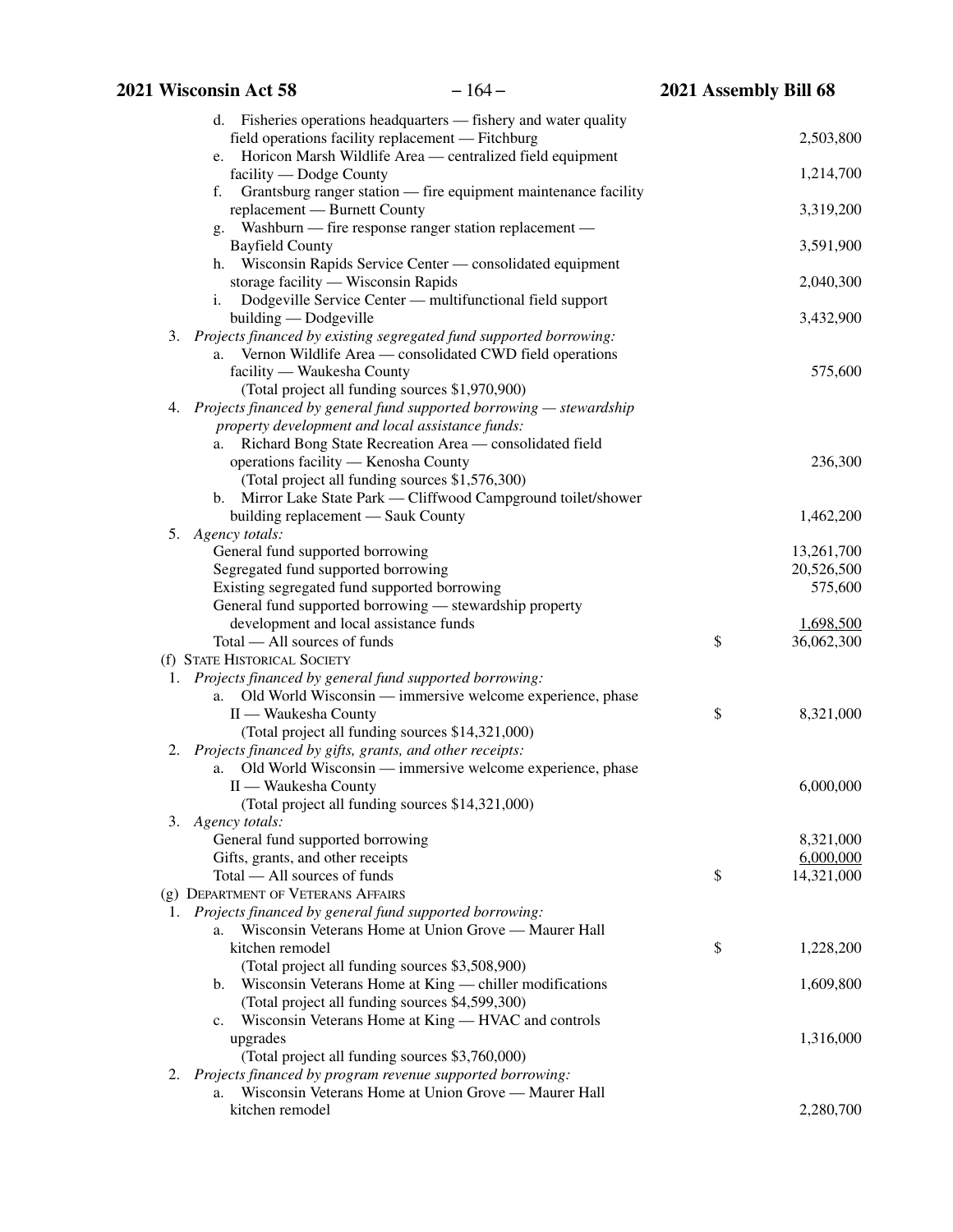d. Fisheries operations headquarters — fishery and water quality field operations facility replacement — Fitchburg 2,503,800

e. Horicon Marsh Wildlife Area — centralized field equipment facility — Dodge County 1,214,700

f. Grantsburg ranger station — fire equipment maintenance facility replacement — Burnett County 3,319,200

g. Washburn — fire response ranger station replacement — Bayfield County 3,591,900

h. Wisconsin Rapids Service Center — consolidated equipment storage facility — Wisconsin Rapids 2,040,300

i. Dodgeville Service Center — multifunctional field support building — Dodgeville 3,432,900

3. *Projects financed by existing segregated fund supported borrowing:*

a. Vernon Wildlife Area — consolidated CWD field operations facility — Waukesha County 575,600
(Total project all funding sources $1,970,900)

4. *Projects financed by general fund supported borrowing — stewardship property development and local assistance funds:*

a. Richard Bong State Recreation Area — consolidated field operations facility — Kenosha County 236,300
(Total project all funding sources $1,576,300)

b. Mirror Lake State Park — Cliffwood Campground toilet/shower building replacement — Sauk County 1,462,200

5. *Agency totals:*

General fund supported borrowing 13,261,700
Segregated fund supported borrowing 20,526,500
Existing segregated fund supported borrowing 575,600
General fund supported borrowing — stewardship property development and local assistance funds 1,698,500
Total — All sources of funds $ 36,062,300

(f) State Historical Society

1. *Projects financed by general fund supported borrowing:*

a. Old World Wisconsin — immersive welcome experience, phase II — Waukesha County $ 8,321,000
(Total project all funding sources $14,321,000)

2. *Projects financed by gifts, grants, and other receipts:*

a. Old World Wisconsin — immersive welcome experience, phase II — Waukesha County 6,000,000
(Total project all funding sources $14,321,000)

3. *Agency totals:*

General fund supported borrowing 8,321,000
Gifts, grants, and other receipts 6,000,000
Total — All sources of funds $ 14,321,000

(g) Department of Veterans Affairs

1. *Projects financed by general fund supported borrowing:*

a. Wisconsin Veterans Home at Union Grove — Maurer Hall kitchen remodel $ 1,228,200
(Total project all funding sources $3,508,900)

b. Wisconsin Veterans Home at King — chiller modifications 1,609,800
(Total project all funding sources $4,599,300)

c. Wisconsin Veterans Home at King — HVAC and controls upgrades 1,316,000
(Total project all funding sources $3,760,000)

2. *Projects financed by program revenue supported borrowing:*

a. Wisconsin Veterans Home at Union Grove — Maurer Hall kitchen remodel 2,280,700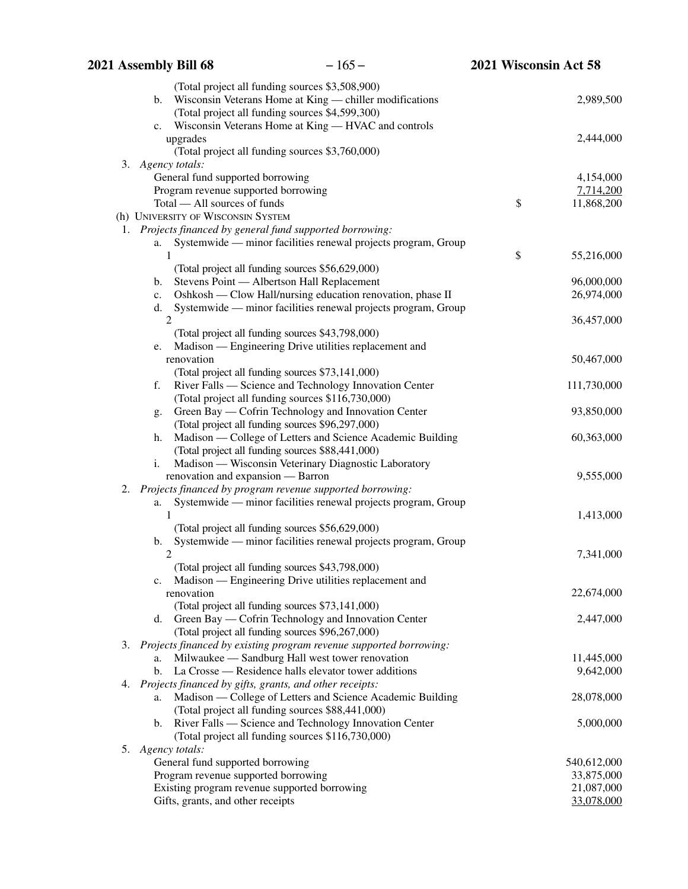(Total project all funding sources $3,508,900)

b. Wisconsin Veterans Home at King — chiller modifications 2,989,500

(Total project all funding sources $4,599,300)

c. Wisconsin Veterans Home at King — HVAC and controls upgrades 2,444,000

(Total project all funding sources $3,760,000)

3. *Agency totals:*

| | | |
|---|---|---|
| General fund supported borrowing | | 4,154,000 |
| Program revenue supported borrowing | | 7,714,200 |
| Total — All sources of funds | $ | 11,868,200 |

(h) UNIVERSITY OF WISCONSIN SYSTEM

1. *Projects financed by general fund supported borrowing:*

a. Systemwide — minor facilities renewal projects program, Group 1 $ 55,216,000

(Total project all funding sources $56,629,000)

b. Stevens Point — Albertson Hall Replacement 96,000,000

c. Oshkosh — Clow Hall/nursing education renovation, phase II 26,974,000

d. Systemwide — minor facilities renewal projects program, Group 2 36,457,000

(Total project all funding sources $43,798,000)

e. Madison — Engineering Drive utilities replacement and renovation 50,467,000

(Total project all funding sources $73,141,000)

f. River Falls — Science and Technology Innovation Center 111,730,000

(Total project all funding sources $116,730,000)

g. Green Bay — Cofrin Technology and Innovation Center 93,850,000

(Total project all funding sources $96,297,000)

h. Madison — College of Letters and Science Academic Building 60,363,000

(Total project all funding sources $88,441,000)

i. Madison — Wisconsin Veterinary Diagnostic Laboratory renovation and expansion — Barron 9,555,000

2. *Projects financed by program revenue supported borrowing:*

a. Systemwide — minor facilities renewal projects program, Group 1 1,413,000

(Total project all funding sources $56,629,000)

b. Systemwide — minor facilities renewal projects program, Group 2 7,341,000

(Total project all funding sources $43,798,000)

c. Madison — Engineering Drive utilities replacement and renovation 22,674,000

(Total project all funding sources $73,141,000)

d. Green Bay — Cofrin Technology and Innovation Center 2,447,000

(Total project all funding sources $96,267,000)

3. *Projects financed by existing program revenue supported borrowing:*

a. Milwaukee — Sandburg Hall west tower renovation 11,445,000

b. La Crosse — Residence halls elevator tower additions 9,642,000

4. *Projects financed by gifts, grants, and other receipts:*

a. Madison — College of Letters and Science Academic Building 28,078,000

(Total project all funding sources $88,441,000)

b. River Falls — Science and Technology Innovation Center 5,000,000

(Total project all funding sources $116,730,000)

5. *Agency totals:*

| | |
|---|---|
| General fund supported borrowing | 540,612,000 |
| Program revenue supported borrowing | 33,875,000 |
| Existing program revenue supported borrowing | 21,087,000 |
| Gifts, grants, and other receipts | 33,078,000 |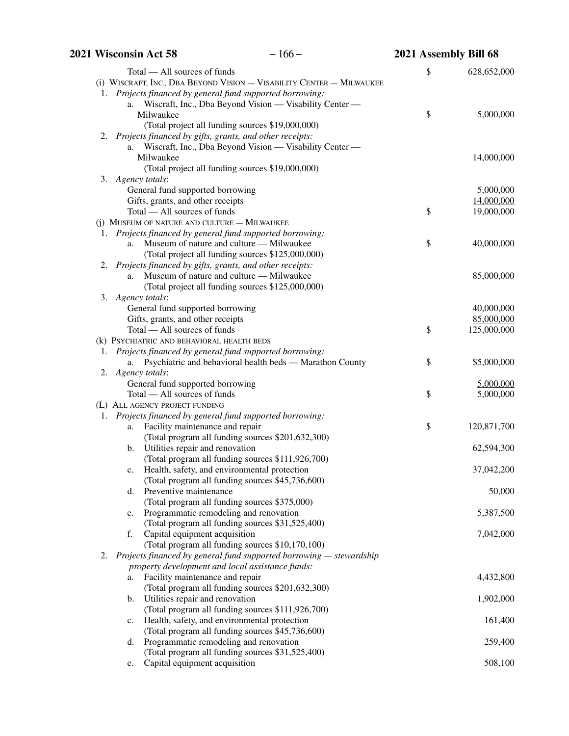Total — All sources of funds $ 628,652,000

(i) Wiscraft, Inc., Dba Beyond Vision — Visability Center — Milwaukee

1. *Projects financed by general fund supported borrowing:*

   a. Wiscraft, Inc., Dba Beyond Vision — Visability Center — Milwaukee $ 5,000,000

   (Total project all funding sources $19,000,000)

2. *Projects financed by gifts, grants, and other receipts:*

   a. Wiscraft, Inc., Dba Beyond Vision — Visability Center — Milwaukee 14,000,000

   (Total project all funding sources $19,000,000)

3. *Agency totals*:

   General fund supported borrowing 5,000,000

   Gifts, grants, and other receipts 14,000,000

   Total — All sources of funds $ 19,000,000

(j) Museum of nature and culture — Milwaukee

1. *Projects financed by general fund supported borrowing:*

   a. Museum of nature and culture — Milwaukee $ 40,000,000

   (Total project all funding sources $125,000,000)

2. *Projects financed by gifts, grants, and other receipts:*

   a. Museum of nature and culture — Milwaukee 85,000,000

   (Total project all funding sources $125,000,000)

3. *Agency totals*:

   General fund supported borrowing 40,000,000

   Gifts, grants, and other receipts 85,000,000

   Total — All sources of funds $ 125,000,000

(k) Psychiatric and behavioral health beds

1. *Projects financed by general fund supported borrowing:*

   a. Psychiatric and behavioral health beds — Marathon County $ $5,000,000

2. *Agency totals*:

   General fund supported borrowing 5,000,000

   Total — All sources of funds $ 5,000,000

(L) All agency project funding

1. *Projects financed by general fund supported borrowing:*

   a. Facility maintenance and repair $ 120,871,700

   (Total program all funding sources $201,632,300)

   b. Utilities repair and renovation 62,594,300

   (Total program all funding sources $111,926,700)

   c. Health, safety, and environmental protection 37,042,200

   (Total program all funding sources $45,736,600)

   d. Preventive maintenance 50,000

   (Total program all funding sources $375,000)

   e. Programmatic remodeling and renovation 5,387,500

   (Total program all funding sources $31,525,400)

   f. Capital equipment acquisition 7,042,000

   (Total program all funding sources $10,170,100)

2. *Projects financed by general fund supported borrowing — stewardship property development and local assistance funds:*

   a. Facility maintenance and repair 4,432,800

   (Total program all funding sources $201,632,300)

   b. Utilities repair and renovation 1,902,000

   (Total program all funding sources $111,926,700)

   c. Health, safety, and environmental protection 161,400

   (Total program all funding sources $45,736,600)

   d. Programmatic remodeling and renovation 259,400

   (Total program all funding sources $31,525,400)

   e. Capital equipment acquisition 508,100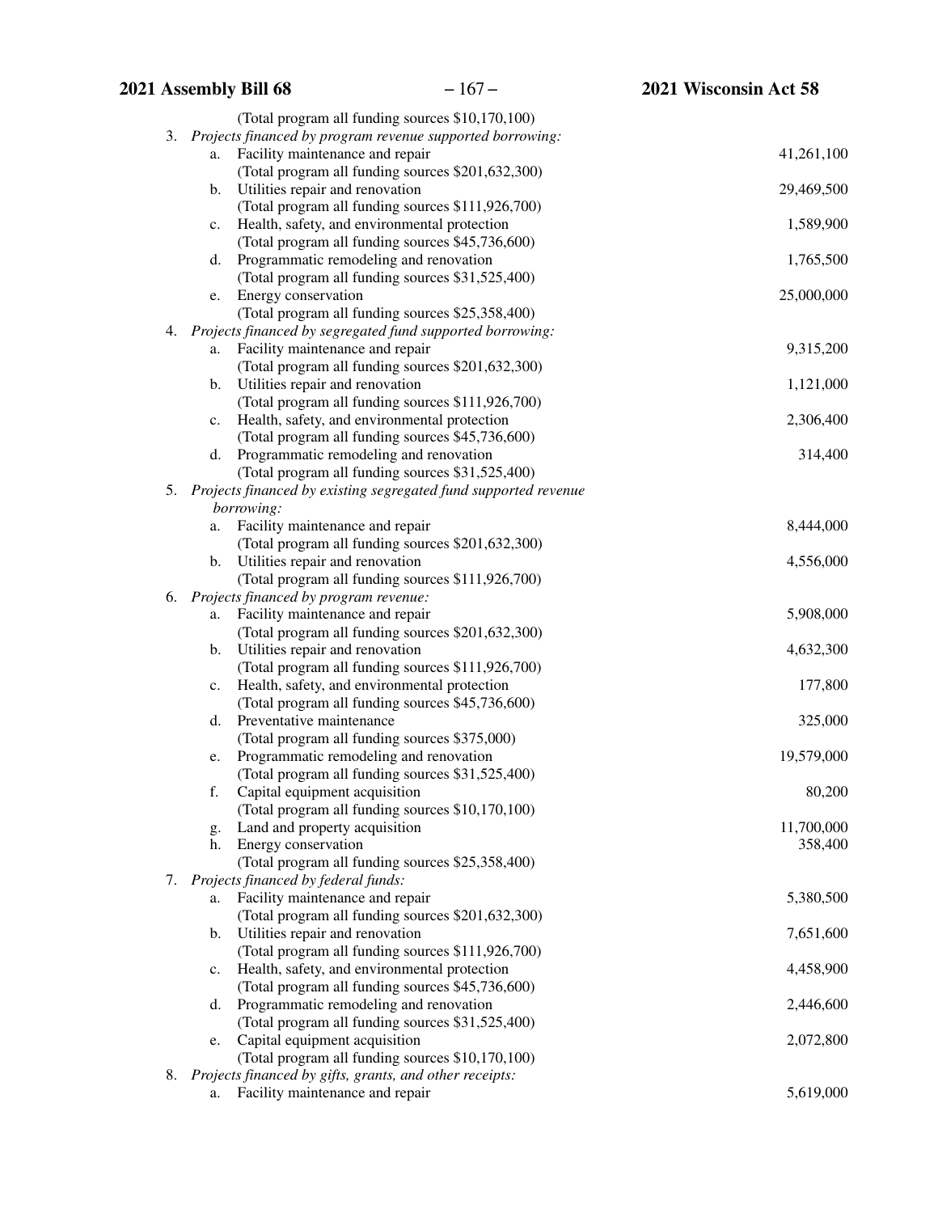(Total program all funding sources $10,170,100)

3. *Projects financed by program revenue supported borrowing:*
   a. Facility maintenance and repair — 41,261,100
      (Total program all funding sources $201,632,300)
   b. Utilities repair and renovation — 29,469,500
      (Total program all funding sources $111,926,700)
   c. Health, safety, and environmental protection — 1,589,900
      (Total program all funding sources $45,736,600)
   d. Programmatic remodeling and renovation — 1,765,500
      (Total program all funding sources $31,525,400)
   e. Energy conservation — 25,000,000
      (Total program all funding sources $25,358,400)
4. *Projects financed by segregated fund supported borrowing:*
   a. Facility maintenance and repair — 9,315,200
      (Total program all funding sources $201,632,300)
   b. Utilities repair and renovation — 1,121,000
      (Total program all funding sources $111,926,700)
   c. Health, safety, and environmental protection — 2,306,400
      (Total program all funding sources $45,736,600)
   d. Programmatic remodeling and renovation — 314,400
      (Total program all funding sources $31,525,400)
5. *Projects financed by existing segregated fund supported revenue borrowing:*
   a. Facility maintenance and repair — 8,444,000
      (Total program all funding sources $201,632,300)
   b. Utilities repair and renovation — 4,556,000
      (Total program all funding sources $111,926,700)
6. *Projects financed by program revenue:*
   a. Facility maintenance and repair — 5,908,000
      (Total program all funding sources $201,632,300)
   b. Utilities repair and renovation — 4,632,300
      (Total program all funding sources $111,926,700)
   c. Health, safety, and environmental protection — 177,800
      (Total program all funding sources $45,736,600)
   d. Preventative maintenance — 325,000
      (Total program all funding sources $375,000)
   e. Programmatic remodeling and renovation — 19,579,000
      (Total program all funding sources $31,525,400)
   f. Capital equipment acquisition — 80,200
      (Total program all funding sources $10,170,100)
   g. Land and property acquisition — 11,700,000
   h. Energy conservation — 358,400
      (Total program all funding sources $25,358,400)
7. *Projects financed by federal funds:*
   a. Facility maintenance and repair — 5,380,500
      (Total program all funding sources $201,632,300)
   b. Utilities repair and renovation — 7,651,600
      (Total program all funding sources $111,926,700)
   c. Health, safety, and environmental protection — 4,458,900
      (Total program all funding sources $45,736,600)
   d. Programmatic remodeling and renovation — 2,446,600
      (Total program all funding sources $31,525,400)
   e. Capital equipment acquisition — 2,072,800
      (Total program all funding sources $10,170,100)
8. *Projects financed by gifts, grants, and other receipts:*
   a. Facility maintenance and repair — 5,619,000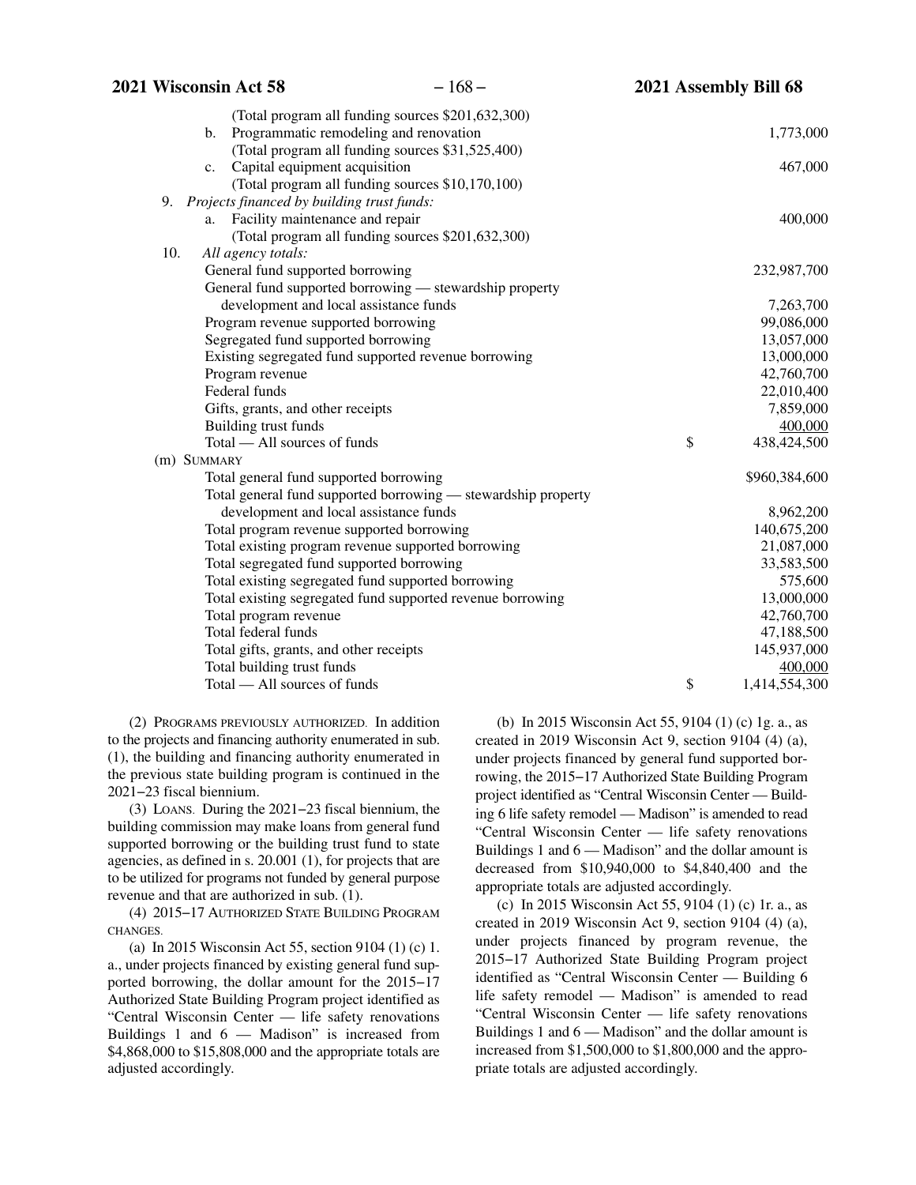(Total program all funding sources $201,632,300)

b. Programmatic remodeling and renovation 1,773,000

(Total program all funding sources $31,525,400)

c. Capital equipment acquisition 467,000

(Total program all funding sources $10,170,100)

9. *Projects financed by building trust funds:*

a. Facility maintenance and repair 400,000

(Total program all funding sources $201,632,300)

10. *All agency totals:*

| | | |
|---|---|---|
| General fund supported borrowing | | 232,987,700 |
| General fund supported borrowing — stewardship property development and local assistance funds | | 7,263,700 |
| Program revenue supported borrowing | | 99,086,000 |
| Segregated fund supported borrowing | | 13,057,000 |
| Existing segregated fund supported revenue borrowing | | 13,000,000 |
| Program revenue | | 42,760,700 |
| Federal funds | | 22,010,400 |
| Gifts, grants, and other receipts | | 7,859,000 |
| Building trust funds | | 400,000 |
| Total — All sources of funds | $ | 438,424,500 |

(m) SUMMARY

| | | |
|---|---|---|
| Total general fund supported borrowing | | $960,384,600 |
| Total general fund supported borrowing — stewardship property development and local assistance funds | | 8,962,200 |
| Total program revenue supported borrowing | | 140,675,200 |
| Total existing program revenue supported borrowing | | 21,087,000 |
| Total segregated fund supported borrowing | | 33,583,500 |
| Total existing segregated fund supported borrowing | | 575,600 |
| Total existing segregated fund supported revenue borrowing | | 13,000,000 |
| Total program revenue | | 42,760,700 |
| Total federal funds | | 47,188,500 |
| Total gifts, grants, and other receipts | | 145,937,000 |
| Total building trust funds | | 400,000 |
| Total — All sources of funds | $ | 1,414,554,300 |

(2) PROGRAMS PREVIOUSLY AUTHORIZED. In addition to the projects and financing authority enumerated in sub. (1), the building and financing authority enumerated in the previous state building program is continued in the 2021−23 fiscal biennium.

(3) LOANS. During the 2021−23 fiscal biennium, the building commission may make loans from general fund supported borrowing or the building trust fund to state agencies, as defined in s. 20.001 (1), for projects that are to be utilized for programs not funded by general purpose revenue and that are authorized in sub. (1).

(4) 2015−17 AUTHORIZED STATE BUILDING PROGRAM CHANGES.

(a) In 2015 Wisconsin Act 55, section 9104 (1) (c) 1. a., under projects financed by existing general fund supported borrowing, the dollar amount for the 2015−17 Authorized State Building Program project identified as "Central Wisconsin Center — life safety renovations Buildings 1 and 6 — Madison" is increased from $4,868,000 to $15,808,000 and the appropriate totals are adjusted accordingly.

(b) In 2015 Wisconsin Act 55, 9104 (1) (c) 1g. a., as created in 2019 Wisconsin Act 9, section 9104 (4) (a), under projects financed by general fund supported borrowing, the 2015−17 Authorized State Building Program project identified as "Central Wisconsin Center — Building 6 life safety remodel — Madison" is amended to read "Central Wisconsin Center — life safety renovations Buildings 1 and 6 — Madison" and the dollar amount is decreased from $10,940,000 to $4,840,400 and the appropriate totals are adjusted accordingly.

(c) In 2015 Wisconsin Act 55, 9104 (1) (c) 1r. a., as created in 2019 Wisconsin Act 9, section 9104 (4) (a), under projects financed by program revenue, the 2015−17 Authorized State Building Program project identified as "Central Wisconsin Center — Building 6 life safety remodel — Madison" is amended to read "Central Wisconsin Center — life safety renovations Buildings 1 and 6 — Madison" and the dollar amount is increased from $1,500,000 to $1,800,000 and the appropriate totals are adjusted accordingly.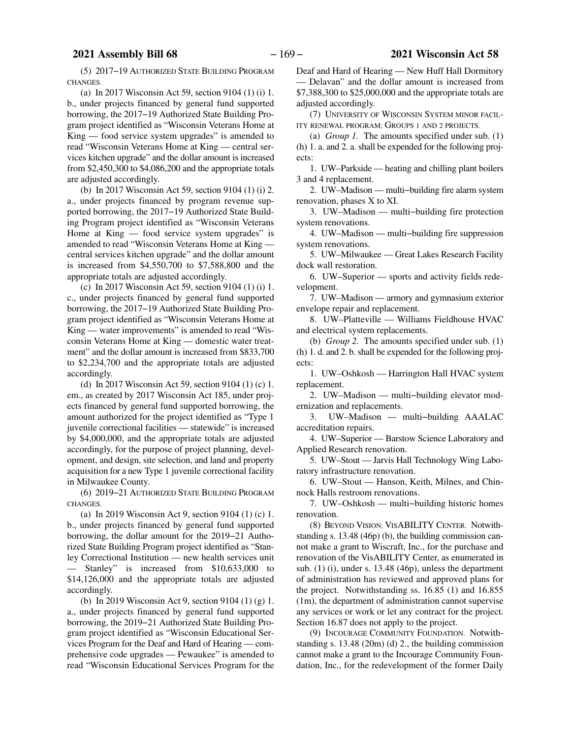(5) 2017−19 AUTHORIZED STATE BUILDING PROGRAM CHANGES.

(a) In 2017 Wisconsin Act 59, section 9104 (1) (i) 1. b., under projects financed by general fund supported borrowing, the 2017−19 Authorized State Building Program project identified as "Wisconsin Veterans Home at King — food service system upgrades" is amended to read "Wisconsin Veterans Home at King — central services kitchen upgrade" and the dollar amount is increased from $2,450,300 to $4,086,200 and the appropriate totals are adjusted accordingly.

(b) In 2017 Wisconsin Act 59, section 9104 (1) (i) 2. a., under projects financed by program revenue supported borrowing, the 2017−19 Authorized State Building Program project identified as "Wisconsin Veterans Home at King — food service system upgrades" is amended to read "Wisconsin Veterans Home at King — central services kitchen upgrade" and the dollar amount is increased from $4,550,700 to $7,588,800 and the appropriate totals are adjusted accordingly.

(c) In 2017 Wisconsin Act 59, section 9104 (1) (i) 1. c., under projects financed by general fund supported borrowing, the 2017−19 Authorized State Building Program project identified as "Wisconsin Veterans Home at King — water improvements" is amended to read "Wisconsin Veterans Home at King — domestic water treatment" and the dollar amount is increased from $833,700 to $2,234,700 and the appropriate totals are adjusted accordingly.

(d) In 2017 Wisconsin Act 59, section 9104 (1) (c) 1. em., as created by 2017 Wisconsin Act 185, under projects financed by general fund supported borrowing, the amount authorized for the project identified as "Type 1 juvenile correctional facilities — statewide" is increased by $4,000,000, and the appropriate totals are adjusted accordingly, for the purpose of project planning, development, and design, site selection, and land and property acquisition for a new Type 1 juvenile correctional facility in Milwaukee County.

(6) 2019−21 AUTHORIZED STATE BUILDING PROGRAM CHANGES.

(a) In 2019 Wisconsin Act 9, section 9104 (1) (c) 1. b., under projects financed by general fund supported borrowing, the dollar amount for the 2019−21 Authorized State Building Program project identified as "Stanley Correctional Institution — new health services unit — Stanley" is increased from $10,633,000 to $14,126,000 and the appropriate totals are adjusted accordingly.

(b) In 2019 Wisconsin Act 9, section 9104 (1) (g) 1. a., under projects financed by general fund supported borrowing, the 2019−21 Authorized State Building Program project identified as "Wisconsin Educational Services Program for the Deaf and Hard of Hearing — comprehensive code upgrades — Pewaukee" is amended to read "Wisconsin Educational Services Program for the Deaf and Hard of Hearing — New Huff Hall Dormitory — Delavan" and the dollar amount is increased from $7,388,300 to $25,000,000 and the appropriate totals are adjusted accordingly.

(7) UNIVERSITY OF WISCONSIN SYSTEM MINOR FACILITY RENEWAL PROGRAM; GROUPS 1 AND 2 PROJECTS.

(a) *Group 1.* The amounts specified under sub. (1) (h) 1. a. and 2. a. shall be expended for the following projects:

1. UW–Parkside — heating and chilling plant boilers 3 and 4 replacement.

2. UW–Madison — multi−building fire alarm system renovation, phases X to XI.

3. UW–Madison — multi−building fire protection system renovations.

4. UW–Madison — multi−building fire suppression system renovations.

5. UW–Milwaukee — Great Lakes Research Facility dock wall restoration.

6. UW–Superior — sports and activity fields redevelopment.

7. UW–Madison — armory and gymnasium exterior envelope repair and replacement.

8. UW–Platteville — Williams Fieldhouse HVAC and electrical system replacements.

(b) *Group 2.* The amounts specified under sub. (1) (h) 1. d. and 2. b. shall be expended for the following projects:

1. UW–Oshkosh — Harrington Hall HVAC system replacement.

2. UW–Madison — multi−building elevator modernization and replacements.

3. UW–Madison — multi−building AAALAC accreditation repairs.

4. UW–Superior — Barstow Science Laboratory and Applied Research renovation.

5. UW–Stout — Jarvis Hall Technology Wing Laboratory infrastructure renovation.

6. UW–Stout — Hanson, Keith, Milnes, and Chinnock Halls restroom renovations.

7. UW–Oshkosh — multi−building historic homes renovation.

(8) BEYOND VISION; VISABILITY CENTER. Notwithstanding s. 13.48 (46p) (b), the building commission cannot make a grant to Wiscraft, Inc., for the purchase and renovation of the VisABILITY Center, as enumerated in sub. (1) (i), under s. 13.48 (46p), unless the department of administration has reviewed and approved plans for the project. Notwithstanding ss. 16.85 (1) and 16.855 (1m), the department of administration cannot supervise any services or work or let any contract for the project. Section 16.87 does not apply to the project.

(9) INCOURAGE COMMUNITY FOUNDATION. Notwithstanding s. 13.48 (20m) (d) 2., the building commission cannot make a grant to the Incourage Community Foundation, Inc., for the redevelopment of the former Daily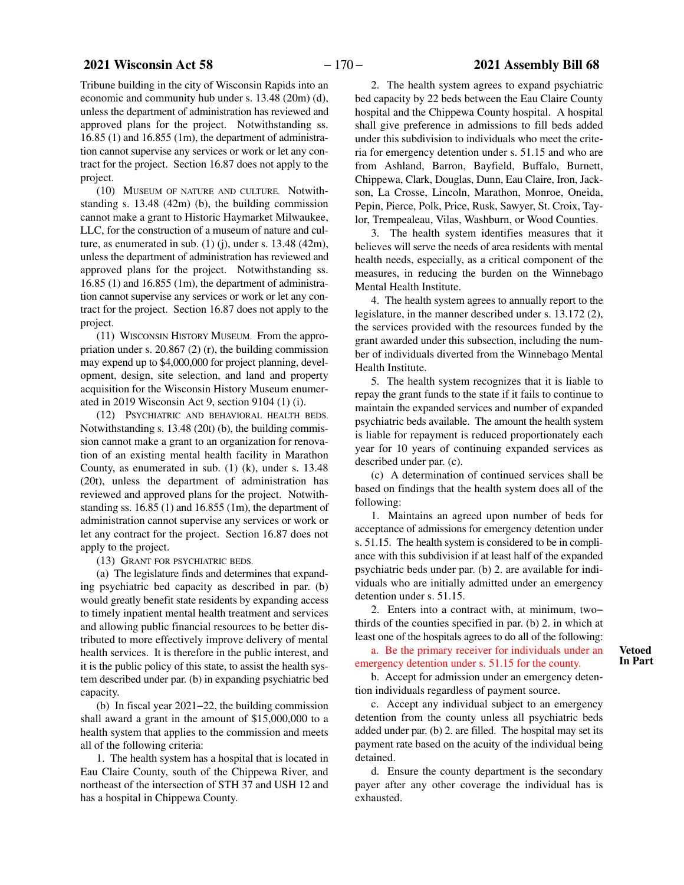Tribune building in the city of Wisconsin Rapids into an economic and community hub under s. 13.48 (20m) (d), unless the department of administration has reviewed and approved plans for the project. Notwithstanding ss. 16.85 (1) and 16.855 (1m), the department of administration cannot supervise any services or work or let any contract for the project. Section 16.87 does not apply to the project.

(10) MUSEUM OF NATURE AND CULTURE. Notwithstanding s. 13.48 (42m) (b), the building commission cannot make a grant to Historic Haymarket Milwaukee, LLC, for the construction of a museum of nature and culture, as enumerated in sub. (1) (j), under s. 13.48 (42m), unless the department of administration has reviewed and approved plans for the project. Notwithstanding ss. 16.85 (1) and 16.855 (1m), the department of administration cannot supervise any services or work or let any contract for the project. Section 16.87 does not apply to the project.

(11) WISCONSIN HISTORY MUSEUM. From the appropriation under s. 20.867 (2) (r), the building commission may expend up to $4,000,000 for project planning, development, design, site selection, and land and property acquisition for the Wisconsin History Museum enumerated in 2019 Wisconsin Act 9, section 9104 (1) (i).

(12) PSYCHIATRIC AND BEHAVIORAL HEALTH BEDS. Notwithstanding s. 13.48 (20t) (b), the building commission cannot make a grant to an organization for renovation of an existing mental health facility in Marathon County, as enumerated in sub. (1) (k), under s. 13.48 (20t), unless the department of administration has reviewed and approved plans for the project. Notwithstanding ss. 16.85 (1) and 16.855 (1m), the department of administration cannot supervise any services or work or let any contract for the project. Section 16.87 does not apply to the project.

(13) GRANT FOR PSYCHIATRIC BEDS.

(a) The legislature finds and determines that expanding psychiatric bed capacity as described in par. (b) would greatly benefit state residents by expanding access to timely inpatient mental health treatment and services and allowing public financial resources to be better distributed to more effectively improve delivery of mental health services. It is therefore in the public interest, and it is the public policy of this state, to assist the health system described under par. (b) in expanding psychiatric bed capacity.

(b) In fiscal year 2021–22, the building commission shall award a grant in the amount of $15,000,000 to a health system that applies to the commission and meets all of the following criteria:

1. The health system has a hospital that is located in Eau Claire County, south of the Chippewa River, and northeast of the intersection of STH 37 and USH 12 and has a hospital in Chippewa County.

2. The health system agrees to expand psychiatric bed capacity by 22 beds between the Eau Claire County hospital and the Chippewa County hospital. A hospital shall give preference in admissions to fill beds added under this subdivision to individuals who meet the criteria for emergency detention under s. 51.15 and who are from Ashland, Barron, Bayfield, Buffalo, Burnett, Chippewa, Clark, Douglas, Dunn, Eau Claire, Iron, Jackson, La Crosse, Lincoln, Marathon, Monroe, Oneida, Pepin, Pierce, Polk, Price, Rusk, Sawyer, St. Croix, Taylor, Trempealeau, Vilas, Washburn, or Wood Counties.

3. The health system identifies measures that it believes will serve the needs of area residents with mental health needs, especially, as a critical component of the measures, in reducing the burden on the Winnebago Mental Health Institute.

4. The health system agrees to annually report to the legislature, in the manner described under s. 13.172 (2), the services provided with the resources funded by the grant awarded under this subsection, including the number of individuals diverted from the Winnebago Mental Health Institute.

5. The health system recognizes that it is liable to repay the grant funds to the state if it fails to continue to maintain the expanded services and number of expanded psychiatric beds available. The amount the health system is liable for repayment is reduced proportionately each year for 10 years of continuing expanded services as described under par. (c).

(c) A determination of continued services shall be based on findings that the health system does all of the following:

1. Maintains an agreed upon number of beds for acceptance of admissions for emergency detention under s. 51.15. The health system is considered to be in compliance with this subdivision if at least half of the expanded psychiatric beds under par. (b) 2. are available for individuals who are initially admitted under an emergency detention under s. 51.15.

2. Enters into a contract with, at minimum, two–thirds of the counties specified in par. (b) 2. in which at least one of the hospitals agrees to do all of the following:

**Vetoed In Part**

a. Be the primary receiver for individuals under an emergency detention under s. 51.15 for the county.

b. Accept for admission under an emergency detention individuals regardless of payment source.

c. Accept any individual subject to an emergency detention from the county unless all psychiatric beds added under par. (b) 2. are filled. The hospital may set its payment rate based on the acuity of the individual being detained.

d. Ensure the county department is the secondary payer after any other coverage the individual has is exhausted.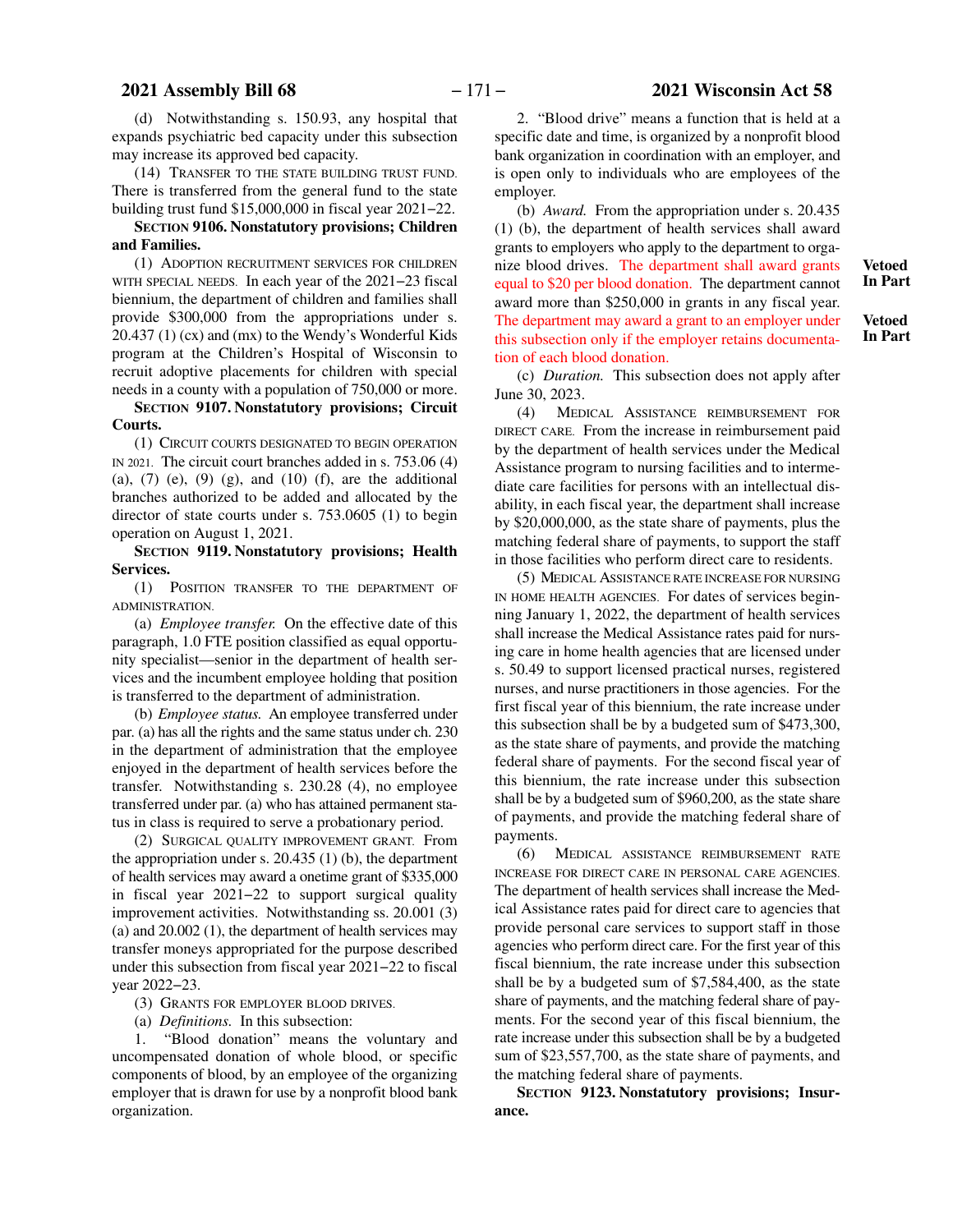(d) Notwithstanding s. 150.93, any hospital that expands psychiatric bed capacity under this subsection may increase its approved bed capacity.

(14) TRANSFER TO THE STATE BUILDING TRUST FUND. There is transferred from the general fund to the state building trust fund $15,000,000 in fiscal year 2021–22.

**SECTION 9106. Nonstatutory provisions; Children and Families.**

(1) ADOPTION RECRUITMENT SERVICES FOR CHILDREN WITH SPECIAL NEEDS. In each year of the 2021–23 fiscal biennium, the department of children and families shall provide $300,000 from the appropriations under s. 20.437 (1) (cx) and (mx) to the Wendy's Wonderful Kids program at the Children's Hospital of Wisconsin to recruit adoptive placements for children with special needs in a county with a population of 750,000 or more.

**SECTION 9107. Nonstatutory provisions; Circuit Courts.**

(1) CIRCUIT COURTS DESIGNATED TO BEGIN OPERATION IN 2021. The circuit court branches added in s. 753.06 (4) (a), (7) (e), (9) (g), and (10) (f), are the additional branches authorized to be added and allocated by the director of state courts under s. 753.0605 (1) to begin operation on August 1, 2021.

**SECTION 9119. Nonstatutory provisions; Health Services.**

(1) POSITION TRANSFER TO THE DEPARTMENT OF ADMINISTRATION.

(a) *Employee transfer.* On the effective date of this paragraph, 1.0 FTE position classified as equal opportunity specialist—senior in the department of health services and the incumbent employee holding that position is transferred to the department of administration.

(b) *Employee status.* An employee transferred under par. (a) has all the rights and the same status under ch. 230 in the department of administration that the employee enjoyed in the department of health services before the transfer. Notwithstanding s. 230.28 (4), no employee transferred under par. (a) who has attained permanent status in class is required to serve a probationary period.

(2) SURGICAL QUALITY IMPROVEMENT GRANT. From the appropriation under s. 20.435 (1) (b), the department of health services may award a onetime grant of $335,000 in fiscal year 2021–22 to support surgical quality improvement activities. Notwithstanding ss. 20.001 (3) (a) and 20.002 (1), the department of health services may transfer moneys appropriated for the purpose described under this subsection from fiscal year 2021–22 to fiscal year 2022–23.

(3) GRANTS FOR EMPLOYER BLOOD DRIVES.

(a) *Definitions.* In this subsection:

1. "Blood donation" means the voluntary and uncompensated donation of whole blood, or specific components of blood, by an employee of the organizing employer that is drawn for use by a nonprofit blood bank organization.

2. "Blood drive" means a function that is held at a specific date and time, is organized by a nonprofit blood bank organization in coordination with an employer, and is open only to individuals who are employees of the employer.

(b) *Award.* From the appropriation under s. 20.435 (1) (b), the department of health services shall award grants to employers who apply to the department to organize blood drives. The department shall award grants equal to $20 per blood donation. The department cannot award more than $250,000 in grants in any fiscal year. The department may award a grant to an employer under this subsection only if the employer retains documentation of each blood donation. **Vetoed In Part** **Vetoed In Part**

(c) *Duration.* This subsection does not apply after June 30, 2023.

(4) MEDICAL ASSISTANCE REIMBURSEMENT FOR DIRECT CARE. From the increase in reimbursement paid by the department of health services under the Medical Assistance program to nursing facilities and to intermediate care facilities for persons with an intellectual disability, in each fiscal year, the department shall increase by $20,000,000, as the state share of payments, plus the matching federal share of payments, to support the staff in those facilities who perform direct care to residents.

(5) MEDICAL ASSISTANCE RATE INCREASE FOR NURSING IN HOME HEALTH AGENCIES. For dates of services beginning January 1, 2022, the department of health services shall increase the Medical Assistance rates paid for nursing care in home health agencies that are licensed under s. 50.49 to support licensed practical nurses, registered nurses, and nurse practitioners in those agencies. For the first fiscal year of this biennium, the rate increase under this subsection shall be by a budgeted sum of $473,300, as the state share of payments, and provide the matching federal share of payments. For the second fiscal year of this biennium, the rate increase under this subsection shall be by a budgeted sum of $960,200, as the state share of payments, and provide the matching federal share of payments.

(6) MEDICAL ASSISTANCE REIMBURSEMENT RATE INCREASE FOR DIRECT CARE IN PERSONAL CARE AGENCIES. The department of health services shall increase the Medical Assistance rates paid for direct care to agencies that provide personal care services to support staff in those agencies who perform direct care. For the first year of this fiscal biennium, the rate increase under this subsection shall be by a budgeted sum of $7,584,400, as the state share of payments, and the matching federal share of payments. For the second year of this fiscal biennium, the rate increase under this subsection shall be by a budgeted sum of $23,557,700, as the state share of payments, and the matching federal share of payments.

**SECTION 9123. Nonstatutory provisions; Insurance.**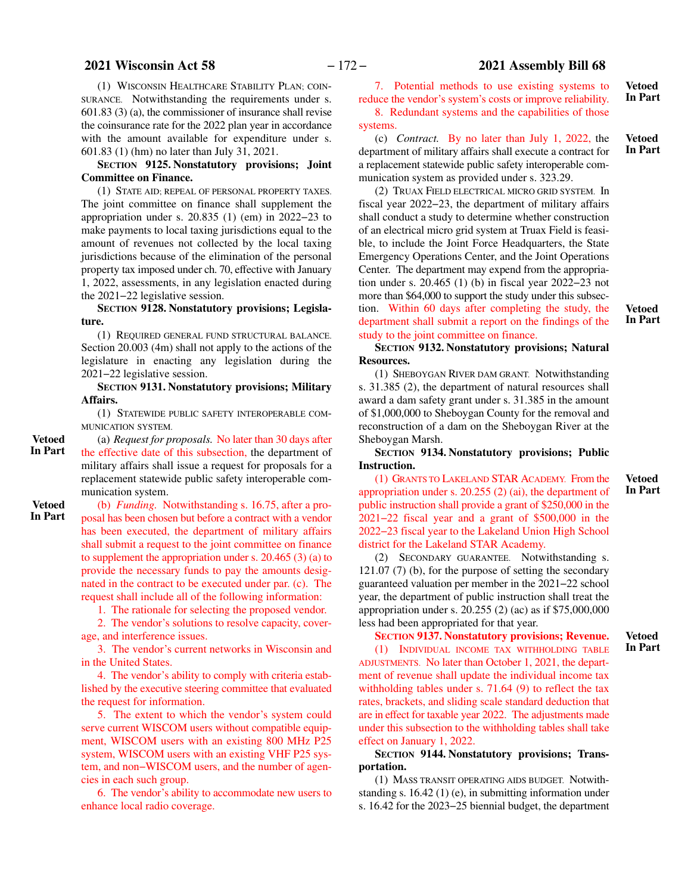(1) WISCONSIN HEALTHCARE STABILITY PLAN; COINSURANCE. Notwithstanding the requirements under s. 601.83 (3) (a), the commissioner of insurance shall revise the coinsurance rate for the 2022 plan year in accordance with the amount available for expenditure under s. 601.83 (1) (hm) no later than July 31, 2021.

**SECTION 9125. Nonstatutory provisions; Joint Committee on Finance.**

(1) STATE AID; REPEAL OF PERSONAL PROPERTY TAXES. The joint committee on finance shall supplement the appropriation under s. 20.835 (1) (em) in 2022−23 to make payments to local taxing jurisdictions equal to the amount of revenues not collected by the local taxing jurisdictions because of the elimination of the personal property tax imposed under ch. 70, effective with January 1, 2022, assessments, in any legislation enacted during the 2021−22 legislative session.

**SECTION 9128. Nonstatutory provisions; Legislature.**

(1) REQUIRED GENERAL FUND STRUCTURAL BALANCE. Section 20.003 (4m) shall not apply to the actions of the legislature in enacting any legislation during the 2021−22 legislative session.

**SECTION 9131. Nonstatutory provisions; Military Affairs.**

(1) STATEWIDE PUBLIC SAFETY INTEROPERABLE COMMUNICATION SYSTEM.

**Vetoed In Part**

(a) *Request for proposals.* No later than 30 days after the effective date of this subsection, the department of military affairs shall issue a request for proposals for a replacement statewide public safety interoperable communication system.

**Vetoed In Part**

(b) *Funding.* Notwithstanding s. 16.75, after a proposal has been chosen but before a contract with a vendor has been executed, the department of military affairs shall submit a request to the joint committee on finance to supplement the appropriation under s. 20.465 (3) (a) to provide the necessary funds to pay the amounts designated in the contract to be executed under par. (c). The request shall include all of the following information:

1. The rationale for selecting the proposed vendor.

2. The vendor's solutions to resolve capacity, coverage, and interference issues.

3. The vendor's current networks in Wisconsin and in the United States.

4. The vendor's ability to comply with criteria established by the executive steering committee that evaluated the request for information.

5. The extent to which the vendor's system could serve current WISCOM users without compatible equipment, WISCOM users with an existing 800 MHz P25 system, WISCOM users with an existing VHF P25 system, and non−WISCOM users, and the number of agencies in each such group.

6. The vendor's ability to accommodate new users to enhance local radio coverage.

**Vetoed In Part**

7. Potential methods to use existing systems to reduce the vendor's system's costs or improve reliability.

8. Redundant systems and the capabilities of those systems.

**Vetoed In Part**

(c) *Contract.* By no later than July 1, 2022, the department of military affairs shall execute a contract for a replacement statewide public safety interoperable communication system as provided under s. 323.29.

(2) TRUAX FIELD ELECTRICAL MICRO GRID SYSTEM. In fiscal year 2022−23, the department of military affairs shall conduct a study to determine whether construction of an electrical micro grid system at Truax Field is feasible, to include the Joint Force Headquarters, the State Emergency Operations Center, and the Joint Operations Center. The department may expend from the appropriation under s. 20.465 (1) (b) in fiscal year 2022−23 not more than $64,000 to support the study under this subsection. Within 60 days after completing the study, the department shall submit a report on the findings of the study to the joint committee on finance.

**Vetoed In Part**

**SECTION 9132. Nonstatutory provisions; Natural Resources.**

(1) SHEBOYGAN RIVER DAM GRANT. Notwithstanding s. 31.385 (2), the department of natural resources shall award a dam safety grant under s. 31.385 in the amount of $1,000,000 to Sheboygan County for the removal and reconstruction of a dam on the Sheboygan River at the Sheboygan Marsh.

**SECTION 9134. Nonstatutory provisions; Public Instruction.**

**Vetoed In Part**

(1) GRANTS TO LAKELAND STAR ACADEMY. From the appropriation under s. 20.255 (2) (ai), the department of public instruction shall provide a grant of $250,000 in the 2021−22 fiscal year and a grant of $500,000 in the 2022−23 fiscal year to the Lakeland Union High School district for the Lakeland STAR Academy.

(2) SECONDARY GUARANTEE. Notwithstanding s. 121.07 (7) (b), for the purpose of setting the secondary guaranteed valuation per member in the 2021−22 school year, the department of public instruction shall treat the appropriation under s. 20.255 (2) (ac) as if $75,000,000 less had been appropriated for that year.

**Vetoed In Part**

**SECTION 9137. Nonstatutory provisions; Revenue.**

(1) INDIVIDUAL INCOME TAX WITHHOLDING TABLE ADJUSTMENTS. No later than October 1, 2021, the department of revenue shall update the individual income tax withholding tables under s. 71.64 (9) to reflect the tax rates, brackets, and sliding scale standard deduction that are in effect for taxable year 2022. The adjustments made under this subsection to the withholding tables shall take effect on January 1, 2022.

**SECTION 9144. Nonstatutory provisions; Transportation.**

(1) MASS TRANSIT OPERATING AIDS BUDGET. Notwithstanding s. 16.42 (1) (e), in submitting information under s. 16.42 for the 2023−25 biennial budget, the department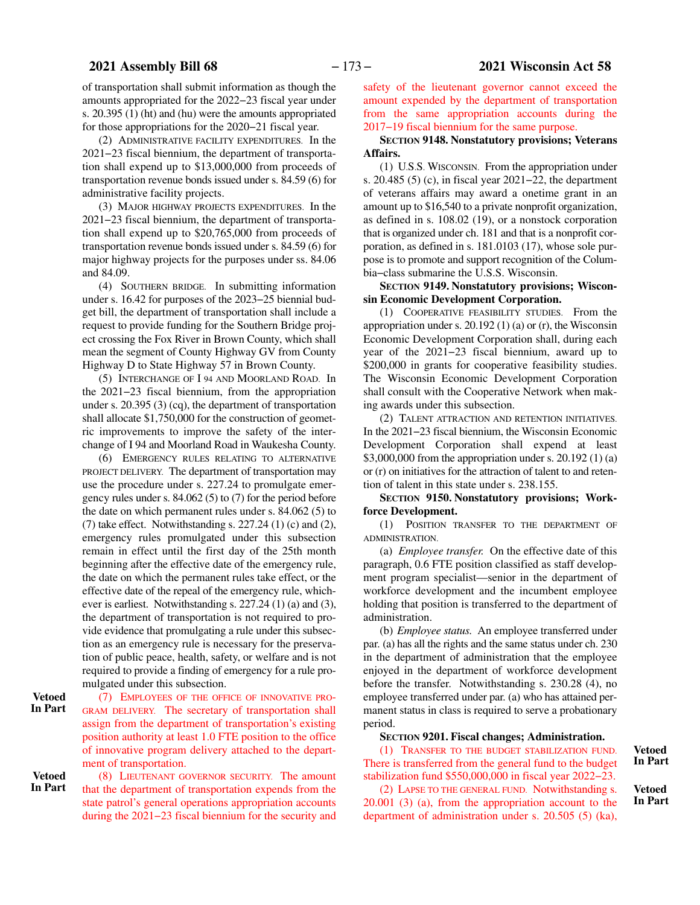of transportation shall submit information as though the amounts appropriated for the 2022−23 fiscal year under s. 20.395 (1) (ht) and (hu) were the amounts appropriated for those appropriations for the 2020−21 fiscal year.

(2) ADMINISTRATIVE FACILITY EXPENDITURES. In the 2021−23 fiscal biennium, the department of transportation shall expend up to $13,000,000 from proceeds of transportation revenue bonds issued under s. 84.59 (6) for administrative facility projects.

(3) MAJOR HIGHWAY PROJECTS EXPENDITURES. In the 2021−23 fiscal biennium, the department of transportation shall expend up to $20,765,000 from proceeds of transportation revenue bonds issued under s. 84.59 (6) for major highway projects for the purposes under ss. 84.06 and 84.09.

(4) SOUTHERN BRIDGE. In submitting information under s. 16.42 for purposes of the 2023−25 biennial budget bill, the department of transportation shall include a request to provide funding for the Southern Bridge project crossing the Fox River in Brown County, which shall mean the segment of County Highway GV from County Highway D to State Highway 57 in Brown County.

(5) INTERCHANGE OF I 94 AND MOORLAND ROAD. In the 2021−23 fiscal biennium, from the appropriation under s. 20.395 (3) (cq), the department of transportation shall allocate $1,750,000 for the construction of geometric improvements to improve the safety of the interchange of I 94 and Moorland Road in Waukesha County.

(6) EMERGENCY RULES RELATING TO ALTERNATIVE PROJECT DELIVERY. The department of transportation may use the procedure under s. 227.24 to promulgate emergency rules under s. 84.062 (5) to (7) for the period before the date on which permanent rules under s. 84.062 (5) to (7) take effect. Notwithstanding s. 227.24 (1) (c) and (2), emergency rules promulgated under this subsection remain in effect until the first day of the 25th month beginning after the effective date of the emergency rule, the date on which the permanent rules take effect, or the effective date of the repeal of the emergency rule, whichever is earliest. Notwithstanding s. 227.24 (1) (a) and (3), the department of transportation is not required to provide evidence that promulgating a rule under this subsection as an emergency rule is necessary for the preservation of public peace, health, safety, or welfare and is not required to provide a finding of emergency for a rule promulgated under this subsection.

**Vetoed In Part**

(7) EMPLOYEES OF THE OFFICE OF INNOVATIVE PROGRAM DELIVERY. The secretary of transportation shall assign from the department of transportation's existing position authority at least 1.0 FTE position to the office of innovative program delivery attached to the department of transportation.

**Vetoed In Part**

(8) LIEUTENANT GOVERNOR SECURITY. The amount that the department of transportation expends from the state patrol's general operations appropriation accounts during the 2021−23 fiscal biennium for the security and safety of the lieutenant governor cannot exceed the amount expended by the department of transportation from the same appropriation accounts during the 2017−19 fiscal biennium for the same purpose.

**SECTION 9148. Nonstatutory provisions; Veterans Affairs.**

(1) U.S.S. WISCONSIN. From the appropriation under s. 20.485 (5) (c), in fiscal year 2021−22, the department of veterans affairs may award a onetime grant in an amount up to $16,540 to a private nonprofit organization, as defined in s. 108.02 (19), or a nonstock corporation that is organized under ch. 181 and that is a nonprofit corporation, as defined in s. 181.0103 (17), whose sole purpose is to promote and support recognition of the Columbia−class submarine the U.S.S. Wisconsin.

**SECTION 9149. Nonstatutory provisions; Wisconsin Economic Development Corporation.**

(1) COOPERATIVE FEASIBILITY STUDIES. From the appropriation under s. 20.192 (1) (a) or (r), the Wisconsin Economic Development Corporation shall, during each year of the 2021−23 fiscal biennium, award up to $200,000 in grants for cooperative feasibility studies. The Wisconsin Economic Development Corporation shall consult with the Cooperative Network when making awards under this subsection.

(2) TALENT ATTRACTION AND RETENTION INITIATIVES. In the 2021−23 fiscal biennium, the Wisconsin Economic Development Corporation shall expend at least $3,000,000 from the appropriation under s. 20.192 (1) (a) or (r) on initiatives for the attraction of talent to and retention of talent in this state under s. 238.155.

**SECTION 9150. Nonstatutory provisions; Workforce Development.**

(1) POSITION TRANSFER TO THE DEPARTMENT OF ADMINISTRATION.

(a) *Employee transfer.* On the effective date of this paragraph, 0.6 FTE position classified as staff development program specialist—senior in the department of workforce development and the incumbent employee holding that position is transferred to the department of administration.

(b) *Employee status.* An employee transferred under par. (a) has all the rights and the same status under ch. 230 in the department of administration that the employee enjoyed in the department of workforce development before the transfer. Notwithstanding s. 230.28 (4), no employee transferred under par. (a) who has attained permanent status in class is required to serve a probationary period.

**SECTION 9201. Fiscal changes; Administration.**

**Vetoed In Part**

(1) TRANSFER TO THE BUDGET STABILIZATION FUND. There is transferred from the general fund to the budget stabilization fund $550,000,000 in fiscal year 2022−23.

**Vetoed In Part**

(2) LAPSE TO THE GENERAL FUND. Notwithstanding s. 20.001 (3) (a), from the appropriation account to the department of administration under s. 20.505 (5) (ka),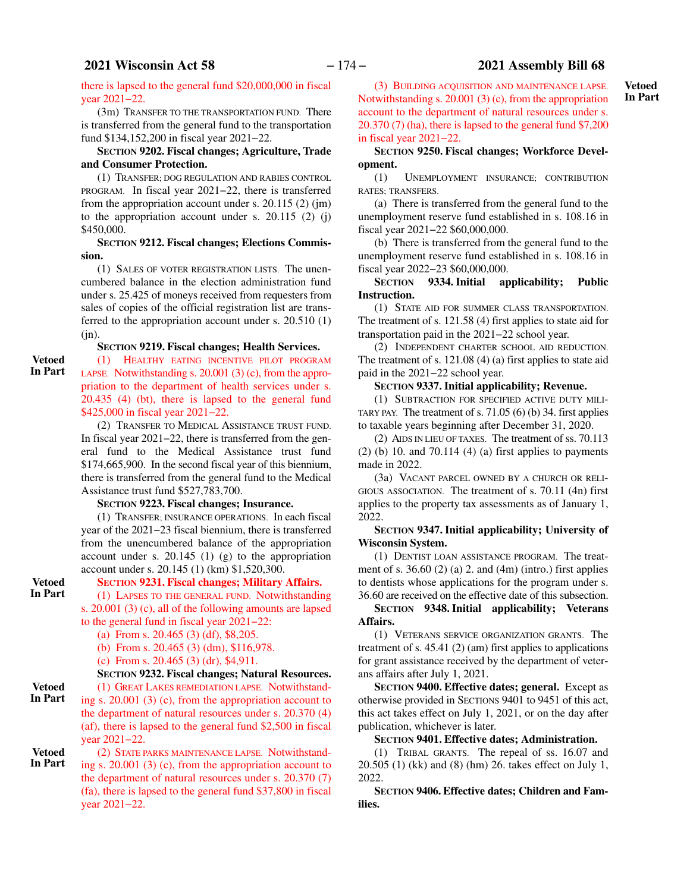there is lapsed to the general fund $20,000,000 in fiscal year 2021−22.

(3m) TRANSFER TO THE TRANSPORTATION FUND. There is transferred from the general fund to the transportation fund $134,152,200 in fiscal year 2021−22.

**SECTION 9202. Fiscal changes; Agriculture, Trade and Consumer Protection.**

(1) TRANSFER; DOG REGULATION AND RABIES CONTROL PROGRAM. In fiscal year 2021−22, there is transferred from the appropriation account under s. 20.115 (2) (jm) to the appropriation account under s. 20.115 (2) (j) $450,000.

**SECTION 9212. Fiscal changes; Elections Commission.**

(1) SALES OF VOTER REGISTRATION LISTS. The unencumbered balance in the election administration fund under s. 25.425 of moneys received from requesters from sales of copies of the official registration list are transferred to the appropriation account under s. 20.510 (1) (jn).

**SECTION 9219. Fiscal changes; Health Services.**

Vetoed In Part

(1) HEALTHY EATING INCENTIVE PILOT PROGRAM LAPSE. Notwithstanding s. 20.001 (3) (c), from the appropriation to the department of health services under s. 20.435 (4) (bt), there is lapsed to the general fund $425,000 in fiscal year 2021−22.

(2) TRANSFER TO MEDICAL ASSISTANCE TRUST FUND. In fiscal year 2021−22, there is transferred from the general fund to the Medical Assistance trust fund $174,665,900. In the second fiscal year of this biennium, there is transferred from the general fund to the Medical Assistance trust fund $527,783,700.

**SECTION 9223. Fiscal changes; Insurance.**

(1) TRANSFER; INSURANCE OPERATIONS. In each fiscal year of the 2021−23 fiscal biennium, there is transferred from the unencumbered balance of the appropriation account under s. 20.145 (1) (g) to the appropriation account under s. 20.145 (1) (km) $1,520,300.

Vetoed In Part

**SECTION 9231. Fiscal changes; Military Affairs.**

(1) LAPSES TO THE GENERAL FUND. Notwithstanding s. 20.001 (3) (c), all of the following amounts are lapsed to the general fund in fiscal year 2021−22:

(a) From s. 20.465 (3) (df), $8,205.

(b) From s. 20.465 (3) (dm), $116,978.

(c) From s. 20.465 (3) (dr), $4,911.

**SECTION 9232. Fiscal changes; Natural Resources.**

Vetoed In Part

(1) GREAT LAKES REMEDIATION LAPSE. Notwithstanding s. 20.001 (3) (c), from the appropriation account to the department of natural resources under s. 20.370 (4) (af), there is lapsed to the general fund $2,500 in fiscal year 2021−22.

Vetoed In Part

(2) STATE PARKS MAINTENANCE LAPSE. Notwithstanding s. 20.001 (3) (c), from the appropriation account to the department of natural resources under s. 20.370 (7) (fa), there is lapsed to the general fund $37,800 in fiscal year 2021−22.

Vetoed In Part

(3) BUILDING ACQUISITION AND MAINTENANCE LAPSE. Notwithstanding s. 20.001 (3) (c), from the appropriation account to the department of natural resources under s. 20.370 (7) (ha), there is lapsed to the general fund $7,200 in fiscal year 2021−22.

**SECTION 9250. Fiscal changes; Workforce Development.**

(1) UNEMPLOYMENT INSURANCE; CONTRIBUTION RATES; TRANSFERS.

(a) There is transferred from the general fund to the unemployment reserve fund established in s. 108.16 in fiscal year 2021−22 $60,000,000.

(b) There is transferred from the general fund to the unemployment reserve fund established in s. 108.16 in fiscal year 2022−23 $60,000,000.

**SECTION 9334. Initial applicability; Public Instruction.**

(1) STATE AID FOR SUMMER CLASS TRANSPORTATION. The treatment of s. 121.58 (4) first applies to state aid for transportation paid in the 2021−22 school year.

(2) INDEPENDENT CHARTER SCHOOL AID REDUCTION. The treatment of s. 121.08 (4) (a) first applies to state aid paid in the 2021−22 school year.

**SECTION 9337. Initial applicability; Revenue.**

(1) SUBTRACTION FOR SPECIFIED ACTIVE DUTY MILITARY PAY. The treatment of s. 71.05 (6) (b) 34. first applies to taxable years beginning after December 31, 2020.

(2) AIDS IN LIEU OF TAXES. The treatment of ss. 70.113 (2) (b) 10. and 70.114 (4) (a) first applies to payments made in 2022.

(3a) VACANT PARCEL OWNED BY A CHURCH OR RELIGIOUS ASSOCIATION. The treatment of s. 70.11 (4n) first applies to the property tax assessments as of January 1, 2022.

**SECTION 9347. Initial applicability; University of Wisconsin System.**

(1) DENTIST LOAN ASSISTANCE PROGRAM. The treatment of s. 36.60 (2) (a) 2. and (4m) (intro.) first applies to dentists whose applications for the program under s. 36.60 are received on the effective date of this subsection.

**SECTION 9348. Initial applicability; Veterans Affairs.**

(1) VETERANS SERVICE ORGANIZATION GRANTS. The treatment of s. 45.41 (2) (am) first applies to applications for grant assistance received by the department of veterans affairs after July 1, 2021.

**SECTION 9400. Effective dates; general.** Except as otherwise provided in SECTIONS 9401 to 9451 of this act, this act takes effect on July 1, 2021, or on the day after publication, whichever is later.

**SECTION 9401. Effective dates; Administration.**

(1) TRIBAL GRANTS. The repeal of ss. 16.07 and 20.505 (1) (kk) and (8) (hm) 26. takes effect on July 1, 2022.

**SECTION 9406. Effective dates; Children and Families.**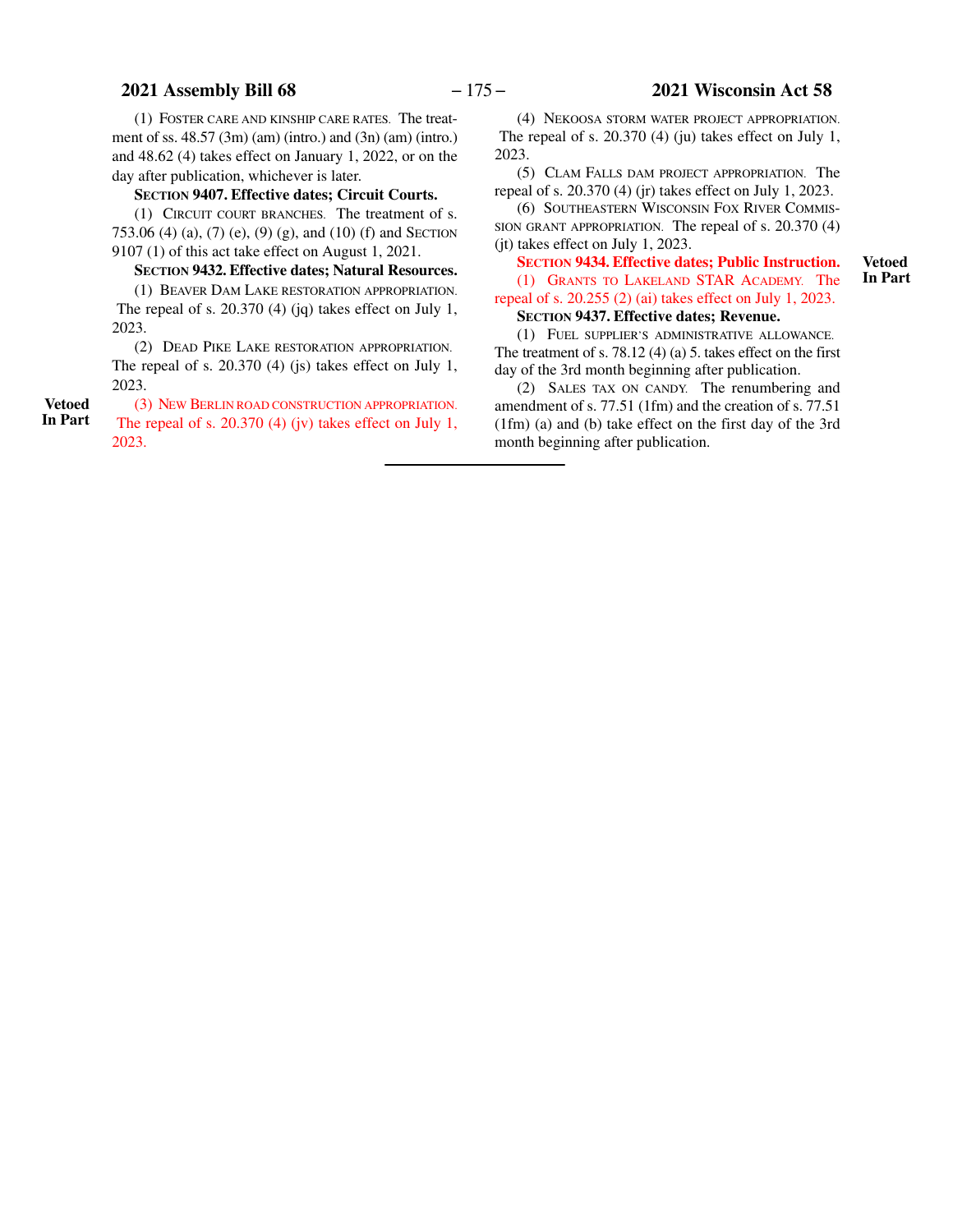(1) Foster care and kinship care rates. The treatment of ss. 48.57 (3m) (am) (intro.) and (3n) (am) (intro.) and 48.62 (4) takes effect on January 1, 2022, or on the day after publication, whichever is later.

**Section 9407. Effective dates; Circuit Courts.**

(1) Circuit court branches. The treatment of s. 753.06 (4) (a), (7) (e), (9) (g), and (10) (f) and Section 9107 (1) of this act take effect on August 1, 2021.

**Section 9432. Effective dates; Natural Resources.**

(1) Beaver Dam Lake restoration appropriation. The repeal of s. 20.370 (4) (jq) takes effect on July 1, 2023.

(2) Dead Pike Lake restoration appropriation. The repeal of s. 20.370 (4) (js) takes effect on July 1, 2023.

**Vetoed In Part**

(3) New Berlin road construction appropriation. The repeal of s. 20.370 (4) (jv) takes effect on July 1, 2023.

(4) Nekoosa storm water project appropriation. The repeal of s. 20.370 (4) (ju) takes effect on July 1, 2023.

(5) Clam Falls dam project appropriation. The repeal of s. 20.370 (4) (jr) takes effect on July 1, 2023.

(6) Southeastern Wisconsin Fox River Commission grant appropriation. The repeal of s. 20.370 (4) (jt) takes effect on July 1, 2023.

**Vetoed In Part**

**Section 9434. Effective dates; Public Instruction.**

(1) Grants to Lakeland STAR Academy. The repeal of s. 20.255 (2) (ai) takes effect on July 1, 2023.

**Section 9437. Effective dates; Revenue.**

(1) Fuel supplier's administrative allowance. The treatment of s. 78.12 (4) (a) 5. takes effect on the first day of the 3rd month beginning after publication.

(2) Sales tax on candy. The renumbering and amendment of s. 77.51 (1fm) and the creation of s. 77.51 (1fm) (a) and (b) take effect on the first day of the 3rd month beginning after publication.